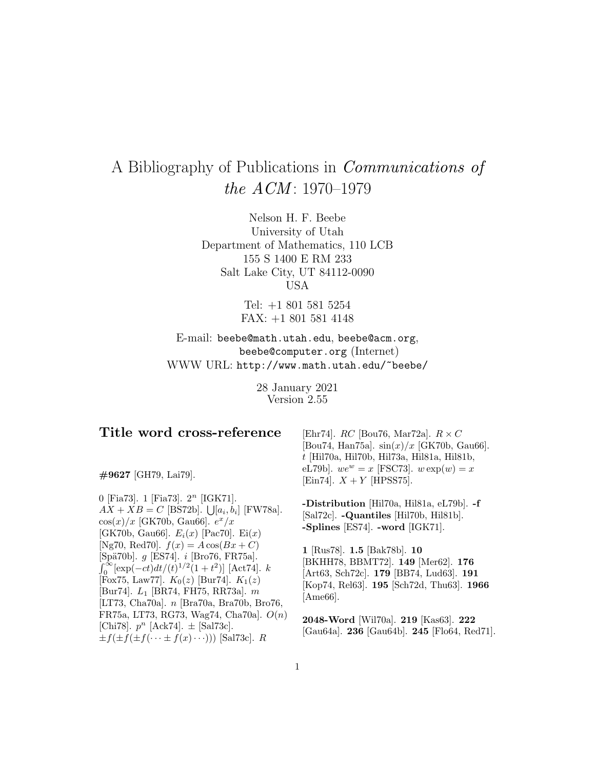# A Bibliography of Publications in *Communications of the ACM*: 1970–1979

Nelson H. F. Beebe
University of Utah
Department of Mathematics, 110 LCB
155 S 1400 E RM 233
Salt Lake City, UT 84112-0090
USA

Tel: +1 801 581 5254
FAX: +1 801 581 4148

E-mail: `beebe@math.utah.edu`, `beebe@acm.org`, `beebe@computer.org` (Internet)
WWW URL: `http://www.math.utah.edu/~beebe/`

28 January 2021
Version 2.55

## Title word cross-reference

**#9627** [GH79, Lai79].

0 [Fia73]. 1 [Fia73]. $2^n$ [IGK71]. $AX + XB = C$ [BS72b]. $\bigcup[a_i, b_i]$ [FW78a]. $\cos(x)/x$ [GK70b, Gau66]. $e^x/x$ [GK70b, Gau66]. $E_i(x)$ [Pac70]. $\mathrm{Ei}(x)$ [Ng70, Red70]. $f(x) = A\cos(Bx + C)$ [Spä70b]. $g$ [ES74]. $i$ [Bro76, FR75a]. $\int_0^\infty[\exp(-ct)dt/(t)^{1/2}(1+t^2)]$ [Act74]. $k$ [Fox75, Law77]. $K_0(z)$ [Bur74]. $K_1(z)$ [Bur74]. $L_1$ [BR74, FH75, RR73a]. $m$ [LT73, Cha70a]. $n$ [Bra70a, Bra70b, Bro76, FR75a, LT73, RG73, Wag74, Cha70a]. $O(n)$ [Chi78]. $p^n$ [Ack74]. $\pm$ [Sal73c]. $\pm f(\pm f(\pm f(\cdots \pm f(x)\cdots)))$ [Sal73c]. $R$ [Ehr74]. $RC$ [Bou76, Mar72a]. $R \times C$ [Bou74, Han75a]. $\sin(x)/x$ [GK70b, Gau66]. $t$ [Hil70a, Hil70b, Hil73a, Hil81a, Hil81b, eL79b]. $we^w = x$ [FSC73]. $w\exp(w) = x$ [Ein74]. $X + Y$ [HPSS75].

**-Distribution** [Hil70a, Hil81a, eL79b]. **-f** [Sal72c]. **-Quantiles** [Hil70b, Hil81b]. **-Splines** [ES74]. **-word** [IGK71].

**1** [Rus78]. **1.5** [Bak78b]. **10** [BKHH78, BBMT72]. **149** [Mer62]. **176** [Art63, Sch72c]. **179** [BB74, Lud63]. **191** [Kop74, Rel63]. **195** [Sch72d, Thu63]. **1966** [Ame66].

**2048-Word** [Wil70a]. **219** [Kas63]. **222** [Gau64a]. **236** [Gau64b]. **245** [Flo64, Red71].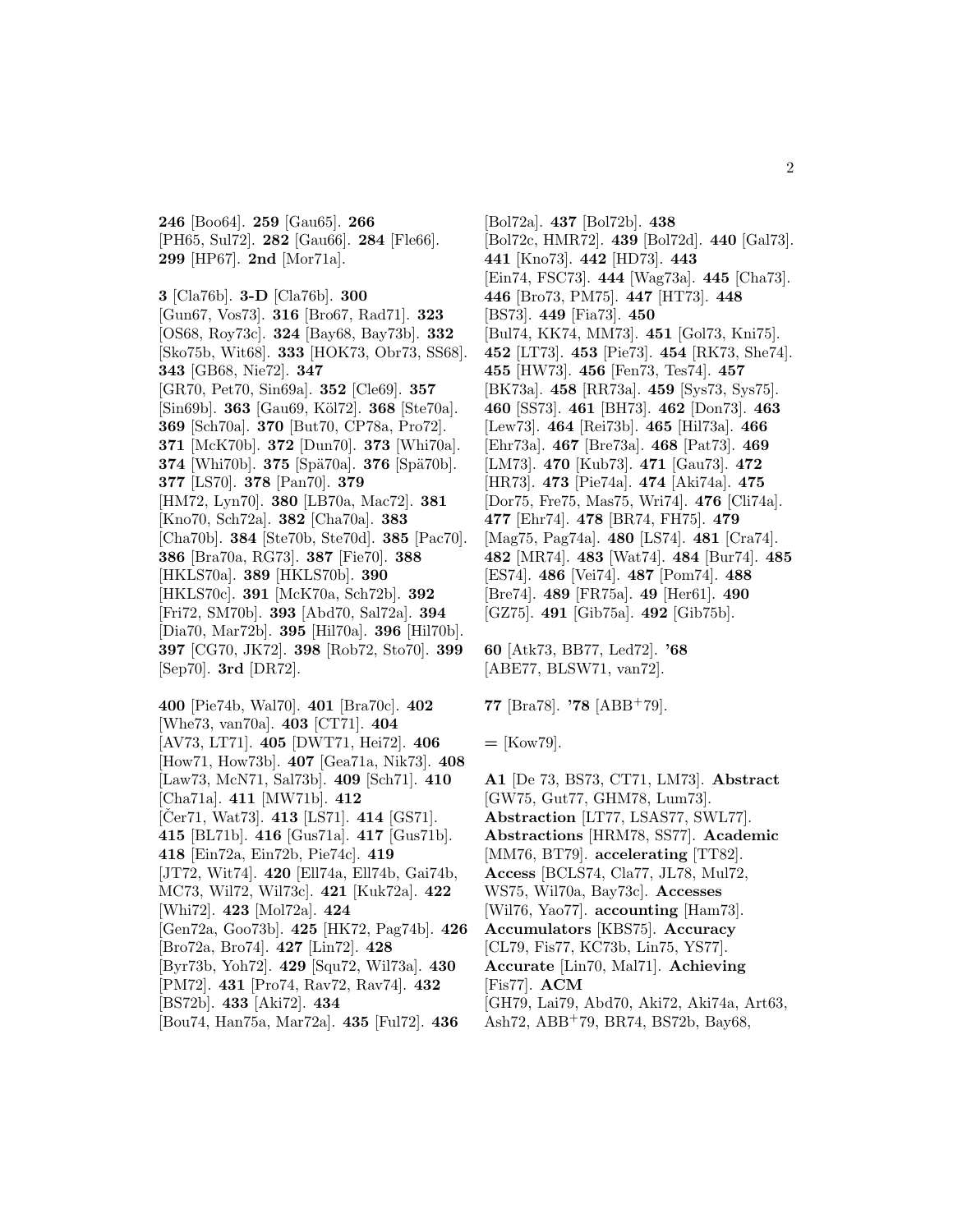**246** [Boo64]. **259** [Gau65]. **266** [PH65, Sul72]. **282** [Gau66]. **284** [Fle66]. **299** [HP67]. **2nd** [Mor71a].

**3** [Cla76b]. **3-D** [Cla76b]. **300** [Gun67, Vos73]. **316** [Bro67, Rad71]. **323** [OS68, Roy73c]. **324** [Bay68, Bay73b]. **332** [Sko75b, Wit68]. **333** [HOK73, Obr73, SS68]. **343** [GB68, Nie72]. **347** [GR70, Pet70, Sin69a]. **352** [Cle69]. **357** [Sin69b]. **363** [Gau69, Köl72]. **368** [Ste70a]. **369** [Sch70a]. **370** [But70, CP78a, Pro72]. **371** [McK70b]. **372** [Dun70]. **373** [Whi70a]. **374** [Whi70b]. **375** [Spä70a]. **376** [Spä70b]. **377** [LS70]. **378** [Pan70]. **379** [HM72, Lyn70]. **380** [LB70a, Mac72]. **381** [Kno70, Sch72a]. **382** [Cha70a]. **383** [Cha70b]. **384** [Ste70b, Ste70d]. **385** [Pac70]. **386** [Bra70a, RG73]. **387** [Fie70]. **388** [HKLS70a]. **389** [HKLS70b]. **390** [HKLS70c]. **391** [McK70a, Sch72b]. **392** [Fri72, SM70b]. **393** [Abd70, Sal72a]. **394** [Dia70, Mar72b]. **395** [Hil70a]. **396** [Hil70b]. **397** [CG70, JK72]. **398** [Rob72, Sto70]. **399** [Sep70]. **3rd** [DR72].

**400** [Pie74b, Wal70]. **401** [Bra70c]. **402** [Whe73, van70a]. **403** [CT71]. **404** [AV73, LT71]. **405** [DWT71, Hei72]. **406** [How71, How73b]. **407** [Gea71a, Nik73]. **408** [Law73, McN71, Sal73b]. **409** [Sch71]. **410** [Cha71a]. **411** [MW71b]. **412** [Čer71, Wat73]. **413** [LS71]. **414** [GS71]. **415** [BL71b]. **416** [Gus71a]. **417** [Gus71b]. **418** [Ein72a, Ein72b, Pie74c]. **419** [JT72, Wit74]. **420** [Ell74a, Ell74b, Gai74b, MC73, Wil72, Wil73c]. **421** [Kuk72a]. **422** [Whi72]. **423** [Mol72a]. **424** [Gen72a, Goo73b]. **425** [HK72, Pag74b]. **426** [Bro72a, Bro74]. **427** [Lin72]. **428** [Byr73b, Yoh72]. **429** [Squ72, Wil73a]. **430** [PM72]. **431** [Pro74, Rav72, Rav74]. **432** [BS72b]. **433** [Aki72]. **434** [Bou74, Han75a, Mar72a]. **435** [Ful72]. **436** [Bol72a]. **437** [Bol72b]. **438** [Bol72c, HMR72]. **439** [Bol72d]. **440** [Gal73]. **441** [Kno73]. **442** [HD73]. **443** [Ein74, FSC73]. **444** [Wag73a]. **445** [Cha73]. **446** [Bro73, PM75]. **447** [HT73]. **448** [BS73]. **449** [Fia73]. **450** [Bul74, KK74, MM73]. **451** [Gol73, Kni75]. **452** [LT73]. **453** [Pie73]. **454** [RK73, She74]. **455** [HW73]. **456** [Fen73, Tes74]. **457** [BK73a]. **458** [RR73a]. **459** [Sys73, Sys75]. **460** [SS73]. **461** [BH73]. **462** [Don73]. **463** [Lew73]. **464** [Rei73b]. **465** [Hil73a]. **466** [Ehr73a]. **467** [Bre73a]. **468** [Pat73]. **469** [LM73]. **470** [Kub73]. **471** [Gau73]. **472** [HR73]. **473** [Pie74a]. **474** [Aki74a]. **475** [Dor75, Fre75, Mas75, Wri74]. **476** [Cli74a]. **477** [Ehr74]. **478** [BR74, FH75]. **479** [Mag75, Pag74a]. **480** [LS74]. **481** [Cra74]. **482** [MR74]. **483** [Wat74]. **484** [Bur74]. **485** [ES74]. **486** [Vei74]. **487** [Pom74]. **488** [Bre74]. **489** [FR75a]. **49** [Her61]. **490** [GZ75]. **491** [Gib75a]. **492** [Gib75b].

**60** [Atk73, BB77, Led72]. **'68** [ABE77, BLSW71, van72].

**77** [Bra78]. **'78** [ABB+79].

**=** [Kow79].

**A1** [De 73, BS73, CT71, LM73]. **Abstract** [GW75, Gut77, GHM78, Lum73]. **Abstraction** [LT77, LSAS77, SWL77]. **Abstractions** [HRM78, SS77]. **Academic** [MM76, BT79]. **accelerating** [TT82]. **Access** [BCLS74, Cla77, JL78, Mul72, WS75, Wil70a, Bay73c]. **Accesses** [Wil76, Yao77]. **accounting** [Ham73]. **Accumulators** [KBS75]. **Accuracy** [CL79, Fis77, KC73b, Lin75, YS77]. **Accurate** [Lin70, Mal71]. **Achieving** [Fis77]. **ACM** [GH79, Lai79, Abd70, Aki72, Aki74a, Art63, Ash72, ABB+79, BR74, BS72b, Bay68,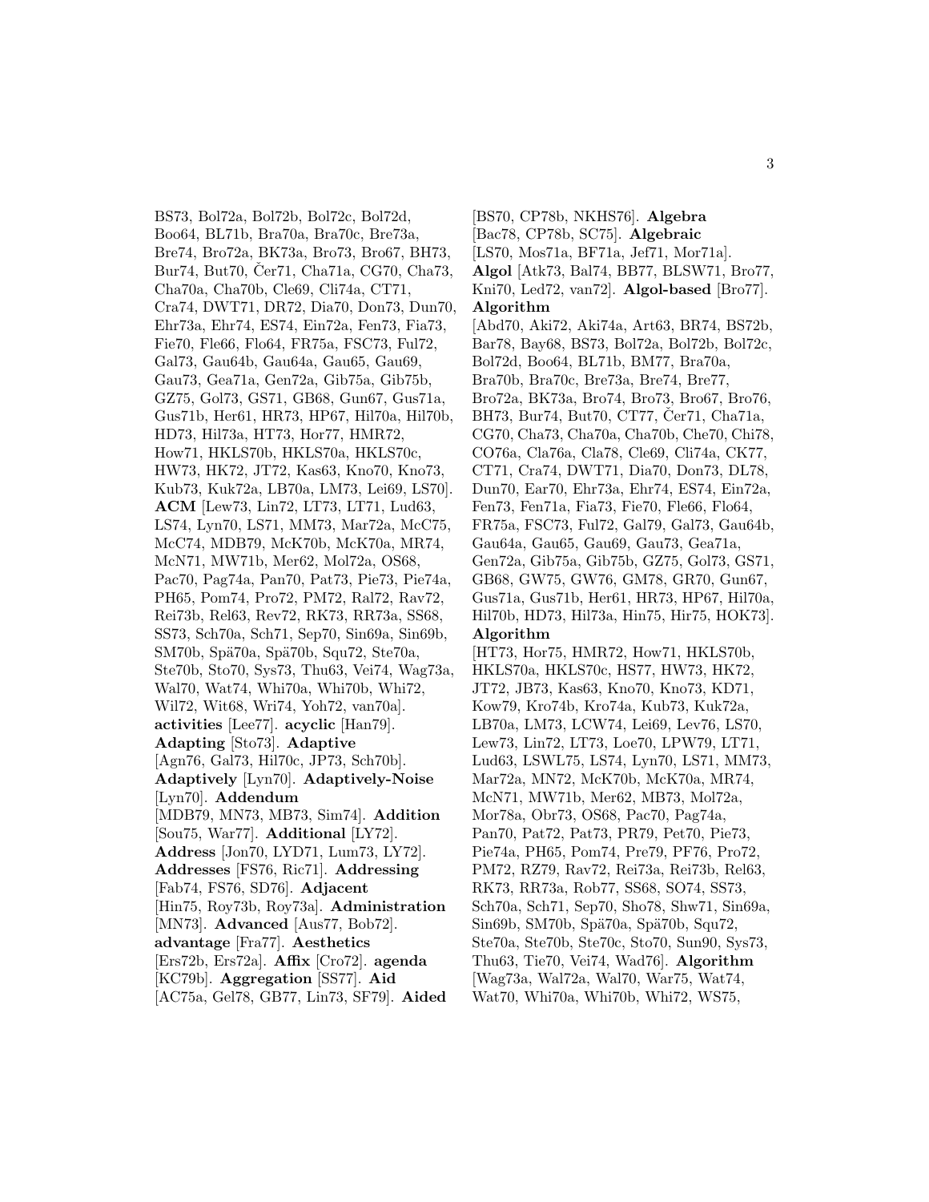BS73, Bol72a, Bol72b, Bol72c, Bol72d, Boo64, BL71b, Bra70a, Bra70c, Bre73a, Bre74, Bro72a, BK73a, Bro73, Bro67, BH73, Bur74, But70, Čer71, Cha71a, CG70, Cha73, Cha70a, Cha70b, Cle69, Cli74a, CT71, Cra74, DWT71, DR72, Dia70, Don73, Dun70, Ehr73a, Ehr74, ES74, Ein72a, Fen73, Fia73, Fie70, Fle66, Flo64, FR75a, FSC73, Ful72, Gal73, Gau64b, Gau64a, Gau65, Gau69, Gau73, Gea71a, Gen72a, Gib75a, Gib75b, GZ75, Gol73, GS71, GB68, Gun67, Gus71a, Gus71b, Her61, HR73, HP67, Hil70a, Hil70b, HD73, Hil73a, HT73, Hor77, HMR72, How71, HKLS70b, HKLS70a, HKLS70c, HW73, HK72, JT72, Kas63, Kno70, Kno73, Kub73, Kuk72a, LB70a, LM73, Lei69, LS70]. **ACM** [Lew73, Lin72, LT73, LT71, Lud63, LS74, Lyn70, LS71, MM73, Mar72a, McC75, McC74, MDB79, McK70b, McK70a, MR74, McN71, MW71b, Mer62, Mol72a, OS68, Pac70, Pag74a, Pan70, Pat73, Pie73, Pie74a, PH65, Pom74, Pro72, PM72, Ral72, Rav72, Rei73b, Rel63, Rev72, RK73, RR73a, SS68, SS73, Sch70a, Sch71, Sep70, Sin69a, Sin69b, SM70b, Spä70a, Spä70b, Squ72, Ste70a, Ste70b, Sto70, Sys73, Thu63, Vei74, Wag73a, Wal70, Wat74, Whi70a, Whi70b, Whi72, Wil72, Wit68, Wri74, Yoh72, van70a]. **activities** [Lee77]. **acyclic** [Han79]. **Adapting** [Sto73]. **Adaptive** [Agn76, Gal73, Hil70c, JP73, Sch70b]. **Adaptively** [Lyn70]. **Adaptively-Noise** [Lyn70]. **Addendum** [MDB79, MN73, MB73, Sim74]. **Addition** [Sou75, War77]. **Additional** [LY72]. **Address** [Jon70, LYD71, Lum73, LY72]. **Addresses** [FS76, Ric71]. **Addressing** [Fab74, FS76, SD76]. **Adjacent** [Hin75, Roy73b, Roy73a]. **Administration** [MN73]. **Advanced** [Aus77, Bob72]. **advantage** [Fra77]. **Aesthetics** [Ers72b, Ers72a]. **Affix** [Cro72]. **agenda** [KC79b]. **Aggregation** [SS77]. **Aid** [AC75a, Gel78, GB77, Lin73, SF79]. **Aided** [BS70, CP78b, NKHS76]. **Algebra** [Bac78, CP78b, SC75]. **Algebraic** [LS70, Mos71a, BF71a, Jef71, Mor71a]. **Algol** [Atk73, Bal74, BB77, BLSW71, Bro77, Kni70, Led72, van72]. **Algol-based** [Bro77]. **Algorithm** [Abd70, Aki72, Aki74a, Art63, BR74, BS72b, Bar78, Bay68, BS73, Bol72a, Bol72b, Bol72c, Bol72d, Boo64, BL71b, BM77, Bra70a, Bra70b, Bra70c, Bre73a, Bre74, Bre77, Bro72a, BK73a, Bro74, Bro73, Bro67, Bro76, BH73, Bur74, But70, CT77, Čer71, Cha71a, CG70, Cha73, Cha70a, Cha70b, Che70, Chi78, CO76a, Cla76a, Cla78, Cle69, Cli74a, CK77, CT71, Cra74, DWT71, Dia70, Don73, DL78, Dun70, Ear70, Ehr73a, Ehr74, ES74, Ein72a, Fen73, Fen71a, Fia73, Fie70, Fle66, Flo64, FR75a, FSC73, Ful72, Gal79, Gal73, Gau64b, Gau64a, Gau65, Gau69, Gau73, Gea71a, Gen72a, Gib75a, Gib75b, GZ75, Gol73, GS71, GB68, GW75, GW76, GM78, GR70, Gun67, Gus71a, Gus71b, Her61, HR73, HP67, Hil70a, Hil70b, HD73, Hil73a, Hin75, Hir75, HOK73]. **Algorithm** [HT73, Hor75, HMR72, How71, HKLS70b, HKLS70a, HKLS70c, HS77, HW73, HK72, JT72, JB73, Kas63, Kno70, Kno73, KD71, Kow79, Kro74b, Kro74a, Kub73, Kuk72a, LB70a, LM73, LCW74, Lei69, Lev76, LS70, Lew73, Lin72, LT73, Loe70, LPW79, LT71, Lud63, LSWL75, LS74, Lyn70, LS71, MM73, Mar72a, MN72, McK70b, McK70a, MR74, McN71, MW71b, Mer62, MB73, Mol72a, Mor78a, Obr73, OS68, Pac70, Pag74a, Pan70, Pat72, Pat73, PR79, Pet70, Pie73, Pie74a, PH65, Pom74, Pre79, PF76, Pro72, PM72, RZ79, Rav72, Rei73a, Rei73b, Rel63, RK73, RR73a, Rob77, SS68, SO74, SS73, Sch70a, Sch71, Sep70, Sho78, Shw71, Sin69a, Sin69b, SM70b, Spä70a, Spä70b, Squ72, Ste70a, Ste70b, Ste70c, Sto70, Sun90, Sys73, Thu63, Tie70, Vei74, Wad76]. **Algorithm** [Wag73a, Wal72a, Wal70, War75, Wat74, Wat70, Whi70a, Whi70b, Whi72, WS75,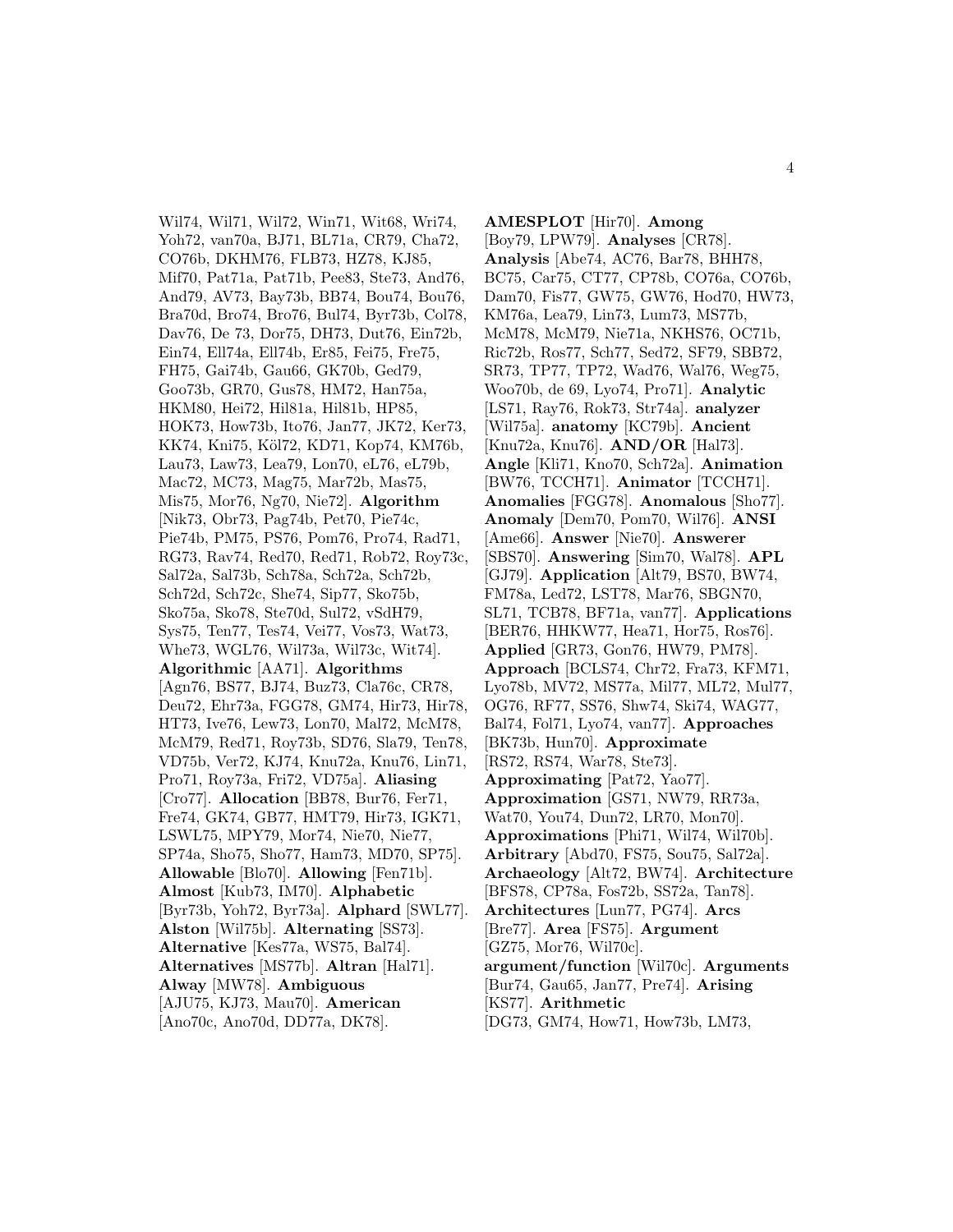Wil74, Wil71, Wil72, Win71, Wit68, Wri74, Yoh72, van70a, BJ71, BL71a, CR79, Cha72, CO76b, DKHM76, FLB73, HZ78, KJ85, Mif70, Pat71a, Pat71b, Pee83, Ste73, And76, And79, AV73, Bay73b, BB74, Bou74, Bou76, Bra70d, Bro74, Bro76, Bul74, Byr73b, Col78, Dav76, De 73, Dor75, DH73, Dut76, Ein72b, Ein74, Ell74a, Ell74b, Er85, Fei75, Fre75, FH75, Gai74b, Gau66, GK70b, Ged79, Goo73b, GR70, Gus78, HM72, Han75a, HKM80, Hei72, Hil81a, Hil81b, HP85, HOK73, How73b, Ito76, Jan77, JK72, Ker73, KK74, Kni75, Köl72, KD71, Kop74, KM76b, Lau73, Law73, Lea79, Lon70, eL76, eL79b, Mac72, MC73, Mag75, Mar72b, Mas75, Mis75, Mor76, Ng70, Nie72]. **Algorithm** [Nik73, Obr73, Pag74b, Pet70, Pie74c, Pie74b, PM75, PS76, Pom76, Pro74, Rad71, RG73, Rav74, Red70, Red71, Rob72, Roy73c, Sal72a, Sal73b, Sch78a, Sch72a, Sch72b, Sch72d, Sch72c, She74, Sip77, Sko75b, Sko75a, Sko78, Ste70d, Sul72, vSdH79, Sys75, Ten77, Tes74, Vei77, Vos73, Wat73, Whe73, WGL76, Wil73a, Wil73c, Wit74]. **Algorithmic** [AA71]. **Algorithms** [Agn76, BS77, BJ74, Buz73, Cla76c, CR78, Deu72, Ehr73a, FGG78, GM74, Hir73, Hir78, HT73, Ive76, Lew73, Lon70, Mal72, McM78, McM79, Red71, Roy73a, SD76, Sla79, Ten78, VD75b, Ver72, KJ74, Knu72a, Knu76, Lin71, Pro71, Roy73a, Fri72, VD75a]. **Aliasing** [Cro77]. **Allocation** [BB78, Bur76, Fer71, Fre74, GK74, GB77, HMT79, Hir73, IGK71, LSWL75, MPY79, Mor74, Nie70, Nie77, SP74a, Sho75, Sho77, Ham73, MD70, SP75]. **Allowable** [Blo70]. **Allowing** [Fen71b]. **Almost** [Kub73, IM70]. **Alphabetic** [Byr73b, Yoh72, Byr73a]. **Alphard** [SWL77]. **Alston** [Wil75b]. **Alternating** [SS73]. **Alternative** [Kes77a, WS75, Bal74]. **Alternatives** [MS77b]. **Altran** [Hal71]. **Alway** [MW78]. **Ambiguous** [AJU75, KJ73, Mau70]. **American** [Ano70c, Ano70d, DD77a, DK78].

**AMESPLOT** [Hir70]. **Among** [Boy79, LPW79]. **Analyses** [CR78]. **Analysis** [Abe74, AC76, Bar78, BHH78, BC75, Car75, CT77, CP78b, CO76a, CO76b, Dam70, Fis77, GW75, GW76, Hod70, HW73, KM76a, Lea79, Lin73, Lum73, MS77b, McM78, McM79, Nie71a, NKHS76, OC71b, Ric72b, Ros77, Sch77, Sed72, SF79, SBB72, SR73, TP77, TP72, Wad76, Wal76, Weg75, Woo70b, de 69, Lyo74, Pro71]. **Analytic** [LS71, Ray76, Rok73, Str74a]. **analyzer** [Wil75a]. **anatomy** [KC79b]. **Ancient** [Knu72a, Knu76]. **AND/OR** [Hal73]. **Angle** [Kli71, Kno70, Sch72a]. **Animation** [BW76, TCCH71]. **Animator** [TCCH71]. **Anomalies** [FGG78]. **Anomalous** [Sho77]. **Anomaly** [Dem70, Pom70, Wil76]. **ANSI** [Ame66]. **Answer** [Nie70]. **Answerer** [SBS70]. **Answering** [Sim70, Wal78]. **APL** [GJ79]. **Application** [Alt79, BS70, BW74, FM78a, Led72, LST78, Mar76, SBGN70, SL71, TCB78, BF71a, van77]. **Applications** [BER76, HHKW77, Hea71, Hor75, Ros76]. **Applied** [GR73, Gon76, HW79, PM78]. **Approach** [BCLS74, Chr72, Fra73, KFM71, Lyo78b, MV72, MS77a, Mil77, ML72, Mul77, OG76, RF77, SS76, Shw74, Ski74, WAG77, Bal74, Fol71, Lyo74, van77]. **Approaches** [BK73b, Hun70]. **Approximate** [RS72, RS74, War78, Ste73]. **Approximating** [Pat72, Yao77]. **Approximation** [GS71, NW79, RR73a, Wat70, You74, Dun72, LR70, Mon70]. **Approximations** [Phi71, Wil74, Wil70b]. **Arbitrary** [Abd70, FS75, Sou75, Sal72a]. **Archaeology** [Alt72, BW74]. **Architecture** [BFS78, CP78a, Fos72b, SS72a, Tan78]. **Architectures** [Lun77, PG74]. **Arcs** [Bre77]. **Area** [FS75]. **Argument** [GZ75, Mor76, Wil70c]. **argument/function** [Wil70c]. **Arguments** [Bur74, Gau65, Jan77, Pre74]. **Arising** [KS77]. **Arithmetic** [DG73, GM74, How71, How73b, LM73,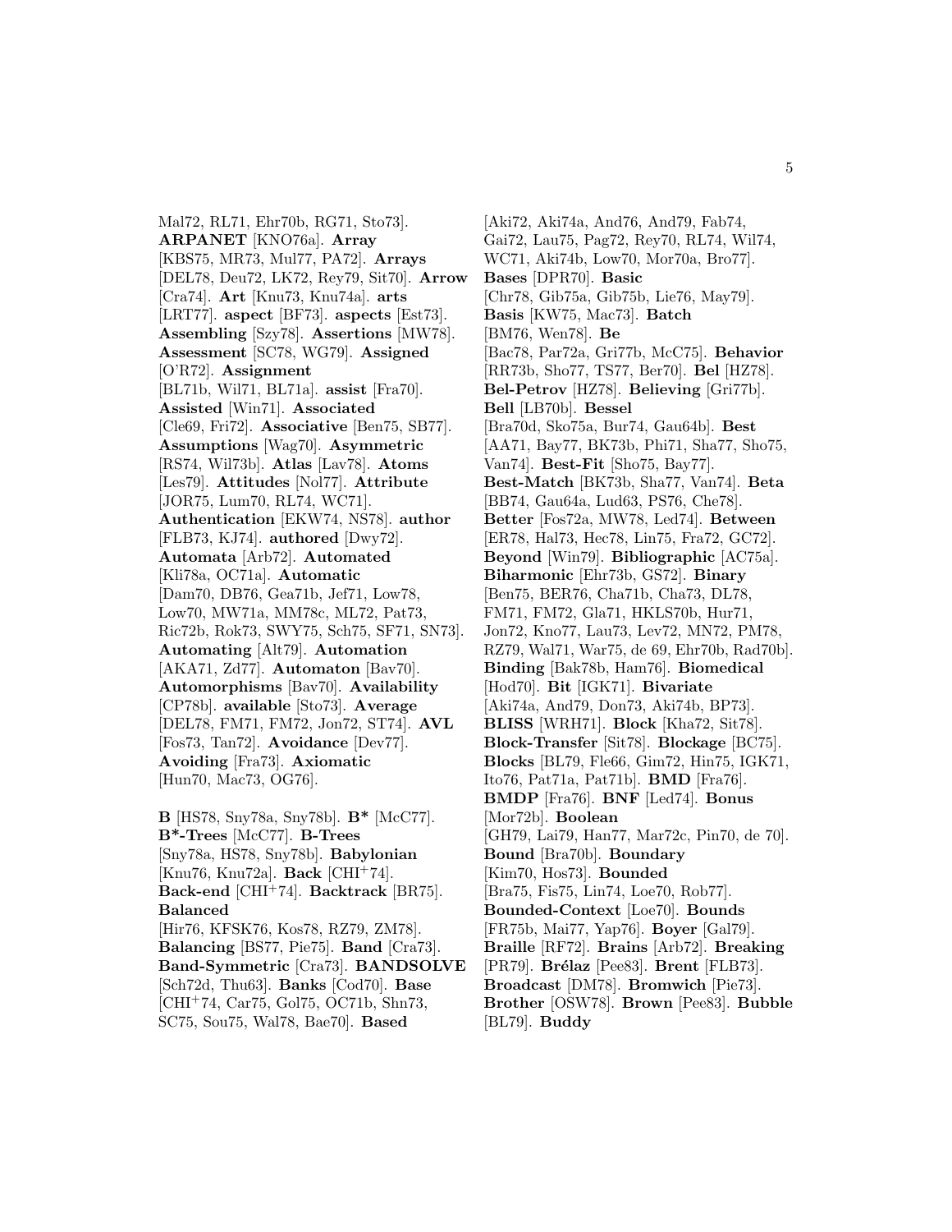Mal72, RL71, Ehr70b, RG71, Sto73]. **ARPANET** [KNO76a]. **Array** [KBS75, MR73, Mul77, PA72]. **Arrays** [DEL78, Deu72, LK72, Rey79, Sit70]. **Arrow** [Cra74]. **Art** [Knu73, Knu74a]. **arts** [LRT77]. **aspect** [BF73]. **aspects** [Est73]. **Assembling** [Szy78]. **Assertions** [MW78]. **Assessment** [SC78, WG79]. **Assigned** [O'R72]. **Assignment** [BL71b, Wil71, BL71a]. **assist** [Fra70]. **Assisted** [Win71]. **Associated** [Cle69, Fri72]. **Associative** [Ben75, SB77]. **Assumptions** [Wag70]. **Asymmetric** [RS74, Wil73b]. **Atlas** [Lav78]. **Atoms** [Les79]. **Attitudes** [Nol77]. **Attribute** [JOR75, Lum70, RL74, WC71]. **Authentication** [EKW74, NS78]. **author** [FLB73, KJ74]. **authored** [Dwy72]. **Automata** [Arb72]. **Automated** [Kli78a, OC71a]. **Automatic** [Dam70, DB76, Gea71b, Jef71, Low78, Low70, MW71a, MM78c, ML72, Pat73, Ric72b, Rok73, SWY75, Sch75, SF71, SN73]. **Automating** [Alt79]. **Automation** [AKA71, Zd77]. **Automaton** [Bav70]. **Automorphisms** [Bav70]. **Availability** [CP78b]. **available** [Sto73]. **Average** [DEL78, FM71, FM72, Jon72, ST74]. **AVL** [Fos73, Tan72]. **Avoidance** [Dev77]. **Avoiding** [Fra73]. **Axiomatic** [Hun70, Mac73, OG76].

**B** [HS78, Sny78a, Sny78b]. **B*** [McC77]. **B*-Trees** [McC77]. **B-Trees** [Sny78a, HS78, Sny78b]. **Babylonian** [Knu76, Knu72a]. **Back** [CHI+74]. **Back-end** [CHI+74]. **Backtrack** [BR75]. **Balanced** [Hir76, KFSK76, Kos78, RZ79, ZM78]. **Balancing** [BS77, Pie75]. **Band** [Cra73]. **Band-Symmetric** [Cra73]. **BANDSOLVE** [Sch72d, Thu63]. **Banks** [Cod70]. **Base** [CHI+74, Car75, Gol75, OC71b, Shn73, SC75, Sou75, Wal78, Bae70]. **Based** [Aki72, Aki74a, And76, And79, Fab74, Gai72, Lau75, Pag72, Rey70, RL74, Wil74, WC71, Aki74b, Low70, Mor70a, Bro77]. **Bases** [DPR70]. **Basic** [Chr78, Gib75a, Gib75b, Lie76, May79]. **Basis** [KW75, Mac73]. **Batch** [BM76, Wen78]. **Be** [Bac78, Par72a, Gri77b, McC75]. **Behavior** [RR73b, Sho77, TS77, Ber70]. **Bel** [HZ78]. **Bel-Petrov** [HZ78]. **Believing** [Gri77b]. **Bell** [LB70b]. **Bessel** [Bra70d, Sko75a, Bur74, Gau64b]. **Best** [AA71, Bay77, BK73b, Phi71, Sha77, Sho75, Van74]. **Best-Fit** [Sho75, Bay77]. **Best-Match** [BK73b, Sha77, Van74]. **Beta** [BB74, Gau64a, Lud63, PS76, Che78]. **Better** [Fos72a, MW78, Led74]. **Between** [ER78, Hal73, Hec78, Lin75, Fra72, GC72]. **Beyond** [Win79]. **Bibliographic** [AC75a]. **Biharmonic** [Ehr73b, GS72]. **Binary** [Ben75, BER76, Cha71b, Cha73, DL78, FM71, FM72, Gla71, HKLS70b, Hur71, Jon72, Kno77, Lau73, Lev72, MN72, PM78, RZ79, Wal71, War75, de 69, Ehr70b, Rad70b]. **Binding** [Bak78b, Ham76]. **Biomedical** [Hod70]. **Bit** [IGK71]. **Bivariate** [Aki74a, And79, Don73, Aki74b, BP73]. **BLISS** [WRH71]. **Block** [Kha72, Sit78]. **Block-Transfer** [Sit78]. **Blockage** [BC75]. **Blocks** [BL79, Fle66, Gim72, Hin75, IGK71, Ito76, Pat71a, Pat71b]. **BMD** [Fra76]. **BMDP** [Fra76]. **BNF** [Led74]. **Bonus** [Mor72b]. **Boolean** [GH79, Lai79, Han77, Mar72c, Pin70, de 70]. **Bound** [Bra70b]. **Boundary** [Kim70, Hos73]. **Bounded** [Bra75, Fis75, Lin74, Loe70, Rob77]. **Bounded-Context** [Loe70]. **Bounds** [FR75b, Mai77, Yap76]. **Boyer** [Gal79]. **Braille** [RF72]. **Brains** [Arb72]. **Breaking** [PR79]. **Brélaz** [Pee83]. **Brent** [FLB73]. **Broadcast** [DM78]. **Bromwich** [Pie73]. **Brother** [OSW78]. **Brown** [Pee83]. **Bubble** [BL79]. **Buddy**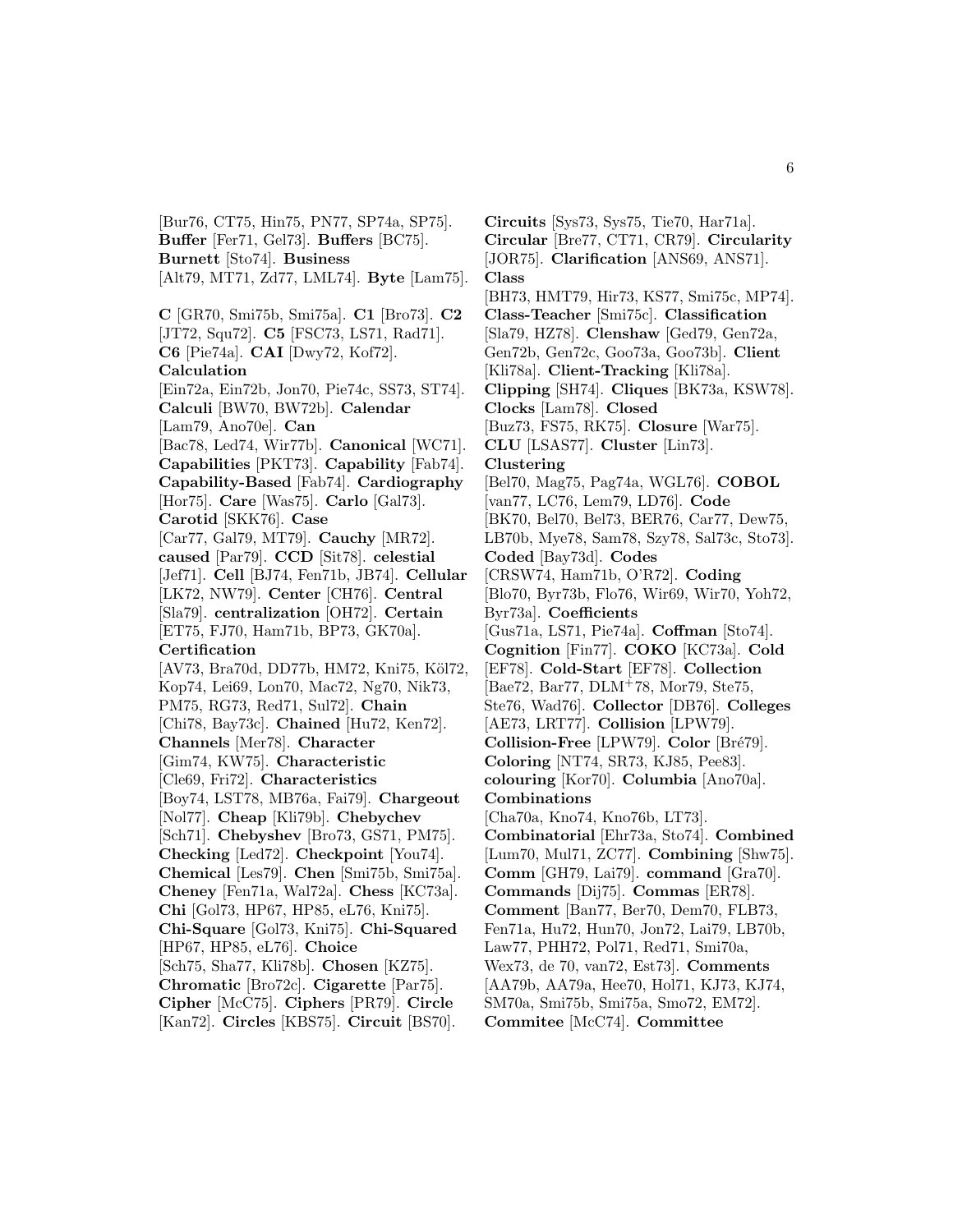[Bur76, CT75, Hin75, PN77, SP74a, SP75]. **Buffer** [Fer71, Gel73]. **Buffers** [BC75]. **Burnett** [Sto74]. **Business** [Alt79, MT71, Zd77, LML74]. **Byte** [Lam75].

**C** [GR70, Smi75b, Smi75a]. **C1** [Bro73]. **C2** [JT72, Squ72]. **C5** [FSC73, LS71, Rad71]. **C6** [Pie74a]. **CAI** [Dwy72, Kof72]. **Calculation** [Ein72a, Ein72b, Jon70, Pie74c, SS73, ST74]. **Calculi** [BW70, BW72b]. **Calendar** [Lam79, Ano70e]. **Can** [Bac78, Led74, Wir77b]. **Canonical** [WC71]. **Capabilities** [PKT73]. **Capability** [Fab74]. **Capability-Based** [Fab74]. **Cardiography** [Hor75]. **Care** [Was75]. **Carlo** [Gal73]. **Carotid** [SKK76]. **Case** [Car77, Gal79, MT79]. **Cauchy** [MR72]. **caused** [Par79]. **CCD** [Sit78]. **celestial** [Jef71]. **Cell** [BJ74, Fen71b, JB74]. **Cellular** [LK72, NW79]. **Center** [CH76]. **Central** [Sla79]. **centralization** [OH72]. **Certain** [ET75, FJ70, Ham71b, BP73, GK70a]. **Certification** [AV73, Bra70d, DD77b, HM72, Kni75, Köl72, Kop74, Lei69, Lon70, Mac72, Ng70, Nik73, PM75, RG73, Red71, Sul72]. **Chain** [Chi78, Bay73c]. **Chained** [Hu72, Ken72]. **Channels** [Mer78]. **Character** [Gim74, KW75]. **Characteristic** [Cle69, Fri72]. **Characteristics** [Boy74, LST78, MB76a, Fai79]. **Chargeout** [Nol77]. **Cheap** [Kli79b]. **Chebychev** [Sch71]. **Chebyshev** [Bro73, GS71, PM75]. **Checking** [Led72]. **Checkpoint** [You74]. **Chemical** [Les79]. **Chen** [Smi75b, Smi75a]. **Cheney** [Fen71a, Wal72a]. **Chess** [KC73a]. **Chi** [Gol73, HP67, HP85, eL76, Kni75]. **Chi-Square** [Gol73, Kni75]. **Chi-Squared** [HP67, HP85, eL76]. **Choice** [Sch75, Sha77, Kli78b]. **Chosen** [KZ75]. **Chromatic** [Bro72c]. **Cigarette** [Par75]. **Cipher** [McC75]. **Ciphers** [PR79]. **Circle** [Kan72]. **Circles** [KBS75]. **Circuit** [BS70]. **Circuits** [Sys73, Sys75, Tie70, Har71a]. **Circular** [Bre77, CT71, CR79]. **Circularity** [JOR75]. **Clarification** [ANS69, ANS71]. **Class** [BH73, HMT79, Hir73, KS77, Smi75c, MP74]. **Class-Teacher** [Smi75c]. **Classification** [Sla79, HZ78]. **Clenshaw** [Ged79, Gen72a, Gen72b, Gen72c, Goo73a, Goo73b]. **Client** [Kli78a]. **Client-Tracking** [Kli78a]. **Clipping** [SH74]. **Cliques** [BK73a, KSW78]. **Clocks** [Lam78]. **Closed** [Buz73, FS75, RK75]. **Closure** [War75]. **CLU** [LSAS77]. **Cluster** [Lin73]. **Clustering** [Bel70, Mag75, Pag74a, WGL76]. **COBOL** [van77, LC76, Lem79, LD76]. **Code** [BK70, Bel70, Bel73, BER76, Car77, Dew75, LB70b, Mye78, Sam78, Szy78, Sal73c, Sto73]. **Coded** [Bay73d]. **Codes** [CRSW74, Ham71b, O'R72]. **Coding** [Blo70, Byr73b, Flo76, Wir69, Wir70, Yoh72, Byr73a]. **Coefficients** [Gus71a, LS71, Pie74a]. **Coffman** [Sto74]. **Cognition** [Fin77]. **COKO** [KC73a]. **Cold** [EF78]. **Cold-Start** [EF78]. **Collection** [Bae72, Bar77, DLM⁺78, Mor79, Ste75, Ste76, Wad76]. **Collector** [DB76]. **Colleges** [AE73, LRT77]. **Collision** [LPW79]. **Collision-Free** [LPW79]. **Color** [Bré79]. **Coloring** [NT74, SR73, KJ85, Pee83]. **colouring** [Kor70]. **Columbia** [Ano70a]. **Combinations** [Cha70a, Kno74, Kno76b, LT73]. **Combinatorial** [Ehr73a, Sto74]. **Combined** [Lum70, Mul71, ZC77]. **Combining** [Shw75]. **Comm** [GH79, Lai79]. **command** [Gra70]. **Commands** [Dij75]. **Commas** [ER78]. **Comment** [Ban77, Ber70, Dem70, FLB73, Fen71a, Hu72, Hun70, Jon72, Lai79, LB70b, Law77, PHH72, Pol71, Red71, Smi70a, Wex73, de 70, van72, Est73]. **Comments** [AA79b, AA79a, Hee70, Hol71, KJ73, KJ74, SM70a, Smi75b, Smi75a, Smo72, EM72]. **Commitee** [McC74]. **Committee**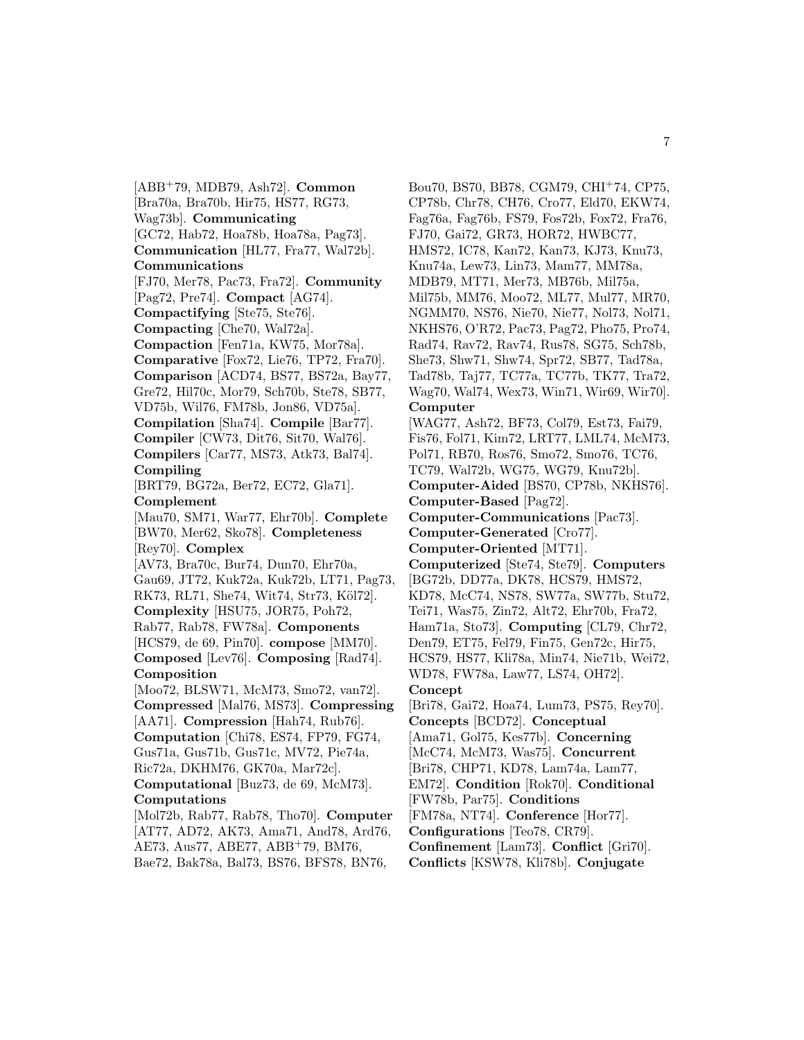[ABB[+]79, MDB79, Ash72]. **Common** [Bra70a, Bra70b, Hir75, HS77, RG73, Wag73b]. **Communicating** [GC72, Hab72, Hoa78b, Hoa78a, Pag73]. **Communication** [HL77, Fra77, Wal72b]. **Communications** [FJ70, Mer78, Pac73, Fra72]. **Community** [Pag72, Pre74]. **Compact** [AG74]. **Compactifying** [Ste75, Ste76]. **Compacting** [Che70, Wal72a]. **Compaction** [Fen71a, KW75, Mor78a]. **Comparative** [Fox72, Lie76, TP72, Fra70]. **Comparison** [ACD74, BS77, BS72a, Bay77, Gre72, Hil70c, Mor79, Sch70b, Ste78, SB77, VD75b, Wil76, FM78b, Jon86, VD75a]. **Compilation** [Sha74]. **Compile** [Bar77]. **Compiler** [CW73, Dit76, Sit70, Wal76]. **Compilers** [Car77, MS73, Atk73, Bal74]. **Compiling** [BRT79, BG72a, Ber72, EC72, Gla71]. **Complement** [Mau70, SM71, War77, Ehr70b]. **Complete** [BW70, Mer62, Sko78]. **Completeness** [Rey70]. **Complex** [AV73, Bra70c, Bur74, Dun70, Ehr70a, Gau69, JT72, Kuk72a, Kuk72b, LT71, Pag73, RK73, RL71, She74, Wit74, Str73, Köl72]. **Complexity** [HSU75, JOR75, Poh72, Rab77, Rab78, FW78a]. **Components** [HCS79, de 69, Pin70]. **compose** [MM70]. **Composed** [Lev76]. **Composing** [Rad74]. **Composition** [Moo72, BLSW71, McM73, Smo72, van72]. **Compressed** [Mal76, MS73]. **Compressing** [AA71]. **Compression** [Hah74, Rub76]. **Computation** [Chi78, ES74, FP79, FG74, Gus71a, Gus71b, Gus71c, MV72, Pie74a, Ric72a, DKHM76, GK70a, Mar72c]. **Computational** [Buz73, de 69, McM73]. **Computations** [Mol72b, Rab77, Rab78, Tho70]. **Computer** [AT77, AD72, AK73, Ama71, And78, Ard76, AE73, Aus77, ABE77, ABB[+]79, BM76, Bae72, Bak78a, Bal73, BS76, BFS78, BN76, Bou70, BS70, BB78, CGM79, CHI[+]74, CP75, CP78b, Chr78, CH76, Cro77, Eld70, EKW74, Fag76a, Fag76b, FS79, Fos72b, Fox72, Fra76, FJ70, Gai72, GR73, HOR72, HWBC77, HMS72, IC78, Kan72, Kan73, KJ73, Knu73, Knu74a, Lew73, Lin73, Mam77, MM78a, MDB79, MT71, Mer73, MB76b, Mil75a, Mil75b, MM76, Moo72, ML77, Mul77, MR70, NGMM70, NS76, Nie70, Nie77, Nol73, Nol71, NKHS76, O'R72, Pac73, Pag72, Pho75, Pro74, Rad74, Rav72, Rav74, Rus78, SG75, Sch78b, She73, Shw71, Shw74, Spr72, SB77, Tad78a, Tad78b, Taj77, TC77a, TC77b, TK77, Tra72, Wag70, Wal74, Wex73, Win71, Wir69, Wir70]. **Computer** [WAG77, Ash72, BF73, Col79, Est73, Fai79, Fis76, Fol71, Kim72, LRT77, LML74, McM73, Pol71, RB70, Ros76, Smo72, Smo76, TC76, TC79, Wal72b, WG75, WG79, Knu72b]. **Computer-Aided** [BS70, CP78b, NKHS76]. **Computer-Based** [Pag72]. **Computer-Communications** [Pac73]. **Computer-Generated** [Cro77]. **Computer-Oriented** [MT71]. **Computerized** [Ste74, Ste79]. **Computers** [BG72b, DD77a, DK78, HCS79, HMS72, KD78, McC74, NS78, SW77a, SW77b, Stu72, Tei71, Was75, Zin72, Alt72, Ehr70b, Fra72, Ham71a, Sto73]. **Computing** [CL79, Chr72, Den79, ET75, Fel79, Fin75, Gen72c, Hir75, HCS79, HS77, Kli78a, Min74, Nie71b, Wei72, WD78, FW78a, Law77, LS74, OH72]. **Concept** [Bri78, Gai72, Hoa74, Lum73, PS75, Rey70]. **Concepts** [BCD72]. **Conceptual** [Ama71, Gol75, Kes77b]. **Concerning** [McC74, McM73, Was75]. **Concurrent** [Bri78, CHP71, KD78, Lam74a, Lam77, EM72]. **Condition** [Rok70]. **Conditional** [FW78b, Par75]. **Conditions** [FM78a, NT74]. **Conference** [Hor77]. **Configurations** [Teo78, CR79]. **Confinement** [Lam73]. **Conflict** [Gri70]. **Conflicts** [KSW78, Kli78b]. **Conjugate**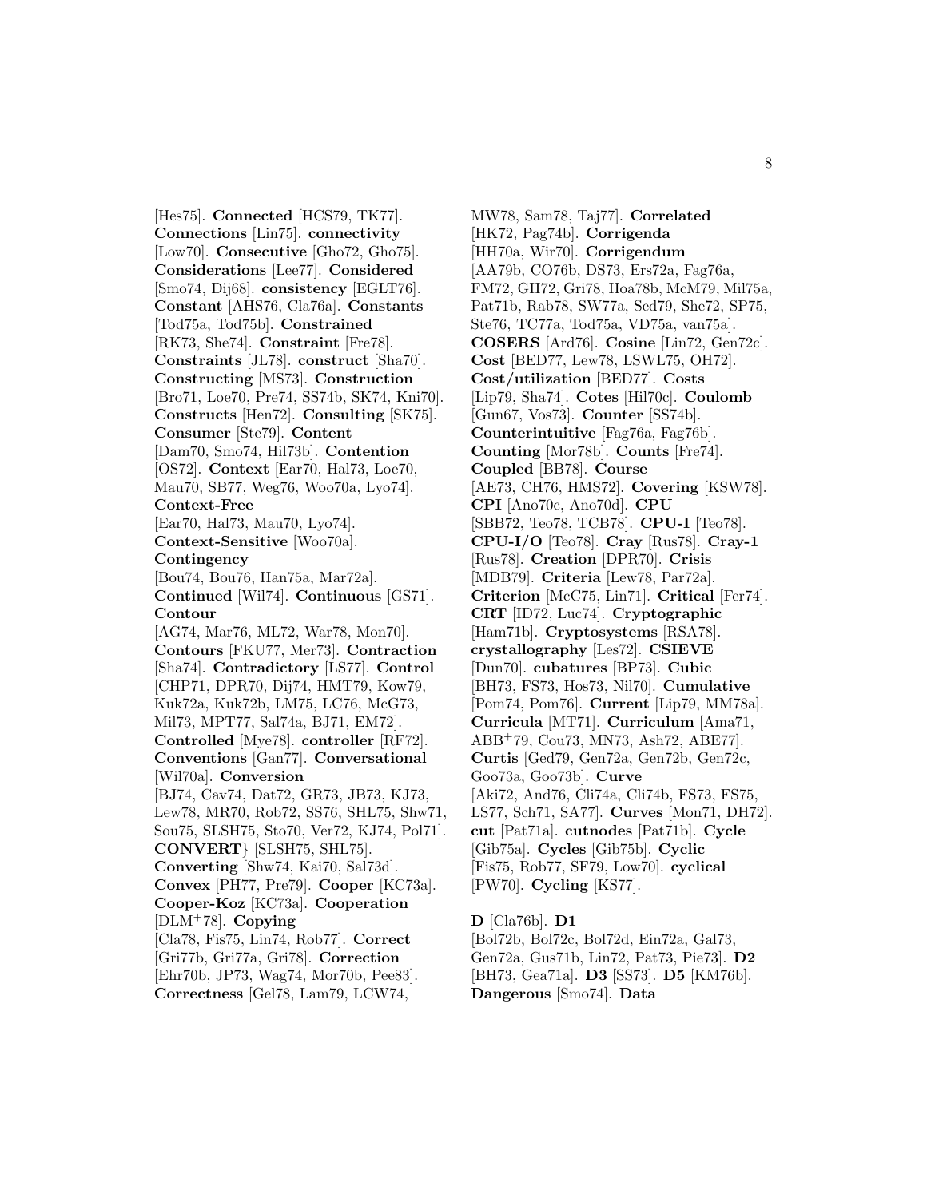[Hes75]. **Connected** [HCS79, TK77]. **Connections** [Lin75]. **connectivity** [Low70]. **Consecutive** [Gho72, Gho75]. **Considerations** [Lee77]. **Considered** [Smo74, Dij68]. **consistency** [EGLT76]. **Constant** [AHS76, Cla76a]. **Constants** [Tod75a, Tod75b]. **Constrained** [RK73, She74]. **Constraint** [Fre78]. **Constraints** [JL78]. **construct** [Sha70]. **Constructing** [MS73]. **Construction** [Bro71, Loe70, Pre74, SS74b, SK74, Kni70]. **Constructs** [Hen72]. **Consulting** [SK75]. **Consumer** [Ste79]. **Content** [Dam70, Smo74, Hil73b]. **Contention** [OS72]. **Context** [Ear70, Hal73, Loe70, Mau70, SB77, Weg76, Woo70a, Lyo74]. **Context-Free** [Ear70, Hal73, Mau70, Lyo74]. **Context-Sensitive** [Woo70a]. **Contingency** [Bou74, Bou76, Han75a, Mar72a]. **Continued** [Wil74]. **Continuous** [GS71]. **Contour** [AG74, Mar76, ML72, War78, Mon70]. **Contours** [FKU77, Mer73]. **Contraction** [Sha74]. **Contradictory** [LS77]. **Control** [CHP71, DPR70, Dij74, HMT79, Kow79, Kuk72a, Kuk72b, LM75, LC76, McG73, Mil73, MPT77, Sal74a, BJ71, EM72]. **Controlled** [Mye78]. **controller** [RF72]. **Conventions** [Gan77]. **Conversational** [Wil70a]. **Conversion** [BJ74, Cav74, Dat72, GR73, JB73, KJ73, Lew78, MR70, Rob72, SS76, SHL75, Shw71, Sou75, SLSH75, Sto70, Ver72, KJ74, Pol71]. **CONVERT**} [SLSH75, SHL75]. **Converting** [Shw74, Kai70, Sal73d]. **Convex** [PH77, Pre79]. **Cooper** [KC73a]. **Cooper-Koz** [KC73a]. **Cooperation** [DLM+78]. **Copying** [Cla78, Fis75, Lin74, Rob77]. **Correct** [Gri77b, Gri77a, Gri78]. **Correction** [Ehr70b, JP73, Wag74, Mor70b, Pee83]. **Correctness** [Gel78, Lam79, LCW74, MW78, Sam78, Taj77]. **Correlated** [HK72, Pag74b]. **Corrigenda** [HH70a, Wir70]. **Corrigendum** [AA79b, CO76b, DS73, Ers72a, Fag76a, FM72, GH72, Gri78, Hoa78b, McM79, Mil75a, Pat71b, Rab78, SW77a, Sed79, She72, SP75, Ste76, TC77a, Tod75a, VD75a, van75a]. **COSERS** [Ard76]. **Cosine** [Lin72, Gen72c]. **Cost** [BED77, Lew78, LSWL75, OH72]. **Cost/utilization** [BED77]. **Costs** [Lip79, Sha74]. **Cotes** [Hil70c]. **Coulomb** [Gun67, Vos73]. **Counter** [SS74b]. **Counterintuitive** [Fag76a, Fag76b]. **Counting** [Mor78b]. **Counts** [Fre74]. **Coupled** [BB78]. **Course** [AE73, CH76, HMS72]. **Covering** [KSW78]. **CPI** [Ano70c, Ano70d]. **CPU** [SBB72, Teo78, TCB78]. **CPU-I** [Teo78]. **CPU-I/O** [Teo78]. **Cray** [Rus78]. **Cray-1** [Rus78]. **Creation** [DPR70]. **Crisis** [MDB79]. **Criteria** [Lew78, Par72a]. **Criterion** [McC75, Lin71]. **Critical** [Fer74]. **CRT** [ID72, Luc74]. **Cryptographic** [Ham71b]. **Cryptosystems** [RSA78]. **crystallography** [Les72]. **CSIEVE** [Dun70]. **cubatures** [BP73]. **Cubic** [BH73, FS73, Hos73, Nil70]. **Cumulative** [Pom74, Pom76]. **Current** [Lip79, MM78a]. **Curricula** [MT71]. **Curriculum** [Ama71, ABB+79, Cou73, MN73, Ash72, ABE77]. **Curtis** [Ged79, Gen72a, Gen72b, Gen72c, Goo73a, Goo73b]. **Curve** [Aki72, And76, Cli74a, Cli74b, FS73, FS75, LS77, Sch71, SA77]. **Curves** [Mon71, DH72]. **cut** [Pat71a]. **cutnodes** [Pat71b]. **Cycle** [Gib75a]. **Cycles** [Gib75b]. **Cyclic** [Fis75, Rob77, SF79, Low70]. **cyclical** [PW70]. **Cycling** [KS77].

**D** [Cla76b]. **D1** [Bol72b, Bol72c, Bol72d, Ein72a, Gal73, Gen72a, Gus71b, Lin72, Pat73, Pie73]. **D2** [BH73, Gea71a]. **D3** [SS73]. **D5** [KM76b]. **Dangerous** [Smo74]. **Data**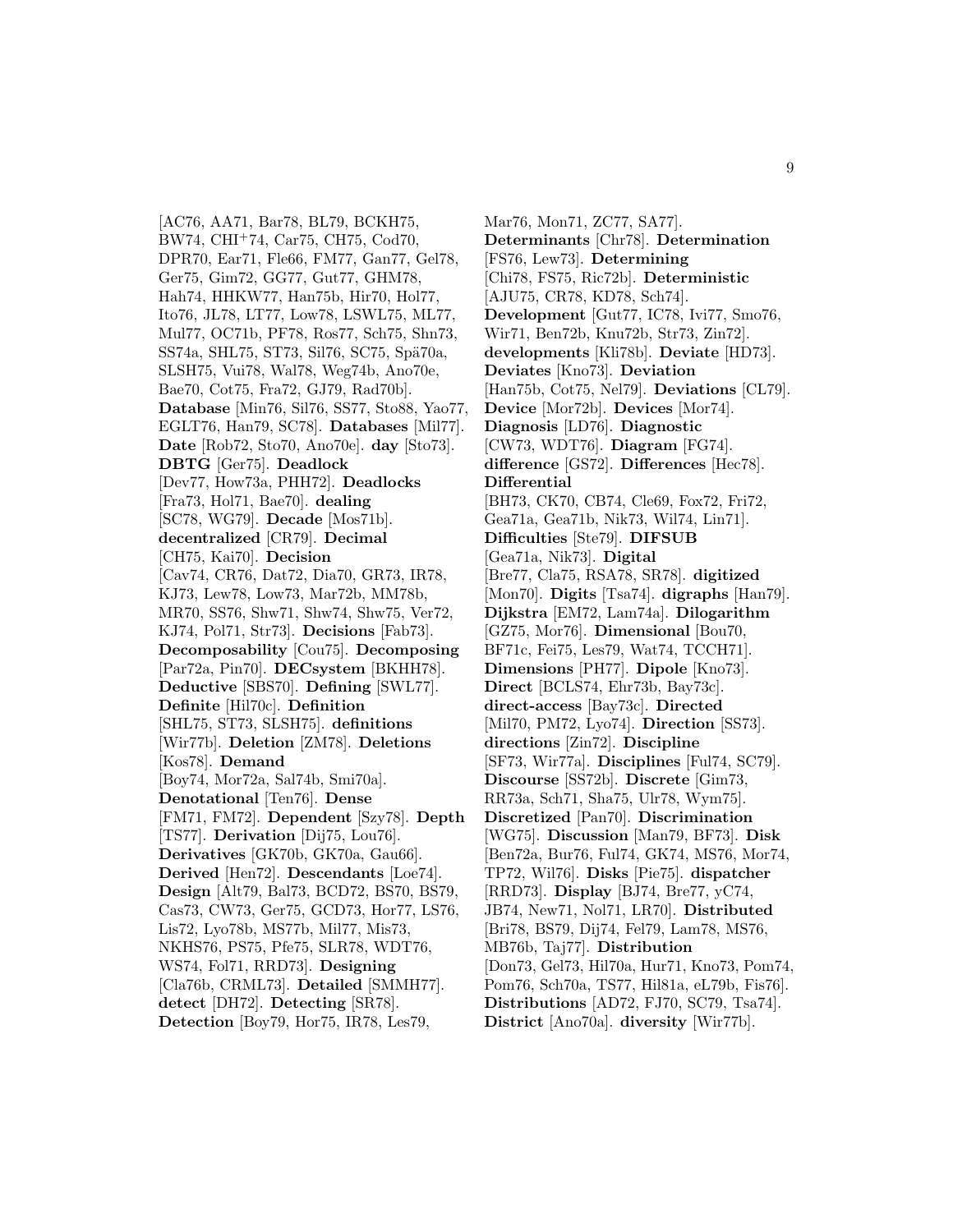[AC76, AA71, Bar78, BL79, BCKH75, BW74, CHI+74, Car75, CH75, Cod70, DPR70, Ear71, Fle66, FM77, Gan77, Gel78, Ger75, Gim72, GG77, Gut77, GHM78, Hah74, HHKW77, Han75b, Hir70, Hol77, Ito76, JL78, LT77, Low78, LSWL75, ML77, Mul77, OC71b, PF78, Ros77, Sch75, Shn73, SS74a, SHL75, ST73, Sil76, SC75, Spä70a, SLSH75, Vui78, Wal78, Weg74b, Ano70e, Bae70, Cot75, Fra72, GJ79, Rad70b]. **Database** [Min76, Sil76, SS77, Sto88, Yao77, EGLT76, Han79, SC78]. **Databases** [Mil77]. **Date** [Rob72, Sto70, Ano70e]. **day** [Sto73]. **DBTG** [Ger75]. **Deadlock** [Dev77, How73a, PHH72]. **Deadlocks** [Fra73, Hol71, Bae70]. **dealing** [SC78, WG79]. **Decade** [Mos71b]. **decentralized** [CR79]. **Decimal** [CH75, Kai70]. **Decision** [Cav74, CR76, Dat72, Dia70, GR73, IR78, KJ73, Lew78, Low73, Mar72b, MM78b, MR70, SS76, Shw71, Shw74, Shw75, Ver72, KJ74, Pol71, Str73]. **Decisions** [Fab73]. **Decomposability** [Cou75]. **Decomposing** [Par72a, Pin70]. **DECsystem** [BKHH78]. **Deductive** [SBS70]. **Defining** [SWL77]. **Definite** [Hil70c]. **Definition** [SHL75, ST73, SLSH75]. **definitions** [Wir77b]. **Deletion** [ZM78]. **Deletions** [Kos78]. **Demand** [Boy74, Mor72a, Sal74b, Smi70a]. **Denotational** [Ten76]. **Dense** [FM71, FM72]. **Dependent** [Szy78]. **Depth** [TS77]. **Derivation** [Dij75, Lou76]. **Derivatives** [GK70b, GK70a, Gau66]. **Derived** [Hen72]. **Descendants** [Loe74]. **Design** [Alt79, Bal73, BCD72, BS70, BS79, Cas73, CW73, Ger75, GCD73, Hor77, LS76, Lis72, Lyo78b, MS77b, Mil77, Mis73, NKHS76, PS75, Pfe75, SLR78, WDT76, WS74, Fol71, RRD73]. **Designing** [Cla76b, CRML73]. **Detailed** [SMMH77]. **detect** [DH72]. **Detecting** [SR78]. **Detection** [Boy79, Hor75, IR78, Les79, Mar76, Mon71, ZC77, SA77]. **Determinants** [Chr78]. **Determination** [FS76, Lew73]. **Determining** [Chi78, FS75, Ric72b]. **Deterministic** [AJU75, CR78, KD78, Sch74]. **Development** [Gut77, IC78, Ivi77, Smo76, Wir71, Ben72b, Knu72b, Str73, Zin72]. **developments** [Kli78b]. **Deviate** [HD73]. **Deviates** [Kno73]. **Deviation** [Han75b, Cot75, Nel79]. **Deviations** [CL79]. **Device** [Mor72b]. **Devices** [Mor74]. **Diagnosis** [LD76]. **Diagnostic** [CW73, WDT76]. **Diagram** [FG74]. **difference** [GS72]. **Differences** [Hec78]. **Differential** [BH73, CK70, CB74, Cle69, Fox72, Fri72, Gea71a, Gea71b, Nik73, Wil74, Lin71]. **Difficulties** [Ste79]. **DIFSUB** [Gea71a, Nik73]. **Digital** [Bre77, Cla75, RSA78, SR78]. **digitized** [Mon70]. **Digits** [Tsa74]. **digraphs** [Han79]. **Dijkstra** [EM72, Lam74a]. **Dilogarithm** [GZ75, Mor76]. **Dimensional** [Bou70, BF71c, Fei75, Les79, Wat74, TCCH71]. **Dimensions** [PH77]. **Dipole** [Kno73]. **Direct** [BCLS74, Ehr73b, Bay73c]. **direct-access** [Bay73c]. **Directed** [Mil70, PM72, Lyo74]. **Direction** [SS73]. **directions** [Zin72]. **Discipline** [SF73, Wir77a]. **Disciplines** [Ful74, SC79]. **Discourse** [SS72b]. **Discrete** [Gim73, RR73a, Sch71, Sha75, Ulr78, Wym75]. **Discretized** [Pan70]. **Discrimination** [WG75]. **Discussion** [Man79, BF73]. **Disk** [Ben72a, Bur76, Ful74, GK74, MS76, Mor74, TP72, Wil76]. **Disks** [Pie75]. **dispatcher** [RRD73]. **Display** [BJ74, Bre77, yC74, JB74, New71, Nol71, LR70]. **Distributed** [Bri78, BS79, Dij74, Fel79, Lam78, MS76, MB76b, Taj77]. **Distribution** [Don73, Gel73, Hil70a, Hur71, Kno73, Pom74, Pom76, Sch70a, TS77, Hil81a, eL79b, Fis76]. **Distributions** [AD72, FJ70, SC79, Tsa74]. **District** [Ano70a]. **diversity** [Wir77b].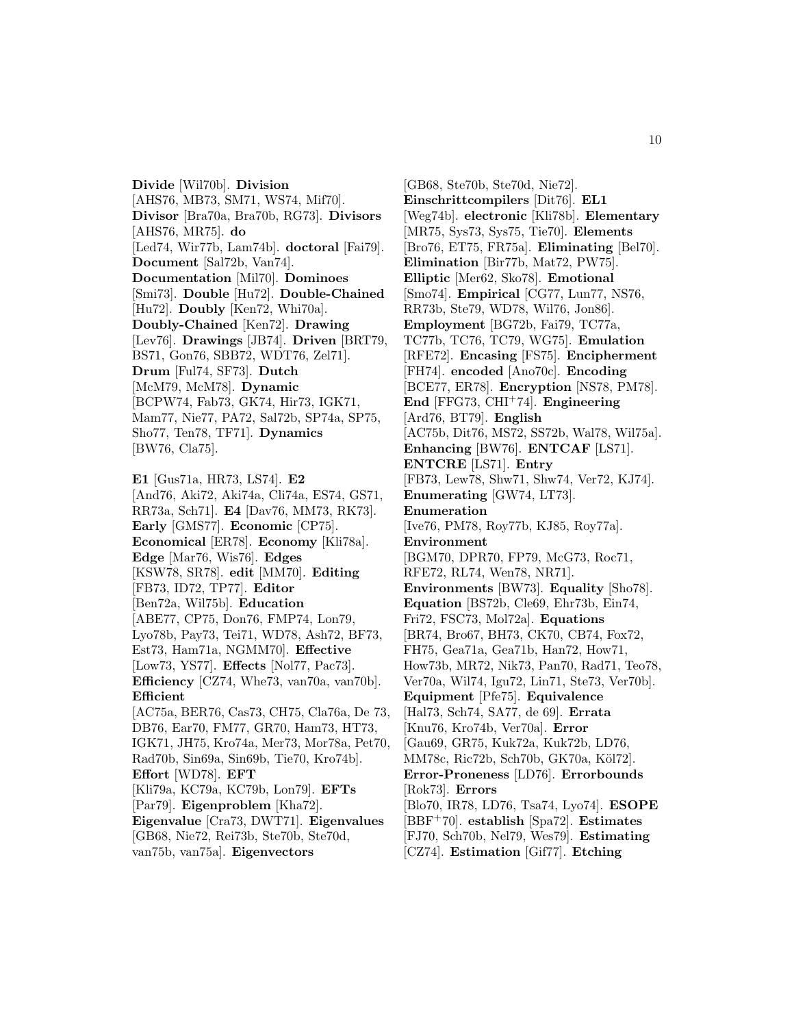**Divide** [Wil70b]. **Division** [AHS76, MB73, SM71, WS74, Mif70]. **Divisor** [Bra70a, Bra70b, RG73]. **Divisors** [AHS76, MR75]. **do** [Led74, Wir77b, Lam74b]. **doctoral** [Fai79]. **Document** [Sal72b, Van74]. **Documentation** [Mil70]. **Dominoes** [Smi73]. **Double** [Hu72]. **Double-Chained** [Hu72]. **Doubly** [Ken72, Whi70a]. **Doubly-Chained** [Ken72]. **Drawing** [Lev76]. **Drawings** [JB74]. **Driven** [BRT79, BS71, Gon76, SBB72, WDT76, Zel71]. **Drum** [Ful74, SF73]. **Dutch** [McM79, McM78]. **Dynamic** [BCPW74, Fab73, GK74, Hir73, IGK71, Mam77, Nie77, PA72, Sal72b, SP74a, SP75, Sho77, Ten78, TF71]. **Dynamics** [BW76, Cla75].

**E1** [Gus71a, HR73, LS74]. **E2** [And76, Aki72, Aki74a, Cli74a, ES74, GS71, RR73a, Sch71]. **E4** [Dav76, MM73, RK73]. **Early** [GMS77]. **Economic** [CP75]. **Economical** [ER78]. **Economy** [Kli78a]. **Edge** [Mar76, Wis76]. **Edges** [KSW78, SR78]. **edit** [MM70]. **Editing** [FB73, ID72, TP77]. **Editor** [Ben72a, Wil75b]. **Education** [ABE77, CP75, Don76, FMP74, Lon79, Lyo78b, Pay73, Tei71, WD78, Ash72, BF73, Est73, Ham71a, NGMM70]. **Effective** [Low73, YS77]. **Effects** [Nol77, Pac73]. **Efficiency** [CZ74, Whe73, van70a, van70b]. **Efficient** [AC75a, BER76, Cas73, CH75, Cla76a, De 73, DB76, Ear70, FM77, GR70, Ham73, HT73, IGK71, JH75, Kro74a, Mer73, Mor78a, Pet70, Rad70b, Sin69a, Sin69b, Tie70, Kro74b]. **Effort** [WD78]. **EFT** [Kli79a, KC79a, KC79b, Lon79]. **EFTs** [Par79]. **Eigenproblem** [Kha72]. **Eigenvalue** [Cra73, DWT71]. **Eigenvalues** [GB68, Nie72, Rei73b, Ste70b, Ste70d, van75b, van75a]. **Eigenvectors** [GB68, Ste70b, Ste70d, Nie72]. **Einschrittcompilers** [Dit76]. **EL1** [Weg74b]. **electronic** [Kli78b]. **Elementary** [MR75, Sys73, Sys75, Tie70]. **Elements** [Bro76, ET75, FR75a]. **Eliminating** [Bel70]. **Elimination** [Bir77b, Mat72, PW75]. **Elliptic** [Mer62, Sko78]. **Emotional** [Smo74]. **Empirical** [CG77, Lun77, NS76, RR73b, Ste79, WD78, Wil76, Jon86]. **Employment** [BG72b, Fai79, TC77a, TC77b, TC76, TC79, WG75]. **Emulation** [RFE72]. **Encasing** [FS75]. **Encipherment** [FH74]. **encoded** [Ano70c]. **Encoding** [BCE77, ER78]. **Encryption** [NS78, PM78]. **End** [FFG73, CHI+74]. **Engineering** [Ard76, BT79]. **English** [AC75b, Dit76, MS72, SS72b, Wal78, Wil75a]. **Enhancing** [BW76]. **ENTCAF** [LS71]. **ENTCRE** [LS71]. **Entry** [FB73, Lew78, Shw71, Shw74, Ver72, KJ74]. **Enumerating** [GW74, LT73]. **Enumeration** [Ive76, PM78, Roy77b, KJ85, Roy77a]. **Environment** [BGM70, DPR70, FP79, McG73, Roc71, RFE72, RL74, Wen78, NR71]. **Environments** [BW73]. **Equality** [Sho78]. **Equation** [BS72b, Cle69, Ehr73b, Ein74, Fri72, FSC73, Mol72a]. **Equations** [BR74, Bro67, BH73, CK70, CB74, Fox72, FH75, Gea71a, Gea71b, Han72, How71, How73b, MR72, Nik73, Pan70, Rad71, Teo78, Ver70a, Wil74, Igu72, Lin71, Ste73, Ver70b]. **Equipment** [Pfe75]. **Equivalence** [Hal73, Sch74, SA77, de 69]. **Errata** [Knu76, Kro74b, Ver70a]. **Error** [Gau69, GR75, Kuk72a, Kuk72b, LD76, MM78c, Ric72b, Sch70b, GK70a, Köl72]. **Error-Proneness** [LD76]. **Errorbounds** [Rok73]. **Errors** [Blo70, IR78, LD76, Tsa74, Lyo74]. **ESOPE** [BBF+70]. **establish** [Spa72]. **Estimates** [FJ70, Sch70b, Nel79, Wes79]. **Estimating** [CZ74]. **Estimation** [Gif77]. **Etching**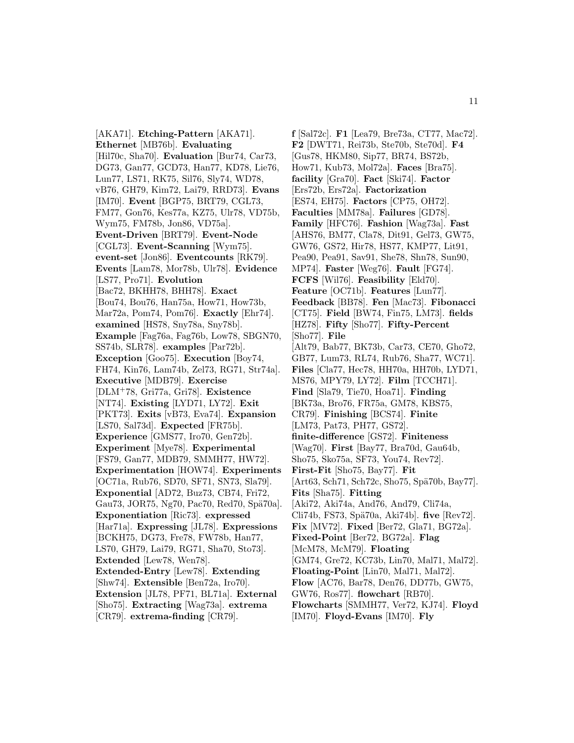[AKA71]. **Etching-Pattern** [AKA71]. **Ethernet** [MB76b]. **Evaluating** [Hil70c, Sha70]. **Evaluation** [Bur74, Car73, DG73, Gan77, GCD73, Han77, KD78, Lie76, Lun77, LS71, RK75, Sil76, Sly74, WD78, vB76, GH79, Kim72, Lai79, RRD73]. **Evans** [IM70]. **Event** [BGP75, BRT79, CGL73, FM77, Gon76, Kes77a, KZ75, Ulr78, VD75b, Wym75, FM78b, Jon86, VD75a]. **Event-Driven** [BRT79]. **Event-Node** [CGL73]. **Event-Scanning** [Wym75]. **event-set** [Jon86]. **Eventcounts** [RK79]. **Events** [Lam78, Mor78b, Ulr78]. **Evidence** [LS77, Pro71]. **Evolution** [Bac72, BKHH78, BHH78]. **Exact** [Bou74, Bou76, Han75a, How71, How73b, Mar72a, Pom74, Pom76]. **Exactly** [Ehr74]. **examined** [HS78, Sny78a, Sny78b]. **Example** [Fag76a, Fag76b, Low78, SBGN70, SS74b, SLR78]. **examples** [Par72b]. **Exception** [Goo75]. **Execution** [Boy74, FH74, Kin76, Lam74b, Zel73, RG71, Str74a]. **Executive** [MDB79]. **Exercise** [DLM+78, Gri77a, Gri78]. **Existence** [NT74]. **Existing** [LYD71, LY72]. **Exit** [PKT73]. **Exits** [vB73, Eva74]. **Expansion** [LS70, Sal73d]. **Expected** [FR75b]. **Experience** [GMS77, Iro70, Gen72b]. **Experiment** [Mye78]. **Experimental** [FS79, Gan77, MDB79, SMMH77, HW72]. **Experimentation** [HOW74]. **Experiments** [OC71a, Rub76, SD70, SF71, SN73, Sla79]. **Exponential** [AD72, Buz73, CB74, Fri72, Gau73, JOR75, Ng70, Pac70, Red70, Spä70a]. **Exponentiation** [Ric73]. **expressed** [Har71a]. **Expressing** [JL78]. **Expressions** [BCKH75, DG73, Fre78, FW78b, Han77, LS70, GH79, Lai79, RG71, Sha70, Sto73]. **Extended** [Lew78, Wen78]. **Extended-Entry** [Lew78]. **Extending** [Shw74]. **Extensible** [Ben72a, Iro70]. **Extension** [JL78, PF71, BL71a]. **External** [Sho75]. **Extracting** [Wag73a]. **extrema** [CR79]. **extrema-finding** [CR79].

**f** [Sal72c]. **F1** [Lea79, Bre73a, CT77, Mac72]. **F2** [DWT71, Rei73b, Ste70b, Ste70d]. **F4** [Gus78, HKM80, Sip77, BR74, BS72b, How71, Kub73, Mol72a]. **Faces** [Bra75]. **facility** [Gra70]. **Fact** [Ski74]. **Factor** [Ers72b, Ers72a]. **Factorization** [ES74, EH75]. **Factors** [CP75, OH72]. **Faculties** [MM78a]. **Failures** [GD78]. **Family** [HFC76]. **Fashion** [Wag73a]. **Fast** [AHS76, BM77, Cla78, Dit91, Gel73, GW75, GW76, GS72, Hir78, HS77, KMP77, Lit91, Pea90, Pea91, Sav91, She78, Shn78, Sun90, MP74]. **Faster** [Weg76]. **Fault** [FG74]. **FCFS** [Wil76]. **Feasibility** [Eld70]. **Feature** [OC71b]. **Features** [Lun77]. **Feedback** [BB78]. **Fen** [Mac73]. **Fibonacci** [CT75]. **Field** [BW74, Fin75, LM73]. **fields** [HZ78]. **Fifty** [Sho77]. **Fifty-Percent** [Sho77]. **File** [Alt79, Bab77, BK73b, Car73, CE70, Gho72, GB77, Lum73, RL74, Rub76, Sha77, WC71]. **Files** [Cla77, Hec78, HH70a, HH70b, LYD71, MS76, MPY79, LY72]. **Film** [TCCH71]. **Find** [Sla79, Tie70, Hoa71]. **Finding** [BK73a, Bro76, FR75a, GM78, KBS75, CR79]. **Finishing** [BCS74]. **Finite** [LM73, Pat73, PH77, GS72]. **finite-difference** [GS72]. **Finiteness** [Wag70]. **First** [Bay77, Bra70d, Gau64b, Sho75, Sko75a, SF73, You74, Rev72]. **First-Fit** [Sho75, Bay77]. **Fit** [Art63, Sch71, Sch72c, Sho75, Spä70b, Bay77]. **Fits** [Sha75]. **Fitting** [Aki72, Aki74a, And76, And79, Cli74a, Cli74b, FS73, Spä70a, Aki74b]. **five** [Rev72]. **Fix** [MV72]. **Fixed** [Ber72, Gla71, BG72a]. **Fixed-Point** [Ber72, BG72a]. **Flag** [McM78, McM79]. **Floating** [GM74, Gre72, KC73b, Lin70, Mal71, Mal72]. **Floating-Point** [Lin70, Mal71, Mal72]. **Flow** [AC76, Bar78, Den76, DD77b, GW75, GW76, Ros77]. **flowchart** [RB70]. **Flowcharts** [SMMH77, Ver72, KJ74]. **Floyd** [IM70]. **Floyd-Evans** [IM70]. **Fly**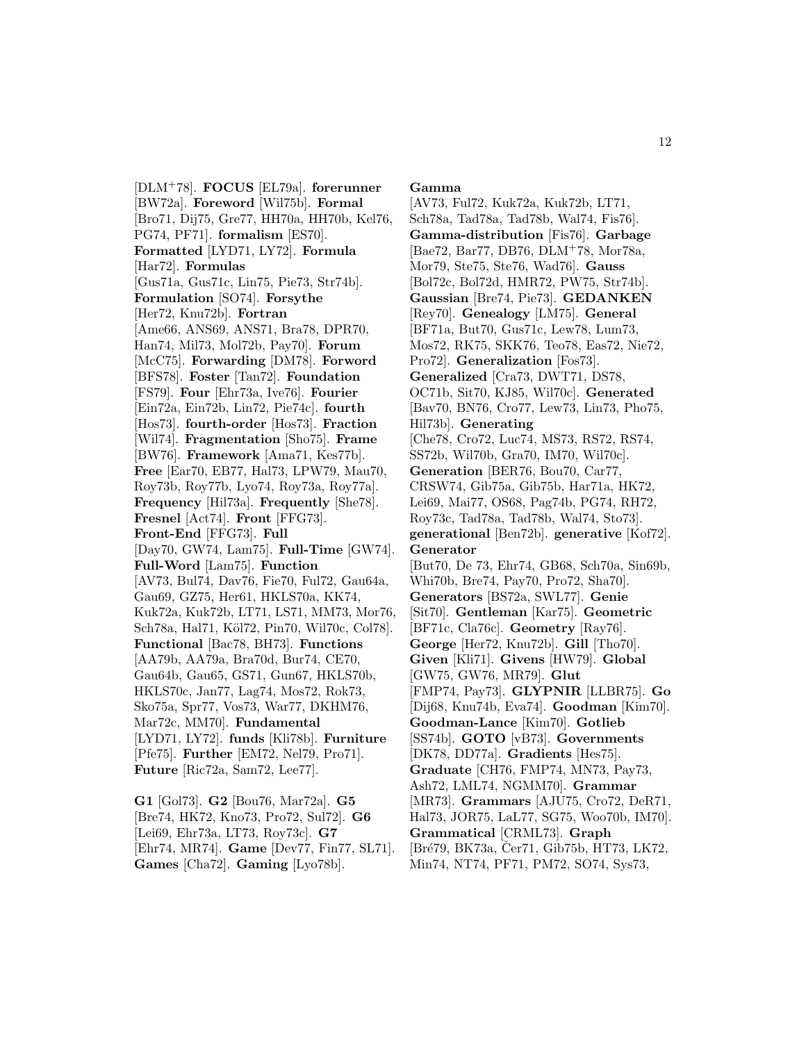[DLM[+]78]. **FOCUS** [EL79a]. **forerunner** [BW72a]. **Foreword** [Wil75b]. **Formal** [Bro71, Dij75, Gre77, HH70a, HH70b, Kel76, PG74, PF71]. **formalism** [ES70]. **Formatted** [LYD71, LY72]. **Formula** [Har72]. **Formulas** [Gus71a, Gus71c, Lin75, Pie73, Str74b]. **Formulation** [SO74]. **Forsythe** [Her72, Knu72b]. **Fortran** [Ame66, ANS69, ANS71, Bra78, DPR70, Han74, Mil73, Mol72b, Pay70]. **Forum** [McC75]. **Forwarding** [DM78]. **Forword** [BFS78]. **Foster** [Tan72]. **Foundation** [FS79]. **Four** [Ehr73a, Ive76]. **Fourier** [Ein72a, Ein72b, Lin72, Pie74c]. **fourth** [Hos73]. **fourth-order** [Hos73]. **Fraction** [Wil74]. **Fragmentation** [Sho75]. **Frame** [BW76]. **Framework** [Ama71, Kes77b]. **Free** [Ear70, EB77, Hal73, LPW79, Mau70, Roy73b, Roy77b, Lyo74, Roy73a, Roy77a]. **Frequency** [Hil73a]. **Frequently** [She78]. **Fresnel** [Act74]. **Front** [FFG73]. **Front-End** [FFG73]. **Full** [Day70, GW74, Lam75]. **Full-Time** [GW74]. **Full-Word** [Lam75]. **Function** [AV73, Bul74, Dav76, Fie70, Ful72, Gau64a, Gau69, GZ75, Her61, HKLS70a, KK74, Kuk72a, Kuk72b, LT71, LS71, MM73, Mor76, Sch78a, Hal71, Köl72, Pin70, Wil70c, Col78]. **Functional** [Bac78, BH73]. **Functions** [AA79b, AA79a, Bra70d, Bur74, CE70, Gau64b, Gau65, GS71, Gun67, HKLS70b, HKLS70c, Jan77, Lag74, Mos72, Rok73, Sko75a, Spr77, Vos73, War77, DKHM76, Mar72c, MM70]. **Fundamental** [LYD71, LY72]. **funds** [Kli78b]. **Furniture** [Pfe75]. **Further** [EM72, Nel79, Pro71]. **Future** [Ric72a, Sam72, Lee77].

**G1** [Gol73]. **G2** [Bou76, Mar72a]. **G5** [Bre74, HK72, Kno73, Pro72, Sul72]. **G6** [Lei69, Ehr73a, LT73, Roy73c]. **G7** [Ehr74, MR74]. **Game** [Dev77, Fin77, SL71]. **Games** [Cha72]. **Gaming** [Lyo78b].

**Gamma** [AV73, Ful72, Kuk72a, Kuk72b, LT71, Sch78a, Tad78a, Tad78b, Wal74, Fis76]. **Gamma-distribution** [Fis76]. **Garbage** [Bae72, Bar77, DB76, DLM[+]78, Mor78a, Mor79, Ste75, Ste76, Wad76]. **Gauss** [Bol72c, Bol72d, HMR72, PW75, Str74b]. **Gaussian** [Bre74, Pie73]. **GEDANKEN** [Rey70]. **Genealogy** [LM75]. **General** [BF71a, But70, Gus71c, Lew78, Lum73, Mos72, RK75, SKK76, Teo78, Eas72, Nie72, Pro72]. **Generalization** [Fos73]. **Generalized** [Cra73, DWT71, DS78, OC71b, Sit70, KJ85, Wil70c]. **Generated** [Bav70, BN76, Cro77, Lew73, Lin73, Pho75, Hil73b]. **Generating** [Che78, Cro72, Luc74, MS73, RS72, RS74, SS72b, Wil70b, Gra70, IM70, Wil70c]. **Generation** [BER76, Bou70, Car77, CRSW74, Gib75a, Gib75b, Har71a, HK72, Lei69, Mai77, OS68, Pag74b, PG74, RH72, Roy73c, Tad78a, Tad78b, Wal74, Sto73]. **generational** [Ben72b]. **generative** [Kof72]. **Generator** [But70, De 73, Ehr74, GB68, Sch70a, Sin69b, Whi70b, Bre74, Pay70, Pro72, Sha70]. **Generators** [BS72a, SWL77]. **Genie** [Sit70]. **Gentleman** [Kar75]. **Geometric** [BF71c, Cla76c]. **Geometry** [Ray76]. **George** [Her72, Knu72b]. **Gill** [Tho70]. **Given** [Kli71]. **Givens** [HW79]. **Global** [GW75, GW76, MR79]. **Glut** [FMP74, Pay73]. **GLYPNIR** [LLBR75]. **Go** [Dij68, Knu74b, Eva74]. **Goodman** [Kim70]. **Goodman-Lance** [Kim70]. **Gotlieb** [SS74b]. **GOTO** [vB73]. **Governments** [DK78, DD77a]. **Gradients** [Hes75]. **Graduate** [CH76, FMP74, MN73, Pay73, Ash72, LML74, NGMM70]. **Grammar** [MR73]. **Grammars** [AJU75, Cro72, DeR71, Hal73, JOR75, LaL77, SG75, Woo70b, IM70]. **Grammatical** [CRML73]. **Graph** [Bré79, BK73a, Čer71, Gib75b, HT73, LK72, Min74, NT74, PF71, PM72, SO74, Sys73,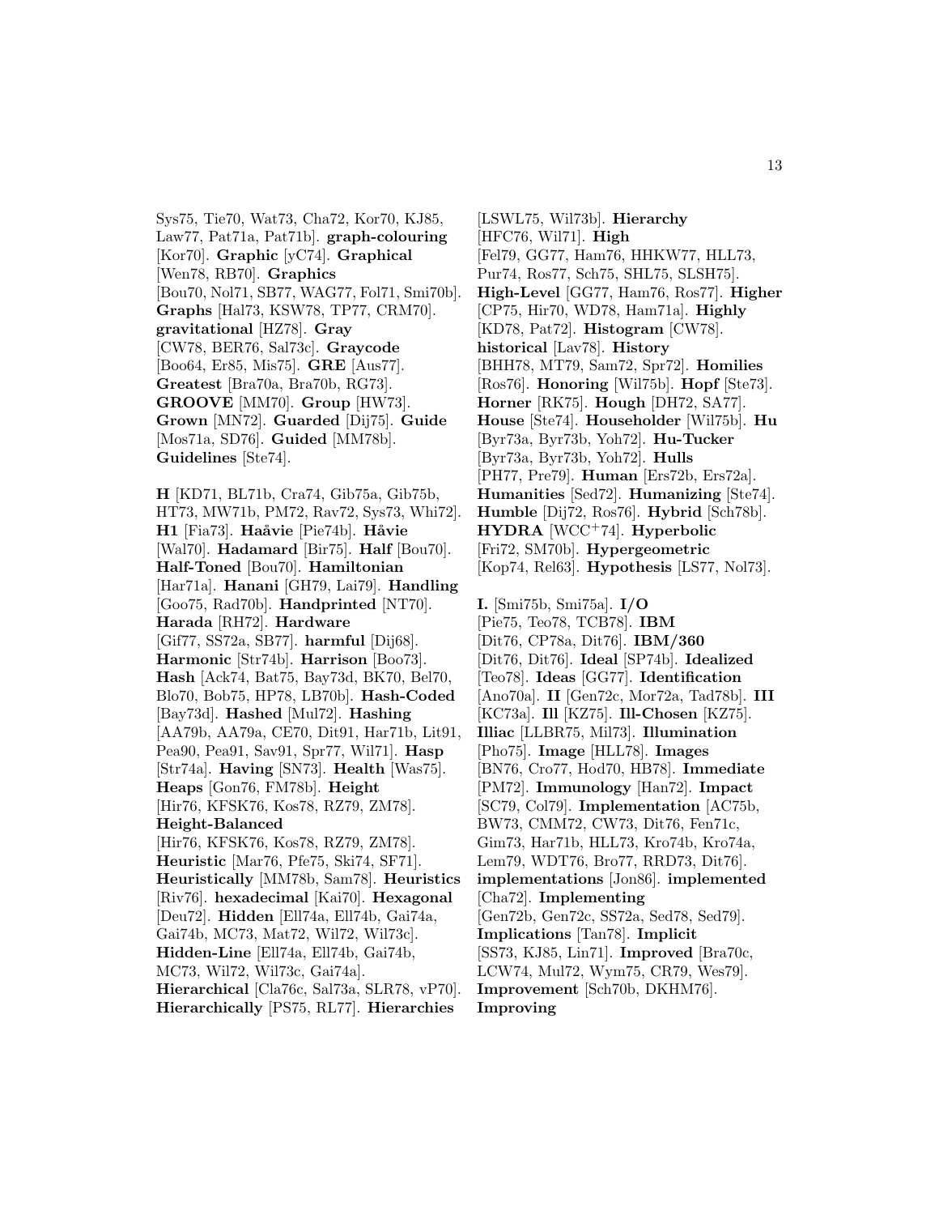Sys75, Tie70, Wat73, Cha72, Kor70, KJ85, Law77, Pat71a, Pat71b]. **graph-colouring** [Kor70]. **Graphic** [yC74]. **Graphical** [Wen78, RB70]. **Graphics** [Bou70, Nol71, SB77, WAG77, Fol71, Smi70b]. **Graphs** [Hal73, KSW78, TP77, CRM70]. **gravitational** [HZ78]. **Gray** [CW78, BER76, Sal73c]. **Graycode** [Boo64, Er85, Mis75]. **GRE** [Aus77]. **Greatest** [Bra70a, Bra70b, RG73]. **GROOVE** [MM70]. **Group** [HW73]. **Grown** [MN72]. **Guarded** [Dij75]. **Guide** [Mos71a, SD76]. **Guided** [MM78b]. **Guidelines** [Ste74].

**H** [KD71, BL71b, Cra74, Gib75a, Gib75b, HT73, MW71b, PM72, Rav72, Sys73, Whi72]. **H1** [Fia73]. **Haåvie** [Pie74b]. **Håvie** [Wal70]. **Hadamard** [Bir75]. **Half** [Bou70]. **Half-Toned** [Bou70]. **Hamiltonian** [Har71a]. **Hanani** [GH79, Lai79]. **Handling** [Goo75, Rad70b]. **Handprinted** [NT70]. **Harada** [RH72]. **Hardware** [Gif77, SS72a, SB77]. **harmful** [Dij68]. **Harmonic** [Str74b]. **Harrison** [Boo73]. **Hash** [Ack74, Bat75, Bay73d, BK70, Bel70, Blo70, Bob75, HP78, LB70b]. **Hash-Coded** [Bay73d]. **Hashed** [Mul72]. **Hashing** [AA79b, AA79a, CE70, Dit91, Har71b, Lit91, Pea90, Pea91, Sav91, Spr77, Wil71]. **Hasp** [Str74a]. **Having** [SN73]. **Health** [Was75]. **Heaps** [Gon76, FM78b]. **Height** [Hir76, KFSK76, Kos78, RZ79, ZM78]. **Height-Balanced** [Hir76, KFSK76, Kos78, RZ79, ZM78]. **Heuristic** [Mar76, Pfe75, Ski74, SF71]. **Heuristically** [MM78b, Sam78]. **Heuristics** [Riv76]. **hexadecimal** [Kai70]. **Hexagonal** [Deu72]. **Hidden** [Ell74a, Ell74b, Gai74a, Gai74b, MC73, Mat72, Wil72, Wil73c]. **Hidden-Line** [Ell74a, Ell74b, Gai74b, MC73, Wil72, Wil73c, Gai74a]. **Hierarchical** [Cla76c, Sal73a, SLR78, vP70]. **Hierarchically** [PS75, RL77]. **Hierarchies** [LSWL75, Wil73b]. **Hierarchy** [HFC76, Wil71]. **High** [Fel79, GG77, Ham76, HHKW77, HLL73, Pur74, Ros77, Sch75, SHL75, SLSH75]. **High-Level** [GG77, Ham76, Ros77]. **Higher** [CP75, Hir70, WD78, Ham71a]. **Highly** [KD78, Pat72]. **Histogram** [CW78]. **historical** [Lav78]. **History** [BHH78, MT79, Sam72, Spr72]. **Homilies** [Ros76]. **Honoring** [Wil75b]. **Hopf** [Ste73]. **Horner** [RK75]. **Hough** [DH72, SA77]. **House** [Ste74]. **Householder** [Wil75b]. **Hu** [Byr73a, Byr73b, Yoh72]. **Hu-Tucker** [Byr73a, Byr73b, Yoh72]. **Hulls** [PH77, Pre79]. **Human** [Ers72b, Ers72a]. **Humanities** [Sed72]. **Humanizing** [Ste74]. **Humble** [Dij72, Ros76]. **Hybrid** [Sch78b]. **HYDRA** [WCC+74]. **Hyperbolic** [Fri72, SM70b]. **Hypergeometric** [Kop74, Rel63]. **Hypothesis** [LS77, Nol73].

**I.** [Smi75b, Smi75a]. **I/O** [Pie75, Teo78, TCB78]. **IBM** [Dit76, CP78a, Dit76]. **IBM/360** [Dit76, Dit76]. **Ideal** [SP74b]. **Idealized** [Teo78]. **Ideas** [GG77]. **Identification** [Ano70a]. **II** [Gen72c, Mor72a, Tad78b]. **III** [KC73a]. **Ill** [KZ75]. **Ill-Chosen** [KZ75]. **Illiac** [LLBR75, Mil73]. **Illumination** [Pho75]. **Image** [HLL78]. **Images** [BN76, Cro77, Hod70, HB78]. **Immediate** [PM72]. **Immunology** [Han72]. **Impact** [SC79, Col79]. **Implementation** [AC75b, BW73, CMM72, CW73, Dit76, Fen71c, Gim73, Har71b, HLL73, Kro74b, Kro74a, Lem79, WDT76, Bro77, RRD73, Dit76]. **implementations** [Jon86]. **implemented** [Cha72]. **Implementing** [Gen72b, Gen72c, SS72a, Sed78, Sed79]. **Implications** [Tan78]. **Implicit** [SS73, KJ85, Lin71]. **Improved** [Bra70c, LCW74, Mul72, Wym75, CR79, Wes79]. **Improvement** [Sch70b, DKHM76]. **Improving**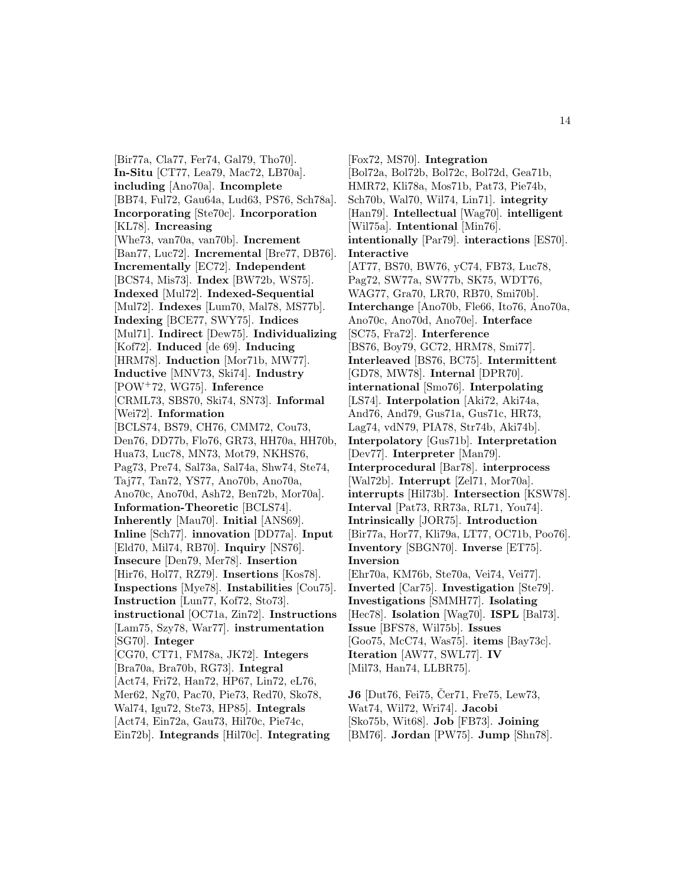[Bir77a, Cla77, Fer74, Gal79, Tho70]. **In-Situ** [CT77, Lea79, Mac72, LB70a]. **including** [Ano70a]. **Incomplete** [BB74, Ful72, Gau64a, Lud63, PS76, Sch78a]. **Incorporating** [Ste70c]. **Incorporation** [KL78]. **Increasing** [Whe73, van70a, van70b]. **Increment** [Ban77, Luc72]. **Incremental** [Bre77, DB76]. **Incrementally** [EC72]. **Independent** [BCS74, Mis73]. **Index** [BW72b, WS75]. **Indexed** [Mul72]. **Indexed-Sequential** [Mul72]. **Indexes** [Lum70, Mal78, MS77b]. **Indexing** [BCE77, SWY75]. **Indices** [Mul71]. **Indirect** [Dew75]. **Individualizing** [Kof72]. **Induced** [de 69]. **Inducing** [HRM78]. **Induction** [Mor71b, MW77]. **Inductive** [MNV73, Ski74]. **Industry** [POW+72, WG75]. **Inference** [CRML73, SBS70, Ski74, SN73]. **Informal** [Wei72]. **Information** [BCLS74, BS79, CH76, CMM72, Cou73, Den76, DD77b, Flo76, GR73, HH70a, HH70b, Hua73, Luc78, MN73, Mot79, NKHS76, Pag73, Pre74, Sal73a, Sal74a, Shw74, Ste74, Taj77, Tan72, YS77, Ano70b, Ano70a, Ano70c, Ano70d, Ash72, Ben72b, Mor70a]. **Information-Theoretic** [BCLS74]. **Inherently** [Mau70]. **Initial** [ANS69]. **Inline** [Sch77]. **innovation** [DD77a]. **Input** [Eld70, Mil74, RB70]. **Inquiry** [NS76]. **Insecure** [Den79, Mer78]. **Insertion** [Hir76, Hol77, RZ79]. **Insertions** [Kos78]. **Inspections** [Mye78]. **Instabilities** [Cou75]. **Instruction** [Lun77, Kof72, Sto73]. **instructional** [OC71a, Zin72]. **Instructions** [Lam75, Szy78, War77]. **instrumentation** [SG70]. **Integer** [CG70, CT71, FM78a, JK72]. **Integers** [Bra70a, Bra70b, RG73]. **Integral** [Act74, Fri72, Han72, HP67, Lin72, eL76, Mer62, Ng70, Pac70, Pie73, Red70, Sko78, Wal74, Igu72, Ste73, HP85]. **Integrals** [Act74, Ein72a, Gau73, Hil70c, Pie74c, Ein72b]. **Integrands** [Hil70c]. **Integrating** [Fox72, MS70]. **Integration** [Bol72a, Bol72b, Bol72c, Bol72d, Gea71b, HMR72, Kli78a, Mos71b, Pat73, Pie74b, Sch70b, Wal70, Wil74, Lin71]. **integrity** [Han79]. **Intellectual** [Wag70]. **intelligent** [Wil75a]. **Intentional** [Min76]. **intentionally** [Par79]. **interactions** [ES70]. **Interactive** [AT77, BS70, BW76, yC74, FB73, Luc78, Pag72, SW77a, SW77b, SK75, WDT76, WAG77, Gra70, LR70, RB70, Smi70b]. **Interchange** [Ano70b, Fle66, Ito76, Ano70a, Ano70c, Ano70d, Ano70e]. **Interface** [SC75, Fra72]. **Interference** [BS76, Boy79, GC72, HRM78, Smi77]. **Interleaved** [BS76, BC75]. **Intermittent** [GD78, MW78]. **Internal** [DPR70]. **international** [Smo76]. **Interpolating** [LS74]. **Interpolation** [Aki72, Aki74a, And76, And79, Gus71a, Gus71c, HR73, Lag74, vdN79, PIA78, Str74b, Aki74b]. **Interpolatory** [Gus71b]. **Interpretation** [Dev77]. **Interpreter** [Man79]. **Interprocedural** [Bar78]. **interprocess** [Wal72b]. **Interrupt** [Zel71, Mor70a]. **interrupts** [Hil73b]. **Intersection** [KSW78]. **Interval** [Pat73, RR73a, RL71, You74]. **Intrinsically** [JOR75]. **Introduction** [Bir77a, Hor77, Kli79a, LT77, OC71b, Poo76]. **Inventory** [SBGN70]. **Inverse** [ET75]. **Inversion** [Ehr70a, KM76b, Ste70a, Vei74, Vei77]. **Inverted** [Car75]. **Investigation** [Ste79]. **Investigations** [SMMH77]. **Isolating** [Hec78]. **Isolation** [Wag70]. **ISPL** [Bal73]. **Issue** [BFS78, Wil75b]. **Issues** [Goo75, McC74, Was75]. **items** [Bay73c]. **Iteration** [AW77, SWL77]. **IV** [Mil73, Han74, LLBR75].

**J6** [Dut76, Fei75, Čer71, Fre75, Lew73, Wat74, Wil72, Wri74]. **Jacobi** [Sko75b, Wit68]. **Job** [FB73]. **Joining** [BM76]. **Jordan** [PW75]. **Jump** [Shn78].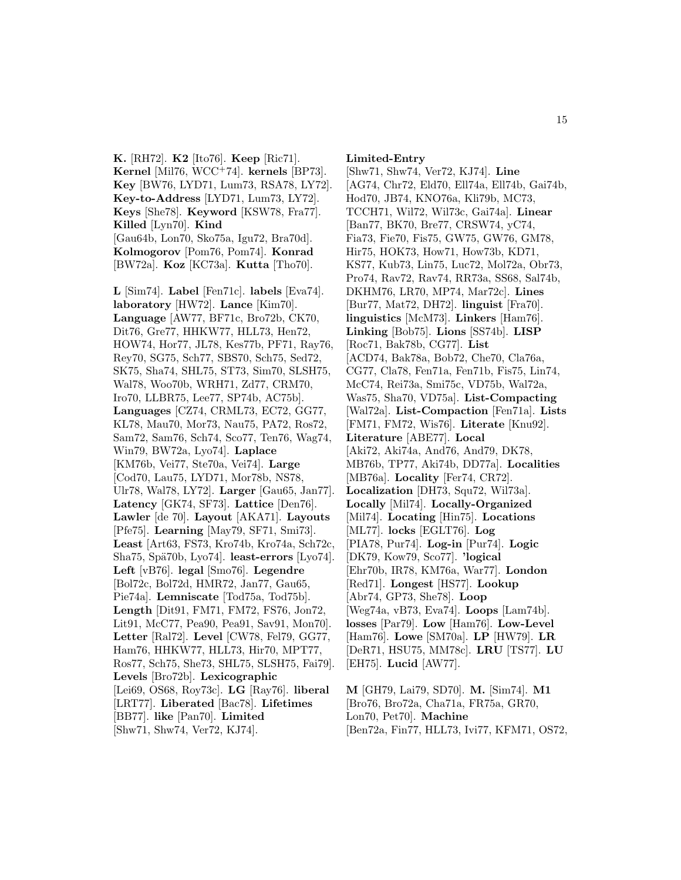**K.** [RH72]. **K2** [Ito76]. **Keep** [Ric71]. **Kernel** [Mil76, WCC+74]. **kernels** [BP73]. **Key** [BW76, LYD71, Lum73, RSA78, LY72]. **Key-to-Address** [LYD71, Lum73, LY72]. **Keys** [She78]. **Keyword** [KSW78, Fra77]. **Killed** [Lyn70]. **Kind** [Gau64b, Lon70, Sko75a, Igu72, Bra70d]. **Kolmogorov** [Pom76, Pom74]. **Konrad** [BW72a]. **Koz** [KC73a]. **Kutta** [Tho70].

**L** [Sim74]. **Label** [Fen71c]. **labels** [Eva74]. **laboratory** [HW72]. **Lance** [Kim70]. **Language** [AW77, BF71c, Bro72b, CK70, Dit76, Gre77, HHKW77, HLL73, Hen72, HOW74, Hor77, JL78, Kes77b, PF71, Ray76, Rey70, SG75, Sch77, SBS70, Sch75, Sed72, SK75, Sha74, SHL75, ST73, Sim70, SLSH75, Wal78, Woo70b, WRH71, Zd77, CRM70, Iro70, LLBR75, Lee77, SP74b, AC75b]. **Languages** [CZ74, CRML73, EC72, GG77, KL78, Mau70, Mor73, Nau75, PA72, Ros72, Sam72, Sam76, Sch74, Sco77, Ten76, Wag74, Win79, BW72a, Lyo74]. **Laplace** [KM76b, Vei77, Ste70a, Vei74]. **Large** [Cod70, Lau75, LYD71, Mor78b, NS78, Ulr78, Wal78, LY72]. **Larger** [Gau65, Jan77]. **Latency** [GK74, SF73]. **Lattice** [Den76]. **Lawler** [de 70]. **Layout** [AKA71]. **Layouts** [Pfe75]. **Learning** [May79, SF71, Smi73]. **Least** [Art63, FS73, Kro74b, Kro74a, Sch72c, Sha75, Spä70b, Lyo74]. **least-errors** [Lyo74]. **Left** [vB76]. **legal** [Smo76]. **Legendre** [Bol72c, Bol72d, HMR72, Jan77, Gau65, Pie74a]. **Lemniscate** [Tod75a, Tod75b]. **Length** [Dit91, FM71, FM72, FS76, Jon72, Lit91, McC77, Pea90, Pea91, Sav91, Mon70]. **Letter** [Ral72]. **Level** [CW78, Fel79, GG77, Ham76, HHKW77, HLL73, Hir70, MPT77, Ros77, Sch75, She73, SHL75, SLSH75, Fai79]. **Levels** [Bro72b]. **Lexicographic** [Lei69, OS68, Roy73c]. **LG** [Ray76]. **liberal** [LRT77]. **Liberated** [Bac78]. **Lifetimes** [BB77]. **like** [Pan70]. **Limited** [Shw71, Shw74, Ver72, KJ74].

**Limited-Entry** [Shw71, Shw74, Ver72, KJ74]. **Line** [AG74, Chr72, Eld70, Ell74a, Ell74b, Gai74b, Hod70, JB74, KNO76a, Kli79b, MC73, TCCH71, Wil72, Wil73c, Gai74a]. **Linear** [Ban77, BK70, Bre77, CRSW74, yC74, Fia73, Fie70, Fis75, GW75, GW76, GM78, Hir75, HOK73, How71, How73b, KD71, KS77, Kub73, Lin75, Luc72, Mol72a, Obr73, Pro74, Rav72, Rav74, RR73a, SS68, Sal74b, DKHM76, LR70, MP74, Mar72c]. **Lines** [Bur77, Mat72, DH72]. **linguist** [Fra70]. **linguistics** [McM73]. **Linkers** [Ham76]. **Linking** [Bob75]. **Lions** [SS74b]. **LISP** [Roc71, Bak78b, CG77]. **List** [ACD74, Bak78a, Bob72, Che70, Cla76a, CG77, Cla78, Fen71a, Fen71b, Fis75, Lin74, McC74, Rei73a, Smi75c, VD75b, Wal72a, Was75, Sha70, VD75a]. **List-Compacting** [Wal72a]. **List-Compaction** [Fen71a]. **Lists** [FM71, FM72, Wis76]. **Literate** [Knu92]. **Literature** [ABE77]. **Local** [Aki72, Aki74a, And76, And79, DK78, MB76b, TP77, Aki74b, DD77a]. **Localities** [MB76a]. **Locality** [Fer74, CR72]. **Localization** [DH73, Squ72, Wil73a]. **Locally** [Mil74]. **Locally-Organized** [Mil74]. **Locating** [Hin75]. **Locations** [ML77]. **locks** [EGLT76]. **Log** [PIA78, Pur74]. **Log-in** [Pur74]. **Logic** [DK79, Kow79, Sco77]. **'logical** [Ehr70b, IR78, KM76a, War77]. **London** [Red71]. **Longest** [HS77]. **Lookup** [Abr74, GP73, She78]. **Loop** [Weg74a, vB73, Eva74]. **Loops** [Lam74b]. **losses** [Par79]. **Low** [Ham76]. **Low-Level** [Ham76]. **Lowe** [SM70a]. **LP** [HW79]. **LR** [DeR71, HSU75, MM78c]. **LRU** [TS77]. **LU** [EH75]. **Lucid** [AW77].

**M** [GH79, Lai79, SD70]. **M.** [Sim74]. **M1** [Bro76, Bro72a, Cha71a, FR75a, GR70, Lon70, Pet70]. **Machine** [Ben72a, Fin77, HLL73, Ivi77, KFM71, OS72,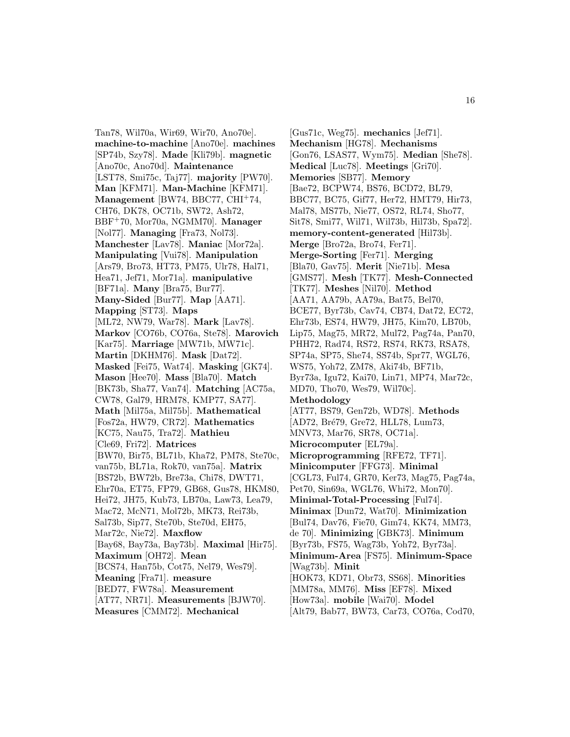Tan78, Wil70a, Wir69, Wir70, Ano70e]. **machine-to-machine** [Ano70e]. **machines** [SP74b, Szy78]. **Made** [Kli79b]. **magnetic** [Ano70c, Ano70d]. **Maintenance** [LST78, Smi75c, Taj77]. **majority** [PW70]. **Man** [KFM71]. **Man-Machine** [KFM71]. **Management** [BW74, BBC77, CHI+74, CH76, DK78, OC71b, SW72, Ash72, BBF+70, Mor70a, NGMM70]. **Manager** [Nol77]. **Managing** [Fra73, Nol73]. **Manchester** [Lav78]. **Maniac** [Mor72a]. **Manipulating** [Vui78]. **Manipulation** [Ars79, Bro73, HT73, PM75, Ulr78, Hal71, Hea71, Jef71, Mor71a]. **manipulative** [BF71a]. **Many** [Bra75, Bur77]. **Many-Sided** [Bur77]. **Map** [AA71]. **Mapping** [ST73]. **Maps** [ML72, NW79, War78]. **Mark** [Lav78]. **Markov** [CO76b, CO76a, Ste78]. **Marovich** [Kar75]. **Marriage** [MW71b, MW71c]. **Martin** [DKHM76]. **Mask** [Dat72]. **Masked** [Fei75, Wat74]. **Masking** [GK74]. **Mason** [Hee70]. **Mass** [Bla70]. **Match** [BK73b, Sha77, Van74]. **Matching** [AC75a, CW78, Gal79, HRM78, KMP77, SA77]. **Math** [Mil75a, Mil75b]. **Mathematical** [Fos72a, HW79, CR72]. **Mathematics** [KC75, Nau75, Tra72]. **Mathieu** [Cle69, Fri72]. **Matrices** [BW70, Bir75, BL71b, Kha72, PM78, Ste70c, van75b, BL71a, Rok70, van75a]. **Matrix** [BS72b, BW72b, Bre73a, Chi78, DWT71, Ehr70a, ET75, FP79, GB68, Gus78, HKM80, Hei72, JH75, Kub73, LB70a, Law73, Lea79, Mac72, McN71, Mol72b, MK73, Rei73b, Sal73b, Sip77, Ste70b, Ste70d, EH75, Mar72c, Nie72]. **Maxflow** [Bay68, Bay73a, Bay73b]. **Maximal** [Hir75]. **Maximum** [OH72]. **Mean** [BCS74, Han75b, Cot75, Nel79, Wes79]. **Meaning** [Fra71]. **measure** [BED77, FW78a]. **Measurement** [AT77, NR71]. **Measurements** [BJW70]. **Measures** [CMM72]. **Mechanical** [Gus71c, Weg75]. **mechanics** [Jef71]. **Mechanism** [HG78]. **Mechanisms** [Gon76, LSAS77, Wym75]. **Median** [She78]. **Medical** [Luc78]. **Meetings** [Gri70]. **Memories** [SB77]. **Memory** [Bae72, BCPW74, BS76, BCD72, BL79, BBC77, BC75, Gif77, Her72, HMT79, Hir73, Mal78, MS77b, Nie77, OS72, RL74, Sho77, Sit78, Smi77, Wil71, Wil73b, Hil73b, Spa72]. **memory-content-generated** [Hil73b]. **Merge** [Bro72a, Bro74, Fer71]. **Merge-Sorting** [Fer71]. **Merging** [Bla70, Gav75]. **Merit** [Nie71b]. **Mesa** [GMS77]. **Mesh** [TK77]. **Mesh-Connected** [TK77]. **Meshes** [Nil70]. **Method** [AA71, AA79b, AA79a, Bat75, Bel70, BCE77, Byr73b, Cav74, CB74, Dat72, EC72, Ehr73b, ES74, HW79, JH75, Kim70, LB70b, Lip75, Mag75, MR72, Mul72, Pag74a, Pan70, PHH72, Rad74, RS72, RS74, RK73, RSA78, SP74a, SP75, She74, SS74b, Spr77, WGL76, WS75, Yoh72, ZM78, Aki74b, BF71b, Byr73a, Igu72, Kai70, Lin71, MP74, Mar72c, MD70, Tho70, Wes79, Wil70c]. **Methodology** [AT77, BS79, Gen72b, WD78]. **Methods** [AD72, Bré79, Gre72, HLL78, Lum73, MNV73, Mar76, SR78, OC71a]. **Microcomputer** [EL79a]. **Microprogramming** [RFE72, TF71]. **Minicomputer** [FFG73]. **Minimal** [CGL73, Ful74, GR70, Ker73, Mag75, Pag74a, Pet70, Sin69a, WGL76, Whi72, Mon70]. **Minimal-Total-Processing** [Ful74]. **Minimax** [Dun72, Wat70]. **Minimization** [Bul74, Dav76, Fie70, Gim74, KK74, MM73, de 70]. **Minimizing** [GBK73]. **Minimum** [Byr73b, FS75, Wag73b, Yoh72, Byr73a]. **Minimum-Area** [FS75]. **Minimum-Space** [Wag73b]. **Minit** [HOK73, KD71, Obr73, SS68]. **Minorities** [MM78a, MM76]. **Miss** [EF78]. **Mixed** [How73a]. **mobile** [Wai70]. **Model** [Alt79, Bab77, BW73, Car73, CO76a, Cod70,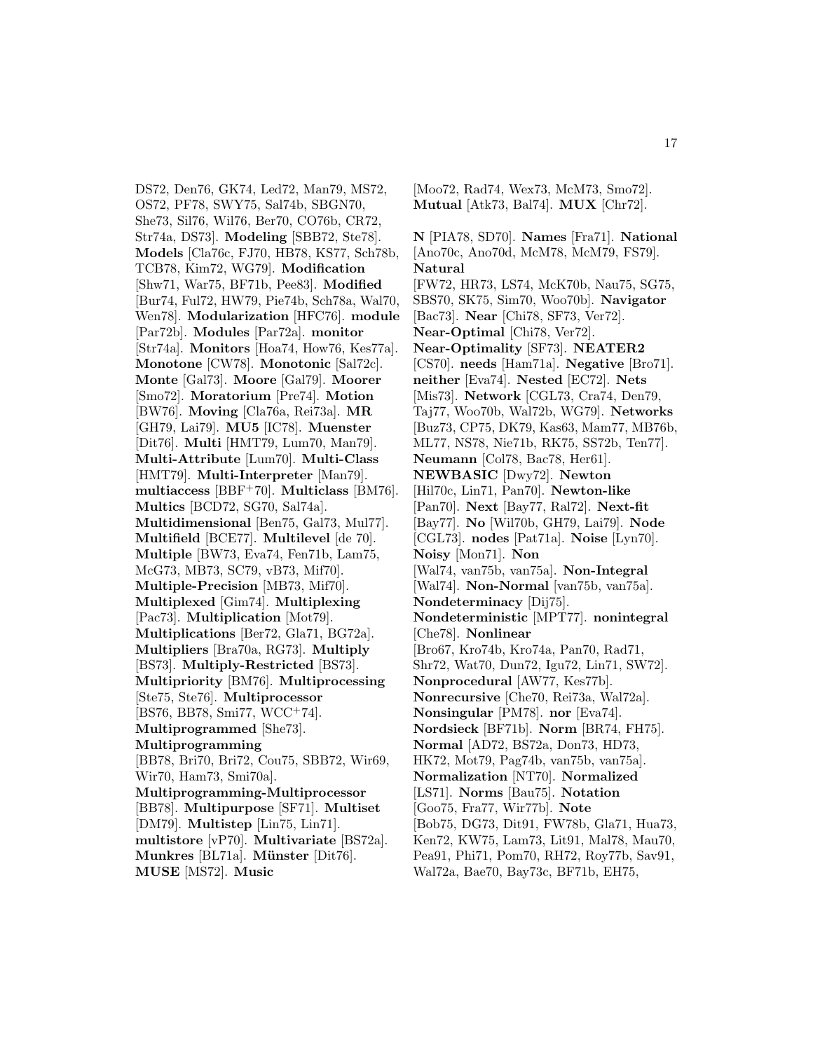DS72, Den76, GK74, Led72, Man79, MS72, OS72, PF78, SWY75, Sal74b, SBGN70, She73, Sil76, Wil76, Ber70, CO76b, CR72, Str74a, DS73]. **Modeling** [SBB72, Ste78]. **Models** [Cla76c, FJ70, HB78, KS77, Sch78b, TCB78, Kim72, WG79]. **Modification** [Shw71, War75, BF71b, Pee83]. **Modified** [Bur74, Ful72, HW79, Pie74b, Sch78a, Wal70, Wen78]. **Modularization** [HFC76]. **module** [Par72b]. **Modules** [Par72a]. **monitor** [Str74a]. **Monitors** [Hoa74, How76, Kes77a]. **Monotone** [CW78]. **Monotonic** [Sal72c]. **Monte** [Gal73]. **Moore** [Gal79]. **Moorer** [Smo72]. **Moratorium** [Pre74]. **Motion** [BW76]. **Moving** [Cla76a, Rei73a]. **MR** [GH79, Lai79]. **MU5** [IC78]. **Muenster** [Dit76]. **Multi** [HMT79, Lum70, Man79]. **Multi-Attribute** [Lum70]. **Multi-Class** [HMT79]. **Multi-Interpreter** [Man79]. **multiaccess** [BBF+70]. **Multiclass** [BM76]. **Multics** [BCD72, SG70, Sal74a]. **Multidimensional** [Ben75, Gal73, Mul77]. **Multifield** [BCE77]. **Multilevel** [de 70]. **Multiple** [BW73, Eva74, Fen71b, Lam75, McG73, MB73, SC79, vB73, Mif70]. **Multiple-Precision** [MB73, Mif70]. **Multiplexed** [Gim74]. **Multiplexing** [Pac73]. **Multiplication** [Mot79]. **Multiplications** [Ber72, Gla71, BG72a]. **Multipliers** [Bra70a, RG73]. **Multiply** [BS73]. **Multiply-Restricted** [BS73]. **Multipriority** [BM76]. **Multiprocessing** [Ste75, Ste76]. **Multiprocessor** [BS76, BB78, Smi77, WCC+74]. **Multiprogrammed** [She73]. **Multiprogramming** [BB78, Bri70, Bri72, Cou75, SBB72, Wir69, Wir70, Ham73, Smi70a]. **Multiprogramming-Multiprocessor** [BB78]. **Multipurpose** [SF71]. **Multiset** [DM79]. **Multistep** [Lin75, Lin71]. **multistore** [vP70]. **Multivariate** [BS72a]. **Munkres** [BL71a]. **Münster** [Dit76]. **MUSE** [MS72]. **Music** [Moo72, Rad74, Wex73, McM73, Smo72]. **Mutual** [Atk73, Bal74]. **MUX** [Chr72].

**N** [PIA78, SD70]. **Names** [Fra71]. **National** [Ano70c, Ano70d, McM78, McM79, FS79]. **Natural** [FW72, HR73, LS74, McK70b, Nau75, SG75, SBS70, SK75, Sim70, Woo70b]. **Navigator** [Bac73]. **Near** [Chi78, SF73, Ver72]. **Near-Optimal** [Chi78, Ver72]. **Near-Optimality** [SF73]. **NEATER2** [CS70]. **needs** [Ham71a]. **Negative** [Bro71]. **neither** [Eva74]. **Nested** [EC72]. **Nets** [Mis73]. **Network** [CGL73, Cra74, Den79, Taj77, Woo70b, Wal72b, WG79]. **Networks** [Buz73, CP75, DK79, Kas63, Mam77, MB76b, ML77, NS78, Nie71b, RK75, SS72b, Ten77]. **Neumann** [Col78, Bac78, Her61]. **NEWBASIC** [Dwy72]. **Newton** [Hil70c, Lin71, Pan70]. **Newton-like** [Pan70]. **Next** [Bay77, Ral72]. **Next-fit** [Bay77]. **No** [Wil70b, GH79, Lai79]. **Node** [CGL73]. **nodes** [Pat71a]. **Noise** [Lyn70]. **Noisy** [Mon71]. **Non** [Wal74, van75b, van75a]. **Non-Integral** [Wal74]. **Non-Normal** [van75b, van75a]. **Nondeterminacy** [Dij75]. **Nondeterministic** [MPT77]. **nonintegral** [Che78]. **Nonlinear** [Bro67, Kro74b, Kro74a, Pan70, Rad71, Shr72, Wat70, Dun72, Igu72, Lin71, SW72]. **Nonprocedural** [AW77, Kes77b]. **Nonrecursive** [Che70, Rei73a, Wal72a]. **Nonsingular** [PM78]. **nor** [Eva74]. **Nordsieck** [BF71b]. **Norm** [BR74, FH75]. **Normal** [AD72, BS72a, Don73, HD73, HK72, Mot79, Pag74b, van75b, van75a]. **Normalization** [NT70]. **Normalized** [LS71]. **Norms** [Bau75]. **Notation** [Goo75, Fra77, Wir77b]. **Note** [Bob75, DG73, Dit91, FW78b, Gla71, Hua73, Ken72, KW75, Lam73, Lit91, Mal78, Mau70, Pea91, Phi71, Pom70, RH72, Roy77b, Sav91, Wal72a, Bae70, Bay73c, BF71b, EH75,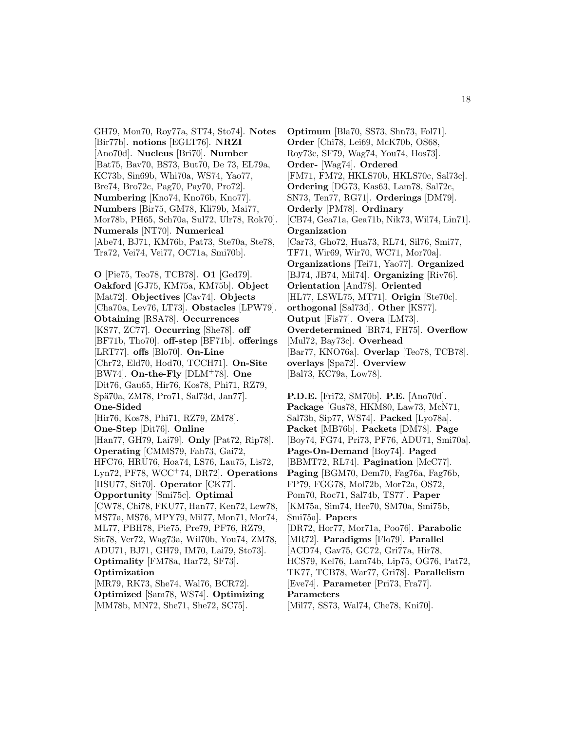GH79, Mon70, Roy77a, ST74, Sto74]. **Notes** [Bir77b]. **notions** [EGLT76]. **NRZI** [Ano70d]. **Nucleus** [Bri70]. **Number** [Bat75, Bav70, BS73, But70, De 73, EL79a, KC73b, Sin69b, Whi70a, WS74, Yao77, Bre74, Bro72c, Pag70, Pay70, Pro72]. **Numbering** [Kno74, Kno76b, Kno77]. **Numbers** [Bir75, GM78, Kli79b, Mai77, Mor78b, PH65, Sch70a, Sul72, Ulr78, Rok70]. **Numerals** [NT70]. **Numerical** [Abe74, BJ71, KM76b, Pat73, Ste70a, Ste78, Tra72, Vei74, Vei77, OC71a, Smi70b].

**O** [Pie75, Teo78, TCB78]. **O1** [Ged79]. **Oakford** [GJ75, KM75a, KM75b]. **Object** [Mat72]. **Objectives** [Cav74]. **Objects** [Cha70a, Lev76, LT73]. **Obstacles** [LPW79]. **Obtaining** [RSA78]. **Occurrences** [KS77, ZC77]. **Occurring** [She78]. **off** [BF71b, Tho70]. **off-step** [BF71b]. **offerings** [LRT77]. **offs** [Blo70]. **On-Line** [Chr72, Eld70, Hod70, TCCH71]. **On-Site** [BW74]. **On-the-Fly** [DLM$^+$78]. **One** [Dit76, Gau65, Hir76, Kos78, Phi71, RZ79, Spä70a, ZM78, Pro71, Sal73d, Jan77]. **One-Sided** [Hir76, Kos78, Phi71, RZ79, ZM78]. **One-Step** [Dit76]. **Online** [Han77, GH79, Lai79]. **Only** [Pat72, Rip78]. **Operating** [CMMS79, Fab73, Gai72, HFC76, HRU76, Hoa74, LS76, Lau75, Lis72, Lyn72, PF78, WCC$^+$74, DR72]. **Operations** [HSU77, Sit70]. **Operator** [CK77]. **Opportunity** [Smi75c]. **Optimal** [CW78, Chi78, FKU77, Han77, Ken72, Lew78, MS77a, MS76, MPY79, Mil77, Mon71, Mor74, ML77, PBH78, Pie75, Pre79, PF76, RZ79, Sit78, Ver72, Wag73a, Wil70b, You74, ZM78, ADU71, BJ71, GH79, IM70, Lai79, Sto73]. **Optimality** [FM78a, Har72, SF73]. **Optimization** [MR79, RK73, She74, Wal76, BCR72]. **Optimized** [Sam78, WS74]. **Optimizing** [MM78b, MN72, She71, She72, SC75].

**Optimum** [Bla70, SS73, Shn73, Fol71]. **Order** [Chi78, Lei69, McK70b, OS68, Roy73c, SF79, Wag74, You74, Hos73]. **Order-** [Wag74]. **Ordered** [FM71, FM72, HKLS70b, HKLS70c, Sal73c]. **Ordering** [DG73, Kas63, Lam78, Sal72c, SN73, Ten77, RG71]. **Orderings** [DM79]. **Orderly** [PM78]. **Ordinary** [CB74, Gea71a, Gea71b, Nik73, Wil74, Lin71]. **Organization** [Car73, Gho72, Hua73, RL74, Sil76, Smi77, TF71, Wir69, Wir70, WC71, Mor70a]. **Organizations** [Tei71, Yao77]. **Organized** [BJ74, JB74, Mil74]. **Organizing** [Riv76]. **Orientation** [And78]. **Oriented** [HL77, LSWL75, MT71]. **Origin** [Ste70c]. **orthogonal** [Sal73d]. **Other** [KS77]. **Output** [Fis77]. **Overa** [LM73]. **Overdetermined** [BR74, FH75]. **Overflow** [Mul72, Bay73c]. **Overhead** [Bar77, KNO76a]. **Overlap** [Teo78, TCB78]. **overlays** [Spa72]. **Overview** [Bal73, KC79a, Low78].

**P.D.E.** [Fri72, SM70b]. **P.E.** [Ano70d]. **Package** [Gus78, HKM80, Law73, McN71, Sal73b, Sip77, WS74]. **Packed** [Lyo78a]. **Packet** [MB76b]. **Packets** [DM78]. **Page** [Boy74, FG74, Pri73, PF76, ADU71, Smi70a]. **Page-On-Demand** [Boy74]. **Paged** [BBMT72, RL74]. **Pagination** [McC77]. **Paging** [BGM70, Dem70, Fag76a, Fag76b, FP79, FGG78, Mol72b, Mor72a, OS72, Pom70, Roc71, Sal74b, TS77]. **Paper** [KM75a, Sim74, Hee70, SM70a, Smi75b, Smi75a]. **Papers** [DR72, Hor77, Mor71a, Poo76]. **Parabolic** [MR72]. **Paradigms** [Flo79]. **Parallel** [ACD74, Gav75, GC72, Gri77a, Hir78, HCS79, Kel76, Lam74b, Lip75, OG76, Pat72, TK77, TCB78, War77, Gri78]. **Parallelism** [Eve74]. **Parameter** [Pri73, Fra77]. **Parameters** [Mil77, SS73, Wal74, Che78, Kni70].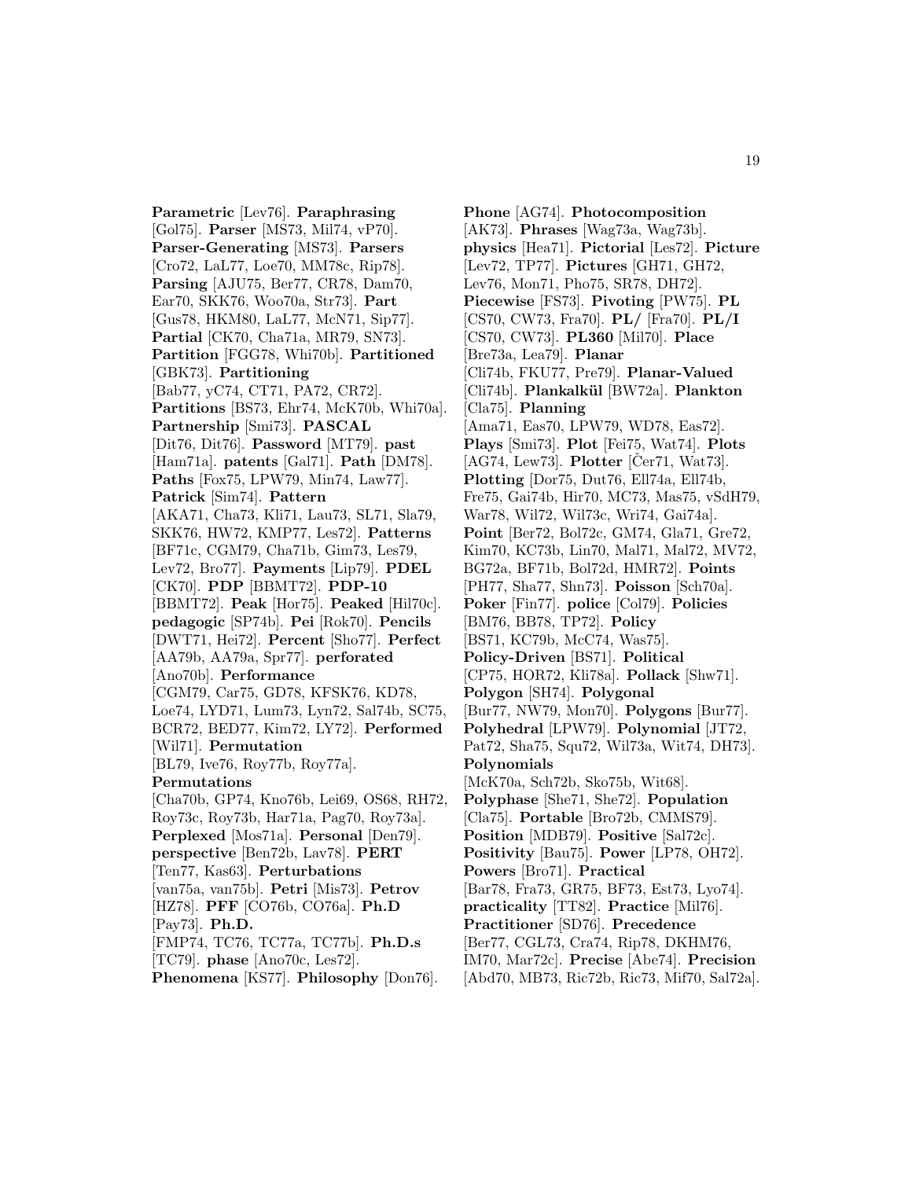**Parametric** [Lev76]. **Paraphrasing** [Gol75]. **Parser** [MS73, Mil74, vP70]. **Parser-Generating** [MS73]. **Parsers** [Cro72, LaL77, Loe70, MM78c, Rip78]. **Parsing** [AJU75, Ber77, CR78, Dam70, Ear70, SKK76, Woo70a, Str73]. **Part** [Gus78, HKM80, LaL77, McN71, Sip77]. **Partial** [CK70, Cha71a, MR79, SN73]. **Partition** [FGG78, Whi70b]. **Partitioned** [GBK73]. **Partitioning** [Bab77, yC74, CT71, PA72, CR72]. **Partitions** [BS73, Ehr74, McK70b, Whi70a]. **Partnership** [Smi73]. **PASCAL** [Dit76, Dit76]. **Password** [MT79]. **past** [Ham71a]. **patents** [Gal71]. **Path** [DM78]. **Paths** [Fox75, LPW79, Min74, Law77]. **Patrick** [Sim74]. **Pattern** [AKA71, Cha73, Kli71, Lau73, SL71, Sla79, SKK76, HW72, KMP77, Les72]. **Patterns** [BF71c, CGM79, Cha71b, Gim73, Les79, Lev72, Bro77]. **Payments** [Lip79]. **PDEL** [CK70]. **PDP** [BBMT72]. **PDP-10** [BBMT72]. **Peak** [Hor75]. **Peaked** [Hil70c]. **pedagogic** [SP74b]. **Pei** [Rok70]. **Pencils** [DWT71, Hei72]. **Percent** [Sho77]. **Perfect** [AA79b, AA79a, Spr77]. **perforated** [Ano70b]. **Performance** [CGM79, Car75, GD78, KFSK76, KD78, Loe74, LYD71, Lum73, Lyn72, Sal74b, SC75, BCR72, BED77, Kim72, LY72]. **Performed** [Wil71]. **Permutation** [BL79, Ive76, Roy77b, Roy77a]. **Permutations** [Cha70b, GP74, Kno76b, Lei69, OS68, RH72, Roy73c, Roy73b, Har71a, Pag70, Roy73a]. **Perplexed** [Mos71a]. **Personal** [Den79]. **perspective** [Ben72b, Lav78]. **PERT** [Ten77, Kas63]. **Perturbations** [van75a, van75b]. **Petri** [Mis73]. **Petrov** [HZ78]. **PFF** [CO76b, CO76a]. **Ph.D** [Pay73]. **Ph.D.** [FMP74, TC76, TC77a, TC77b]. **Ph.D.s** [TC79]. **phase** [Ano70c, Les72]. **Phenomena** [KS77]. **Philosophy** [Don76]. **Phone** [AG74]. **Photocomposition** [AK73]. **Phrases** [Wag73a, Wag73b]. **physics** [Hea71]. **Pictorial** [Les72]. **Picture** [Lev72, TP77]. **Pictures** [GH71, GH72, Lev76, Mon71, Pho75, SR78, DH72]. **Piecewise** [FS73]. **Pivoting** [PW75]. **PL** [CS70, CW73, Fra70]. **PL/** [Fra70]. **PL/I** [CS70, CW73]. **PL360** [Mil70]. **Place** [Bre73a, Lea79]. **Planar** [Cli74b, FKU77, Pre79]. **Planar-Valued** [Cli74b]. **Plankalkül** [BW72a]. **Plankton** [Cla75]. **Planning** [Ama71, Eas70, LPW79, WD78, Eas72]. **Plays** [Smi73]. **Plot** [Fei75, Wat74]. **Plots** [AG74, Lew73]. **Plotter** [Čer71, Wat73]. **Plotting** [Dor75, Dut76, Ell74a, Ell74b, Fre75, Gai74b, Hir70, MC73, Mas75, vSdH79, War78, Wil72, Wil73c, Wri74, Gai74a]. **Point** [Ber72, Bol72c, GM74, Gla71, Gre72, Kim70, KC73b, Lin70, Mal71, Mal72, MV72, BG72a, BF71b, Bol72d, HMR72]. **Points** [PH77, Sha77, Shn73]. **Poisson** [Sch70a]. **Poker** [Fin77]. **police** [Col79]. **Policies** [BM76, BB78, TP72]. **Policy** [BS71, KC79b, McC74, Was75]. **Policy-Driven** [BS71]. **Political** [CP75, HOR72, Kli78a]. **Pollack** [Shw71]. **Polygon** [SH74]. **Polygonal** [Bur77, NW79, Mon70]. **Polygons** [Bur77]. **Polyhedral** [LPW79]. **Polynomial** [JT72, Pat72, Sha75, Squ72, Wil73a, Wit74, DH73]. **Polynomials** [McK70a, Sch72b, Sko75b, Wit68]. **Polyphase** [She71, She72]. **Population** [Cla75]. **Portable** [Bro72b, CMMS79]. **Position** [MDB79]. **Positive** [Sal72c]. **Positivity** [Bau75]. **Power** [LP78, OH72]. **Powers** [Bro71]. **Practical** [Bar78, Fra73, GR75, BF73, Est73, Lyo74]. **practicality** [TT82]. **Practice** [Mil76]. **Practitioner** [SD76]. **Precedence** [Ber77, CGL73, Cra74, Rip78, DKHM76, IM70, Mar72c]. **Precise** [Abe74]. **Precision** [Abd70, MB73, Ric72b, Ric73, Mif70, Sal72a].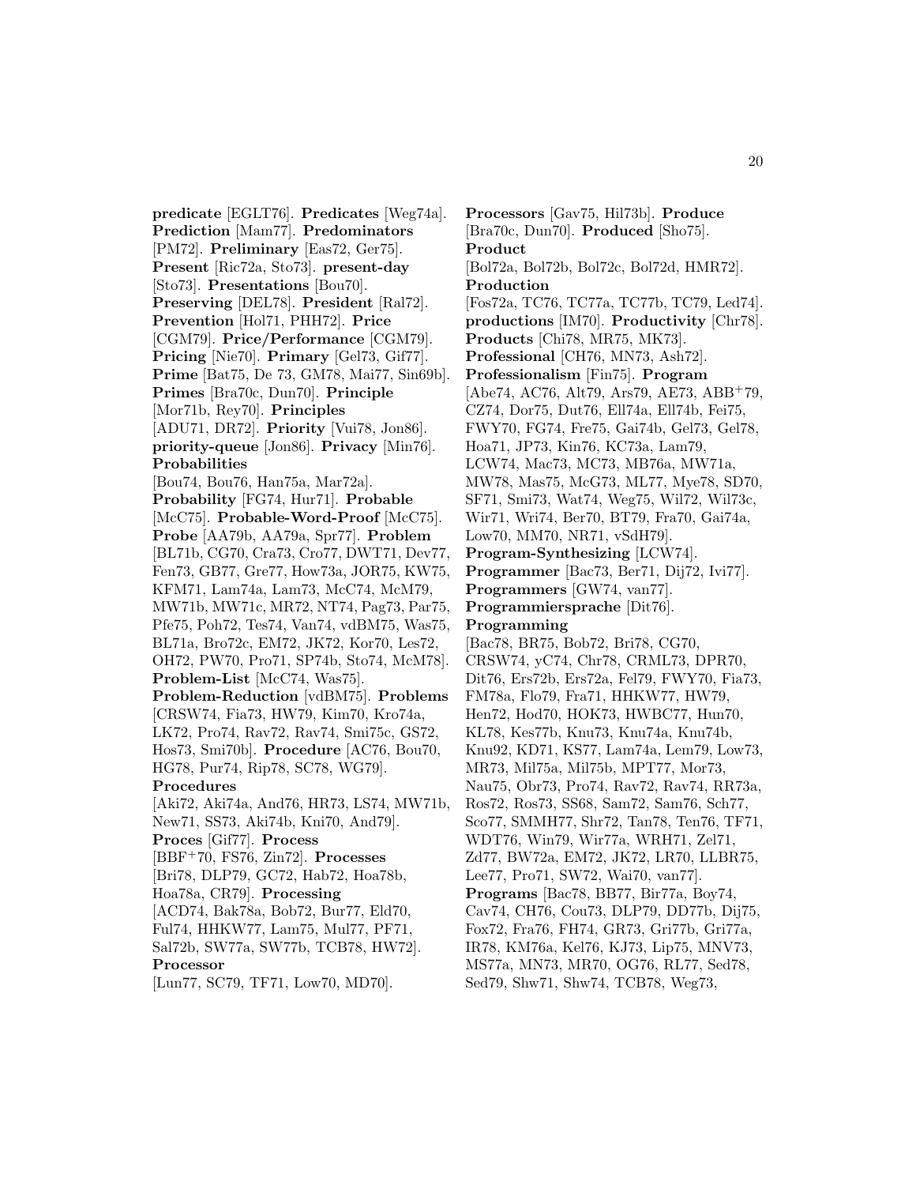**predicate** [EGLT76]. **Predicates** [Weg74a]. **Prediction** [Mam77]. **Predominators** [PM72]. **Preliminary** [Eas72, Ger75]. **Present** [Ric72a, Sto73]. **present-day** [Sto73]. **Presentations** [Bou70]. **Preserving** [DEL78]. **President** [Ral72]. **Prevention** [Hol71, PHH72]. **Price** [CGM79]. **Price/Performance** [CGM79]. **Pricing** [Nie70]. **Primary** [Gel73, Gif77]. **Prime** [Bat75, De 73, GM78, Mai77, Sin69b]. **Primes** [Bra70c, Dun70]. **Principle** [Mor71b, Rey70]. **Principles** [ADU71, DR72]. **Priority** [Vui78, Jon86]. **priority-queue** [Jon86]. **Privacy** [Min76]. **Probabilities** [Bou74, Bou76, Han75a, Mar72a]. **Probability** [FG74, Hur71]. **Probable** [McC75]. **Probable-Word-Proof** [McC75]. **Probe** [AA79b, AA79a, Spr77]. **Problem** [BL71b, CG70, Cra73, Cro77, DWT71, Dev77, Fen73, GB77, Gre77, How73a, JOR75, KW75, KFM71, Lam74a, Lam73, McC74, McM79, MW71b, MW71c, MR72, NT74, Pag73, Par75, Pfe75, Poh72, Tes74, Van74, vdBM75, Was75, BL71a, Bro72c, EM72, JK72, Kor70, Les72, OH72, PW70, Pro71, SP74b, Sto74, McM78]. **Problem-List** [McC74, Was75]. **Problem-Reduction** [vdBM75]. **Problems** [CRSW74, Fia73, HW79, Kim70, Kro74a, LK72, Pro74, Rav72, Rav74, Smi75c, GS72, Hos73, Smi70b]. **Procedure** [AC76, Bou70, HG78, Pur74, Rip78, SC78, WG79]. **Procedures** [Aki72, Aki74a, And76, HR73, LS74, MW71b, New71, SS73, Aki74b, Kni70, And79]. **Proces** [Gif77]. **Process** [BBF+70, FS76, Zin72]. **Processes** [Bri78, DLP79, GC72, Hab72, Hoa78b, Hoa78a, CR79]. **Processing** [ACD74, Bak78a, Bob72, Bur77, Eld70, Ful74, HHKW77, Lam75, Mul77, PF71, Sal72b, SW77a, SW77b, TCB78, HW72]. **Processor** [Lun77, SC79, TF71, Low70, MD70].

**Processors** [Gav75, Hil73b]. **Produce** [Bra70c, Dun70]. **Produced** [Sho75]. **Product** [Bol72a, Bol72b, Bol72c, Bol72d, HMR72]. **Production** [Fos72a, TC76, TC77a, TC77b, TC79, Led74]. **productions** [IM70]. **Productivity** [Chr78]. **Products** [Chi78, MR75, MK73]. **Professional** [CH76, MN73, Ash72]. **Professionalism** [Fin75]. **Program** [Abe74, AC76, Alt79, Ars79, AE73, ABB+79, CZ74, Dor75, Dut76, Ell74a, Ell74b, Fei75, FWY70, FG74, Fre75, Gai74b, Gel73, Gel78, Hoa71, JP73, Kin76, KC73a, Lam79, LCW74, Mac73, MC73, MB76a, MW71a, MW78, Mas75, McG73, ML77, Mye78, SD70, SF71, Smi73, Wat74, Weg75, Wil72, Wil73c, Wir71, Wri74, Ber70, BT79, Fra70, Gai74a, Low70, MM70, NR71, vSdH79]. **Program-Synthesizing** [LCW74]. **Programmer** [Bac73, Ber71, Dij72, Ivi77]. **Programmers** [GW74, van77]. **Programmiersprache** [Dit76]. **Programming** [Bac78, BR75, Bob72, Bri78, CG70, CRSW74, yC74, Chr78, CRML73, DPR70, Dit76, Ers72b, Ers72a, Fel79, FWY70, Fia73, FM78a, Flo79, Fra71, HHKW77, HW79, Hen72, Hod70, HOK73, HWBC77, Hun70, KL78, Kes77b, Knu73, Knu74a, Knu74b, Knu92, KD71, KS77, Lam74a, Lem79, Low73, MR73, Mil75a, Mil75b, MPT77, Mor73, Nau75, Obr73, Pro74, Rav72, Rav74, RR73a, Ros72, Ros73, SS68, Sam72, Sam76, Sch77, Sco77, SMMH77, Shr72, Tan78, Ten76, TF71, WDT76, Win79, Wir77a, WRH71, Zel71, Zd77, BW72a, EM72, JK72, LR70, LLBR75, Lee77, Pro71, SW72, Wai70, van77]. **Programs** [Bac78, BB77, Bir77a, Boy74, Cav74, CH76, Cou73, DLP79, DD77b, Dij75, Fox72, Fra76, FH74, GR73, Gri77b, Gri77a, IR78, KM76a, Kel76, KJ73, Lip75, MNV73, MS77a, MN73, MR70, OG76, RL77, Sed78, Sed79, Shw71, Shw74, TCB78, Weg73,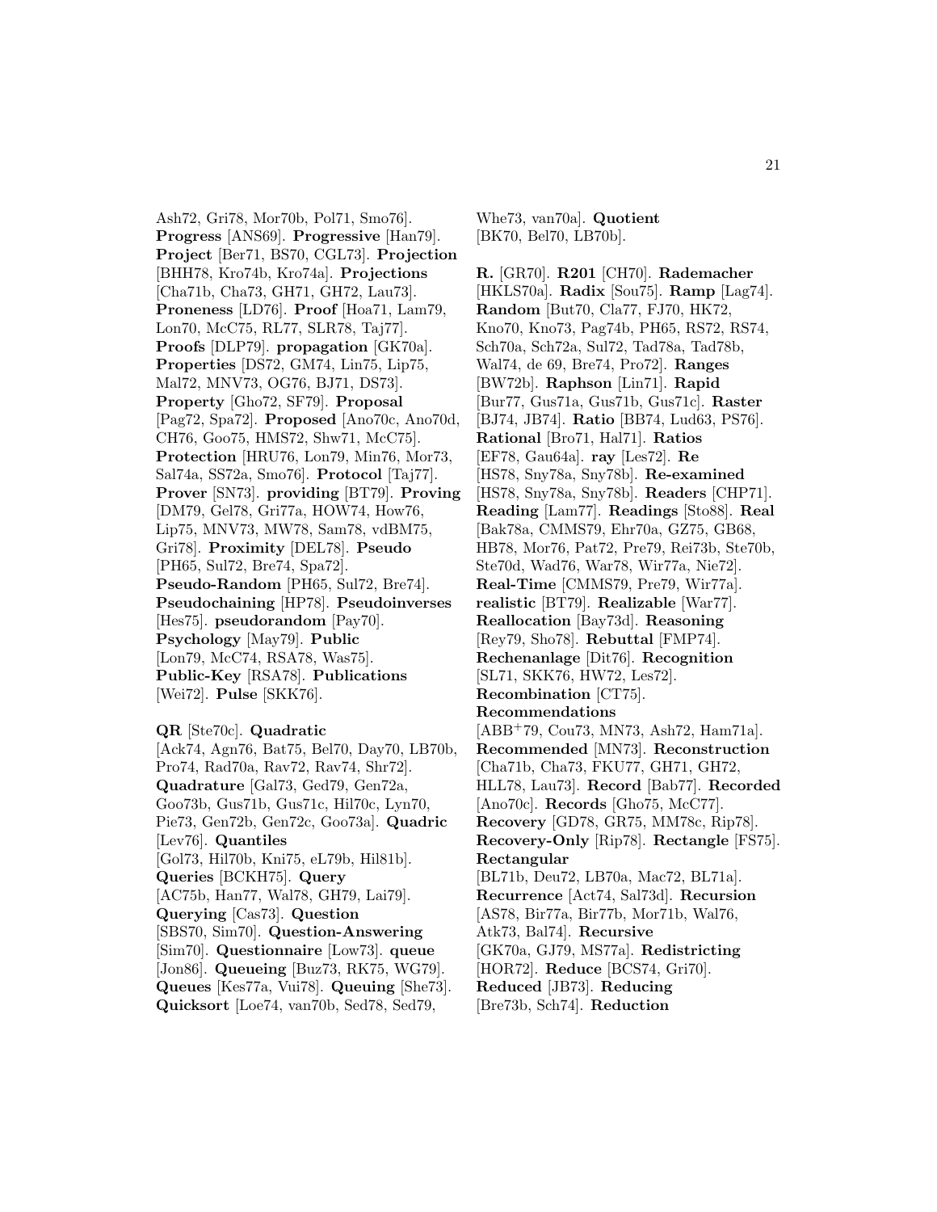Ash72, Gri78, Mor70b, Pol71, Smo76]. **Progress** [ANS69]. **Progressive** [Han79]. **Project** [Ber71, BS70, CGL73]. **Projection** [BHH78, Kro74b, Kro74a]. **Projections** [Cha71b, Cha73, GH71, GH72, Lau73]. **Proneness** [LD76]. **Proof** [Hoa71, Lam79, Lon70, McC75, RL77, SLR78, Taj77]. **Proofs** [DLP79]. **propagation** [GK70a]. **Properties** [DS72, GM74, Lin75, Lip75, Mal72, MNV73, OG76, BJ71, DS73]. **Property** [Gho72, SF79]. **Proposal** [Pag72, Spa72]. **Proposed** [Ano70c, Ano70d, CH76, Goo75, HMS72, Shw71, McC75]. **Protection** [HRU76, Lon79, Min76, Mor73, Sal74a, SS72a, Smo76]. **Protocol** [Taj77]. **Prover** [SN73]. **providing** [BT79]. **Proving** [DM79, Gel78, Gri77a, HOW74, How76, Lip75, MNV73, MW78, Sam78, vdBM75, Gri78]. **Proximity** [DEL78]. **Pseudo** [PH65, Sul72, Bre74, Spa72]. **Pseudo-Random** [PH65, Sul72, Bre74]. **Pseudochaining** [HP78]. **Pseudoinverses** [Hes75]. **pseudorandom** [Pay70]. **Psychology** [May79]. **Public** [Lon79, McC74, RSA78, Was75]. **Public-Key** [RSA78]. **Publications** [Wei72]. **Pulse** [SKK76].

**QR** [Ste70c]. **Quadratic** [Ack74, Agn76, Bat75, Bel70, Day70, LB70b, Pro74, Rad70a, Rav72, Rav74, Shr72]. **Quadrature** [Gal73, Ged79, Gen72a, Goo73b, Gus71b, Gus71c, Hil70c, Lyn70, Pie73, Gen72b, Gen72c, Goo73a]. **Quadric** [Lev76]. **Quantiles** [Gol73, Hil70b, Kni75, eL79b, Hil81b]. **Queries** [BCKH75]. **Query** [AC75b, Han77, Wal78, GH79, Lai79]. **Querying** [Cas73]. **Question** [SBS70, Sim70]. **Question-Answering** [Sim70]. **Questionnaire** [Low73]. **queue** [Jon86]. **Queueing** [Buz73, RK75, WG79]. **Queues** [Kes77a, Vui78]. **Queuing** [She73]. **Quicksort** [Loe74, van70b, Sed78, Sed79, Whe73, van70a]. **Quotient** [BK70, Bel70, LB70b].

**R.** [GR70]. **R201** [CH70]. **Rademacher** [HKLS70a]. **Radix** [Sou75]. **Ramp** [Lag74]. **Random** [But70, Cla77, FJ70, HK72, Kno70, Kno73, Pag74b, PH65, RS72, RS74, Sch70a, Sch72a, Sul72, Tad78a, Tad78b, Wal74, de 69, Bre74, Pro72]. **Ranges** [BW72b]. **Raphson** [Lin71]. **Rapid** [Bur77, Gus71a, Gus71b, Gus71c]. **Raster** [BJ74, JB74]. **Ratio** [BB74, Lud63, PS76]. **Rational** [Bro71, Hal71]. **Ratios** [EF78, Gau64a]. **ray** [Les72]. **Re** [HS78, Sny78a, Sny78b]. **Re-examined** [HS78, Sny78a, Sny78b]. **Readers** [CHP71]. **Reading** [Lam77]. **Readings** [Sto88]. **Real** [Bak78a, CMMS79, Ehr70a, GZ75, GB68, HB78, Mor76, Pat72, Pre79, Rei73b, Ste70b, Ste70d, Wad76, War78, Wir77a, Nie72]. **Real-Time** [CMMS79, Pre79, Wir77a]. **realistic** [BT79]. **Realizable** [War77]. **Reallocation** [Bay73d]. **Reasoning** [Rey79, Sho78]. **Rebuttal** [FMP74]. **Rechenanlage** [Dit76]. **Recognition** [SL71, SKK76, HW72, Les72]. **Recombination** [CT75]. **Recommendations** [ABB+79, Cou73, MN73, Ash72, Ham71a]. **Recommended** [MN73]. **Reconstruction** [Cha71b, Cha73, FKU77, GH71, GH72, HLL78, Lau73]. **Record** [Bab77]. **Recorded** [Ano70c]. **Records** [Gho75, McC77]. **Recovery** [GD78, GR75, MM78c, Rip78]. **Recovery-Only** [Rip78]. **Rectangle** [FS75]. **Rectangular** [BL71b, Deu72, LB70a, Mac72, BL71a]. **Recurrence** [Act74, Sal73d]. **Recursion** [AS78, Bir77a, Bir77b, Mor71b, Wal76, Atk73, Bal74]. **Recursive** [GK70a, GJ79, MS77a]. **Redistricting** [HOR72]. **Reduce** [BCS74, Gri70]. **Reduced** [JB73]. **Reducing** [Bre73b, Sch74]. **Reduction**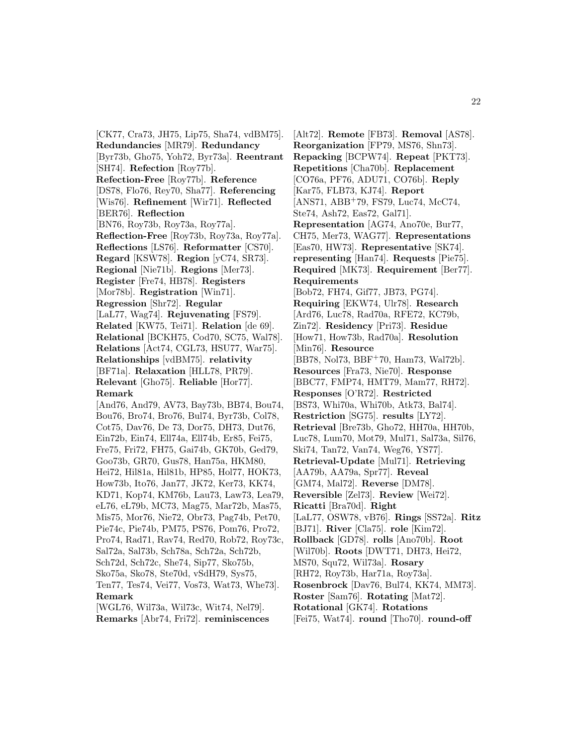[CK77, Cra73, JH75, Lip75, Sha74, vdBM75]. **Redundancies** [MR79]. **Redundancy** [Byr73b, Gho75, Yoh72, Byr73a]. **Reentrant** [SH74]. **Refection** [Roy77b]. **Refection-Free** [Roy77b]. **Reference** [DS78, Flo76, Rey70, Sha77]. **Referencing** [Wis76]. **Refinement** [Wir71]. **Reflected** [BER76]. **Reflection** [BN76, Roy73b, Roy73a, Roy77a]. **Reflection-Free** [Roy73b, Roy73a, Roy77a]. **Reflections** [LS76]. **Reformatter** [CS70]. **Regard** [KSW78]. **Region** [yC74, SR73]. **Regional** [Nie71b]. **Regions** [Mer73]. **Register** [Fre74, HB78]. **Registers** [Mor78b]. **Registration** [Win71]. **Regression** [Shr72]. **Regular** [LaL77, Wag74]. **Rejuvenating** [FS79]. **Related** [KW75, Tei71]. **Relation** [de 69]. **Relational** [BCKH75, Cod70, SC75, Wal78]. **Relations** [Act74, CGL73, HSU77, War75]. **Relationships** [vdBM75]. **relativity** [BF71a]. **Relaxation** [HLL78, PR79]. **Relevant** [Gho75]. **Reliable** [Hor77]. **Remark** [And76, And79, AV73, Bay73b, BB74, Bou74, Bou76, Bro74, Bro76, Bul74, Byr73b, Col78, Cot75, Dav76, De 73, Dor75, DH73, Dut76, Ein72b, Ein74, Ell74a, Ell74b, Er85, Fei75, Fre75, Fri72, FH75, Gai74b, GK70b, Ged79, Goo73b, GR70, Gus78, Han75a, HKM80, Hei72, Hil81a, Hil81b, HP85, Hol77, HOK73, How73b, Ito76, Jan77, JK72, Ker73, KK74, KD71, Kop74, KM76b, Lau73, Law73, Lea79, eL76, eL79b, MC73, Mag75, Mar72b, Mas75, Mis75, Mor76, Nie72, Obr73, Pag74b, Pet70, Pie74c, Pie74b, PM75, PS76, Pom76, Pro72, Pro74, Rad71, Rav74, Red70, Rob72, Roy73c, Sal72a, Sal73b, Sch78a, Sch72a, Sch72b, Sch72d, Sch72c, She74, Sip77, Sko75b, Sko75a, Sko78, Ste70d, vSdH79, Sys75, Ten77, Tes74, Vei77, Vos73, Wat73, Whe73]. **Remark** [WGL76, Wil73a, Wil73c, Wit74, Nel79]. **Remarks** [Abr74, Fri72]. **reminiscences** [Alt72]. **Remote** [FB73]. **Removal** [AS78]. **Reorganization** [FP79, MS76, Shn73]. **Repacking** [BCPW74]. **Repeat** [PKT73]. **Repetitions** [Cha70b]. **Replacement** [CO76a, PF76, ADU71, CO76b]. **Reply** [Kar75, FLB73, KJ74]. **Report** [ANS71, ABB+79, FS79, Luc74, McC74, Ste74, Ash72, Eas72, Gal71]. **Representation** [AG74, Ano70e, Bur77, CH75, Mer73, WAG77]. **Representations** [Eas70, HW73]. **Representative** [SK74]. **representing** [Han74]. **Requests** [Pie75]. **Required** [MK73]. **Requirement** [Ber77]. **Requirements** [Bob72, FH74, Gif77, JB73, PG74]. **Requiring** [EKW74, Ulr78]. **Research** [Ard76, Luc78, Rad70a, RFE72, KC79b, Zin72]. **Residency** [Pri73]. **Residue** [How71, How73b, Rad70a]. **Resolution** [Min76]. **Resource** [BB78, Nol73, BBF+70, Ham73, Wal72b]. **Resources** [Fra73, Nie70]. **Response** [BBC77, FMP74, HMT79, Mam77, RH72]. **Responses** [O'R72]. **Restricted** [BS73, Whi70a, Whi70b, Atk73, Bal74]. **Restriction** [SG75]. **results** [LY72]. **Retrieval** [Bre73b, Gho72, HH70a, HH70b, Luc78, Lum70, Mot79, Mul71, Sal73a, Sil76, Ski74, Tan72, Van74, Weg76, YS77]. **Retrieval-Update** [Mul71]. **Retrieving** [AA79b, AA79a, Spr77]. **Reveal** [GM74, Mal72]. **Reverse** [DM78]. **Reversible** [Zel73]. **Review** [Wei72]. **Ricatti** [Bra70d]. **Right** [LaL77, OSW78, vB76]. **Rings** [SS72a]. **Ritz** [BJ71]. **River** [Cla75]. **role** [Kim72]. **Rollback** [GD78]. **rolls** [Ano70b]. **Root** [Wil70b]. **Roots** [DWT71, DH73, Hei72, MS70, Squ72, Wil73a]. **Rosary** [RH72, Roy73b, Har71a, Roy73a]. **Rosenbrock** [Dav76, Bul74, KK74, MM73]. **Roster** [Sam76]. **Rotating** [Mat72]. **Rotational** [GK74]. **Rotations** [Fei75, Wat74]. **round** [Tho70]. **round-off**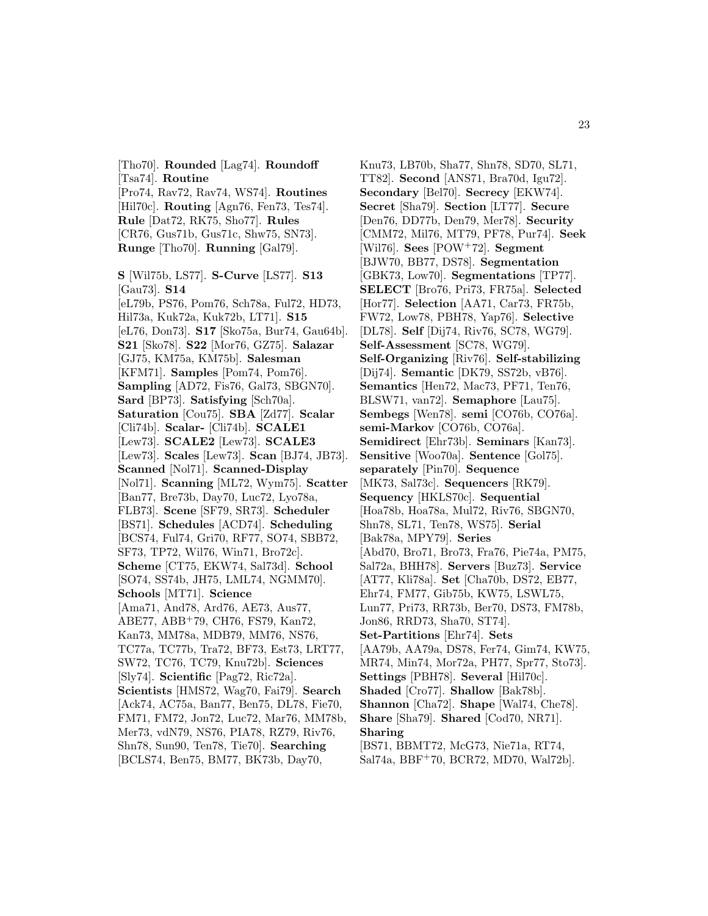[Tho70]. **Rounded** [Lag74]. **Roundoff** [Tsa74]. **Routine** [Pro74, Rav72, Rav74, WS74]. **Routines** [Hil70c]. **Routing** [Agn76, Fen73, Tes74]. **Rule** [Dat72, RK75, Sho77]. **Rules** [CR76, Gus71b, Gus71c, Shw75, SN73]. **Runge** [Tho70]. **Running** [Gal79].

**S** [Wil75b, LS77]. **S-Curve** [LS77]. **S13** [Gau73]. **S14** [eL79b, PS76, Pom76, Sch78a, Ful72, HD73, Hil73a, Kuk72a, Kuk72b, LT71]. **S15** [eL76, Don73]. **S17** [Sko75a, Bur74, Gau64b]. **S21** [Sko78]. **S22** [Mor76, GZ75]. **Salazar** [GJ75, KM75a, KM75b]. **Salesman** [KFM71]. **Samples** [Pom74, Pom76]. **Sampling** [AD72, Fis76, Gal73, SBGN70]. **Sard** [BP73]. **Satisfying** [Sch70a]. **Saturation** [Cou75]. **SBA** [Zd77]. **Scalar** [Cli74b]. **Scalar-** [Cli74b]. **SCALE1** [Lew73]. **SCALE2** [Lew73]. **SCALE3** [Lew73]. **Scales** [Lew73]. **Scan** [BJ74, JB73]. **Scanned** [Nol71]. **Scanned-Display** [Nol71]. **Scanning** [ML72, Wym75]. **Scatter** [Ban77, Bre73b, Day70, Luc72, Lyo78a, FLB73]. **Scene** [SF79, SR73]. **Scheduler** [BS71]. **Schedules** [ACD74]. **Scheduling** [BCS74, Ful74, Gri70, RF77, SO74, SBB72, SF73, TP72, Wil76, Win71, Bro72c]. **Scheme** [CT75, EKW74, Sal73d]. **School** [SO74, SS74b, JH75, LML74, NGMM70]. **Schools** [MT71]. **Science** [Ama71, And78, Ard76, AE73, Aus77, ABE77, ABB+79, CH76, FS79, Kan72, Kan73, MM78a, MDB79, MM76, NS76, TC77a, TC77b, Tra72, BF73, Est73, LRT77, SW72, TC76, TC79, Knu72b]. **Sciences** [Sly74]. **Scientific** [Pag72, Ric72a]. **Scientists** [HMS72, Wag70, Fai79]. **Search** [Ack74, AC75a, Ban77, Ben75, DL78, Fie70, FM71, FM72, Jon72, Luc72, Mar76, MM78b, Mer73, vdN79, NS76, PIA78, RZ79, Riv76, Shn78, Sun90, Ten78, Tie70]. **Searching** [BCLS74, Ben75, BM77, BK73b, Day70, Knu73, LB70b, Sha77, Shn78, SD70, SL71, TT82]. **Second** [ANS71, Bra70d, Igu72]. **Secondary** [Bel70]. **Secrecy** [EKW74]. **Secret** [Sha79]. **Section** [LT77]. **Secure** [Den76, DD77b, Den79, Mer78]. **Security** [CMM72, Mil76, MT79, PF78, Pur74]. **Seek** [Wil76]. **Sees** [POW+72]. **Segment** [BJW70, BB77, DS78]. **Segmentation** [GBK73, Low70]. **Segmentations** [TP77]. **SELECT** [Bro76, Pri73, FR75a]. **Selected** [Hor77]. **Selection** [AA71, Car73, FR75b, FW72, Low78, PBH78, Yap76]. **Selective** [DL78]. **Self** [Dij74, Riv76, SC78, WG79]. **Self-Assessment** [SC78, WG79]. **Self-Organizing** [Riv76]. **Self-stabilizing** [Dij74]. **Semantic** [DK79, SS72b, vB76]. **Semantics** [Hen72, Mac73, PF71, Ten76, BLSW71, van72]. **Semaphore** [Lau75]. **Sembegs** [Wen78]. **semi** [CO76b, CO76a]. **semi-Markov** [CO76b, CO76a]. **Semidirect** [Ehr73b]. **Seminars** [Kan73]. **Sensitive** [Woo70a]. **Sentence** [Gol75]. **separately** [Pin70]. **Sequence** [MK73, Sal73c]. **Sequencers** [RK79]. **Sequency** [HKLS70c]. **Sequential** [Hoa78b, Hoa78a, Mul72, Riv76, SBGN70, Shn78, SL71, Ten78, WS75]. **Serial** [Bak78a, MPY79]. **Series** [Abd70, Bro71, Bro73, Fra76, Pie74a, PM75, Sal72a, BHH78]. **Servers** [Buz73]. **Service** [AT77, Kli78a]. **Set** [Cha70b, DS72, EB77, Ehr74, FM77, Gib75b, KW75, LSWL75, Lun77, Pri73, RR73b, Ber70, DS73, FM78b, Jon86, RRD73, Sha70, ST74]. **Set-Partitions** [Ehr74]. **Sets** [AA79b, AA79a, DS78, Fer74, Gim74, KW75, MR74, Min74, Mor72a, PH77, Spr77, Sto73]. **Settings** [PBH78]. **Several** [Hil70c]. **Shaded** [Cro77]. **Shallow** [Bak78b]. **Shannon** [Cha72]. **Shape** [Wal74, Che78]. **Share** [Sha79]. **Shared** [Cod70, NR71]. **Sharing** [BS71, BBMT72, McG73, Nie71a, RT74, Sal74a, BBF+70, BCR72, MD70, Wal72b].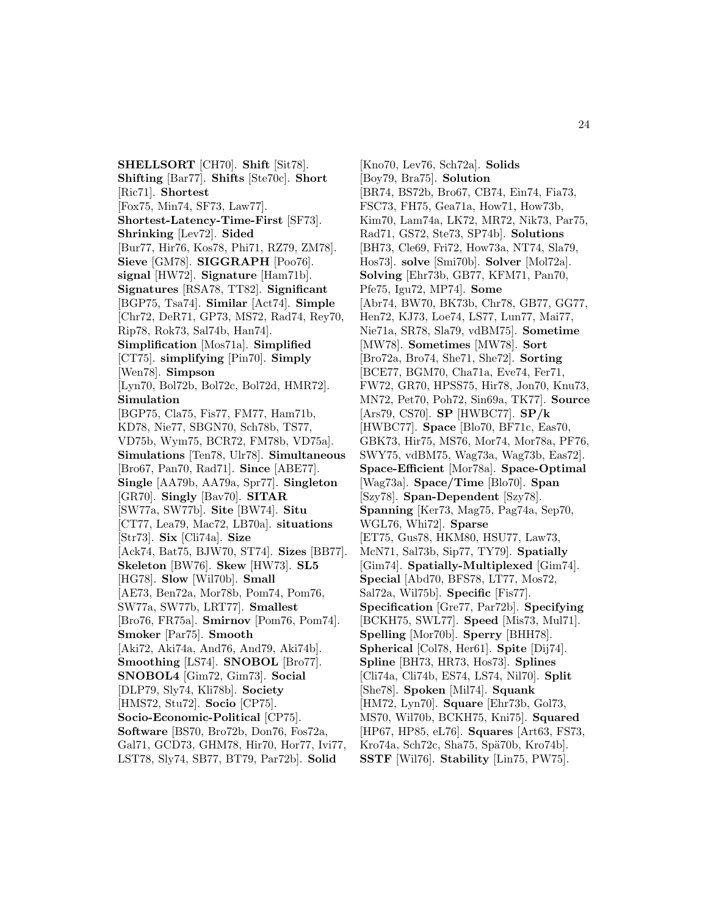**SHELLSORT** [CH70]. **Shift** [Sit78]. **Shifting** [Bar77]. **Shifts** [Ste70c]. **Short** [Ric71]. **Shortest** [Fox75, Min74, SF73, Law77]. **Shortest-Latency-Time-First** [SF73]. **Shrinking** [Lev72]. **Sided** [Bur77, Hir76, Kos78, Phi71, RZ79, ZM78]. **Sieve** [GM78]. **SIGGRAPH** [Poo76]. **signal** [HW72]. **Signature** [Ham71b]. **Signatures** [RSA78, TT82]. **Significant** [BGP75, Tsa74]. **Similar** [Act74]. **Simple** [Chr72, DeR71, GP73, MS72, Rad74, Rey70, Rip78, Rok73, Sal74b, Han74]. **Simplification** [Mos71a]. **Simplified** [CT75]. **simplifying** [Pin70]. **Simply** [Wen78]. **Simpson** [Lyn70, Bol72b, Bol72c, Bol72d, HMR72]. **Simulation** [BGP75, Cla75, Fis77, FM77, Ham71b, KD78, Nie77, SBGN70, Sch78b, TS77, VD75b, Wym75, BCR72, FM78b, VD75a]. **Simulations** [Ten78, Ulr78]. **Simultaneous** [Bro67, Pan70, Rad71]. **Since** [ABE77]. **Single** [AA79b, AA79a, Spr77]. **Singleton** [GR70]. **Singly** [Bav70]. **SITAR** [SW77a, SW77b]. **Site** [BW74]. **Situ** [CT77, Lea79, Mac72, LB70a]. **situations** [Str73]. **Six** [Cli74a]. **Size** [Ack74, Bat75, BJW70, ST74]. **Sizes** [BB77]. **Skeleton** [BW76]. **Skew** [HW73]. **SL5** [HG78]. **Slow** [Wil70b]. **Small** [AE73, Ben72a, Mor78b, Pom74, Pom76, SW77a, SW77b, LRT77]. **Smallest** [Bro76, FR75a]. **Smirnov** [Pom76, Pom74]. **Smoker** [Par75]. **Smooth** [Aki72, Aki74a, And76, And79, Aki74b]. **Smoothing** [LS74]. **SNOBOL** [Bro77]. **SNOBOL4** [Gim72, Gim73]. **Social** [DLP79, Sly74, Kli78b]. **Society** [HMS72, Stu72]. **Socio** [CP75]. **Socio-Economic-Political** [CP75]. **Software** [BS70, Bro72b, Don76, Fos72a, Gal71, GCD73, GHM78, Hir70, Hor77, Ivi77, LST78, Sly74, SB77, BT79, Par72b]. **Solid** [Kno70, Lev76, Sch72a]. **Solids** [Boy79, Bra75]. **Solution** [BR74, BS72b, Bro67, CB74, Ein74, Fia73, FSC73, FH75, Gea71a, How71, How73b, Kim70, Lam74a, LK72, MR72, Nik73, Par75, Rad71, GS72, Ste73, SP74b]. **Solutions** [BH73, Cle69, Fri72, How73a, NT74, Sla79, Hos73]. **solve** [Smi70b]. **Solver** [Mol72a]. **Solving** [Ehr73b, GB77, KFM71, Pan70, Pfe75, Igu72, MP74]. **Some** [Abr74, BW70, BK73b, Chr78, GB77, GG77, Hen72, KJ73, Loe74, LS77, Lun77, Mai77, Nie71a, SR78, Sla79, vdBM75]. **Sometime** [MW78]. **Sometimes** [MW78]. **Sort** [Bro72a, Bro74, She71, She72]. **Sorting** [BCE77, BGM70, Cha71a, Eve74, Fer71, FW72, GR70, HPSS75, Hir78, Jon70, Knu73, MN72, Pet70, Poh72, Sin69a, TK77]. **Source** [Ars79, CS70]. **SP** [HWBC77]. **SP/k** [HWBC77]. **Space** [Blo70, BF71c, Eas70, GBK73, Hir75, MS76, Mor74, Mor78a, PF76, SWY75, vdBM75, Wag73a, Wag73b, Eas72]. **Space-Efficient** [Mor78a]. **Space-Optimal** [Wag73a]. **Space/Time** [Blo70]. **Span** [Szy78]. **Span-Dependent** [Szy78]. **Spanning** [Ker73, Mag75, Pag74a, Sep70, WGL76, Whi72]. **Sparse** [ET75, Gus78, HKM80, HSU77, Law73, McN71, Sal73b, Sip77, TY79]. **Spatially** [Gim74]. **Spatially-Multiplexed** [Gim74]. **Special** [Abd70, BFS78, LT77, Mos72, Sal72a, Wil75b]. **Specific** [Fis77]. **Specification** [Gre77, Par72b]. **Specifying** [BCKH75, SWL77]. **Speed** [Mis73, Mul71]. **Spelling** [Mor70b]. **Sperry** [BHH78]. **Spherical** [Col78, Her61]. **Spite** [Dij74]. **Spline** [BH73, HR73, Hos73]. **Splines** [Cli74a, Cli74b, ES74, LS74, Nil70]. **Split** [She78]. **Spoken** [Mil74]. **Squank** [HM72, Lyn70]. **Square** [Ehr73b, Gol73, MS70, Wil70b, BCKH75, Kni75]. **Squared** [HP67, HP85, eL76]. **Squares** [Art63, FS73, Kro74a, Sch72c, Sha75, Spä70b, Kro74b]. **SSTF** [Wil76]. **Stability** [Lin75, PW75].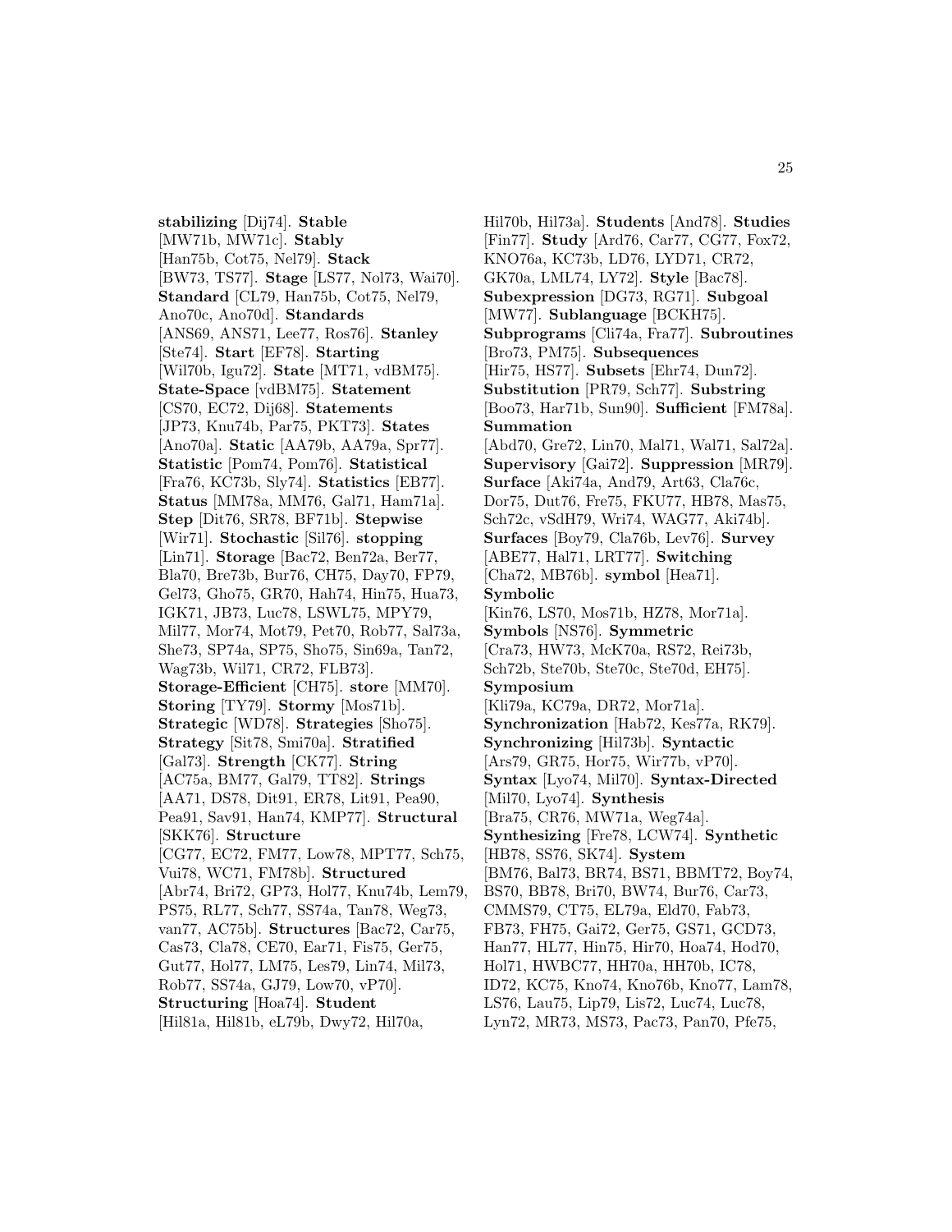**stabilizing** [Dij74]. **Stable** [MW71b, MW71c]. **Stably** [Han75b, Cot75, Nel79]. **Stack** [BW73, TS77]. **Stage** [LS77, Nol73, Wai70]. **Standard** [CL79, Han75b, Cot75, Nel79, Ano70c, Ano70d]. **Standards** [ANS69, ANS71, Lee77, Ros76]. **Stanley** [Ste74]. **Start** [EF78]. **Starting** [Wil70b, Igu72]. **State** [MT71, vdBM75]. **State-Space** [vdBM75]. **Statement** [CS70, EC72, Dij68]. **Statements** [JP73, Knu74b, Par75, PKT73]. **States** [Ano70a]. **Static** [AA79b, AA79a, Spr77]. **Statistic** [Pom74, Pom76]. **Statistical** [Fra76, KC73b, Sly74]. **Statistics** [EB77]. **Status** [MM78a, MM76, Gal71, Ham71a]. **Step** [Dit76, SR78, BF71b]. **Stepwise** [Wir71]. **Stochastic** [Sil76]. **stopping** [Lin71]. **Storage** [Bac72, Ben72a, Ber77, Bla70, Bre73b, Bur76, CH75, Day70, FP79, Gel73, Gho75, GR70, Hah74, Hin75, Hua73, IGK71, JB73, Luc78, LSWL75, MPY79, Mil77, Mor74, Mot79, Pet70, Rob77, Sal73a, She73, SP74a, SP75, Sho75, Sin69a, Tan72, Wag73b, Wil71, CR72, FLB73]. **Storage-Efficient** [CH75]. **store** [MM70]. **Storing** [TY79]. **Stormy** [Mos71b]. **Strategic** [WD78]. **Strategies** [Sho75]. **Strategy** [Sit78, Smi70a]. **Stratified** [Gal73]. **Strength** [CK77]. **String** [AC75a, BM77, Gal79, TT82]. **Strings** [AA71, DS78, Dit91, ER78, Lit91, Pea90, Pea91, Sav91, Han74, KMP77]. **Structural** [SKK76]. **Structure** [CG77, EC72, FM77, Low78, MPT77, Sch75, Vui78, WC71, FM78b]. **Structured** [Abr74, Bri72, GP73, Hol77, Knu74b, Lem79, PS75, RL77, Sch77, SS74a, Tan78, Weg73, van77, AC75b]. **Structures** [Bac72, Car75, Cas73, Cla78, CE70, Ear71, Fis75, Ger75, Gut77, Hol77, LM75, Les79, Lin74, Mil73, Rob77, SS74a, GJ79, Low70, vP70]. **Structuring** [Hoa74]. **Student** [Hil81a, Hil81b, eL79b, Dwy72, Hil70a, Hil70b, Hil73a]. **Students** [And78]. **Studies** [Fin77]. **Study** [Ard76, Car77, CG77, Fox72, KNO76a, KC73b, LD76, LYD71, CR72, GK70a, LML74, LY72]. **Style** [Bac78]. **Subexpression** [DG73, RG71]. **Subgoal** [MW77]. **Sublanguage** [BCKH75]. **Subprograms** [Cli74a, Fra77]. **Subroutines** [Bro73, PM75]. **Subsequences** [Hir75, HS77]. **Subsets** [Ehr74, Dun72]. **Substitution** [PR79, Sch77]. **Substring** [Boo73, Har71b, Sun90]. **Sufficient** [FM78a]. **Summation** [Abd70, Gre72, Lin70, Mal71, Wal71, Sal72a]. **Supervisory** [Gai72]. **Suppression** [MR79]. **Surface** [Aki74a, And79, Art63, Cla76c, Dor75, Dut76, Fre75, FKU77, HB78, Mas75, Sch72c, vSdH79, Wri74, WAG77, Aki74b]. **Surfaces** [Boy79, Cla76b, Lev76]. **Survey** [ABE77, Hal71, LRT77]. **Switching** [Cha72, MB76b]. **symbol** [Hea71]. **Symbolic** [Kin76, LS70, Mos71b, HZ78, Mor71a]. **Symbols** [NS76]. **Symmetric** [Cra73, HW73, McK70a, RS72, Rei73b, Sch72b, Ste70b, Ste70c, Ste70d, EH75]. **Symposium** [Kli79a, KC79a, DR72, Mor71a]. **Synchronization** [Hab72, Kes77a, RK79]. **Synchronizing** [Hil73b]. **Syntactic** [Ars79, GR75, Hor75, Wir77b, vP70]. **Syntax** [Lyo74, Mil70]. **Syntax-Directed** [Mil70, Lyo74]. **Synthesis** [Bra75, CR76, MW71a, Weg74a]. **Synthesizing** [Fre78, LCW74]. **Synthetic** [HB78, SS76, SK74]. **System** [BM76, Bal73, BR74, BS71, BBMT72, Boy74, BS70, BB78, Bri70, BW74, Bur76, Car73, CMMS79, CT75, EL79a, Eld70, Fab73, FB73, FH75, Gai72, Ger75, GS71, GCD73, Han77, HL77, Hin75, Hir70, Hoa74, Hod70, Hol71, HWBC77, HH70a, HH70b, IC78, ID72, KC75, Kno74, Kno76b, Kno77, Lam78, LS76, Lau75, Lip79, Lis72, Luc74, Luc78, Lyn72, MR73, MS73, Pac73, Pan70, Pfe75,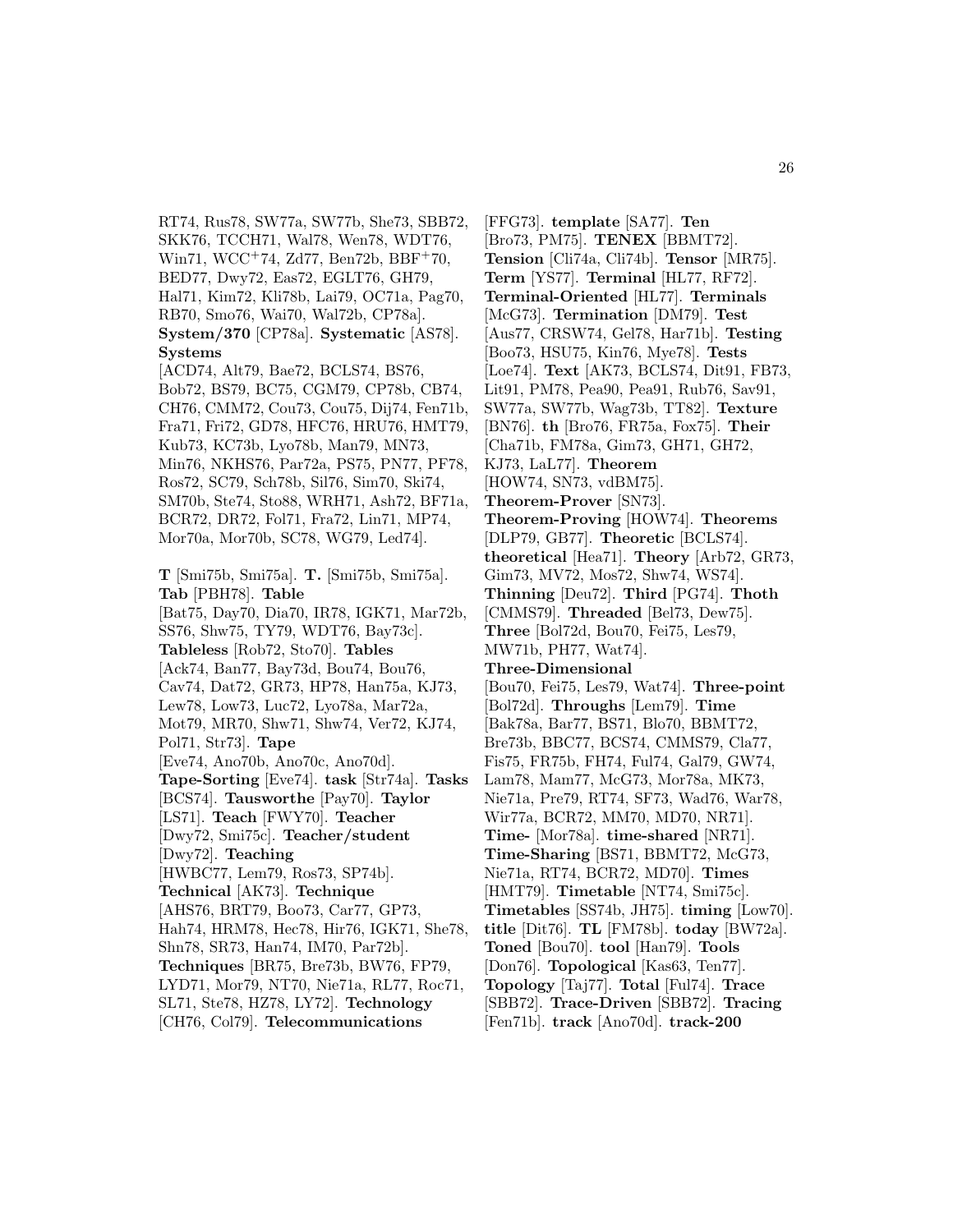RT74, Rus78, SW77a, SW77b, She73, SBB72, SKK76, TCCH71, Wal78, Wen78, WDT76, Win71, WCC+74, Zd77, Ben72b, BBF+70, BED77, Dwy72, Eas72, EGLT76, GH79, Hal71, Kim72, Kli78b, Lai79, OC71a, Pag70, RB70, Smo76, Wai70, Wal72b, CP78a]. **System/370** [CP78a]. **Systematic** [AS78]. **Systems** [ACD74, Alt79, Bae72, BCLS74, BS76, Bob72, BS79, BC75, CGM79, CP78b, CB74, CH76, CMM72, Cou73, Cou75, Dij74, Fen71b, Fra71, Fri72, GD78, HFC76, HRU76, HMT79, Kub73, KC73b, Lyo78b, Man79, MN73, Min76, NKHS76, Par72a, PS75, PN77, PF78, Ros72, SC79, Sch78b, Sil76, Sim70, Ski74, SM70b, Ste74, Sto88, WRH71, Ash72, BF71a, BCR72, DR72, Fol71, Fra72, Lin71, MP74, Mor70a, Mor70b, SC78, WG79, Led74].

**T** [Smi75b, Smi75a]. **T.** [Smi75b, Smi75a]. **Tab** [PBH78]. **Table** [Bat75, Day70, Dia70, IR78, IGK71, Mar72b, SS76, Shw75, TY79, WDT76, Bay73c]. **Tableless** [Rob72, Sto70]. **Tables** [Ack74, Ban77, Bay73d, Bou74, Bou76, Cav74, Dat72, GR73, HP78, Han75a, KJ73, Lew78, Low73, Luc72, Lyo78a, Mar72a, Mot79, MR70, Shw71, Shw74, Ver72, KJ74, Pol71, Str73]. **Tape** [Eve74, Ano70b, Ano70c, Ano70d]. **Tape-Sorting** [Eve74]. **task** [Str74a]. **Tasks** [BCS74]. **Tausworthe** [Pay70]. **Taylor** [LS71]. **Teach** [FWY70]. **Teacher** [Dwy72, Smi75c]. **Teacher/student** [Dwy72]. **Teaching** [HWBC77, Lem79, Ros73, SP74b]. **Technical** [AK73]. **Technique** [AHS76, BRT79, Boo73, Car77, GP73, Hah74, HRM78, Hec78, Hir76, IGK71, She78, Shn78, SR73, Han74, IM70, Par72b]. **Techniques** [BR75, Bre73b, BW76, FP79, LYD71, Mor79, NT70, Nie71a, RL77, Roc71, SL71, Ste78, HZ78, LY72]. **Technology** [CH76, Col79]. **Telecommunications** [FFG73]. **template** [SA77]. **Ten** [Bro73, PM75]. **TENEX** [BBMT72]. **Tension** [Cli74a, Cli74b]. **Tensor** [MR75]. **Term** [YS77]. **Terminal** [HL77, RF72]. **Terminal-Oriented** [HL77]. **Terminals** [McG73]. **Termination** [DM79]. **Test** [Aus77, CRSW74, Gel78, Har71b]. **Testing** [Boo73, HSU75, Kin76, Mye78]. **Tests** [Loe74]. **Text** [AK73, BCLS74, Dit91, FB73, Lit91, PM78, Pea90, Pea91, Rub76, Sav91, SW77a, SW77b, Wag73b, TT82]. **Texture** [BN76]. **th** [Bro76, FR75a, Fox75]. **Their** [Cha71b, FM78a, Gim73, GH71, GH72, KJ73, LaL77]. **Theorem** [HOW74, SN73, vdBM75]. **Theorem-Prover** [SN73]. **Theorem-Proving** [HOW74]. **Theorems** [DLP79, GB77]. **Theoretic** [BCLS74]. **theoretical** [Hea71]. **Theory** [Arb72, GR73, Gim73, MV72, Mos72, Shw74, WS74]. **Thinning** [Deu72]. **Third** [PG74]. **Thoth** [CMMS79]. **Threaded** [Bel73, Dew75]. **Three** [Bol72d, Bou70, Fei75, Les79, MW71b, PH77, Wat74]. **Three-Dimensional** [Bou70, Fei75, Les79, Wat74]. **Three-point** [Bol72d]. **Throughs** [Lem79]. **Time** [Bak78a, Bar77, BS71, Blo70, BBMT72, Bre73b, BBC77, BCS74, CMMS79, Cla77, Fis75, FR75b, FH74, Ful74, Gal79, GW74, Lam78, Mam77, McG73, Mor78a, MK73, Nie71a, Pre79, RT74, SF73, Wad76, War78, Wir77a, BCR72, MM70, MD70, NR71]. **Time-** [Mor78a]. **time-shared** [NR71]. **Time-Sharing** [BS71, BBMT72, McG73, Nie71a, RT74, BCR72, MD70]. **Times** [HMT79]. **Timetable** [NT74, Smi75c]. **Timetables** [SS74b, JH75]. **timing** [Low70]. **title** [Dit76]. **TL** [FM78b]. **today** [BW72a]. **Toned** [Bou70]. **tool** [Han79]. **Tools** [Don76]. **Topological** [Kas63, Ten77]. **Topology** [Taj77]. **Total** [Ful74]. **Trace** [SBB72]. **Trace-Driven** [SBB72]. **Tracing** [Fen71b]. **track** [Ano70d]. **track-200**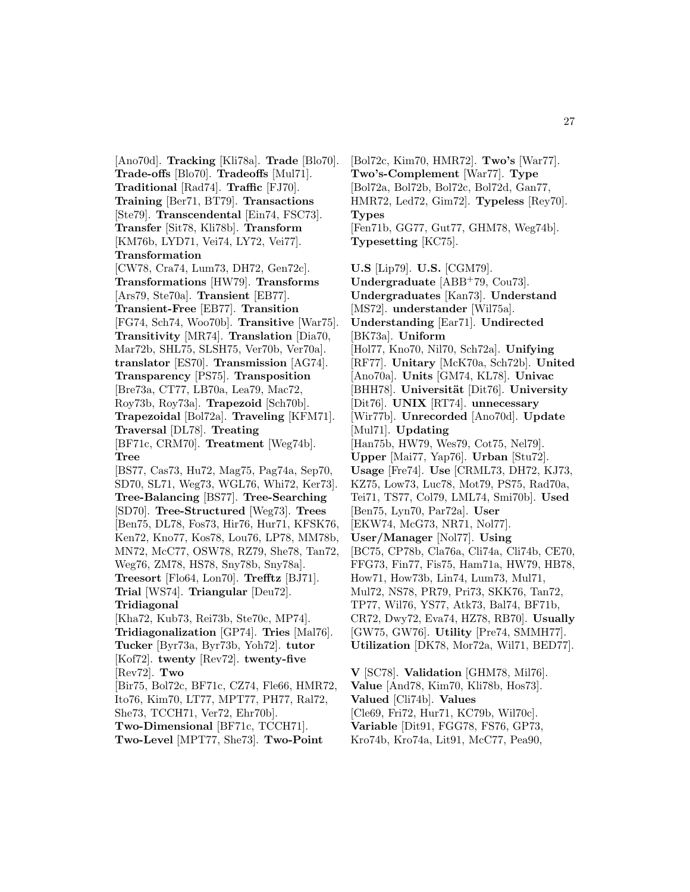[Ano70d]. **Tracking** [Kli78a]. **Trade** [Blo70]. **Trade-offs** [Blo70]. **Tradeoffs** [Mul71]. **Traditional** [Rad74]. **Traffic** [FJ70]. **Training** [Ber71, BT79]. **Transactions** [Ste79]. **Transcendental** [Ein74, FSC73]. **Transfer** [Sit78, Kli78b]. **Transform** [KM76b, LYD71, Vei74, LY72, Vei77]. **Transformation** [CW78, Cra74, Lum73, DH72, Gen72c]. **Transformations** [HW79]. **Transforms** [Ars79, Ste70a]. **Transient** [EB77]. **Transient-Free** [EB77]. **Transition** [FG74, Sch74, Woo70b]. **Transitive** [War75]. **Transitivity** [MR74]. **Translation** [Dia70, Mar72b, SHL75, SLSH75, Ver70b, Ver70a]. **translator** [ES70]. **Transmission** [AG74]. **Transparency** [PS75]. **Transposition** [Bre73a, CT77, LB70a, Lea79, Mac72, Roy73b, Roy73a]. **Trapezoid** [Sch70b]. **Trapezoidal** [Bol72a]. **Traveling** [KFM71]. **Traversal** [DL78]. **Treating** [BF71c, CRM70]. **Treatment** [Weg74b]. **Tree** [BS77, Cas73, Hu72, Mag75, Pag74a, Sep70, SD70, SL71, Weg73, WGL76, Whi72, Ker73]. **Tree-Balancing** [BS77]. **Tree-Searching** [SD70]. **Tree-Structured** [Weg73]. **Trees** [Ben75, DL78, Fos73, Hir76, Hur71, KFSK76, Ken72, Kno77, Kos78, Lou76, LP78, MM78b, MN72, McC77, OSW78, RZ79, She78, Tan72, Weg76, ZM78, HS78, Sny78b, Sny78a]. **Treesort** [Flo64, Lon70]. **Trefftz** [BJ71]. **Trial** [WS74]. **Triangular** [Deu72]. **Tridiagonal** [Kha72, Kub73, Rei73b, Ste70c, MP74]. **Tridiagonalization** [GP74]. **Tries** [Mal76]. **Tucker** [Byr73a, Byr73b, Yoh72]. **tutor** [Kof72]. **twenty** [Rev72]. **twenty-five** [Rev72]. **Two** [Bir75, Bol72c, BF71c, CZ74, Fle66, HMR72, Ito76, Kim70, LT77, MPT77, PH77, Ral72, She73, TCCH71, Ver72, Ehr70b]. **Two-Dimensional** [BF71c, TCCH71]. **Two-Level** [MPT77, She73]. **Two-Point** [Bol72c, Kim70, HMR72]. **Two's** [War77]. **Two's-Complement** [War77]. **Type** [Bol72a, Bol72b, Bol72c, Bol72d, Gan77, HMR72, Led72, Gim72]. **Typeless** [Rey70]. **Types** [Fen71b, GG77, Gut77, GHM78, Weg74b]. **Typesetting** [KC75].

**U.S** [Lip79]. **U.S.** [CGM79]. **Undergraduate** [ABB+79, Cou73]. **Undergraduates** [Kan73]. **Understand** [MS72]. **understander** [Wil75a]. **Understanding** [Ear71]. **Undirected** [BK73a]. **Uniform** [Hol77, Kno70, Nil70, Sch72a]. **Unifying** [RF77]. **Unitary** [McK70a, Sch72b]. **United** [Ano70a]. **Units** [GM74, KL78]. **Univac** [BHH78]. **Universität** [Dit76]. **University** [Dit76]. **UNIX** [RT74]. **unnecessary** [Wir77b]. **Unrecorded** [Ano70d]. **Update** [Mul71]. **Updating** [Han75b, HW79, Wes79, Cot75, Nel79]. **Upper** [Mai77, Yap76]. **Urban** [Stu72]. **Usage** [Fre74]. **Use** [CRML73, DH72, KJ73, KZ75, Low73, Luc78, Mot79, PS75, Rad70a, Tei71, TS77, Col79, LML74, Smi70b]. **Used** [Ben75, Lyn70, Par72a]. **User** [EKW74, McG73, NR71, Nol77]. **User/Manager** [Nol77]. **Using** [BC75, CP78b, Cla76a, Cli74a, Cli74b, CE70, FFG73, Fin77, Fis75, Ham71a, HW79, HB78, How71, How73b, Lin74, Lum73, Mul71, Mul72, NS78, PR79, Pri73, SKK76, Tan72, TP77, Wil76, YS77, Atk73, Bal74, BF71b, CR72, Dwy72, Eva74, HZ78, RB70]. **Usually** [GW75, GW76]. **Utility** [Pre74, SMMH77]. **Utilization** [DK78, Mor72a, Wil71, BED77].

**V** [SC78]. **Validation** [GHM78, Mil76]. **Value** [And78, Kim70, Kli78b, Hos73]. **Valued** [Cli74b]. **Values** [Cle69, Fri72, Hur71, KC79b, Wil70c]. **Variable** [Dit91, FGG78, FS76, GP73, Kro74b, Kro74a, Lit91, McC77, Pea90,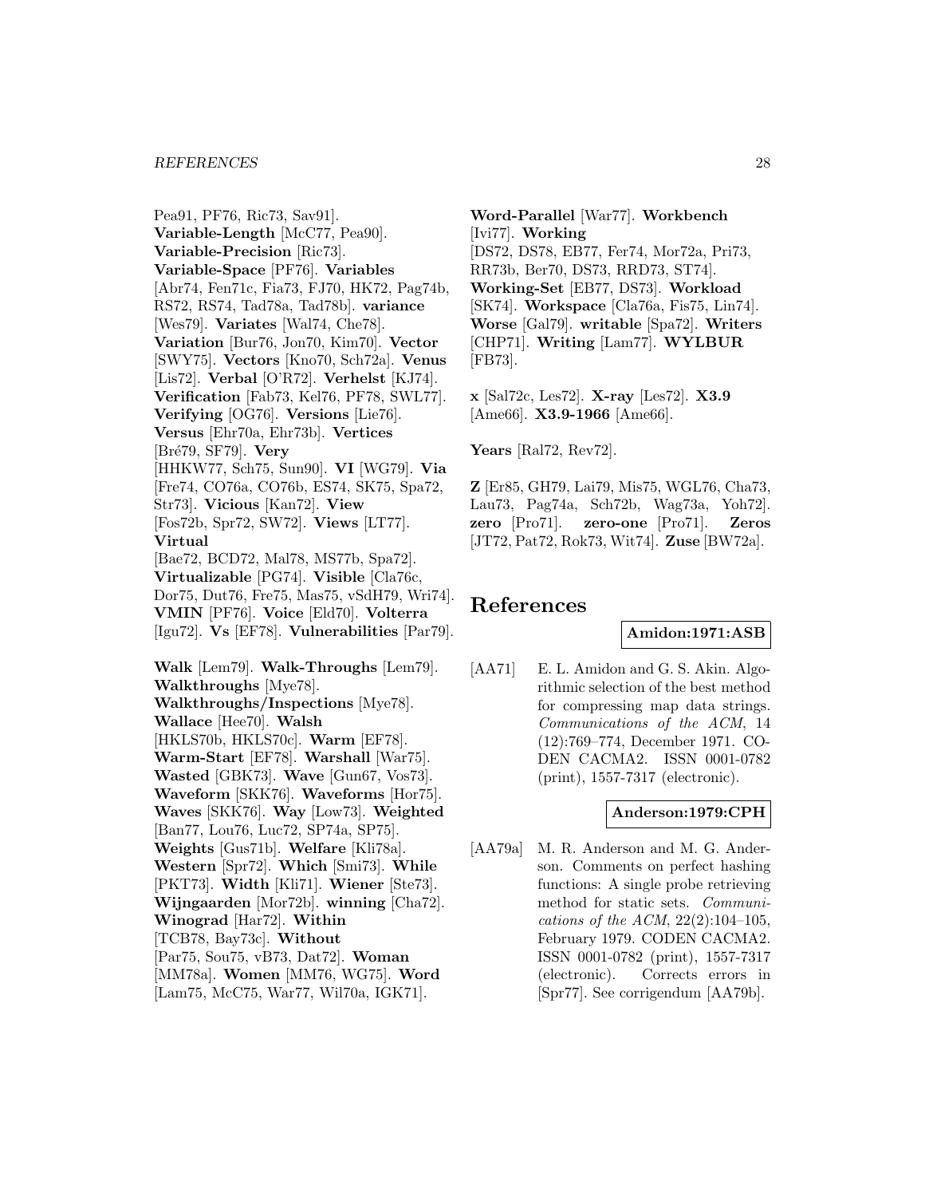Pea91, PF76, Ric73, Sav91]. **Variable-Length** [McC77, Pea90]. **Variable-Precision** [Ric73]. **Variable-Space** [PF76]. **Variables** [Abr74, Fen71c, Fia73, FJ70, HK72, Pag74b, RS72, RS74, Tad78a, Tad78b]. **variance** [Wes79]. **Variates** [Wal74, Che78]. **Variation** [Bur76, Jon70, Kim70]. **Vector** [SWY75]. **Vectors** [Kno70, Sch72a]. **Venus** [Lis72]. **Verbal** [O'R72]. **Verhelst** [KJ74]. **Verification** [Fab73, Kel76, PF78, SWL77]. **Verifying** [OG76]. **Versions** [Lie76]. **Versus** [Ehr70a, Ehr73b]. **Vertices** [Bré79, SF79]. **Very** [HHKW77, Sch75, Sun90]. **VI** [WG79]. **Via** [Fre74, CO76a, CO76b, ES74, SK75, Spa72, Str73]. **Vicious** [Kan72]. **View** [Fos72b, Spr72, SW72]. **Views** [LT77]. **Virtual** [Bae72, BCD72, Mal78, MS77b, Spa72]. **Virtualizable** [PG74]. **Visible** [Cla76c, Dor75, Dut76, Fre75, Mas75, vSdH79, Wri74]. **VMIN** [PF76]. **Voice** [Eld70]. **Volterra** [Igu72]. **Vs** [EF78]. **Vulnerabilities** [Par79].

**Walk** [Lem79]. **Walk-Throughs** [Lem79]. **Walkthroughs** [Mye78]. **Walkthroughs/Inspections** [Mye78]. **Wallace** [Hee70]. **Walsh** [HKLS70b, HKLS70c]. **Warm** [EF78]. **Warm-Start** [EF78]. **Warshall** [War75]. **Wasted** [GBK73]. **Wave** [Gun67, Vos73]. **Waveform** [SKK76]. **Waveforms** [Hor75]. **Waves** [SKK76]. **Way** [Low73]. **Weighted** [Ban77, Lou76, Luc72, SP74a, SP75]. **Weights** [Gus71b]. **Welfare** [Kli78a]. **Western** [Spr72]. **Which** [Smi73]. **While** [PKT73]. **Width** [Kli71]. **Wiener** [Ste73]. **Wijngaarden** [Mor72b]. **winning** [Cha72]. **Winograd** [Har72]. **Within** [TCB78, Bay73c]. **Without** [Par75, Sou75, vB73, Dat72]. **Woman** [MM78a]. **Women** [MM76, WG75]. **Word** [Lam75, McC75, War77, Wil70a, IGK71].

**Word-Parallel** [War77]. **Workbench** [Ivi77]. **Working** [DS72, DS78, EB77, Fer74, Mor72a, Pri73, RR73b, Ber70, DS73, RRD73, ST74]. **Working-Set** [EB77, DS73]. **Workload** [SK74]. **Workspace** [Cla76a, Fis75, Lin74]. **Worse** [Gal79]. **writable** [Spa72]. **Writers** [CHP71]. **Writing** [Lam77]. **WYLBUR** [FB73].

**x** [Sal72c, Les72]. **X-ray** [Les72]. **X3.9** [Ame66]. **X3.9-1966** [Ame66].

**Years** [Ral72, Rev72].

**Z** [Er85, GH79, Lai79, Mis75, WGL76, Cha73, Lau73, Pag74a, Sch72b, Wag73a, Yoh72]. **zero** [Pro71]. **zero-one** [Pro71]. **Zeros** [JT72, Pat72, Rok73, Wit74]. **Zuse** [BW72a].

# References

**Amidon:1971:ASB**

[AA71] E. L. Amidon and G. S. Akin. Algorithmic selection of the best method for compressing map data strings. *Communications of the ACM*, 14 (12):769–774, December 1971. CODEN CACMA2. ISSN 0001-0782 (print), 1557-7317 (electronic).

**Anderson:1979:CPH**

[AA79a] M. R. Anderson and M. G. Anderson. Comments on perfect hashing functions: A single probe retrieving method for static sets. *Communications of the ACM*, 22(2):104–105, February 1979. CODEN CACMA2. ISSN 0001-0782 (print), 1557-7317 (electronic). Corrects errors in [Spr77]. See corrigendum [AA79b].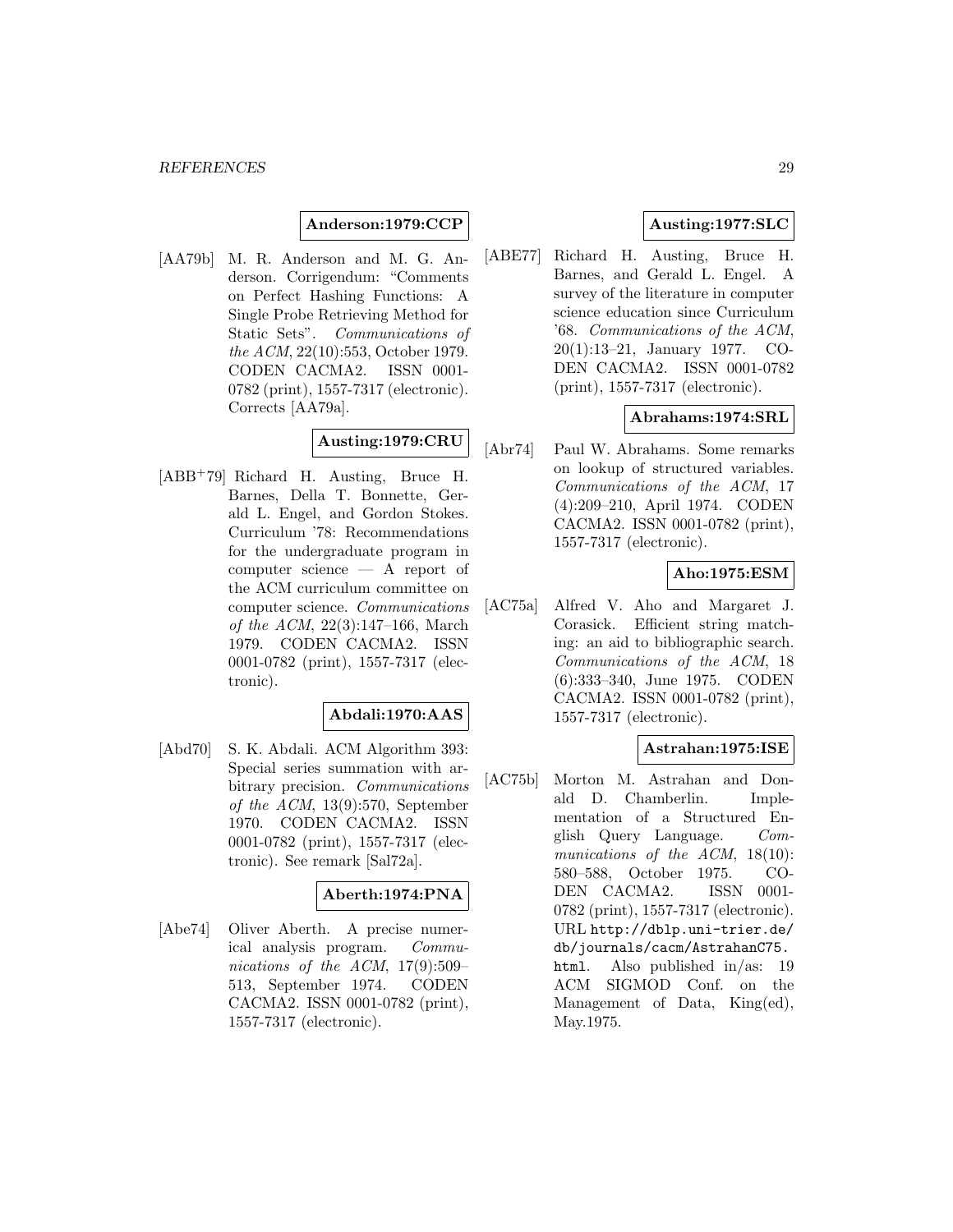**Anderson:1979:CCP**

[AA79b] M. R. Anderson and M. G. Anderson. Corrigendum: "Comments on Perfect Hashing Functions: A Single Probe Retrieving Method for Static Sets". *Communications of the ACM*, 22(10):553, October 1979. CODEN CACMA2. ISSN 0001-0782 (print), 1557-7317 (electronic). Corrects [AA79a].

**Austing:1979:CRU**

[ABB+79] Richard H. Austing, Bruce H. Barnes, Della T. Bonnette, Gerald L. Engel, and Gordon Stokes. Curriculum '78: Recommendations for the undergraduate program in computer science — A report of the ACM curriculum committee on computer science. *Communications of the ACM*, 22(3):147–166, March 1979. CODEN CACMA2. ISSN 0001-0782 (print), 1557-7317 (electronic).

**Abdali:1970:AAS**

[Abd70] S. K. Abdali. ACM Algorithm 393: Special series summation with arbitrary precision. *Communications of the ACM*, 13(9):570, September 1970. CODEN CACMA2. ISSN 0001-0782 (print), 1557-7317 (electronic). See remark [Sal72a].

**Aberth:1974:PNA**

[Abe74] Oliver Aberth. A precise numerical analysis program. *Communications of the ACM*, 17(9):509–513, September 1974. CODEN CACMA2. ISSN 0001-0782 (print), 1557-7317 (electronic).

**Austing:1977:SLC**

[ABE77] Richard H. Austing, Bruce H. Barnes, and Gerald L. Engel. A survey of the literature in computer science education since Curriculum '68. *Communications of the ACM*, 20(1):13–21, January 1977. CODEN CACMA2. ISSN 0001-0782 (print), 1557-7317 (electronic).

**Abrahams:1974:SRL**

[Abr74] Paul W. Abrahams. Some remarks on lookup of structured variables. *Communications of the ACM*, 17 (4):209–210, April 1974. CODEN CACMA2. ISSN 0001-0782 (print), 1557-7317 (electronic).

**Aho:1975:ESM**

[AC75a] Alfred V. Aho and Margaret J. Corasick. Efficient string matching: an aid to bibliographic search. *Communications of the ACM*, 18 (6):333–340, June 1975. CODEN CACMA2. ISSN 0001-0782 (print), 1557-7317 (electronic).

**Astrahan:1975:ISE**

[AC75b] Morton M. Astrahan and Donald D. Chamberlin. Implementation of a Structured English Query Language. *Communications of the ACM*, 18(10): 580–588, October 1975. CODEN CACMA2. ISSN 0001-0782 (print), 1557-7317 (electronic). URL `http://dblp.uni-trier.de/db/journals/cacm/AstrahanC75.html`. Also published in/as: 19 ACM SIGMOD Conf. on the Management of Data, King(ed), May.1975.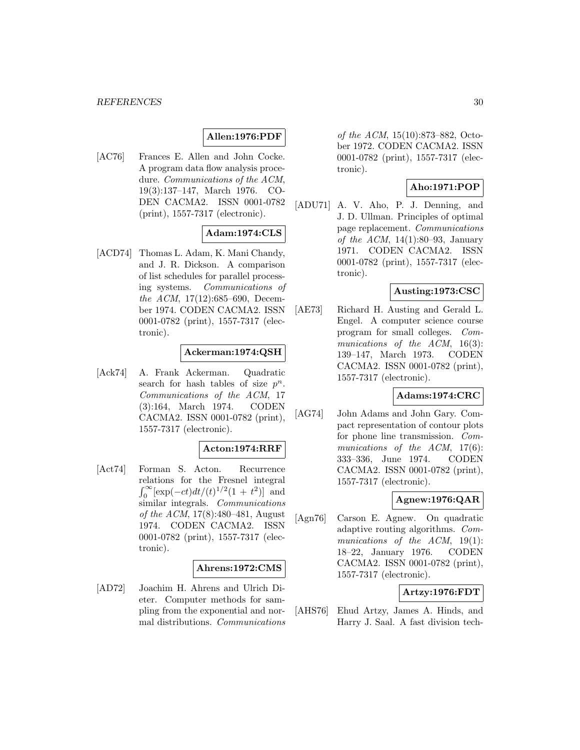**Allen:1976:PDF**

[AC76] Frances E. Allen and John Cocke. A program data flow analysis procedure. *Communications of the ACM*, 19(3):137–147, March 1976. CODEN CACMA2. ISSN 0001-0782 (print), 1557-7317 (electronic).

**Adam:1974:CLS**

[ACD74] Thomas L. Adam, K. Mani Chandy, and J. R. Dickson. A comparison of list schedules for parallel processing systems. *Communications of the ACM*, 17(12):685–690, December 1974. CODEN CACMA2. ISSN 0001-0782 (print), 1557-7317 (electronic).

**Ackerman:1974:QSH**

[Ack74] A. Frank Ackerman. Quadratic search for hash tables of size $p^n$. *Communications of the ACM*, 17 (3):164, March 1974. CODEN CACMA2. ISSN 0001-0782 (print), 1557-7317 (electronic).

**Acton:1974:RRF**

[Act74] Forman S. Acton. Recurrence relations for the Fresnel integral $\int_0^\infty [\exp(-ct)dt/(t)^{1/2}(1+t^2)]$ and similar integrals. *Communications of the ACM*, 17(8):480–481, August 1974. CODEN CACMA2. ISSN 0001-0782 (print), 1557-7317 (electronic).

**Ahrens:1972:CMS**

[AD72] Joachim H. Ahrens and Ulrich Dieter. Computer methods for sampling from the exponential and normal distributions. *Communications of the ACM*, 15(10):873–882, October 1972. CODEN CACMA2. ISSN 0001-0782 (print), 1557-7317 (electronic).

**Aho:1971:POP**

[ADU71] A. V. Aho, P. J. Denning, and J. D. Ullman. Principles of optimal page replacement. *Communications of the ACM*, 14(1):80–93, January 1971. CODEN CACMA2. ISSN 0001-0782 (print), 1557-7317 (electronic).

**Austing:1973:CSC**

[AE73] Richard H. Austing and Gerald L. Engel. A computer science course program for small colleges. *Communications of the ACM*, 16(3): 139–147, March 1973. CODEN CACMA2. ISSN 0001-0782 (print), 1557-7317 (electronic).

**Adams:1974:CRC**

[AG74] John Adams and John Gary. Compact representation of contour plots for phone line transmission. *Communications of the ACM*, 17(6): 333–336, June 1974. CODEN CACMA2. ISSN 0001-0782 (print), 1557-7317 (electronic).

**Agnew:1976:QAR**

[Agn76] Carson E. Agnew. On quadratic adaptive routing algorithms. *Communications of the ACM*, 19(1): 18–22, January 1976. CODEN CACMA2. ISSN 0001-0782 (print), 1557-7317 (electronic).

**Artzy:1976:FDT**

[AHS76] Ehud Artzy, James A. Hinds, and Harry J. Saal. A fast division tech-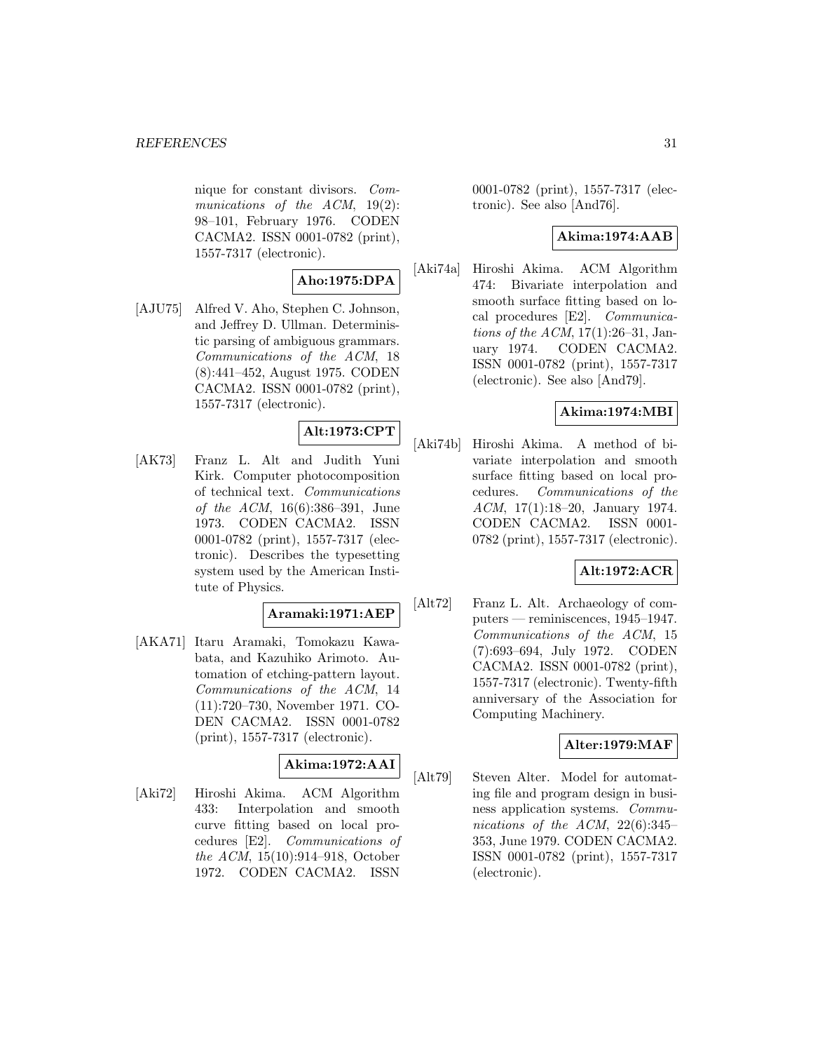nique for constant divisors. *Communications of the ACM*, 19(2): 98–101, February 1976. CODEN CACMA2. ISSN 0001-0782 (print), 1557-7317 (electronic).

**Aho:1975:DPA**

[AJU75] Alfred V. Aho, Stephen C. Johnson, and Jeffrey D. Ullman. Deterministic parsing of ambiguous grammars. *Communications of the ACM*, 18 (8):441–452, August 1975. CODEN CACMA2. ISSN 0001-0782 (print), 1557-7317 (electronic).

**Alt:1973:CPT**

[AK73] Franz L. Alt and Judith Yuni Kirk. Computer photocomposition of technical text. *Communications of the ACM*, 16(6):386–391, June 1973. CODEN CACMA2. ISSN 0001-0782 (print), 1557-7317 (electronic). Describes the typesetting system used by the American Institute of Physics.

**Aramaki:1971:AEP**

[AKA71] Itaru Aramaki, Tomokazu Kawabata, and Kazuhiko Arimoto. Automation of etching-pattern layout. *Communications of the ACM*, 14 (11):720–730, November 1971. CODEN CACMA2. ISSN 0001-0782 (print), 1557-7317 (electronic).

**Akima:1972:AAI**

[Aki72] Hiroshi Akima. ACM Algorithm 433: Interpolation and smooth curve fitting based on local procedures [E2]. *Communications of the ACM*, 15(10):914–918, October 1972. CODEN CACMA2. ISSN 0001-0782 (print), 1557-7317 (electronic). See also [And76].

**Akima:1974:AAB**

[Aki74a] Hiroshi Akima. ACM Algorithm 474: Bivariate interpolation and smooth surface fitting based on local procedures [E2]. *Communications of the ACM*, 17(1):26–31, January 1974. CODEN CACMA2. ISSN 0001-0782 (print), 1557-7317 (electronic). See also [And79].

**Akima:1974:MBI**

[Aki74b] Hiroshi Akima. A method of bivariate interpolation and smooth surface fitting based on local procedures. *Communications of the ACM*, 17(1):18–20, January 1974. CODEN CACMA2. ISSN 0001-0782 (print), 1557-7317 (electronic).

**Alt:1972:ACR**

[Alt72] Franz L. Alt. Archaeology of computers — reminiscences, 1945–1947. *Communications of the ACM*, 15 (7):693–694, July 1972. CODEN CACMA2. ISSN 0001-0782 (print), 1557-7317 (electronic). Twenty-fifth anniversary of the Association for Computing Machinery.

**Alter:1979:MAF**

[Alt79] Steven Alter. Model for automating file and program design in business application systems. *Communications of the ACM*, 22(6):345–353, June 1979. CODEN CACMA2. ISSN 0001-0782 (print), 1557-7317 (electronic).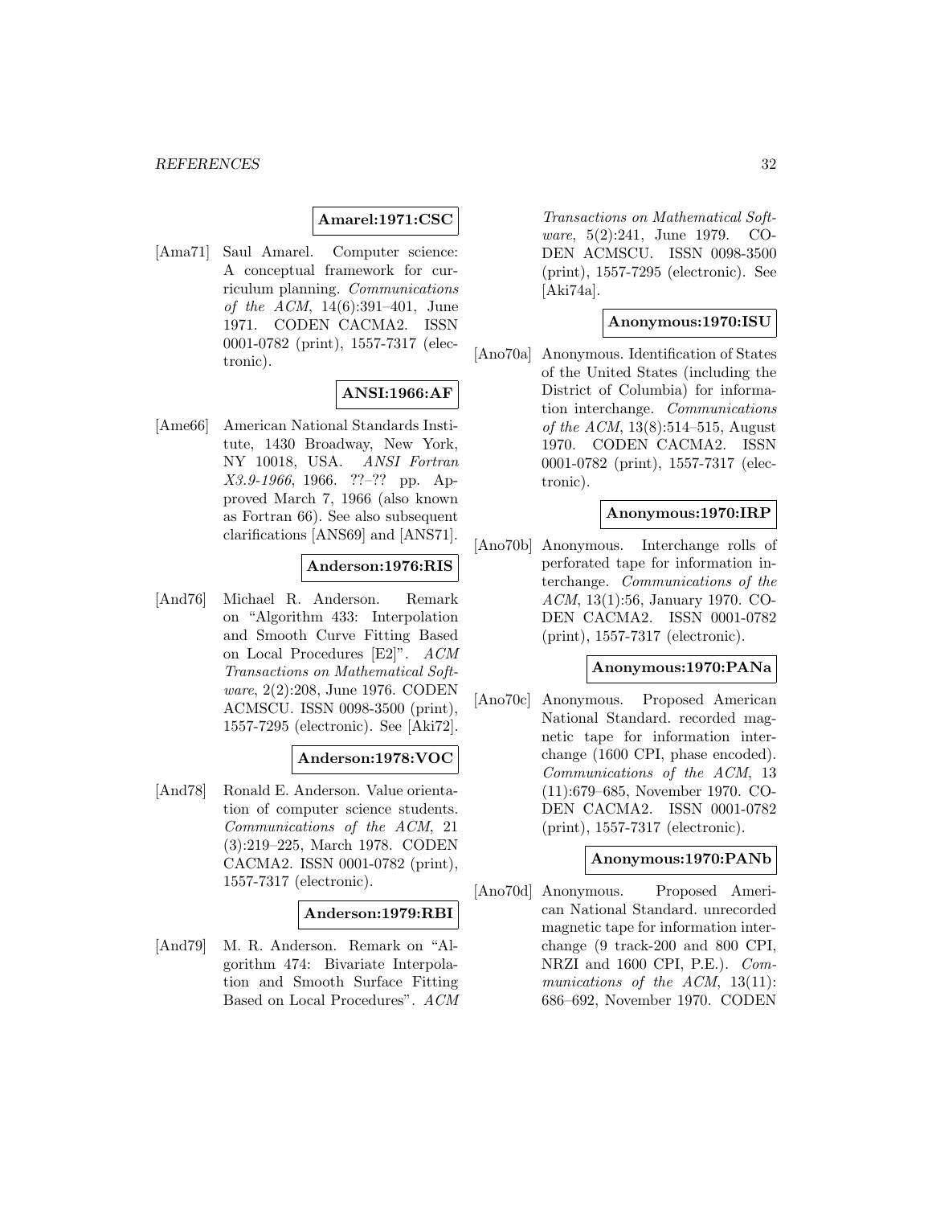**Amarel:1971:CSC**

[Ama71] Saul Amarel. Computer science: A conceptual framework for curriculum planning. *Communications of the ACM*, 14(6):391–401, June 1971. CODEN CACMA2. ISSN 0001-0782 (print), 1557-7317 (electronic).

**ANSI:1966:AF**

[Ame66] American National Standards Institute, 1430 Broadway, New York, NY 10018, USA. *ANSI Fortran X3.9-1966*, 1966. ??–?? pp. Approved March 7, 1966 (also known as Fortran 66). See also subsequent clarifications [ANS69] and [ANS71].

**Anderson:1976:RIS**

[And76] Michael R. Anderson. Remark on "Algorithm 433: Interpolation and Smooth Curve Fitting Based on Local Procedures [E2]". *ACM Transactions on Mathematical Software*, 2(2):208, June 1976. CODEN ACMSCU. ISSN 0098-3500 (print), 1557-7295 (electronic). See [Aki72].

**Anderson:1978:VOC**

[And78] Ronald E. Anderson. Value orientation of computer science students. *Communications of the ACM*, 21 (3):219–225, March 1978. CODEN CACMA2. ISSN 0001-0782 (print), 1557-7317 (electronic).

**Anderson:1979:RBI**

[And79] M. R. Anderson. Remark on "Algorithm 474: Bivariate Interpolation and Smooth Surface Fitting Based on Local Procedures". *ACM Transactions on Mathematical Software*, 5(2):241, June 1979. CODEN ACMSCU. ISSN 0098-3500 (print), 1557-7295 (electronic). See [Aki74a].

**Anonymous:1970:ISU**

[Ano70a] Anonymous. Identification of States of the United States (including the District of Columbia) for information interchange. *Communications of the ACM*, 13(8):514–515, August 1970. CODEN CACMA2. ISSN 0001-0782 (print), 1557-7317 (electronic).

**Anonymous:1970:IRP**

[Ano70b] Anonymous. Interchange rolls of perforated tape for information interchange. *Communications of the ACM*, 13(1):56, January 1970. CODEN CACMA2. ISSN 0001-0782 (print), 1557-7317 (electronic).

**Anonymous:1970:PANa**

[Ano70c] Anonymous. Proposed American National Standard. recorded magnetic tape for information interchange (1600 CPI, phase encoded). *Communications of the ACM*, 13 (11):679–685, November 1970. CODEN CACMA2. ISSN 0001-0782 (print), 1557-7317 (electronic).

**Anonymous:1970:PANb**

[Ano70d] Anonymous. Proposed American National Standard. unrecorded magnetic tape for information interchange (9 track-200 and 800 CPI, NRZI and 1600 CPI, P.E.). *Communications of the ACM*, 13(11): 686–692, November 1970. CODEN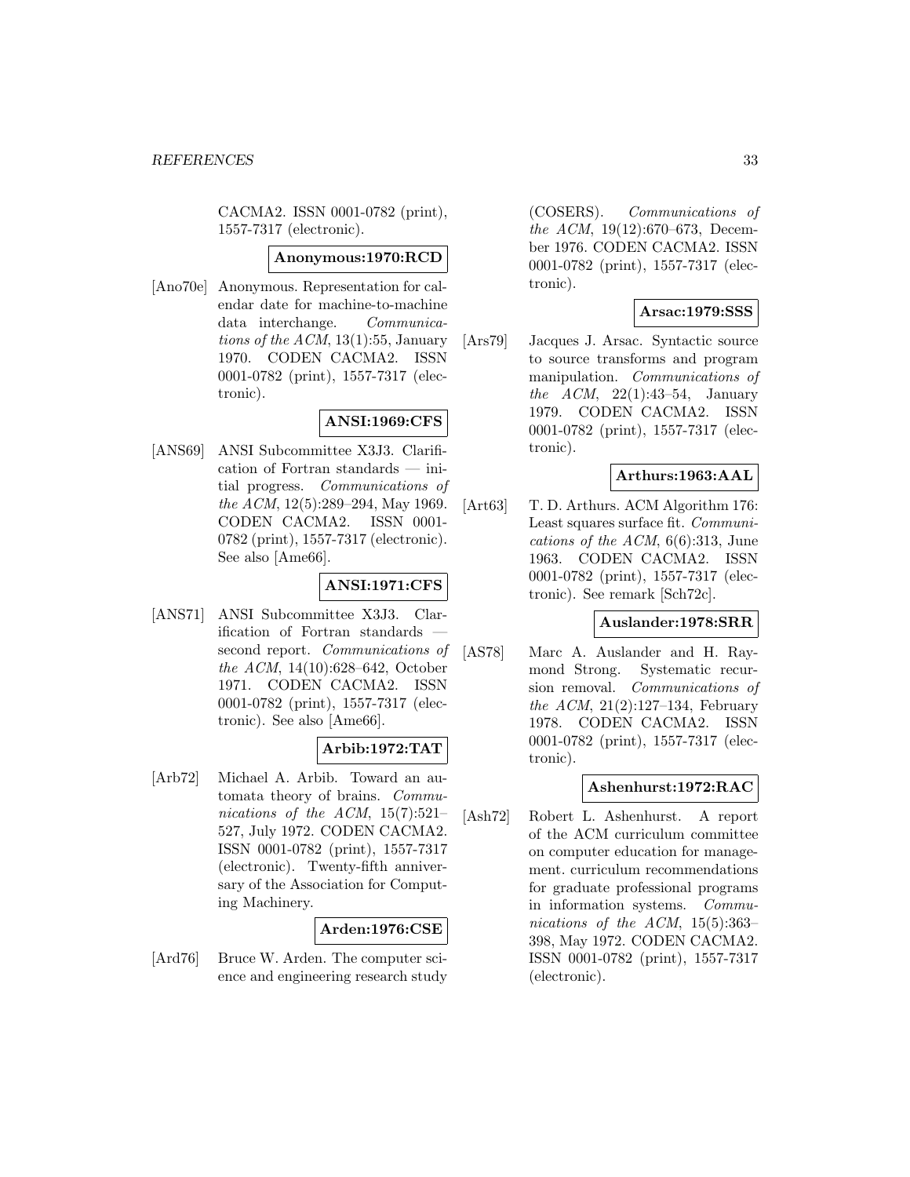CACMA2. ISSN 0001-0782 (print), 1557-7317 (electronic).

**Anonymous:1970:RCD**

[Ano70e] Anonymous. Representation for calendar date for machine-to-machine data interchange. *Communications of the ACM*, 13(1):55, January 1970. CODEN CACMA2. ISSN 0001-0782 (print), 1557-7317 (electronic).

**ANSI:1969:CFS**

[ANS69] ANSI Subcommittee X3J3. Clarification of Fortran standards — initial progress. *Communications of the ACM*, 12(5):289–294, May 1969. CODEN CACMA2. ISSN 0001-0782 (print), 1557-7317 (electronic). See also [Ame66].

**ANSI:1971:CFS**

[ANS71] ANSI Subcommittee X3J3. Clarification of Fortran standards — second report. *Communications of the ACM*, 14(10):628–642, October 1971. CODEN CACMA2. ISSN 0001-0782 (print), 1557-7317 (electronic). See also [Ame66].

**Arbib:1972:TAT**

[Arb72] Michael A. Arbib. Toward an automata theory of brains. *Communications of the ACM*, 15(7):521–527, July 1972. CODEN CACMA2. ISSN 0001-0782 (print), 1557-7317 (electronic). Twenty-fifth anniversary of the Association for Computing Machinery.

**Arden:1976:CSE**

[Ard76] Bruce W. Arden. The computer science and engineering research study (COSERS). *Communications of the ACM*, 19(12):670–673, December 1976. CODEN CACMA2. ISSN 0001-0782 (print), 1557-7317 (electronic).

**Arsac:1979:SSS**

[Ars79] Jacques J. Arsac. Syntactic source to source transforms and program manipulation. *Communications of the ACM*, 22(1):43–54, January 1979. CODEN CACMA2. ISSN 0001-0782 (print), 1557-7317 (electronic).

**Arthurs:1963:AAL**

[Art63] T. D. Arthurs. ACM Algorithm 176: Least squares surface fit. *Communications of the ACM*, 6(6):313, June 1963. CODEN CACMA2. ISSN 0001-0782 (print), 1557-7317 (electronic). See remark [Sch72c].

**Auslander:1978:SRR**

[AS78] Marc A. Auslander and H. Raymond Strong. Systematic recursion removal. *Communications of the ACM*, 21(2):127–134, February 1978. CODEN CACMA2. ISSN 0001-0782 (print), 1557-7317 (electronic).

**Ashenhurst:1972:RAC**

[Ash72] Robert L. Ashenhurst. A report of the ACM curriculum committee on computer education for management. curriculum recommendations for graduate professional programs in information systems. *Communications of the ACM*, 15(5):363–398, May 1972. CODEN CACMA2. ISSN 0001-0782 (print), 1557-7317 (electronic).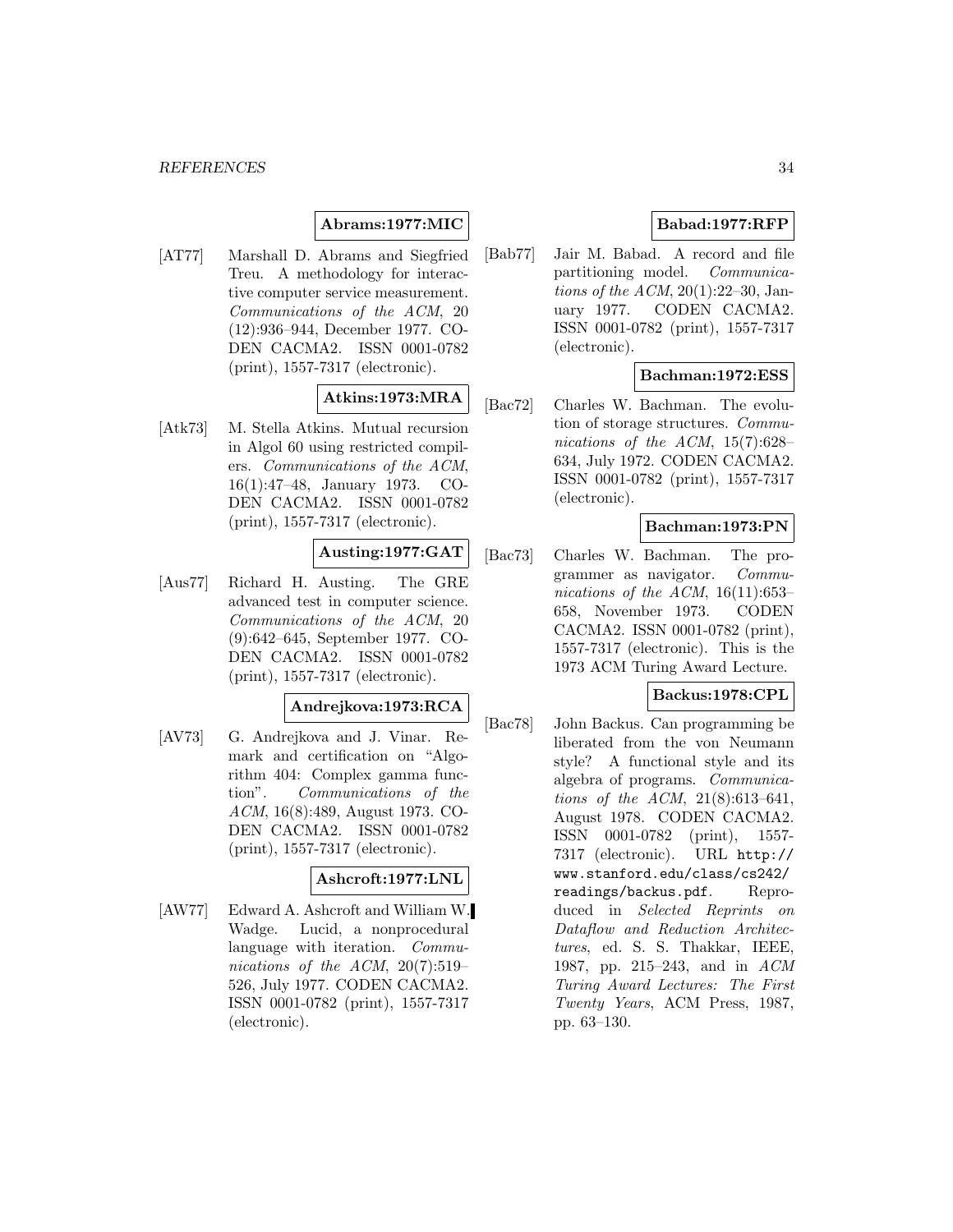**Abrams:1977:MIC**

[AT77] Marshall D. Abrams and Siegfried Treu. A methodology for interactive computer service measurement. *Communications of the ACM*, 20 (12):936–944, December 1977. CODEN CACMA2. ISSN 0001-0782 (print), 1557-7317 (electronic).

**Atkins:1973:MRA**

[Atk73] M. Stella Atkins. Mutual recursion in Algol 60 using restricted compilers. *Communications of the ACM*, 16(1):47–48, January 1973. CODEN CACMA2. ISSN 0001-0782 (print), 1557-7317 (electronic).

**Austing:1977:GAT**

[Aus77] Richard H. Austing. The GRE advanced test in computer science. *Communications of the ACM*, 20 (9):642–645, September 1977. CODEN CACMA2. ISSN 0001-0782 (print), 1557-7317 (electronic).

**Andrejkova:1973:RCA**

[AV73] G. Andrejkova and J. Vinar. Remark and certification on "Algorithm 404: Complex gamma function". *Communications of the ACM*, 16(8):489, August 1973. CODEN CACMA2. ISSN 0001-0782 (print), 1557-7317 (electronic).

**Ashcroft:1977:LNL**

[AW77] Edward A. Ashcroft and William W. Wadge. Lucid, a nonprocedural language with iteration. *Communications of the ACM*, 20(7):519–526, July 1977. CODEN CACMA2. ISSN 0001-0782 (print), 1557-7317 (electronic).

**Babad:1977:RFP**

[Bab77] Jair M. Babad. A record and file partitioning model. *Communications of the ACM*, 20(1):22–30, January 1977. CODEN CACMA2. ISSN 0001-0782 (print), 1557-7317 (electronic).

**Bachman:1972:ESS**

[Bac72] Charles W. Bachman. The evolution of storage structures. *Communications of the ACM*, 15(7):628–634, July 1972. CODEN CACMA2. ISSN 0001-0782 (print), 1557-7317 (electronic).

**Bachman:1973:PN**

[Bac73] Charles W. Bachman. The programmer as navigator. *Communications of the ACM*, 16(11):653–658, November 1973. CODEN CACMA2. ISSN 0001-0782 (print), 1557-7317 (electronic). This is the 1973 ACM Turing Award Lecture.

**Backus:1978:CPL**

[Bac78] John Backus. Can programming be liberated from the von Neumann style? A functional style and its algebra of programs. *Communications of the ACM*, 21(8):613–641, August 1978. CODEN CACMA2. ISSN 0001-0782 (print), 1557-7317 (electronic). URL http://www.stanford.edu/class/cs242/readings/backus.pdf. Reproduced in *Selected Reprints on Dataflow and Reduction Architectures*, ed. S. S. Thakkar, IEEE, 1987, pp. 215–243, and in *ACM Turing Award Lectures: The First Twenty Years*, ACM Press, 1987, pp. 63–130.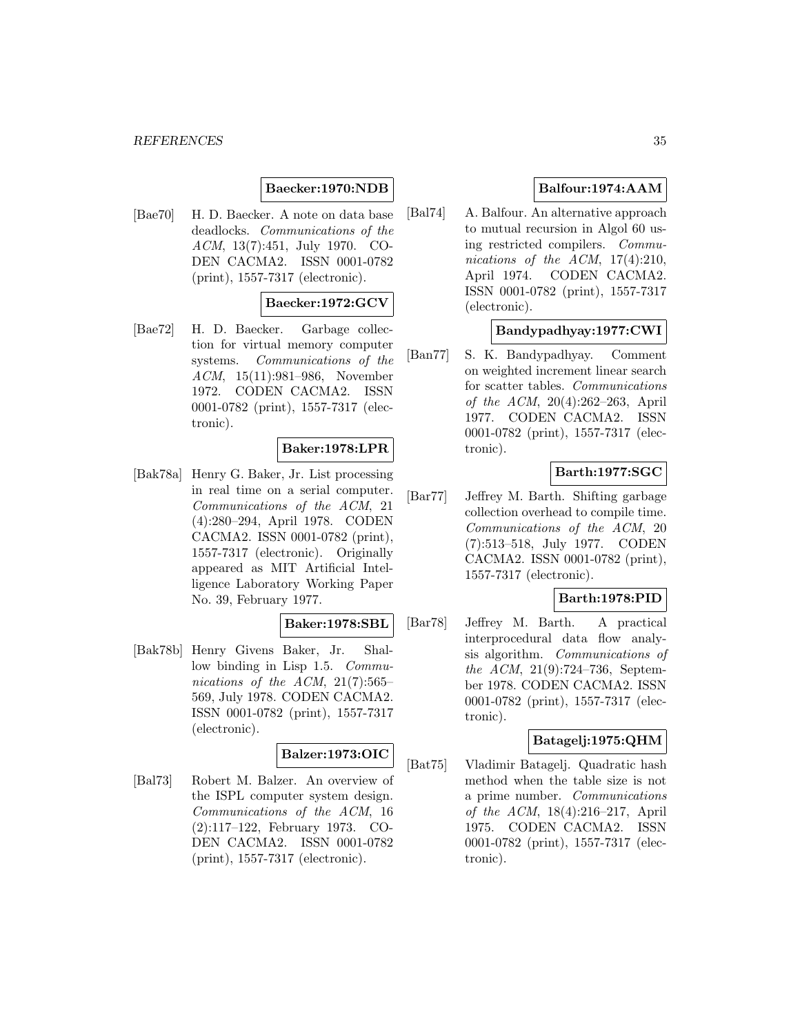**Baecker:1970:NDB**

[Bae70] H. D. Baecker. A note on data base deadlocks. *Communications of the ACM*, 13(7):451, July 1970. CODEN CACMA2. ISSN 0001-0782 (print), 1557-7317 (electronic).

**Baecker:1972:GCV**

[Bae72] H. D. Baecker. Garbage collection for virtual memory computer systems. *Communications of the ACM*, 15(11):981–986, November 1972. CODEN CACMA2. ISSN 0001-0782 (print), 1557-7317 (electronic).

**Baker:1978:LPR**

[Bak78a] Henry G. Baker, Jr. List processing in real time on a serial computer. *Communications of the ACM*, 21 (4):280–294, April 1978. CODEN CACMA2. ISSN 0001-0782 (print), 1557-7317 (electronic). Originally appeared as MIT Artificial Intelligence Laboratory Working Paper No. 39, February 1977.

**Baker:1978:SBL**

[Bak78b] Henry Givens Baker, Jr. Shallow binding in Lisp 1.5. *Communications of the ACM*, 21(7):565–569, July 1978. CODEN CACMA2. ISSN 0001-0782 (print), 1557-7317 (electronic).

**Balzer:1973:OIC**

[Bal73] Robert M. Balzer. An overview of the ISPL computer system design. *Communications of the ACM*, 16 (2):117–122, February 1973. CODEN CACMA2. ISSN 0001-0782 (print), 1557-7317 (electronic).

**Balfour:1974:AAM**

[Bal74] A. Balfour. An alternative approach to mutual recursion in Algol 60 using restricted compilers. *Communications of the ACM*, 17(4):210, April 1974. CODEN CACMA2. ISSN 0001-0782 (print), 1557-7317 (electronic).

**Bandypadhyay:1977:CWI**

[Ban77] S. K. Bandypadhyay. Comment on weighted increment linear search for scatter tables. *Communications of the ACM*, 20(4):262–263, April 1977. CODEN CACMA2. ISSN 0001-0782 (print), 1557-7317 (electronic).

**Barth:1977:SGC**

[Bar77] Jeffrey M. Barth. Shifting garbage collection overhead to compile time. *Communications of the ACM*, 20 (7):513–518, July 1977. CODEN CACMA2. ISSN 0001-0782 (print), 1557-7317 (electronic).

**Barth:1978:PID**

[Bar78] Jeffrey M. Barth. A practical interprocedural data flow analysis algorithm. *Communications of the ACM*, 21(9):724–736, September 1978. CODEN CACMA2. ISSN 0001-0782 (print), 1557-7317 (electronic).

**Batagelj:1975:QHM**

[Bat75] Vladimir Batagelj. Quadratic hash method when the table size is not a prime number. *Communications of the ACM*, 18(4):216–217, April 1975. CODEN CACMA2. ISSN 0001-0782 (print), 1557-7317 (electronic).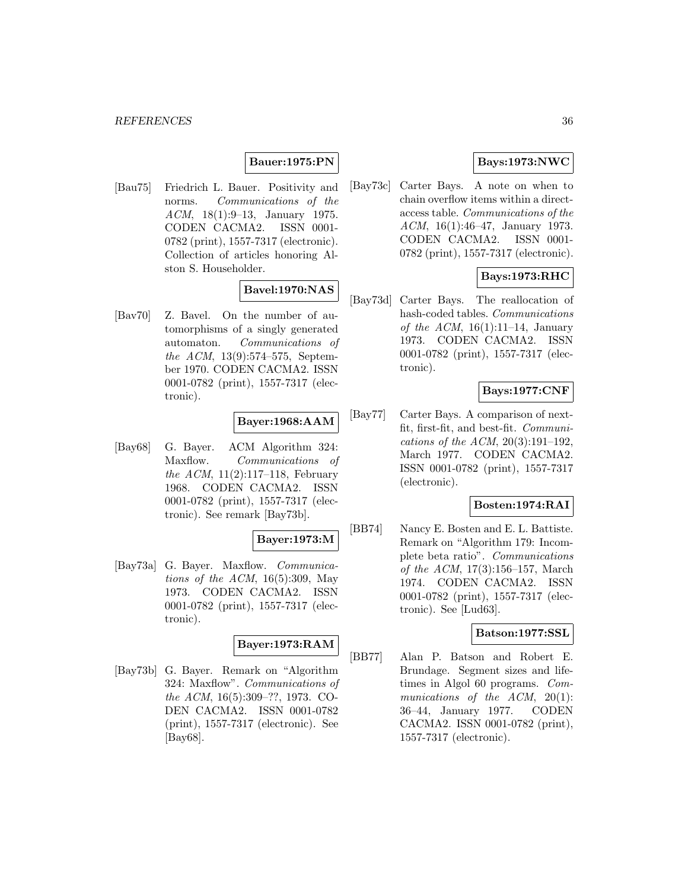**Bauer:1975:PN**

[Bau75] Friedrich L. Bauer. Positivity and norms. *Communications of the ACM*, 18(1):9–13, January 1975. CODEN CACMA2. ISSN 0001-0782 (print), 1557-7317 (electronic). Collection of articles honoring Alston S. Householder.

**Bavel:1970:NAS**

[Bav70] Z. Bavel. On the number of automorphisms of a singly generated automaton. *Communications of the ACM*, 13(9):574–575, September 1970. CODEN CACMA2. ISSN 0001-0782 (print), 1557-7317 (electronic).

**Bayer:1968:AAM**

[Bay68] G. Bayer. ACM Algorithm 324: Maxflow. *Communications of the ACM*, 11(2):117–118, February 1968. CODEN CACMA2. ISSN 0001-0782 (print), 1557-7317 (electronic). See remark [Bay73b].

**Bayer:1973:M**

[Bay73a] G. Bayer. Maxflow. *Communications of the ACM*, 16(5):309, May 1973. CODEN CACMA2. ISSN 0001-0782 (print), 1557-7317 (electronic).

**Bayer:1973:RAM**

[Bay73b] G. Bayer. Remark on "Algorithm 324: Maxflow". *Communications of the ACM*, 16(5):309–??, 1973. CODEN CACMA2. ISSN 0001-0782 (print), 1557-7317 (electronic). See [Bay68].

**Bays:1973:NWC**

[Bay73c] Carter Bays. A note on when to chain overflow items within a direct-access table. *Communications of the ACM*, 16(1):46–47, January 1973. CODEN CACMA2. ISSN 0001-0782 (print), 1557-7317 (electronic).

**Bays:1973:RHC**

[Bay73d] Carter Bays. The reallocation of hash-coded tables. *Communications of the ACM*, 16(1):11–14, January 1973. CODEN CACMA2. ISSN 0001-0782 (print), 1557-7317 (electronic).

**Bays:1977:CNF**

[Bay77] Carter Bays. A comparison of next-fit, first-fit, and best-fit. *Communications of the ACM*, 20(3):191–192, March 1977. CODEN CACMA2. ISSN 0001-0782 (print), 1557-7317 (electronic).

**Bosten:1974:RAI**

[BB74] Nancy E. Bosten and E. L. Battiste. Remark on "Algorithm 179: Incomplete beta ratio". *Communications of the ACM*, 17(3):156–157, March 1974. CODEN CACMA2. ISSN 0001-0782 (print), 1557-7317 (electronic). See [Lud63].

**Batson:1977:SSL**

[BB77] Alan P. Batson and Robert E. Brundage. Segment sizes and lifetimes in Algol 60 programs. *Communications of the ACM*, 20(1):36–44, January 1977. CODEN CACMA2. ISSN 0001-0782 (print), 1557-7317 (electronic).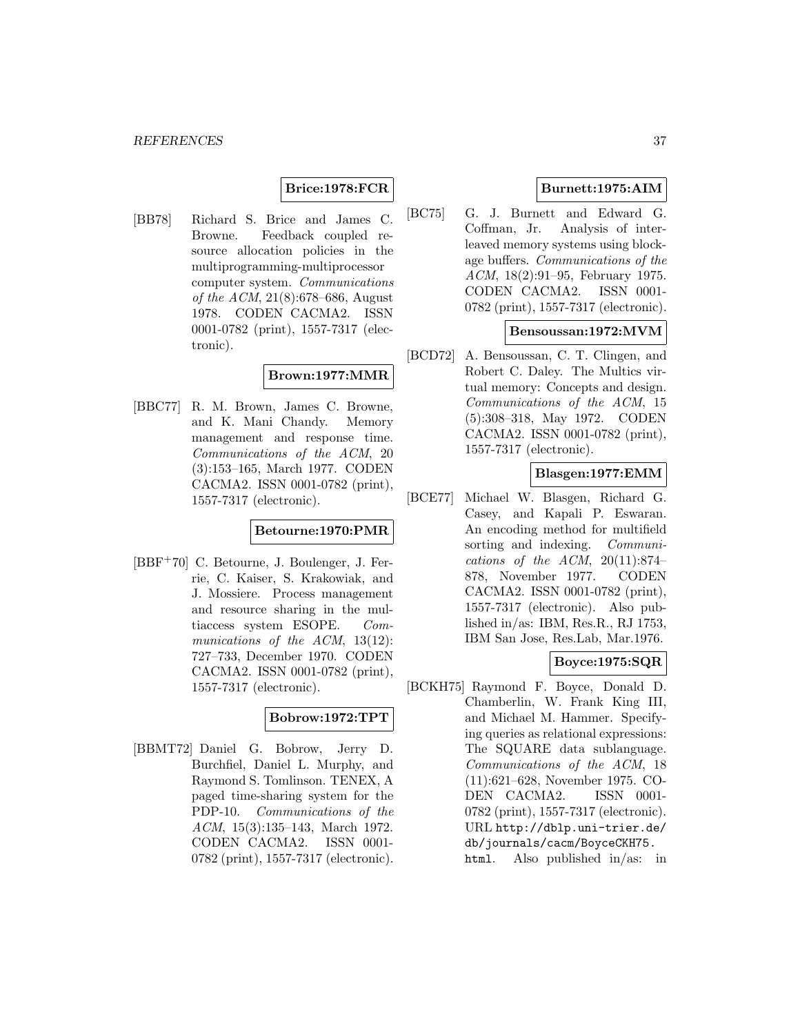**Brice:1978:FCR**

[BB78] Richard S. Brice and James C. Browne. Feedback coupled resource allocation policies in the multiprogramming-multiprocessor computer system. *Communications of the ACM*, 21(8):678–686, August 1978. CODEN CACMA2. ISSN 0001-0782 (print), 1557-7317 (electronic).

**Brown:1977:MMR**

[BBC77] R. M. Brown, James C. Browne, and K. Mani Chandy. Memory management and response time. *Communications of the ACM*, 20 (3):153–165, March 1977. CODEN CACMA2. ISSN 0001-0782 (print), 1557-7317 (electronic).

**Betourne:1970:PMR**

[BBF+70] C. Betourne, J. Boulenger, J. Ferrie, C. Kaiser, S. Krakowiak, and J. Mossiere. Process management and resource sharing in the multiaccess system ESOPE. *Communications of the ACM*, 13(12): 727–733, December 1970. CODEN CACMA2. ISSN 0001-0782 (print), 1557-7317 (electronic).

**Bobrow:1972:TPT**

[BBMT72] Daniel G. Bobrow, Jerry D. Burchfiel, Daniel L. Murphy, and Raymond S. Tomlinson. TENEX, A paged time-sharing system for the PDP-10. *Communications of the ACM*, 15(3):135–143, March 1972. CODEN CACMA2. ISSN 0001-0782 (print), 1557-7317 (electronic).

**Burnett:1975:AIM**

[BC75] G. J. Burnett and Edward G. Coffman, Jr. Analysis of interleaved memory systems using blockage buffers. *Communications of the ACM*, 18(2):91–95, February 1975. CODEN CACMA2. ISSN 0001-0782 (print), 1557-7317 (electronic).

**Bensoussan:1972:MVM**

[BCD72] A. Bensoussan, C. T. Clingen, and Robert C. Daley. The Multics virtual memory: Concepts and design. *Communications of the ACM*, 15 (5):308–318, May 1972. CODEN CACMA2. ISSN 0001-0782 (print), 1557-7317 (electronic).

**Blasgen:1977:EMM**

[BCE77] Michael W. Blasgen, Richard G. Casey, and Kapali P. Eswaran. An encoding method for multifield sorting and indexing. *Communications of the ACM*, 20(11):874–878, November 1977. CODEN CACMA2. ISSN 0001-0782 (print), 1557-7317 (electronic). Also published in/as: IBM, Res.R., RJ 1753, IBM San Jose, Res.Lab, Mar.1976.

**Boyce:1975:SQR**

[BCKH75] Raymond F. Boyce, Donald D. Chamberlin, W. Frank King III, and Michael M. Hammer. Specifying queries as relational expressions: The SQUARE data sublanguage. *Communications of the ACM*, 18 (11):621–628, November 1975. CODEN CACMA2. ISSN 0001-0782 (print), 1557-7317 (electronic). URL http://dblp.uni-trier.de/db/journals/cacm/BoyceCKH75.html. Also published in/as: in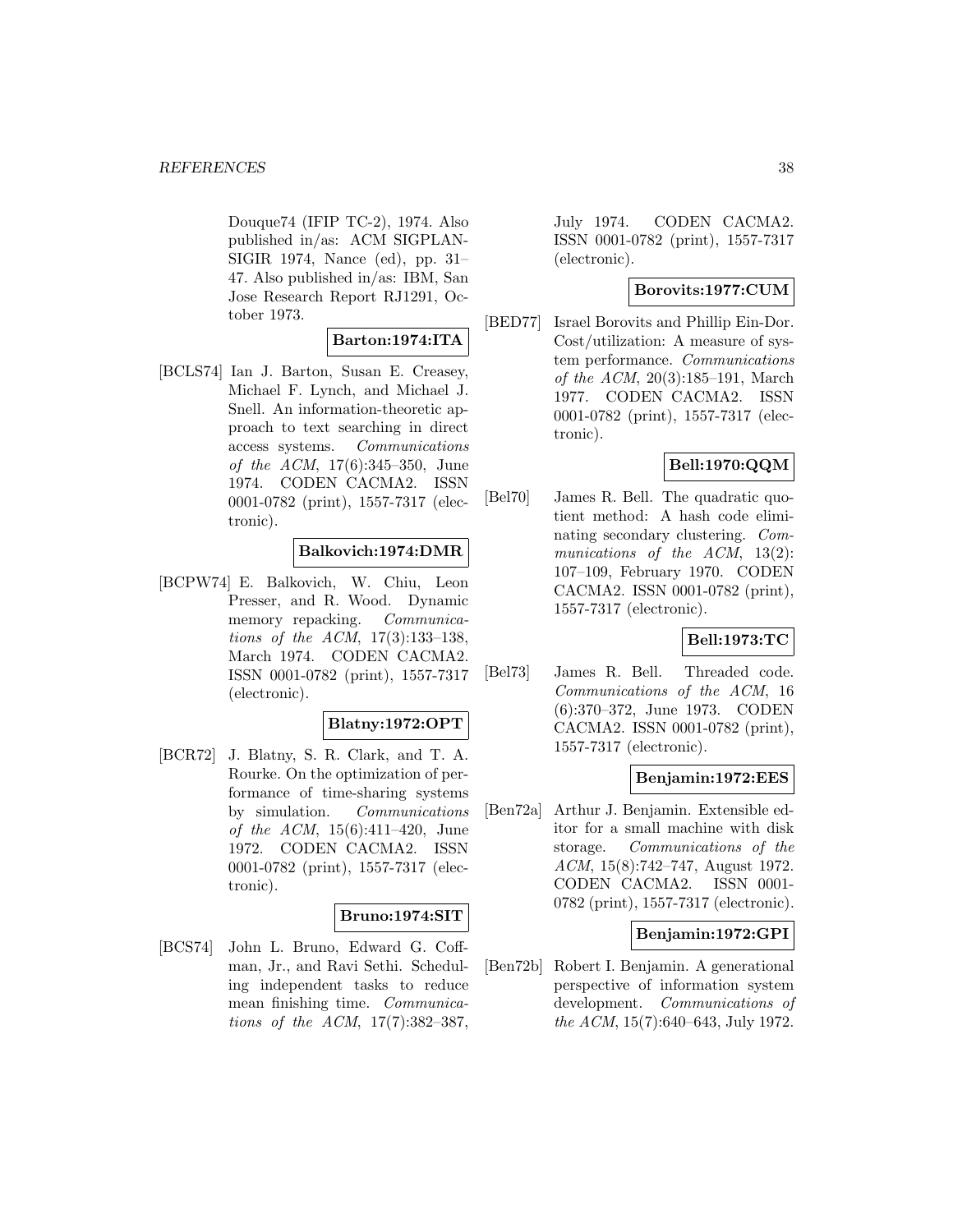Douque74 (IFIP TC-2), 1974. Also published in/as: ACM SIGPLAN-SIGIR 1974, Nance (ed), pp. 31–47. Also published in/as: IBM, San Jose Research Report RJ1291, October 1973.

**Barton:1974:ITA**

[BCLS74] Ian J. Barton, Susan E. Creasey, Michael F. Lynch, and Michael J. Snell. An information-theoretic approach to text searching in direct access systems. *Communications of the ACM*, 17(6):345–350, June 1974. CODEN CACMA2. ISSN 0001-0782 (print), 1557-7317 (electronic).

**Balkovich:1974:DMR**

[BCPW74] E. Balkovich, W. Chiu, Leon Presser, and R. Wood. Dynamic memory repacking. *Communications of the ACM*, 17(3):133–138, March 1974. CODEN CACMA2. ISSN 0001-0782 (print), 1557-7317 (electronic).

**Blatny:1972:OPT**

[BCR72] J. Blatny, S. R. Clark, and T. A. Rourke. On the optimization of performance of time-sharing systems by simulation. *Communications of the ACM*, 15(6):411–420, June 1972. CODEN CACMA2. ISSN 0001-0782 (print), 1557-7317 (electronic).

**Bruno:1974:SIT**

[BCS74] John L. Bruno, Edward G. Coffman, Jr., and Ravi Sethi. Scheduling independent tasks to reduce mean finishing time. *Communications of the ACM*, 17(7):382–387, July 1974. CODEN CACMA2. ISSN 0001-0782 (print), 1557-7317 (electronic).

**Borovits:1977:CUM**

[BED77] Israel Borovits and Phillip Ein-Dor. Cost/utilization: A measure of system performance. *Communications of the ACM*, 20(3):185–191, March 1977. CODEN CACMA2. ISSN 0001-0782 (print), 1557-7317 (electronic).

**Bell:1970:QQM**

[Bel70] James R. Bell. The quadratic quotient method: A hash code eliminating secondary clustering. *Communications of the ACM*, 13(2): 107–109, February 1970. CODEN CACMA2. ISSN 0001-0782 (print), 1557-7317 (electronic).

**Bell:1973:TC**

[Bel73] James R. Bell. Threaded code. *Communications of the ACM*, 16 (6):370–372, June 1973. CODEN CACMA2. ISSN 0001-0782 (print), 1557-7317 (electronic).

**Benjamin:1972:EES**

[Ben72a] Arthur J. Benjamin. Extensible editor for a small machine with disk storage. *Communications of the ACM*, 15(8):742–747, August 1972. CODEN CACMA2. ISSN 0001-0782 (print), 1557-7317 (electronic).

**Benjamin:1972:GPI**

[Ben72b] Robert I. Benjamin. A generational perspective of information system development. *Communications of the ACM*, 15(7):640–643, July 1972.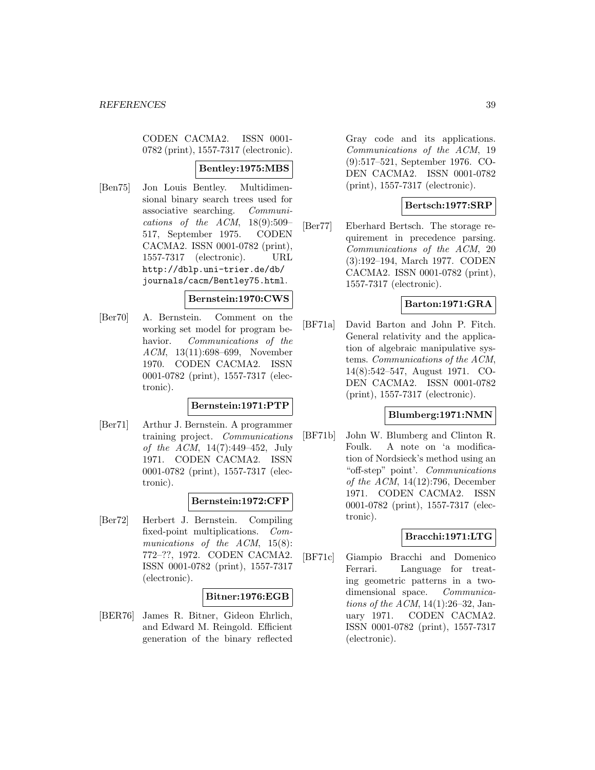CODEN CACMA2. ISSN 0001-0782 (print), 1557-7317 (electronic).

**Bentley:1975:MBS**

[Ben75] Jon Louis Bentley. Multidimensional binary search trees used for associative searching. *Communications of the ACM*, 18(9):509–517, September 1975. CODEN CACMA2. ISSN 0001-0782 (print), 1557-7317 (electronic). URL http://dblp.uni-trier.de/db/journals/cacm/Bentley75.html.

**Bernstein:1970:CWS**

[Ber70] A. Bernstein. Comment on the working set model for program behavior. *Communications of the ACM*, 13(11):698–699, November 1970. CODEN CACMA2. ISSN 0001-0782 (print), 1557-7317 (electronic).

**Bernstein:1971:PTP**

[Ber71] Arthur J. Bernstein. A programmer training project. *Communications of the ACM*, 14(7):449–452, July 1971. CODEN CACMA2. ISSN 0001-0782 (print), 1557-7317 (electronic).

**Bernstein:1972:CFP**

[Ber72] Herbert J. Bernstein. Compiling fixed-point multiplications. *Communications of the ACM*, 15(8): 772–??, 1972. CODEN CACMA2. ISSN 0001-0782 (print), 1557-7317 (electronic).

**Bitner:1976:EGB**

[BER76] James R. Bitner, Gideon Ehrlich, and Edward M. Reingold. Efficient generation of the binary reflected Gray code and its applications. *Communications of the ACM*, 19 (9):517–521, September 1976. CODEN CACMA2. ISSN 0001-0782 (print), 1557-7317 (electronic).

**Bertsch:1977:SRP**

[Ber77] Eberhard Bertsch. The storage requirement in precedence parsing. *Communications of the ACM*, 20 (3):192–194, March 1977. CODEN CACMA2. ISSN 0001-0782 (print), 1557-7317 (electronic).

**Barton:1971:GRA**

[BF71a] David Barton and John P. Fitch. General relativity and the application of algebraic manipulative systems. *Communications of the ACM*, 14(8):542–547, August 1971. CODEN CACMA2. ISSN 0001-0782 (print), 1557-7317 (electronic).

**Blumberg:1971:NMN**

[BF71b] John W. Blumberg and Clinton R. Foulk. A note on 'a modification of Nordsieck's method using an "off-step" point'. *Communications of the ACM*, 14(12):796, December 1971. CODEN CACMA2. ISSN 0001-0782 (print), 1557-7317 (electronic).

**Bracchi:1971:LTG**

[BF71c] Giampio Bracchi and Domenico Ferrari. Language for treating geometric patterns in a two-dimensional space. *Communications of the ACM*, 14(1):26–32, January 1971. CODEN CACMA2. ISSN 0001-0782 (print), 1557-7317 (electronic).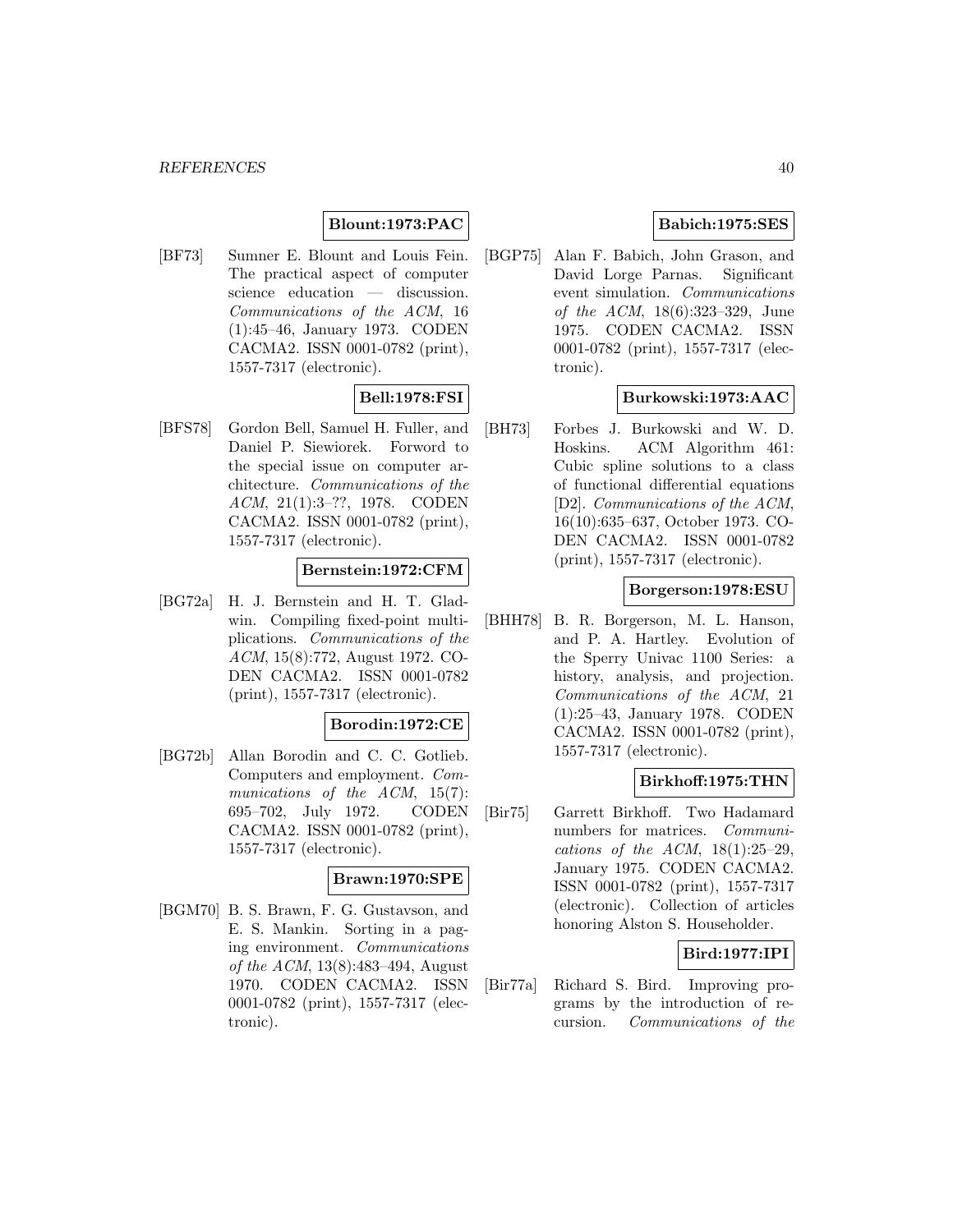**Blount:1973:PAC**

[BF73] Sumner E. Blount and Louis Fein. The practical aspect of computer science education — discussion. *Communications of the ACM*, 16 (1):45–46, January 1973. CODEN CACMA2. ISSN 0001-0782 (print), 1557-7317 (electronic).

**Bell:1978:FSI**

[BFS78] Gordon Bell, Samuel H. Fuller, and Daniel P. Siewiorek. Forword to the special issue on computer architecture. *Communications of the ACM*, 21(1):3–??, 1978. CODEN CACMA2. ISSN 0001-0782 (print), 1557-7317 (electronic).

**Bernstein:1972:CFM**

[BG72a] H. J. Bernstein and H. T. Gladwin. Compiling fixed-point multiplications. *Communications of the ACM*, 15(8):772, August 1972. CODEN CACMA2. ISSN 0001-0782 (print), 1557-7317 (electronic).

**Borodin:1972:CE**

[BG72b] Allan Borodin and C. C. Gotlieb. Computers and employment. *Communications of the ACM*, 15(7): 695–702, July 1972. CODEN CACMA2. ISSN 0001-0782 (print), 1557-7317 (electronic).

**Brawn:1970:SPE**

[BGM70] B. S. Brawn, F. G. Gustavson, and E. S. Mankin. Sorting in a paging environment. *Communications of the ACM*, 13(8):483–494, August 1970. CODEN CACMA2. ISSN 0001-0782 (print), 1557-7317 (electronic).

**Babich:1975:SES**

[BGP75] Alan F. Babich, John Grason, and David Lorge Parnas. Significant event simulation. *Communications of the ACM*, 18(6):323–329, June 1975. CODEN CACMA2. ISSN 0001-0782 (print), 1557-7317 (electronic).

**Burkowski:1973:AAC**

[BH73] Forbes J. Burkowski and W. D. Hoskins. ACM Algorithm 461: Cubic spline solutions to a class of functional differential equations [D2]. *Communications of the ACM*, 16(10):635–637, October 1973. CODEN CACMA2. ISSN 0001-0782 (print), 1557-7317 (electronic).

**Borgerson:1978:ESU**

[BHH78] B. R. Borgerson, M. L. Hanson, and P. A. Hartley. Evolution of the Sperry Univac 1100 Series: a history, analysis, and projection. *Communications of the ACM*, 21 (1):25–43, January 1978. CODEN CACMA2. ISSN 0001-0782 (print), 1557-7317 (electronic).

**Birkhoff:1975:THN**

[Bir75] Garrett Birkhoff. Two Hadamard numbers for matrices. *Communications of the ACM*, 18(1):25–29, January 1975. CODEN CACMA2. ISSN 0001-0782 (print), 1557-7317 (electronic). Collection of articles honoring Alston S. Householder.

**Bird:1977:IPI**

[Bir77a] Richard S. Bird. Improving programs by the introduction of recursion. *Communications of the*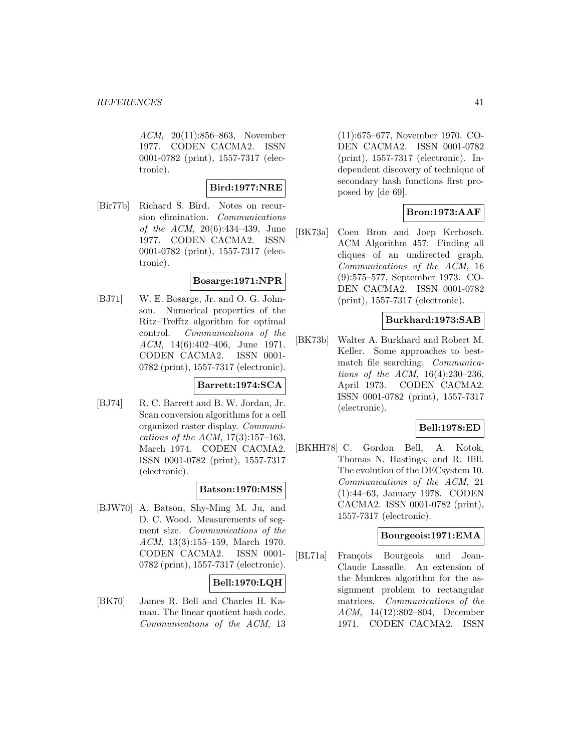*ACM*, 20(11):856–863, November 1977. CODEN CACMA2. ISSN 0001-0782 (print), 1557-7317 (electronic).

**Bird:1977:NRE**

[Bir77b] Richard S. Bird. Notes on recursion elimination. *Communications of the ACM*, 20(6):434–439, June 1977. CODEN CACMA2. ISSN 0001-0782 (print), 1557-7317 (electronic).

**Bosarge:1971:NPR**

[BJ71] W. E. Bosarge, Jr. and O. G. Johnson. Numerical properties of the Ritz–Trefftz algorithm for optimal control. *Communications of the ACM*, 14(6):402–406, June 1971. CODEN CACMA2. ISSN 0001-0782 (print), 1557-7317 (electronic).

**Barrett:1974:SCA**

[BJ74] R. C. Barrett and B. W. Jordan, Jr. Scan conversion algorithms for a cell organized raster display. *Communications of the ACM*, 17(3):157–163, March 1974. CODEN CACMA2. ISSN 0001-0782 (print), 1557-7317 (electronic).

**Batson:1970:MSS**

[BJW70] A. Batson, Shy-Ming M. Ju, and D. C. Wood. Measurements of segment size. *Communications of the ACM*, 13(3):155–159, March 1970. CODEN CACMA2. ISSN 0001-0782 (print), 1557-7317 (electronic).

**Bell:1970:LQH**

[BK70] James R. Bell and Charles H. Kaman. The linear quotient hash code. *Communications of the ACM*, 13 (11):675–677, November 1970. CODEN CACMA2. ISSN 0001-0782 (print), 1557-7317 (electronic). Independent discovery of technique of secondary hash functions first proposed by [de 69].

**Bron:1973:AAF**

[BK73a] Coen Bron and Joep Kerbosch. ACM Algorithm 457: Finding all cliques of an undirected graph. *Communications of the ACM*, 16 (9):575–577, September 1973. CODEN CACMA2. ISSN 0001-0782 (print), 1557-7317 (electronic).

**Burkhard:1973:SAB**

[BK73b] Walter A. Burkhard and Robert M. Keller. Some approaches to best-match file searching. *Communications of the ACM*, 16(4):230–236, April 1973. CODEN CACMA2. ISSN 0001-0782 (print), 1557-7317 (electronic).

**Bell:1978:ED**

[BKHH78] C. Gordon Bell, A. Kotok, Thomas N. Hastings, and R. Hill. The evolution of the DECsystem 10. *Communications of the ACM*, 21 (1):44–63, January 1978. CODEN CACMA2. ISSN 0001-0782 (print), 1557-7317 (electronic).

**Bourgeois:1971:EMA**

[BL71a] François Bourgeois and Jean-Claude Lassalle. An extension of the Munkres algorithm for the assignment problem to rectangular matrices. *Communications of the ACM*, 14(12):802–804, December 1971. CODEN CACMA2. ISSN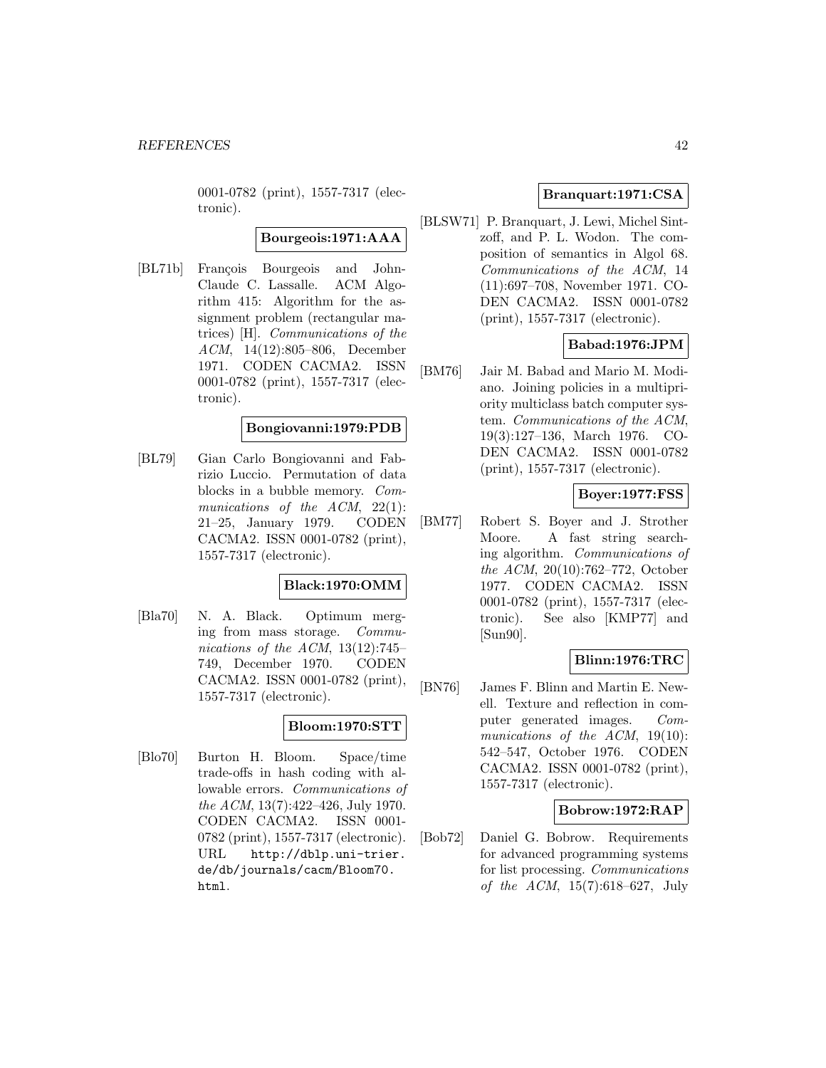0001-0782 (print), 1557-7317 (electronic).

**Bourgeois:1971:AAA**

[BL71b] François Bourgeois and John-Claude C. Lassalle. ACM Algorithm 415: Algorithm for the assignment problem (rectangular matrices) [H]. *Communications of the ACM*, 14(12):805–806, December 1971. CODEN CACMA2. ISSN 0001-0782 (print), 1557-7317 (electronic).

**Bongiovanni:1979:PDB**

[BL79] Gian Carlo Bongiovanni and Fabrizio Luccio. Permutation of data blocks in a bubble memory. *Communications of the ACM*, 22(1): 21–25, January 1979. CODEN CACMA2. ISSN 0001-0782 (print), 1557-7317 (electronic).

**Black:1970:OMM**

[Bla70] N. A. Black. Optimum merging from mass storage. *Communications of the ACM*, 13(12):745–749, December 1970. CODEN CACMA2. ISSN 0001-0782 (print), 1557-7317 (electronic).

**Bloom:1970:STT**

[Blo70] Burton H. Bloom. Space/time trade-offs in hash coding with allowable errors. *Communications of the ACM*, 13(7):422–426, July 1970. CODEN CACMA2. ISSN 0001-0782 (print), 1557-7317 (electronic). URL http://dblp.uni-trier.de/db/journals/cacm/Bloom70.html.

**Branquart:1971:CSA**

[BLSW71] P. Branquart, J. Lewi, Michel Sintzoff, and P. L. Wodon. The composition of semantics in Algol 68. *Communications of the ACM*, 14 (11):697–708, November 1971. CODEN CACMA2. ISSN 0001-0782 (print), 1557-7317 (electronic).

**Babad:1976:JPM**

[BM76] Jair M. Babad and Mario M. Modiano. Joining policies in a multipriority multiclass batch computer system. *Communications of the ACM*, 19(3):127–136, March 1976. CODEN CACMA2. ISSN 0001-0782 (print), 1557-7317 (electronic).

**Boyer:1977:FSS**

[BM77] Robert S. Boyer and J. Strother Moore. A fast string searching algorithm. *Communications of the ACM*, 20(10):762–772, October 1977. CODEN CACMA2. ISSN 0001-0782 (print), 1557-7317 (electronic). See also [KMP77] and [Sun90].

**Blinn:1976:TRC**

[BN76] James F. Blinn and Martin E. Newell. Texture and reflection in computer generated images. *Communications of the ACM*, 19(10): 542–547, October 1976. CODEN CACMA2. ISSN 0001-0782 (print), 1557-7317 (electronic).

**Bobrow:1972:RAP**

[Bob72] Daniel G. Bobrow. Requirements for advanced programming systems for list processing. *Communications of the ACM*, 15(7):618–627, July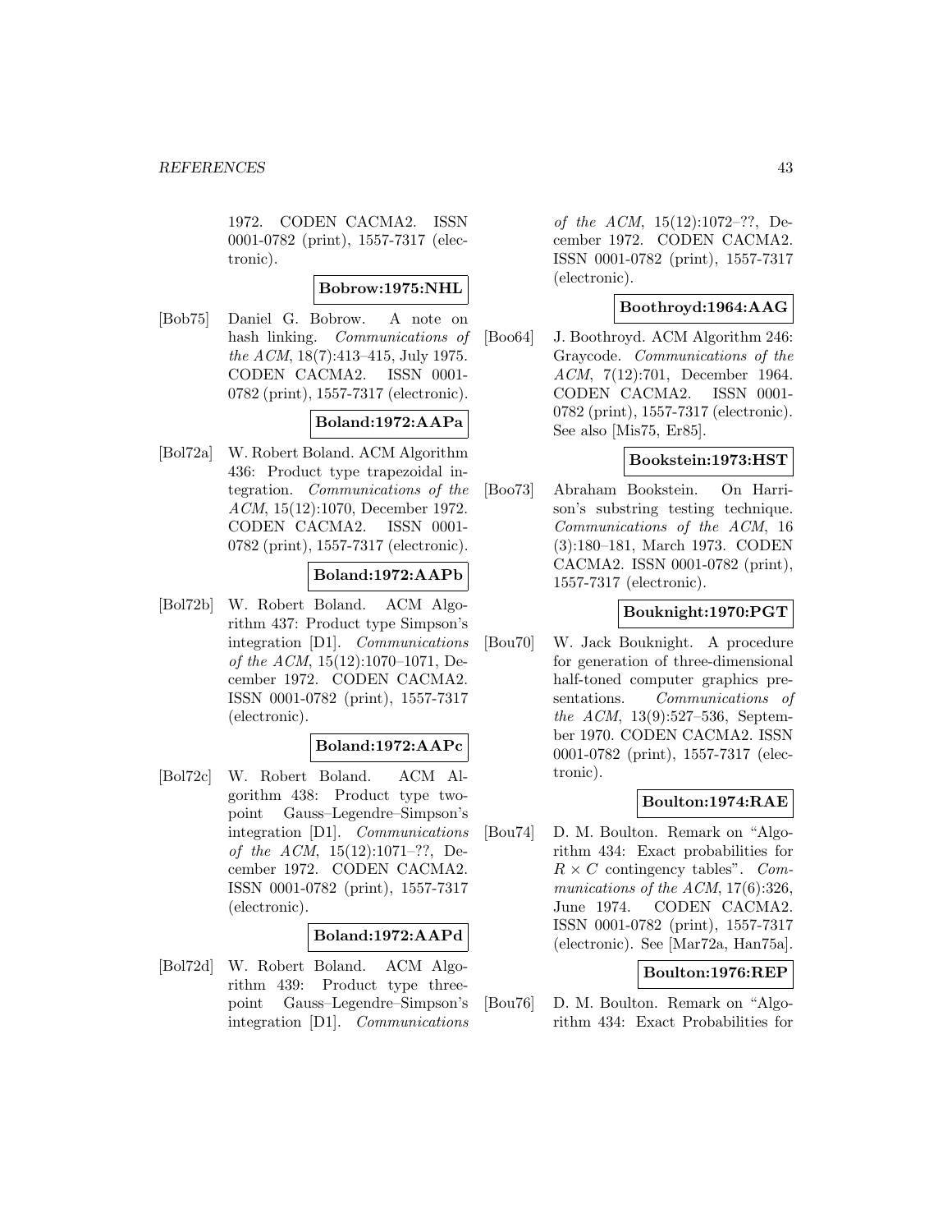1972. CODEN CACMA2. ISSN 0001-0782 (print), 1557-7317 (electronic).

**Bobrow:1975:NHL**

[Bob75] Daniel G. Bobrow. A note on hash linking. *Communications of the ACM*, 18(7):413–415, July 1975. CODEN CACMA2. ISSN 0001-0782 (print), 1557-7317 (electronic).

**Boland:1972:AAPa**

[Bol72a] W. Robert Boland. ACM Algorithm 436: Product type trapezoidal integration. *Communications of the ACM*, 15(12):1070, December 1972. CODEN CACMA2. ISSN 0001-0782 (print), 1557-7317 (electronic).

**Boland:1972:AAPb**

[Bol72b] W. Robert Boland. ACM Algorithm 437: Product type Simpson's integration [D1]. *Communications of the ACM*, 15(12):1070–1071, December 1972. CODEN CACMA2. ISSN 0001-0782 (print), 1557-7317 (electronic).

**Boland:1972:AAPc**

[Bol72c] W. Robert Boland. ACM Algorithm 438: Product type two-point Gauss–Legendre–Simpson's integration [D1]. *Communications of the ACM*, 15(12):1071–??, December 1972. CODEN CACMA2. ISSN 0001-0782 (print), 1557-7317 (electronic).

**Boland:1972:AAPd**

[Bol72d] W. Robert Boland. ACM Algorithm 439: Product type three-point Gauss–Legendre–Simpson's integration [D1]. *Communications of the ACM*, 15(12):1072–??, December 1972. CODEN CACMA2. ISSN 0001-0782 (print), 1557-7317 (electronic).

**Boothroyd:1964:AAG**

[Boo64] J. Boothroyd. ACM Algorithm 246: Graycode. *Communications of the ACM*, 7(12):701, December 1964. CODEN CACMA2. ISSN 0001-0782 (print), 1557-7317 (electronic). See also [Mis75, Er85].

**Bookstein:1973:HST**

[Boo73] Abraham Bookstein. On Harrison's substring testing technique. *Communications of the ACM*, 16 (3):180–181, March 1973. CODEN CACMA2. ISSN 0001-0782 (print), 1557-7317 (electronic).

**Bouknight:1970:PGT**

[Bou70] W. Jack Bouknight. A procedure for generation of three-dimensional half-toned computer graphics presentations. *Communications of the ACM*, 13(9):527–536, September 1970. CODEN CACMA2. ISSN 0001-0782 (print), 1557-7317 (electronic).

**Boulton:1974:RAE**

[Bou74] D. M. Boulton. Remark on "Algorithm 434: Exact probabilities for $R \times C$ contingency tables". *Communications of the ACM*, 17(6):326, June 1974. CODEN CACMA2. ISSN 0001-0782 (print), 1557-7317 (electronic). See [Mar72a, Han75a].

**Boulton:1976:REP**

[Bou76] D. M. Boulton. Remark on "Algorithm 434: Exact Probabilities for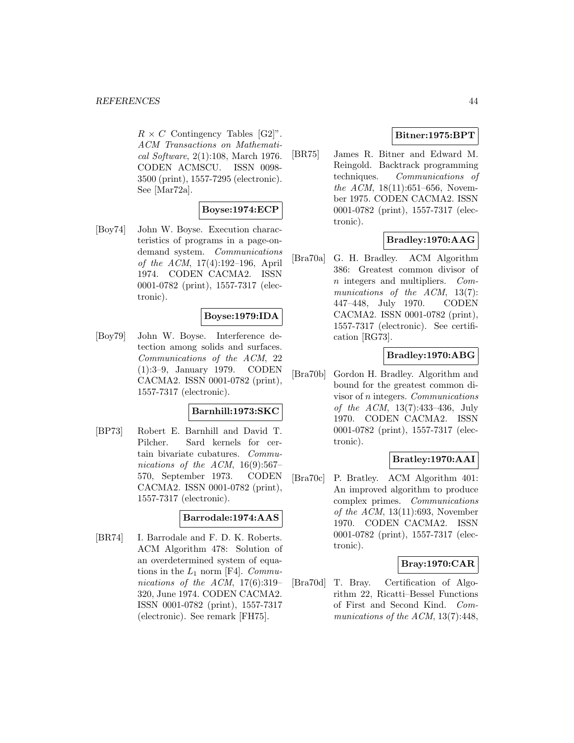$R \times C$ Contingency Tables [G2]". *ACM Transactions on Mathematical Software*, 2(1):108, March 1976. CODEN ACMSCU. ISSN 0098-3500 (print), 1557-7295 (electronic). See [Mar72a].

**Boyse:1974:ECP**

[Boy74] John W. Boyse. Execution characteristics of programs in a page-on-demand system. *Communications of the ACM*, 17(4):192–196, April 1974. CODEN CACMA2. ISSN 0001-0782 (print), 1557-7317 (electronic).

**Boyse:1979:IDA**

[Boy79] John W. Boyse. Interference detection among solids and surfaces. *Communications of the ACM*, 22 (1):3–9, January 1979. CODEN CACMA2. ISSN 0001-0782 (print), 1557-7317 (electronic).

**Barnhill:1973:SKC**

[BP73] Robert E. Barnhill and David T. Pilcher. Sard kernels for certain bivariate cubatures. *Communications of the ACM*, 16(9):567–570, September 1973. CODEN CACMA2. ISSN 0001-0782 (print), 1557-7317 (electronic).

**Barrodale:1974:AAS**

[BR74] I. Barrodale and F. D. K. Roberts. ACM Algorithm 478: Solution of an overdetermined system of equations in the $L_1$ norm [F4]. *Communications of the ACM*, 17(6):319–320, June 1974. CODEN CACMA2. ISSN 0001-0782 (print), 1557-7317 (electronic). See remark [FH75].

**Bitner:1975:BPT**

[BR75] James R. Bitner and Edward M. Reingold. Backtrack programming techniques. *Communications of the ACM*, 18(11):651–656, November 1975. CODEN CACMA2. ISSN 0001-0782 (print), 1557-7317 (electronic).

**Bradley:1970:AAG**

[Bra70a] G. H. Bradley. ACM Algorithm 386: Greatest common divisor of $n$ integers and multipliers. *Communications of the ACM*, 13(7): 447–448, July 1970. CODEN CACMA2. ISSN 0001-0782 (print), 1557-7317 (electronic). See certification [RG73].

**Bradley:1970:ABG**

[Bra70b] Gordon H. Bradley. Algorithm and bound for the greatest common divisor of $n$ integers. *Communications of the ACM*, 13(7):433–436, July 1970. CODEN CACMA2. ISSN 0001-0782 (print), 1557-7317 (electronic).

**Bratley:1970:AAI**

[Bra70c] P. Bratley. ACM Algorithm 401: An improved algorithm to produce complex primes. *Communications of the ACM*, 13(11):693, November 1970. CODEN CACMA2. ISSN 0001-0782 (print), 1557-7317 (electronic).

**Bray:1970:CAR**

[Bra70d] T. Bray. Certification of Algorithm 22, Ricatti–Bessel Functions of First and Second Kind. *Communications of the ACM*, 13(7):448,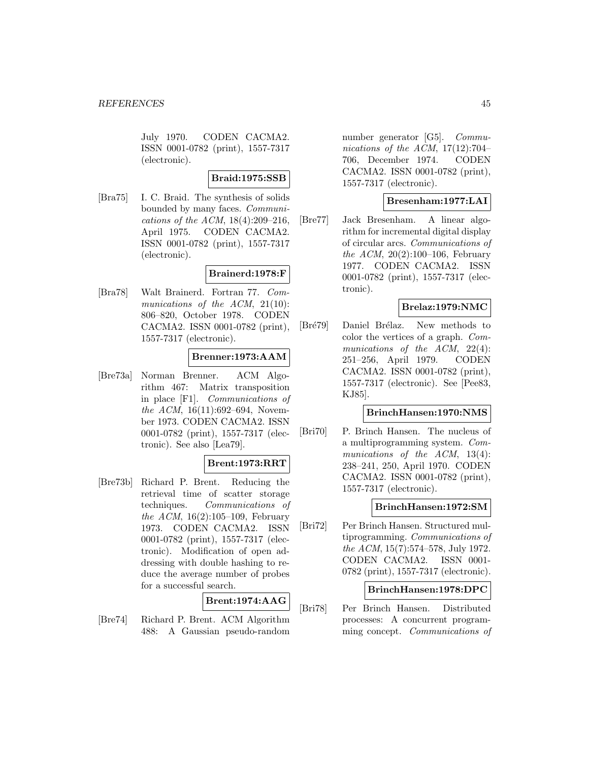July 1970. CODEN CACMA2. ISSN 0001-0782 (print), 1557-7317 (electronic).

**Braid:1975:SSB**

[Bra75] I. C. Braid. The synthesis of solids bounded by many faces. *Communications of the ACM*, 18(4):209–216, April 1975. CODEN CACMA2. ISSN 0001-0782 (print), 1557-7317 (electronic).

**Brainerd:1978:F**

[Bra78] Walt Brainerd. Fortran 77. *Communications of the ACM*, 21(10): 806–820, October 1978. CODEN CACMA2. ISSN 0001-0782 (print), 1557-7317 (electronic).

**Brenner:1973:AAM**

[Bre73a] Norman Brenner. ACM Algorithm 467: Matrix transposition in place [F1]. *Communications of the ACM*, 16(11):692–694, November 1973. CODEN CACMA2. ISSN 0001-0782 (print), 1557-7317 (electronic). See also [Lea79].

**Brent:1973:RRT**

[Bre73b] Richard P. Brent. Reducing the retrieval time of scatter storage techniques. *Communications of the ACM*, 16(2):105–109, February 1973. CODEN CACMA2. ISSN 0001-0782 (print), 1557-7317 (electronic). Modification of open addressing with double hashing to reduce the average number of probes for a successful search.

**Brent:1974:AAG**

[Bre74] Richard P. Brent. ACM Algorithm 488: A Gaussian pseudo-random number generator [G5]. *Communications of the ACM*, 17(12):704–706, December 1974. CODEN CACMA2. ISSN 0001-0782 (print), 1557-7317 (electronic).

**Bresenham:1977:LAI**

[Bre77] Jack Bresenham. A linear algorithm for incremental digital display of circular arcs. *Communications of the ACM*, 20(2):100–106, February 1977. CODEN CACMA2. ISSN 0001-0782 (print), 1557-7317 (electronic).

**Brelaz:1979:NMC**

[Bré79] Daniel Brélaz. New methods to color the vertices of a graph. *Communications of the ACM*, 22(4): 251–256, April 1979. CODEN CACMA2. ISSN 0001-0782 (print), 1557-7317 (electronic). See [Pee83, KJ85].

**BrinchHansen:1970:NMS**

[Bri70] P. Brinch Hansen. The nucleus of a multiprogramming system. *Communications of the ACM*, 13(4): 238–241, 250, April 1970. CODEN CACMA2. ISSN 0001-0782 (print), 1557-7317 (electronic).

**BrinchHansen:1972:SM**

[Bri72] Per Brinch Hansen. Structured multiprogramming. *Communications of the ACM*, 15(7):574–578, July 1972. CODEN CACMA2. ISSN 0001-0782 (print), 1557-7317 (electronic).

**BrinchHansen:1978:DPC**

[Bri78] Per Brinch Hansen. Distributed processes: A concurrent programming concept. *Communications of*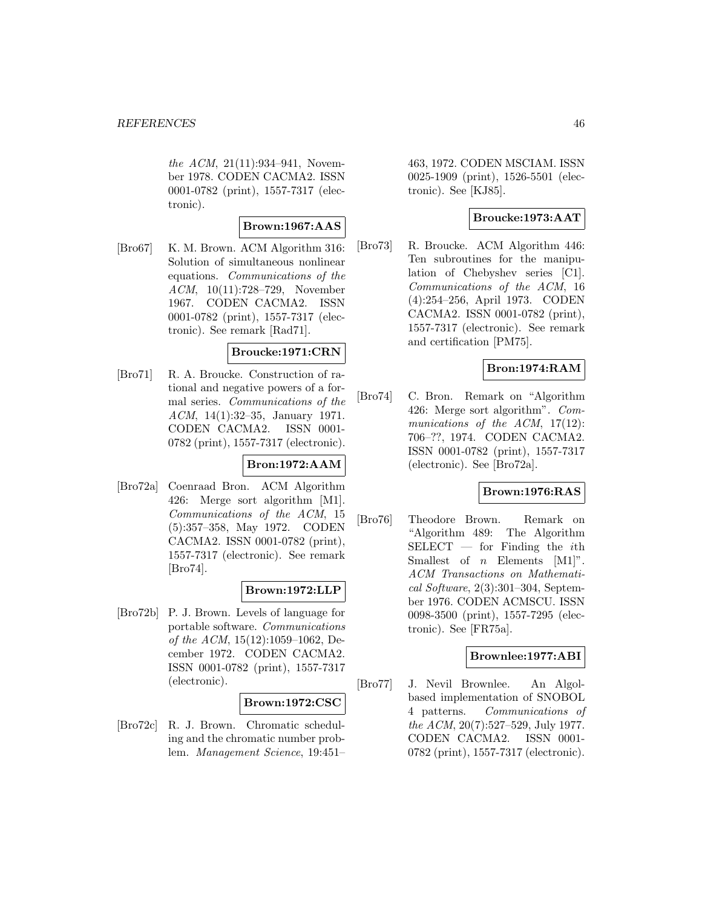*the ACM*, 21(11):934–941, November 1978. CODEN CACMA2. ISSN 0001-0782 (print), 1557-7317 (electronic).

**Brown:1967:AAS**

[Bro67] K. M. Brown. ACM Algorithm 316: Solution of simultaneous nonlinear equations. *Communications of the ACM*, 10(11):728–729, November 1967. CODEN CACMA2. ISSN 0001-0782 (print), 1557-7317 (electronic). See remark [Rad71].

**Broucke:1971:CRN**

[Bro71] R. A. Broucke. Construction of rational and negative powers of a formal series. *Communications of the ACM*, 14(1):32–35, January 1971. CODEN CACMA2. ISSN 0001-0782 (print), 1557-7317 (electronic).

**Bron:1972:AAM**

[Bro72a] Coenraad Bron. ACM Algorithm 426: Merge sort algorithm [M1]. *Communications of the ACM*, 15 (5):357–358, May 1972. CODEN CACMA2. ISSN 0001-0782 (print), 1557-7317 (electronic). See remark [Bro74].

**Brown:1972:LLP**

[Bro72b] P. J. Brown. Levels of language for portable software. *Communications of the ACM*, 15(12):1059–1062, December 1972. CODEN CACMA2. ISSN 0001-0782 (print), 1557-7317 (electronic).

**Brown:1972:CSC**

[Bro72c] R. J. Brown. Chromatic scheduling and the chromatic number problem. *Management Science*, 19:451–463, 1972. CODEN MSCIAM. ISSN 0025-1909 (print), 1526-5501 (electronic). See [KJ85].

**Broucke:1973:AAT**

[Bro73] R. Broucke. ACM Algorithm 446: Ten subroutines for the manipulation of Chebyshev series [C1]. *Communications of the ACM*, 16 (4):254–256, April 1973. CODEN CACMA2. ISSN 0001-0782 (print), 1557-7317 (electronic). See remark and certification [PM75].

**Bron:1974:RAM**

[Bro74] C. Bron. Remark on "Algorithm 426: Merge sort algorithm". *Communications of the ACM*, 17(12): 706–??, 1974. CODEN CACMA2. ISSN 0001-0782 (print), 1557-7317 (electronic). See [Bro72a].

**Brown:1976:RAS**

[Bro76] Theodore Brown. Remark on "Algorithm 489: The Algorithm SELECT — for Finding the $i$th Smallest of $n$ Elements [M1]". *ACM Transactions on Mathematical Software*, 2(3):301–304, September 1976. CODEN ACMSCU. ISSN 0098-3500 (print), 1557-7295 (electronic). See [FR75a].

**Brownlee:1977:ABI**

[Bro77] J. Nevil Brownlee. An Algol-based implementation of SNOBOL 4 patterns. *Communications of the ACM*, 20(7):527–529, July 1977. CODEN CACMA2. ISSN 0001-0782 (print), 1557-7317 (electronic).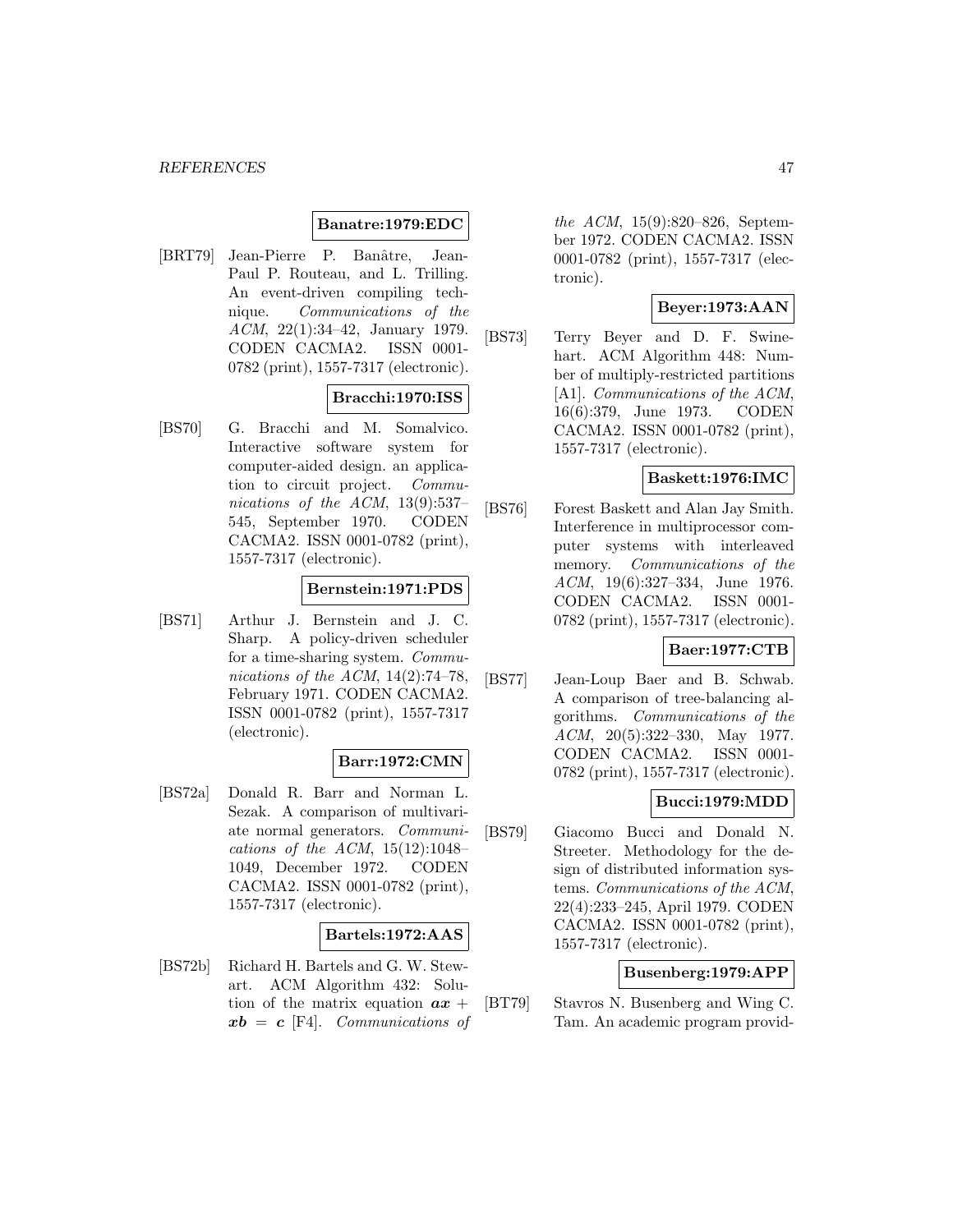**Banatre:1979:EDC**

[BRT79] Jean-Pierre P. Banâtre, Jean-Paul P. Routeau, and L. Trilling. An event-driven compiling technique. *Communications of the ACM*, 22(1):34–42, January 1979. CODEN CACMA2. ISSN 0001-0782 (print), 1557-7317 (electronic).

**Bracchi:1970:ISS**

[BS70] G. Bracchi and M. Somalvico. Interactive software system for computer-aided design. an application to circuit project. *Communications of the ACM*, 13(9):537–545, September 1970. CODEN CACMA2. ISSN 0001-0782 (print), 1557-7317 (electronic).

**Bernstein:1971:PDS**

[BS71] Arthur J. Bernstein and J. C. Sharp. A policy-driven scheduler for a time-sharing system. *Communications of the ACM*, 14(2):74–78, February 1971. CODEN CACMA2. ISSN 0001-0782 (print), 1557-7317 (electronic).

**Barr:1972:CMN**

[BS72a] Donald R. Barr and Norman L. Sezak. A comparison of multivariate normal generators. *Communications of the ACM*, 15(12):1048–1049, December 1972. CODEN CACMA2. ISSN 0001-0782 (print), 1557-7317 (electronic).

**Bartels:1972:AAS**

[BS72b] Richard H. Bartels and G. W. Stewart. ACM Algorithm 432: Solution of the matrix equation $\boldsymbol{ax} + \boldsymbol{xb} = \boldsymbol{c}$ [F4]. *Communications of the ACM*, 15(9):820–826, September 1972. CODEN CACMA2. ISSN 0001-0782 (print), 1557-7317 (electronic).

**Beyer:1973:AAN**

[BS73] Terry Beyer and D. F. Swinehart. ACM Algorithm 448: Number of multiply-restricted partitions [A1]. *Communications of the ACM*, 16(6):379, June 1973. CODEN CACMA2. ISSN 0001-0782 (print), 1557-7317 (electronic).

**Baskett:1976:IMC**

[BS76] Forest Baskett and Alan Jay Smith. Interference in multiprocessor computer systems with interleaved memory. *Communications of the ACM*, 19(6):327–334, June 1976. CODEN CACMA2. ISSN 0001-0782 (print), 1557-7317 (electronic).

**Baer:1977:CTB**

[BS77] Jean-Loup Baer and B. Schwab. A comparison of tree-balancing algorithms. *Communications of the ACM*, 20(5):322–330, May 1977. CODEN CACMA2. ISSN 0001-0782 (print), 1557-7317 (electronic).

**Bucci:1979:MDD**

[BS79] Giacomo Bucci and Donald N. Streeter. Methodology for the design of distributed information systems. *Communications of the ACM*, 22(4):233–245, April 1979. CODEN CACMA2. ISSN 0001-0782 (print), 1557-7317 (electronic).

**Busenberg:1979:APP**

[BT79] Stavros N. Busenberg and Wing C. Tam. An academic program provid-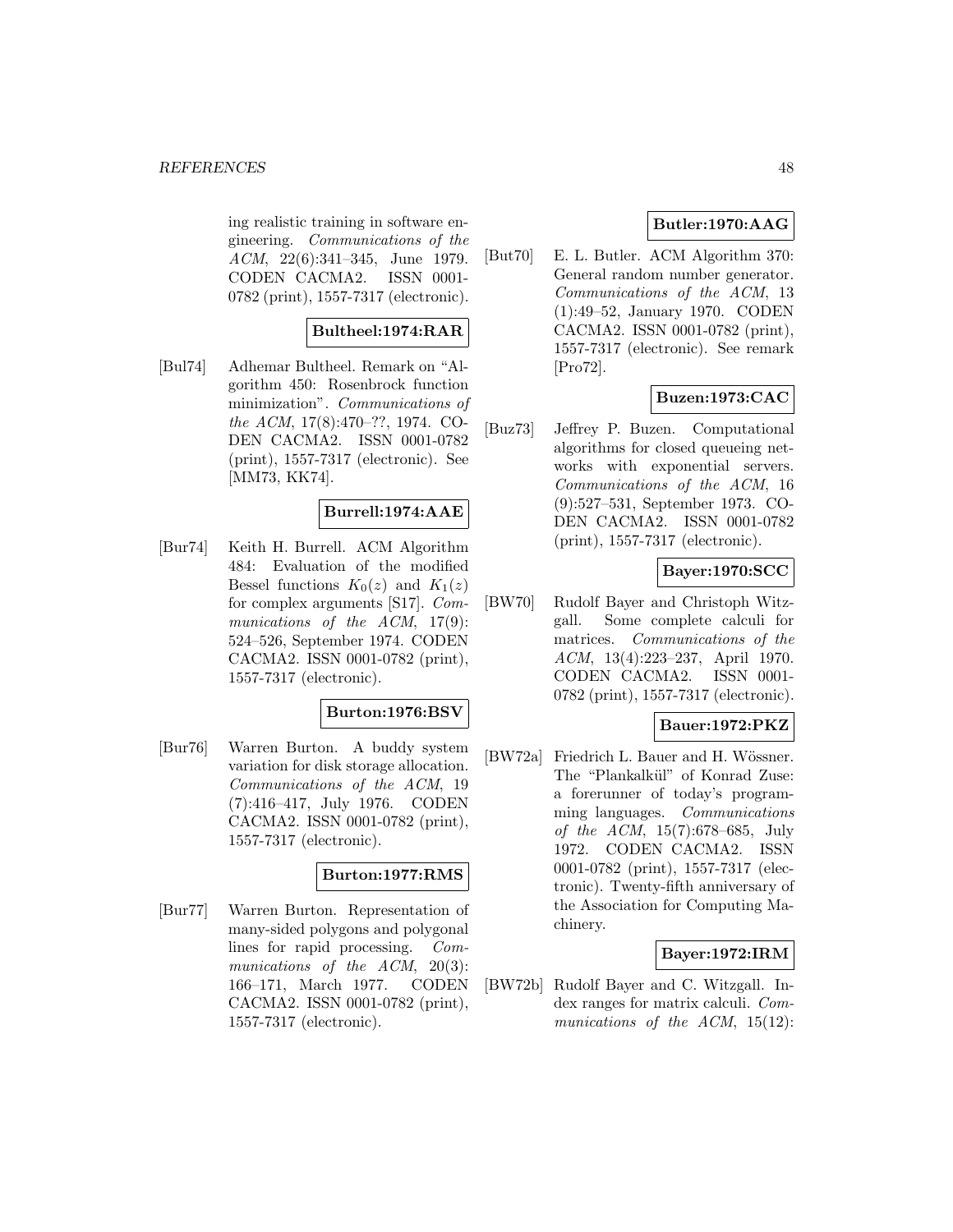ing realistic training in software engineering. *Communications of the ACM*, 22(6):341–345, June 1979. CODEN CACMA2. ISSN 0001-0782 (print), 1557-7317 (electronic).

**Bultheel:1974:RAR**

[Bul74] Adhemar Bultheel. Remark on "Algorithm 450: Rosenbrock function minimization". *Communications of the ACM*, 17(8):470–??, 1974. CODEN CACMA2. ISSN 0001-0782 (print), 1557-7317 (electronic). See [MM73, KK74].

**Burrell:1974:AAE**

[Bur74] Keith H. Burrell. ACM Algorithm 484: Evaluation of the modified Bessel functions $K_0(z)$ and $K_1(z)$ for complex arguments [S17]. *Communications of the ACM*, 17(9): 524–526, September 1974. CODEN CACMA2. ISSN 0001-0782 (print), 1557-7317 (electronic).

**Burton:1976:BSV**

[Bur76] Warren Burton. A buddy system variation for disk storage allocation. *Communications of the ACM*, 19 (7):416–417, July 1976. CODEN CACMA2. ISSN 0001-0782 (print), 1557-7317 (electronic).

**Burton:1977:RMS**

[Bur77] Warren Burton. Representation of many-sided polygons and polygonal lines for rapid processing. *Communications of the ACM*, 20(3): 166–171, March 1977. CODEN CACMA2. ISSN 0001-0782 (print), 1557-7317 (electronic).

**Butler:1970:AAG**

[But70] E. L. Butler. ACM Algorithm 370: General random number generator. *Communications of the ACM*, 13 (1):49–52, January 1970. CODEN CACMA2. ISSN 0001-0782 (print), 1557-7317 (electronic). See remark [Pro72].

**Buzen:1973:CAC**

[Buz73] Jeffrey P. Buzen. Computational algorithms for closed queueing networks with exponential servers. *Communications of the ACM*, 16 (9):527–531, September 1973. CODEN CACMA2. ISSN 0001-0782 (print), 1557-7317 (electronic).

**Bayer:1970:SCC**

[BW70] Rudolf Bayer and Christoph Witzgall. Some complete calculi for matrices. *Communications of the ACM*, 13(4):223–237, April 1970. CODEN CACMA2. ISSN 0001-0782 (print), 1557-7317 (electronic).

**Bauer:1972:PKZ**

[BW72a] Friedrich L. Bauer and H. Wössner. The "Plankalkül" of Konrad Zuse: a forerunner of today's programming languages. *Communications of the ACM*, 15(7):678–685, July 1972. CODEN CACMA2. ISSN 0001-0782 (print), 1557-7317 (electronic). Twenty-fifth anniversary of the Association for Computing Machinery.

**Bayer:1972:IRM**

[BW72b] Rudolf Bayer and C. Witzgall. Index ranges for matrix calculi. *Communications of the ACM*, 15(12):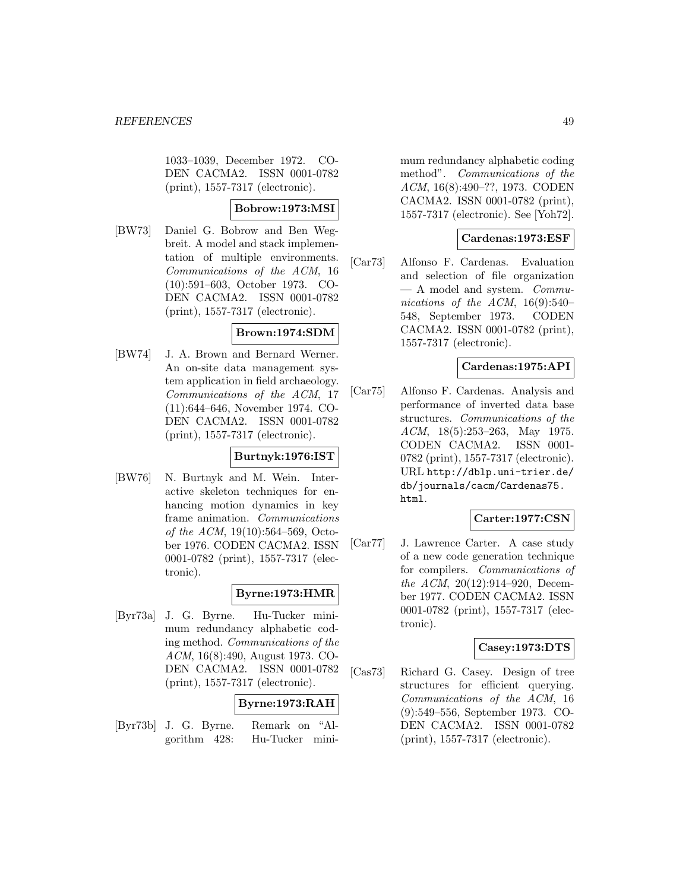1033–1039, December 1972. CODEN CACMA2. ISSN 0001-0782 (print), 1557-7317 (electronic).

**Bobrow:1973:MSI**

[BW73] Daniel G. Bobrow and Ben Wegbreit. A model and stack implementation of multiple environments. *Communications of the ACM*, 16 (10):591–603, October 1973. CODEN CACMA2. ISSN 0001-0782 (print), 1557-7317 (electronic).

**Brown:1974:SDM**

[BW74] J. A. Brown and Bernard Werner. An on-site data management system application in field archaeology. *Communications of the ACM*, 17 (11):644–646, November 1974. CODEN CACMA2. ISSN 0001-0782 (print), 1557-7317 (electronic).

**Burtnyk:1976:IST**

[BW76] N. Burtnyk and M. Wein. Interactive skeleton techniques for enhancing motion dynamics in key frame animation. *Communications of the ACM*, 19(10):564–569, October 1976. CODEN CACMA2. ISSN 0001-0782 (print), 1557-7317 (electronic).

**Byrne:1973:HMR**

[Byr73a] J. G. Byrne. Hu-Tucker minimum redundancy alphabetic coding method. *Communications of the ACM*, 16(8):490, August 1973. CODEN CACMA2. ISSN 0001-0782 (print), 1557-7317 (electronic).

**Byrne:1973:RAH**

[Byr73b] J. G. Byrne. Remark on "Algorithm 428: Hu-Tucker minimum redundancy alphabetic coding method". *Communications of the ACM*, 16(8):490–??, 1973. CODEN CACMA2. ISSN 0001-0782 (print), 1557-7317 (electronic). See [Yoh72].

**Cardenas:1973:ESF**

[Car73] Alfonso F. Cardenas. Evaluation and selection of file organization — A model and system. *Communications of the ACM*, 16(9):540–548, September 1973. CODEN CACMA2. ISSN 0001-0782 (print), 1557-7317 (electronic).

**Cardenas:1975:API**

[Car75] Alfonso F. Cardenas. Analysis and performance of inverted data base structures. *Communications of the ACM*, 18(5):253–263, May 1975. CODEN CACMA2. ISSN 0001-0782 (print), 1557-7317 (electronic). URL http://dblp.uni-trier.de/db/journals/cacm/Cardenas75.html.

**Carter:1977:CSN**

[Car77] J. Lawrence Carter. A case study of a new code generation technique for compilers. *Communications of the ACM*, 20(12):914–920, December 1977. CODEN CACMA2. ISSN 0001-0782 (print), 1557-7317 (electronic).

**Casey:1973:DTS**

[Cas73] Richard G. Casey. Design of tree structures for efficient querying. *Communications of the ACM*, 16 (9):549–556, September 1973. CODEN CACMA2. ISSN 0001-0782 (print), 1557-7317 (electronic).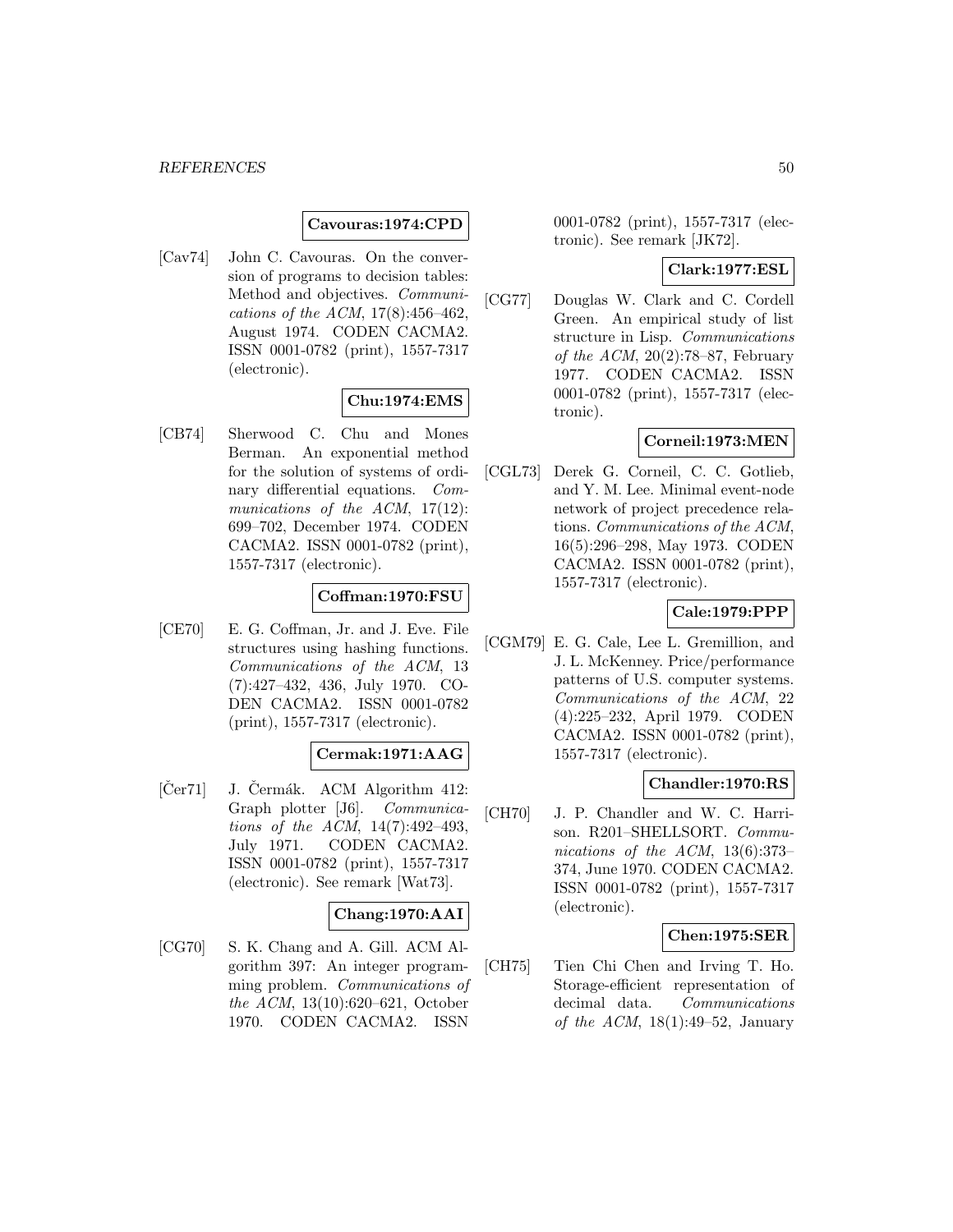**Cavouras:1974:CPD**

[Cav74] John C. Cavouras. On the conversion of programs to decision tables: Method and objectives. *Communications of the ACM*, 17(8):456–462, August 1974. CODEN CACMA2. ISSN 0001-0782 (print), 1557-7317 (electronic).

**Chu:1974:EMS**

[CB74] Sherwood C. Chu and Mones Berman. An exponential method for the solution of systems of ordinary differential equations. *Communications of the ACM*, 17(12): 699–702, December 1974. CODEN CACMA2. ISSN 0001-0782 (print), 1557-7317 (electronic).

**Coffman:1970:FSU**

[CE70] E. G. Coffman, Jr. and J. Eve. File structures using hashing functions. *Communications of the ACM*, 13 (7):427–432, 436, July 1970. CODEN CACMA2. ISSN 0001-0782 (print), 1557-7317 (electronic).

**Cermak:1971:AAG**

[Čer71] J. Čermák. ACM Algorithm 412: Graph plotter [J6]. *Communications of the ACM*, 14(7):492–493, July 1971. CODEN CACMA2. ISSN 0001-0782 (print), 1557-7317 (electronic). See remark [Wat73].

**Chang:1970:AAI**

[CG70] S. K. Chang and A. Gill. ACM Algorithm 397: An integer programming problem. *Communications of the ACM*, 13(10):620–621, October 1970. CODEN CACMA2. ISSN 0001-0782 (print), 1557-7317 (electronic). See remark [JK72].

**Clark:1977:ESL**

[CG77] Douglas W. Clark and C. Cordell Green. An empirical study of list structure in Lisp. *Communications of the ACM*, 20(2):78–87, February 1977. CODEN CACMA2. ISSN 0001-0782 (print), 1557-7317 (electronic).

**Corneil:1973:MEN**

[CGL73] Derek G. Corneil, C. C. Gotlieb, and Y. M. Lee. Minimal event-node network of project precedence relations. *Communications of the ACM*, 16(5):296–298, May 1973. CODEN CACMA2. ISSN 0001-0782 (print), 1557-7317 (electronic).

**Cale:1979:PPP**

[CGM79] E. G. Cale, Lee L. Gremillion, and J. L. McKenney. Price/performance patterns of U.S. computer systems. *Communications of the ACM*, 22 (4):225–232, April 1979. CODEN CACMA2. ISSN 0001-0782 (print), 1557-7317 (electronic).

**Chandler:1970:RS**

[CH70] J. P. Chandler and W. C. Harrison. R201–SHELLSORT. *Communications of the ACM*, 13(6):373–374, June 1970. CODEN CACMA2. ISSN 0001-0782 (print), 1557-7317 (electronic).

**Chen:1975:SER**

[CH75] Tien Chi Chen and Irving T. Ho. Storage-efficient representation of decimal data. *Communications of the ACM*, 18(1):49–52, January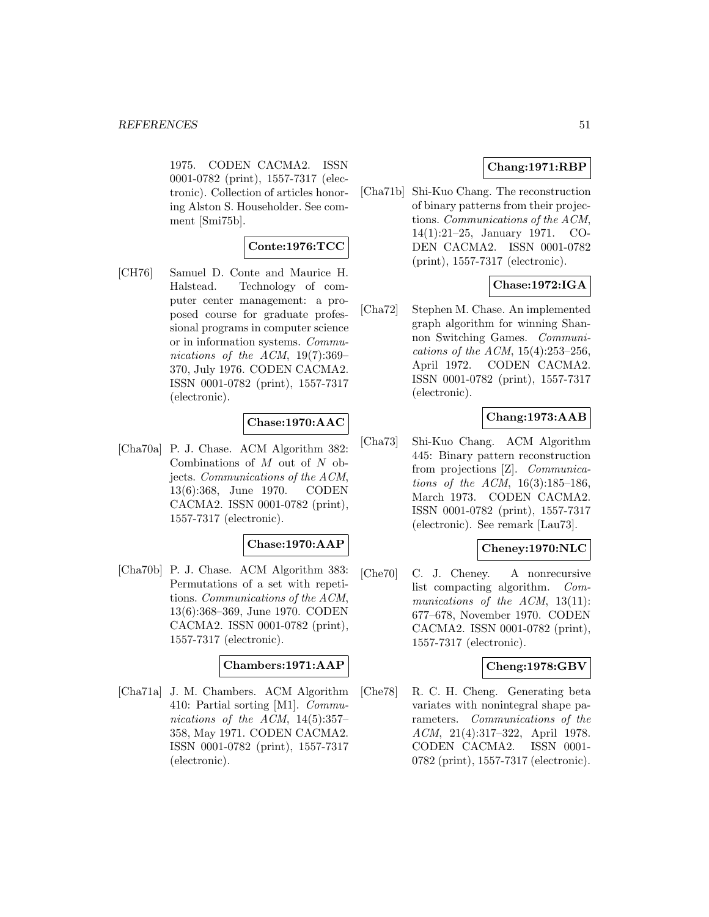1975. CODEN CACMA2. ISSN 0001-0782 (print), 1557-7317 (electronic). Collection of articles honoring Alston S. Householder. See comment [Smi75b].

**Conte:1976:TCC**

[CH76] Samuel D. Conte and Maurice H. Halstead. Technology of computer center management: a proposed course for graduate professional programs in computer science or in information systems. *Communications of the ACM*, 19(7):369–370, July 1976. CODEN CACMA2. ISSN 0001-0782 (print), 1557-7317 (electronic).

**Chase:1970:AAC**

[Cha70a] P. J. Chase. ACM Algorithm 382: Combinations of $M$ out of $N$ objects. *Communications of the ACM*, 13(6):368, June 1970. CODEN CACMA2. ISSN 0001-0782 (print), 1557-7317 (electronic).

**Chase:1970:AAP**

[Cha70b] P. J. Chase. ACM Algorithm 383: Permutations of a set with repetitions. *Communications of the ACM*, 13(6):368–369, June 1970. CODEN CACMA2. ISSN 0001-0782 (print), 1557-7317 (electronic).

**Chambers:1971:AAP**

[Cha71a] J. M. Chambers. ACM Algorithm 410: Partial sorting [M1]. *Communications of the ACM*, 14(5):357–358, May 1971. CODEN CACMA2. ISSN 0001-0782 (print), 1557-7317 (electronic).

**Chang:1971:RBP**

[Cha71b] Shi-Kuo Chang. The reconstruction of binary patterns from their projections. *Communications of the ACM*, 14(1):21–25, January 1971. CODEN CACMA2. ISSN 0001-0782 (print), 1557-7317 (electronic).

**Chase:1972:IGA**

[Cha72] Stephen M. Chase. An implemented graph algorithm for winning Shannon Switching Games. *Communications of the ACM*, 15(4):253–256, April 1972. CODEN CACMA2. ISSN 0001-0782 (print), 1557-7317 (electronic).

**Chang:1973:AAB**

[Cha73] Shi-Kuo Chang. ACM Algorithm 445: Binary pattern reconstruction from projections [Z]. *Communications of the ACM*, 16(3):185–186, March 1973. CODEN CACMA2. ISSN 0001-0782 (print), 1557-7317 (electronic). See remark [Lau73].

**Cheney:1970:NLC**

[Che70] C. J. Cheney. A nonrecursive list compacting algorithm. *Communications of the ACM*, 13(11): 677–678, November 1970. CODEN CACMA2. ISSN 0001-0782 (print), 1557-7317 (electronic).

**Cheng:1978:GBV**

[Che78] R. C. H. Cheng. Generating beta variates with nonintegral shape parameters. *Communications of the ACM*, 21(4):317–322, April 1978. CODEN CACMA2. ISSN 0001-0782 (print), 1557-7317 (electronic).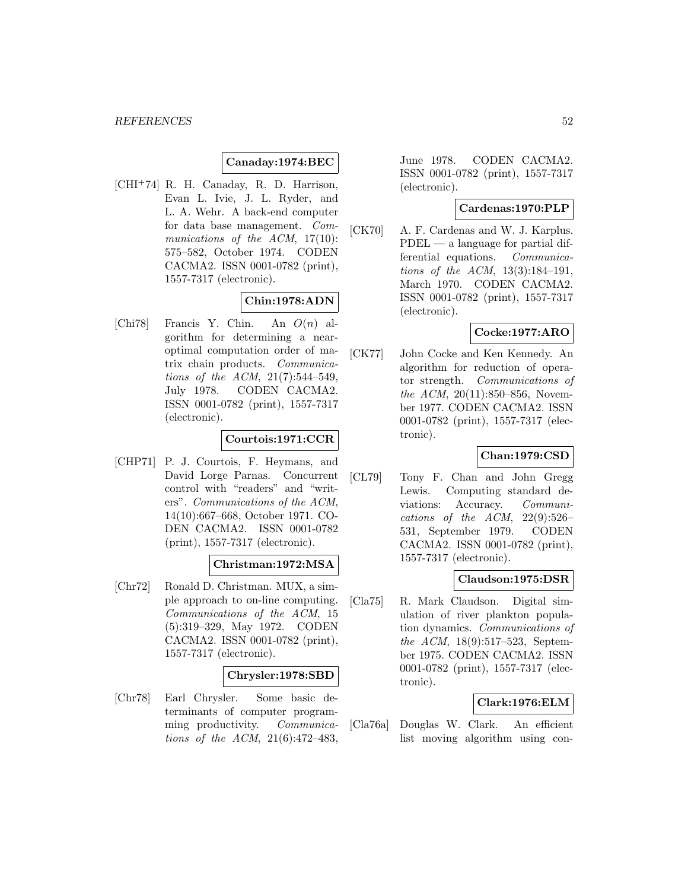**Canaday:1974:BEC**

[CHI+74] R. H. Canaday, R. D. Harrison, Evan L. Ivie, J. L. Ryder, and L. A. Wehr. A back-end computer for data base management. *Communications of the ACM*, 17(10): 575–582, October 1974. CODEN CACMA2. ISSN 0001-0782 (print), 1557-7317 (electronic).

**Chin:1978:ADN**

[Chi78] Francis Y. Chin. An $O(n)$ algorithm for determining a near-optimal computation order of matrix chain products. *Communications of the ACM*, 21(7):544–549, July 1978. CODEN CACMA2. ISSN 0001-0782 (print), 1557-7317 (electronic).

**Courtois:1971:CCR**

[CHP71] P. J. Courtois, F. Heymans, and David Lorge Parnas. Concurrent control with "readers" and "writers". *Communications of the ACM*, 14(10):667–668, October 1971. CODEN CACMA2. ISSN 0001-0782 (print), 1557-7317 (electronic).

**Christman:1972:MSA**

[Chr72] Ronald D. Christman. MUX, a simple approach to on-line computing. *Communications of the ACM*, 15 (5):319–329, May 1972. CODEN CACMA2. ISSN 0001-0782 (print), 1557-7317 (electronic).

**Chrysler:1978:SBD**

[Chr78] Earl Chrysler. Some basic determinants of computer programming productivity. *Communications of the ACM*, 21(6):472–483, June 1978. CODEN CACMA2. ISSN 0001-0782 (print), 1557-7317 (electronic).

**Cardenas:1970:PLP**

[CK70] A. F. Cardenas and W. J. Karplus. PDEL — a language for partial differential equations. *Communications of the ACM*, 13(3):184–191, March 1970. CODEN CACMA2. ISSN 0001-0782 (print), 1557-7317 (electronic).

**Cocke:1977:ARO**

[CK77] John Cocke and Ken Kennedy. An algorithm for reduction of operator strength. *Communications of the ACM*, 20(11):850–856, November 1977. CODEN CACMA2. ISSN 0001-0782 (print), 1557-7317 (electronic).

**Chan:1979:CSD**

[CL79] Tony F. Chan and John Gregg Lewis. Computing standard deviations: Accuracy. *Communications of the ACM*, 22(9):526–531, September 1979. CODEN CACMA2. ISSN 0001-0782 (print), 1557-7317 (electronic).

**Claudson:1975:DSR**

[Cla75] R. Mark Claudson. Digital simulation of river plankton population dynamics. *Communications of the ACM*, 18(9):517–523, September 1975. CODEN CACMA2. ISSN 0001-0782 (print), 1557-7317 (electronic).

**Clark:1976:ELM**

[Cla76a] Douglas W. Clark. An efficient list moving algorithm using con-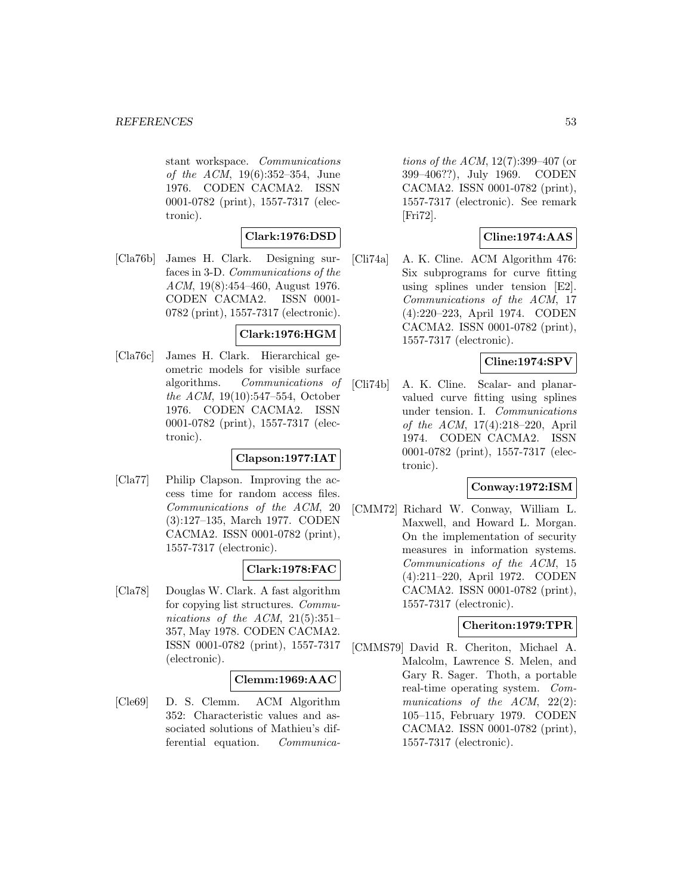stant workspace. *Communications of the ACM*, 19(6):352–354, June 1976. CODEN CACMA2. ISSN 0001-0782 (print), 1557-7317 (electronic).

**Clark:1976:DSD**

[Cla76b] James H. Clark. Designing surfaces in 3-D. *Communications of the ACM*, 19(8):454–460, August 1976. CODEN CACMA2. ISSN 0001-0782 (print), 1557-7317 (electronic).

**Clark:1976:HGM**

[Cla76c] James H. Clark. Hierarchical geometric models for visible surface algorithms. *Communications of the ACM*, 19(10):547–554, October 1976. CODEN CACMA2. ISSN 0001-0782 (print), 1557-7317 (electronic).

**Clapson:1977:IAT**

[Cla77] Philip Clapson. Improving the access time for random access files. *Communications of the ACM*, 20 (3):127–135, March 1977. CODEN CACMA2. ISSN 0001-0782 (print), 1557-7317 (electronic).

**Clark:1978:FAC**

[Cla78] Douglas W. Clark. A fast algorithm for copying list structures. *Communications of the ACM*, 21(5):351–357, May 1978. CODEN CACMA2. ISSN 0001-0782 (print), 1557-7317 (electronic).

**Clemm:1969:AAC**

[Cle69] D. S. Clemm. ACM Algorithm 352: Characteristic values and associated solutions of Mathieu's differential equation. *Communications of the ACM*, 12(7):399–407 (or 399–406??), July 1969. CODEN CACMA2. ISSN 0001-0782 (print), 1557-7317 (electronic). See remark [Fri72].

**Cline:1974:AAS**

[Cli74a] A. K. Cline. ACM Algorithm 476: Six subprograms for curve fitting using splines under tension [E2]. *Communications of the ACM*, 17 (4):220–223, April 1974. CODEN CACMA2. ISSN 0001-0782 (print), 1557-7317 (electronic).

**Cline:1974:SPV**

[Cli74b] A. K. Cline. Scalar- and planar-valued curve fitting using splines under tension. I. *Communications of the ACM*, 17(4):218–220, April 1974. CODEN CACMA2. ISSN 0001-0782 (print), 1557-7317 (electronic).

**Conway:1972:ISM**

[CMM72] Richard W. Conway, William L. Maxwell, and Howard L. Morgan. On the implementation of security measures in information systems. *Communications of the ACM*, 15 (4):211–220, April 1972. CODEN CACMA2. ISSN 0001-0782 (print), 1557-7317 (electronic).

**Cheriton:1979:TPR**

[CMMS79] David R. Cheriton, Michael A. Malcolm, Lawrence S. Melen, and Gary R. Sager. Thoth, a portable real-time operating system. *Communications of the ACM*, 22(2): 105–115, February 1979. CODEN CACMA2. ISSN 0001-0782 (print), 1557-7317 (electronic).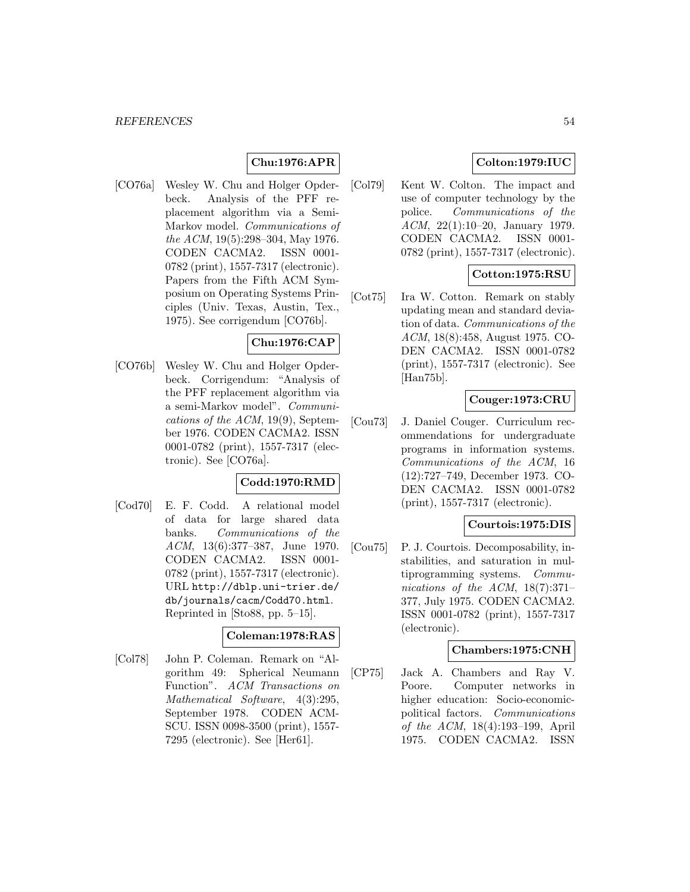**Chu:1976:APR**

[CO76a] Wesley W. Chu and Holger Opderbeck. Analysis of the PFF replacement algorithm via a Semi-Markov model. *Communications of the ACM*, 19(5):298–304, May 1976. CODEN CACMA2. ISSN 0001-0782 (print), 1557-7317 (electronic). Papers from the Fifth ACM Symposium on Operating Systems Principles (Univ. Texas, Austin, Tex., 1975). See corrigendum [CO76b].

**Chu:1976:CAP**

[CO76b] Wesley W. Chu and Holger Opderbeck. Corrigendum: "Analysis of the PFF replacement algorithm via a semi-Markov model". *Communications of the ACM*, 19(9), September 1976. CODEN CACMA2. ISSN 0001-0782 (print), 1557-7317 (electronic). See [CO76a].

**Codd:1970:RMD**

[Cod70] E. F. Codd. A relational model of data for large shared data banks. *Communications of the ACM*, 13(6):377–387, June 1970. CODEN CACMA2. ISSN 0001-0782 (print), 1557-7317 (electronic). URL http://dblp.uni-trier.de/db/journals/cacm/Codd70.html. Reprinted in [Sto88, pp. 5–15].

**Coleman:1978:RAS**

[Col78] John P. Coleman. Remark on "Algorithm 49: Spherical Neumann Function". *ACM Transactions on Mathematical Software*, 4(3):295, September 1978. CODEN ACMSCU. ISSN 0098-3500 (print), 1557-7295 (electronic). See [Her61].

**Colton:1979:IUC**

[Col79] Kent W. Colton. The impact and use of computer technology by the police. *Communications of the ACM*, 22(1):10–20, January 1979. CODEN CACMA2. ISSN 0001-0782 (print), 1557-7317 (electronic).

**Cotton:1975:RSU**

[Cot75] Ira W. Cotton. Remark on stably updating mean and standard deviation of data. *Communications of the ACM*, 18(8):458, August 1975. CODEN CACMA2. ISSN 0001-0782 (print), 1557-7317 (electronic). See [Han75b].

**Couger:1973:CRU**

[Cou73] J. Daniel Couger. Curriculum recommendations for undergraduate programs in information systems. *Communications of the ACM*, 16 (12):727–749, December 1973. CODEN CACMA2. ISSN 0001-0782 (print), 1557-7317 (electronic).

**Courtois:1975:DIS**

[Cou75] P. J. Courtois. Decomposability, instabilities, and saturation in multiprogramming systems. *Communications of the ACM*, 18(7):371–377, July 1975. CODEN CACMA2. ISSN 0001-0782 (print), 1557-7317 (electronic).

**Chambers:1975:CNH**

[CP75] Jack A. Chambers and Ray V. Poore. Computer networks in higher education: Socio-economic-political factors. *Communications of the ACM*, 18(4):193–199, April 1975. CODEN CACMA2. ISSN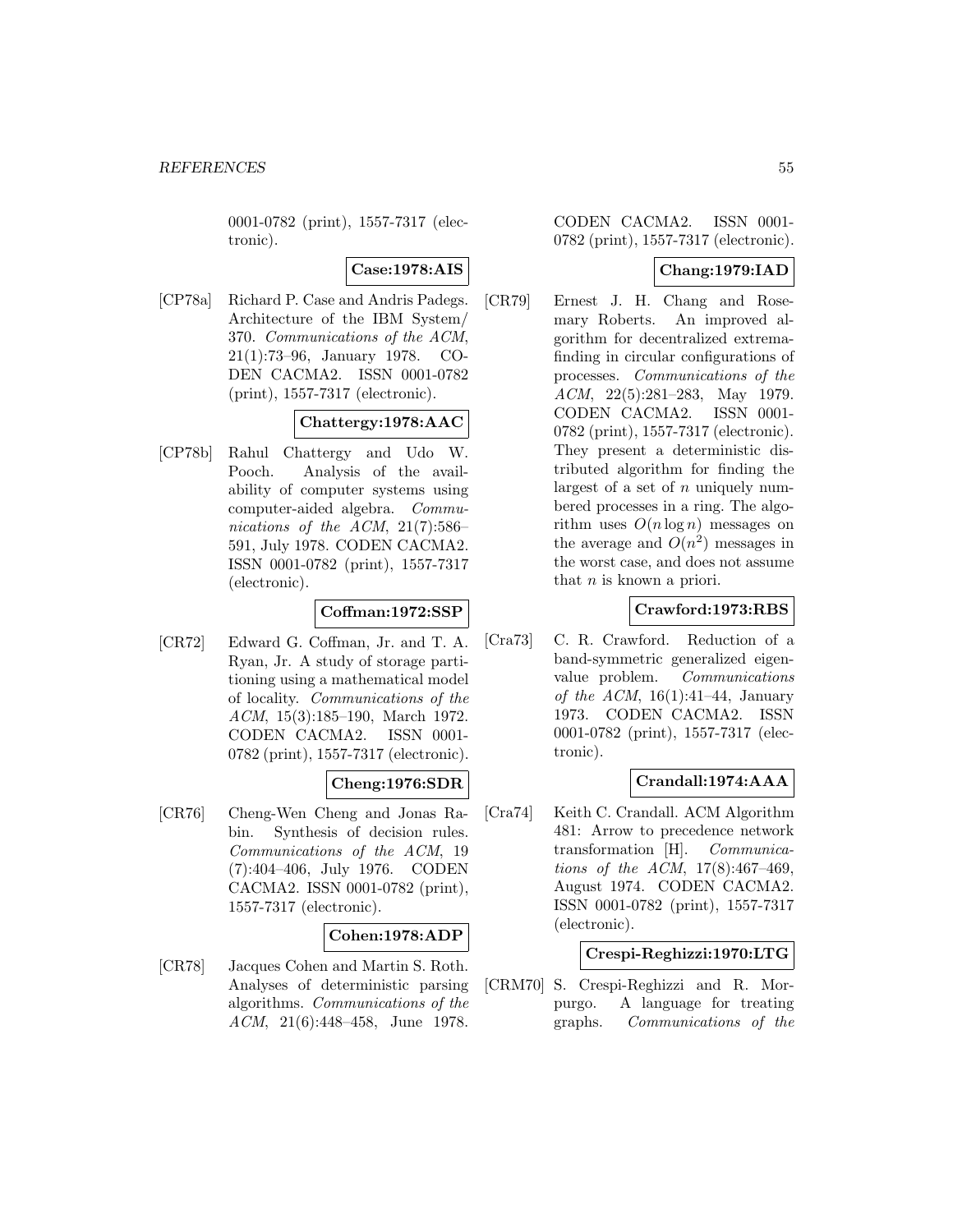0001-0782 (print), 1557-7317 (electronic).

**Case:1978:AIS**

[CP78a] Richard P. Case and Andris Padegs. Architecture of the IBM System/370. *Communications of the ACM*, 21(1):73–96, January 1978. CODEN CACMA2. ISSN 0001-0782 (print), 1557-7317 (electronic).

**Chattergy:1978:AAC**

[CP78b] Rahul Chattergy and Udo W. Pooch. Analysis of the availability of computer systems using computer-aided algebra. *Communications of the ACM*, 21(7):586–591, July 1978. CODEN CACMA2. ISSN 0001-0782 (print), 1557-7317 (electronic).

**Coffman:1972:SSP**

[CR72] Edward G. Coffman, Jr. and T. A. Ryan, Jr. A study of storage partitioning using a mathematical model of locality. *Communications of the ACM*, 15(3):185–190, March 1972. CODEN CACMA2. ISSN 0001-0782 (print), 1557-7317 (electronic).

**Cheng:1976:SDR**

[CR76] Cheng-Wen Cheng and Jonas Rabin. Synthesis of decision rules. *Communications of the ACM*, 19 (7):404–406, July 1976. CODEN CACMA2. ISSN 0001-0782 (print), 1557-7317 (electronic).

**Cohen:1978:ADP**

[CR78] Jacques Cohen and Martin S. Roth. Analyses of deterministic parsing algorithms. *Communications of the ACM*, 21(6):448–458, June 1978. CODEN CACMA2. ISSN 0001-0782 (print), 1557-7317 (electronic).

**Chang:1979:IAD**

[CR79] Ernest J. H. Chang and Rosemary Roberts. An improved algorithm for decentralized extrema-finding in circular configurations of processes. *Communications of the ACM*, 22(5):281–283, May 1979. CODEN CACMA2. ISSN 0001-0782 (print), 1557-7317 (electronic). They present a deterministic distributed algorithm for finding the largest of a set of $n$ uniquely numbered processes in a ring. The algorithm uses $O(n \log n)$ messages on the average and $O(n^2)$ messages in the worst case, and does not assume that $n$ is known a priori.

**Crawford:1973:RBS**

[Cra73] C. R. Crawford. Reduction of a band-symmetric generalized eigenvalue problem. *Communications of the ACM*, 16(1):41–44, January 1973. CODEN CACMA2. ISSN 0001-0782 (print), 1557-7317 (electronic).

**Crandall:1974:AAA**

[Cra74] Keith C. Crandall. ACM Algorithm 481: Arrow to precedence network transformation [H]. *Communications of the ACM*, 17(8):467–469, August 1974. CODEN CACMA2. ISSN 0001-0782 (print), 1557-7317 (electronic).

**Crespi-Reghizzi:1970:LTG**

[CRM70] S. Crespi-Reghizzi and R. Morpurgo. A language for treating graphs. *Communications of the*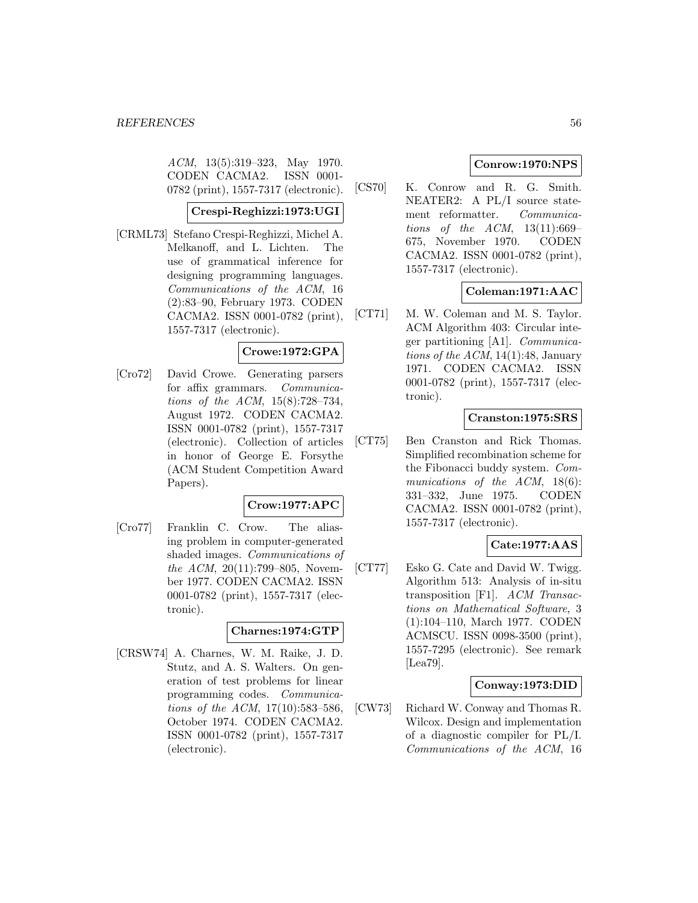*ACM*, 13(5):319–323, May 1970. CODEN CACMA2. ISSN 0001-0782 (print), 1557-7317 (electronic).

**Crespi-Reghizzi:1973:UGI**

[CRML73] Stefano Crespi-Reghizzi, Michel A. Melkanoff, and L. Lichten. The use of grammatical inference for designing programming languages. *Communications of the ACM*, 16 (2):83–90, February 1973. CODEN CACMA2. ISSN 0001-0782 (print), 1557-7317 (electronic).

**Crowe:1972:GPA**

[Cro72] David Crowe. Generating parsers for affix grammars. *Communications of the ACM*, 15(8):728–734, August 1972. CODEN CACMA2. ISSN 0001-0782 (print), 1557-7317 (electronic). Collection of articles in honor of George E. Forsythe (ACM Student Competition Award Papers).

**Crow:1977:APC**

[Cro77] Franklin C. Crow. The aliasing problem in computer-generated shaded images. *Communications of the ACM*, 20(11):799–805, November 1977. CODEN CACMA2. ISSN 0001-0782 (print), 1557-7317 (electronic).

**Charnes:1974:GTP**

[CRSW74] A. Charnes, W. M. Raike, J. D. Stutz, and A. S. Walters. On generation of test problems for linear programming codes. *Communications of the ACM*, 17(10):583–586, October 1974. CODEN CACMA2. ISSN 0001-0782 (print), 1557-7317 (electronic).

**Conrow:1970:NPS**

[CS70] K. Conrow and R. G. Smith. NEATER2: A PL/I source statement reformatter. *Communications of the ACM*, 13(11):669–675, November 1970. CODEN CACMA2. ISSN 0001-0782 (print), 1557-7317 (electronic).

**Coleman:1971:AAC**

[CT71] M. W. Coleman and M. S. Taylor. ACM Algorithm 403: Circular integer partitioning [A1]. *Communications of the ACM*, 14(1):48, January 1971. CODEN CACMA2. ISSN 0001-0782 (print), 1557-7317 (electronic).

**Cranston:1975:SRS**

[CT75] Ben Cranston and Rick Thomas. Simplified recombination scheme for the Fibonacci buddy system. *Communications of the ACM*, 18(6): 331–332, June 1975. CODEN CACMA2. ISSN 0001-0782 (print), 1557-7317 (electronic).

**Cate:1977:AAS**

[CT77] Esko G. Cate and David W. Twigg. Algorithm 513: Analysis of in-situ transposition [F1]. *ACM Transactions on Mathematical Software*, 3 (1):104–110, March 1977. CODEN ACMSCU. ISSN 0098-3500 (print), 1557-7295 (electronic). See remark [Lea79].

**Conway:1973:DID**

[CW73] Richard W. Conway and Thomas R. Wilcox. Design and implementation of a diagnostic compiler for PL/I. *Communications of the ACM*, 16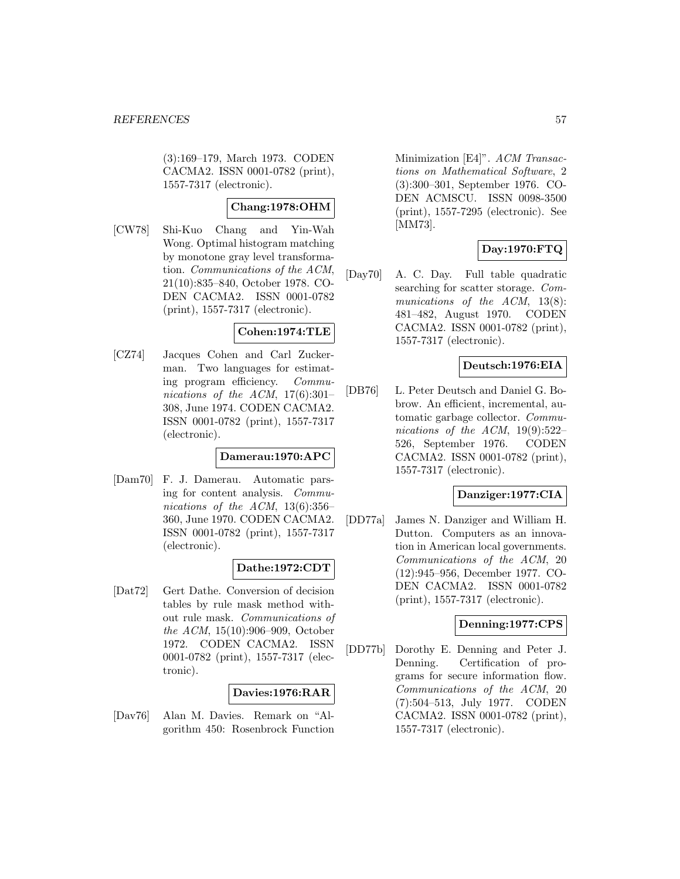(3):169–179, March 1973. CODEN CACMA2. ISSN 0001-0782 (print), 1557-7317 (electronic).

**Chang:1978:OHM**

[CW78] Shi-Kuo Chang and Yin-Wah Wong. Optimal histogram matching by monotone gray level transformation. *Communications of the ACM*, 21(10):835–840, October 1978. CODEN CACMA2. ISSN 0001-0782 (print), 1557-7317 (electronic).

**Cohen:1974:TLE**

[CZ74] Jacques Cohen and Carl Zuckerman. Two languages for estimating program efficiency. *Communications of the ACM*, 17(6):301–308, June 1974. CODEN CACMA2. ISSN 0001-0782 (print), 1557-7317 (electronic).

**Damerau:1970:APC**

[Dam70] F. J. Damerau. Automatic parsing for content analysis. *Communications of the ACM*, 13(6):356–360, June 1970. CODEN CACMA2. ISSN 0001-0782 (print), 1557-7317 (electronic).

**Dathe:1972:CDT**

[Dat72] Gert Dathe. Conversion of decision tables by rule mask method without rule mask. *Communications of the ACM*, 15(10):906–909, October 1972. CODEN CACMA2. ISSN 0001-0782 (print), 1557-7317 (electronic).

**Davies:1976:RAR**

[Dav76] Alan M. Davies. Remark on "Algorithm 450: Rosenbrock Function Minimization [E4]". *ACM Transactions on Mathematical Software*, 2 (3):300–301, September 1976. CODEN ACMSCU. ISSN 0098-3500 (print), 1557-7295 (electronic). See [MM73].

**Day:1970:FTQ**

[Day70] A. C. Day. Full table quadratic searching for scatter storage. *Communications of the ACM*, 13(8): 481–482, August 1970. CODEN CACMA2. ISSN 0001-0782 (print), 1557-7317 (electronic).

**Deutsch:1976:EIA**

[DB76] L. Peter Deutsch and Daniel G. Bobrow. An efficient, incremental, automatic garbage collector. *Communications of the ACM*, 19(9):522–526, September 1976. CODEN CACMA2. ISSN 0001-0782 (print), 1557-7317 (electronic).

**Danziger:1977:CIA**

[DD77a] James N. Danziger and William H. Dutton. Computers as an innovation in American local governments. *Communications of the ACM*, 20 (12):945–956, December 1977. CODEN CACMA2. ISSN 0001-0782 (print), 1557-7317 (electronic).

**Denning:1977:CPS**

[DD77b] Dorothy E. Denning and Peter J. Denning. Certification of programs for secure information flow. *Communications of the ACM*, 20 (7):504–513, July 1977. CODEN CACMA2. ISSN 0001-0782 (print), 1557-7317 (electronic).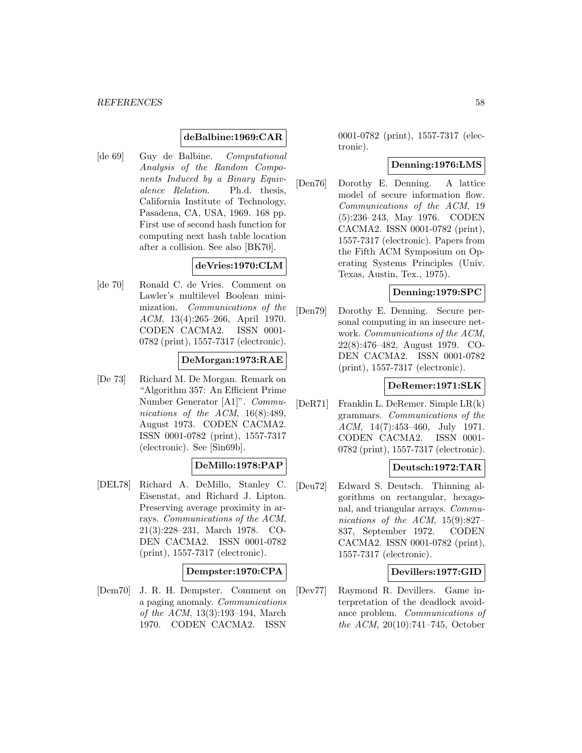**deBalbine:1969:CAR**

[de 69] Guy de Balbine. *Computational Analysis of the Random Components Induced by a Binary Equivalence Relation*. Ph.d. thesis, California Institute of Technology, Pasadena, CA, USA, 1969. 168 pp. First use of second hash function for computing next hash table location after a collision. See also [BK70].

**deVries:1970:CLM**

[de 70] Ronald C. de Vries. Comment on Lawler's multilevel Boolean minimization. *Communications of the ACM*, 13(4):265–266, April 1970. CODEN CACMA2. ISSN 0001-0782 (print), 1557-7317 (electronic).

**DeMorgan:1973:RAE**

[De 73] Richard M. De Morgan. Remark on "Algorithm 357: An Efficient Prime Number Generator [A1]". *Communications of the ACM*, 16(8):489, August 1973. CODEN CACMA2. ISSN 0001-0782 (print), 1557-7317 (electronic). See [Sin69b].

**DeMillo:1978:PAP**

[DEL78] Richard A. DeMillo, Stanley C. Eisenstat, and Richard J. Lipton. Preserving average proximity in arrays. *Communications of the ACM*, 21(3):228–231, March 1978. CODEN CACMA2. ISSN 0001-0782 (print), 1557-7317 (electronic).

**Dempster:1970:CPA**

[Dem70] J. R. H. Dempster. Comment on a paging anomaly. *Communications of the ACM*, 13(3):193–194, March 1970. CODEN CACMA2. ISSN 0001-0782 (print), 1557-7317 (electronic).

**Denning:1976:LMS**

[Den76] Dorothy E. Denning. A lattice model of secure information flow. *Communications of the ACM*, 19 (5):236–243, May 1976. CODEN CACMA2. ISSN 0001-0782 (print), 1557-7317 (electronic). Papers from the Fifth ACM Symposium on Operating Systems Principles (Univ. Texas, Austin, Tex., 1975).

**Denning:1979:SPC**

[Den79] Dorothy E. Denning. Secure personal computing in an insecure network. *Communications of the ACM*, 22(8):476–482, August 1979. CODEN CACMA2. ISSN 0001-0782 (print), 1557-7317 (electronic).

**DeRemer:1971:SLK**

[DeR71] Franklin L. DeRemer. Simple LR(k) grammars. *Communications of the ACM*, 14(7):453–460, July 1971. CODEN CACMA2. ISSN 0001-0782 (print), 1557-7317 (electronic).

**Deutsch:1972:TAR**

[Deu72] Edward S. Deutsch. Thinning algorithms on rectangular, hexagonal, and triangular arrays. *Communications of the ACM*, 15(9):827–837, September 1972. CODEN CACMA2. ISSN 0001-0782 (print), 1557-7317 (electronic).

**Devillers:1977:GID**

[Dev77] Raymond R. Devillers. Game interpretation of the deadlock avoidance problem. *Communications of the ACM*, 20(10):741–745, October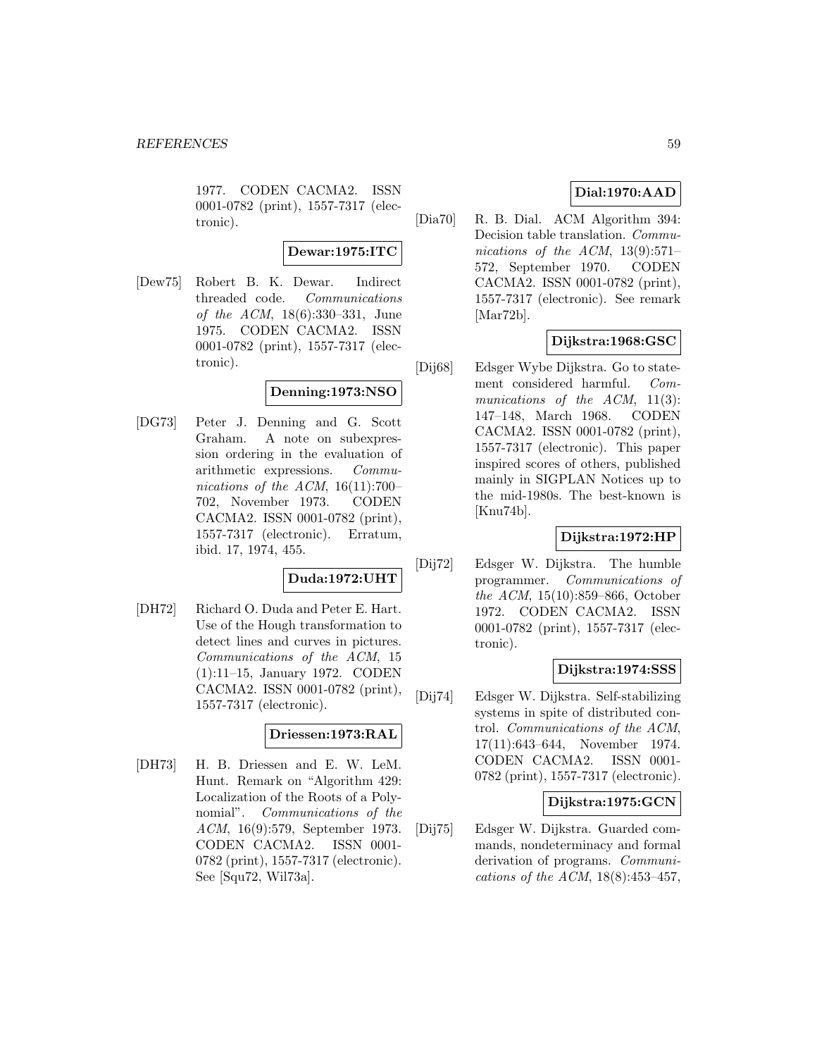1977. CODEN CACMA2. ISSN 0001-0782 (print), 1557-7317 (electronic).

**Dewar:1975:ITC**

[Dew75] Robert B. K. Dewar. Indirect threaded code. *Communications of the ACM*, 18(6):330–331, June 1975. CODEN CACMA2. ISSN 0001-0782 (print), 1557-7317 (electronic).

**Denning:1973:NSO**

[DG73] Peter J. Denning and G. Scott Graham. A note on subexpression ordering in the evaluation of arithmetic expressions. *Communications of the ACM*, 16(11):700–702, November 1973. CODEN CACMA2. ISSN 0001-0782 (print), 1557-7317 (electronic). Erratum, ibid. 17, 1974, 455.

**Duda:1972:UHT**

[DH72] Richard O. Duda and Peter E. Hart. Use of the Hough transformation to detect lines and curves in pictures. *Communications of the ACM*, 15 (1):11–15, January 1972. CODEN CACMA2. ISSN 0001-0782 (print), 1557-7317 (electronic).

**Driessen:1973:RAL**

[DH73] H. B. Driessen and E. W. LeM. Hunt. Remark on "Algorithm 429: Localization of the Roots of a Polynomial". *Communications of the ACM*, 16(9):579, September 1973. CODEN CACMA2. ISSN 0001-0782 (print), 1557-7317 (electronic). See [Squ72, Wil73a].

**Dial:1970:AAD**

[Dia70] R. B. Dial. ACM Algorithm 394: Decision table translation. *Communications of the ACM*, 13(9):571–572, September 1970. CODEN CACMA2. ISSN 0001-0782 (print), 1557-7317 (electronic). See remark [Mar72b].

**Dijkstra:1968:GSC**

[Dij68] Edsger Wybe Dijkstra. Go to statement considered harmful. *Communications of the ACM*, 11(3): 147–148, March 1968. CODEN CACMA2. ISSN 0001-0782 (print), 1557-7317 (electronic). This paper inspired scores of others, published mainly in SIGPLAN Notices up to the mid-1980s. The best-known is [Knu74b].

**Dijkstra:1972:HP**

[Dij72] Edsger W. Dijkstra. The humble programmer. *Communications of the ACM*, 15(10):859–866, October 1972. CODEN CACMA2. ISSN 0001-0782 (print), 1557-7317 (electronic).

**Dijkstra:1974:SSS**

[Dij74] Edsger W. Dijkstra. Self-stabilizing systems in spite of distributed control. *Communications of the ACM*, 17(11):643–644, November 1974. CODEN CACMA2. ISSN 0001-0782 (print), 1557-7317 (electronic).

**Dijkstra:1975:GCN**

[Dij75] Edsger W. Dijkstra. Guarded commands, nondeterminacy and formal derivation of programs. *Communications of the ACM*, 18(8):453–457,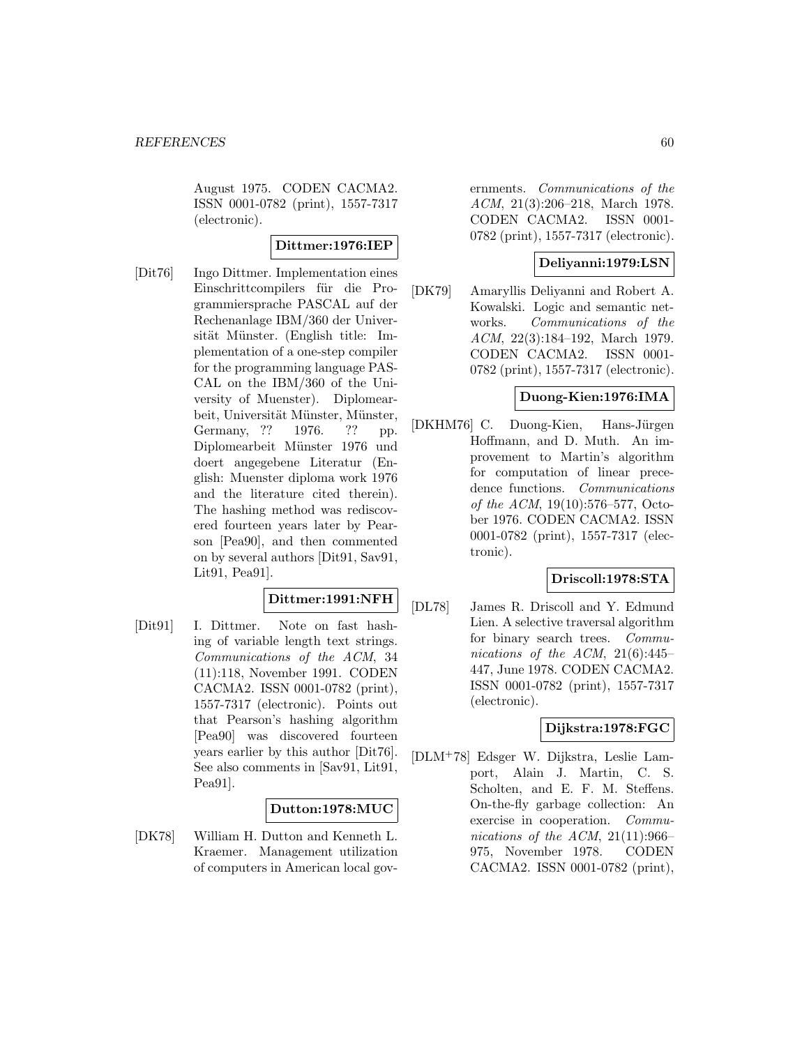August 1975. CODEN CACMA2. ISSN 0001-0782 (print), 1557-7317 (electronic).

**Dittmer:1976:IEP**

[Dit76] Ingo Dittmer. Implementation eines Einschrittcompilers für die Programmiersprache PASCAL auf der Rechenanlage IBM/360 der Universität Münster. (English title: Implementation of a one-step compiler for the programming language PASCAL on the IBM/360 of the University of Muenster). Diplomearbeit, Universität Münster, Münster, Germany, ?? 1976. ?? pp. Diplomearbeit Münster 1976 und doert angegebene Literatur (English: Muenster diploma work 1976 and the literature cited therein). The hashing method was rediscovered fourteen years later by Pearson [Pea90], and then commented on by several authors [Dit91, Sav91, Lit91, Pea91].

**Dittmer:1991:NFH**

[Dit91] I. Dittmer. Note on fast hashing of variable length text strings. *Communications of the ACM*, 34 (11):118, November 1991. CODEN CACMA2. ISSN 0001-0782 (print), 1557-7317 (electronic). Points out that Pearson's hashing algorithm [Pea90] was discovered fourteen years earlier by this author [Dit76]. See also comments in [Sav91, Lit91, Pea91].

**Dutton:1978:MUC**

[DK78] William H. Dutton and Kenneth L. Kraemer. Management utilization of computers in American local governments. *Communications of the ACM*, 21(3):206–218, March 1978. CODEN CACMA2. ISSN 0001-0782 (print), 1557-7317 (electronic).

**Deliyanni:1979:LSN**

[DK79] Amaryllis Deliyanni and Robert A. Kowalski. Logic and semantic networks. *Communications of the ACM*, 22(3):184–192, March 1979. CODEN CACMA2. ISSN 0001-0782 (print), 1557-7317 (electronic).

**Duong-Kien:1976:IMA**

[DKHM76] C. Duong-Kien, Hans-Jürgen Hoffmann, and D. Muth. An improvement to Martin's algorithm for computation of linear precedence functions. *Communications of the ACM*, 19(10):576–577, October 1976. CODEN CACMA2. ISSN 0001-0782 (print), 1557-7317 (electronic).

**Driscoll:1978:STA**

[DL78] James R. Driscoll and Y. Edmund Lien. A selective traversal algorithm for binary search trees. *Communications of the ACM*, 21(6):445–447, June 1978. CODEN CACMA2. ISSN 0001-0782 (print), 1557-7317 (electronic).

**Dijkstra:1978:FGC**

[DLM+78] Edsger W. Dijkstra, Leslie Lamport, Alain J. Martin, C. S. Scholten, and E. F. M. Steffens. On-the-fly garbage collection: An exercise in cooperation. *Communications of the ACM*, 21(11):966–975, November 1978. CODEN CACMA2. ISSN 0001-0782 (print),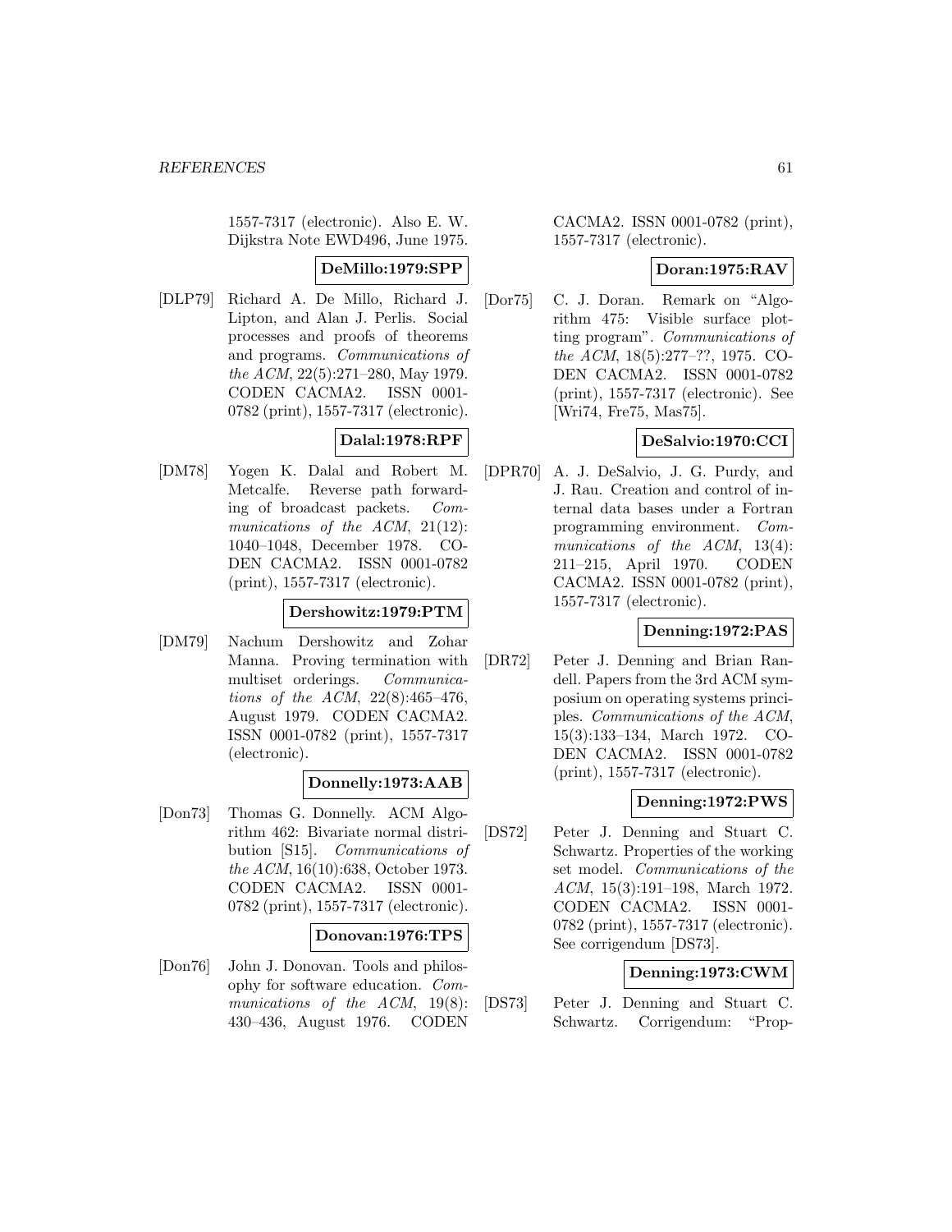1557-7317 (electronic). Also E. W. Dijkstra Note EWD496, June 1975.

**DeMillo:1979:SPP**

[DLP79] Richard A. De Millo, Richard J. Lipton, and Alan J. Perlis. Social processes and proofs of theorems and programs. *Communications of the ACM*, 22(5):271–280, May 1979. CODEN CACMA2. ISSN 0001-0782 (print), 1557-7317 (electronic).

**Dalal:1978:RPF**

[DM78] Yogen K. Dalal and Robert M. Metcalfe. Reverse path forwarding of broadcast packets. *Communications of the ACM*, 21(12): 1040–1048, December 1978. CODEN CACMA2. ISSN 0001-0782 (print), 1557-7317 (electronic).

**Dershowitz:1979:PTM**

[DM79] Nachum Dershowitz and Zohar Manna. Proving termination with multiset orderings. *Communications of the ACM*, 22(8):465–476, August 1979. CODEN CACMA2. ISSN 0001-0782 (print), 1557-7317 (electronic).

**Donnelly:1973:AAB**

[Don73] Thomas G. Donnelly. ACM Algorithm 462: Bivariate normal distribution [S15]. *Communications of the ACM*, 16(10):638, October 1973. CODEN CACMA2. ISSN 0001-0782 (print), 1557-7317 (electronic).

**Donovan:1976:TPS**

[Don76] John J. Donovan. Tools and philosophy for software education. *Communications of the ACM*, 19(8): 430–436, August 1976. CODEN CACMA2. ISSN 0001-0782 (print), 1557-7317 (electronic).

**Doran:1975:RAV**

[Dor75] C. J. Doran. Remark on "Algorithm 475: Visible surface plotting program". *Communications of the ACM*, 18(5):277–??, 1975. CODEN CACMA2. ISSN 0001-0782 (print), 1557-7317 (electronic). See [Wri74, Fre75, Mas75].

**DeSalvio:1970:CCI**

[DPR70] A. J. DeSalvio, J. G. Purdy, and J. Rau. Creation and control of internal data bases under a Fortran programming environment. *Communications of the ACM*, 13(4): 211–215, April 1970. CODEN CACMA2. ISSN 0001-0782 (print), 1557-7317 (electronic).

**Denning:1972:PAS**

[DR72] Peter J. Denning and Brian Randell. Papers from the 3rd ACM symposium on operating systems principles. *Communications of the ACM*, 15(3):133–134, March 1972. CODEN CACMA2. ISSN 0001-0782 (print), 1557-7317 (electronic).

**Denning:1972:PWS**

[DS72] Peter J. Denning and Stuart C. Schwartz. Properties of the working set model. *Communications of the ACM*, 15(3):191–198, March 1972. CODEN CACMA2. ISSN 0001-0782 (print), 1557-7317 (electronic). See corrigendum [DS73].

**Denning:1973:CWM**

[DS73] Peter J. Denning and Stuart C. Schwartz. Corrigendum: "Prop-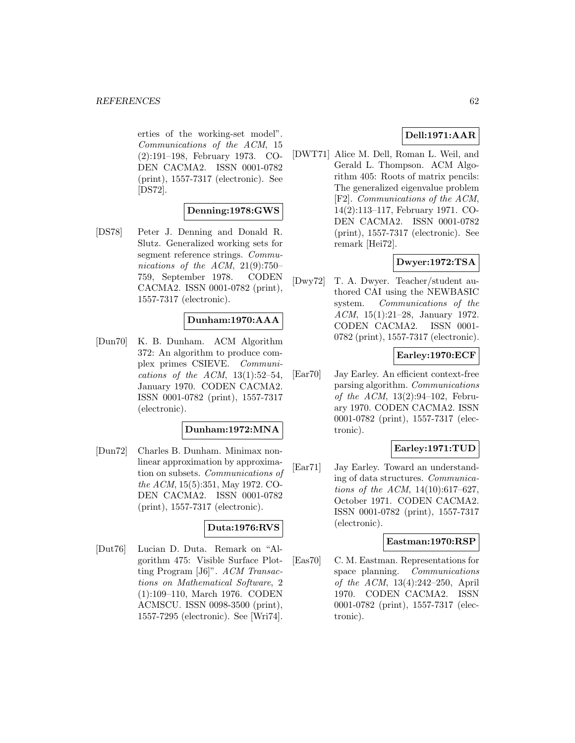erties of the working-set model". *Communications of the ACM*, 15 (2):191–198, February 1973. CODEN CACMA2. ISSN 0001-0782 (print), 1557-7317 (electronic). See [DS72].

**Denning:1978:GWS**

[DS78] Peter J. Denning and Donald R. Slutz. Generalized working sets for segment reference strings. *Communications of the ACM*, 21(9):750–759, September 1978. CODEN CACMA2. ISSN 0001-0782 (print), 1557-7317 (electronic).

**Dunham:1970:AAA**

[Dun70] K. B. Dunham. ACM Algorithm 372: An algorithm to produce complex primes CSIEVE. *Communications of the ACM*, 13(1):52–54, January 1970. CODEN CACMA2. ISSN 0001-0782 (print), 1557-7317 (electronic).

**Dunham:1972:MNA**

[Dun72] Charles B. Dunham. Minimax nonlinear approximation by approximation on subsets. *Communications of the ACM*, 15(5):351, May 1972. CODEN CACMA2. ISSN 0001-0782 (print), 1557-7317 (electronic).

**Duta:1976:RVS**

[Dut76] Lucian D. Duta. Remark on "Algorithm 475: Visible Surface Plotting Program [J6]". *ACM Transactions on Mathematical Software*, 2 (1):109–110, March 1976. CODEN ACMSCU. ISSN 0098-3500 (print), 1557-7295 (electronic). See [Wri74].

**Dell:1971:AAR**

[DWT71] Alice M. Dell, Roman L. Weil, and Gerald L. Thompson. ACM Algorithm 405: Roots of matrix pencils: The generalized eigenvalue problem [F2]. *Communications of the ACM*, 14(2):113–117, February 1971. CODEN CACMA2. ISSN 0001-0782 (print), 1557-7317 (electronic). See remark [Hei72].

**Dwyer:1972:TSA**

[Dwy72] T. A. Dwyer. Teacher/student authored CAI using the NEWBASIC system. *Communications of the ACM*, 15(1):21–28, January 1972. CODEN CACMA2. ISSN 0001-0782 (print), 1557-7317 (electronic).

**Earley:1970:ECF**

[Ear70] Jay Earley. An efficient context-free parsing algorithm. *Communications of the ACM*, 13(2):94–102, February 1970. CODEN CACMA2. ISSN 0001-0782 (print), 1557-7317 (electronic).

**Earley:1971:TUD**

[Ear71] Jay Earley. Toward an understanding of data structures. *Communications of the ACM*, 14(10):617–627, October 1971. CODEN CACMA2. ISSN 0001-0782 (print), 1557-7317 (electronic).

**Eastman:1970:RSP**

[Eas70] C. M. Eastman. Representations for space planning. *Communications of the ACM*, 13(4):242–250, April 1970. CODEN CACMA2. ISSN 0001-0782 (print), 1557-7317 (electronic).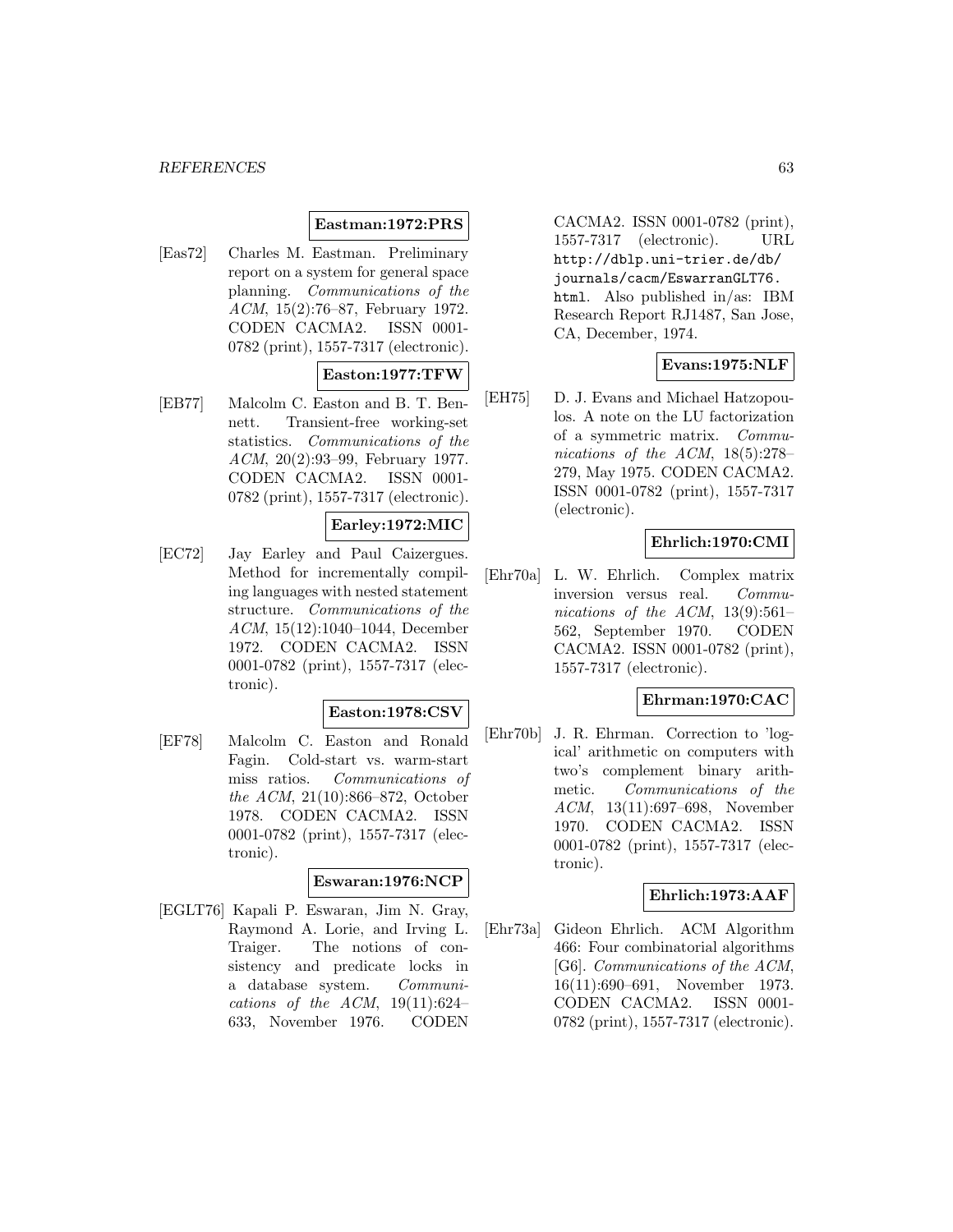**Eastman:1972:PRS**

[Eas72] Charles M. Eastman. Preliminary report on a system for general space planning. *Communications of the ACM*, 15(2):76–87, February 1972. CODEN CACMA2. ISSN 0001-0782 (print), 1557-7317 (electronic).

**Easton:1977:TFW**

[EB77] Malcolm C. Easton and B. T. Bennett. Transient-free working-set statistics. *Communications of the ACM*, 20(2):93–99, February 1977. CODEN CACMA2. ISSN 0001-0782 (print), 1557-7317 (electronic).

**Earley:1972:MIC**

[EC72] Jay Earley and Paul Caizergues. Method for incrementally compiling languages with nested statement structure. *Communications of the ACM*, 15(12):1040–1044, December 1972. CODEN CACMA2. ISSN 0001-0782 (print), 1557-7317 (electronic).

**Easton:1978:CSV**

[EF78] Malcolm C. Easton and Ronald Fagin. Cold-start vs. warm-start miss ratios. *Communications of the ACM*, 21(10):866–872, October 1978. CODEN CACMA2. ISSN 0001-0782 (print), 1557-7317 (electronic).

**Eswaran:1976:NCP**

[EGLT76] Kapali P. Eswaran, Jim N. Gray, Raymond A. Lorie, and Irving L. Traiger. The notions of consistency and predicate locks in a database system. *Communications of the ACM*, 19(11):624–633, November 1976. CODEN CACMA2. ISSN 0001-0782 (print), 1557-7317 (electronic). URL http://dblp.uni-trier.de/db/journals/cacm/EswarranGLT76.html. Also published in/as: IBM Research Report RJ1487, San Jose, CA, December, 1974.

**Evans:1975:NLF**

[EH75] D. J. Evans and Michael Hatzopoulos. A note on the LU factorization of a symmetric matrix. *Communications of the ACM*, 18(5):278–279, May 1975. CODEN CACMA2. ISSN 0001-0782 (print), 1557-7317 (electronic).

**Ehrlich:1970:CMI**

[Ehr70a] L. W. Ehrlich. Complex matrix inversion versus real. *Communications of the ACM*, 13(9):561–562, September 1970. CODEN CACMA2. ISSN 0001-0782 (print), 1557-7317 (electronic).

**Ehrman:1970:CAC**

[Ehr70b] J. R. Ehrman. Correction to 'logical' arithmetic on computers with two's complement binary arithmetic. *Communications of the ACM*, 13(11):697–698, November 1970. CODEN CACMA2. ISSN 0001-0782 (print), 1557-7317 (electronic).

**Ehrlich:1973:AAF**

[Ehr73a] Gideon Ehrlich. ACM Algorithm 466: Four combinatorial algorithms [G6]. *Communications of the ACM*, 16(11):690–691, November 1973. CODEN CACMA2. ISSN 0001-0782 (print), 1557-7317 (electronic).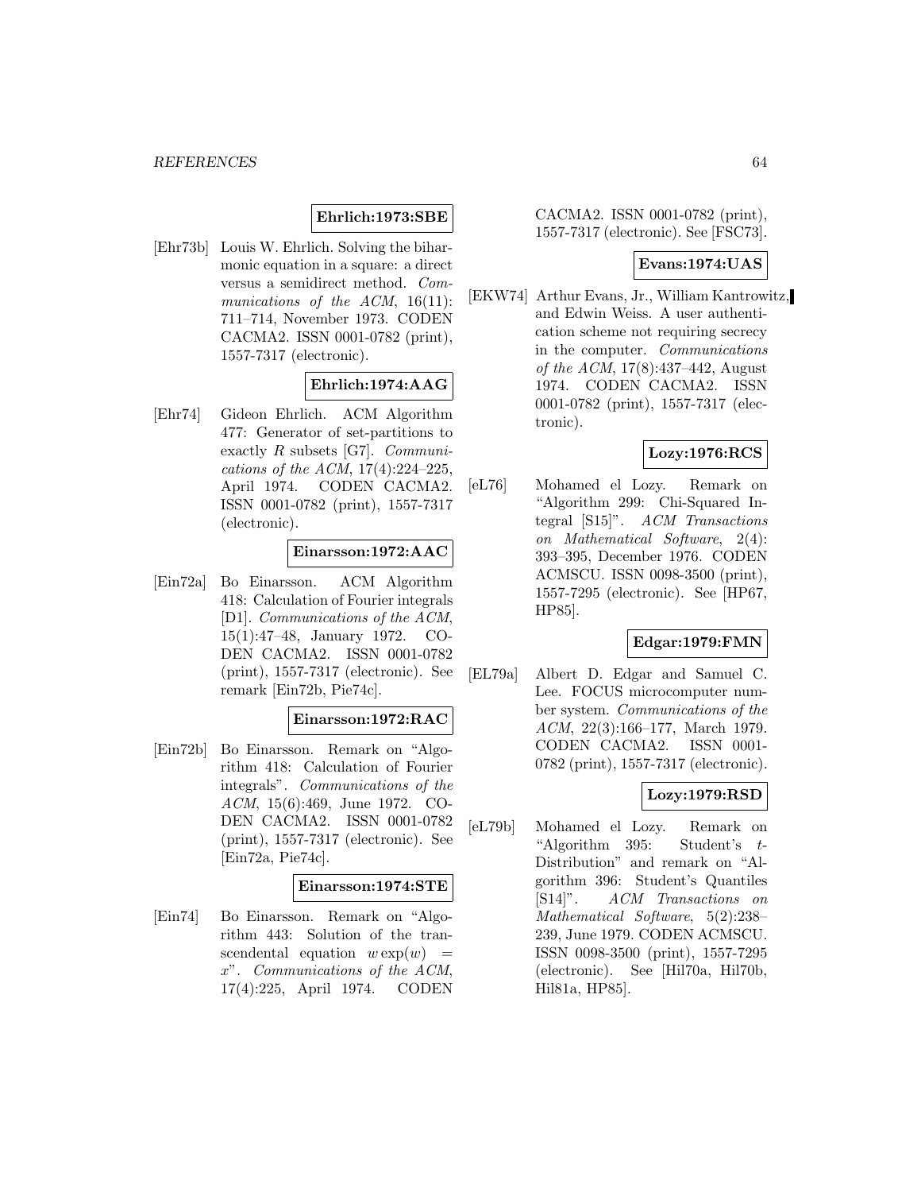**Ehrlich:1973:SBE**

[Ehr73b] Louis W. Ehrlich. Solving the biharmonic equation in a square: a direct versus a semidirect method. *Communications of the ACM*, 16(11): 711–714, November 1973. CODEN CACMA2. ISSN 0001-0782 (print), 1557-7317 (electronic).

**Ehrlich:1974:AAG**

[Ehr74] Gideon Ehrlich. ACM Algorithm 477: Generator of set-partitions to exactly $R$ subsets [G7]. *Communications of the ACM*, 17(4):224–225, April 1974. CODEN CACMA2. ISSN 0001-0782 (print), 1557-7317 (electronic).

**Einarsson:1972:AAC**

[Ein72a] Bo Einarsson. ACM Algorithm 418: Calculation of Fourier integrals [D1]. *Communications of the ACM*, 15(1):47–48, January 1972. CODEN CACMA2. ISSN 0001-0782 (print), 1557-7317 (electronic). See remark [Ein72b, Pie74c].

**Einarsson:1972:RAC**

[Ein72b] Bo Einarsson. Remark on "Algorithm 418: Calculation of Fourier integrals". *Communications of the ACM*, 15(6):469, June 1972. CODEN CACMA2. ISSN 0001-0782 (print), 1557-7317 (electronic). See [Ein72a, Pie74c].

**Einarsson:1974:STE**

[Ein74] Bo Einarsson. Remark on "Algorithm 443: Solution of the transcendental equation $w \exp(w) = x$". *Communications of the ACM*, 17(4):225, April 1974. CODEN CACMA2. ISSN 0001-0782 (print), 1557-7317 (electronic). See [FSC73].

**Evans:1974:UAS**

[EKW74] Arthur Evans, Jr., William Kantrowitz, and Edwin Weiss. A user authentication scheme not requiring secrecy in the computer. *Communications of the ACM*, 17(8):437–442, August 1974. CODEN CACMA2. ISSN 0001-0782 (print), 1557-7317 (electronic).

**Lozy:1976:RCS**

[eL76] Mohamed el Lozy. Remark on "Algorithm 299: Chi-Squared Integral [S15]". *ACM Transactions on Mathematical Software*, 2(4): 393–395, December 1976. CODEN ACMSCU. ISSN 0098-3500 (print), 1557-7295 (electronic). See [HP67, HP85].

**Edgar:1979:FMN**

[EL79a] Albert D. Edgar and Samuel C. Lee. FOCUS microcomputer number system. *Communications of the ACM*, 22(3):166–177, March 1979. CODEN CACMA2. ISSN 0001-0782 (print), 1557-7317 (electronic).

**Lozy:1979:RSD**

[eL79b] Mohamed el Lozy. Remark on "Algorithm 395: Student's $t$-Distribution" and remark on "Algorithm 396: Student's Quantiles [S14]". *ACM Transactions on Mathematical Software*, 5(2):238–239, June 1979. CODEN ACMSCU. ISSN 0098-3500 (print), 1557-7295 (electronic). See [Hil70a, Hil70b, Hil81a, HP85].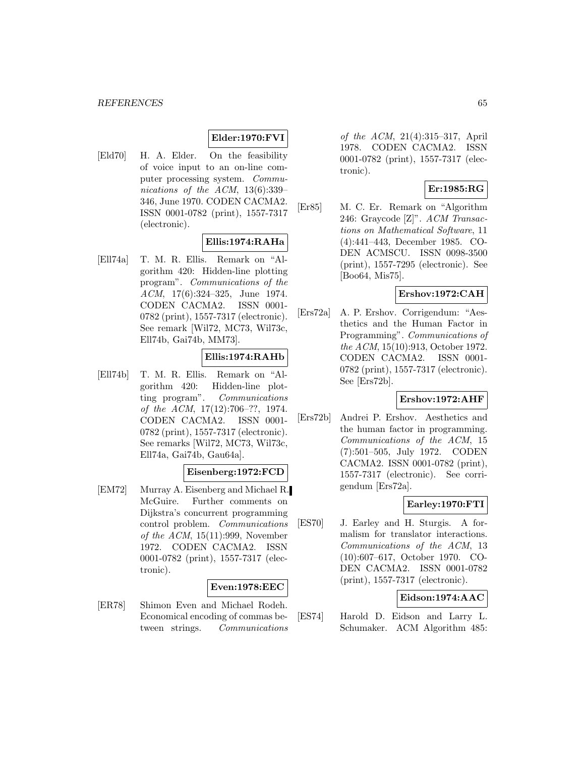**Elder:1970:FVI**

[Eld70] H. A. Elder. On the feasibility of voice input to an on-line computer processing system. *Communications of the ACM*, 13(6):339–346, June 1970. CODEN CACMA2. ISSN 0001-0782 (print), 1557-7317 (electronic).

**Ellis:1974:RAHa**

[Ell74a] T. M. R. Ellis. Remark on "Algorithm 420: Hidden-line plotting program". *Communications of the ACM*, 17(6):324–325, June 1974. CODEN CACMA2. ISSN 0001-0782 (print), 1557-7317 (electronic). See remark [Wil72, MC73, Wil73c, Ell74b, Gai74b, MM73].

**Ellis:1974:RAHb**

[Ell74b] T. M. R. Ellis. Remark on "Algorithm 420: Hidden-line plotting program". *Communications of the ACM*, 17(12):706–??, 1974. CODEN CACMA2. ISSN 0001-0782 (print), 1557-7317 (electronic). See remarks [Wil72, MC73, Wil73c, Ell74a, Gai74b, Gau64a].

**Eisenberg:1972:FCD**

[EM72] Murray A. Eisenberg and Michael R. McGuire. Further comments on Dijkstra's concurrent programming control problem. *Communications of the ACM*, 15(11):999, November 1972. CODEN CACMA2. ISSN 0001-0782 (print), 1557-7317 (electronic).

**Even:1978:EEC**

[ER78] Shimon Even and Michael Rodeh. Economical encoding of commas between strings. *Communications of the ACM*, 21(4):315–317, April 1978. CODEN CACMA2. ISSN 0001-0782 (print), 1557-7317 (electronic).

**Er:1985:RG**

[Er85] M. C. Er. Remark on "Algorithm 246: Graycode [Z]". *ACM Transactions on Mathematical Software*, 11 (4):441–443, December 1985. CODEN ACMSCU. ISSN 0098-3500 (print), 1557-7295 (electronic). See [Boo64, Mis75].

**Ershov:1972:CAH**

[Ers72a] A. P. Ershov. Corrigendum: "Aesthetics and the Human Factor in Programming". *Communications of the ACM*, 15(10):913, October 1972. CODEN CACMA2. ISSN 0001-0782 (print), 1557-7317 (electronic). See [Ers72b].

**Ershov:1972:AHF**

[Ers72b] Andrei P. Ershov. Aesthetics and the human factor in programming. *Communications of the ACM*, 15 (7):501–505, July 1972. CODEN CACMA2. ISSN 0001-0782 (print), 1557-7317 (electronic). See corrigendum [Ers72a].

**Earley:1970:FTI**

[ES70] J. Earley and H. Sturgis. A formalism for translator interactions. *Communications of the ACM*, 13 (10):607–617, October 1970. CODEN CACMA2. ISSN 0001-0782 (print), 1557-7317 (electronic).

**Eidson:1974:AAC**

[ES74] Harold D. Eidson and Larry L. Schumaker. ACM Algorithm 485: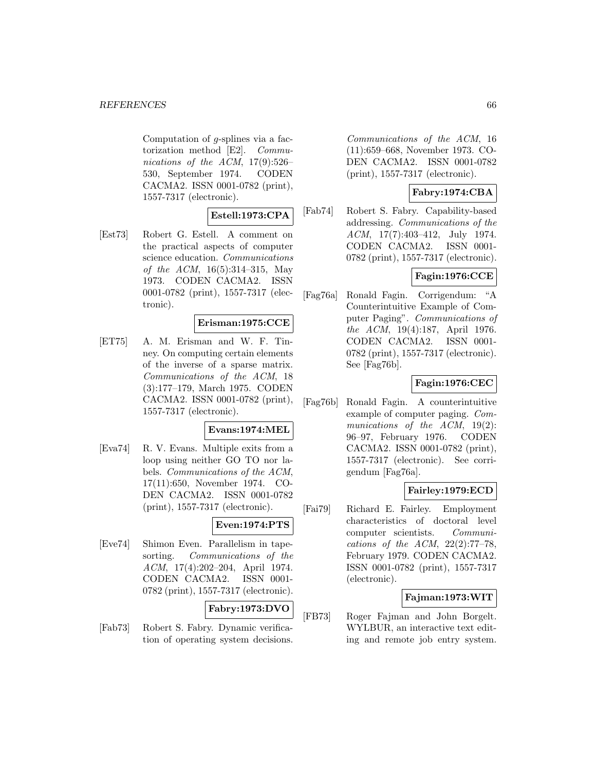Computation of *g*-splines via a factorization method [E2]. *Communications of the ACM*, 17(9):526–530, September 1974. CODEN CACMA2. ISSN 0001-0782 (print), 1557-7317 (electronic).

**Estell:1973:CPA**

[Est73] Robert G. Estell. A comment on the practical aspects of computer science education. *Communications of the ACM*, 16(5):314–315, May 1973. CODEN CACMA2. ISSN 0001-0782 (print), 1557-7317 (electronic).

**Erisman:1975:CCE**

[ET75] A. M. Erisman and W. F. Tinney. On computing certain elements of the inverse of a sparse matrix. *Communications of the ACM*, 18 (3):177–179, March 1975. CODEN CACMA2. ISSN 0001-0782 (print), 1557-7317 (electronic).

**Evans:1974:MEL**

[Eva74] R. V. Evans. Multiple exits from a loop using neither GO TO nor labels. *Communications of the ACM*, 17(11):650, November 1974. CODEN CACMA2. ISSN 0001-0782 (print), 1557-7317 (electronic).

**Even:1974:PTS**

[Eve74] Shimon Even. Parallelism in tape-sorting. *Communications of the ACM*, 17(4):202–204, April 1974. CODEN CACMA2. ISSN 0001-0782 (print), 1557-7317 (electronic).

**Fabry:1973:DVO**

[Fab73] Robert S. Fabry. Dynamic verification of operating system decisions. *Communications of the ACM*, 16 (11):659–668, November 1973. CODEN CACMA2. ISSN 0001-0782 (print), 1557-7317 (electronic).

**Fabry:1974:CBA**

[Fab74] Robert S. Fabry. Capability-based addressing. *Communications of the ACM*, 17(7):403–412, July 1974. CODEN CACMA2. ISSN 0001-0782 (print), 1557-7317 (electronic).

**Fagin:1976:CCE**

[Fag76a] Ronald Fagin. Corrigendum: "A Counterintuitive Example of Computer Paging". *Communications of the ACM*, 19(4):187, April 1976. CODEN CACMA2. ISSN 0001-0782 (print), 1557-7317 (electronic). See [Fag76b].

**Fagin:1976:CEC**

[Fag76b] Ronald Fagin. A counterintuitive example of computer paging. *Communications of the ACM*, 19(2): 96–97, February 1976. CODEN CACMA2. ISSN 0001-0782 (print), 1557-7317 (electronic). See corrigendum [Fag76a].

**Fairley:1979:ECD**

[Fai79] Richard E. Fairley. Employment characteristics of doctoral level computer scientists. *Communications of the ACM*, 22(2):77–78, February 1979. CODEN CACMA2. ISSN 0001-0782 (print), 1557-7317 (electronic).

**Fajman:1973:WIT**

[FB73] Roger Fajman and John Borgelt. WYLBUR, an interactive text editing and remote job entry system.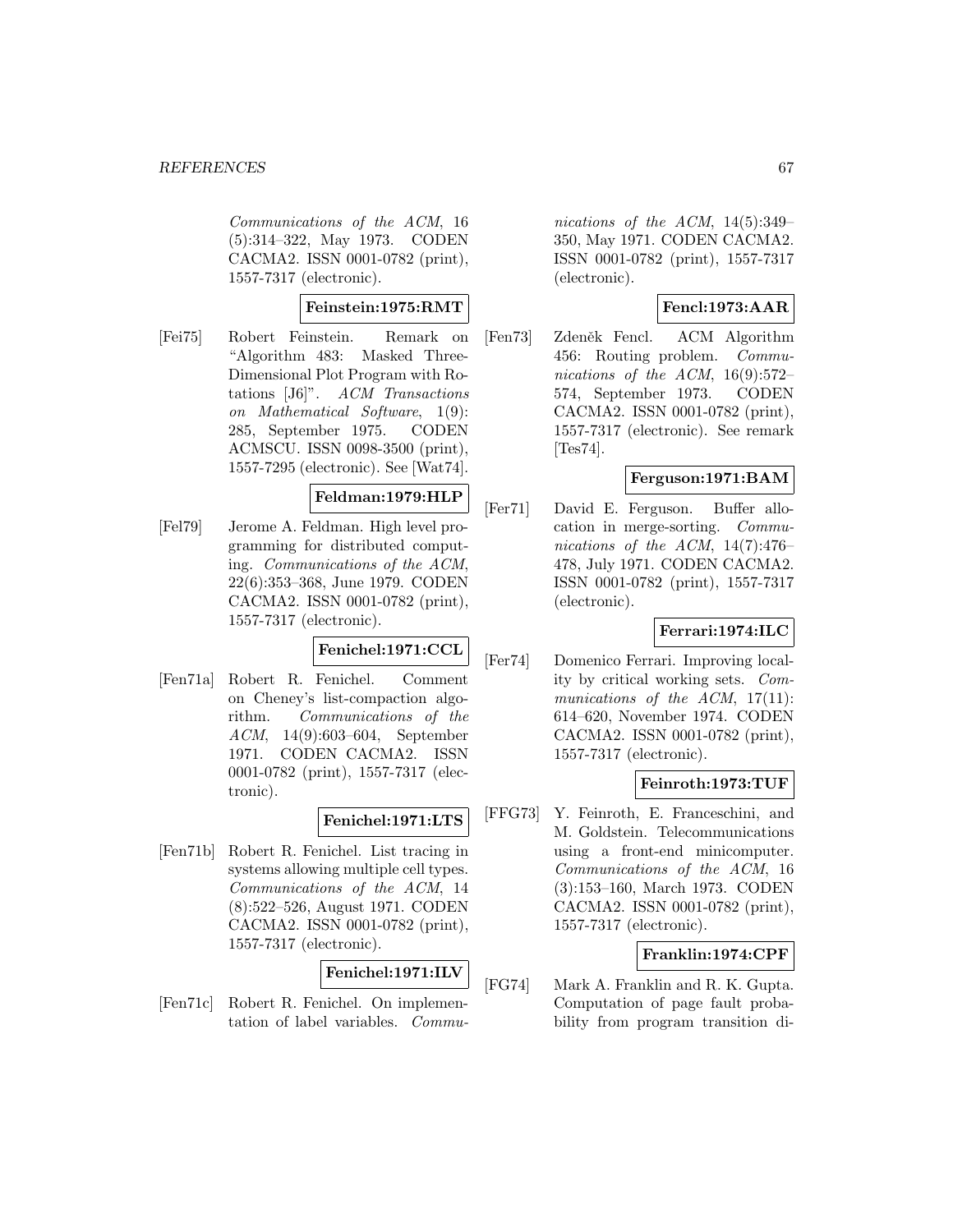*Communications of the ACM*, 16 (5):314–322, May 1973. CODEN CACMA2. ISSN 0001-0782 (print), 1557-7317 (electronic).

**Feinstein:1975:RMT**

[Fei75] Robert Feinstein. Remark on "Algorithm 483: Masked Three-Dimensional Plot Program with Rotations [J6]". *ACM Transactions on Mathematical Software*, 1(9): 285, September 1975. CODEN ACMSCU. ISSN 0098-3500 (print), 1557-7295 (electronic). See [Wat74].

**Feldman:1979:HLP**

[Fel79] Jerome A. Feldman. High level programming for distributed computing. *Communications of the ACM*, 22(6):353–368, June 1979. CODEN CACMA2. ISSN 0001-0782 (print), 1557-7317 (electronic).

**Fenichel:1971:CCL**

[Fen71a] Robert R. Fenichel. Comment on Cheney's list-compaction algorithm. *Communications of the ACM*, 14(9):603–604, September 1971. CODEN CACMA2. ISSN 0001-0782 (print), 1557-7317 (electronic).

**Fenichel:1971:LTS**

[Fen71b] Robert R. Fenichel. List tracing in systems allowing multiple cell types. *Communications of the ACM*, 14 (8):522–526, August 1971. CODEN CACMA2. ISSN 0001-0782 (print), 1557-7317 (electronic).

**Fenichel:1971:ILV**

[Fen71c] Robert R. Fenichel. On implementation of label variables. *Communications of the ACM*, 14(5):349–350, May 1971. CODEN CACMA2. ISSN 0001-0782 (print), 1557-7317 (electronic).

**Fencl:1973:AAR**

[Fen73] Zdeněk Fencl. ACM Algorithm 456: Routing problem. *Communications of the ACM*, 16(9):572–574, September 1973. CODEN CACMA2. ISSN 0001-0782 (print), 1557-7317 (electronic). See remark [Tes74].

**Ferguson:1971:BAM**

[Fer71] David E. Ferguson. Buffer allocation in merge-sorting. *Communications of the ACM*, 14(7):476–478, July 1971. CODEN CACMA2. ISSN 0001-0782 (print), 1557-7317 (electronic).

**Ferrari:1974:ILC**

[Fer74] Domenico Ferrari. Improving locality by critical working sets. *Communications of the ACM*, 17(11): 614–620, November 1974. CODEN CACMA2. ISSN 0001-0782 (print), 1557-7317 (electronic).

**Feinroth:1973:TUF**

[FFG73] Y. Feinroth, E. Franceschini, and M. Goldstein. Telecommunications using a front-end minicomputer. *Communications of the ACM*, 16 (3):153–160, March 1973. CODEN CACMA2. ISSN 0001-0782 (print), 1557-7317 (electronic).

**Franklin:1974:CPF**

[FG74] Mark A. Franklin and R. K. Gupta. Computation of page fault probability from program transition di-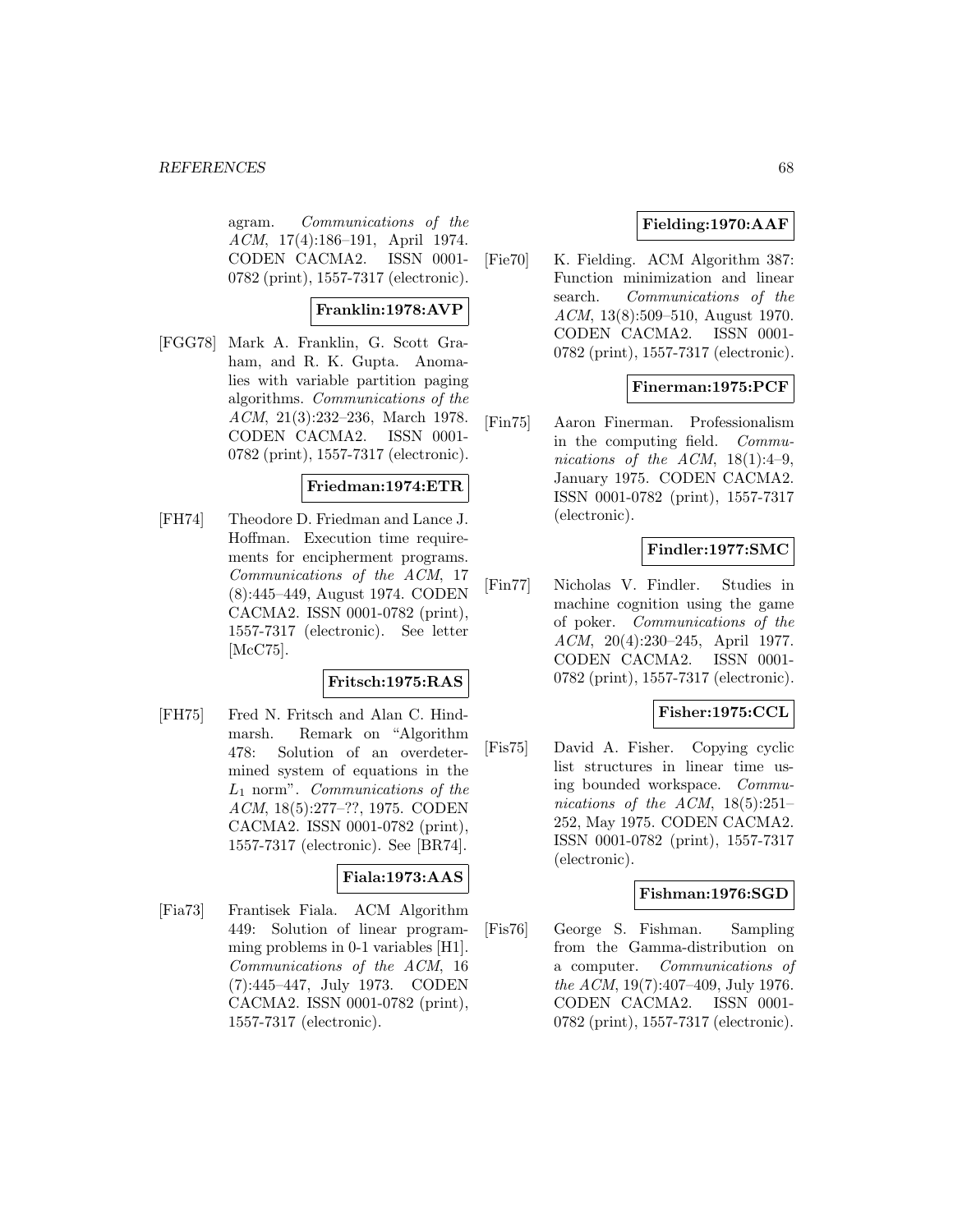agram. *Communications of the ACM*, 17(4):186–191, April 1974. CODEN CACMA2. ISSN 0001-0782 (print), 1557-7317 (electronic).

**Franklin:1978:AVP**

[FGG78] Mark A. Franklin, G. Scott Graham, and R. K. Gupta. Anomalies with variable partition paging algorithms. *Communications of the ACM*, 21(3):232–236, March 1978. CODEN CACMA2. ISSN 0001-0782 (print), 1557-7317 (electronic).

**Friedman:1974:ETR**

[FH74] Theodore D. Friedman and Lance J. Hoffman. Execution time requirements for encipherment programs. *Communications of the ACM*, 17 (8):445–449, August 1974. CODEN CACMA2. ISSN 0001-0782 (print), 1557-7317 (electronic). See letter [McC75].

**Fritsch:1975:RAS**

[FH75] Fred N. Fritsch and Alan C. Hindmarsh. Remark on "Algorithm 478: Solution of an overdetermined system of equations in the $L_1$ norm". *Communications of the ACM*, 18(5):277–??, 1975. CODEN CACMA2. ISSN 0001-0782 (print), 1557-7317 (electronic). See [BR74].

**Fiala:1973:AAS**

[Fia73] Frantisek Fiala. ACM Algorithm 449: Solution of linear programming problems in 0-1 variables [H1]. *Communications of the ACM*, 16 (7):445–447, July 1973. CODEN CACMA2. ISSN 0001-0782 (print), 1557-7317 (electronic).

**Fielding:1970:AAF**

[Fie70] K. Fielding. ACM Algorithm 387: Function minimization and linear search. *Communications of the ACM*, 13(8):509–510, August 1970. CODEN CACMA2. ISSN 0001-0782 (print), 1557-7317 (electronic).

**Finerman:1975:PCF**

[Fin75] Aaron Finerman. Professionalism in the computing field. *Communications of the ACM*, 18(1):4–9, January 1975. CODEN CACMA2. ISSN 0001-0782 (print), 1557-7317 (electronic).

**Findler:1977:SMC**

[Fin77] Nicholas V. Findler. Studies in machine cognition using the game of poker. *Communications of the ACM*, 20(4):230–245, April 1977. CODEN CACMA2. ISSN 0001-0782 (print), 1557-7317 (electronic).

**Fisher:1975:CCL**

[Fis75] David A. Fisher. Copying cyclic list structures in linear time using bounded workspace. *Communications of the ACM*, 18(5):251–252, May 1975. CODEN CACMA2. ISSN 0001-0782 (print), 1557-7317 (electronic).

**Fishman:1976:SGD**

[Fis76] George S. Fishman. Sampling from the Gamma-distribution on a computer. *Communications of the ACM*, 19(7):407–409, July 1976. CODEN CACMA2. ISSN 0001-0782 (print), 1557-7317 (electronic).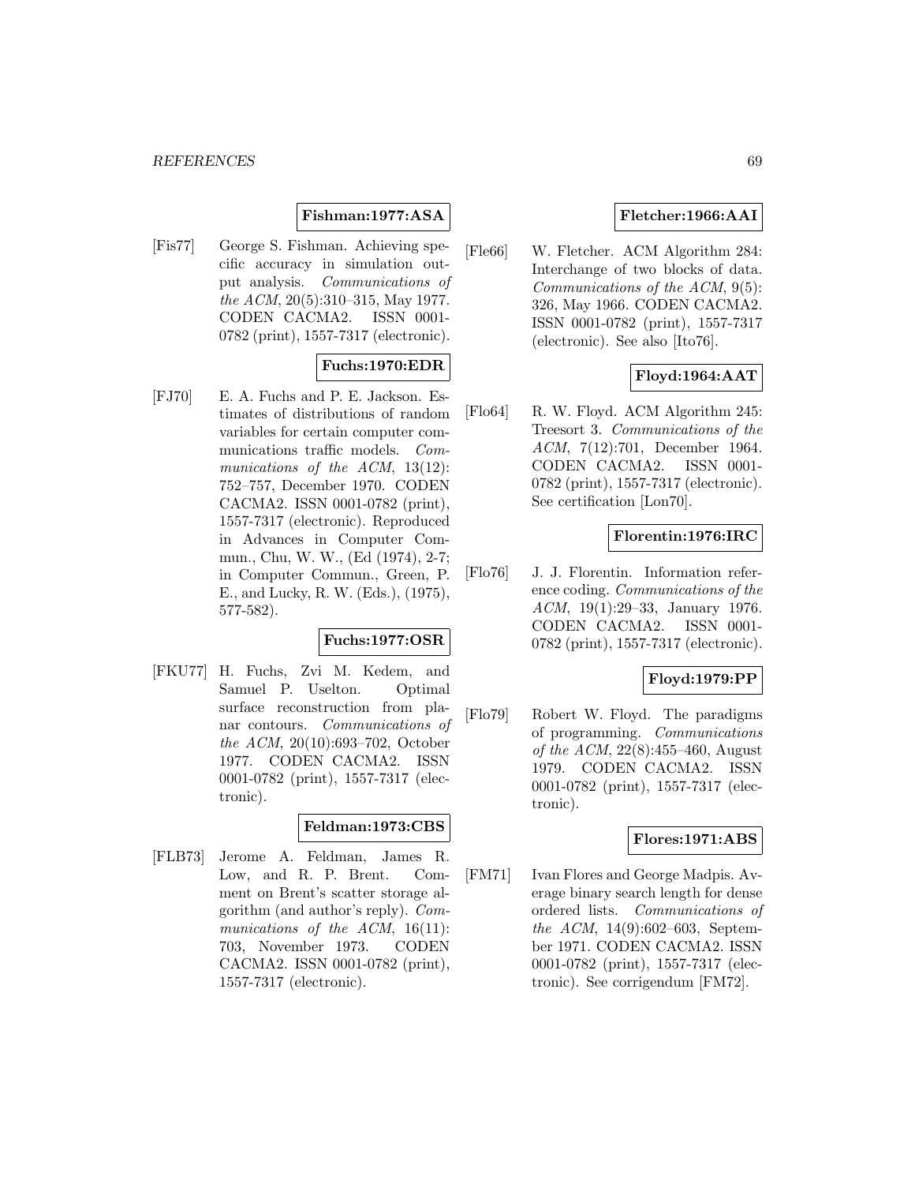**Fishman:1977:ASA**

[Fis77] George S. Fishman. Achieving specific accuracy in simulation output analysis. *Communications of the ACM*, 20(5):310–315, May 1977. CODEN CACMA2. ISSN 0001-0782 (print), 1557-7317 (electronic).

**Fuchs:1970:EDR**

[FJ70] E. A. Fuchs and P. E. Jackson. Estimates of distributions of random variables for certain computer communications traffic models. *Communications of the ACM*, 13(12): 752–757, December 1970. CODEN CACMA2. ISSN 0001-0782 (print), 1557-7317 (electronic). Reproduced in Advances in Computer Commun., Chu, W. W., (Ed (1974), 2-7; in Computer Commun., Green, P. E., and Lucky, R. W. (Eds.), (1975), 577-582).

**Fuchs:1977:OSR**

[FKU77] H. Fuchs, Zvi M. Kedem, and Samuel P. Uselton. Optimal surface reconstruction from planar contours. *Communications of the ACM*, 20(10):693–702, October 1977. CODEN CACMA2. ISSN 0001-0782 (print), 1557-7317 (electronic).

**Feldman:1973:CBS**

[FLB73] Jerome A. Feldman, James R. Low, and R. P. Brent. Comment on Brent's scatter storage algorithm (and author's reply). *Communications of the ACM*, 16(11): 703, November 1973. CODEN CACMA2. ISSN 0001-0782 (print), 1557-7317 (electronic).

**Fletcher:1966:AAI**

[Fle66] W. Fletcher. ACM Algorithm 284: Interchange of two blocks of data. *Communications of the ACM*, 9(5): 326, May 1966. CODEN CACMA2. ISSN 0001-0782 (print), 1557-7317 (electronic). See also [Ito76].

**Floyd:1964:AAT**

[Flo64] R. W. Floyd. ACM Algorithm 245: Treesort 3. *Communications of the ACM*, 7(12):701, December 1964. CODEN CACMA2. ISSN 0001-0782 (print), 1557-7317 (electronic). See certification [Lon70].

**Florentin:1976:IRC**

[Flo76] J. J. Florentin. Information reference coding. *Communications of the ACM*, 19(1):29–33, January 1976. CODEN CACMA2. ISSN 0001-0782 (print), 1557-7317 (electronic).

**Floyd:1979:PP**

[Flo79] Robert W. Floyd. The paradigms of programming. *Communications of the ACM*, 22(8):455–460, August 1979. CODEN CACMA2. ISSN 0001-0782 (print), 1557-7317 (electronic).

**Flores:1971:ABS**

[FM71] Ivan Flores and George Madpis. Average binary search length for dense ordered lists. *Communications of the ACM*, 14(9):602–603, September 1971. CODEN CACMA2. ISSN 0001-0782 (print), 1557-7317 (electronic). See corrigendum [FM72].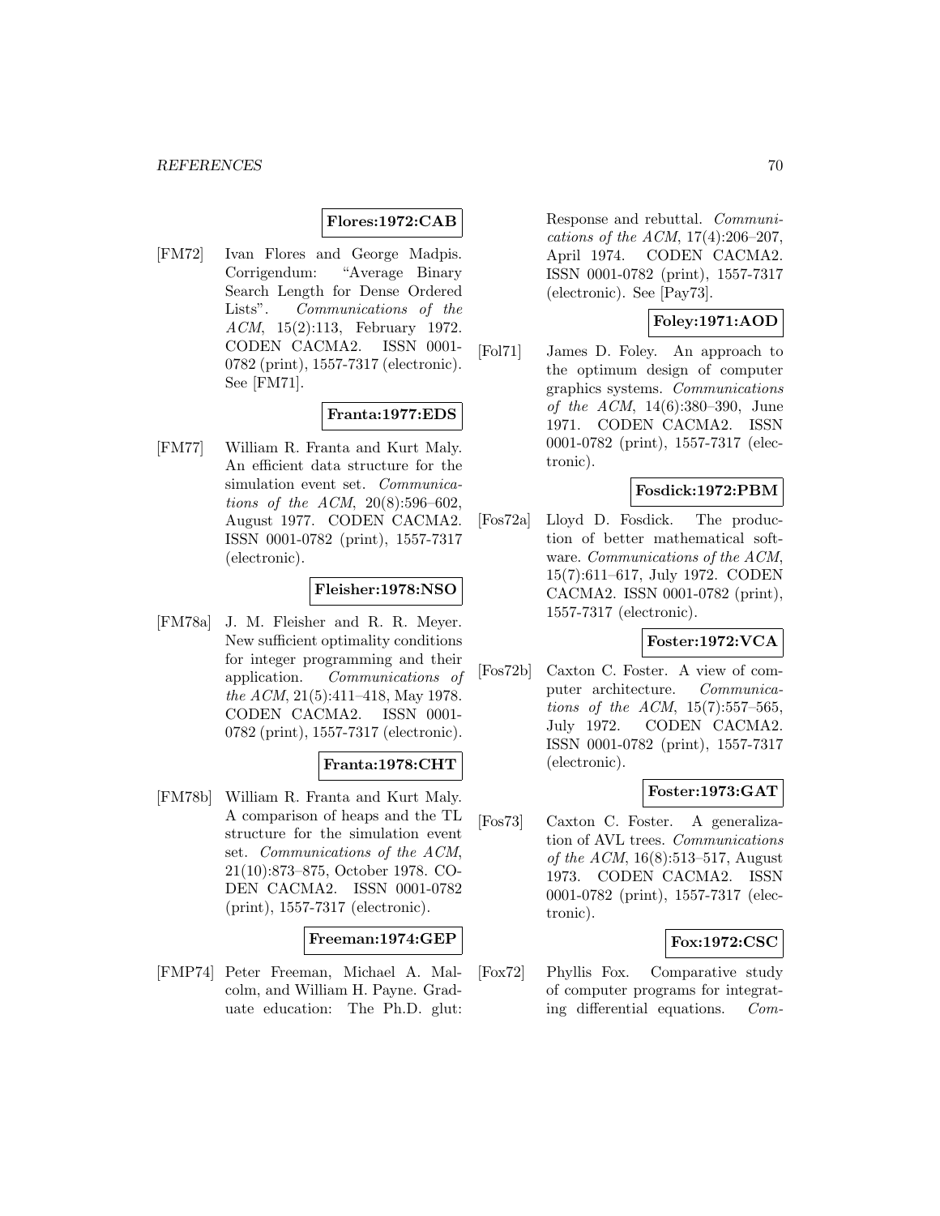**Flores:1972:CAB**

[FM72] Ivan Flores and George Madpis. Corrigendum: "Average Binary Search Length for Dense Ordered Lists". *Communications of the ACM*, 15(2):113, February 1972. CODEN CACMA2. ISSN 0001-0782 (print), 1557-7317 (electronic). See [FM71].

**Franta:1977:EDS**

[FM77] William R. Franta and Kurt Maly. An efficient data structure for the simulation event set. *Communications of the ACM*, 20(8):596–602, August 1977. CODEN CACMA2. ISSN 0001-0782 (print), 1557-7317 (electronic).

**Fleisher:1978:NSO**

[FM78a] J. M. Fleisher and R. R. Meyer. New sufficient optimality conditions for integer programming and their application. *Communications of the ACM*, 21(5):411–418, May 1978. CODEN CACMA2. ISSN 0001-0782 (print), 1557-7317 (electronic).

**Franta:1978:CHT**

[FM78b] William R. Franta and Kurt Maly. A comparison of heaps and the TL structure for the simulation event set. *Communications of the ACM*, 21(10):873–875, October 1978. CODEN CACMA2. ISSN 0001-0782 (print), 1557-7317 (electronic).

**Freeman:1974:GEP**

[FMP74] Peter Freeman, Michael A. Malcolm, and William H. Payne. Graduate education: The Ph.D. glut: Response and rebuttal. *Communications of the ACM*, 17(4):206–207, April 1974. CODEN CACMA2. ISSN 0001-0782 (print), 1557-7317 (electronic). See [Pay73].

**Foley:1971:AOD**

[Fol71] James D. Foley. An approach to the optimum design of computer graphics systems. *Communications of the ACM*, 14(6):380–390, June 1971. CODEN CACMA2. ISSN 0001-0782 (print), 1557-7317 (electronic).

**Fosdick:1972:PBM**

[Fos72a] Lloyd D. Fosdick. The production of better mathematical software. *Communications of the ACM*, 15(7):611–617, July 1972. CODEN CACMA2. ISSN 0001-0782 (print), 1557-7317 (electronic).

**Foster:1972:VCA**

[Fos72b] Caxton C. Foster. A view of computer architecture. *Communications of the ACM*, 15(7):557–565, July 1972. CODEN CACMA2. ISSN 0001-0782 (print), 1557-7317 (electronic).

**Foster:1973:GAT**

[Fos73] Caxton C. Foster. A generalization of AVL trees. *Communications of the ACM*, 16(8):513–517, August 1973. CODEN CACMA2. ISSN 0001-0782 (print), 1557-7317 (electronic).

**Fox:1972:CSC**

[Fox72] Phyllis Fox. Comparative study of computer programs for integrating differential equations. *Com-*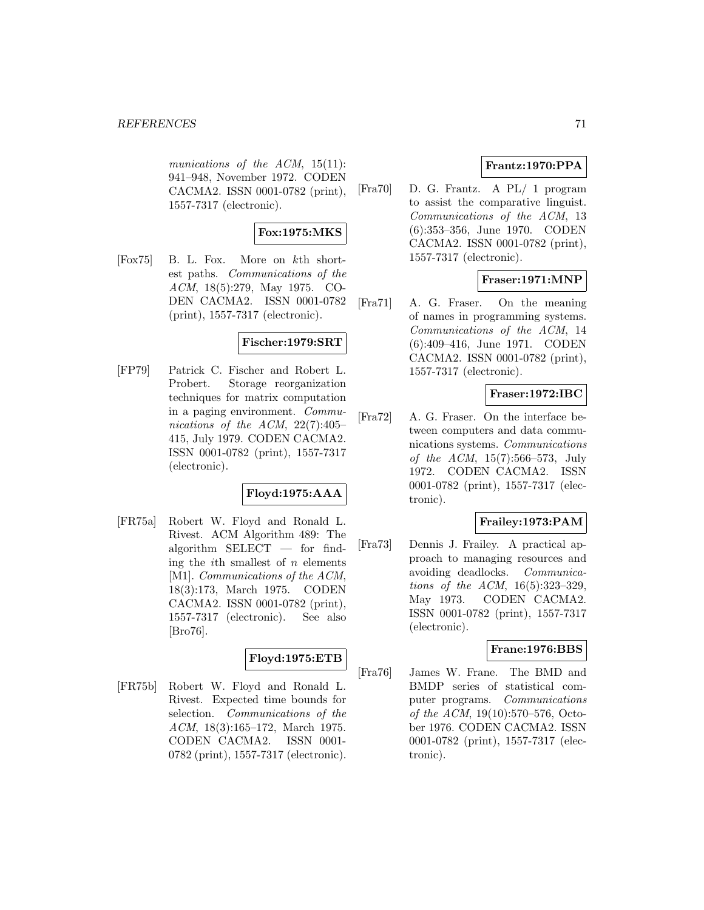munications of the ACM*, 15(11): 941–948, November 1972. CODEN CACMA2. ISSN 0001-0782 (print), 1557-7317 (electronic).

**Fox:1975:MKS**

[Fox75] B. L. Fox. More on $k$th shortest paths. *Communications of the ACM*, 18(5):279, May 1975. CODEN CACMA2. ISSN 0001-0782 (print), 1557-7317 (electronic).

**Fischer:1979:SRT**

[FP79] Patrick C. Fischer and Robert L. Probert. Storage reorganization techniques for matrix computation in a paging environment. *Communications of the ACM*, 22(7):405–415, July 1979. CODEN CACMA2. ISSN 0001-0782 (print), 1557-7317 (electronic).

**Floyd:1975:AAA**

[FR75a] Robert W. Floyd and Ronald L. Rivest. ACM Algorithm 489: The algorithm SELECT — for finding the $i$th smallest of $n$ elements [M1]. *Communications of the ACM*, 18(3):173, March 1975. CODEN CACMA2. ISSN 0001-0782 (print), 1557-7317 (electronic). See also [Bro76].

**Floyd:1975:ETB**

[FR75b] Robert W. Floyd and Ronald L. Rivest. Expected time bounds for selection. *Communications of the ACM*, 18(3):165–172, March 1975. CODEN CACMA2. ISSN 0001-0782 (print), 1557-7317 (electronic).

**Frantz:1970:PPA**

[Fra70] D. G. Frantz. A PL/ 1 program to assist the comparative linguist. *Communications of the ACM*, 13 (6):353–356, June 1970. CODEN CACMA2. ISSN 0001-0782 (print), 1557-7317 (electronic).

**Fraser:1971:MNP**

[Fra71] A. G. Fraser. On the meaning of names in programming systems. *Communications of the ACM*, 14 (6):409–416, June 1971. CODEN CACMA2. ISSN 0001-0782 (print), 1557-7317 (electronic).

**Fraser:1972:IBC**

[Fra72] A. G. Fraser. On the interface between computers and data communications systems. *Communications of the ACM*, 15(7):566–573, July 1972. CODEN CACMA2. ISSN 0001-0782 (print), 1557-7317 (electronic).

**Frailey:1973:PAM**

[Fra73] Dennis J. Frailey. A practical approach to managing resources and avoiding deadlocks. *Communications of the ACM*, 16(5):323–329, May 1973. CODEN CACMA2. ISSN 0001-0782 (print), 1557-7317 (electronic).

**Frane:1976:BBS**

[Fra76] James W. Frane. The BMD and BMDP series of statistical computer programs. *Communications of the ACM*, 19(10):570–576, October 1976. CODEN CACMA2. ISSN 0001-0782 (print), 1557-7317 (electronic).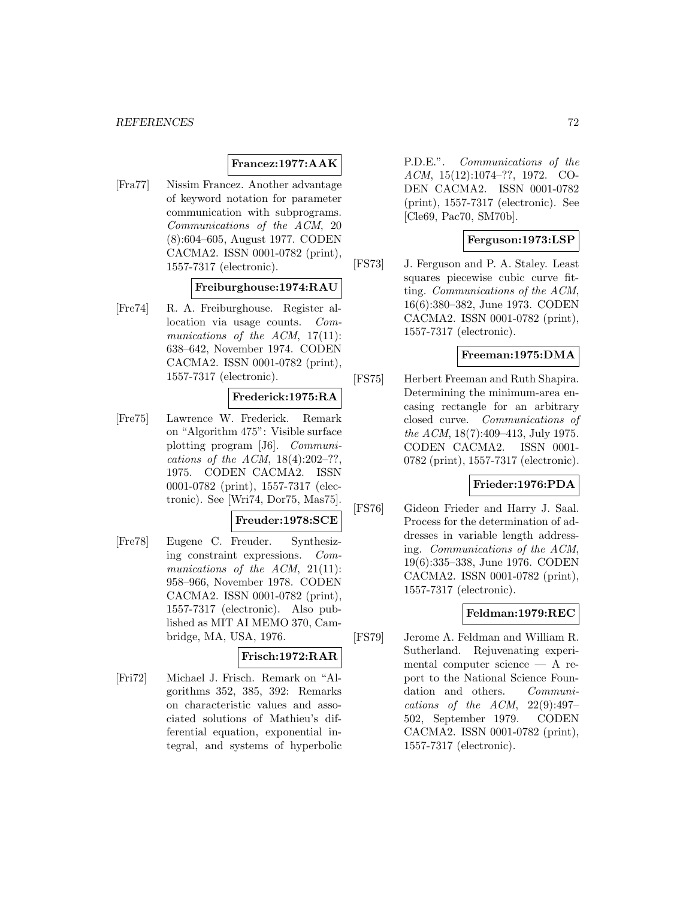**Francez:1977:AAK**

[Fra77] Nissim Francez. Another advantage of keyword notation for parameter communication with subprograms. *Communications of the ACM*, 20 (8):604–605, August 1977. CODEN CACMA2. ISSN 0001-0782 (print), 1557-7317 (electronic).

**Freiburghouse:1974:RAU**

[Fre74] R. A. Freiburghouse. Register allocation via usage counts. *Communications of the ACM*, 17(11): 638–642, November 1974. CODEN CACMA2. ISSN 0001-0782 (print), 1557-7317 (electronic).

**Frederick:1975:RA**

[Fre75] Lawrence W. Frederick. Remark on "Algorithm 475": Visible surface plotting program [J6]. *Communications of the ACM*, 18(4):202–??, 1975. CODEN CACMA2. ISSN 0001-0782 (print), 1557-7317 (electronic). See [Wri74, Dor75, Mas75].

**Freuder:1978:SCE**

[Fre78] Eugene C. Freuder. Synthesizing constraint expressions. *Communications of the ACM*, 21(11): 958–966, November 1978. CODEN CACMA2. ISSN 0001-0782 (print), 1557-7317 (electronic). Also published as MIT AI MEMO 370, Cambridge, MA, USA, 1976.

**Frisch:1972:RAR**

[Fri72] Michael J. Frisch. Remark on "Algorithms 352, 385, 392: Remarks on characteristic values and associated solutions of Mathieu's differential equation, exponential integral, and systems of hyperbolic P.D.E.". *Communications of the ACM*, 15(12):1074–??, 1972. CODEN CACMA2. ISSN 0001-0782 (print), 1557-7317 (electronic). See [Cle69, Pac70, SM70b].

**Ferguson:1973:LSP**

[FS73] J. Ferguson and P. A. Staley. Least squares piecewise cubic curve fitting. *Communications of the ACM*, 16(6):380–382, June 1973. CODEN CACMA2. ISSN 0001-0782 (print), 1557-7317 (electronic).

**Freeman:1975:DMA**

[FS75] Herbert Freeman and Ruth Shapira. Determining the minimum-area encasing rectangle for an arbitrary closed curve. *Communications of the ACM*, 18(7):409–413, July 1975. CODEN CACMA2. ISSN 0001-0782 (print), 1557-7317 (electronic).

**Frieder:1976:PDA**

[FS76] Gideon Frieder and Harry J. Saal. Process for the determination of addresses in variable length addressing. *Communications of the ACM*, 19(6):335–338, June 1976. CODEN CACMA2. ISSN 0001-0782 (print), 1557-7317 (electronic).

**Feldman:1979:REC**

[FS79] Jerome A. Feldman and William R. Sutherland. Rejuvenating experimental computer science — A report to the National Science Foundation and others. *Communications of the ACM*, 22(9):497–502, September 1979. CODEN CACMA2. ISSN 0001-0782 (print), 1557-7317 (electronic).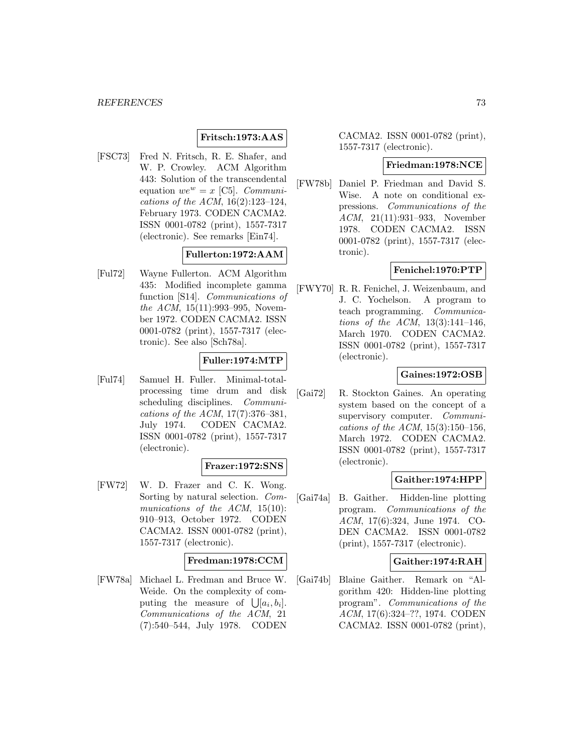**Fritsch:1973:AAS**

[FSC73] Fred N. Fritsch, R. E. Shafer, and W. P. Crowley. ACM Algorithm 443: Solution of the transcendental equation $we^w = x$ [C5]. *Communications of the ACM*, 16(2):123–124, February 1973. CODEN CACMA2. ISSN 0001-0782 (print), 1557-7317 (electronic). See remarks [Ein74].

**Fullerton:1972:AAM**

[Ful72] Wayne Fullerton. ACM Algorithm 435: Modified incomplete gamma function [S14]. *Communications of the ACM*, 15(11):993–995, November 1972. CODEN CACMA2. ISSN 0001-0782 (print), 1557-7317 (electronic). See also [Sch78a].

**Fuller:1974:MTP**

[Ful74] Samuel H. Fuller. Minimal-total-processing time drum and disk scheduling disciplines. *Communications of the ACM*, 17(7):376–381, July 1974. CODEN CACMA2. ISSN 0001-0782 (print), 1557-7317 (electronic).

**Frazer:1972:SNS**

[FW72] W. D. Frazer and C. K. Wong. Sorting by natural selection. *Communications of the ACM*, 15(10): 910–913, October 1972. CODEN CACMA2. ISSN 0001-0782 (print), 1557-7317 (electronic).

**Fredman:1978:CCM**

[FW78a] Michael L. Fredman and Bruce W. Weide. On the complexity of computing the measure of $\bigcup[a_i, b_i]$. *Communications of the ACM*, 21 (7):540–544, July 1978. CODEN CACMA2. ISSN 0001-0782 (print), 1557-7317 (electronic).

**Friedman:1978:NCE**

[FW78b] Daniel P. Friedman and David S. Wise. A note on conditional expressions. *Communications of the ACM*, 21(11):931–933, November 1978. CODEN CACMA2. ISSN 0001-0782 (print), 1557-7317 (electronic).

**Fenichel:1970:PTP**

[FWY70] R. R. Fenichel, J. Weizenbaum, and J. C. Yochelson. A program to teach programming. *Communications of the ACM*, 13(3):141–146, March 1970. CODEN CACMA2. ISSN 0001-0782 (print), 1557-7317 (electronic).

**Gaines:1972:OSB**

[Gai72] R. Stockton Gaines. An operating system based on the concept of a supervisory computer. *Communications of the ACM*, 15(3):150–156, March 1972. CODEN CACMA2. ISSN 0001-0782 (print), 1557-7317 (electronic).

**Gaither:1974:HPP**

[Gai74a] B. Gaither. Hidden-line plotting program. *Communications of the ACM*, 17(6):324, June 1974. CODEN CACMA2. ISSN 0001-0782 (print), 1557-7317 (electronic).

**Gaither:1974:RAH**

[Gai74b] Blaine Gaither. Remark on "Algorithm 420: Hidden-line plotting program". *Communications of the ACM*, 17(6):324–??, 1974. CODEN CACMA2. ISSN 0001-0782 (print),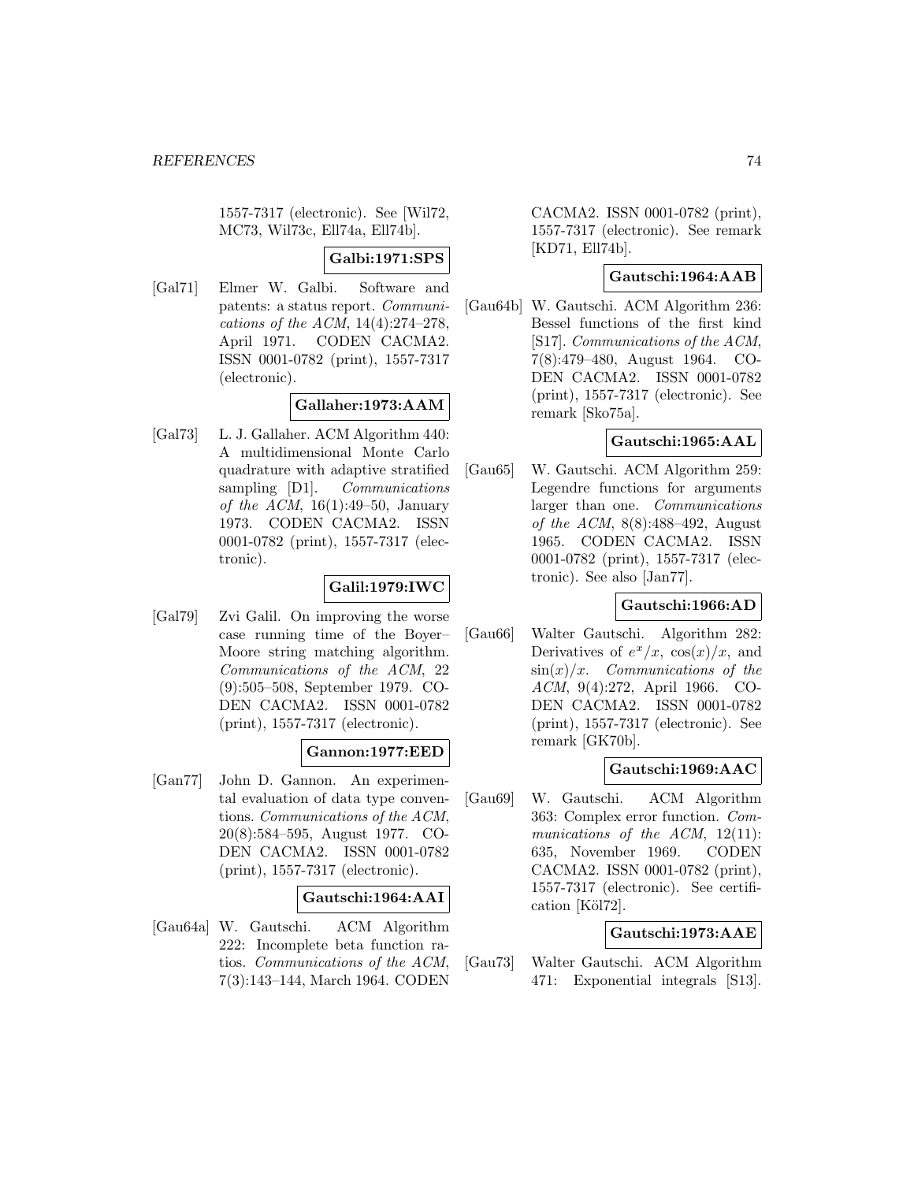1557-7317 (electronic). See [Wil72, MC73, Wil73c, Ell74a, Ell74b].

**Galbi:1971:SPS**

[Gal71] Elmer W. Galbi. Software and patents: a status report. *Communications of the ACM*, 14(4):274–278, April 1971. CODEN CACMA2. ISSN 0001-0782 (print), 1557-7317 (electronic).

**Gallaher:1973:AAM**

[Gal73] L. J. Gallaher. ACM Algorithm 440: A multidimensional Monte Carlo quadrature with adaptive stratified sampling [D1]. *Communications of the ACM*, 16(1):49–50, January 1973. CODEN CACMA2. ISSN 0001-0782 (print), 1557-7317 (electronic).

**Galil:1979:IWC**

[Gal79] Zvi Galil. On improving the worse case running time of the Boyer–Moore string matching algorithm. *Communications of the ACM*, 22(9):505–508, September 1979. CODEN CACMA2. ISSN 0001-0782 (print), 1557-7317 (electronic).

**Gannon:1977:EED**

[Gan77] John D. Gannon. An experimental evaluation of data type conventions. *Communications of the ACM*, 20(8):584–595, August 1977. CODEN CACMA2. ISSN 0001-0782 (print), 1557-7317 (electronic).

**Gautschi:1964:AAI**

[Gau64a] W. Gautschi. ACM Algorithm 222: Incomplete beta function ratios. *Communications of the ACM*, 7(3):143–144, March 1964. CODEN CACMA2. ISSN 0001-0782 (print), 1557-7317 (electronic). See remark [KD71, Ell74b].

**Gautschi:1964:AAB**

[Gau64b] W. Gautschi. ACM Algorithm 236: Bessel functions of the first kind [S17]. *Communications of the ACM*, 7(8):479–480, August 1964. CODEN CACMA2. ISSN 0001-0782 (print), 1557-7317 (electronic). See remark [Sko75a].

**Gautschi:1965:AAL**

[Gau65] W. Gautschi. ACM Algorithm 259: Legendre functions for arguments larger than one. *Communications of the ACM*, 8(8):488–492, August 1965. CODEN CACMA2. ISSN 0001-0782 (print), 1557-7317 (electronic). See also [Jan77].

**Gautschi:1966:AD**

[Gau66] Walter Gautschi. Algorithm 282: Derivatives of $e^x/x$, $\cos(x)/x$, and $\sin(x)/x$. *Communications of the ACM*, 9(4):272, April 1966. CODEN CACMA2. ISSN 0001-0782 (print), 1557-7317 (electronic). See remark [GK70b].

**Gautschi:1969:AAC**

[Gau69] W. Gautschi. ACM Algorithm 363: Complex error function. *Communications of the ACM*, 12(11):635, November 1969. CODEN CACMA2. ISSN 0001-0782 (print), 1557-7317 (electronic). See certification [Köl72].

**Gautschi:1973:AAE**

[Gau73] Walter Gautschi. ACM Algorithm 471: Exponential integrals [S13].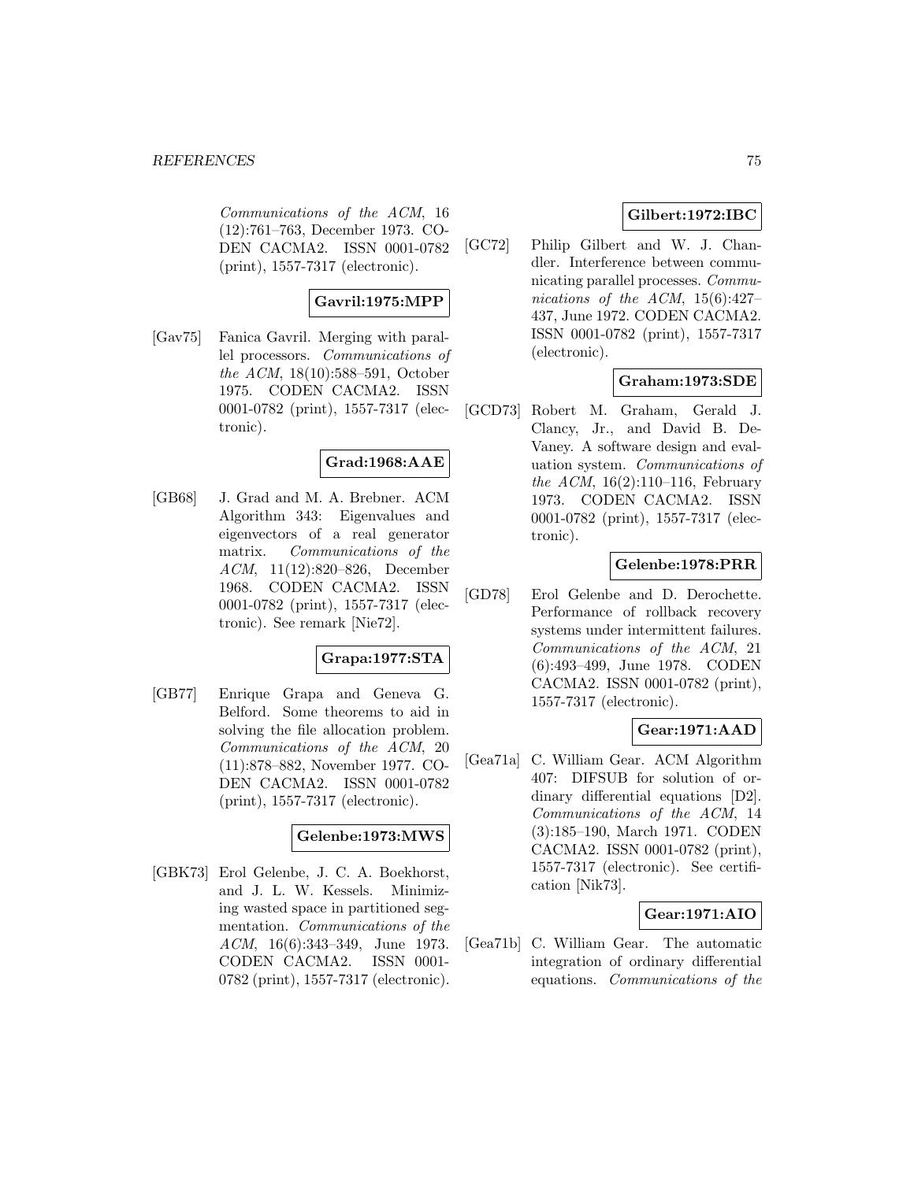*Communications of the ACM*, 16 (12):761–763, December 1973. CODEN CACMA2. ISSN 0001-0782 (print), 1557-7317 (electronic).

**Gavril:1975:MPP**

[Gav75] Fanica Gavril. Merging with parallel processors. *Communications of the ACM*, 18(10):588–591, October 1975. CODEN CACMA2. ISSN 0001-0782 (print), 1557-7317 (electronic).

**Grad:1968:AAE**

[GB68] J. Grad and M. A. Brebner. ACM Algorithm 343: Eigenvalues and eigenvectors of a real generator matrix. *Communications of the ACM*, 11(12):820–826, December 1968. CODEN CACMA2. ISSN 0001-0782 (print), 1557-7317 (electronic). See remark [Nie72].

**Grapa:1977:STA**

[GB77] Enrique Grapa and Geneva G. Belford. Some theorems to aid in solving the file allocation problem. *Communications of the ACM*, 20 (11):878–882, November 1977. CODEN CACMA2. ISSN 0001-0782 (print), 1557-7317 (electronic).

**Gelenbe:1973:MWS**

[GBK73] Erol Gelenbe, J. C. A. Boekhorst, and J. L. W. Kessels. Minimizing wasted space in partitioned segmentation. *Communications of the ACM*, 16(6):343–349, June 1973. CODEN CACMA2. ISSN 0001-0782 (print), 1557-7317 (electronic).

**Gilbert:1972:IBC**

[GC72] Philip Gilbert and W. J. Chandler. Interference between communicating parallel processes. *Communications of the ACM*, 15(6):427–437, June 1972. CODEN CACMA2. ISSN 0001-0782 (print), 1557-7317 (electronic).

**Graham:1973:SDE**

[GCD73] Robert M. Graham, Gerald J. Clancy, Jr., and David B. DeVaney. A software design and evaluation system. *Communications of the ACM*, 16(2):110–116, February 1973. CODEN CACMA2. ISSN 0001-0782 (print), 1557-7317 (electronic).

**Gelenbe:1978:PRR**

[GD78] Erol Gelenbe and D. Derochette. Performance of rollback recovery systems under intermittent failures. *Communications of the ACM*, 21 (6):493–499, June 1978. CODEN CACMA2. ISSN 0001-0782 (print), 1557-7317 (electronic).

**Gear:1971:AAD**

[Gea71a] C. William Gear. ACM Algorithm 407: DIFSUB for solution of ordinary differential equations [D2]. *Communications of the ACM*, 14 (3):185–190, March 1971. CODEN CACMA2. ISSN 0001-0782 (print), 1557-7317 (electronic). See certification [Nik73].

**Gear:1971:AIO**

[Gea71b] C. William Gear. The automatic integration of ordinary differential equations. *Communications of the*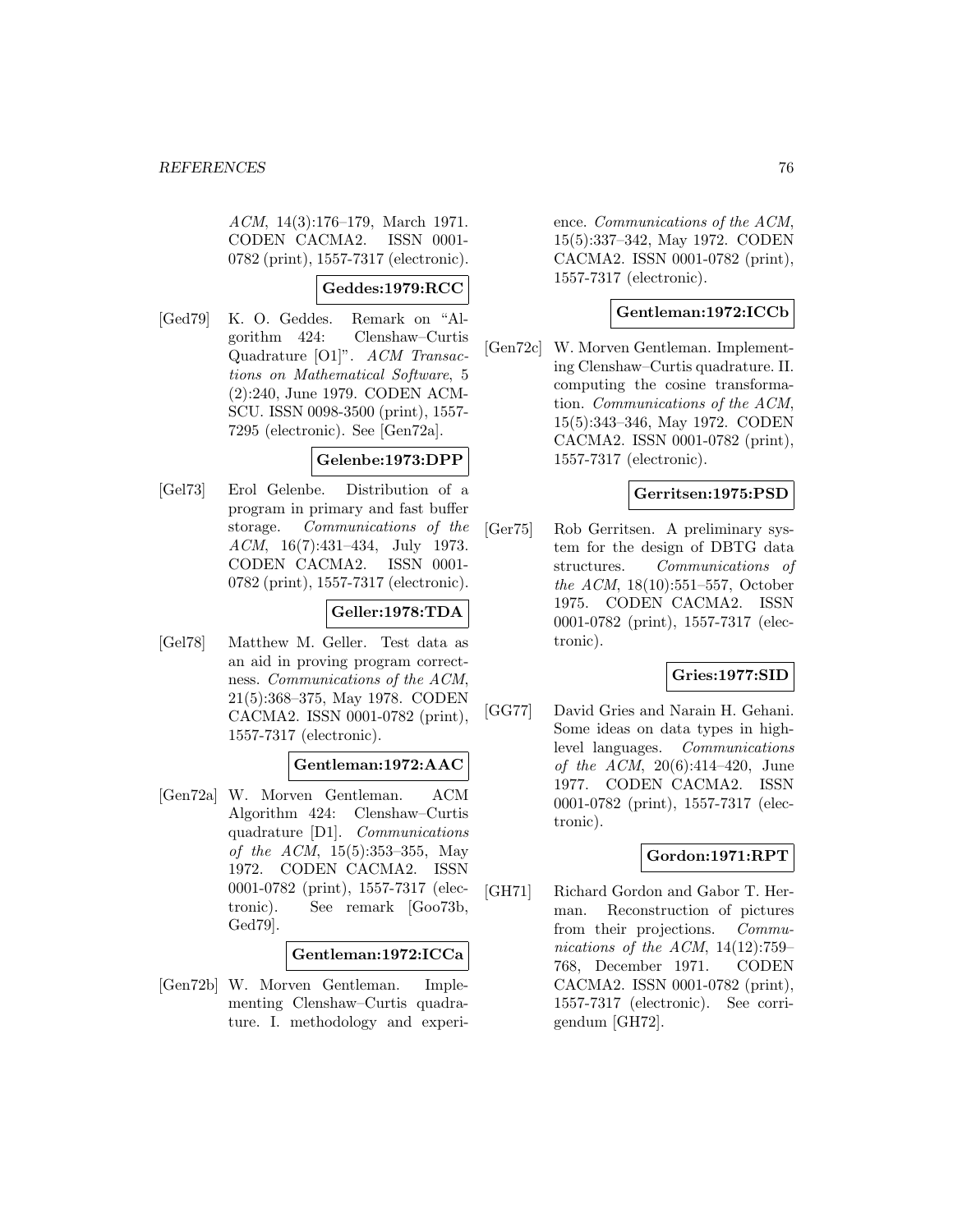*ACM*, 14(3):176–179, March 1971. CODEN CACMA2. ISSN 0001-0782 (print), 1557-7317 (electronic).

**Geddes:1979:RCC**

[Ged79] K. O. Geddes. Remark on "Algorithm 424: Clenshaw–Curtis Quadrature [O1]". *ACM Transactions on Mathematical Software*, 5 (2):240, June 1979. CODEN ACMSCU. ISSN 0098-3500 (print), 1557-7295 (electronic). See [Gen72a].

**Gelenbe:1973:DPP**

[Gel73] Erol Gelenbe. Distribution of a program in primary and fast buffer storage. *Communications of the ACM*, 16(7):431–434, July 1973. CODEN CACMA2. ISSN 0001-0782 (print), 1557-7317 (electronic).

**Geller:1978:TDA**

[Gel78] Matthew M. Geller. Test data as an aid in proving program correctness. *Communications of the ACM*, 21(5):368–375, May 1978. CODEN CACMA2. ISSN 0001-0782 (print), 1557-7317 (electronic).

**Gentleman:1972:AAC**

[Gen72a] W. Morven Gentleman. ACM Algorithm 424: Clenshaw–Curtis quadrature [D1]. *Communications of the ACM*, 15(5):353–355, May 1972. CODEN CACMA2. ISSN 0001-0782 (print), 1557-7317 (electronic). See remark [Goo73b, Ged79].

**Gentleman:1972:ICCa**

[Gen72b] W. Morven Gentleman. Implementing Clenshaw–Curtis quadrature. I. methodology and experience. *Communications of the ACM*, 15(5):337–342, May 1972. CODEN CACMA2. ISSN 0001-0782 (print), 1557-7317 (electronic).

**Gentleman:1972:ICCb**

[Gen72c] W. Morven Gentleman. Implementing Clenshaw–Curtis quadrature. II. computing the cosine transformation. *Communications of the ACM*, 15(5):343–346, May 1972. CODEN CACMA2. ISSN 0001-0782 (print), 1557-7317 (electronic).

**Gerritsen:1975:PSD**

[Ger75] Rob Gerritsen. A preliminary system for the design of DBTG data structures. *Communications of the ACM*, 18(10):551–557, October 1975. CODEN CACMA2. ISSN 0001-0782 (print), 1557-7317 (electronic).

**Gries:1977:SID**

[GG77] David Gries and Narain H. Gehani. Some ideas on data types in high-level languages. *Communications of the ACM*, 20(6):414–420, June 1977. CODEN CACMA2. ISSN 0001-0782 (print), 1557-7317 (electronic).

**Gordon:1971:RPT**

[GH71] Richard Gordon and Gabor T. Herman. Reconstruction of pictures from their projections. *Communications of the ACM*, 14(12):759–768, December 1971. CODEN CACMA2. ISSN 0001-0782 (print), 1557-7317 (electronic). See corrigendum [GH72].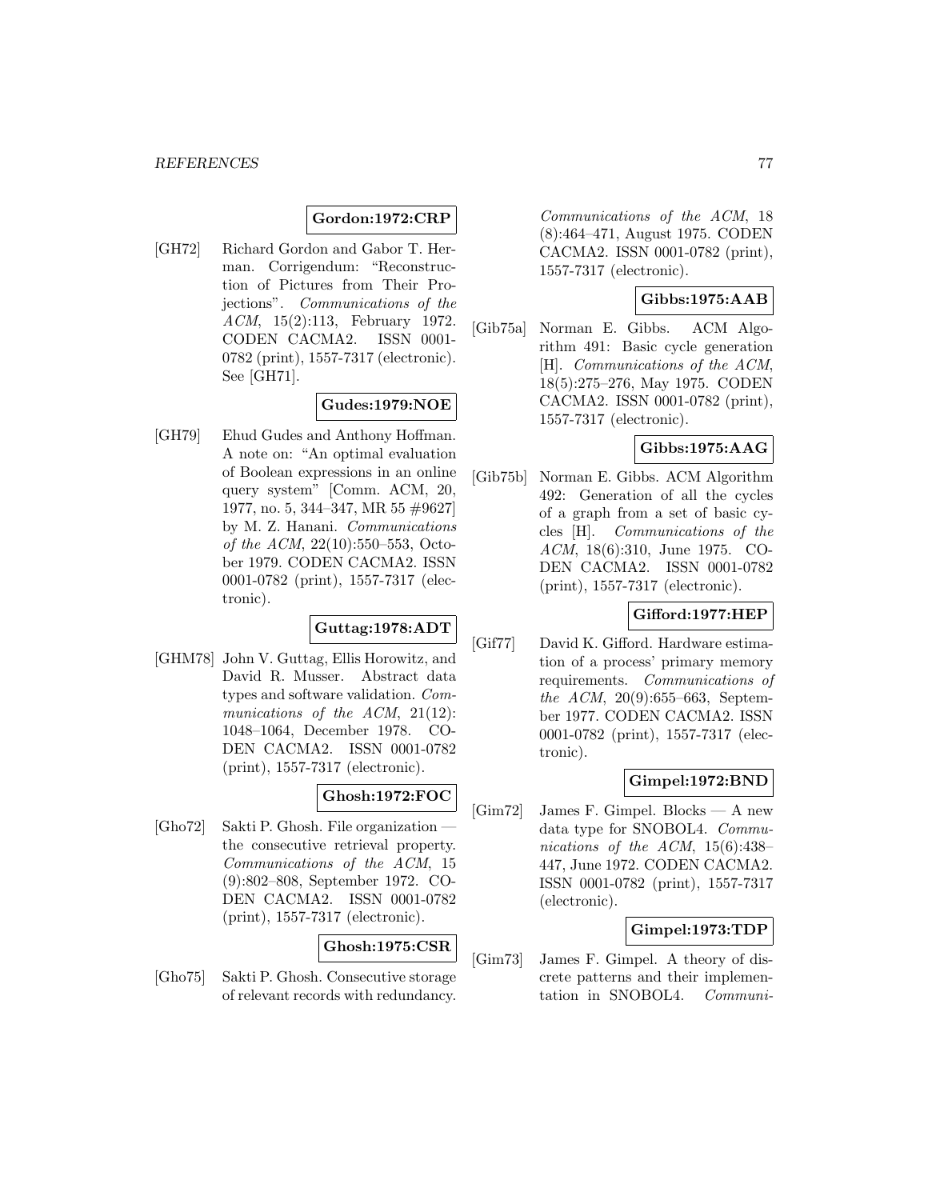**Gordon:1972:CRP**

[GH72] Richard Gordon and Gabor T. Herman. Corrigendum: "Reconstruction of Pictures from Their Projections". *Communications of the ACM*, 15(2):113, February 1972. CODEN CACMA2. ISSN 0001-0782 (print), 1557-7317 (electronic). See [GH71].

**Gudes:1979:NOE**

[GH79] Ehud Gudes and Anthony Hoffman. A note on: "An optimal evaluation of Boolean expressions in an online query system" [Comm. ACM, 20, 1977, no. 5, 344–347, MR 55 #9627] by M. Z. Hanani. *Communications of the ACM*, 22(10):550–553, October 1979. CODEN CACMA2. ISSN 0001-0782 (print), 1557-7317 (electronic).

**Guttag:1978:ADT**

[GHM78] John V. Guttag, Ellis Horowitz, and David R. Musser. Abstract data types and software validation. *Communications of the ACM*, 21(12): 1048–1064, December 1978. CODEN CACMA2. ISSN 0001-0782 (print), 1557-7317 (electronic).

**Ghosh:1972:FOC**

[Gho72] Sakti P. Ghosh. File organization — the consecutive retrieval property. *Communications of the ACM*, 15 (9):802–808, September 1972. CODEN CACMA2. ISSN 0001-0782 (print), 1557-7317 (electronic).

**Ghosh:1975:CSR**

[Gho75] Sakti P. Ghosh. Consecutive storage of relevant records with redundancy. *Communications of the ACM*, 18 (8):464–471, August 1975. CODEN CACMA2. ISSN 0001-0782 (print), 1557-7317 (electronic).

**Gibbs:1975:AAB**

[Gib75a] Norman E. Gibbs. ACM Algorithm 491: Basic cycle generation [H]. *Communications of the ACM*, 18(5):275–276, May 1975. CODEN CACMA2. ISSN 0001-0782 (print), 1557-7317 (electronic).

**Gibbs:1975:AAG**

[Gib75b] Norman E. Gibbs. ACM Algorithm 492: Generation of all the cycles of a graph from a set of basic cycles [H]. *Communications of the ACM*, 18(6):310, June 1975. CODEN CACMA2. ISSN 0001-0782 (print), 1557-7317 (electronic).

**Gifford:1977:HEP**

[Gif77] David K. Gifford. Hardware estimation of a process' primary memory requirements. *Communications of the ACM*, 20(9):655–663, September 1977. CODEN CACMA2. ISSN 0001-0782 (print), 1557-7317 (electronic).

**Gimpel:1972:BND**

[Gim72] James F. Gimpel. Blocks — A new data type for SNOBOL4. *Communications of the ACM*, 15(6):438–447, June 1972. CODEN CACMA2. ISSN 0001-0782 (print), 1557-7317 (electronic).

**Gimpel:1973:TDP**

[Gim73] James F. Gimpel. A theory of discrete patterns and their implementation in SNOBOL4. *Communi-*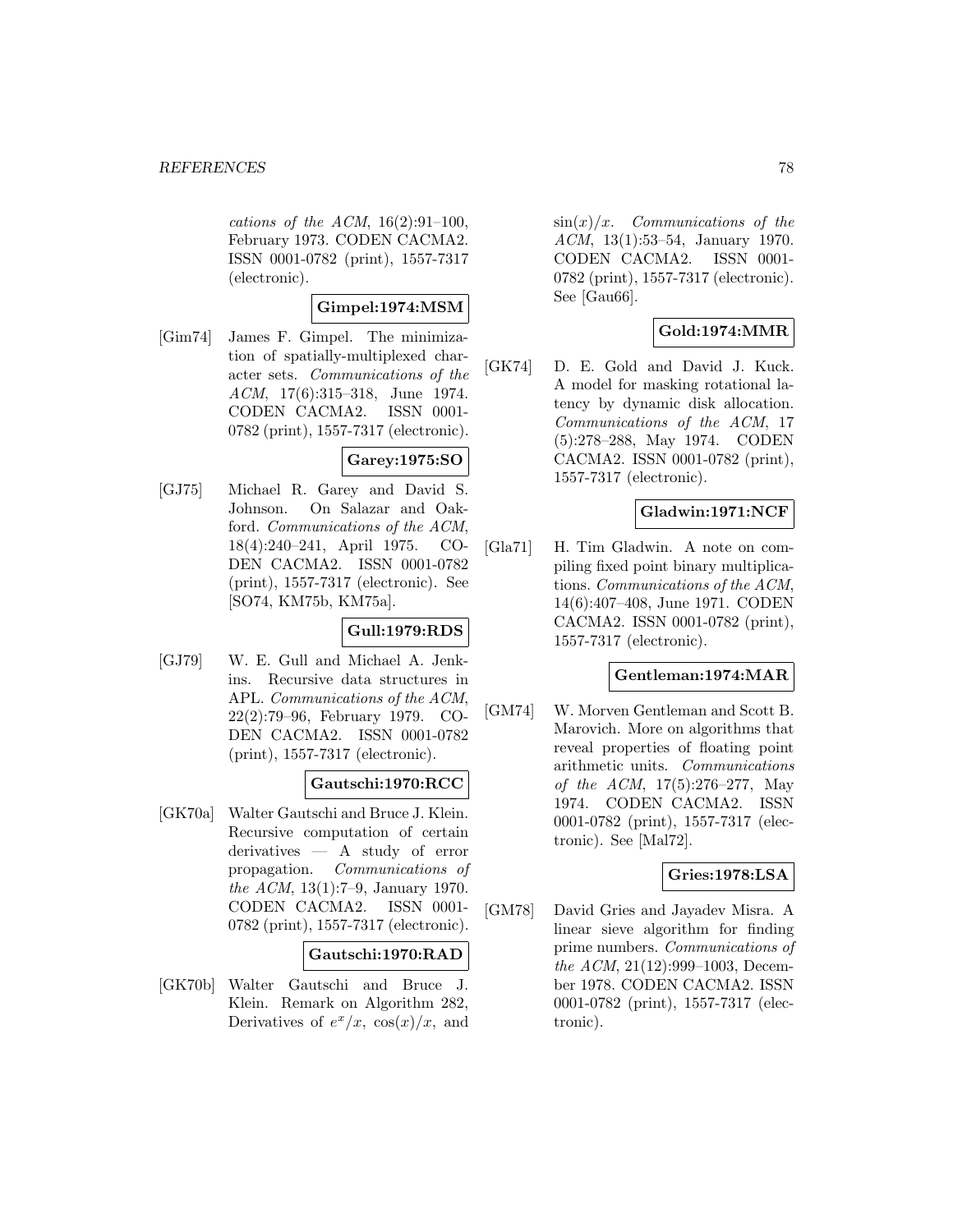*cations of the ACM*, 16(2):91–100, February 1973. CODEN CACMA2. ISSN 0001-0782 (print), 1557-7317 (electronic).

**Gimpel:1974:MSM**

[Gim74] James F. Gimpel. The minimization of spatially-multiplexed character sets. *Communications of the ACM*, 17(6):315–318, June 1974. CODEN CACMA2. ISSN 0001-0782 (print), 1557-7317 (electronic).

**Garey:1975:SO**

[GJ75] Michael R. Garey and David S. Johnson. On Salazar and Oakford. *Communications of the ACM*, 18(4):240–241, April 1975. CODEN CACMA2. ISSN 0001-0782 (print), 1557-7317 (electronic). See [SO74, KM75b, KM75a].

**Gull:1979:RDS**

[GJ79] W. E. Gull and Michael A. Jenkins. Recursive data structures in APL. *Communications of the ACM*, 22(2):79–96, February 1979. CODEN CACMA2. ISSN 0001-0782 (print), 1557-7317 (electronic).

**Gautschi:1970:RCC**

[GK70a] Walter Gautschi and Bruce J. Klein. Recursive computation of certain derivatives — A study of error propagation. *Communications of the ACM*, 13(1):7–9, January 1970. CODEN CACMA2. ISSN 0001-0782 (print), 1557-7317 (electronic).

**Gautschi:1970:RAD**

[GK70b] Walter Gautschi and Bruce J. Klein. Remark on Algorithm 282, Derivatives of $e^x/x$, $\cos(x)/x$, and $\sin(x)/x$. *Communications of the ACM*, 13(1):53–54, January 1970. CODEN CACMA2. ISSN 0001-0782 (print), 1557-7317 (electronic). See [Gau66].

**Gold:1974:MMR**

[GK74] D. E. Gold and David J. Kuck. A model for masking rotational latency by dynamic disk allocation. *Communications of the ACM*, 17(5):278–288, May 1974. CODEN CACMA2. ISSN 0001-0782 (print), 1557-7317 (electronic).

**Gladwin:1971:NCF**

[Gla71] H. Tim Gladwin. A note on compiling fixed point binary multiplications. *Communications of the ACM*, 14(6):407–408, June 1971. CODEN CACMA2. ISSN 0001-0782 (print), 1557-7317 (electronic).

**Gentleman:1974:MAR**

[GM74] W. Morven Gentleman and Scott B. Marovich. More on algorithms that reveal properties of floating point arithmetic units. *Communications of the ACM*, 17(5):276–277, May 1974. CODEN CACMA2. ISSN 0001-0782 (print), 1557-7317 (electronic). See [Mal72].

**Gries:1978:LSA**

[GM78] David Gries and Jayadev Misra. A linear sieve algorithm for finding prime numbers. *Communications of the ACM*, 21(12):999–1003, December 1978. CODEN CACMA2. ISSN 0001-0782 (print), 1557-7317 (electronic).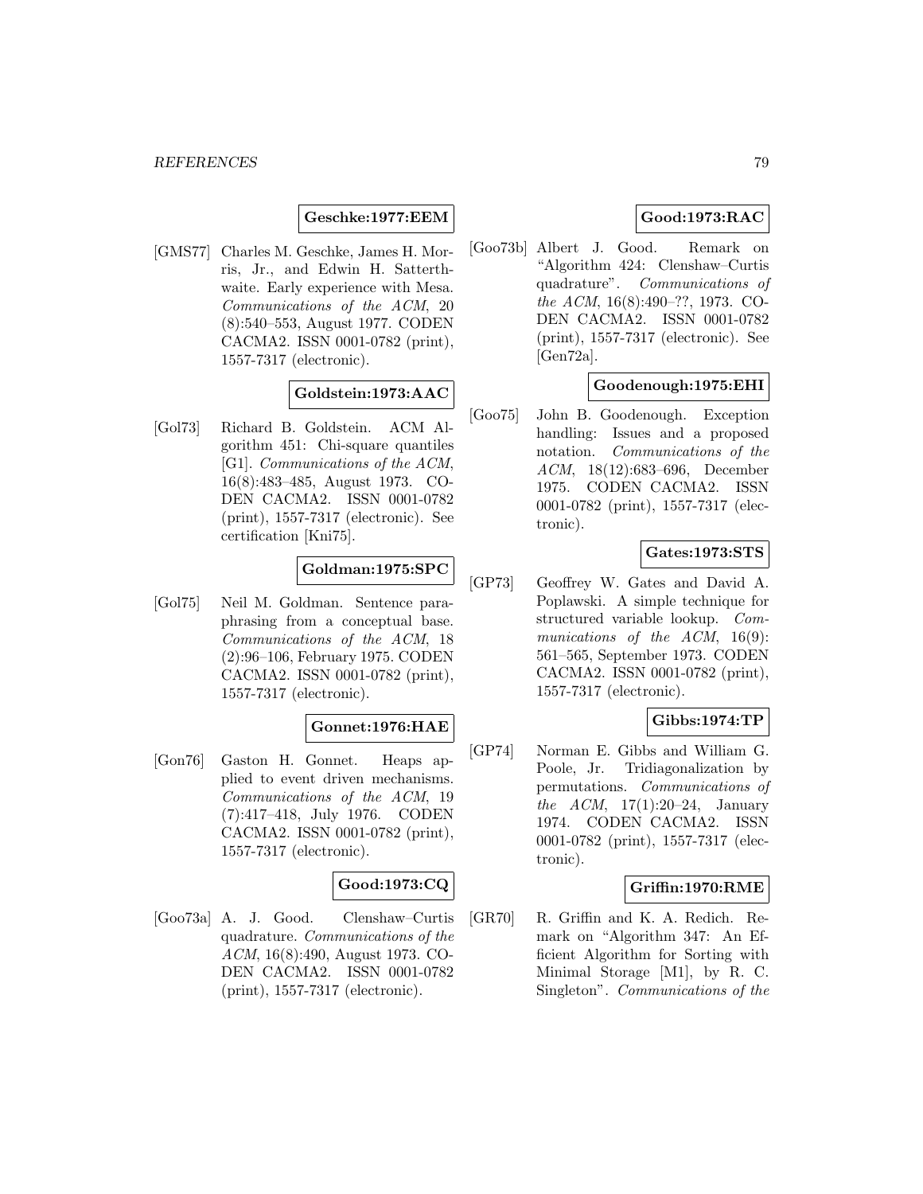**Geschke:1977:EEM**

[GMS77] Charles M. Geschke, James H. Morris, Jr., and Edwin H. Satterthwaite. Early experience with Mesa. *Communications of the ACM*, 20 (8):540–553, August 1977. CODEN CACMA2. ISSN 0001-0782 (print), 1557-7317 (electronic).

**Goldstein:1973:AAC**

[Gol73] Richard B. Goldstein. ACM Algorithm 451: Chi-square quantiles [G1]. *Communications of the ACM*, 16(8):483–485, August 1973. CODEN CACMA2. ISSN 0001-0782 (print), 1557-7317 (electronic). See certification [Kni75].

**Goldman:1975:SPC**

[Gol75] Neil M. Goldman. Sentence paraphrasing from a conceptual base. *Communications of the ACM*, 18 (2):96–106, February 1975. CODEN CACMA2. ISSN 0001-0782 (print), 1557-7317 (electronic).

**Gonnet:1976:HAE**

[Gon76] Gaston H. Gonnet. Heaps applied to event driven mechanisms. *Communications of the ACM*, 19 (7):417–418, July 1976. CODEN CACMA2. ISSN 0001-0782 (print), 1557-7317 (electronic).

**Good:1973:CQ**

[Goo73a] A. J. Good. Clenshaw–Curtis quadrature. *Communications of the ACM*, 16(8):490, August 1973. CODEN CACMA2. ISSN 0001-0782 (print), 1557-7317 (electronic).

**Good:1973:RAC**

[Goo73b] Albert J. Good. Remark on "Algorithm 424: Clenshaw–Curtis quadrature". *Communications of the ACM*, 16(8):490–??, 1973. CODEN CACMA2. ISSN 0001-0782 (print), 1557-7317 (electronic). See [Gen72a].

**Goodenough:1975:EHI**

[Goo75] John B. Goodenough. Exception handling: Issues and a proposed notation. *Communications of the ACM*, 18(12):683–696, December 1975. CODEN CACMA2. ISSN 0001-0782 (print), 1557-7317 (electronic).

**Gates:1973:STS**

[GP73] Geoffrey W. Gates and David A. Poplawski. A simple technique for structured variable lookup. *Communications of the ACM*, 16(9): 561–565, September 1973. CODEN CACMA2. ISSN 0001-0782 (print), 1557-7317 (electronic).

**Gibbs:1974:TP**

[GP74] Norman E. Gibbs and William G. Poole, Jr. Tridiagonalization by permutations. *Communications of the ACM*, 17(1):20–24, January 1974. CODEN CACMA2. ISSN 0001-0782 (print), 1557-7317 (electronic).

**Griffin:1970:RME**

[GR70] R. Griffin and K. A. Redich. Remark on "Algorithm 347: An Efficient Algorithm for Sorting with Minimal Storage [M1], by R. C. Singleton". *Communications of the*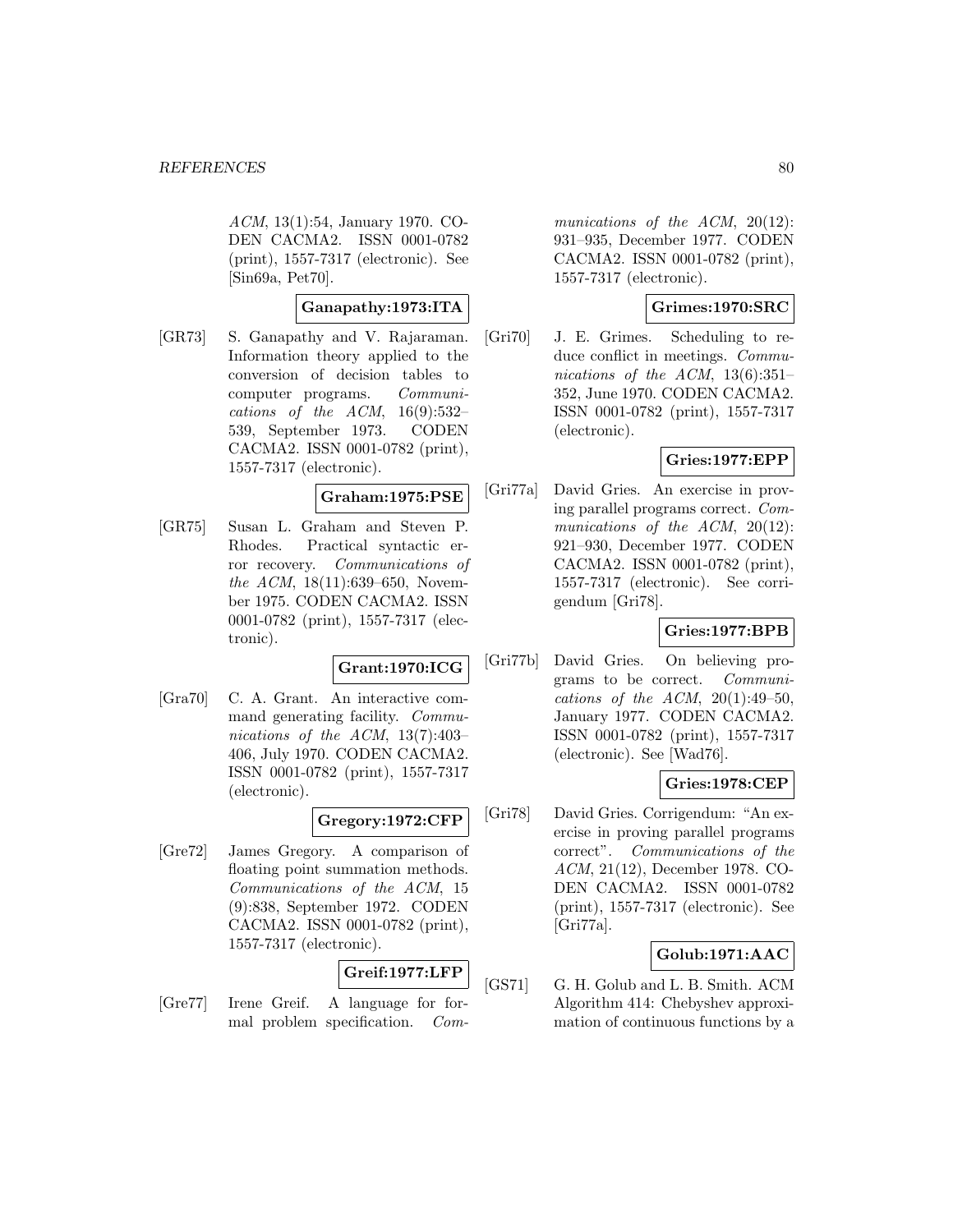*ACM*, 13(1):54, January 1970. CODEN CACMA2. ISSN 0001-0782 (print), 1557-7317 (electronic). See [Sin69a, Pet70].

**Ganapathy:1973:ITA**

[GR73] S. Ganapathy and V. Rajaraman. Information theory applied to the conversion of decision tables to computer programs. *Communications of the ACM*, 16(9):532–539, September 1973. CODEN CACMA2. ISSN 0001-0782 (print), 1557-7317 (electronic).

**Graham:1975:PSE**

[GR75] Susan L. Graham and Steven P. Rhodes. Practical syntactic error recovery. *Communications of the ACM*, 18(11):639–650, November 1975. CODEN CACMA2. ISSN 0001-0782 (print), 1557-7317 (electronic).

**Grant:1970:ICG**

[Gra70] C. A. Grant. An interactive command generating facility. *Communications of the ACM*, 13(7):403–406, July 1970. CODEN CACMA2. ISSN 0001-0782 (print), 1557-7317 (electronic).

**Gregory:1972:CFP**

[Gre72] James Gregory. A comparison of floating point summation methods. *Communications of the ACM*, 15 (9):838, September 1972. CODEN CACMA2. ISSN 0001-0782 (print), 1557-7317 (electronic).

**Greif:1977:LFP**

[Gre77] Irene Greif. A language for formal problem specification. *Communications of the ACM*, 20(12): 931–935, December 1977. CODEN CACMA2. ISSN 0001-0782 (print), 1557-7317 (electronic).

**Grimes:1970:SRC**

[Gri70] J. E. Grimes. Scheduling to reduce conflict in meetings. *Communications of the ACM*, 13(6):351–352, June 1970. CODEN CACMA2. ISSN 0001-0782 (print), 1557-7317 (electronic).

**Gries:1977:EPP**

[Gri77a] David Gries. An exercise in proving parallel programs correct. *Communications of the ACM*, 20(12): 921–930, December 1977. CODEN CACMA2. ISSN 0001-0782 (print), 1557-7317 (electronic). See corrigendum [Gri78].

**Gries:1977:BPB**

[Gri77b] David Gries. On believing programs to be correct. *Communications of the ACM*, 20(1):49–50, January 1977. CODEN CACMA2. ISSN 0001-0782 (print), 1557-7317 (electronic). See [Wad76].

**Gries:1978:CEP**

[Gri78] David Gries. Corrigendum: "An exercise in proving parallel programs correct". *Communications of the ACM*, 21(12), December 1978. CODEN CACMA2. ISSN 0001-0782 (print), 1557-7317 (electronic). See [Gri77a].

**Golub:1971:AAC**

[GS71] G. H. Golub and L. B. Smith. ACM Algorithm 414: Chebyshev approximation of continuous functions by a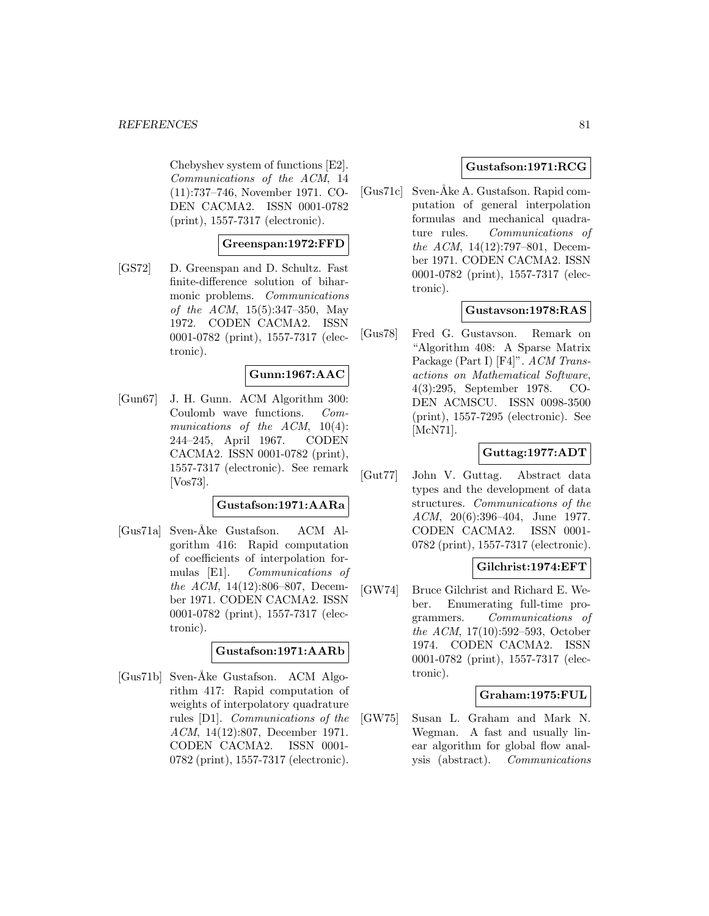Chebyshev system of functions [E2]. *Communications of the ACM*, 14 (11):737–746, November 1971. CODEN CACMA2. ISSN 0001-0782 (print), 1557-7317 (electronic).

**Greenspan:1972:FFD**

[GS72] D. Greenspan and D. Schultz. Fast finite-difference solution of biharmonic problems. *Communications of the ACM*, 15(5):347–350, May 1972. CODEN CACMA2. ISSN 0001-0782 (print), 1557-7317 (electronic).

**Gunn:1967:AAC**

[Gun67] J. H. Gunn. ACM Algorithm 300: Coulomb wave functions. *Communications of the ACM*, 10(4): 244–245, April 1967. CODEN CACMA2. ISSN 0001-0782 (print), 1557-7317 (electronic). See remark [Vos73].

**Gustafson:1971:AARa**

[Gus71a] Sven-Åke Gustafson. ACM Algorithm 416: Rapid computation of coefficients of interpolation formulas [E1]. *Communications of the ACM*, 14(12):806–807, December 1971. CODEN CACMA2. ISSN 0001-0782 (print), 1557-7317 (electronic).

**Gustafson:1971:AARb**

[Gus71b] Sven-Åke Gustafson. ACM Algorithm 417: Rapid computation of weights of interpolatory quadrature rules [D1]. *Communications of the ACM*, 14(12):807, December 1971. CODEN CACMA2. ISSN 0001-0782 (print), 1557-7317 (electronic).

**Gustafson:1971:RCG**

[Gus71c] Sven-Åke A. Gustafson. Rapid computation of general interpolation formulas and mechanical quadrature rules. *Communications of the ACM*, 14(12):797–801, December 1971. CODEN CACMA2. ISSN 0001-0782 (print), 1557-7317 (electronic).

**Gustavson:1978:RAS**

[Gus78] Fred G. Gustavson. Remark on "Algorithm 408: A Sparse Matrix Package (Part I) [F4]". *ACM Transactions on Mathematical Software*, 4(3):295, September 1978. CODEN ACMSCU. ISSN 0098-3500 (print), 1557-7295 (electronic). See [McN71].

**Guttag:1977:ADT**

[Gut77] John V. Guttag. Abstract data types and the development of data structures. *Communications of the ACM*, 20(6):396–404, June 1977. CODEN CACMA2. ISSN 0001-0782 (print), 1557-7317 (electronic).

**Gilchrist:1974:EFT**

[GW74] Bruce Gilchrist and Richard E. Weber. Enumerating full-time programmers. *Communications of the ACM*, 17(10):592–593, October 1974. CODEN CACMA2. ISSN 0001-0782 (print), 1557-7317 (electronic).

**Graham:1975:FUL**

[GW75] Susan L. Graham and Mark N. Wegman. A fast and usually linear algorithm for global flow analysis (abstract). *Communications*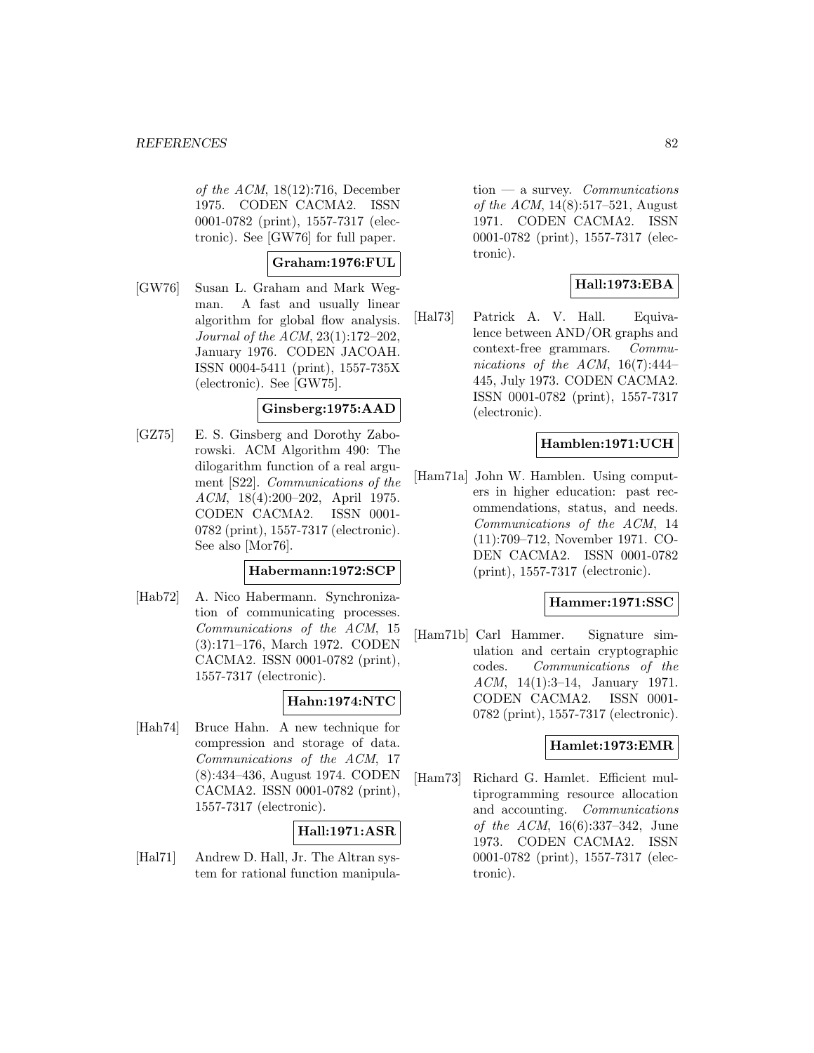of the ACM, 18(12):716, December 1975. CODEN CACMA2. ISSN 0001-0782 (print), 1557-7317 (electronic). See [GW76] for full paper.

**Graham:1976:FUL**

[GW76] Susan L. Graham and Mark Wegman. A fast and usually linear algorithm for global flow analysis. *Journal of the ACM*, 23(1):172–202, January 1976. CODEN JACOAH. ISSN 0004-5411 (print), 1557-735X (electronic). See [GW75].

**Ginsberg:1975:AAD**

[GZ75] E. S. Ginsberg and Dorothy Zaborowski. ACM Algorithm 490: The dilogarithm function of a real argument [S22]. *Communications of the ACM*, 18(4):200–202, April 1975. CODEN CACMA2. ISSN 0001-0782 (print), 1557-7317 (electronic). See also [Mor76].

**Habermann:1972:SCP**

[Hab72] A. Nico Habermann. Synchronization of communicating processes. *Communications of the ACM*, 15 (3):171–176, March 1972. CODEN CACMA2. ISSN 0001-0782 (print), 1557-7317 (electronic).

**Hahn:1974:NTC**

[Hah74] Bruce Hahn. A new technique for compression and storage of data. *Communications of the ACM*, 17 (8):434–436, August 1974. CODEN CACMA2. ISSN 0001-0782 (print), 1557-7317 (electronic).

**Hall:1971:ASR**

[Hal71] Andrew D. Hall, Jr. The Altran system for rational function manipulation — a survey. *Communications of the ACM*, 14(8):517–521, August 1971. CODEN CACMA2. ISSN 0001-0782 (print), 1557-7317 (electronic).

**Hall:1973:EBA**

[Hal73] Patrick A. V. Hall. Equivalence between AND/OR graphs and context-free grammars. *Communications of the ACM*, 16(7):444–445, July 1973. CODEN CACMA2. ISSN 0001-0782 (print), 1557-7317 (electronic).

**Hamblen:1971:UCH**

[Ham71a] John W. Hamblen. Using computers in higher education: past recommendations, status, and needs. *Communications of the ACM*, 14 (11):709–712, November 1971. CODEN CACMA2. ISSN 0001-0782 (print), 1557-7317 (electronic).

**Hammer:1971:SSC**

[Ham71b] Carl Hammer. Signature simulation and certain cryptographic codes. *Communications of the ACM*, 14(1):3–14, January 1971. CODEN CACMA2. ISSN 0001-0782 (print), 1557-7317 (electronic).

**Hamlet:1973:EMR**

[Ham73] Richard G. Hamlet. Efficient multiprogramming resource allocation and accounting. *Communications of the ACM*, 16(6):337–342, June 1973. CODEN CACMA2. ISSN 0001-0782 (print), 1557-7317 (electronic).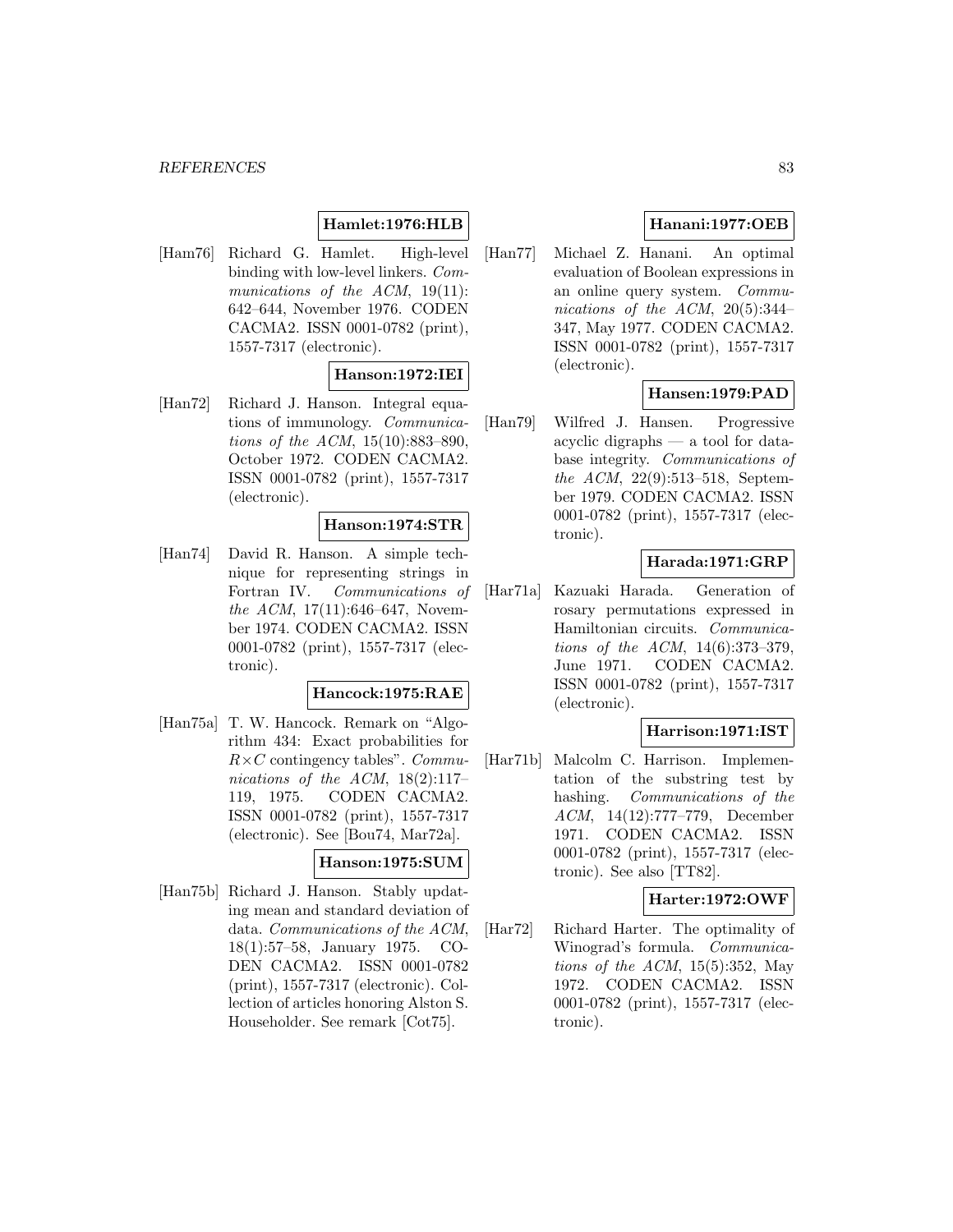**Hamlet:1976:HLB**

[Ham76] Richard G. Hamlet. High-level binding with low-level linkers. *Communications of the ACM*, 19(11): 642–644, November 1976. CODEN CACMA2. ISSN 0001-0782 (print), 1557-7317 (electronic).

**Hanson:1972:IEI**

[Han72] Richard J. Hanson. Integral equations of immunology. *Communications of the ACM*, 15(10):883–890, October 1972. CODEN CACMA2. ISSN 0001-0782 (print), 1557-7317 (electronic).

**Hanson:1974:STR**

[Han74] David R. Hanson. A simple technique for representing strings in Fortran IV. *Communications of the ACM*, 17(11):646–647, November 1974. CODEN CACMA2. ISSN 0001-0782 (print), 1557-7317 (electronic).

**Hancock:1975:RAE**

[Han75a] T. W. Hancock. Remark on "Algorithm 434: Exact probabilities for $R \times C$ contingency tables". *Communications of the ACM*, 18(2):117–119, 1975. CODEN CACMA2. ISSN 0001-0782 (print), 1557-7317 (electronic). See [Bou74, Mar72a].

**Hanson:1975:SUM**

[Han75b] Richard J. Hanson. Stably updating mean and standard deviation of data. *Communications of the ACM*, 18(1):57–58, January 1975. CODEN CACMA2. ISSN 0001-0782 (print), 1557-7317 (electronic). Collection of articles honoring Alston S. Householder. See remark [Cot75].

**Hanani:1977:OEB**

[Han77] Michael Z. Hanani. An optimal evaluation of Boolean expressions in an online query system. *Communications of the ACM*, 20(5):344–347, May 1977. CODEN CACMA2. ISSN 0001-0782 (print), 1557-7317 (electronic).

**Hansen:1979:PAD**

[Han79] Wilfred J. Hansen. Progressive acyclic digraphs — a tool for database integrity. *Communications of the ACM*, 22(9):513–518, September 1979. CODEN CACMA2. ISSN 0001-0782 (print), 1557-7317 (electronic).

**Harada:1971:GRP**

[Har71a] Kazuaki Harada. Generation of rosary permutations expressed in Hamiltonian circuits. *Communications of the ACM*, 14(6):373–379, June 1971. CODEN CACMA2. ISSN 0001-0782 (print), 1557-7317 (electronic).

**Harrison:1971:IST**

[Har71b] Malcolm C. Harrison. Implementation of the substring test by hashing. *Communications of the ACM*, 14(12):777–779, December 1971. CODEN CACMA2. ISSN 0001-0782 (print), 1557-7317 (electronic). See also [TT82].

**Harter:1972:OWF**

[Har72] Richard Harter. The optimality of Winograd's formula. *Communications of the ACM*, 15(5):352, May 1972. CODEN CACMA2. ISSN 0001-0782 (print), 1557-7317 (electronic).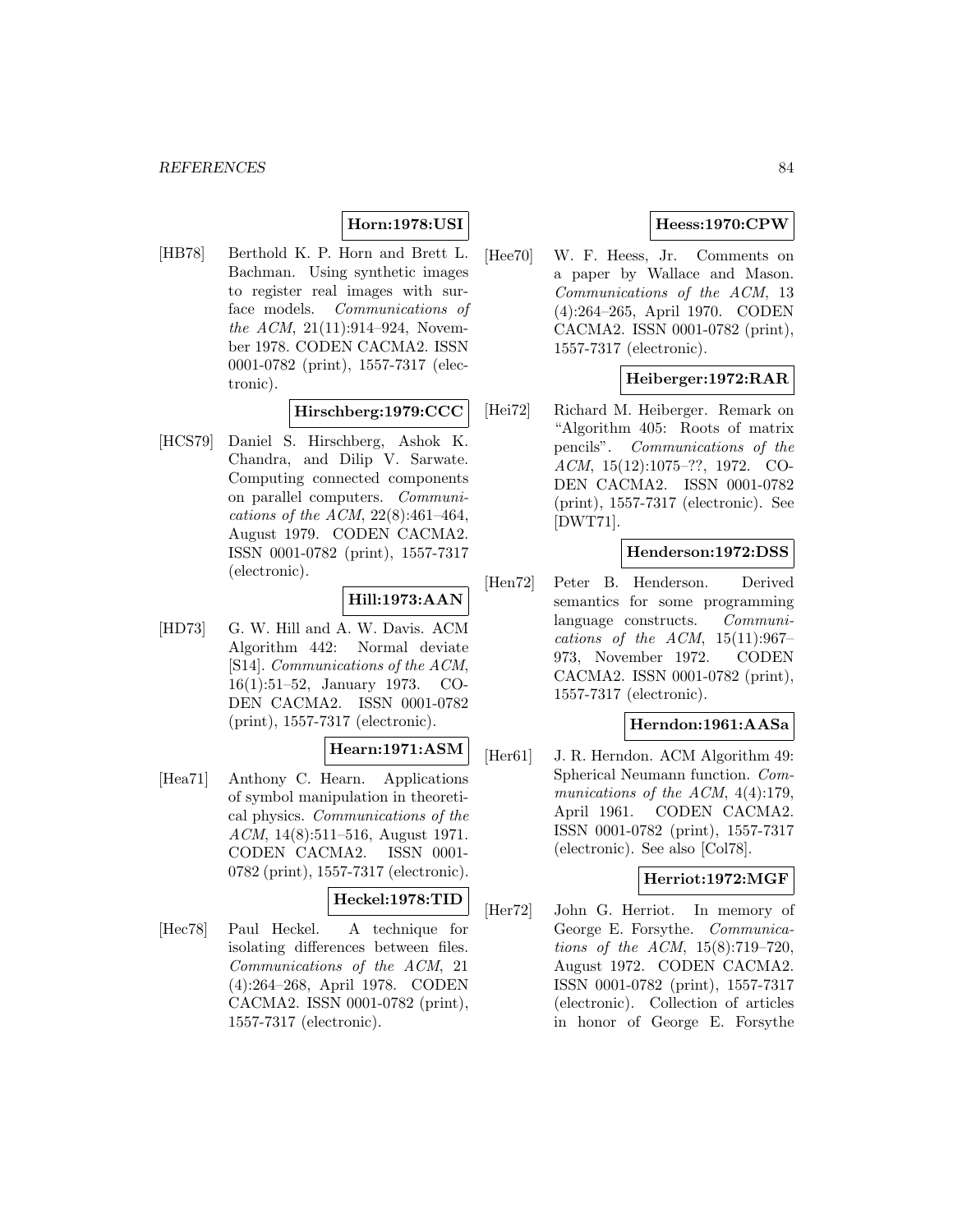**Horn:1978:USI**

[HB78] Berthold K. P. Horn and Brett L. Bachman. Using synthetic images to register real images with surface models. *Communications of the ACM*, 21(11):914–924, November 1978. CODEN CACMA2. ISSN 0001-0782 (print), 1557-7317 (electronic).

**Hirschberg:1979:CCC**

[HCS79] Daniel S. Hirschberg, Ashok K. Chandra, and Dilip V. Sarwate. Computing connected components on parallel computers. *Communications of the ACM*, 22(8):461–464, August 1979. CODEN CACMA2. ISSN 0001-0782 (print), 1557-7317 (electronic).

**Hill:1973:AAN**

[HD73] G. W. Hill and A. W. Davis. ACM Algorithm 442: Normal deviate [S14]. *Communications of the ACM*, 16(1):51–52, January 1973. CODEN CACMA2. ISSN 0001-0782 (print), 1557-7317 (electronic).

**Hearn:1971:ASM**

[Hea71] Anthony C. Hearn. Applications of symbol manipulation in theoretical physics. *Communications of the ACM*, 14(8):511–516, August 1971. CODEN CACMA2. ISSN 0001-0782 (print), 1557-7317 (electronic).

**Heckel:1978:TID**

[Hec78] Paul Heckel. A technique for isolating differences between files. *Communications of the ACM*, 21 (4):264–268, April 1978. CODEN CACMA2. ISSN 0001-0782 (print), 1557-7317 (electronic).

**Heess:1970:CPW**

[Hee70] W. F. Heess, Jr. Comments on a paper by Wallace and Mason. *Communications of the ACM*, 13 (4):264–265, April 1970. CODEN CACMA2. ISSN 0001-0782 (print), 1557-7317 (electronic).

**Heiberger:1972:RAR**

[Hei72] Richard M. Heiberger. Remark on "Algorithm 405: Roots of matrix pencils". *Communications of the ACM*, 15(12):1075–??, 1972. CODEN CACMA2. ISSN 0001-0782 (print), 1557-7317 (electronic). See [DWT71].

**Henderson:1972:DSS**

[Hen72] Peter B. Henderson. Derived semantics for some programming language constructs. *Communications of the ACM*, 15(11):967–973, November 1972. CODEN CACMA2. ISSN 0001-0782 (print), 1557-7317 (electronic).

**Herndon:1961:AASa**

[Her61] J. R. Herndon. ACM Algorithm 49: Spherical Neumann function. *Communications of the ACM*, 4(4):179, April 1961. CODEN CACMA2. ISSN 0001-0782 (print), 1557-7317 (electronic). See also [Col78].

**Herriot:1972:MGF**

[Her72] John G. Herriot. In memory of George E. Forsythe. *Communications of the ACM*, 15(8):719–720, August 1972. CODEN CACMA2. ISSN 0001-0782 (print), 1557-7317 (electronic). Collection of articles in honor of George E. Forsythe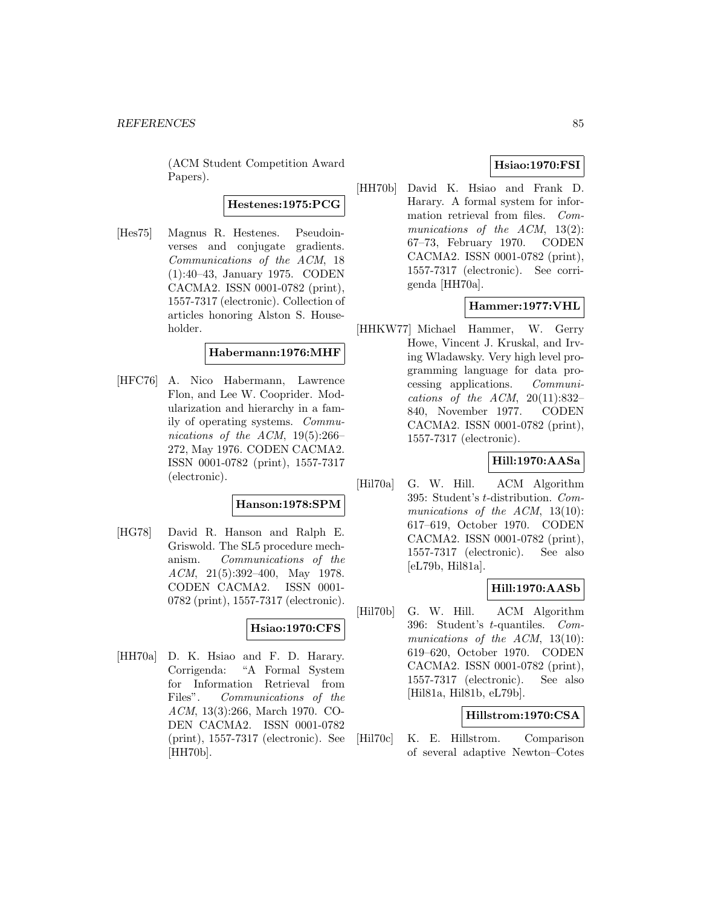(ACM Student Competition Award Papers).

**Hestenes:1975:PCG**

[Hes75] Magnus R. Hestenes. Pseudoinverses and conjugate gradients. *Communications of the ACM*, 18 (1):40–43, January 1975. CODEN CACMA2. ISSN 0001-0782 (print), 1557-7317 (electronic). Collection of articles honoring Alston S. Householder.

**Habermann:1976:MHF**

[HFC76] A. Nico Habermann, Lawrence Flon, and Lee W. Cooprider. Modularization and hierarchy in a family of operating systems. *Communications of the ACM*, 19(5):266–272, May 1976. CODEN CACMA2. ISSN 0001-0782 (print), 1557-7317 (electronic).

**Hanson:1978:SPM**

[HG78] David R. Hanson and Ralph E. Griswold. The SL5 procedure mechanism. *Communications of the ACM*, 21(5):392–400, May 1978. CODEN CACMA2. ISSN 0001-0782 (print), 1557-7317 (electronic).

**Hsiao:1970:CFS**

[HH70a] D. K. Hsiao and F. D. Harary. Corrigenda: "A Formal System for Information Retrieval from Files". *Communications of the ACM*, 13(3):266, March 1970. CODEN CACMA2. ISSN 0001-0782 (print), 1557-7317 (electronic). See [HH70b].

**Hsiao:1970:FSI**

[HH70b] David K. Hsiao and Frank D. Harary. A formal system for information retrieval from files. *Communications of the ACM*, 13(2): 67–73, February 1970. CODEN CACMA2. ISSN 0001-0782 (print), 1557-7317 (electronic). See corrigenda [HH70a].

**Hammer:1977:VHL**

[HHKW77] Michael Hammer, W. Gerry Howe, Vincent J. Kruskal, and Irving Wladawsky. Very high level programming language for data processing applications. *Communications of the ACM*, 20(11):832–840, November 1977. CODEN CACMA2. ISSN 0001-0782 (print), 1557-7317 (electronic).

**Hill:1970:AASa**

[Hil70a] G. W. Hill. ACM Algorithm 395: Student's $t$-distribution. *Communications of the ACM*, 13(10): 617–619, October 1970. CODEN CACMA2. ISSN 0001-0782 (print), 1557-7317 (electronic). See also [eL79b, Hil81a].

**Hill:1970:AASb**

[Hil70b] G. W. Hill. ACM Algorithm 396: Student's $t$-quantiles. *Communications of the ACM*, 13(10): 619–620, October 1970. CODEN CACMA2. ISSN 0001-0782 (print), 1557-7317 (electronic). See also [Hil81a, Hil81b, eL79b].

**Hillstrom:1970:CSA**

[Hil70c] K. E. Hillstrom. Comparison of several adaptive Newton–Cotes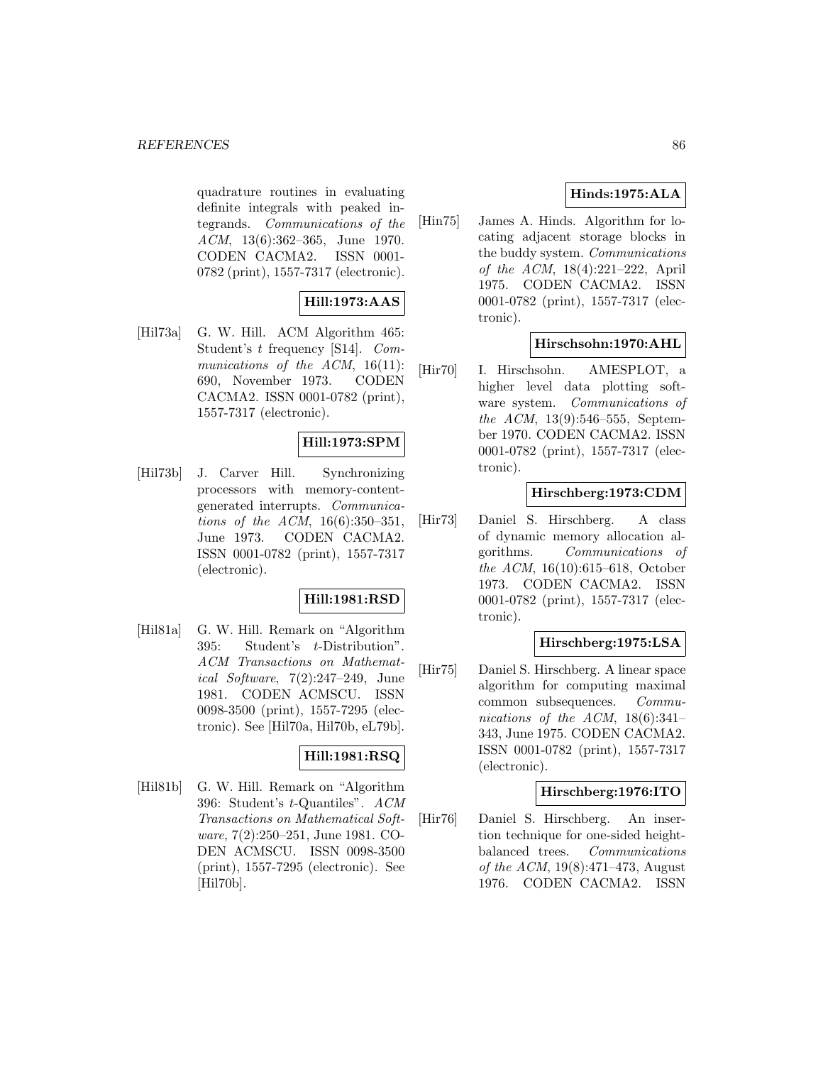quadrature routines in evaluating definite integrals with peaked integrands. *Communications of the ACM*, 13(6):362–365, June 1970. CODEN CACMA2. ISSN 0001-0782 (print), 1557-7317 (electronic).

**Hill:1973:AAS**

[Hil73a] G. W. Hill. ACM Algorithm 465: Student's $t$ frequency [S14]. *Communications of the ACM*, 16(11): 690, November 1973. CODEN CACMA2. ISSN 0001-0782 (print), 1557-7317 (electronic).

**Hill:1973:SPM**

[Hil73b] J. Carver Hill. Synchronizing processors with memory-content-generated interrupts. *Communications of the ACM*, 16(6):350–351, June 1973. CODEN CACMA2. ISSN 0001-0782 (print), 1557-7317 (electronic).

**Hill:1981:RSD**

[Hil81a] G. W. Hill. Remark on "Algorithm 395: Student's $t$-Distribution". *ACM Transactions on Mathematical Software*, 7(2):247–249, June 1981. CODEN ACMSCU. ISSN 0098-3500 (print), 1557-7295 (electronic). See [Hil70a, Hil70b, eL79b].

**Hill:1981:RSQ**

[Hil81b] G. W. Hill. Remark on "Algorithm 396: Student's $t$-Quantiles". *ACM Transactions on Mathematical Software*, 7(2):250–251, June 1981. CODEN ACMSCU. ISSN 0098-3500 (print), 1557-7295 (electronic). See [Hil70b].

**Hinds:1975:ALA**

[Hin75] James A. Hinds. Algorithm for locating adjacent storage blocks in the buddy system. *Communications of the ACM*, 18(4):221–222, April 1975. CODEN CACMA2. ISSN 0001-0782 (print), 1557-7317 (electronic).

**Hirschsohn:1970:AHL**

[Hir70] I. Hirschsohn. AMESPLOT, a higher level data plotting software system. *Communications of the ACM*, 13(9):546–555, September 1970. CODEN CACMA2. ISSN 0001-0782 (print), 1557-7317 (electronic).

**Hirschberg:1973:CDM**

[Hir73] Daniel S. Hirschberg. A class of dynamic memory allocation algorithms. *Communications of the ACM*, 16(10):615–618, October 1973. CODEN CACMA2. ISSN 0001-0782 (print), 1557-7317 (electronic).

**Hirschberg:1975:LSA**

[Hir75] Daniel S. Hirschberg. A linear space algorithm for computing maximal common subsequences. *Communications of the ACM*, 18(6):341–343, June 1975. CODEN CACMA2. ISSN 0001-0782 (print), 1557-7317 (electronic).

**Hirschberg:1976:ITO**

[Hir76] Daniel S. Hirschberg. An insertion technique for one-sided height-balanced trees. *Communications of the ACM*, 19(8):471–473, August 1976. CODEN CACMA2. ISSN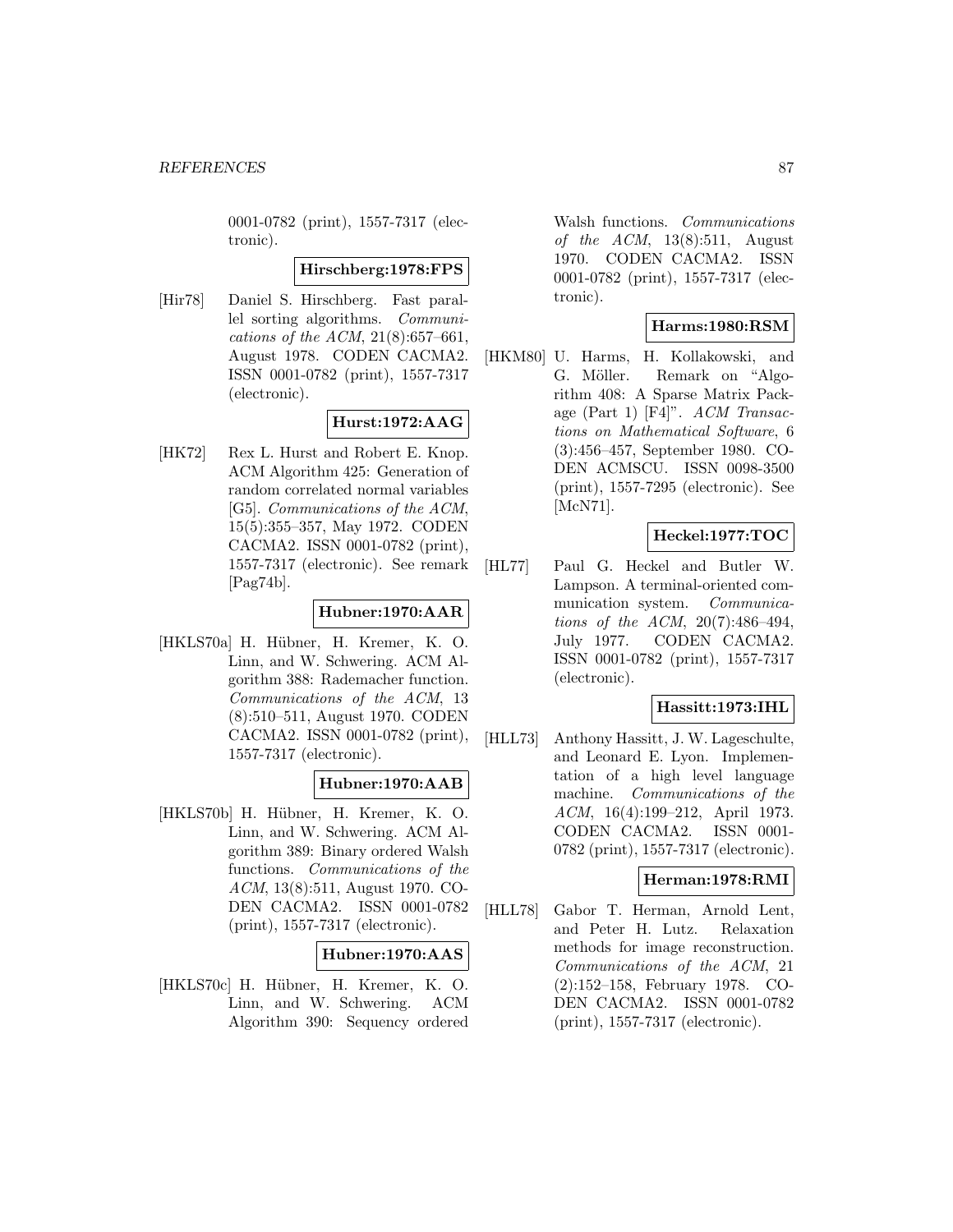0001-0782 (print), 1557-7317 (electronic).

**Hirschberg:1978:FPS**

[Hir78] Daniel S. Hirschberg. Fast parallel sorting algorithms. *Communications of the ACM*, 21(8):657–661, August 1978. CODEN CACMA2. ISSN 0001-0782 (print), 1557-7317 (electronic).

**Hurst:1972:AAG**

[HK72] Rex L. Hurst and Robert E. Knop. ACM Algorithm 425: Generation of random correlated normal variables [G5]. *Communications of the ACM*, 15(5):355–357, May 1972. CODEN CACMA2. ISSN 0001-0782 (print), 1557-7317 (electronic). See remark [Pag74b].

**Hubner:1970:AAR**

[HKLS70a] H. Hübner, H. Kremer, K. O. Linn, and W. Schwering. ACM Algorithm 388: Rademacher function. *Communications of the ACM*, 13 (8):510–511, August 1970. CODEN CACMA2. ISSN 0001-0782 (print), 1557-7317 (electronic).

**Hubner:1970:AAB**

[HKLS70b] H. Hübner, H. Kremer, K. O. Linn, and W. Schwering. ACM Algorithm 389: Binary ordered Walsh functions. *Communications of the ACM*, 13(8):511, August 1970. CODEN CACMA2. ISSN 0001-0782 (print), 1557-7317 (electronic).

**Hubner:1970:AAS**

[HKLS70c] H. Hübner, H. Kremer, K. O. Linn, and W. Schwering. ACM Algorithm 390: Sequency ordered Walsh functions. *Communications of the ACM*, 13(8):511, August 1970. CODEN CACMA2. ISSN 0001-0782 (print), 1557-7317 (electronic).

**Harms:1980:RSM**

[HKM80] U. Harms, H. Kollakowski, and G. Möller. Remark on "Algorithm 408: A Sparse Matrix Package (Part 1) [F4]". *ACM Transactions on Mathematical Software*, 6 (3):456–457, September 1980. CODEN ACMSCU. ISSN 0098-3500 (print), 1557-7295 (electronic). See [McN71].

**Heckel:1977:TOC**

[HL77] Paul G. Heckel and Butler W. Lampson. A terminal-oriented communication system. *Communications of the ACM*, 20(7):486–494, July 1977. CODEN CACMA2. ISSN 0001-0782 (print), 1557-7317 (electronic).

**Hassitt:1973:IHL**

[HLL73] Anthony Hassitt, J. W. Lageschulte, and Leonard E. Lyon. Implementation of a high level language machine. *Communications of the ACM*, 16(4):199–212, April 1973. CODEN CACMA2. ISSN 0001-0782 (print), 1557-7317 (electronic).

**Herman:1978:RMI**

[HLL78] Gabor T. Herman, Arnold Lent, and Peter H. Lutz. Relaxation methods for image reconstruction. *Communications of the ACM*, 21 (2):152–158, February 1978. CODEN CACMA2. ISSN 0001-0782 (print), 1557-7317 (electronic).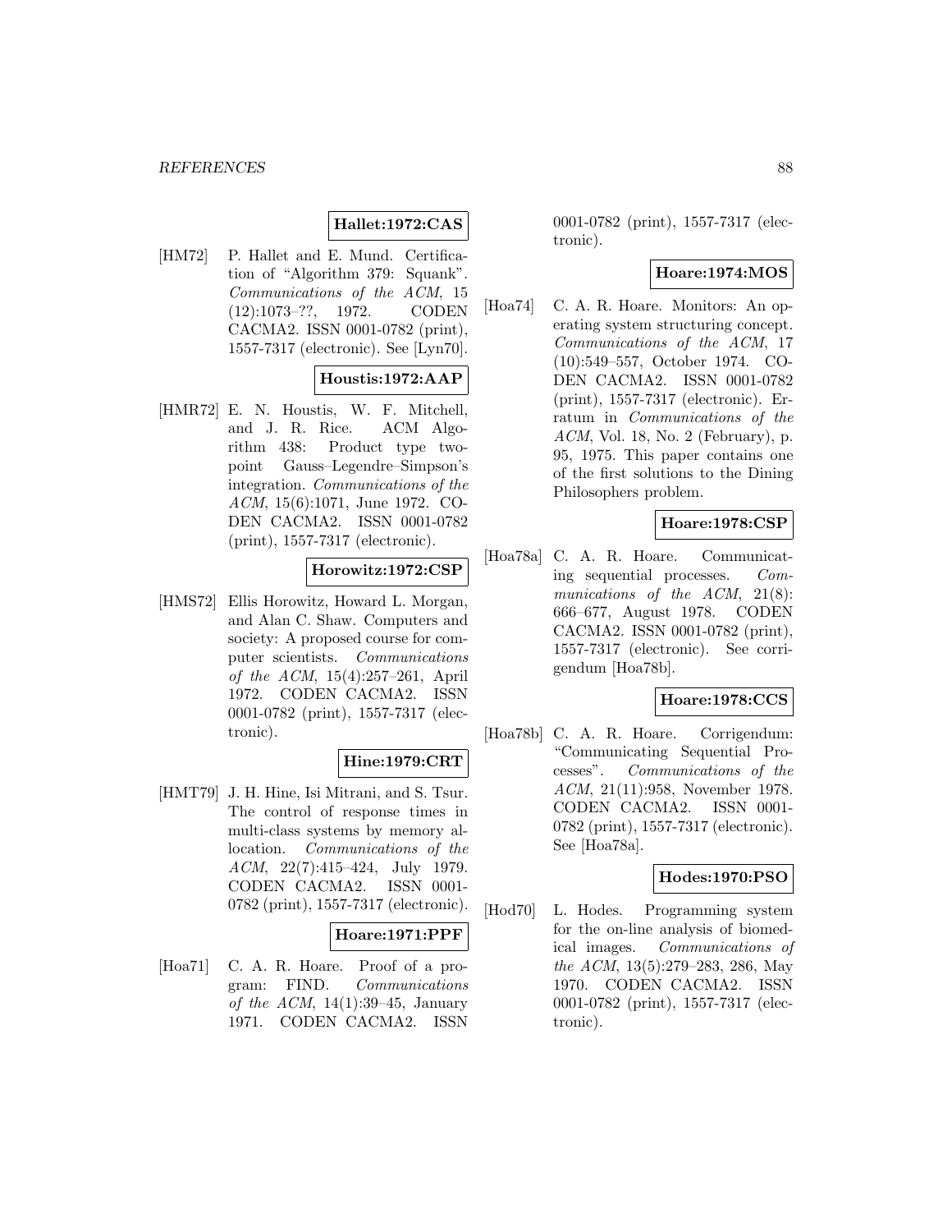**Hallet:1972:CAS**

[HM72] P. Hallet and E. Mund. Certification of "Algorithm 379: Squank". *Communications of the ACM*, 15 (12):1073–??, 1972. CODEN CACMA2. ISSN 0001-0782 (print), 1557-7317 (electronic). See [Lyn70].

**Houstis:1972:AAP**

[HMR72] E. N. Houstis, W. F. Mitchell, and J. R. Rice. ACM Algorithm 438: Product type two-point Gauss–Legendre–Simpson's integration. *Communications of the ACM*, 15(6):1071, June 1972. CODEN CACMA2. ISSN 0001-0782 (print), 1557-7317 (electronic).

**Horowitz:1972:CSP**

[HMS72] Ellis Horowitz, Howard L. Morgan, and Alan C. Shaw. Computers and society: A proposed course for computer scientists. *Communications of the ACM*, 15(4):257–261, April 1972. CODEN CACMA2. ISSN 0001-0782 (print), 1557-7317 (electronic).

**Hine:1979:CRT**

[HMT79] J. H. Hine, Isi Mitrani, and S. Tsur. The control of response times in multi-class systems by memory allocation. *Communications of the ACM*, 22(7):415–424, July 1979. CODEN CACMA2. ISSN 0001-0782 (print), 1557-7317 (electronic).

**Hoare:1971:PPF**

[Hoa71] C. A. R. Hoare. Proof of a program: FIND. *Communications of the ACM*, 14(1):39–45, January 1971. CODEN CACMA2. ISSN 0001-0782 (print), 1557-7317 (electronic).

**Hoare:1974:MOS**

[Hoa74] C. A. R. Hoare. Monitors: An operating system structuring concept. *Communications of the ACM*, 17 (10):549–557, October 1974. CODEN CACMA2. ISSN 0001-0782 (print), 1557-7317 (electronic). Erratum in *Communications of the ACM*, Vol. 18, No. 2 (February), p. 95, 1975. This paper contains one of the first solutions to the Dining Philosophers problem.

**Hoare:1978:CSP**

[Hoa78a] C. A. R. Hoare. Communicating sequential processes. *Communications of the ACM*, 21(8): 666–677, August 1978. CODEN CACMA2. ISSN 0001-0782 (print), 1557-7317 (electronic). See corrigendum [Hoa78b].

**Hoare:1978:CCS**

[Hoa78b] C. A. R. Hoare. Corrigendum: "Communicating Sequential Processes". *Communications of the ACM*, 21(11):958, November 1978. CODEN CACMA2. ISSN 0001-0782 (print), 1557-7317 (electronic). See [Hoa78a].

**Hodes:1970:PSO**

[Hod70] L. Hodes. Programming system for the on-line analysis of biomedical images. *Communications of the ACM*, 13(5):279–283, 286, May 1970. CODEN CACMA2. ISSN 0001-0782 (print), 1557-7317 (electronic).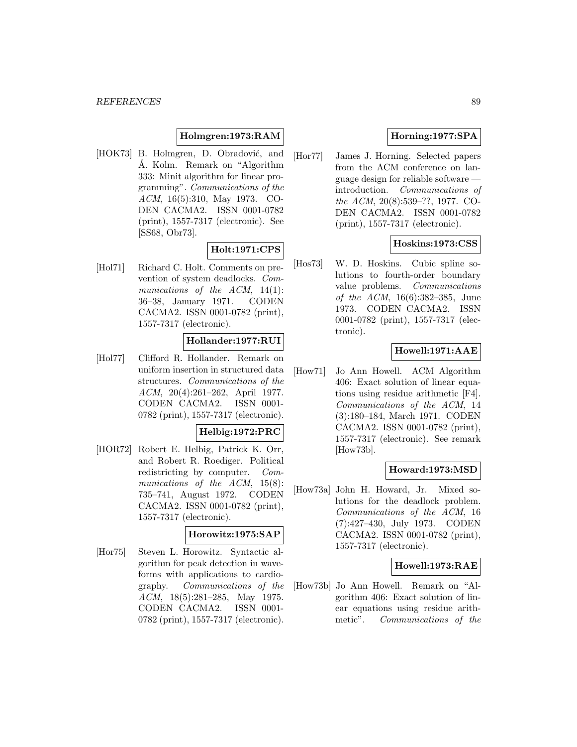**Holmgren:1973:RAM**

[HOK73] B. Holmgren, D. Obradović, and Å. Kolm. Remark on "Algorithm 333: Minit algorithm for linear programming". *Communications of the ACM*, 16(5):310, May 1973. CODEN CACMA2. ISSN 0001-0782 (print), 1557-7317 (electronic). See [SS68, Obr73].

**Holt:1971:CPS**

[Hol71] Richard C. Holt. Comments on prevention of system deadlocks. *Communications of the ACM*, 14(1): 36–38, January 1971. CODEN CACMA2. ISSN 0001-0782 (print), 1557-7317 (electronic).

**Hollander:1977:RUI**

[Hol77] Clifford R. Hollander. Remark on uniform insertion in structured data structures. *Communications of the ACM*, 20(4):261–262, April 1977. CODEN CACMA2. ISSN 0001-0782 (print), 1557-7317 (electronic).

**Helbig:1972:PRC**

[HOR72] Robert E. Helbig, Patrick K. Orr, and Robert R. Roediger. Political redistricting by computer. *Communications of the ACM*, 15(8): 735–741, August 1972. CODEN CACMA2. ISSN 0001-0782 (print), 1557-7317 (electronic).

**Horowitz:1975:SAP**

[Hor75] Steven L. Horowitz. Syntactic algorithm for peak detection in waveforms with applications to cardiography. *Communications of the ACM*, 18(5):281–285, May 1975. CODEN CACMA2. ISSN 0001-0782 (print), 1557-7317 (electronic).

**Horning:1977:SPA**

[Hor77] James J. Horning. Selected papers from the ACM conference on language design for reliable software — introduction. *Communications of the ACM*, 20(8):539–??, 1977. CODEN CACMA2. ISSN 0001-0782 (print), 1557-7317 (electronic).

**Hoskins:1973:CSS**

[Hos73] W. D. Hoskins. Cubic spline solutions to fourth-order boundary value problems. *Communications of the ACM*, 16(6):382–385, June 1973. CODEN CACMA2. ISSN 0001-0782 (print), 1557-7317 (electronic).

**Howell:1971:AAE**

[How71] Jo Ann Howell. ACM Algorithm 406: Exact solution of linear equations using residue arithmetic [F4]. *Communications of the ACM*, 14 (3):180–184, March 1971. CODEN CACMA2. ISSN 0001-0782 (print), 1557-7317 (electronic). See remark [How73b].

**Howard:1973:MSD**

[How73a] John H. Howard, Jr. Mixed solutions for the deadlock problem. *Communications of the ACM*, 16 (7):427–430, July 1973. CODEN CACMA2. ISSN 0001-0782 (print), 1557-7317 (electronic).

**Howell:1973:RAE**

[How73b] Jo Ann Howell. Remark on "Algorithm 406: Exact solution of linear equations using residue arithmetic". *Communications of the*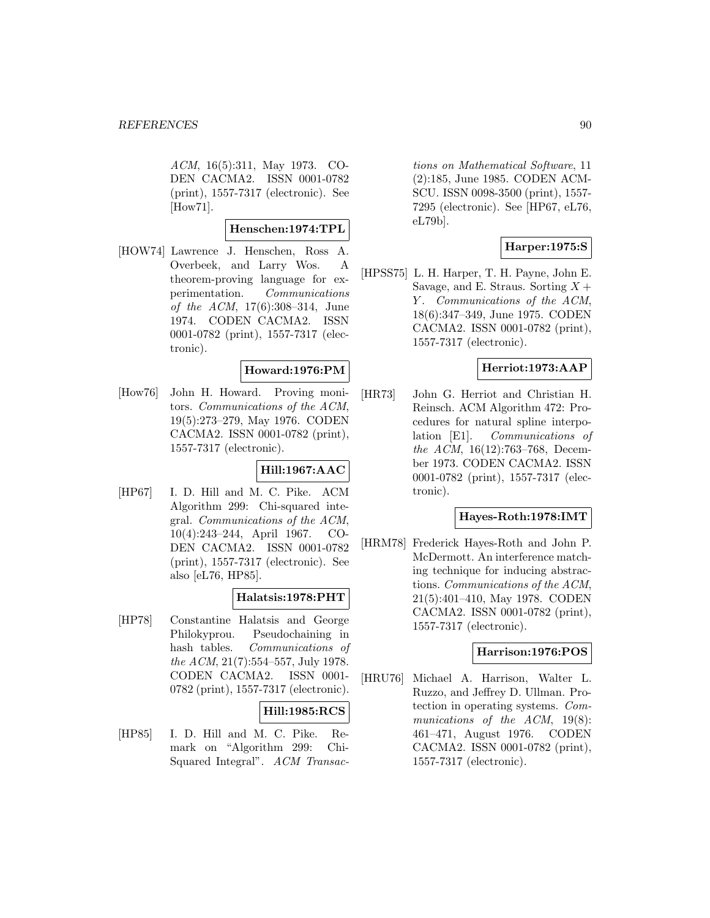ACM, 16(5):311, May 1973. CODEN CACMA2. ISSN 0001-0782 (print), 1557-7317 (electronic). See [How71].

**Henschen:1974:TPL**

[HOW74] Lawrence J. Henschen, Ross A. Overbeek, and Larry Wos. A theorem-proving language for experimentation. *Communications of the ACM*, 17(6):308–314, June 1974. CODEN CACMA2. ISSN 0001-0782 (print), 1557-7317 (electronic).

**Howard:1976:PM**

[How76] John H. Howard. Proving monitors. *Communications of the ACM*, 19(5):273–279, May 1976. CODEN CACMA2. ISSN 0001-0782 (print), 1557-7317 (electronic).

**Hill:1967:AAC**

[HP67] I. D. Hill and M. C. Pike. ACM Algorithm 299: Chi-squared integral. *Communications of the ACM*, 10(4):243–244, April 1967. CODEN CACMA2. ISSN 0001-0782 (print), 1557-7317 (electronic). See also [eL76, HP85].

**Halatsis:1978:PHT**

[HP78] Constantine Halatsis and George Philokyprou. Pseudochaining in hash tables. *Communications of the ACM*, 21(7):554–557, July 1978. CODEN CACMA2. ISSN 0001-0782 (print), 1557-7317 (electronic).

**Hill:1985:RCS**

[HP85] I. D. Hill and M. C. Pike. Remark on "Algorithm 299: Chi-Squared Integral". *ACM Transactions on Mathematical Software*, 11 (2):185, June 1985. CODEN ACMSCU. ISSN 0098-3500 (print), 1557-7295 (electronic). See [HP67, eL76, eL79b].

**Harper:1975:S**

[HPSS75] L. H. Harper, T. H. Payne, John E. Savage, and E. Straus. Sorting $X + Y$. *Communications of the ACM*, 18(6):347–349, June 1975. CODEN CACMA2. ISSN 0001-0782 (print), 1557-7317 (electronic).

**Herriot:1973:AAP**

[HR73] John G. Herriot and Christian H. Reinsch. ACM Algorithm 472: Procedures for natural spline interpolation [E1]. *Communications of the ACM*, 16(12):763–768, December 1973. CODEN CACMA2. ISSN 0001-0782 (print), 1557-7317 (electronic).

**Hayes-Roth:1978:IMT**

[HRM78] Frederick Hayes-Roth and John P. McDermott. An interference matching technique for inducing abstractions. *Communications of the ACM*, 21(5):401–410, May 1978. CODEN CACMA2. ISSN 0001-0782 (print), 1557-7317 (electronic).

**Harrison:1976:POS**

[HRU76] Michael A. Harrison, Walter L. Ruzzo, and Jeffrey D. Ullman. Protection in operating systems. *Communications of the ACM*, 19(8): 461–471, August 1976. CODEN CACMA2. ISSN 0001-0782 (print), 1557-7317 (electronic).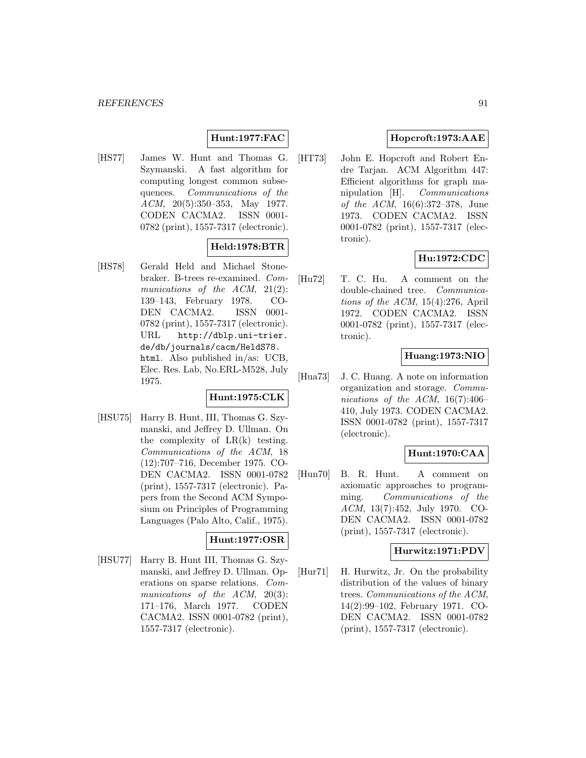**Hunt:1977:FAC**

[HS77] James W. Hunt and Thomas G. Szymanski. A fast algorithm for computing longest common subsequences. *Communications of the ACM*, 20(5):350–353, May 1977. CODEN CACMA2. ISSN 0001-0782 (print), 1557-7317 (electronic).

**Held:1978:BTR**

[HS78] Gerald Held and Michael Stonebraker. B-trees re-examined. *Communications of the ACM*, 21(2): 139–143, February 1978. CODEN CACMA2. ISSN 0001-0782 (print), 1557-7317 (electronic). URL http://dblp.uni-trier.de/db/journals/cacm/HeldS78.html. Also published in/as: UCB, Elec. Res. Lab, No.ERL-M528, July 1975.

**Hunt:1975:CLK**

[HSU75] Harry B. Hunt, III, Thomas G. Szymanski, and Jeffrey D. Ullman. On the complexity of LR(k) testing. *Communications of the ACM*, 18 (12):707–716, December 1975. CODEN CACMA2. ISSN 0001-0782 (print), 1557-7317 (electronic). Papers from the Second ACM Symposium on Principles of Programming Languages (Palo Alto, Calif., 1975).

**Hunt:1977:OSR**

[HSU77] Harry B. Hunt III, Thomas G. Szymanski, and Jeffrey D. Ullman. Operations on sparse relations. *Communications of the ACM*, 20(3): 171–176, March 1977. CODEN CACMA2. ISSN 0001-0782 (print), 1557-7317 (electronic).

**Hopcroft:1973:AAE**

[HT73] John E. Hopcroft and Robert Endre Tarjan. ACM Algorithm 447: Efficient algorithms for graph manipulation [H]. *Communications of the ACM*, 16(6):372–378, June 1973. CODEN CACMA2. ISSN 0001-0782 (print), 1557-7317 (electronic).

**Hu:1972:CDC**

[Hu72] T. C. Hu. A comment on the double-chained tree. *Communications of the ACM*, 15(4):276, April 1972. CODEN CACMA2. ISSN 0001-0782 (print), 1557-7317 (electronic).

**Huang:1973:NIO**

[Hua73] J. C. Huang. A note on information organization and storage. *Communications of the ACM*, 16(7):406–410, July 1973. CODEN CACMA2. ISSN 0001-0782 (print), 1557-7317 (electronic).

**Hunt:1970:CAA**

[Hun70] B. R. Hunt. A comment on axiomatic approaches to programming. *Communications of the ACM*, 13(7):452, July 1970. CODEN CACMA2. ISSN 0001-0782 (print), 1557-7317 (electronic).

**Hurwitz:1971:PDV**

[Hur71] H. Hurwitz, Jr. On the probability distribution of the values of binary trees. *Communications of the ACM*, 14(2):99–102, February 1971. CODEN CACMA2. ISSN 0001-0782 (print), 1557-7317 (electronic).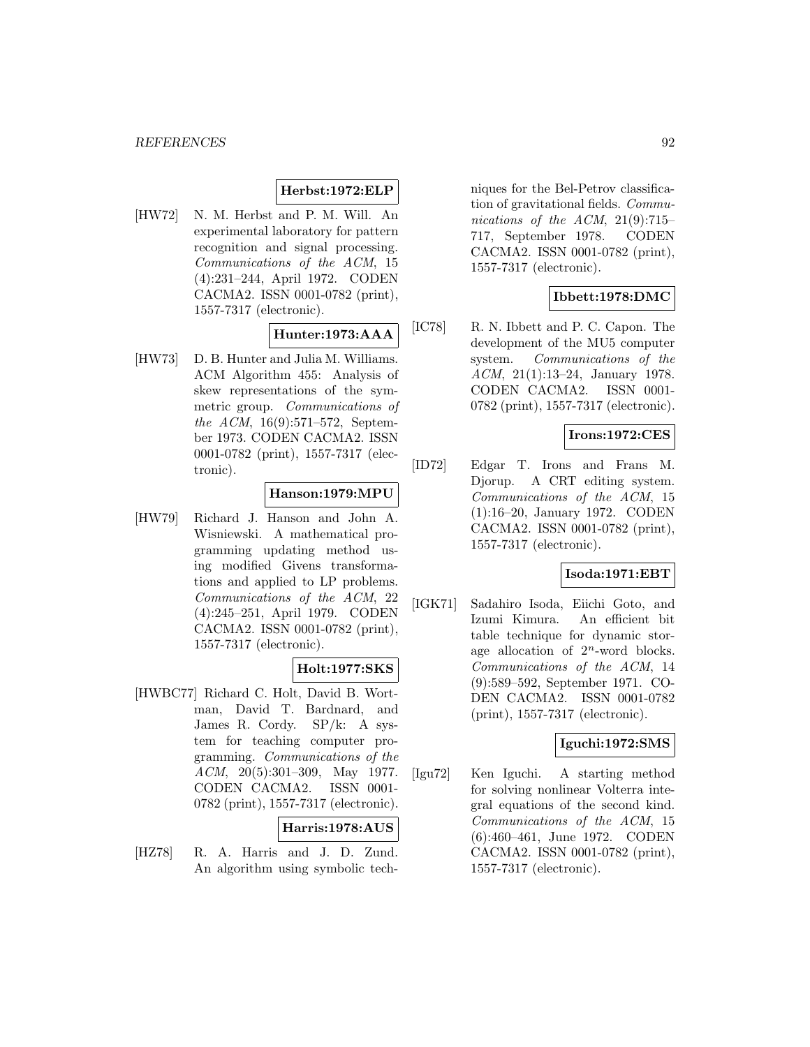**Herbst:1972:ELP**

[HW72] N. M. Herbst and P. M. Will. An experimental laboratory for pattern recognition and signal processing. *Communications of the ACM*, 15 (4):231–244, April 1972. CODEN CACMA2. ISSN 0001-0782 (print), 1557-7317 (electronic).

**Hunter:1973:AAA**

[HW73] D. B. Hunter and Julia M. Williams. ACM Algorithm 455: Analysis of skew representations of the symmetric group. *Communications of the ACM*, 16(9):571–572, September 1973. CODEN CACMA2. ISSN 0001-0782 (print), 1557-7317 (electronic).

**Hanson:1979:MPU**

[HW79] Richard J. Hanson and John A. Wisniewski. A mathematical programming updating method using modified Givens transformations and applied to LP problems. *Communications of the ACM*, 22 (4):245–251, April 1979. CODEN CACMA2. ISSN 0001-0782 (print), 1557-7317 (electronic).

**Holt:1977:SKS**

[HWBC77] Richard C. Holt, David B. Wortman, David T. Bardnard, and James R. Cordy. SP/k: A system for teaching computer programming. *Communications of the ACM*, 20(5):301–309, May 1977. CODEN CACMA2. ISSN 0001-0782 (print), 1557-7317 (electronic).

**Harris:1978:AUS**

[HZ78] R. A. Harris and J. D. Zund. An algorithm using symbolic techniques for the Bel-Petrov classification of gravitational fields. *Communications of the ACM*, 21(9):715–717, September 1978. CODEN CACMA2. ISSN 0001-0782 (print), 1557-7317 (electronic).

**Ibbett:1978:DMC**

[IC78] R. N. Ibbett and P. C. Capon. The development of the MU5 computer system. *Communications of the ACM*, 21(1):13–24, January 1978. CODEN CACMA2. ISSN 0001-0782 (print), 1557-7317 (electronic).

**Irons:1972:CES**

[ID72] Edgar T. Irons and Frans M. Djorup. A CRT editing system. *Communications of the ACM*, 15 (1):16–20, January 1972. CODEN CACMA2. ISSN 0001-0782 (print), 1557-7317 (electronic).

**Isoda:1971:EBT**

[IGK71] Sadahiro Isoda, Eiichi Goto, and Izumi Kimura. An efficient bit table technique for dynamic storage allocation of $2^n$-word blocks. *Communications of the ACM*, 14 (9):589–592, September 1971. CODEN CACMA2. ISSN 0001-0782 (print), 1557-7317 (electronic).

**Iguchi:1972:SMS**

[Igu72] Ken Iguchi. A starting method for solving nonlinear Volterra integral equations of the second kind. *Communications of the ACM*, 15 (6):460–461, June 1972. CODEN CACMA2. ISSN 0001-0782 (print), 1557-7317 (electronic).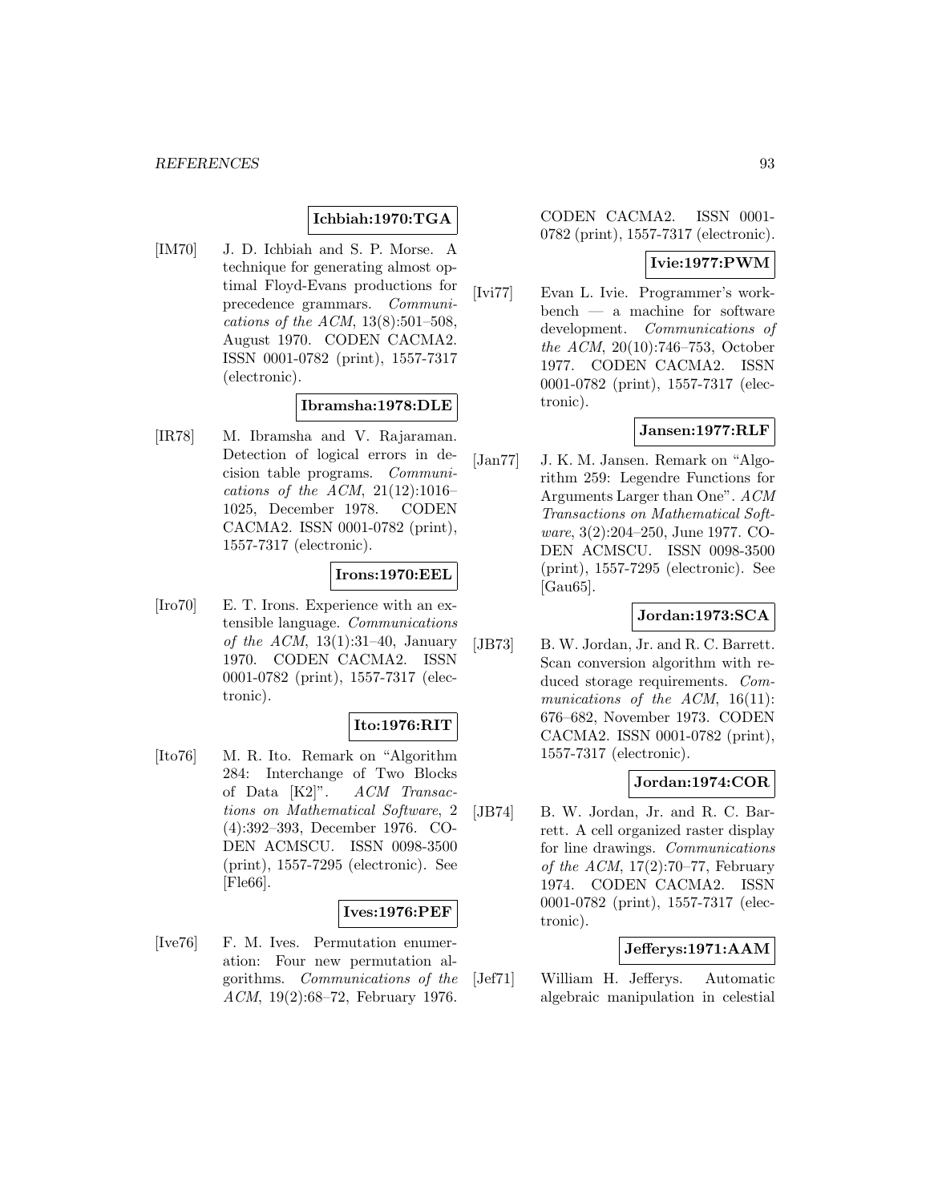**Ichbiah:1970:TGA**

[IM70] J. D. Ichbiah and S. P. Morse. A technique for generating almost optimal Floyd-Evans productions for precedence grammars. *Communications of the ACM*, 13(8):501–508, August 1970. CODEN CACMA2. ISSN 0001-0782 (print), 1557-7317 (electronic).

**Ibramsha:1978:DLE**

[IR78] M. Ibramsha and V. Rajaraman. Detection of logical errors in decision table programs. *Communications of the ACM*, 21(12):1016–1025, December 1978. CODEN CACMA2. ISSN 0001-0782 (print), 1557-7317 (electronic).

**Irons:1970:EEL**

[Iro70] E. T. Irons. Experience with an extensible language. *Communications of the ACM*, 13(1):31–40, January 1970. CODEN CACMA2. ISSN 0001-0782 (print), 1557-7317 (electronic).

**Ito:1976:RIT**

[Ito76] M. R. Ito. Remark on "Algorithm 284: Interchange of Two Blocks of Data [K2]". *ACM Transactions on Mathematical Software*, 2 (4):392–393, December 1976. CODEN ACMSCU. ISSN 0098-3500 (print), 1557-7295 (electronic). See [Fle66].

**Ives:1976:PEF**

[Ive76] F. M. Ives. Permutation enumeration: Four new permutation algorithms. *Communications of the ACM*, 19(2):68–72, February 1976. CODEN CACMA2. ISSN 0001-0782 (print), 1557-7317 (electronic).

**Ivie:1977:PWM**

[Ivi77] Evan L. Ivie. Programmer's workbench — a machine for software development. *Communications of the ACM*, 20(10):746–753, October 1977. CODEN CACMA2. ISSN 0001-0782 (print), 1557-7317 (electronic).

**Jansen:1977:RLF**

[Jan77] J. K. M. Jansen. Remark on "Algorithm 259: Legendre Functions for Arguments Larger than One". *ACM Transactions on Mathematical Software*, 3(2):204–250, June 1977. CODEN ACMSCU. ISSN 0098-3500 (print), 1557-7295 (electronic). See [Gau65].

**Jordan:1973:SCA**

[JB73] B. W. Jordan, Jr. and R. C. Barrett. Scan conversion algorithm with reduced storage requirements. *Communications of the ACM*, 16(11): 676–682, November 1973. CODEN CACMA2. ISSN 0001-0782 (print), 1557-7317 (electronic).

**Jordan:1974:COR**

[JB74] B. W. Jordan, Jr. and R. C. Barrett. A cell organized raster display for line drawings. *Communications of the ACM*, 17(2):70–77, February 1974. CODEN CACMA2. ISSN 0001-0782 (print), 1557-7317 (electronic).

**Jefferys:1971:AAM**

[Jef71] William H. Jefferys. Automatic algebraic manipulation in celestial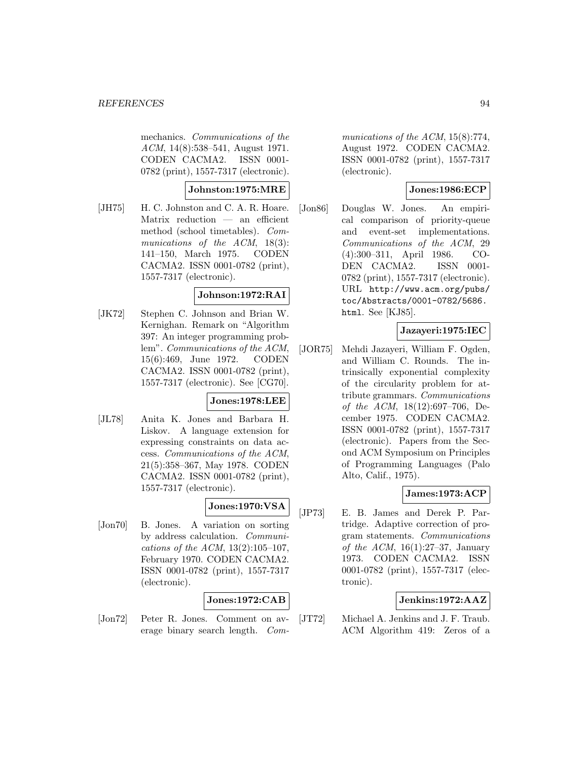mechanics. *Communications of the ACM*, 14(8):538–541, August 1971. CODEN CACMA2. ISSN 0001-0782 (print), 1557-7317 (electronic).

**Johnston:1975:MRE**

[JH75] H. C. Johnston and C. A. R. Hoare. Matrix reduction — an efficient method (school timetables). *Communications of the ACM*, 18(3): 141–150, March 1975. CODEN CACMA2. ISSN 0001-0782 (print), 1557-7317 (electronic).

**Johnson:1972:RAI**

[JK72] Stephen C. Johnson and Brian W. Kernighan. Remark on "Algorithm 397: An integer programming problem". *Communications of the ACM*, 15(6):469, June 1972. CODEN CACMA2. ISSN 0001-0782 (print), 1557-7317 (electronic). See [CG70].

**Jones:1978:LEE**

[JL78] Anita K. Jones and Barbara H. Liskov. A language extension for expressing constraints on data access. *Communications of the ACM*, 21(5):358–367, May 1978. CODEN CACMA2. ISSN 0001-0782 (print), 1557-7317 (electronic).

**Jones:1970:VSA**

[Jon70] B. Jones. A variation on sorting by address calculation. *Communications of the ACM*, 13(2):105–107, February 1970. CODEN CACMA2. ISSN 0001-0782 (print), 1557-7317 (electronic).

**Jones:1972:CAB**

[Jon72] Peter R. Jones. Comment on average binary search length. *Communications of the ACM*, 15(8):774, August 1972. CODEN CACMA2. ISSN 0001-0782 (print), 1557-7317 (electronic).

**Jones:1986:ECP**

[Jon86] Douglas W. Jones. An empirical comparison of priority-queue and event-set implementations. *Communications of the ACM*, 29 (4):300–311, April 1986. CODEN CACMA2. ISSN 0001-0782 (print), 1557-7317 (electronic). URL http://www.acm.org/pubs/toc/Abstracts/0001-0782/5686.html. See [KJ85].

**Jazayeri:1975:IEC**

[JOR75] Mehdi Jazayeri, William F. Ogden, and William C. Rounds. The intrinsically exponential complexity of the circularity problem for attribute grammars. *Communications of the ACM*, 18(12):697–706, December 1975. CODEN CACMA2. ISSN 0001-0782 (print), 1557-7317 (electronic). Papers from the Second ACM Symposium on Principles of Programming Languages (Palo Alto, Calif., 1975).

**James:1973:ACP**

[JP73] E. B. James and Derek P. Partridge. Adaptive correction of program statements. *Communications of the ACM*, 16(1):27–37, January 1973. CODEN CACMA2. ISSN 0001-0782 (print), 1557-7317 (electronic).

**Jenkins:1972:AAZ**

[JT72] Michael A. Jenkins and J. F. Traub. ACM Algorithm 419: Zeros of a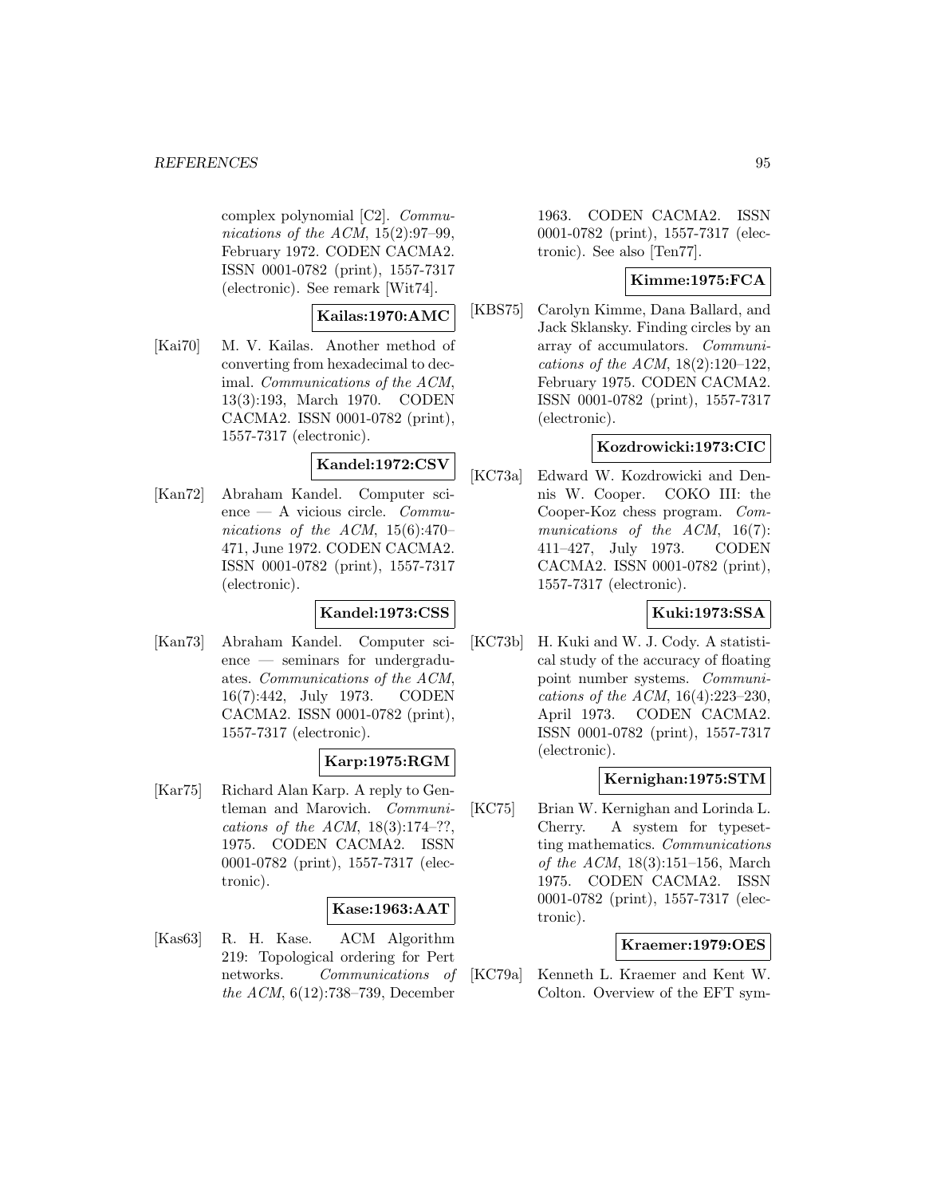complex polynomial [C2]. *Communications of the ACM*, 15(2):97–99, February 1972. CODEN CACMA2. ISSN 0001-0782 (print), 1557-7317 (electronic). See remark [Wit74].

**Kailas:1970:AMC**

[Kai70] M. V. Kailas. Another method of converting from hexadecimal to decimal. *Communications of the ACM*, 13(3):193, March 1970. CODEN CACMA2. ISSN 0001-0782 (print), 1557-7317 (electronic).

**Kandel:1972:CSV**

[Kan72] Abraham Kandel. Computer science — A vicious circle. *Communications of the ACM*, 15(6):470–471, June 1972. CODEN CACMA2. ISSN 0001-0782 (print), 1557-7317 (electronic).

**Kandel:1973:CSS**

[Kan73] Abraham Kandel. Computer science — seminars for undergraduates. *Communications of the ACM*, 16(7):442, July 1973. CODEN CACMA2. ISSN 0001-0782 (print), 1557-7317 (electronic).

**Karp:1975:RGM**

[Kar75] Richard Alan Karp. A reply to Gentleman and Marovich. *Communications of the ACM*, 18(3):174–??, 1975. CODEN CACMA2. ISSN 0001-0782 (print), 1557-7317 (electronic).

**Kase:1963:AAT**

[Kas63] R. H. Kase. ACM Algorithm 219: Topological ordering for Pert networks. *Communications of the ACM*, 6(12):738–739, December 1963. CODEN CACMA2. ISSN 0001-0782 (print), 1557-7317 (electronic). See also [Ten77].

**Kimme:1975:FCA**

[KBS75] Carolyn Kimme, Dana Ballard, and Jack Sklansky. Finding circles by an array of accumulators. *Communications of the ACM*, 18(2):120–122, February 1975. CODEN CACMA2. ISSN 0001-0782 (print), 1557-7317 (electronic).

**Kozdrowicki:1973:CIC**

[KC73a] Edward W. Kozdrowicki and Dennis W. Cooper. COKO III: the Cooper-Koz chess program. *Communications of the ACM*, 16(7): 411–427, July 1973. CODEN CACMA2. ISSN 0001-0782 (print), 1557-7317 (electronic).

**Kuki:1973:SSA**

[KC73b] H. Kuki and W. J. Cody. A statistical study of the accuracy of floating point number systems. *Communications of the ACM*, 16(4):223–230, April 1973. CODEN CACMA2. ISSN 0001-0782 (print), 1557-7317 (electronic).

**Kernighan:1975:STM**

[KC75] Brian W. Kernighan and Lorinda L. Cherry. A system for typesetting mathematics. *Communications of the ACM*, 18(3):151–156, March 1975. CODEN CACMA2. ISSN 0001-0782 (print), 1557-7317 (electronic).

**Kraemer:1979:OES**

[KC79a] Kenneth L. Kraemer and Kent W. Colton. Overview of the EFT sym-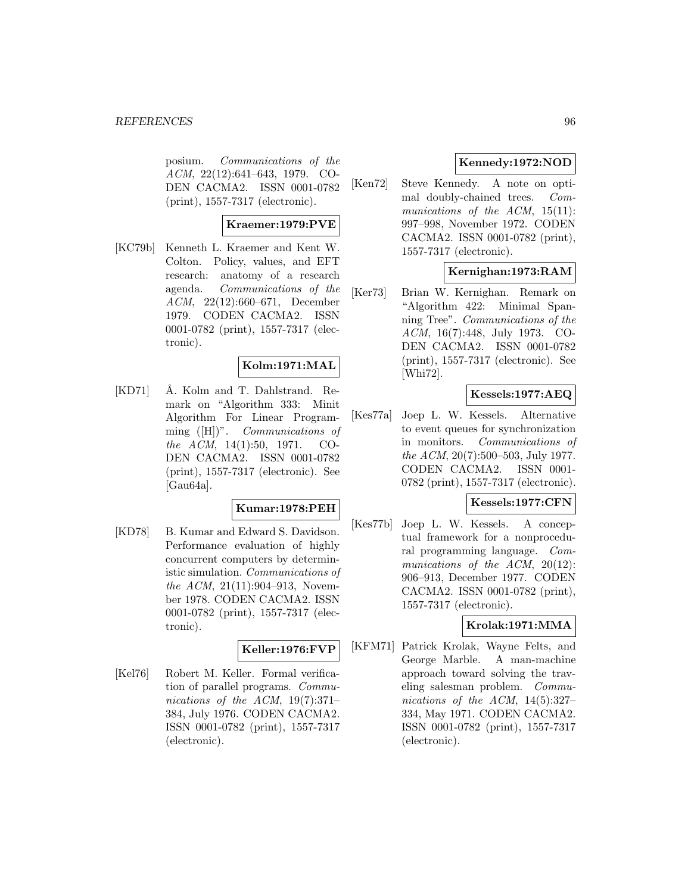posium. *Communications of the ACM*, 22(12):641–643, 1979. CODEN CACMA2. ISSN 0001-0782 (print), 1557-7317 (electronic).

**Kraemer:1979:PVE**

[KC79b] Kenneth L. Kraemer and Kent W. Colton. Policy, values, and EFT research: anatomy of a research agenda. *Communications of the ACM*, 22(12):660–671, December 1979. CODEN CACMA2. ISSN 0001-0782 (print), 1557-7317 (electronic).

**Kolm:1971:MAL**

[KD71] Å. Kolm and T. Dahlstrand. Remark on "Algorithm 333: Minit Algorithm For Linear Programming ([H])". *Communications of the ACM*, 14(1):50, 1971. CODEN CACMA2. ISSN 0001-0782 (print), 1557-7317 (electronic). See [Gau64a].

**Kumar:1978:PEH**

[KD78] B. Kumar and Edward S. Davidson. Performance evaluation of highly concurrent computers by deterministic simulation. *Communications of the ACM*, 21(11):904–913, November 1978. CODEN CACMA2. ISSN 0001-0782 (print), 1557-7317 (electronic).

**Keller:1976:FVP**

[Kel76] Robert M. Keller. Formal verification of parallel programs. *Communications of the ACM*, 19(7):371–384, July 1976. CODEN CACMA2. ISSN 0001-0782 (print), 1557-7317 (electronic).

**Kennedy:1972:NOD**

[Ken72] Steve Kennedy. A note on optimal doubly-chained trees. *Communications of the ACM*, 15(11): 997–998, November 1972. CODEN CACMA2. ISSN 0001-0782 (print), 1557-7317 (electronic).

**Kernighan:1973:RAM**

[Ker73] Brian W. Kernighan. Remark on "Algorithm 422: Minimal Spanning Tree". *Communications of the ACM*, 16(7):448, July 1973. CODEN CACMA2. ISSN 0001-0782 (print), 1557-7317 (electronic). See [Whi72].

**Kessels:1977:AEQ**

[Kes77a] Joep L. W. Kessels. Alternative to event queues for synchronization in monitors. *Communications of the ACM*, 20(7):500–503, July 1977. CODEN CACMA2. ISSN 0001-0782 (print), 1557-7317 (electronic).

**Kessels:1977:CFN**

[Kes77b] Joep L. W. Kessels. A conceptual framework for a nonprocedural programming language. *Communications of the ACM*, 20(12): 906–913, December 1977. CODEN CACMA2. ISSN 0001-0782 (print), 1557-7317 (electronic).

**Krolak:1971:MMA**

[KFM71] Patrick Krolak, Wayne Felts, and George Marble. A man-machine approach toward solving the traveling salesman problem. *Communications of the ACM*, 14(5):327–334, May 1971. CODEN CACMA2. ISSN 0001-0782 (print), 1557-7317 (electronic).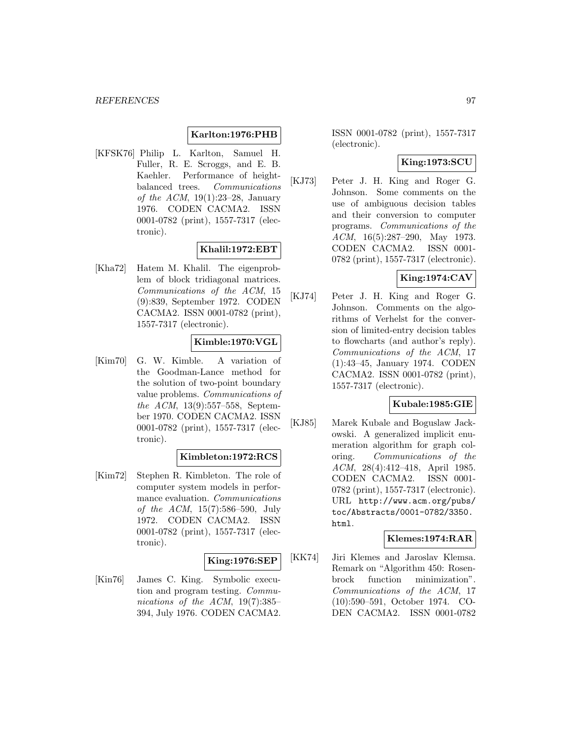**Karlton:1976:PHB**

[KFSK76] Philip L. Karlton, Samuel H. Fuller, R. E. Scroggs, and E. B. Kaehler. Performance of height-balanced trees. *Communications of the ACM*, 19(1):23–28, January 1976. CODEN CACMA2. ISSN 0001-0782 (print), 1557-7317 (electronic).

**Khalil:1972:EBT**

[Kha72] Hatem M. Khalil. The eigenproblem of block tridiagonal matrices. *Communications of the ACM*, 15 (9):839, September 1972. CODEN CACMA2. ISSN 0001-0782 (print), 1557-7317 (electronic).

**Kimble:1970:VGL**

[Kim70] G. W. Kimble. A variation of the Goodman-Lance method for the solution of two-point boundary value problems. *Communications of the ACM*, 13(9):557–558, September 1970. CODEN CACMA2. ISSN 0001-0782 (print), 1557-7317 (electronic).

**Kimbleton:1972:RCS**

[Kim72] Stephen R. Kimbleton. The role of computer system models in performance evaluation. *Communications of the ACM*, 15(7):586–590, July 1972. CODEN CACMA2. ISSN 0001-0782 (print), 1557-7317 (electronic).

**King:1976:SEP**

[Kin76] James C. King. Symbolic execution and program testing. *Communications of the ACM*, 19(7):385–394, July 1976. CODEN CACMA2. ISSN 0001-0782 (print), 1557-7317 (electronic).

**King:1973:SCU**

[KJ73] Peter J. H. King and Roger G. Johnson. Some comments on the use of ambiguous decision tables and their conversion to computer programs. *Communications of the ACM*, 16(5):287–290, May 1973. CODEN CACMA2. ISSN 0001-0782 (print), 1557-7317 (electronic).

**King:1974:CAV**

[KJ74] Peter J. H. King and Roger G. Johnson. Comments on the algorithms of Verhelst for the conversion of limited-entry decision tables to flowcharts (and author's reply). *Communications of the ACM*, 17 (1):43–45, January 1974. CODEN CACMA2. ISSN 0001-0782 (print), 1557-7317 (electronic).

**Kubale:1985:GIE**

[KJ85] Marek Kubale and Boguslaw Jackowski. A generalized implicit enumeration algorithm for graph coloring. *Communications of the ACM*, 28(4):412–418, April 1985. CODEN CACMA2. ISSN 0001-0782 (print), 1557-7317 (electronic). URL http://www.acm.org/pubs/toc/Abstracts/0001-0782/3350.html.

**Klemes:1974:RAR**

[KK74] Jiri Klemes and Jaroslav Klemsa. Remark on "Algorithm 450: Rosenbrock function minimization". *Communications of the ACM*, 17 (10):590–591, October 1974. CODEN CACMA2. ISSN 0001-0782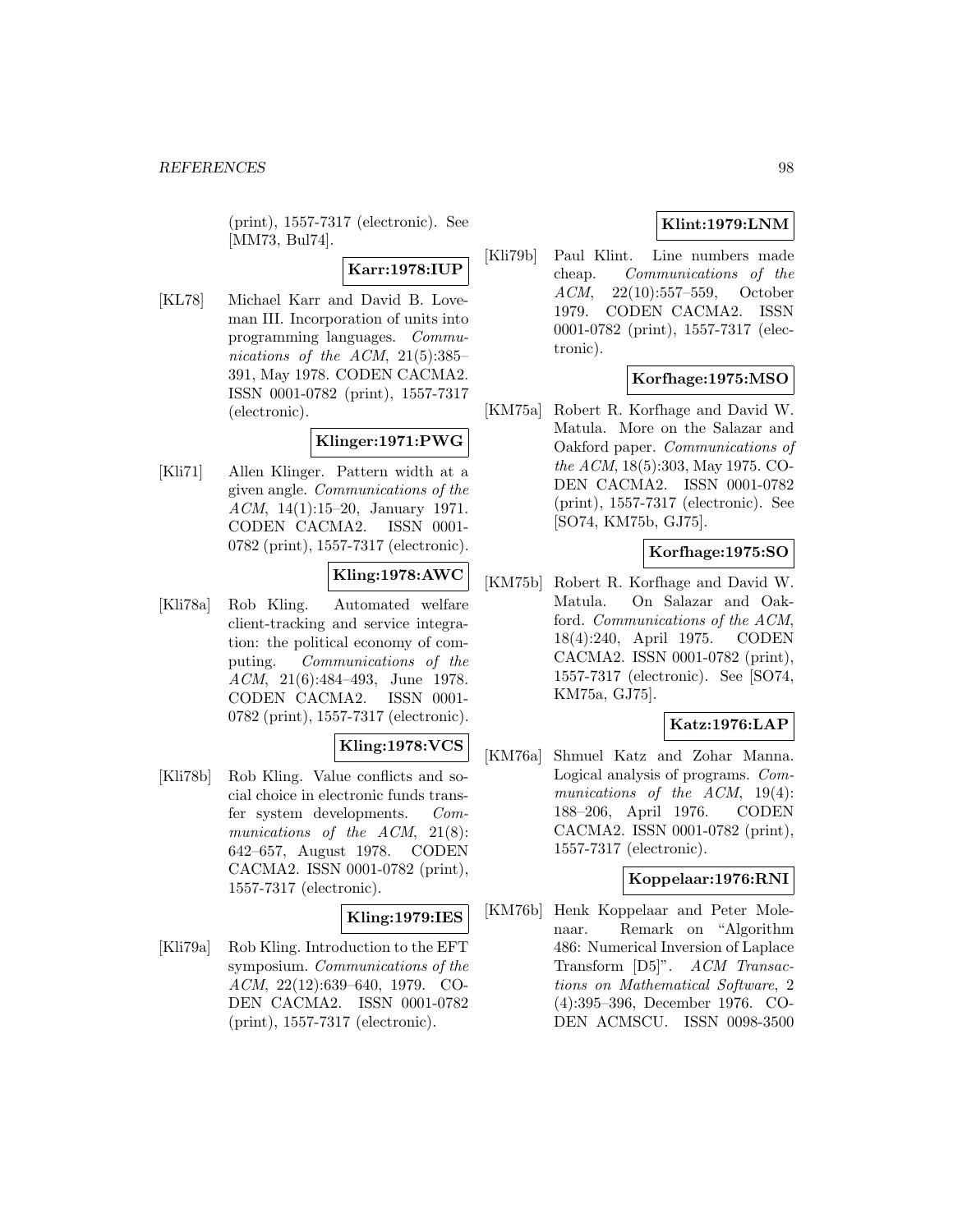(print), 1557-7317 (electronic). See [MM73, Bul74].

**Karr:1978:IUP**

[KL78] Michael Karr and David B. Loveman III. Incorporation of units into programming languages. *Communications of the ACM*, 21(5):385–391, May 1978. CODEN CACMA2. ISSN 0001-0782 (print), 1557-7317 (electronic).

**Klinger:1971:PWG**

[Kli71] Allen Klinger. Pattern width at a given angle. *Communications of the ACM*, 14(1):15–20, January 1971. CODEN CACMA2. ISSN 0001-0782 (print), 1557-7317 (electronic).

**Kling:1978:AWC**

[Kli78a] Rob Kling. Automated welfare client-tracking and service integration: the political economy of computing. *Communications of the ACM*, 21(6):484–493, June 1978. CODEN CACMA2. ISSN 0001-0782 (print), 1557-7317 (electronic).

**Kling:1978:VCS**

[Kli78b] Rob Kling. Value conflicts and social choice in electronic funds transfer system developments. *Communications of the ACM*, 21(8):642–657, August 1978. CODEN CACMA2. ISSN 0001-0782 (print), 1557-7317 (electronic).

**Kling:1979:IES**

[Kli79a] Rob Kling. Introduction to the EFT symposium. *Communications of the ACM*, 22(12):639–640, 1979. CODEN CACMA2. ISSN 0001-0782 (print), 1557-7317 (electronic).

**Klint:1979:LNM**

[Kli79b] Paul Klint. Line numbers made cheap. *Communications of the ACM*, 22(10):557–559, October 1979. CODEN CACMA2. ISSN 0001-0782 (print), 1557-7317 (electronic).

**Korfhage:1975:MSO**

[KM75a] Robert R. Korfhage and David W. Matula. More on the Salazar and Oakford paper. *Communications of the ACM*, 18(5):303, May 1975. CODEN CACMA2. ISSN 0001-0782 (print), 1557-7317 (electronic). See [SO74, KM75b, GJ75].

**Korfhage:1975:SO**

[KM75b] Robert R. Korfhage and David W. Matula. On Salazar and Oakford. *Communications of the ACM*, 18(4):240, April 1975. CODEN CACMA2. ISSN 0001-0782 (print), 1557-7317 (electronic). See [SO74, KM75a, GJ75].

**Katz:1976:LAP**

[KM76a] Shmuel Katz and Zohar Manna. Logical analysis of programs. *Communications of the ACM*, 19(4):188–206, April 1976. CODEN CACMA2. ISSN 0001-0782 (print), 1557-7317 (electronic).

**Koppelaar:1976:RNI**

[KM76b] Henk Koppelaar and Peter Molenaar. Remark on "Algorithm 486: Numerical Inversion of Laplace Transform [D5]". *ACM Transactions on Mathematical Software*, 2 (4):395–396, December 1976. CODEN ACMSCU. ISSN 0098-3500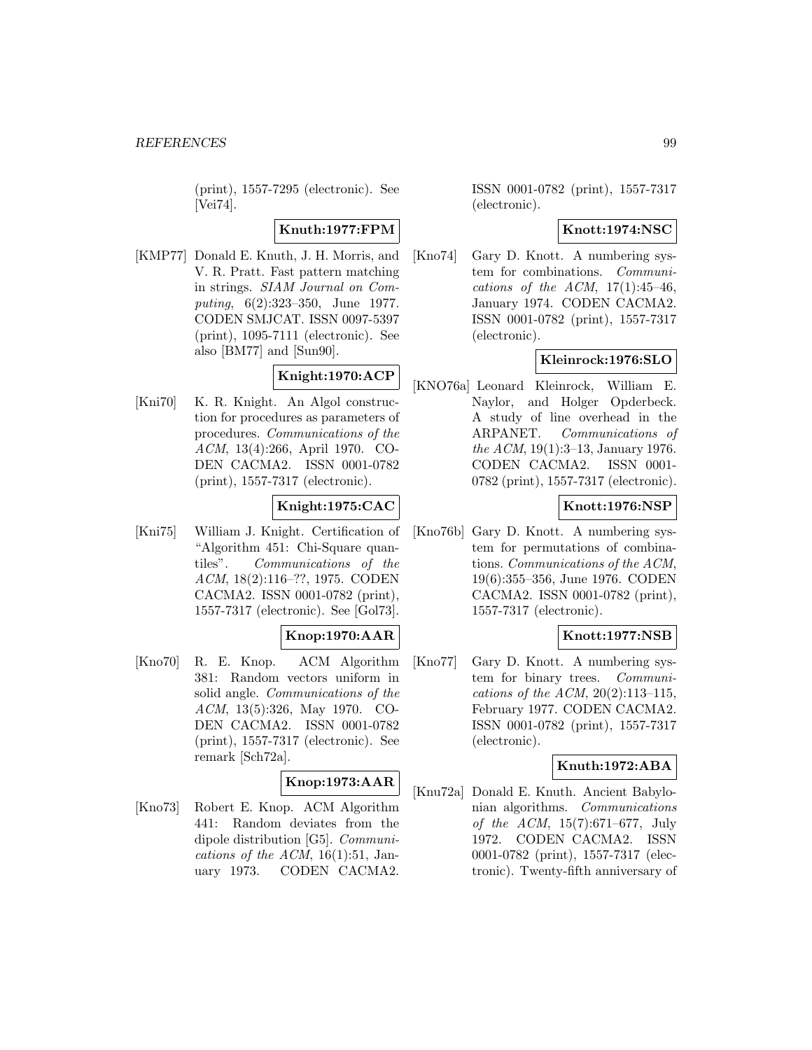(print), 1557-7295 (electronic). See [Vei74].

**Knuth:1977:FPM**

[KMP77] Donald E. Knuth, J. H. Morris, and V. R. Pratt. Fast pattern matching in strings. *SIAM Journal on Computing*, 6(2):323–350, June 1977. CODEN SMJCAT. ISSN 0097-5397 (print), 1095-7111 (electronic). See also [BM77] and [Sun90].

**Knight:1970:ACP**

[Kni70] K. R. Knight. An Algol construction for procedures as parameters of procedures. *Communications of the ACM*, 13(4):266, April 1970. CODEN CACMA2. ISSN 0001-0782 (print), 1557-7317 (electronic).

**Knight:1975:CAC**

[Kni75] William J. Knight. Certification of "Algorithm 451: Chi-Square quantiles". *Communications of the ACM*, 18(2):116–??, 1975. CODEN CACMA2. ISSN 0001-0782 (print), 1557-7317 (electronic). See [Gol73].

**Knop:1970:AAR**

[Kno70] R. E. Knop. ACM Algorithm 381: Random vectors uniform in solid angle. *Communications of the ACM*, 13(5):326, May 1970. CODEN CACMA2. ISSN 0001-0782 (print), 1557-7317 (electronic). See remark [Sch72a].

**Knop:1973:AAR**

[Kno73] Robert E. Knop. ACM Algorithm 441: Random deviates from the dipole distribution [G5]. *Communications of the ACM*, 16(1):51, January 1973. CODEN CACMA2. ISSN 0001-0782 (print), 1557-7317 (electronic).

**Knott:1974:NSC**

[Kno74] Gary D. Knott. A numbering system for combinations. *Communications of the ACM*, 17(1):45–46, January 1974. CODEN CACMA2. ISSN 0001-0782 (print), 1557-7317 (electronic).

**Kleinrock:1976:SLO**

[KNO76a] Leonard Kleinrock, William E. Naylor, and Holger Opderbeck. A study of line overhead in the ARPANET. *Communications of the ACM*, 19(1):3–13, January 1976. CODEN CACMA2. ISSN 0001-0782 (print), 1557-7317 (electronic).

**Knott:1976:NSP**

[Kno76b] Gary D. Knott. A numbering system for permutations of combinations. *Communications of the ACM*, 19(6):355–356, June 1976. CODEN CACMA2. ISSN 0001-0782 (print), 1557-7317 (electronic).

**Knott:1977:NSB**

[Kno77] Gary D. Knott. A numbering system for binary trees. *Communications of the ACM*, 20(2):113–115, February 1977. CODEN CACMA2. ISSN 0001-0782 (print), 1557-7317 (electronic).

**Knuth:1972:ABA**

[Knu72a] Donald E. Knuth. Ancient Babylonian algorithms. *Communications of the ACM*, 15(7):671–677, July 1972. CODEN CACMA2. ISSN 0001-0782 (print), 1557-7317 (electronic). Twenty-fifth anniversary of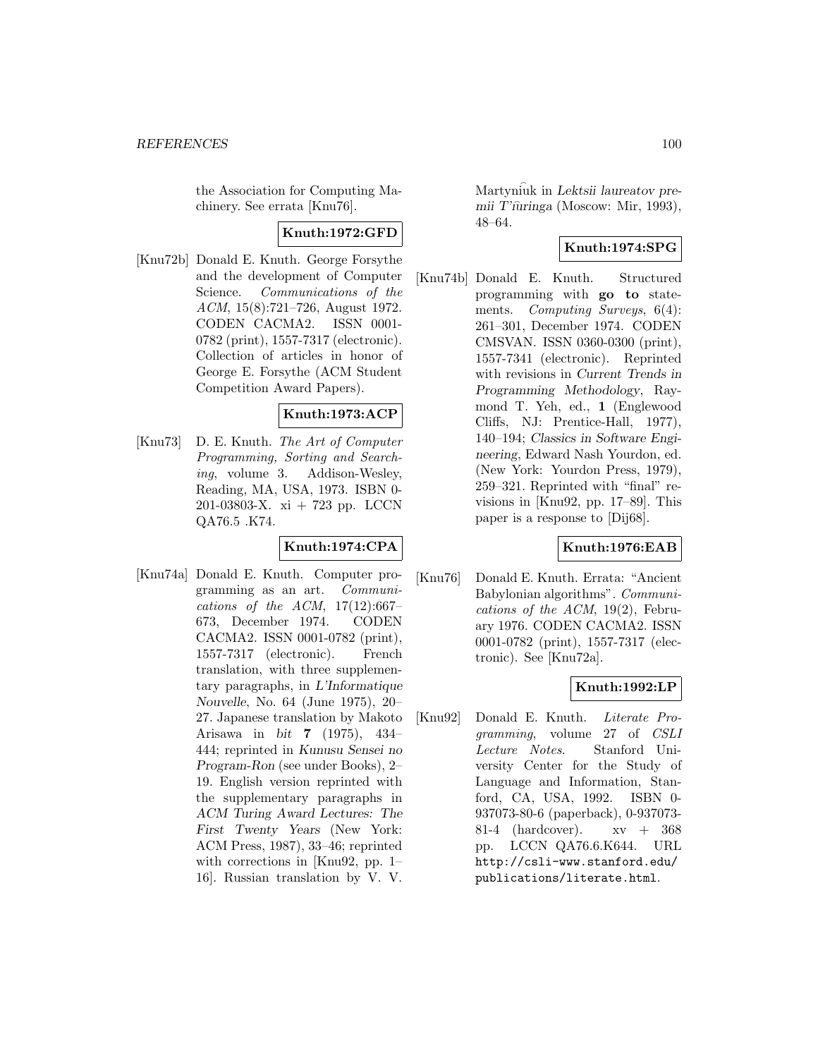the Association for Computing Machinery. See errata [Knu76].

**Knuth:1972:GFD**

[Knu72b] Donald E. Knuth. George Forsythe and the development of Computer Science. *Communications of the ACM*, 15(8):721–726, August 1972. CODEN CACMA2. ISSN 0001-0782 (print), 1557-7317 (electronic). Collection of articles in honor of George E. Forsythe (ACM Student Competition Award Papers).

**Knuth:1973:ACP**

[Knu73] D. E. Knuth. *The Art of Computer Programming, Sorting and Searching*, volume 3. Addison-Wesley, Reading, MA, USA, 1973. ISBN 0-201-03803-X. xi + 723 pp. LCCN QA76.5 .K74.

**Knuth:1974:CPA**

[Knu74a] Donald E. Knuth. Computer programming as an art. *Communications of the ACM*, 17(12):667–673, December 1974. CODEN CACMA2. ISSN 0001-0782 (print), 1557-7317 (electronic). French translation, with three supplementary paragraphs, in *L'Informatique Nouvelle*, No. 64 (June 1975), 20–27. Japanese translation by Makoto Arisawa in *bit* **7** (1975), 434–444; reprinted in *Kunusu Sensei no Program-Ron* (see under Books), 2–19. English version reprinted with the supplementary paragraphs in *ACM Turing Award Lectures: The First Twenty Years* (New York: ACM Press, 1987), 33–46; reprinted with corrections in [Knu92, pp. 1–16]. Russian translation by V. V. Martyni͡uk in *Lektsii laureatov premii T'i͡uringa* (Moscow: Mir, 1993), 48–64.

**Knuth:1974:SPG**

[Knu74b] Donald E. Knuth. Structured programming with **go to** statements. *Computing Surveys*, 6(4): 261–301, December 1974. CODEN CMSVAN. ISSN 0360-0300 (print), 1557-7341 (electronic). Reprinted with revisions in *Current Trends in Programming Methodology*, Raymond T. Yeh, ed., **1** (Englewood Cliffs, NJ: Prentice-Hall, 1977), 140–194; *Classics in Software Engineering*, Edward Nash Yourdon, ed. (New York: Yourdon Press, 1979), 259–321. Reprinted with "final" revisions in [Knu92, pp. 17–89]. This paper is a response to [Dij68].

**Knuth:1976:EAB**

[Knu76] Donald E. Knuth. Errata: "Ancient Babylonian algorithms". *Communications of the ACM*, 19(2), February 1976. CODEN CACMA2. ISSN 0001-0782 (print), 1557-7317 (electronic). See [Knu72a].

**Knuth:1992:LP**

[Knu92] Donald E. Knuth. *Literate Programming*, volume 27 of *CSLI Lecture Notes*. Stanford University Center for the Study of Language and Information, Stanford, CA, USA, 1992. ISBN 0-937073-80-6 (paperback), 0-937073-81-4 (hardcover). xv + 368 pp. LCCN QA76.6.K644. URL http://csli-www.stanford.edu/publications/literate.html.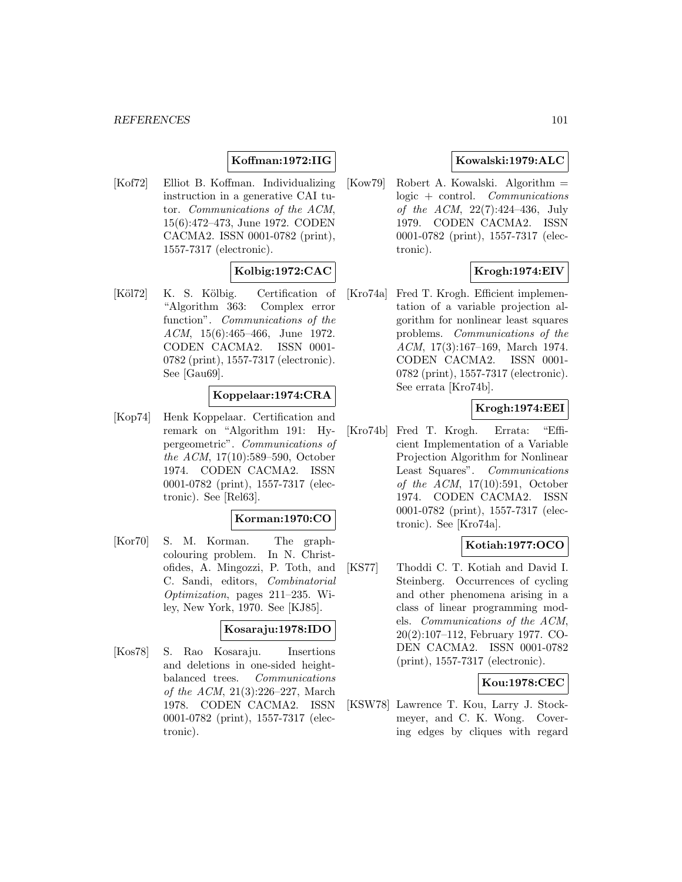**Koffman:1972:IIG**

[Kof72] Elliot B. Koffman. Individualizing instruction in a generative CAI tutor. *Communications of the ACM*, 15(6):472–473, June 1972. CODEN CACMA2. ISSN 0001-0782 (print), 1557-7317 (electronic).

**Kolbig:1972:CAC**

[Köl72] K. S. Kölbig. Certification of "Algorithm 363: Complex error function". *Communications of the ACM*, 15(6):465–466, June 1972. CODEN CACMA2. ISSN 0001-0782 (print), 1557-7317 (electronic). See [Gau69].

**Koppelaar:1974:CRA**

[Kop74] Henk Koppelaar. Certification and remark on "Algorithm 191: Hypergeometric". *Communications of the ACM*, 17(10):589–590, October 1974. CODEN CACMA2. ISSN 0001-0782 (print), 1557-7317 (electronic). See [Rel63].

**Korman:1970:CO**

[Kor70] S. M. Korman. The graph-colouring problem. In N. Christofides, A. Mingozzi, P. Toth, and C. Sandi, editors, *Combinatorial Optimization*, pages 211–235. Wiley, New York, 1970. See [KJ85].

**Kosaraju:1978:IDO**

[Kos78] S. Rao Kosaraju. Insertions and deletions in one-sided height-balanced trees. *Communications of the ACM*, 21(3):226–227, March 1978. CODEN CACMA2. ISSN 0001-0782 (print), 1557-7317 (electronic).

**Kowalski:1979:ALC**

[Kow79] Robert A. Kowalski. Algorithm = logic + control. *Communications of the ACM*, 22(7):424–436, July 1979. CODEN CACMA2. ISSN 0001-0782 (print), 1557-7317 (electronic).

**Krogh:1974:EIV**

[Kro74a] Fred T. Krogh. Efficient implementation of a variable projection algorithm for nonlinear least squares problems. *Communications of the ACM*, 17(3):167–169, March 1974. CODEN CACMA2. ISSN 0001-0782 (print), 1557-7317 (electronic). See errata [Kro74b].

**Krogh:1974:EEI**

[Kro74b] Fred T. Krogh. Errata: "Efficient Implementation of a Variable Projection Algorithm for Nonlinear Least Squares". *Communications of the ACM*, 17(10):591, October 1974. CODEN CACMA2. ISSN 0001-0782 (print), 1557-7317 (electronic). See [Kro74a].

**Kotiah:1977:OCO**

[KS77] Thoddi C. T. Kotiah and David I. Steinberg. Occurrences of cycling and other phenomena arising in a class of linear programming models. *Communications of the ACM*, 20(2):107–112, February 1977. CODEN CACMA2. ISSN 0001-0782 (print), 1557-7317 (electronic).

**Kou:1978:CEC**

[KSW78] Lawrence T. Kou, Larry J. Stockmeyer, and C. K. Wong. Covering edges by cliques with regard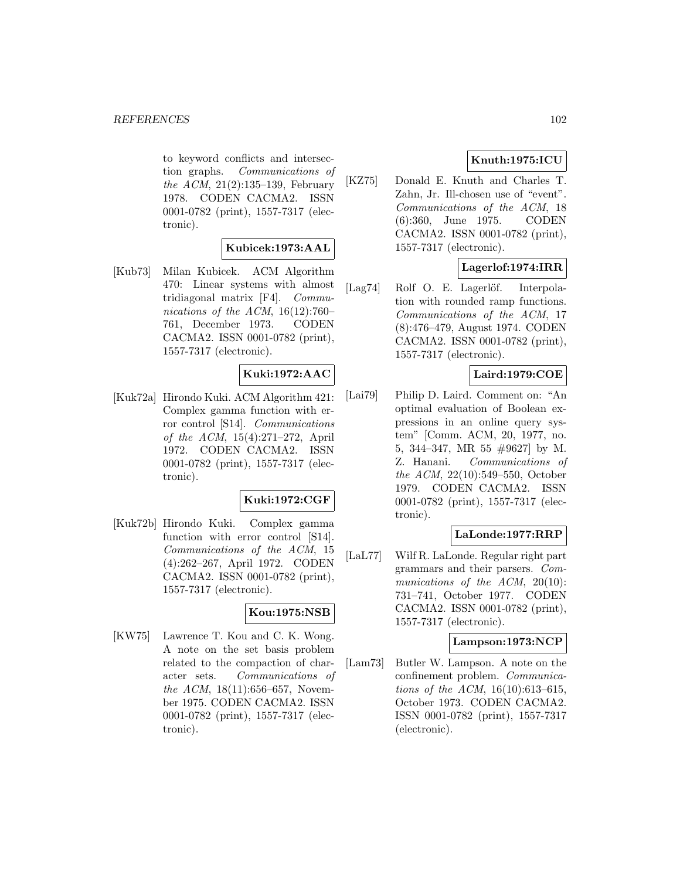to keyword conflicts and intersection graphs. *Communications of the ACM*, 21(2):135–139, February 1978. CODEN CACMA2. ISSN 0001-0782 (print), 1557-7317 (electronic).

**Kubicek:1973:AAL**

[Kub73] Milan Kubicek. ACM Algorithm 470: Linear systems with almost tridiagonal matrix [F4]. *Communications of the ACM*, 16(12):760–761, December 1973. CODEN CACMA2. ISSN 0001-0782 (print), 1557-7317 (electronic).

**Kuki:1972:AAC**

[Kuk72a] Hirondo Kuki. ACM Algorithm 421: Complex gamma function with error control [S14]. *Communications of the ACM*, 15(4):271–272, April 1972. CODEN CACMA2. ISSN 0001-0782 (print), 1557-7317 (electronic).

**Kuki:1972:CGF**

[Kuk72b] Hirondo Kuki. Complex gamma function with error control [S14]. *Communications of the ACM*, 15 (4):262–267, April 1972. CODEN CACMA2. ISSN 0001-0782 (print), 1557-7317 (electronic).

**Kou:1975:NSB**

[KW75] Lawrence T. Kou and C. K. Wong. A note on the set basis problem related to the compaction of character sets. *Communications of the ACM*, 18(11):656–657, November 1975. CODEN CACMA2. ISSN 0001-0782 (print), 1557-7317 (electronic).

**Knuth:1975:ICU**

[KZ75] Donald E. Knuth and Charles T. Zahn, Jr. Ill-chosen use of "event". *Communications of the ACM*, 18 (6):360, June 1975. CODEN CACMA2. ISSN 0001-0782 (print), 1557-7317 (electronic).

**Lagerlof:1974:IRR**

[Lag74] Rolf O. E. Lagerlöf. Interpolation with rounded ramp functions. *Communications of the ACM*, 17 (8):476–479, August 1974. CODEN CACMA2. ISSN 0001-0782 (print), 1557-7317 (electronic).

**Laird:1979:COE**

[Lai79] Philip D. Laird. Comment on: "An optimal evaluation of Boolean expressions in an online query system" [Comm. ACM, 20, 1977, no. 5, 344–347, MR 55 #9627] by M. Z. Hanani. *Communications of the ACM*, 22(10):549–550, October 1979. CODEN CACMA2. ISSN 0001-0782 (print), 1557-7317 (electronic).

**LaLonde:1977:RRP**

[LaL77] Wilf R. LaLonde. Regular right part grammars and their parsers. *Communications of the ACM*, 20(10): 731–741, October 1977. CODEN CACMA2. ISSN 0001-0782 (print), 1557-7317 (electronic).

**Lampson:1973:NCP**

[Lam73] Butler W. Lampson. A note on the confinement problem. *Communications of the ACM*, 16(10):613–615, October 1973. CODEN CACMA2. ISSN 0001-0782 (print), 1557-7317 (electronic).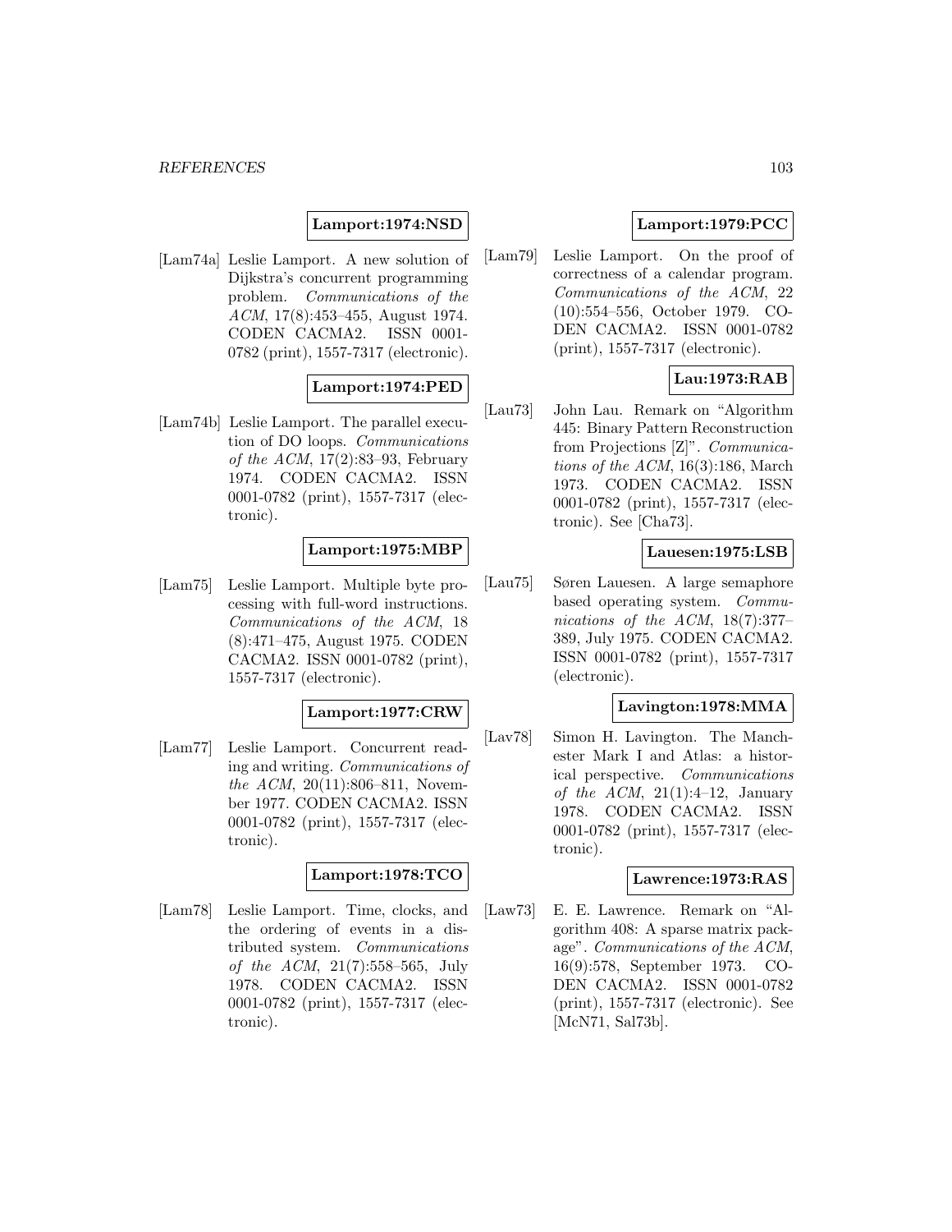**Lamport:1974:NSD**

[Lam74a] Leslie Lamport. A new solution of Dijkstra's concurrent programming problem. *Communications of the ACM*, 17(8):453–455, August 1974. CODEN CACMA2. ISSN 0001-0782 (print), 1557-7317 (electronic).

**Lamport:1974:PED**

[Lam74b] Leslie Lamport. The parallel execution of DO loops. *Communications of the ACM*, 17(2):83–93, February 1974. CODEN CACMA2. ISSN 0001-0782 (print), 1557-7317 (electronic).

**Lamport:1975:MBP**

[Lam75] Leslie Lamport. Multiple byte processing with full-word instructions. *Communications of the ACM*, 18 (8):471–475, August 1975. CODEN CACMA2. ISSN 0001-0782 (print), 1557-7317 (electronic).

**Lamport:1977:CRW**

[Lam77] Leslie Lamport. Concurrent reading and writing. *Communications of the ACM*, 20(11):806–811, November 1977. CODEN CACMA2. ISSN 0001-0782 (print), 1557-7317 (electronic).

**Lamport:1978:TCO**

[Lam78] Leslie Lamport. Time, clocks, and the ordering of events in a distributed system. *Communications of the ACM*, 21(7):558–565, July 1978. CODEN CACMA2. ISSN 0001-0782 (print), 1557-7317 (electronic).

**Lamport:1979:PCC**

[Lam79] Leslie Lamport. On the proof of correctness of a calendar program. *Communications of the ACM*, 22 (10):554–556, October 1979. CODEN CACMA2. ISSN 0001-0782 (print), 1557-7317 (electronic).

**Lau:1973:RAB**

[Lau73] John Lau. Remark on "Algorithm 445: Binary Pattern Reconstruction from Projections [Z]". *Communications of the ACM*, 16(3):186, March 1973. CODEN CACMA2. ISSN 0001-0782 (print), 1557-7317 (electronic). See [Cha73].

**Lauesen:1975:LSB**

[Lau75] Søren Lauesen. A large semaphore based operating system. *Communications of the ACM*, 18(7):377–389, July 1975. CODEN CACMA2. ISSN 0001-0782 (print), 1557-7317 (electronic).

**Lavington:1978:MMA**

[Lav78] Simon H. Lavington. The Manchester Mark I and Atlas: a historical perspective. *Communications of the ACM*, 21(1):4–12, January 1978. CODEN CACMA2. ISSN 0001-0782 (print), 1557-7317 (electronic).

**Lawrence:1973:RAS**

[Law73] E. E. Lawrence. Remark on "Algorithm 408: A sparse matrix package". *Communications of the ACM*, 16(9):578, September 1973. CODEN CACMA2. ISSN 0001-0782 (print), 1557-7317 (electronic). See [McN71, Sal73b].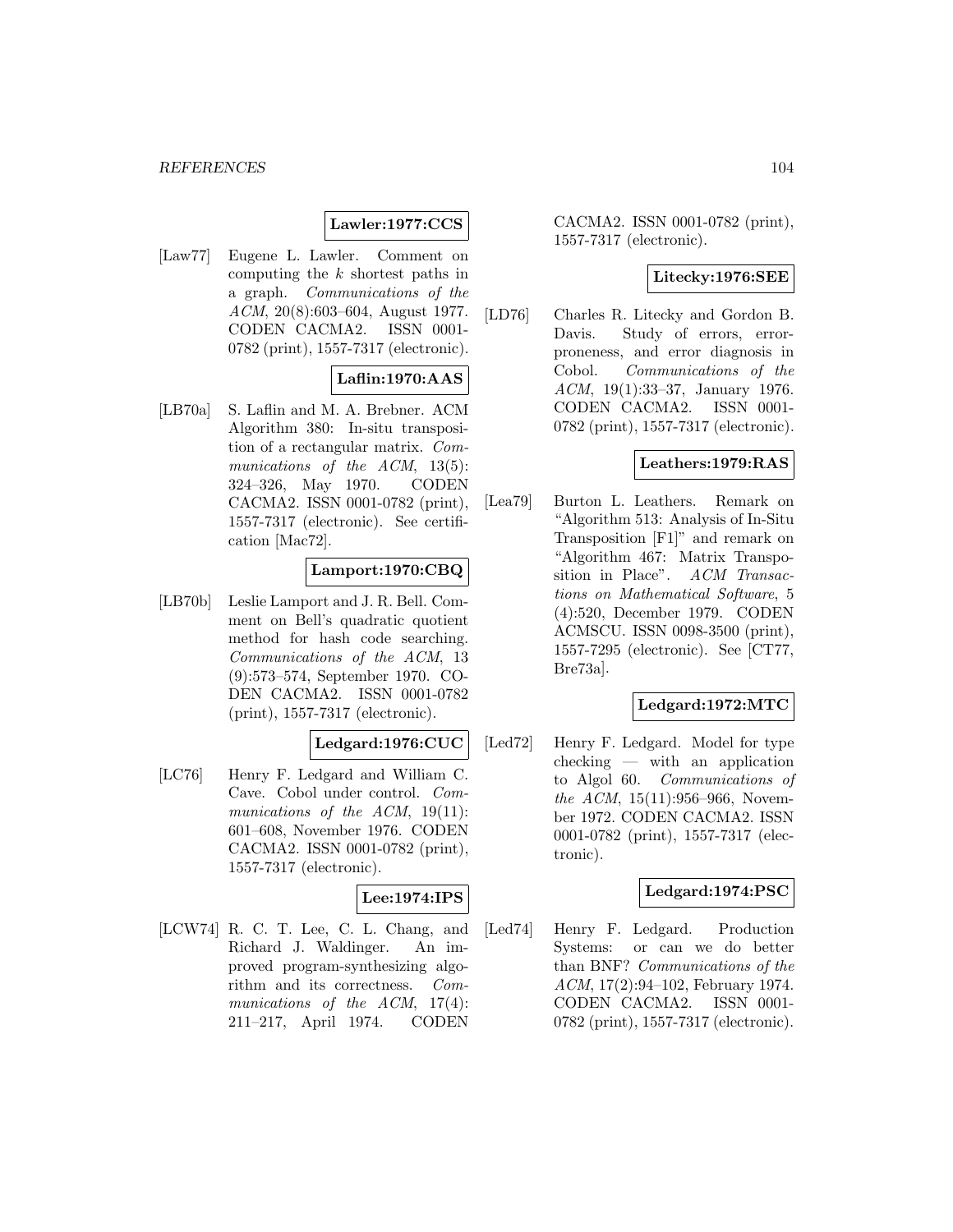**Lawler:1977:CCS**

[Law77] Eugene L. Lawler. Comment on computing the $k$ shortest paths in a graph. *Communications of the ACM*, 20(8):603–604, August 1977. CODEN CACMA2. ISSN 0001-0782 (print), 1557-7317 (electronic).

**Laflin:1970:AAS**

[LB70a] S. Laflin and M. A. Brebner. ACM Algorithm 380: In-situ transposition of a rectangular matrix. *Communications of the ACM*, 13(5): 324–326, May 1970. CODEN CACMA2. ISSN 0001-0782 (print), 1557-7317 (electronic). See certification [Mac72].

**Lamport:1970:CBQ**

[LB70b] Leslie Lamport and J. R. Bell. Comment on Bell's quadratic quotient method for hash code searching. *Communications of the ACM*, 13 (9):573–574, September 1970. CODEN CACMA2. ISSN 0001-0782 (print), 1557-7317 (electronic).

**Ledgard:1976:CUC**

[LC76] Henry F. Ledgard and William C. Cave. Cobol under control. *Communications of the ACM*, 19(11): 601–608, November 1976. CODEN CACMA2. ISSN 0001-0782 (print), 1557-7317 (electronic).

**Lee:1974:IPS**

[LCW74] R. C. T. Lee, C. L. Chang, and Richard J. Waldinger. An improved program-synthesizing algorithm and its correctness. *Communications of the ACM*, 17(4): 211–217, April 1974. CODEN CACMA2. ISSN 0001-0782 (print), 1557-7317 (electronic).

**Litecky:1976:SEE**

[LD76] Charles R. Litecky and Gordon B. Davis. Study of errors, error-proneness, and error diagnosis in Cobol. *Communications of the ACM*, 19(1):33–37, January 1976. CODEN CACMA2. ISSN 0001-0782 (print), 1557-7317 (electronic).

**Leathers:1979:RAS**

[Lea79] Burton L. Leathers. Remark on "Algorithm 513: Analysis of In-Situ Transposition [F1]" and remark on "Algorithm 467: Matrix Transposition in Place". *ACM Transactions on Mathematical Software*, 5 (4):520, December 1979. CODEN ACMSCU. ISSN 0098-3500 (print), 1557-7295 (electronic). See [CT77, Bre73a].

**Ledgard:1972:MTC**

[Led72] Henry F. Ledgard. Model for type checking — with an application to Algol 60. *Communications of the ACM*, 15(11):956–966, November 1972. CODEN CACMA2. ISSN 0001-0782 (print), 1557-7317 (electronic).

**Ledgard:1974:PSC**

[Led74] Henry F. Ledgard. Production Systems: or can we do better than BNF? *Communications of the ACM*, 17(2):94–102, February 1974. CODEN CACMA2. ISSN 0001-0782 (print), 1557-7317 (electronic).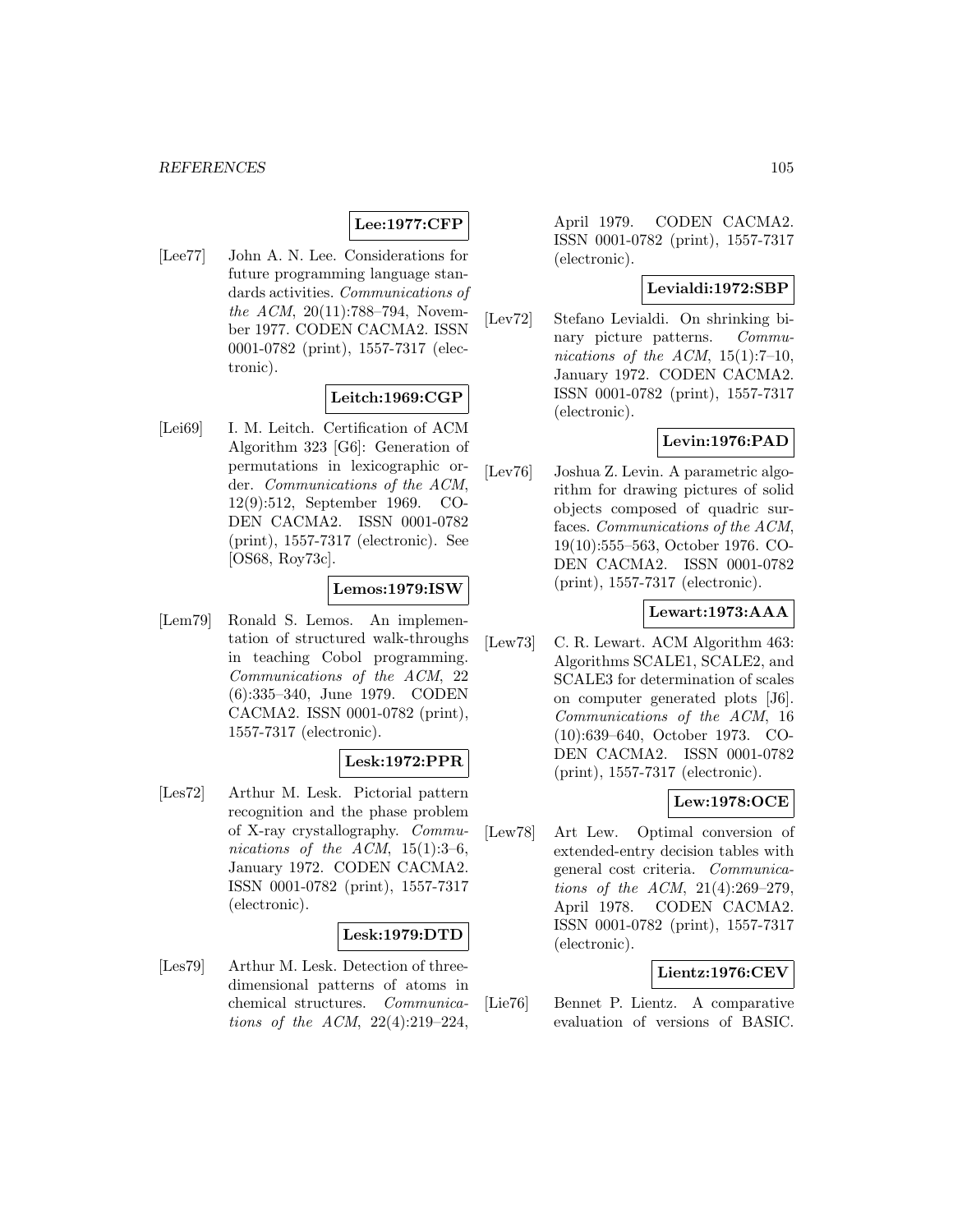**Lee:1977:CFP**

[Lee77] John A. N. Lee. Considerations for future programming language standards activities. *Communications of the ACM*, 20(11):788–794, November 1977. CODEN CACMA2. ISSN 0001-0782 (print), 1557-7317 (electronic).

**Leitch:1969:CGP**

[Lei69] I. M. Leitch. Certification of ACM Algorithm 323 [G6]: Generation of permutations in lexicographic order. *Communications of the ACM*, 12(9):512, September 1969. CODEN CACMA2. ISSN 0001-0782 (print), 1557-7317 (electronic). See [OS68, Roy73c].

**Lemos:1979:ISW**

[Lem79] Ronald S. Lemos. An implementation of structured walk-throughs in teaching Cobol programming. *Communications of the ACM*, 22 (6):335–340, June 1979. CODEN CACMA2. ISSN 0001-0782 (print), 1557-7317 (electronic).

**Lesk:1972:PPR**

[Les72] Arthur M. Lesk. Pictorial pattern recognition and the phase problem of X-ray crystallography. *Communications of the ACM*, 15(1):3–6, January 1972. CODEN CACMA2. ISSN 0001-0782 (print), 1557-7317 (electronic).

**Lesk:1979:DTD**

[Les79] Arthur M. Lesk. Detection of three-dimensional patterns of atoms in chemical structures. *Communications of the ACM*, 22(4):219–224, April 1979. CODEN CACMA2. ISSN 0001-0782 (print), 1557-7317 (electronic).

**Levialdi:1972:SBP**

[Lev72] Stefano Levialdi. On shrinking binary picture patterns. *Communications of the ACM*, 15(1):7–10, January 1972. CODEN CACMA2. ISSN 0001-0782 (print), 1557-7317 (electronic).

**Levin:1976:PAD**

[Lev76] Joshua Z. Levin. A parametric algorithm for drawing pictures of solid objects composed of quadric surfaces. *Communications of the ACM*, 19(10):555–563, October 1976. CODEN CACMA2. ISSN 0001-0782 (print), 1557-7317 (electronic).

**Lewart:1973:AAA**

[Lew73] C. R. Lewart. ACM Algorithm 463: Algorithms SCALE1, SCALE2, and SCALE3 for determination of scales on computer generated plots [J6]. *Communications of the ACM*, 16 (10):639–640, October 1973. CODEN CACMA2. ISSN 0001-0782 (print), 1557-7317 (electronic).

**Lew:1978:OCE**

[Lew78] Art Lew. Optimal conversion of extended-entry decision tables with general cost criteria. *Communications of the ACM*, 21(4):269–279, April 1978. CODEN CACMA2. ISSN 0001-0782 (print), 1557-7317 (electronic).

**Lientz:1976:CEV**

[Lie76] Bennet P. Lientz. A comparative evaluation of versions of BASIC.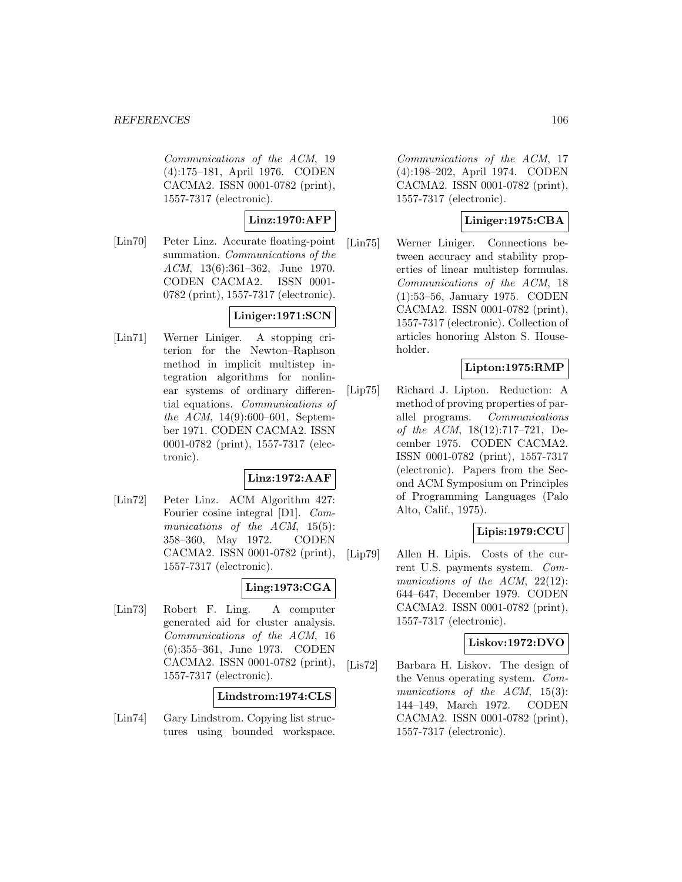Communications of the ACM, 19 (4):175–181, April 1976. CODEN CACMA2. ISSN 0001-0782 (print), 1557-7317 (electronic).

**Linz:1970:AFP**

[Lin70] Peter Linz. Accurate floating-point summation. *Communications of the ACM*, 13(6):361–362, June 1970. CODEN CACMA2. ISSN 0001-0782 (print), 1557-7317 (electronic).

**Liniger:1971:SCN**

[Lin71] Werner Liniger. A stopping criterion for the Newton–Raphson method in implicit multistep integration algorithms for nonlinear systems of ordinary differential equations. *Communications of the ACM*, 14(9):600–601, September 1971. CODEN CACMA2. ISSN 0001-0782 (print), 1557-7317 (electronic).

**Linz:1972:AAF**

[Lin72] Peter Linz. ACM Algorithm 427: Fourier cosine integral [D1]. *Communications of the ACM*, 15(5): 358–360, May 1972. CODEN CACMA2. ISSN 0001-0782 (print), 1557-7317 (electronic).

**Ling:1973:CGA**

[Lin73] Robert F. Ling. A computer generated aid for cluster analysis. *Communications of the ACM*, 16 (6):355–361, June 1973. CODEN CACMA2. ISSN 0001-0782 (print), 1557-7317 (electronic).

**Lindstrom:1974:CLS**

[Lin74] Gary Lindstrom. Copying list structures using bounded workspace. *Communications of the ACM*, 17 (4):198–202, April 1974. CODEN CACMA2. ISSN 0001-0782 (print), 1557-7317 (electronic).

**Liniger:1975:CBA**

[Lin75] Werner Liniger. Connections between accuracy and stability properties of linear multistep formulas. *Communications of the ACM*, 18 (1):53–56, January 1975. CODEN CACMA2. ISSN 0001-0782 (print), 1557-7317 (electronic). Collection of articles honoring Alston S. Householder.

**Lipton:1975:RMP**

[Lip75] Richard J. Lipton. Reduction: A method of proving properties of parallel programs. *Communications of the ACM*, 18(12):717–721, December 1975. CODEN CACMA2. ISSN 0001-0782 (print), 1557-7317 (electronic). Papers from the Second ACM Symposium on Principles of Programming Languages (Palo Alto, Calif., 1975).

**Lipis:1979:CCU**

[Lip79] Allen H. Lipis. Costs of the current U.S. payments system. *Communications of the ACM*, 22(12): 644–647, December 1979. CODEN CACMA2. ISSN 0001-0782 (print), 1557-7317 (electronic).

**Liskov:1972:DVO**

[Lis72] Barbara H. Liskov. The design of the Venus operating system. *Communications of the ACM*, 15(3): 144–149, March 1972. CODEN CACMA2. ISSN 0001-0782 (print), 1557-7317 (electronic).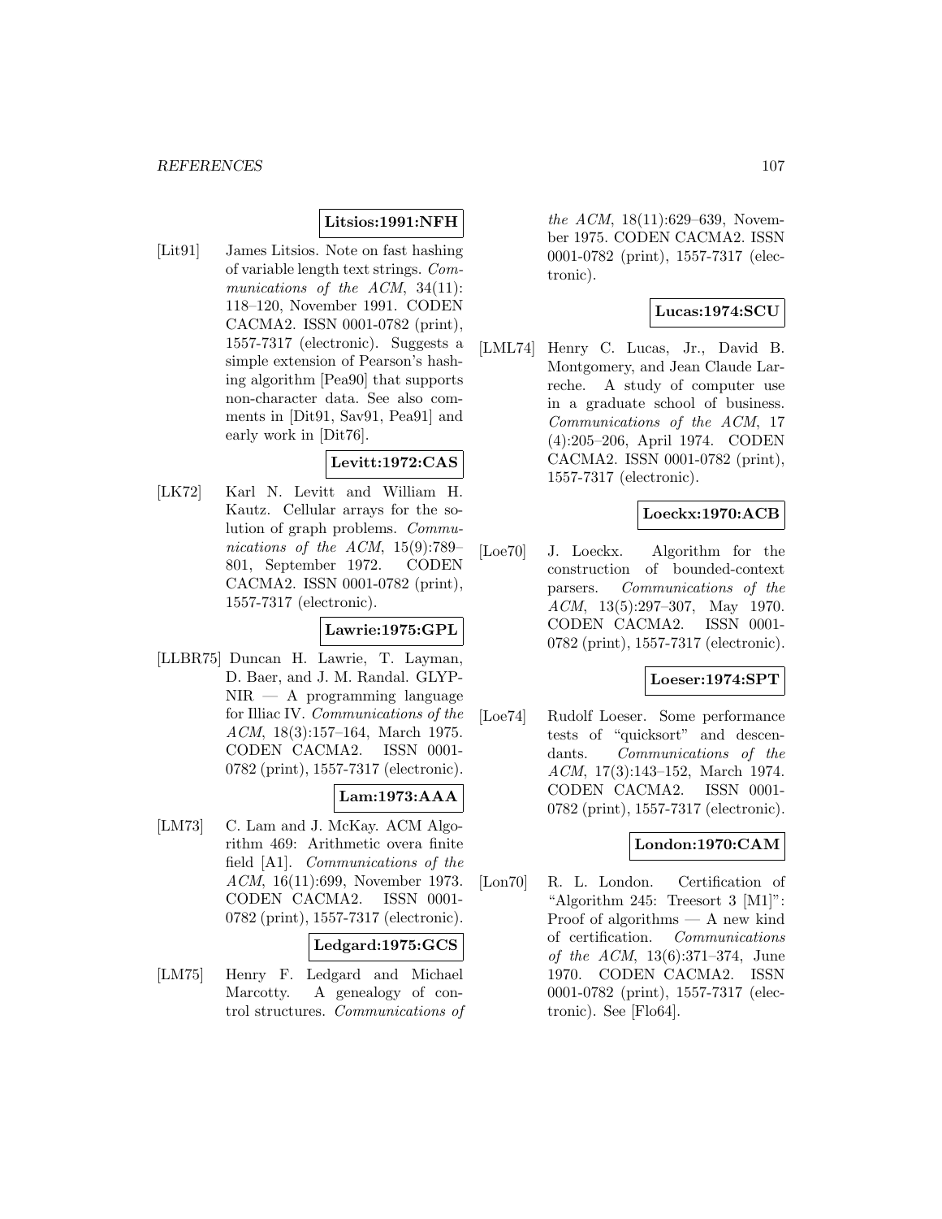**Litsios:1991:NFH**

[Lit91] James Litsios. Note on fast hashing of variable length text strings. *Communications of the ACM*, 34(11): 118–120, November 1991. CODEN CACMA2. ISSN 0001-0782 (print), 1557-7317 (electronic). Suggests a simple extension of Pearson's hashing algorithm [Pea90] that supports non-character data. See also comments in [Dit91, Sav91, Pea91] and early work in [Dit76].

**Levitt:1972:CAS**

[LK72] Karl N. Levitt and William H. Kautz. Cellular arrays for the solution of graph problems. *Communications of the ACM*, 15(9):789–801, September 1972. CODEN CACMA2. ISSN 0001-0782 (print), 1557-7317 (electronic).

**Lawrie:1975:GPL**

[LLBR75] Duncan H. Lawrie, T. Layman, D. Baer, and J. M. Randal. GLYPNIR — A programming language for Illiac IV. *Communications of the ACM*, 18(3):157–164, March 1975. CODEN CACMA2. ISSN 0001-0782 (print), 1557-7317 (electronic).

**Lam:1973:AAA**

[LM73] C. Lam and J. McKay. ACM Algorithm 469: Arithmetic overa finite field [A1]. *Communications of the ACM*, 16(11):699, November 1973. CODEN CACMA2. ISSN 0001-0782 (print), 1557-7317 (electronic).

**Ledgard:1975:GCS**

[LM75] Henry F. Ledgard and Michael Marcotty. A genealogy of control structures. *Communications of the ACM*, 18(11):629–639, November 1975. CODEN CACMA2. ISSN 0001-0782 (print), 1557-7317 (electronic).

**Lucas:1974:SCU**

[LML74] Henry C. Lucas, Jr., David B. Montgomery, and Jean Claude Larreche. A study of computer use in a graduate school of business. *Communications of the ACM*, 17 (4):205–206, April 1974. CODEN CACMA2. ISSN 0001-0782 (print), 1557-7317 (electronic).

**Loeckx:1970:ACB**

[Loe70] J. Loeckx. Algorithm for the construction of bounded-context parsers. *Communications of the ACM*, 13(5):297–307, May 1970. CODEN CACMA2. ISSN 0001-0782 (print), 1557-7317 (electronic).

**Loeser:1974:SPT**

[Loe74] Rudolf Loeser. Some performance tests of "quicksort" and descendants. *Communications of the ACM*, 17(3):143–152, March 1974. CODEN CACMA2. ISSN 0001-0782 (print), 1557-7317 (electronic).

**London:1970:CAM**

[Lon70] R. L. London. Certification of "Algorithm 245: Treesort 3 [M1]": Proof of algorithms — A new kind of certification. *Communications of the ACM*, 13(6):371–374, June 1970. CODEN CACMA2. ISSN 0001-0782 (print), 1557-7317 (electronic). See [Flo64].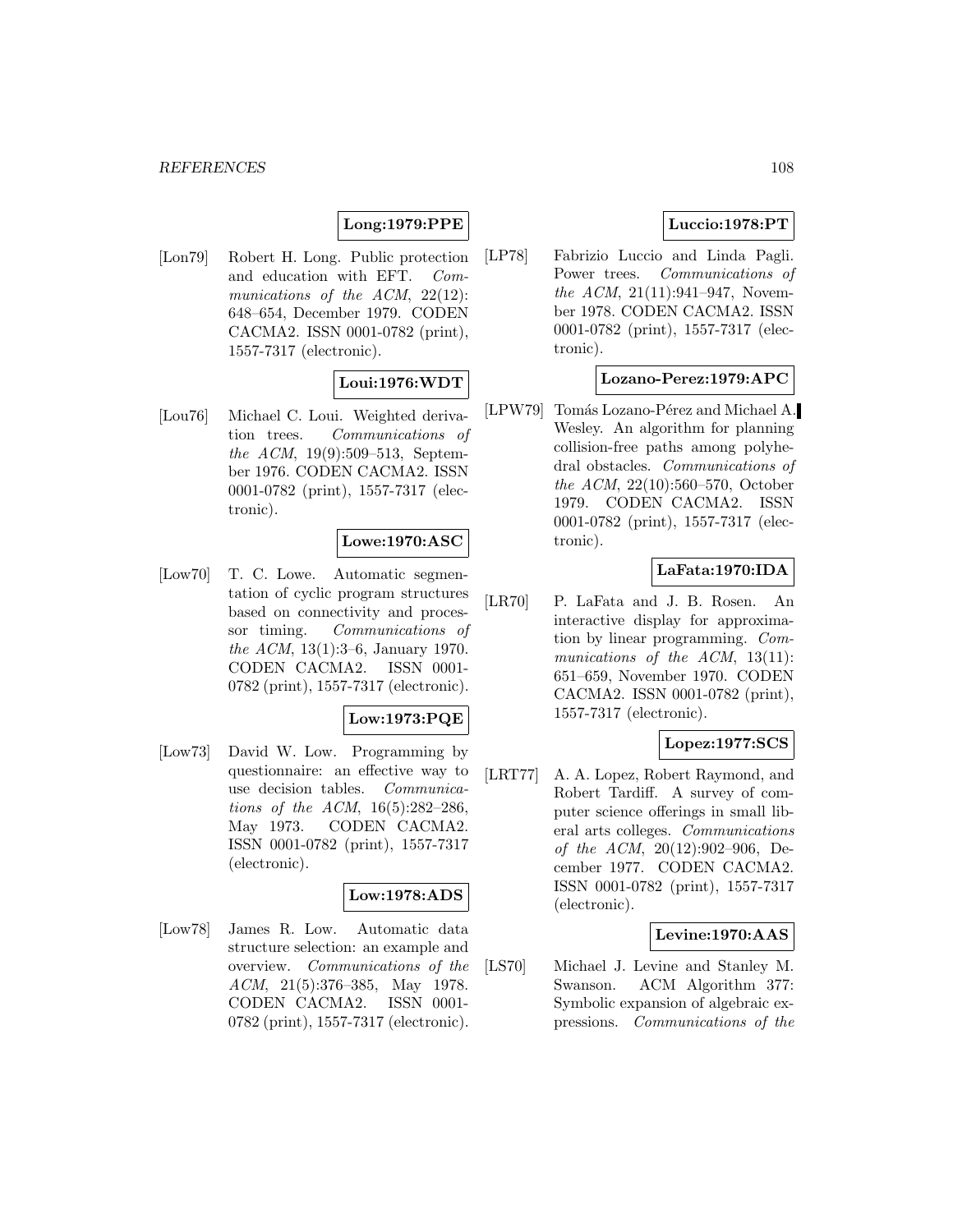**Long:1979:PPE**

[Lon79] Robert H. Long. Public protection and education with EFT. *Communications of the ACM*, 22(12): 648–654, December 1979. CODEN CACMA2. ISSN 0001-0782 (print), 1557-7317 (electronic).

**Loui:1976:WDT**

[Lou76] Michael C. Loui. Weighted derivation trees. *Communications of the ACM*, 19(9):509–513, September 1976. CODEN CACMA2. ISSN 0001-0782 (print), 1557-7317 (electronic).

**Lowe:1970:ASC**

[Low70] T. C. Lowe. Automatic segmentation of cyclic program structures based on connectivity and processor timing. *Communications of the ACM*, 13(1):3–6, January 1970. CODEN CACMA2. ISSN 0001-0782 (print), 1557-7317 (electronic).

**Low:1973:PQE**

[Low73] David W. Low. Programming by questionnaire: an effective way to use decision tables. *Communications of the ACM*, 16(5):282–286, May 1973. CODEN CACMA2. ISSN 0001-0782 (print), 1557-7317 (electronic).

**Low:1978:ADS**

[Low78] James R. Low. Automatic data structure selection: an example and overview. *Communications of the ACM*, 21(5):376–385, May 1978. CODEN CACMA2. ISSN 0001-0782 (print), 1557-7317 (electronic).

**Luccio:1978:PT**

[LP78] Fabrizio Luccio and Linda Pagli. Power trees. *Communications of the ACM*, 21(11):941–947, November 1978. CODEN CACMA2. ISSN 0001-0782 (print), 1557-7317 (electronic).

**Lozano-Perez:1979:APC**

[LPW79] Tomás Lozano-Pérez and Michael A. Wesley. An algorithm for planning collision-free paths among polyhedral obstacles. *Communications of the ACM*, 22(10):560–570, October 1979. CODEN CACMA2. ISSN 0001-0782 (print), 1557-7317 (electronic).

**LaFata:1970:IDA**

[LR70] P. LaFata and J. B. Rosen. An interactive display for approximation by linear programming. *Communications of the ACM*, 13(11): 651–659, November 1970. CODEN CACMA2. ISSN 0001-0782 (print), 1557-7317 (electronic).

**Lopez:1977:SCS**

[LRT77] A. A. Lopez, Robert Raymond, and Robert Tardiff. A survey of computer science offerings in small liberal arts colleges. *Communications of the ACM*, 20(12):902–906, December 1977. CODEN CACMA2. ISSN 0001-0782 (print), 1557-7317 (electronic).

**Levine:1970:AAS**

[LS70] Michael J. Levine and Stanley M. Swanson. ACM Algorithm 377: Symbolic expansion of algebraic expressions. *Communications of the*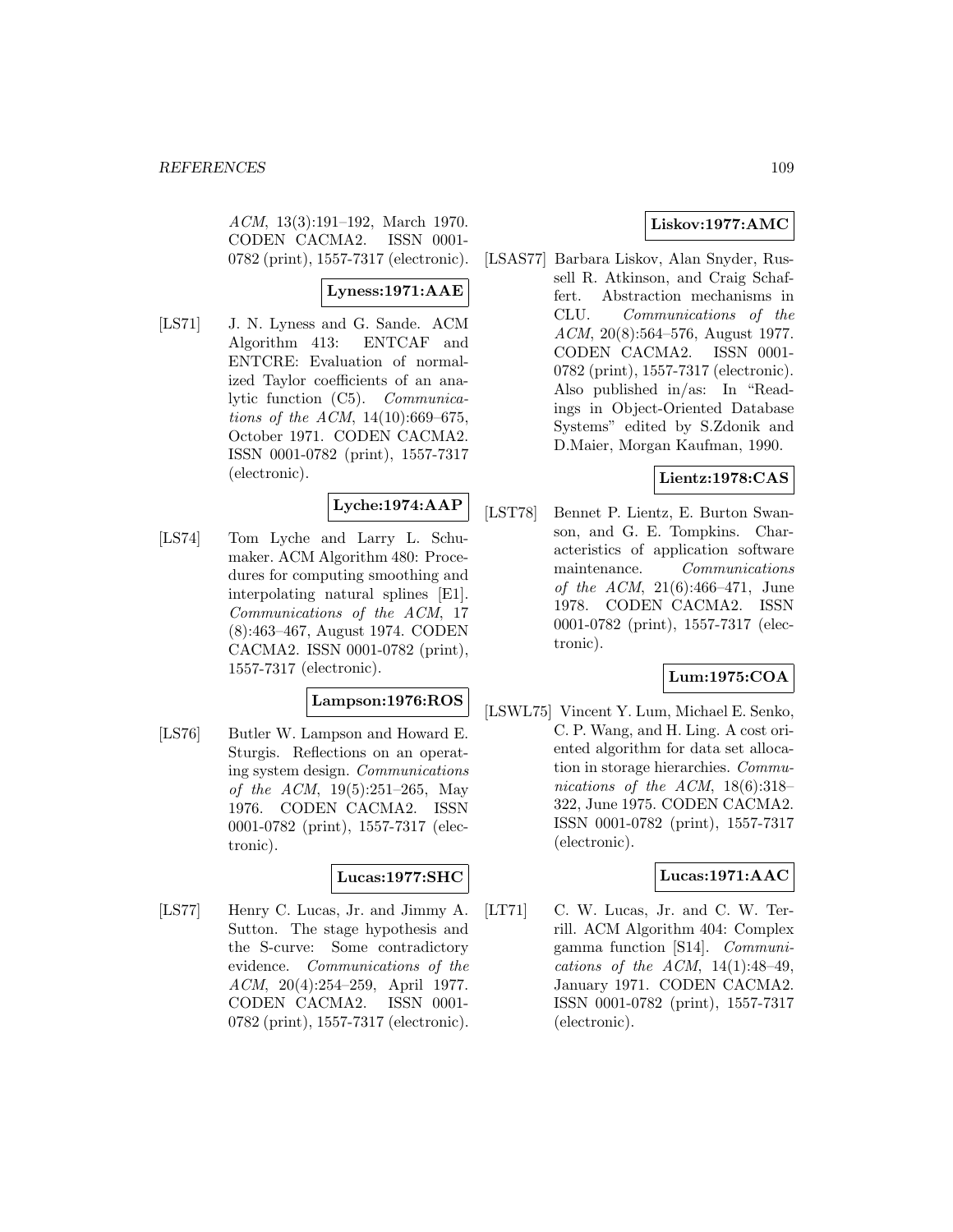*ACM*, 13(3):191–192, March 1970. CODEN CACMA2. ISSN 0001-0782 (print), 1557-7317 (electronic).

**Lyness:1971:AAE**

[LS71] J. N. Lyness and G. Sande. ACM Algorithm 413: ENTCAF and ENTCRE: Evaluation of normalized Taylor coefficients of an analytic function (C5). *Communications of the ACM*, 14(10):669–675, October 1971. CODEN CACMA2. ISSN 0001-0782 (print), 1557-7317 (electronic).

**Lyche:1974:AAP**

[LS74] Tom Lyche and Larry L. Schumaker. ACM Algorithm 480: Procedures for computing smoothing and interpolating natural splines [E1]. *Communications of the ACM*, 17 (8):463–467, August 1974. CODEN CACMA2. ISSN 0001-0782 (print), 1557-7317 (electronic).

**Lampson:1976:ROS**

[LS76] Butler W. Lampson and Howard E. Sturgis. Reflections on an operating system design. *Communications of the ACM*, 19(5):251–265, May 1976. CODEN CACMA2. ISSN 0001-0782 (print), 1557-7317 (electronic).

**Lucas:1977:SHC**

[LS77] Henry C. Lucas, Jr. and Jimmy A. Sutton. The stage hypothesis and the S-curve: Some contradictory evidence. *Communications of the ACM*, 20(4):254–259, April 1977. CODEN CACMA2. ISSN 0001-0782 (print), 1557-7317 (electronic).

**Liskov:1977:AMC**

[LSAS77] Barbara Liskov, Alan Snyder, Russell R. Atkinson, and Craig Schaffert. Abstraction mechanisms in CLU. *Communications of the ACM*, 20(8):564–576, August 1977. CODEN CACMA2. ISSN 0001-0782 (print), 1557-7317 (electronic). Also published in/as: In "Readings in Object-Oriented Database Systems" edited by S.Zdonik and D.Maier, Morgan Kaufman, 1990.

**Lientz:1978:CAS**

[LST78] Bennet P. Lientz, E. Burton Swanson, and G. E. Tompkins. Characteristics of application software maintenance. *Communications of the ACM*, 21(6):466–471, June 1978. CODEN CACMA2. ISSN 0001-0782 (print), 1557-7317 (electronic).

**Lum:1975:COA**

[LSWL75] Vincent Y. Lum, Michael E. Senko, C. P. Wang, and H. Ling. A cost oriented algorithm for data set allocation in storage hierarchies. *Communications of the ACM*, 18(6):318–322, June 1975. CODEN CACMA2. ISSN 0001-0782 (print), 1557-7317 (electronic).

**Lucas:1971:AAC**

[LT71] C. W. Lucas, Jr. and C. W. Terrill. ACM Algorithm 404: Complex gamma function [S14]. *Communications of the ACM*, 14(1):48–49, January 1971. CODEN CACMA2. ISSN 0001-0782 (print), 1557-7317 (electronic).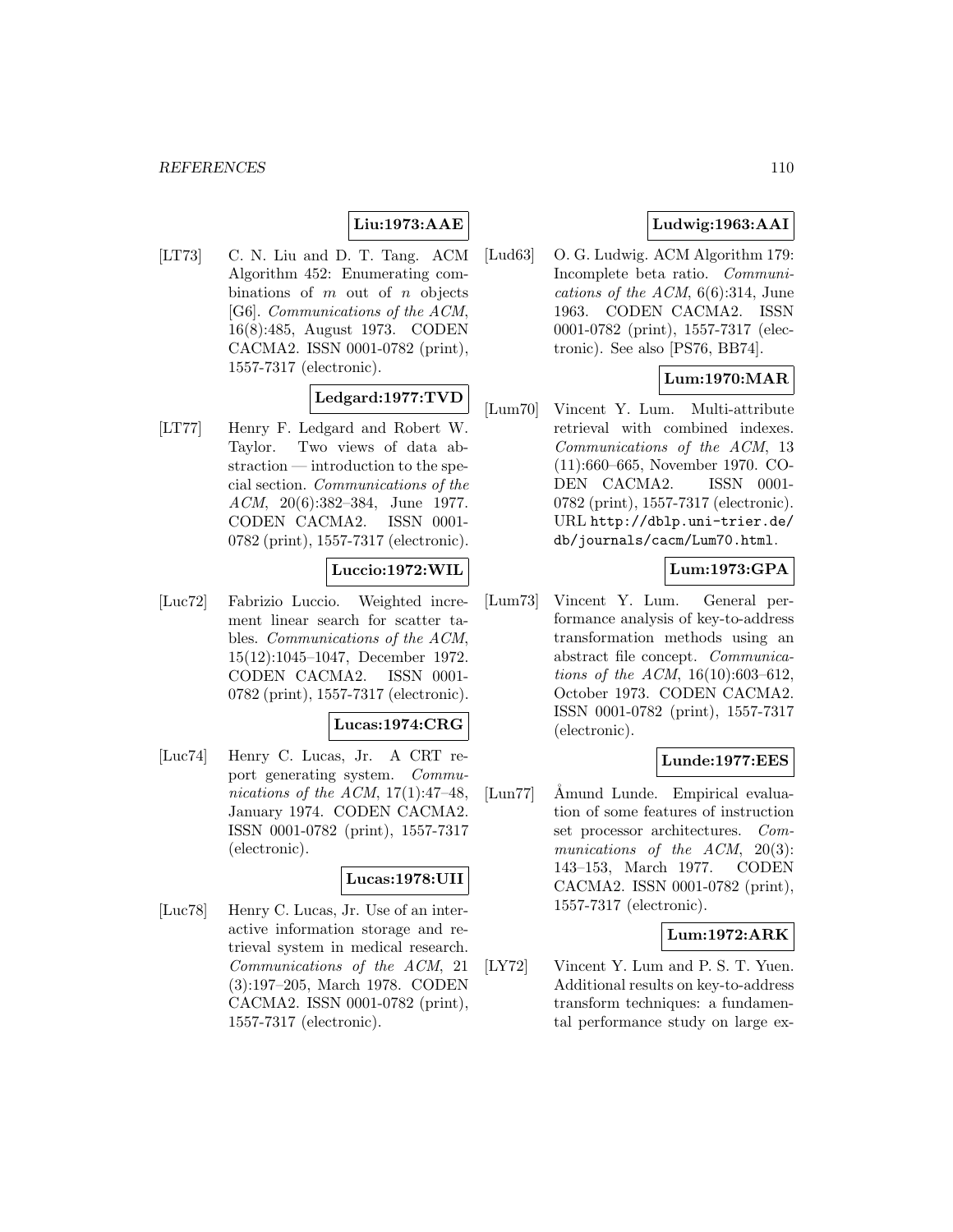**Liu:1973:AAE**

[LT73] C. N. Liu and D. T. Tang. ACM Algorithm 452: Enumerating combinations of $m$ out of $n$ objects [G6]. *Communications of the ACM*, 16(8):485, August 1973. CODEN CACMA2. ISSN 0001-0782 (print), 1557-7317 (electronic).

**Ledgard:1977:TVD**

[LT77] Henry F. Ledgard and Robert W. Taylor. Two views of data abstraction — introduction to the special section. *Communications of the ACM*, 20(6):382–384, June 1977. CODEN CACMA2. ISSN 0001-0782 (print), 1557-7317 (electronic).

**Luccio:1972:WIL**

[Luc72] Fabrizio Luccio. Weighted increment linear search for scatter tables. *Communications of the ACM*, 15(12):1045–1047, December 1972. CODEN CACMA2. ISSN 0001-0782 (print), 1557-7317 (electronic).

**Lucas:1974:CRG**

[Luc74] Henry C. Lucas, Jr. A CRT report generating system. *Communications of the ACM*, 17(1):47–48, January 1974. CODEN CACMA2. ISSN 0001-0782 (print), 1557-7317 (electronic).

**Lucas:1978:UII**

[Luc78] Henry C. Lucas, Jr. Use of an interactive information storage and retrieval system in medical research. *Communications of the ACM*, 21 (3):197–205, March 1978. CODEN CACMA2. ISSN 0001-0782 (print), 1557-7317 (electronic).

**Ludwig:1963:AAI**

[Lud63] O. G. Ludwig. ACM Algorithm 179: Incomplete beta ratio. *Communications of the ACM*, 6(6):314, June 1963. CODEN CACMA2. ISSN 0001-0782 (print), 1557-7317 (electronic). See also [PS76, BB74].

**Lum:1970:MAR**

[Lum70] Vincent Y. Lum. Multi-attribute retrieval with combined indexes. *Communications of the ACM*, 13 (11):660–665, November 1970. CODEN CACMA2. ISSN 0001-0782 (print), 1557-7317 (electronic). URL http://dblp.uni-trier.de/db/journals/cacm/Lum70.html.

**Lum:1973:GPA**

[Lum73] Vincent Y. Lum. General performance analysis of key-to-address transformation methods using an abstract file concept. *Communications of the ACM*, 16(10):603–612, October 1973. CODEN CACMA2. ISSN 0001-0782 (print), 1557-7317 (electronic).

**Lunde:1977:EES**

[Lun77] Åmund Lunde. Empirical evaluation of some features of instruction set processor architectures. *Communications of the ACM*, 20(3): 143–153, March 1977. CODEN CACMA2. ISSN 0001-0782 (print), 1557-7317 (electronic).

**Lum:1972:ARK**

[LY72] Vincent Y. Lum and P. S. T. Yuen. Additional results on key-to-address transform techniques: a fundamental performance study on large ex-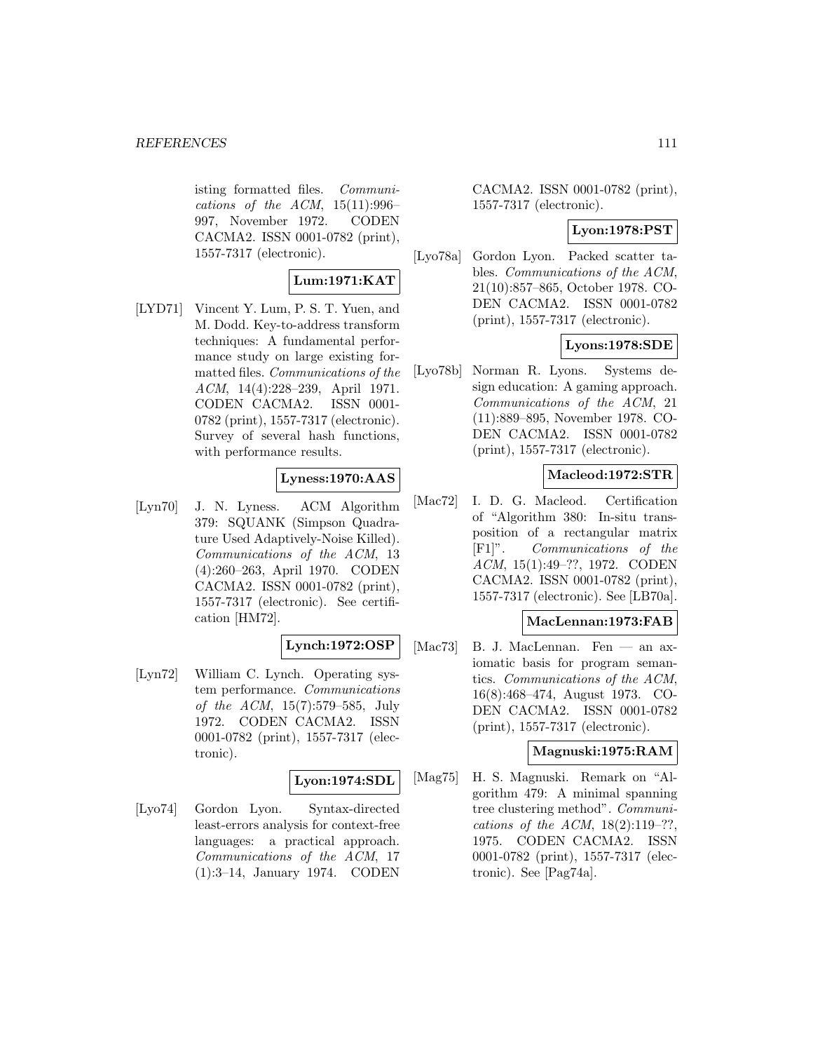isting formatted files. *Communications of the ACM*, 15(11):996–997, November 1972. CODEN CACMA2. ISSN 0001-0782 (print), 1557-7317 (electronic).

**Lum:1971:KAT**

[LYD71] Vincent Y. Lum, P. S. T. Yuen, and M. Dodd. Key-to-address transform techniques: A fundamental performance study on large existing formatted files. *Communications of the ACM*, 14(4):228–239, April 1971. CODEN CACMA2. ISSN 0001-0782 (print), 1557-7317 (electronic). Survey of several hash functions, with performance results.

**Lyness:1970:AAS**

[Lyn70] J. N. Lyness. ACM Algorithm 379: SQUANK (Simpson Quadrature Used Adaptively-Noise Killed). *Communications of the ACM*, 13 (4):260–263, April 1970. CODEN CACMA2. ISSN 0001-0782 (print), 1557-7317 (electronic). See certification [HM72].

**Lynch:1972:OSP**

[Lyn72] William C. Lynch. Operating system performance. *Communications of the ACM*, 15(7):579–585, July 1972. CODEN CACMA2. ISSN 0001-0782 (print), 1557-7317 (electronic).

**Lyon:1974:SDL**

[Lyo74] Gordon Lyon. Syntax-directed least-errors analysis for context-free languages: a practical approach. *Communications of the ACM*, 17 (1):3–14, January 1974. CODEN CACMA2. ISSN 0001-0782 (print), 1557-7317 (electronic).

**Lyon:1978:PST**

[Lyo78a] Gordon Lyon. Packed scatter tables. *Communications of the ACM*, 21(10):857–865, October 1978. CODEN CACMA2. ISSN 0001-0782 (print), 1557-7317 (electronic).

**Lyons:1978:SDE**

[Lyo78b] Norman R. Lyons. Systems design education: A gaming approach. *Communications of the ACM*, 21 (11):889–895, November 1978. CODEN CACMA2. ISSN 0001-0782 (print), 1557-7317 (electronic).

**Macleod:1972:STR**

[Mac72] I. D. G. Macleod. Certification of "Algorithm 380: In-situ transposition of a rectangular matrix [F1]". *Communications of the ACM*, 15(1):49–??, 1972. CODEN CACMA2. ISSN 0001-0782 (print), 1557-7317 (electronic). See [LB70a].

**MacLennan:1973:FAB**

[Mac73] B. J. MacLennan. Fen — an axiomatic basis for program semantics. *Communications of the ACM*, 16(8):468–474, August 1973. CODEN CACMA2. ISSN 0001-0782 (print), 1557-7317 (electronic).

**Magnuski:1975:RAM**

[Mag75] H. S. Magnuski. Remark on "Algorithm 479: A minimal spanning tree clustering method". *Communications of the ACM*, 18(2):119–??, 1975. CODEN CACMA2. ISSN 0001-0782 (print), 1557-7317 (electronic). See [Pag74a].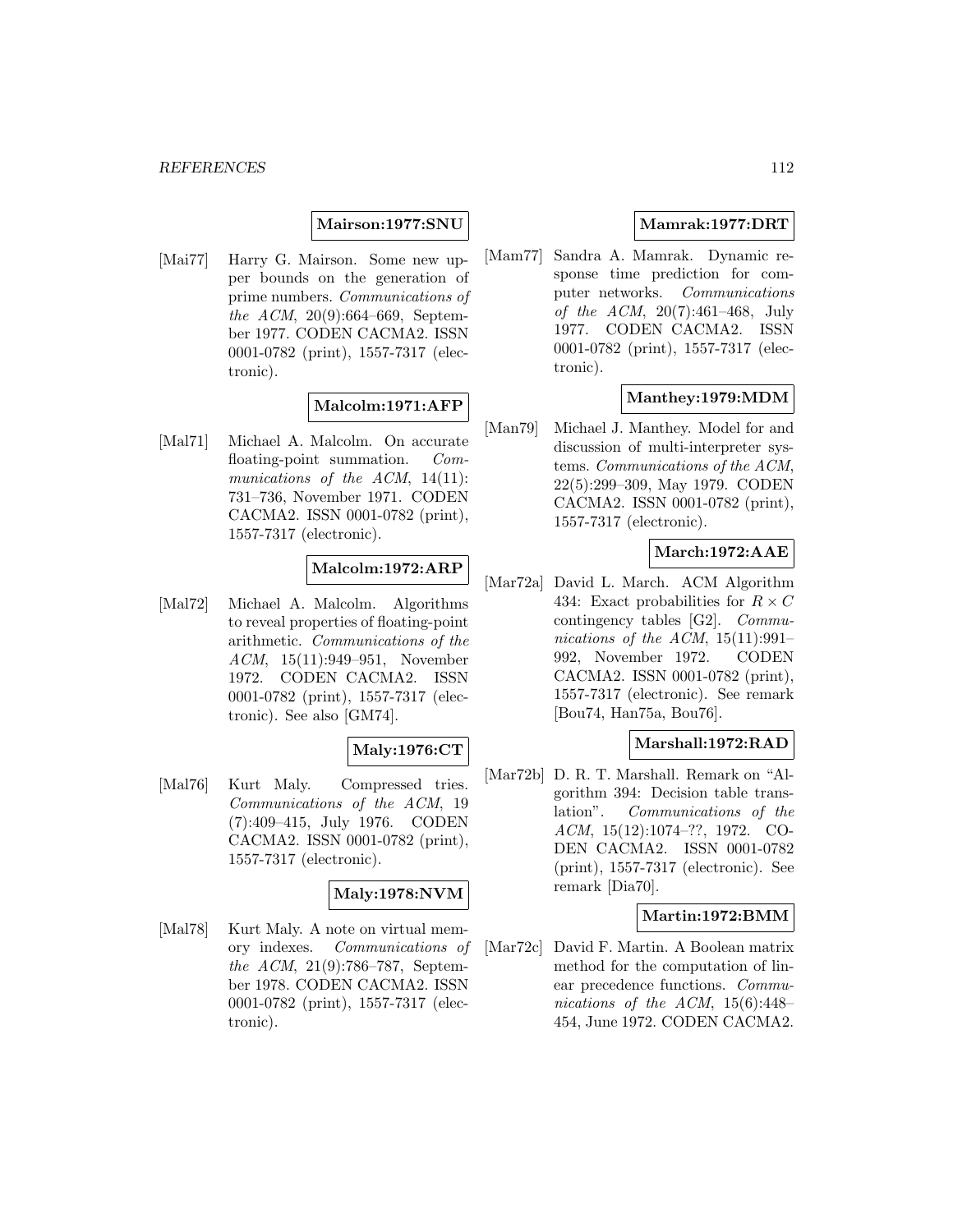**Mairson:1977:SNU**

[Mai77] Harry G. Mairson. Some new upper bounds on the generation of prime numbers. *Communications of the ACM*, 20(9):664–669, September 1977. CODEN CACMA2. ISSN 0001-0782 (print), 1557-7317 (electronic).

**Malcolm:1971:AFP**

[Mal71] Michael A. Malcolm. On accurate floating-point summation. *Communications of the ACM*, 14(11): 731–736, November 1971. CODEN CACMA2. ISSN 0001-0782 (print), 1557-7317 (electronic).

**Malcolm:1972:ARP**

[Mal72] Michael A. Malcolm. Algorithms to reveal properties of floating-point arithmetic. *Communications of the ACM*, 15(11):949–951, November 1972. CODEN CACMA2. ISSN 0001-0782 (print), 1557-7317 (electronic). See also [GM74].

**Maly:1976:CT**

[Mal76] Kurt Maly. Compressed tries. *Communications of the ACM*, 19 (7):409–415, July 1976. CODEN CACMA2. ISSN 0001-0782 (print), 1557-7317 (electronic).

**Maly:1978:NVM**

[Mal78] Kurt Maly. A note on virtual memory indexes. *Communications of the ACM*, 21(9):786–787, September 1978. CODEN CACMA2. ISSN 0001-0782 (print), 1557-7317 (electronic).

**Mamrak:1977:DRT**

[Mam77] Sandra A. Mamrak. Dynamic response time prediction for computer networks. *Communications of the ACM*, 20(7):461–468, July 1977. CODEN CACMA2. ISSN 0001-0782 (print), 1557-7317 (electronic).

**Manthey:1979:MDM**

[Man79] Michael J. Manthey. Model for and discussion of multi-interpreter systems. *Communications of the ACM*, 22(5):299–309, May 1979. CODEN CACMA2. ISSN 0001-0782 (print), 1557-7317 (electronic).

**March:1972:AAE**

[Mar72a] David L. March. ACM Algorithm 434: Exact probabilities for $R \times C$ contingency tables [G2]. *Communications of the ACM*, 15(11):991–992, November 1972. CODEN CACMA2. ISSN 0001-0782 (print), 1557-7317 (electronic). See remark [Bou74, Han75a, Bou76].

**Marshall:1972:RAD**

[Mar72b] D. R. T. Marshall. Remark on "Algorithm 394: Decision table translation". *Communications of the ACM*, 15(12):1074–??, 1972. CODEN CACMA2. ISSN 0001-0782 (print), 1557-7317 (electronic). See remark [Dia70].

**Martin:1972:BMM**

[Mar72c] David F. Martin. A Boolean matrix method for the computation of linear precedence functions. *Communications of the ACM*, 15(6):448–454, June 1972. CODEN CACMA2.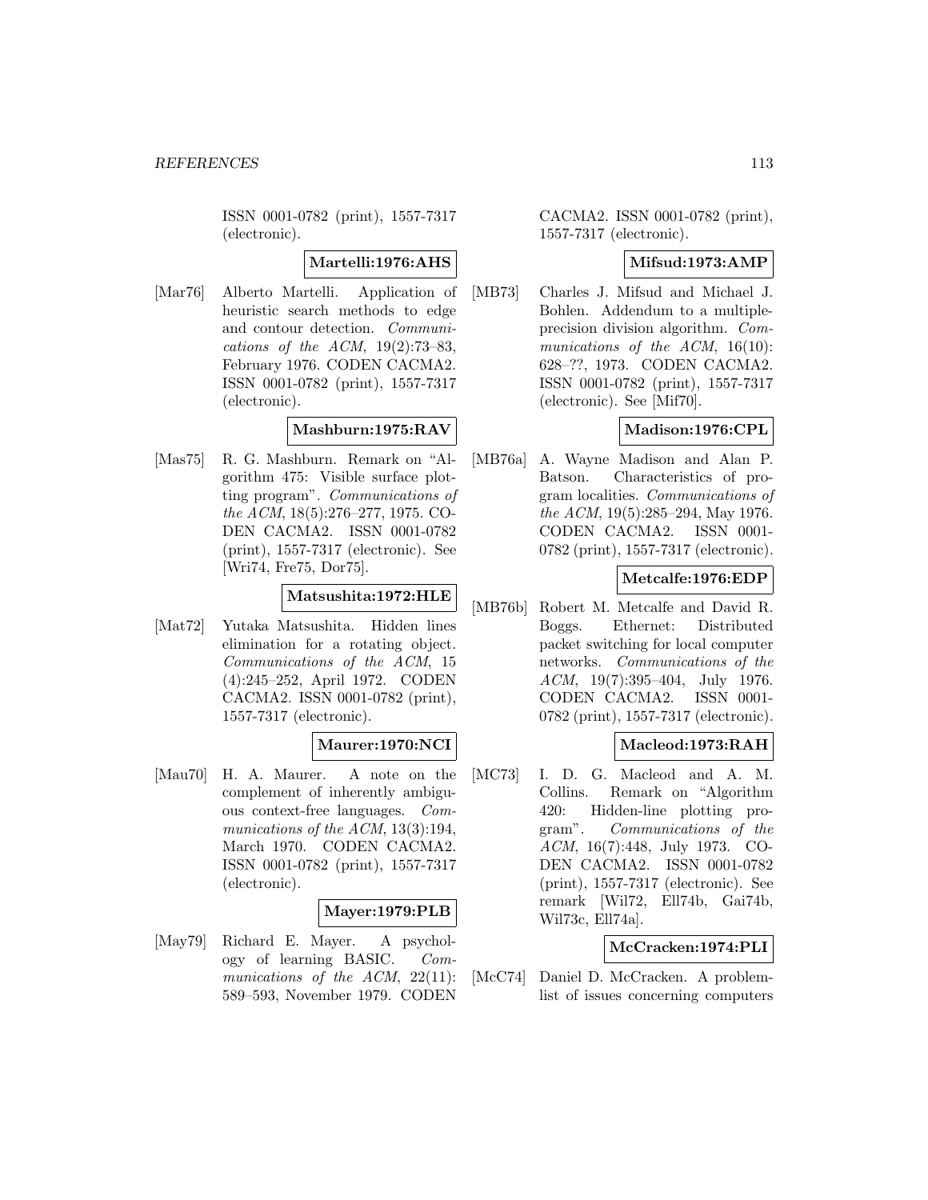ISSN 0001-0782 (print), 1557-7317 (electronic).

**Martelli:1976:AHS**

[Mar76] Alberto Martelli. Application of heuristic search methods to edge and contour detection. *Communications of the ACM*, 19(2):73–83, February 1976. CODEN CACMA2. ISSN 0001-0782 (print), 1557-7317 (electronic).

**Mashburn:1975:RAV**

[Mas75] R. G. Mashburn. Remark on "Algorithm 475: Visible surface plotting program". *Communications of the ACM*, 18(5):276–277, 1975. CODEN CACMA2. ISSN 0001-0782 (print), 1557-7317 (electronic). See [Wri74, Fre75, Dor75].

**Matsushita:1972:HLE**

[Mat72] Yutaka Matsushita. Hidden lines elimination for a rotating object. *Communications of the ACM*, 15 (4):245–252, April 1972. CODEN CACMA2. ISSN 0001-0782 (print), 1557-7317 (electronic).

**Maurer:1970:NCI**

[Mau70] H. A. Maurer. A note on the complement of inherently ambiguous context-free languages. *Communications of the ACM*, 13(3):194, March 1970. CODEN CACMA2. ISSN 0001-0782 (print), 1557-7317 (electronic).

**Mayer:1979:PLB**

[May79] Richard E. Mayer. A psychology of learning BASIC. *Communications of the ACM*, 22(11): 589–593, November 1979. CODEN CACMA2. ISSN 0001-0782 (print), 1557-7317 (electronic).

**Mifsud:1973:AMP**

[MB73] Charles J. Mifsud and Michael J. Bohlen. Addendum to a multiple-precision division algorithm. *Communications of the ACM*, 16(10): 628–??, 1973. CODEN CACMA2. ISSN 0001-0782 (print), 1557-7317 (electronic). See [Mif70].

**Madison:1976:CPL**

[MB76a] A. Wayne Madison and Alan P. Batson. Characteristics of program localities. *Communications of the ACM*, 19(5):285–294, May 1976. CODEN CACMA2. ISSN 0001-0782 (print), 1557-7317 (electronic).

**Metcalfe:1976:EDP**

[MB76b] Robert M. Metcalfe and David R. Boggs. Ethernet: Distributed packet switching for local computer networks. *Communications of the ACM*, 19(7):395–404, July 1976. CODEN CACMA2. ISSN 0001-0782 (print), 1557-7317 (electronic).

**Macleod:1973:RAH**

[MC73] I. D. G. Macleod and A. M. Collins. Remark on "Algorithm 420: Hidden-line plotting program". *Communications of the ACM*, 16(7):448, July 1973. CODEN CACMA2. ISSN 0001-0782 (print), 1557-7317 (electronic). See remark [Wil72, Ell74b, Gai74b, Wil73c, Ell74a].

**McCracken:1974:PLI**

[McC74] Daniel D. McCracken. A problem-list of issues concerning computers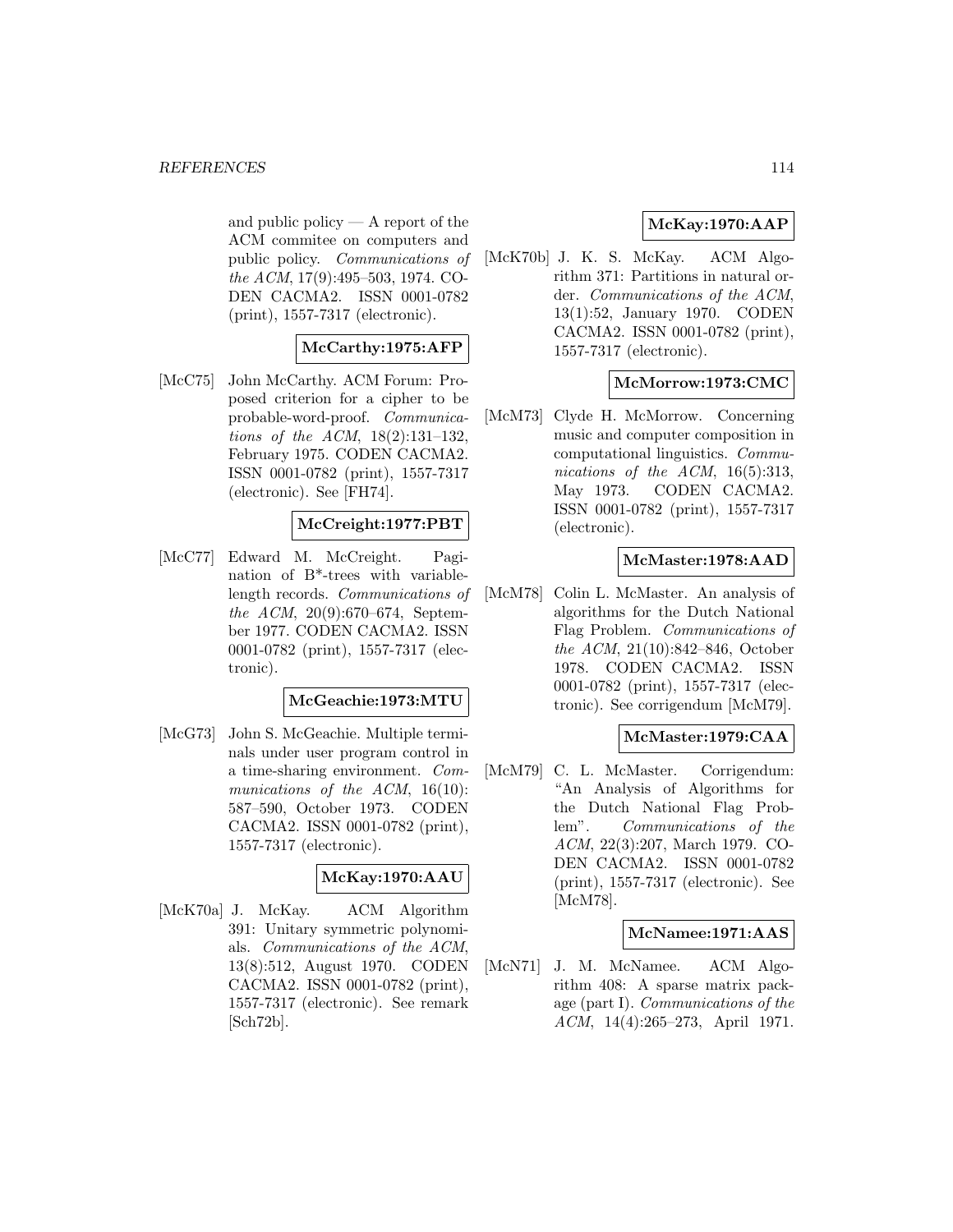and public policy — A report of the ACM commitee on computers and public policy. *Communications of the ACM*, 17(9):495–503, 1974. CODEN CACMA2. ISSN 0001-0782 (print), 1557-7317 (electronic).

**McCarthy:1975:AFP**

[McC75] John McCarthy. ACM Forum: Proposed criterion for a cipher to be probable-word-proof. *Communications of the ACM*, 18(2):131–132, February 1975. CODEN CACMA2. ISSN 0001-0782 (print), 1557-7317 (electronic). See [FH74].

**McCreight:1977:PBT**

[McC77] Edward M. McCreight. Pagination of B*-trees with variable-length records. *Communications of the ACM*, 20(9):670–674, September 1977. CODEN CACMA2. ISSN 0001-0782 (print), 1557-7317 (electronic).

**McGeachie:1973:MTU**

[McG73] John S. McGeachie. Multiple terminals under user program control in a time-sharing environment. *Communications of the ACM*, 16(10): 587–590, October 1973. CODEN CACMA2. ISSN 0001-0782 (print), 1557-7317 (electronic).

**McKay:1970:AAU**

[McK70a] J. McKay. ACM Algorithm 391: Unitary symmetric polynomials. *Communications of the ACM*, 13(8):512, August 1970. CODEN CACMA2. ISSN 0001-0782 (print), 1557-7317 (electronic). See remark [Sch72b].

**McKay:1970:AAP**

[McK70b] J. K. S. McKay. ACM Algorithm 371: Partitions in natural order. *Communications of the ACM*, 13(1):52, January 1970. CODEN CACMA2. ISSN 0001-0782 (print), 1557-7317 (electronic).

**McMorrow:1973:CMC**

[McM73] Clyde H. McMorrow. Concerning music and computer composition in computational linguistics. *Communications of the ACM*, 16(5):313, May 1973. CODEN CACMA2. ISSN 0001-0782 (print), 1557-7317 (electronic).

**McMaster:1978:AAD**

[McM78] Colin L. McMaster. An analysis of algorithms for the Dutch National Flag Problem. *Communications of the ACM*, 21(10):842–846, October 1978. CODEN CACMA2. ISSN 0001-0782 (print), 1557-7317 (electronic). See corrigendum [McM79].

**McMaster:1979:CAA**

[McM79] C. L. McMaster. Corrigendum: "An Analysis of Algorithms for the Dutch National Flag Problem". *Communications of the ACM*, 22(3):207, March 1979. CODEN CACMA2. ISSN 0001-0782 (print), 1557-7317 (electronic). See [McM78].

**McNamee:1971:AAS**

[McN71] J. M. McNamee. ACM Algorithm 408: A sparse matrix package (part I). *Communications of the ACM*, 14(4):265–273, April 1971.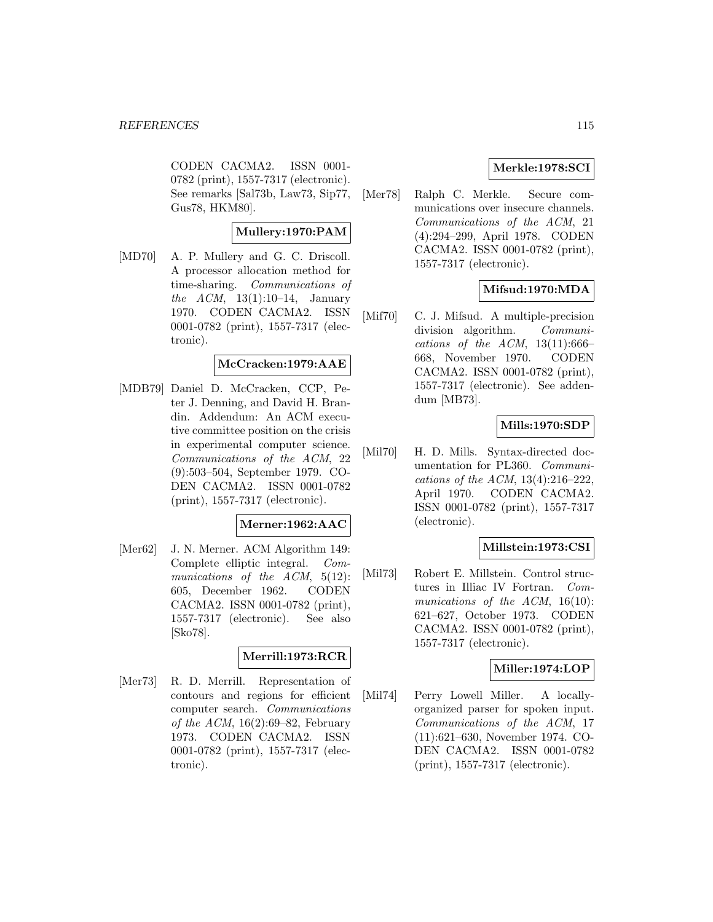CODEN CACMA2. ISSN 0001-0782 (print), 1557-7317 (electronic). See remarks [Sal73b, Law73, Sip77, Gus78, HKM80].

**Mullery:1970:PAM**

[MD70] A. P. Mullery and G. C. Driscoll. A processor allocation method for time-sharing. *Communications of the ACM*, 13(1):10–14, January 1970. CODEN CACMA2. ISSN 0001-0782 (print), 1557-7317 (electronic).

**McCracken:1979:AAE**

[MDB79] Daniel D. McCracken, CCP, Peter J. Denning, and David H. Brandin. Addendum: An ACM executive committee position on the crisis in experimental computer science. *Communications of the ACM*, 22 (9):503–504, September 1979. CODEN CACMA2. ISSN 0001-0782 (print), 1557-7317 (electronic).

**Merner:1962:AAC**

[Mer62] J. N. Merner. ACM Algorithm 149: Complete elliptic integral. *Communications of the ACM*, 5(12): 605, December 1962. CODEN CACMA2. ISSN 0001-0782 (print), 1557-7317 (electronic). See also [Sko78].

**Merrill:1973:RCR**

[Mer73] R. D. Merrill. Representation of contours and regions for efficient computer search. *Communications of the ACM*, 16(2):69–82, February 1973. CODEN CACMA2. ISSN 0001-0782 (print), 1557-7317 (electronic).

**Merkle:1978:SCI**

[Mer78] Ralph C. Merkle. Secure communications over insecure channels. *Communications of the ACM*, 21 (4):294–299, April 1978. CODEN CACMA2. ISSN 0001-0782 (print), 1557-7317 (electronic).

**Mifsud:1970:MDA**

[Mif70] C. J. Mifsud. A multiple-precision division algorithm. *Communications of the ACM*, 13(11):666–668, November 1970. CODEN CACMA2. ISSN 0001-0782 (print), 1557-7317 (electronic). See addendum [MB73].

**Mills:1970:SDP**

[Mil70] H. D. Mills. Syntax-directed documentation for PL360. *Communications of the ACM*, 13(4):216–222, April 1970. CODEN CACMA2. ISSN 0001-0782 (print), 1557-7317 (electronic).

**Millstein:1973:CSI**

[Mil73] Robert E. Millstein. Control structures in Illiac IV Fortran. *Communications of the ACM*, 16(10): 621–627, October 1973. CODEN CACMA2. ISSN 0001-0782 (print), 1557-7317 (electronic).

**Miller:1974:LOP**

[Mil74] Perry Lowell Miller. A locally-organized parser for spoken input. *Communications of the ACM*, 17 (11):621–630, November 1974. CODEN CACMA2. ISSN 0001-0782 (print), 1557-7317 (electronic).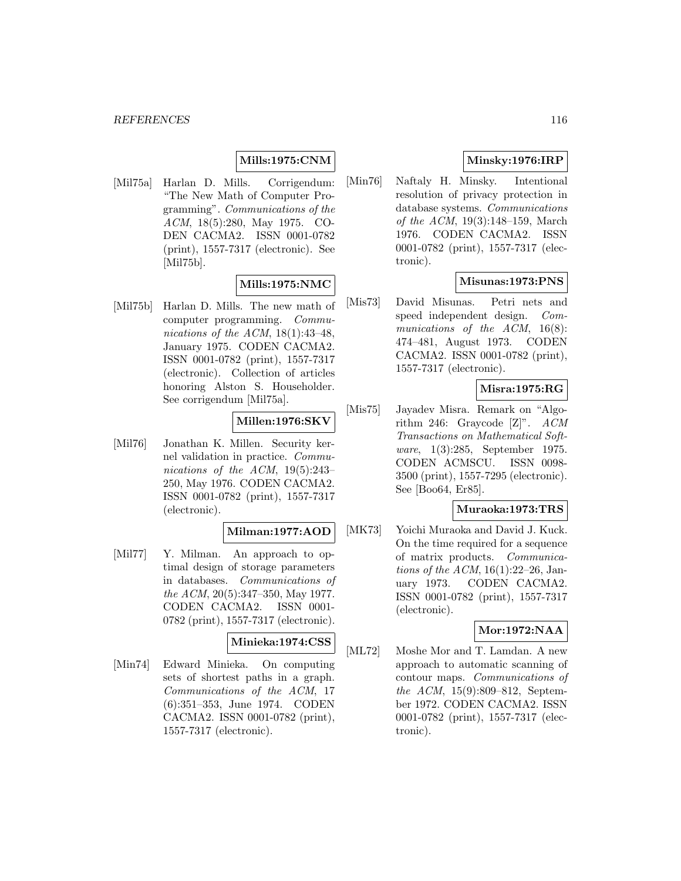**Mills:1975:CNM**

[Mil75a] Harlan D. Mills. Corrigendum: "The New Math of Computer Programming". *Communications of the ACM*, 18(5):280, May 1975. CODEN CACMA2. ISSN 0001-0782 (print), 1557-7317 (electronic). See [Mil75b].

**Mills:1975:NMC**

[Mil75b] Harlan D. Mills. The new math of computer programming. *Communications of the ACM*, 18(1):43–48, January 1975. CODEN CACMA2. ISSN 0001-0782 (print), 1557-7317 (electronic). Collection of articles honoring Alston S. Householder. See corrigendum [Mil75a].

**Millen:1976:SKV**

[Mil76] Jonathan K. Millen. Security kernel validation in practice. *Communications of the ACM*, 19(5):243–250, May 1976. CODEN CACMA2. ISSN 0001-0782 (print), 1557-7317 (electronic).

**Milman:1977:AOD**

[Mil77] Y. Milman. An approach to optimal design of storage parameters in databases. *Communications of the ACM*, 20(5):347–350, May 1977. CODEN CACMA2. ISSN 0001-0782 (print), 1557-7317 (electronic).

**Minieka:1974:CSS**

[Min74] Edward Minieka. On computing sets of shortest paths in a graph. *Communications of the ACM*, 17 (6):351–353, June 1974. CODEN CACMA2. ISSN 0001-0782 (print), 1557-7317 (electronic).

**Minsky:1976:IRP**

[Min76] Naftaly H. Minsky. Intentional resolution of privacy protection in database systems. *Communications of the ACM*, 19(3):148–159, March 1976. CODEN CACMA2. ISSN 0001-0782 (print), 1557-7317 (electronic).

**Misunas:1973:PNS**

[Mis73] David Misunas. Petri nets and speed independent design. *Communications of the ACM*, 16(8): 474–481, August 1973. CODEN CACMA2. ISSN 0001-0782 (print), 1557-7317 (electronic).

**Misra:1975:RG**

[Mis75] Jayadev Misra. Remark on "Algorithm 246: Graycode [Z]". *ACM Transactions on Mathematical Software*, 1(3):285, September 1975. CODEN ACMSCU. ISSN 0098-3500 (print), 1557-7295 (electronic). See [Boo64, Er85].

**Muraoka:1973:TRS**

[MK73] Yoichi Muraoka and David J. Kuck. On the time required for a sequence of matrix products. *Communications of the ACM*, 16(1):22–26, January 1973. CODEN CACMA2. ISSN 0001-0782 (print), 1557-7317 (electronic).

**Mor:1972:NAA**

[ML72] Moshe Mor and T. Lamdan. A new approach to automatic scanning of contour maps. *Communications of the ACM*, 15(9):809–812, September 1972. CODEN CACMA2. ISSN 0001-0782 (print), 1557-7317 (electronic).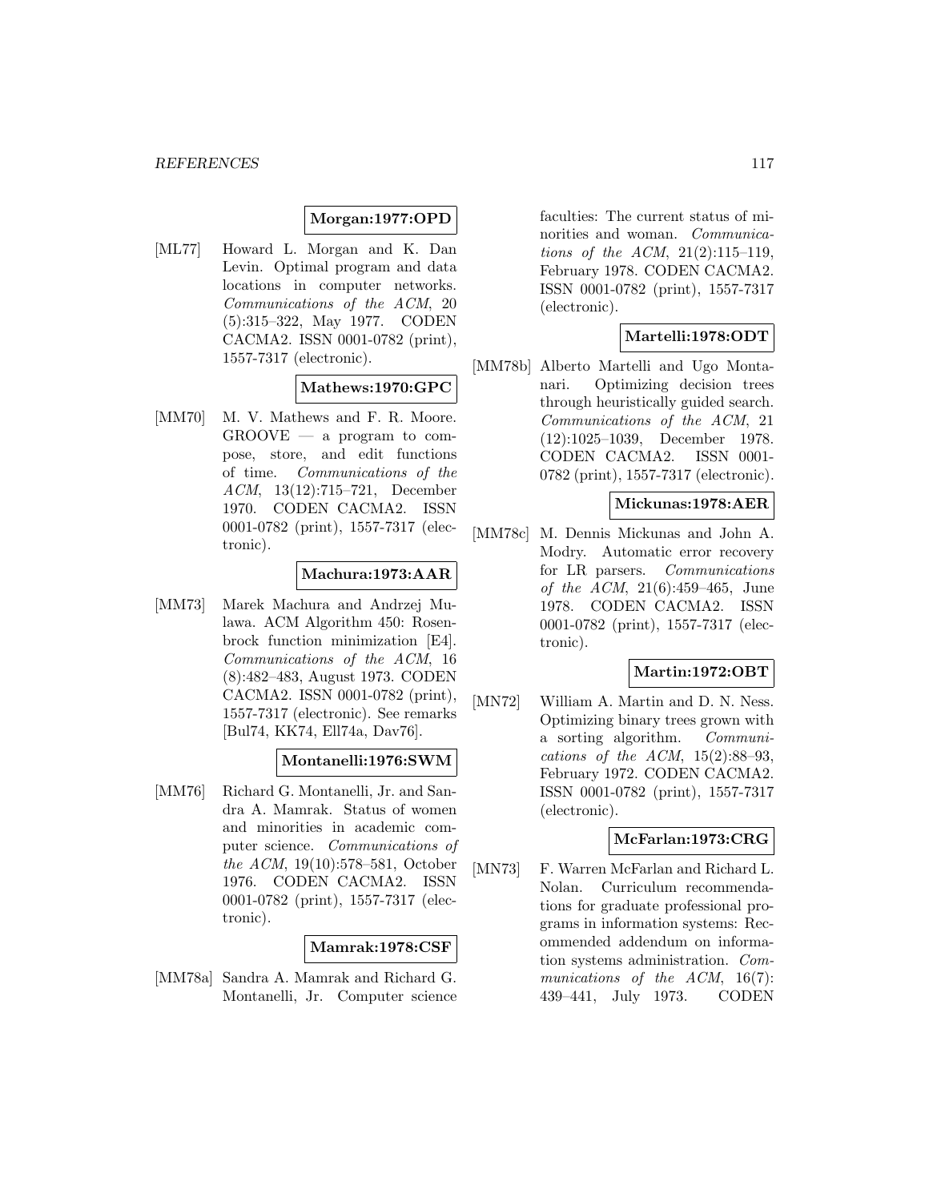**Morgan:1977:OPD**

[ML77] Howard L. Morgan and K. Dan Levin. Optimal program and data locations in computer networks. *Communications of the ACM*, 20 (5):315–322, May 1977. CODEN CACMA2. ISSN 0001-0782 (print), 1557-7317 (electronic).

**Mathews:1970:GPC**

[MM70] M. V. Mathews and F. R. Moore. GROOVE — a program to compose, store, and edit functions of time. *Communications of the ACM*, 13(12):715–721, December 1970. CODEN CACMA2. ISSN 0001-0782 (print), 1557-7317 (electronic).

**Machura:1973:AAR**

[MM73] Marek Machura and Andrzej Mulawa. ACM Algorithm 450: Rosenbrock function minimization [E4]. *Communications of the ACM*, 16 (8):482–483, August 1973. CODEN CACMA2. ISSN 0001-0782 (print), 1557-7317 (electronic). See remarks [Bul74, KK74, Ell74a, Dav76].

**Montanelli:1976:SWM**

[MM76] Richard G. Montanelli, Jr. and Sandra A. Mamrak. Status of women and minorities in academic computer science. *Communications of the ACM*, 19(10):578–581, October 1976. CODEN CACMA2. ISSN 0001-0782 (print), 1557-7317 (electronic).

**Mamrak:1978:CSF**

[MM78a] Sandra A. Mamrak and Richard G. Montanelli, Jr. Computer science faculties: The current status of minorities and woman. *Communications of the ACM*, 21(2):115–119, February 1978. CODEN CACMA2. ISSN 0001-0782 (print), 1557-7317 (electronic).

**Martelli:1978:ODT**

[MM78b] Alberto Martelli and Ugo Montanari. Optimizing decision trees through heuristically guided search. *Communications of the ACM*, 21 (12):1025–1039, December 1978. CODEN CACMA2. ISSN 0001-0782 (print), 1557-7317 (electronic).

**Mickunas:1978:AER**

[MM78c] M. Dennis Mickunas and John A. Modry. Automatic error recovery for LR parsers. *Communications of the ACM*, 21(6):459–465, June 1978. CODEN CACMA2. ISSN 0001-0782 (print), 1557-7317 (electronic).

**Martin:1972:OBT**

[MN72] William A. Martin and D. N. Ness. Optimizing binary trees grown with a sorting algorithm. *Communications of the ACM*, 15(2):88–93, February 1972. CODEN CACMA2. ISSN 0001-0782 (print), 1557-7317 (electronic).

**McFarlan:1973:CRG**

[MN73] F. Warren McFarlan and Richard L. Nolan. Curriculum recommendations for graduate professional programs in information systems: Recommended addendum on information systems administration. *Communications of the ACM*, 16(7): 439–441, July 1973. CODEN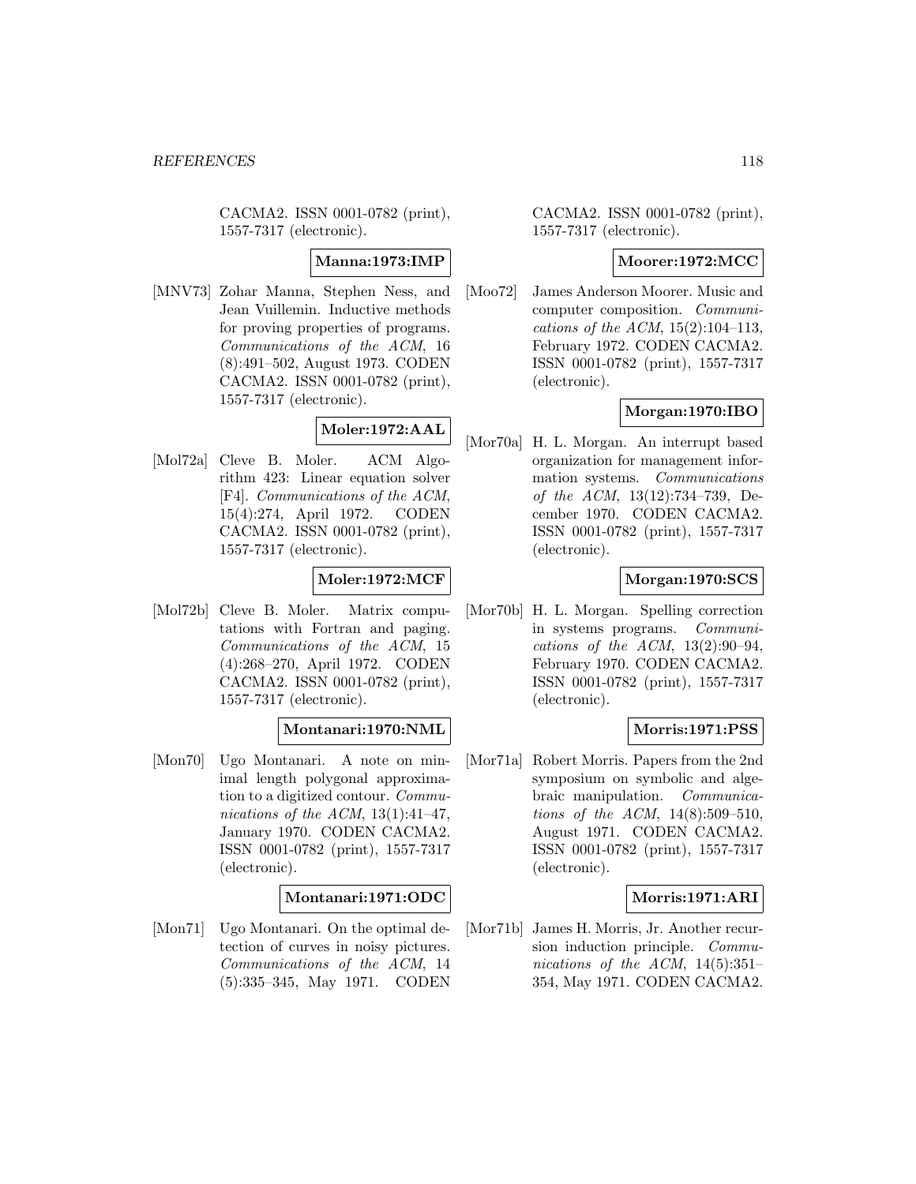CACMA2. ISSN 0001-0782 (print), 1557-7317 (electronic).

**Manna:1973:IMP**

[MNV73] Zohar Manna, Stephen Ness, and Jean Vuillemin. Inductive methods for proving properties of programs. *Communications of the ACM*, 16 (8):491–502, August 1973. CODEN CACMA2. ISSN 0001-0782 (print), 1557-7317 (electronic).

**Moler:1972:AAL**

[Mol72a] Cleve B. Moler. ACM Algorithm 423: Linear equation solver [F4]. *Communications of the ACM*, 15(4):274, April 1972. CODEN CACMA2. ISSN 0001-0782 (print), 1557-7317 (electronic).

**Moler:1972:MCF**

[Mol72b] Cleve B. Moler. Matrix computations with Fortran and paging. *Communications of the ACM*, 15 (4):268–270, April 1972. CODEN CACMA2. ISSN 0001-0782 (print), 1557-7317 (electronic).

**Montanari:1970:NML**

[Mon70] Ugo Montanari. A note on minimal length polygonal approximation to a digitized contour. *Communications of the ACM*, 13(1):41–47, January 1970. CODEN CACMA2. ISSN 0001-0782 (print), 1557-7317 (electronic).

**Montanari:1971:ODC**

[Mon71] Ugo Montanari. On the optimal detection of curves in noisy pictures. *Communications of the ACM*, 14 (5):335–345, May 1971. CODEN CACMA2. ISSN 0001-0782 (print), 1557-7317 (electronic).

**Moorer:1972:MCC**

[Moo72] James Anderson Moorer. Music and computer composition. *Communications of the ACM*, 15(2):104–113, February 1972. CODEN CACMA2. ISSN 0001-0782 (print), 1557-7317 (electronic).

**Morgan:1970:IBO**

[Mor70a] H. L. Morgan. An interrupt based organization for management information systems. *Communications of the ACM*, 13(12):734–739, December 1970. CODEN CACMA2. ISSN 0001-0782 (print), 1557-7317 (electronic).

**Morgan:1970:SCS**

[Mor70b] H. L. Morgan. Spelling correction in systems programs. *Communications of the ACM*, 13(2):90–94, February 1970. CODEN CACMA2. ISSN 0001-0782 (print), 1557-7317 (electronic).

**Morris:1971:PSS**

[Mor71a] Robert Morris. Papers from the 2nd symposium on symbolic and algebraic manipulation. *Communications of the ACM*, 14(8):509–510, August 1971. CODEN CACMA2. ISSN 0001-0782 (print), 1557-7317 (electronic).

**Morris:1971:ARI**

[Mor71b] James H. Morris, Jr. Another recursion induction principle. *Communications of the ACM*, 14(5):351–354, May 1971. CODEN CACMA2.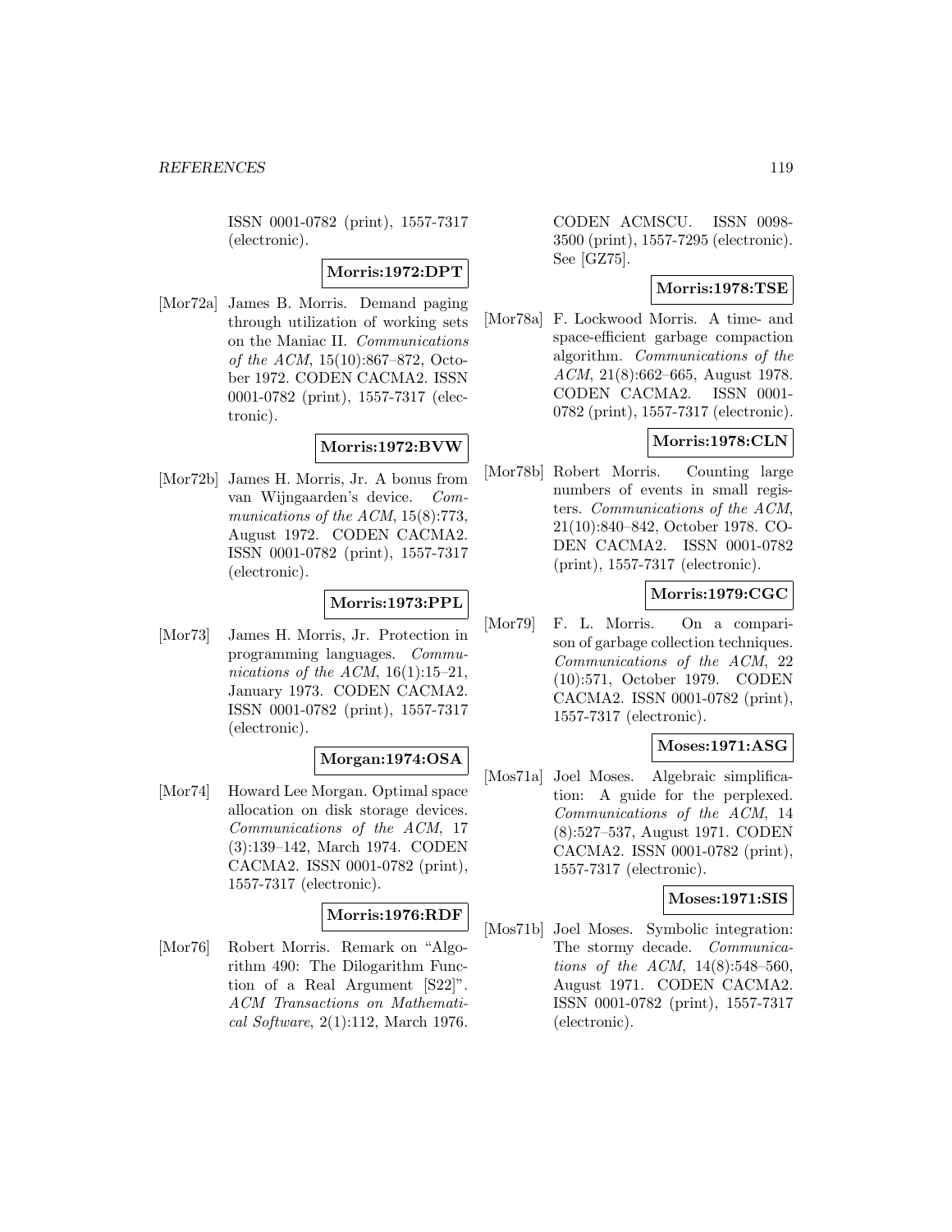ISSN 0001-0782 (print), 1557-7317 (electronic).

**Morris:1972:DPT**

[Mor72a] James B. Morris. Demand paging through utilization of working sets on the Maniac II. *Communications of the ACM*, 15(10):867–872, October 1972. CODEN CACMA2. ISSN 0001-0782 (print), 1557-7317 (electronic).

**Morris:1972:BVW**

[Mor72b] James H. Morris, Jr. A bonus from van Wijngaarden's device. *Communications of the ACM*, 15(8):773, August 1972. CODEN CACMA2. ISSN 0001-0782 (print), 1557-7317 (electronic).

**Morris:1973:PPL**

[Mor73] James H. Morris, Jr. Protection in programming languages. *Communications of the ACM*, 16(1):15–21, January 1973. CODEN CACMA2. ISSN 0001-0782 (print), 1557-7317 (electronic).

**Morgan:1974:OSA**

[Mor74] Howard Lee Morgan. Optimal space allocation on disk storage devices. *Communications of the ACM*, 17 (3):139–142, March 1974. CODEN CACMA2. ISSN 0001-0782 (print), 1557-7317 (electronic).

**Morris:1976:RDF**

[Mor76] Robert Morris. Remark on "Algorithm 490: The Dilogarithm Function of a Real Argument [S22]". *ACM Transactions on Mathematical Software*, 2(1):112, March 1976. CODEN ACMSCU. ISSN 0098-3500 (print), 1557-7295 (electronic). See [GZ75].

**Morris:1978:TSE**

[Mor78a] F. Lockwood Morris. A time- and space-efficient garbage compaction algorithm. *Communications of the ACM*, 21(8):662–665, August 1978. CODEN CACMA2. ISSN 0001-0782 (print), 1557-7317 (electronic).

**Morris:1978:CLN**

[Mor78b] Robert Morris. Counting large numbers of events in small registers. *Communications of the ACM*, 21(10):840–842, October 1978. CODEN CACMA2. ISSN 0001-0782 (print), 1557-7317 (electronic).

**Morris:1979:CGC**

[Mor79] F. L. Morris. On a comparison of garbage collection techniques. *Communications of the ACM*, 22 (10):571, October 1979. CODEN CACMA2. ISSN 0001-0782 (print), 1557-7317 (electronic).

**Moses:1971:ASG**

[Mos71a] Joel Moses. Algebraic simplification: A guide for the perplexed. *Communications of the ACM*, 14 (8):527–537, August 1971. CODEN CACMA2. ISSN 0001-0782 (print), 1557-7317 (electronic).

**Moses:1971:SIS**

[Mos71b] Joel Moses. Symbolic integration: The stormy decade. *Communications of the ACM*, 14(8):548–560, August 1971. CODEN CACMA2. ISSN 0001-0782 (print), 1557-7317 (electronic).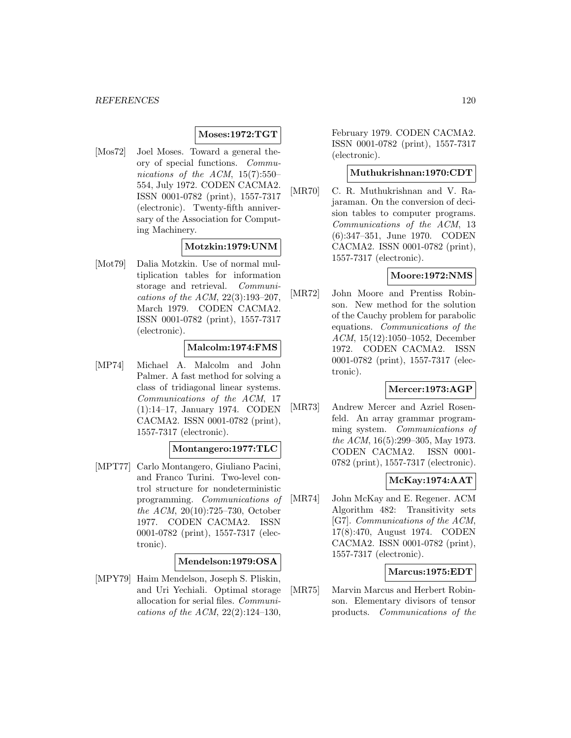**Moses:1972:TGT**

[Mos72] Joel Moses. Toward a general theory of special functions. *Communications of the ACM*, 15(7):550–554, July 1972. CODEN CACMA2. ISSN 0001-0782 (print), 1557-7317 (electronic). Twenty-fifth anniversary of the Association for Computing Machinery.

**Motzkin:1979:UNM**

[Mot79] Dalia Motzkin. Use of normal multiplication tables for information storage and retrieval. *Communications of the ACM*, 22(3):193–207, March 1979. CODEN CACMA2. ISSN 0001-0782 (print), 1557-7317 (electronic).

**Malcolm:1974:FMS**

[MP74] Michael A. Malcolm and John Palmer. A fast method for solving a class of tridiagonal linear systems. *Communications of the ACM*, 17 (1):14–17, January 1974. CODEN CACMA2. ISSN 0001-0782 (print), 1557-7317 (electronic).

**Montangero:1977:TLC**

[MPT77] Carlo Montangero, Giuliano Pacini, and Franco Turini. Two-level control structure for nondeterministic programming. *Communications of the ACM*, 20(10):725–730, October 1977. CODEN CACMA2. ISSN 0001-0782 (print), 1557-7317 (electronic).

**Mendelson:1979:OSA**

[MPY79] Haim Mendelson, Joseph S. Pliskin, and Uri Yechiali. Optimal storage allocation for serial files. *Communications of the ACM*, 22(2):124–130, February 1979. CODEN CACMA2. ISSN 0001-0782 (print), 1557-7317 (electronic).

**Muthukrishnan:1970:CDT**

[MR70] C. R. Muthukrishnan and V. Rajaraman. On the conversion of decision tables to computer programs. *Communications of the ACM*, 13 (6):347–351, June 1970. CODEN CACMA2. ISSN 0001-0782 (print), 1557-7317 (electronic).

**Moore:1972:NMS**

[MR72] John Moore and Prentiss Robinson. New method for the solution of the Cauchy problem for parabolic equations. *Communications of the ACM*, 15(12):1050–1052, December 1972. CODEN CACMA2. ISSN 0001-0782 (print), 1557-7317 (electronic).

**Mercer:1973:AGP**

[MR73] Andrew Mercer and Azriel Rosenfeld. An array grammar programming system. *Communications of the ACM*, 16(5):299–305, May 1973. CODEN CACMA2. ISSN 0001-0782 (print), 1557-7317 (electronic).

**McKay:1974:AAT**

[MR74] John McKay and E. Regener. ACM Algorithm 482: Transitivity sets [G7]. *Communications of the ACM*, 17(8):470, August 1974. CODEN CACMA2. ISSN 0001-0782 (print), 1557-7317 (electronic).

**Marcus:1975:EDT**

[MR75] Marvin Marcus and Herbert Robinson. Elementary divisors of tensor products. *Communications of the*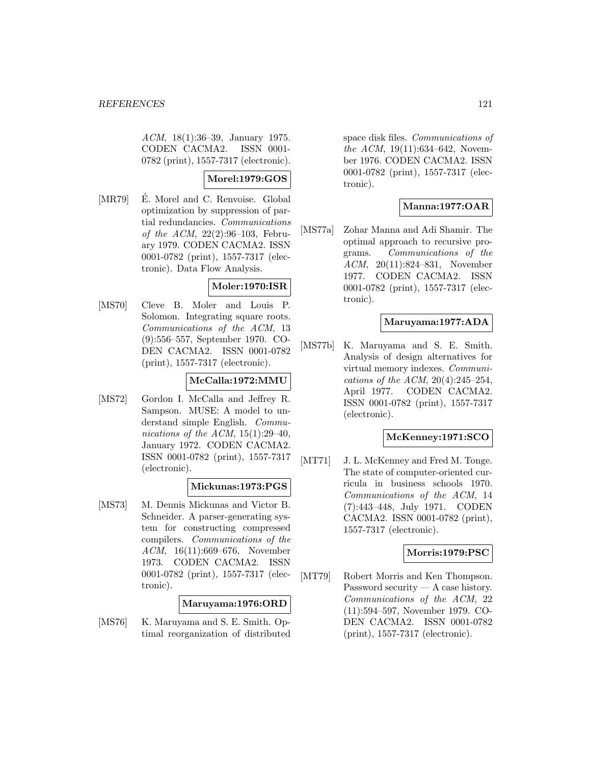*ACM*, 18(1):36–39, January 1975. CODEN CACMA2. ISSN 0001-0782 (print), 1557-7317 (electronic).

**Morel:1979:GOS**

[MR79] É. Morel and C. Renvoise. Global optimization by suppression of partial redundancies. *Communications of the ACM*, 22(2):96–103, February 1979. CODEN CACMA2. ISSN 0001-0782 (print), 1557-7317 (electronic). Data Flow Analysis.

**Moler:1970:ISR**

[MS70] Cleve B. Moler and Louis P. Solomon. Integrating square roots. *Communications of the ACM*, 13 (9):556–557, September 1970. CODEN CACMA2. ISSN 0001-0782 (print), 1557-7317 (electronic).

**McCalla:1972:MMU**

[MS72] Gordon I. McCalla and Jeffrey R. Sampson. MUSE: A model to understand simple English. *Communications of the ACM*, 15(1):29–40, January 1972. CODEN CACMA2. ISSN 0001-0782 (print), 1557-7317 (electronic).

**Mickunas:1973:PGS**

[MS73] M. Dennis Mickunas and Victor B. Schneider. A parser-generating system for constructing compressed compilers. *Communications of the ACM*, 16(11):669–676, November 1973. CODEN CACMA2. ISSN 0001-0782 (print), 1557-7317 (electronic).

**Maruyama:1976:ORD**

[MS76] K. Maruyama and S. E. Smith. Optimal reorganization of distributed space disk files. *Communications of the ACM*, 19(11):634–642, November 1976. CODEN CACMA2. ISSN 0001-0782 (print), 1557-7317 (electronic).

**Manna:1977:OAR**

[MS77a] Zohar Manna and Adi Shamir. The optimal approach to recursive programs. *Communications of the ACM*, 20(11):824–831, November 1977. CODEN CACMA2. ISSN 0001-0782 (print), 1557-7317 (electronic).

**Maruyama:1977:ADA**

[MS77b] K. Maruyama and S. E. Smith. Analysis of design alternatives for virtual memory indexes. *Communications of the ACM*, 20(4):245–254, April 1977. CODEN CACMA2. ISSN 0001-0782 (print), 1557-7317 (electronic).

**McKenney:1971:SCO**

[MT71] J. L. McKenney and Fred M. Tonge. The state of computer-oriented curricula in business schools 1970. *Communications of the ACM*, 14 (7):443–448, July 1971. CODEN CACMA2. ISSN 0001-0782 (print), 1557-7317 (electronic).

**Morris:1979:PSC**

[MT79] Robert Morris and Ken Thompson. Password security — A case history. *Communications of the ACM*, 22 (11):594–597, November 1979. CODEN CACMA2. ISSN 0001-0782 (print), 1557-7317 (electronic).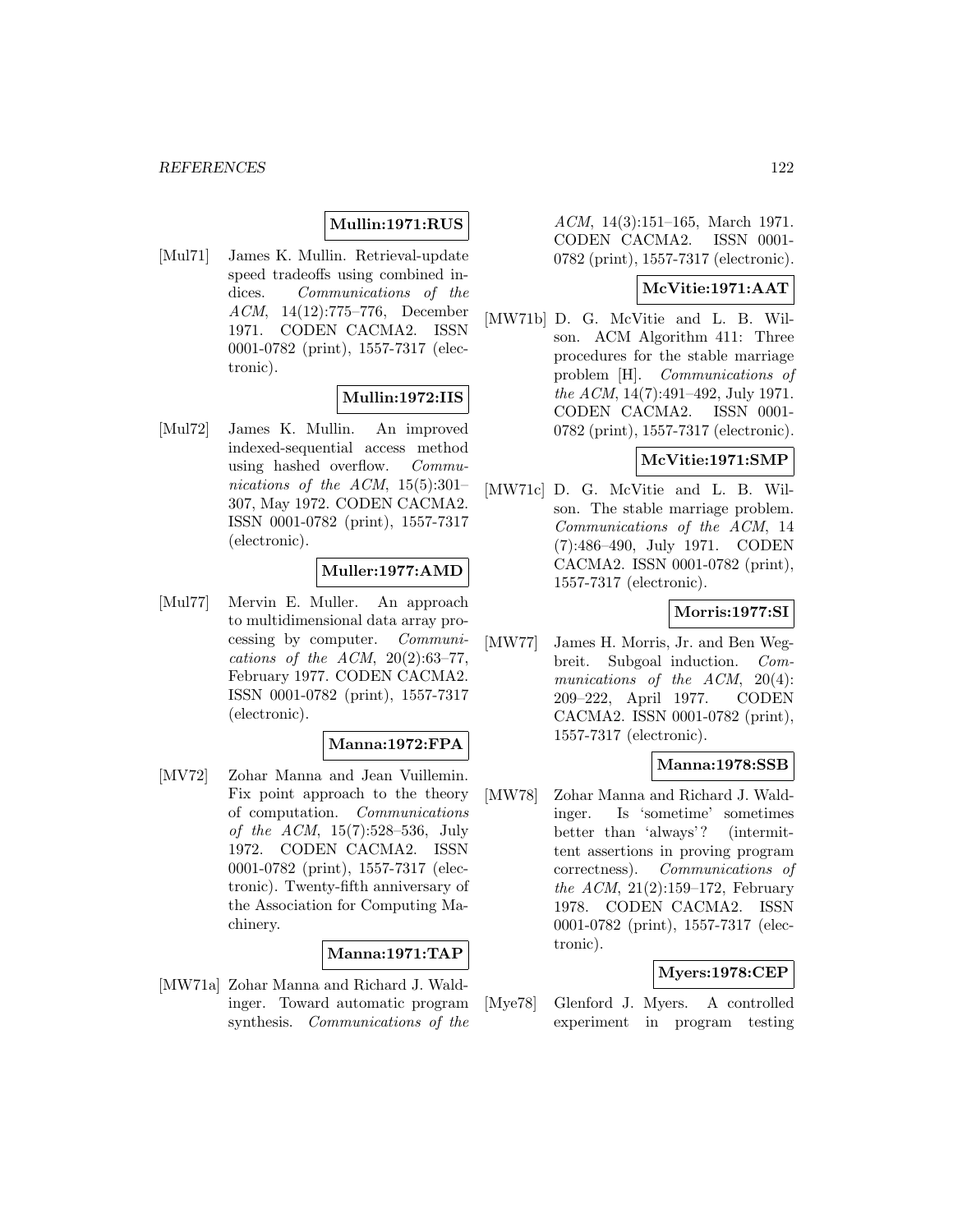**Mullin:1971:RUS**

[Mul71] James K. Mullin. Retrieval-update speed tradeoffs using combined indices. *Communications of the ACM*, 14(12):775–776, December 1971. CODEN CACMA2. ISSN 0001-0782 (print), 1557-7317 (electronic).

**Mullin:1972:IIS**

[Mul72] James K. Mullin. An improved indexed-sequential access method using hashed overflow. *Communications of the ACM*, 15(5):301–307, May 1972. CODEN CACMA2. ISSN 0001-0782 (print), 1557-7317 (electronic).

**Muller:1977:AMD**

[Mul77] Mervin E. Muller. An approach to multidimensional data array processing by computer. *Communications of the ACM*, 20(2):63–77, February 1977. CODEN CACMA2. ISSN 0001-0782 (print), 1557-7317 (electronic).

**Manna:1972:FPA**

[MV72] Zohar Manna and Jean Vuillemin. Fix point approach to the theory of computation. *Communications of the ACM*, 15(7):528–536, July 1972. CODEN CACMA2. ISSN 0001-0782 (print), 1557-7317 (electronic). Twenty-fifth anniversary of the Association for Computing Machinery.

**Manna:1971:TAP**

[MW71a] Zohar Manna and Richard J. Waldinger. Toward automatic program synthesis. *Communications of the ACM*, 14(3):151–165, March 1971. CODEN CACMA2. ISSN 0001-0782 (print), 1557-7317 (electronic).

**McVitie:1971:AAT**

[MW71b] D. G. McVitie and L. B. Wilson. ACM Algorithm 411: Three procedures for the stable marriage problem [H]. *Communications of the ACM*, 14(7):491–492, July 1971. CODEN CACMA2. ISSN 0001-0782 (print), 1557-7317 (electronic).

**McVitie:1971:SMP**

[MW71c] D. G. McVitie and L. B. Wilson. The stable marriage problem. *Communications of the ACM*, 14 (7):486–490, July 1971. CODEN CACMA2. ISSN 0001-0782 (print), 1557-7317 (electronic).

**Morris:1977:SI**

[MW77] James H. Morris, Jr. and Ben Wegbreit. Subgoal induction. *Communications of the ACM*, 20(4): 209–222, April 1977. CODEN CACMA2. ISSN 0001-0782 (print), 1557-7317 (electronic).

**Manna:1978:SSB**

[MW78] Zohar Manna and Richard J. Waldinger. Is 'sometime' sometimes better than 'always'? (intermittent assertions in proving program correctness). *Communications of the ACM*, 21(2):159–172, February 1978. CODEN CACMA2. ISSN 0001-0782 (print), 1557-7317 (electronic).

**Myers:1978:CEP**

[Mye78] Glenford J. Myers. A controlled experiment in program testing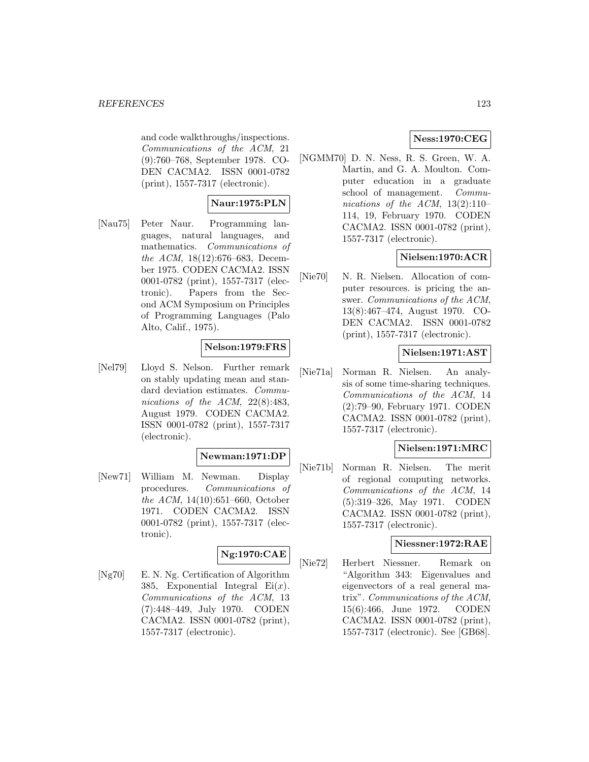and code walkthroughs/inspections. *Communications of the ACM*, 21 (9):760–768, September 1978. CODEN CACMA2. ISSN 0001-0782 (print), 1557-7317 (electronic).

**Naur:1975:PLN**

[Nau75] Peter Naur. Programming languages, natural languages, and mathematics. *Communications of the ACM*, 18(12):676–683, December 1975. CODEN CACMA2. ISSN 0001-0782 (print), 1557-7317 (electronic). Papers from the Second ACM Symposium on Principles of Programming Languages (Palo Alto, Calif., 1975).

**Nelson:1979:FRS**

[Nel79] Lloyd S. Nelson. Further remark on stably updating mean and standard deviation estimates. *Communications of the ACM*, 22(8):483, August 1979. CODEN CACMA2. ISSN 0001-0782 (print), 1557-7317 (electronic).

**Newman:1971:DP**

[New71] William M. Newman. Display procedures. *Communications of the ACM*, 14(10):651–660, October 1971. CODEN CACMA2. ISSN 0001-0782 (print), 1557-7317 (electronic).

**Ng:1970:CAE**

[Ng70] E. N. Ng. Certification of Algorithm 385, Exponential Integral $\mathrm{Ei}(x)$. *Communications of the ACM*, 13 (7):448–449, July 1970. CODEN CACMA2. ISSN 0001-0782 (print), 1557-7317 (electronic).

**Ness:1970:CEG**

[NGMM70] D. N. Ness, R. S. Green, W. A. Martin, and G. A. Moulton. Computer education in a graduate school of management. *Communications of the ACM*, 13(2):110–114, 19, February 1970. CODEN CACMA2. ISSN 0001-0782 (print), 1557-7317 (electronic).

**Nielsen:1970:ACR**

[Nie70] N. R. Nielsen. Allocation of computer resources. is pricing the answer. *Communications of the ACM*, 13(8):467–474, August 1970. CODEN CACMA2. ISSN 0001-0782 (print), 1557-7317 (electronic).

**Nielsen:1971:AST**

[Nie71a] Norman R. Nielsen. An analysis of some time-sharing techniques. *Communications of the ACM*, 14 (2):79–90, February 1971. CODEN CACMA2. ISSN 0001-0782 (print), 1557-7317 (electronic).

**Nielsen:1971:MRC**

[Nie71b] Norman R. Nielsen. The merit of regional computing networks. *Communications of the ACM*, 14 (5):319–326, May 1971. CODEN CACMA2. ISSN 0001-0782 (print), 1557-7317 (electronic).

**Niessner:1972:RAE**

[Nie72] Herbert Niessner. Remark on "Algorithm 343: Eigenvalues and eigenvectors of a real general matrix". *Communications of the ACM*, 15(6):466, June 1972. CODEN CACMA2. ISSN 0001-0782 (print), 1557-7317 (electronic). See [GB68].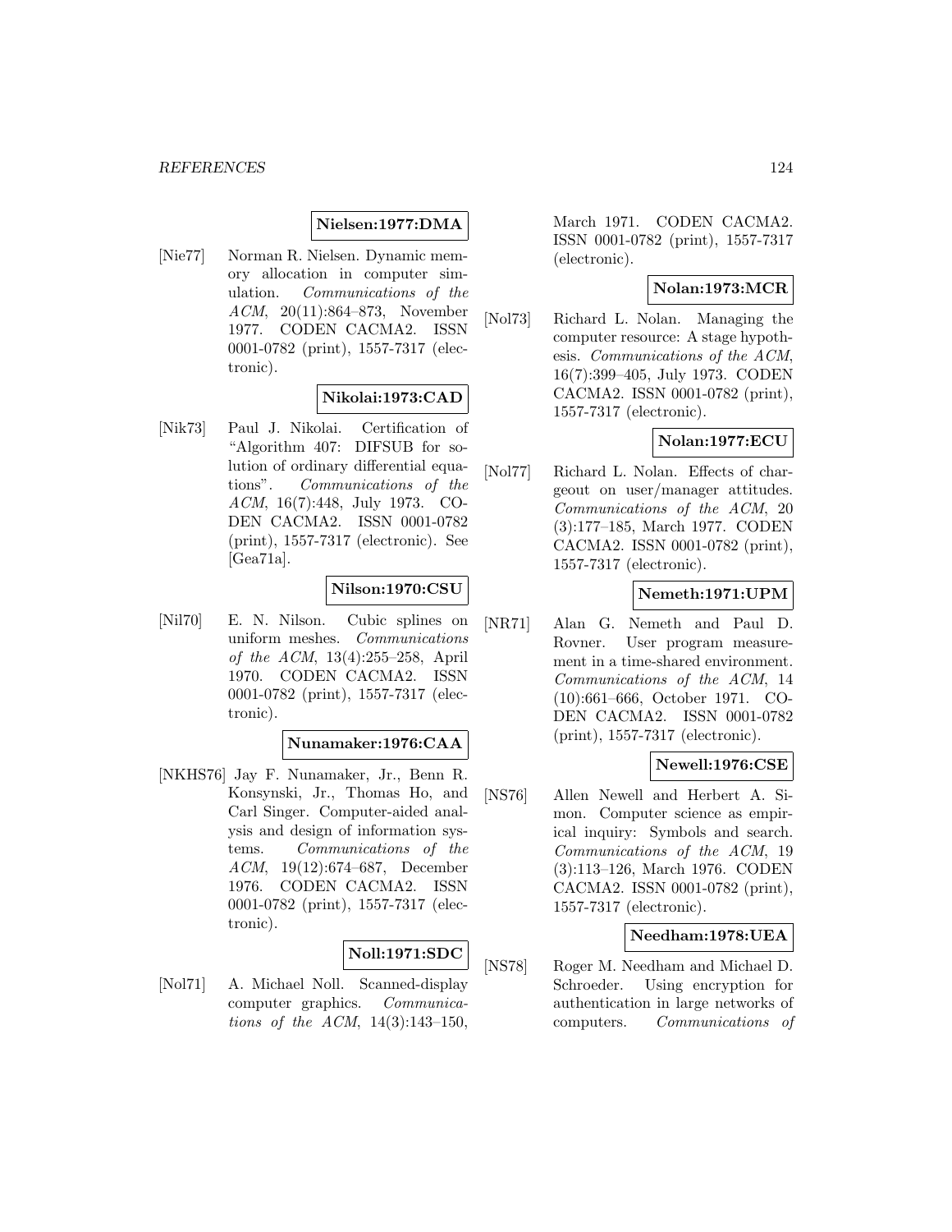**Nielsen:1977:DMA**

[Nie77] Norman R. Nielsen. Dynamic memory allocation in computer simulation. *Communications of the ACM*, 20(11):864–873, November 1977. CODEN CACMA2. ISSN 0001-0782 (print), 1557-7317 (electronic).

**Nikolai:1973:CAD**

[Nik73] Paul J. Nikolai. Certification of "Algorithm 407: DIFSUB for solution of ordinary differential equations". *Communications of the ACM*, 16(7):448, July 1973. CODEN CACMA2. ISSN 0001-0782 (print), 1557-7317 (electronic). See [Gea71a].

**Nilson:1970:CSU**

[Nil70] E. N. Nilson. Cubic splines on uniform meshes. *Communications of the ACM*, 13(4):255–258, April 1970. CODEN CACMA2. ISSN 0001-0782 (print), 1557-7317 (electronic).

**Nunamaker:1976:CAA**

[NKHS76] Jay F. Nunamaker, Jr., Benn R. Konsynski, Jr., Thomas Ho, and Carl Singer. Computer-aided analysis and design of information systems. *Communications of the ACM*, 19(12):674–687, December 1976. CODEN CACMA2. ISSN 0001-0782 (print), 1557-7317 (electronic).

**Noll:1971:SDC**

[Nol71] A. Michael Noll. Scanned-display computer graphics. *Communications of the ACM*, 14(3):143–150, March 1971. CODEN CACMA2. ISSN 0001-0782 (print), 1557-7317 (electronic).

**Nolan:1973:MCR**

[Nol73] Richard L. Nolan. Managing the computer resource: A stage hypothesis. *Communications of the ACM*, 16(7):399–405, July 1973. CODEN CACMA2. ISSN 0001-0782 (print), 1557-7317 (electronic).

**Nolan:1977:ECU**

[Nol77] Richard L. Nolan. Effects of chargeout on user/manager attitudes. *Communications of the ACM*, 20 (3):177–185, March 1977. CODEN CACMA2. ISSN 0001-0782 (print), 1557-7317 (electronic).

**Nemeth:1971:UPM**

[NR71] Alan G. Nemeth and Paul D. Rovner. User program measurement in a time-shared environment. *Communications of the ACM*, 14 (10):661–666, October 1971. CODEN CACMA2. ISSN 0001-0782 (print), 1557-7317 (electronic).

**Newell:1976:CSE**

[NS76] Allen Newell and Herbert A. Simon. Computer science as empirical inquiry: Symbols and search. *Communications of the ACM*, 19 (3):113–126, March 1976. CODEN CACMA2. ISSN 0001-0782 (print), 1557-7317 (electronic).

**Needham:1978:UEA**

[NS78] Roger M. Needham and Michael D. Schroeder. Using encryption for authentication in large networks of computers. *Communications of*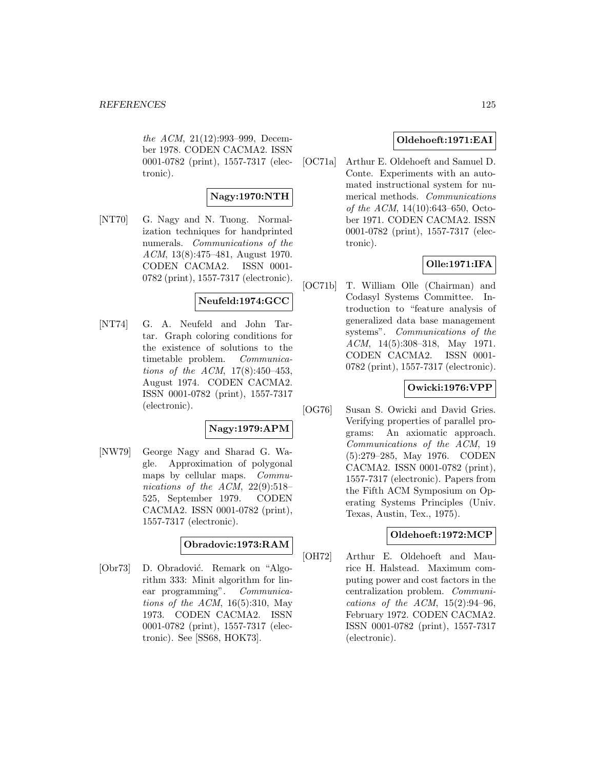*the ACM*, 21(12):993–999, December 1978. CODEN CACMA2. ISSN 0001-0782 (print), 1557-7317 (electronic).

**Nagy:1970:NTH**

[NT70] G. Nagy and N. Tuong. Normalization techniques for handprinted numerals. *Communications of the ACM*, 13(8):475–481, August 1970. CODEN CACMA2. ISSN 0001-0782 (print), 1557-7317 (electronic).

**Neufeld:1974:GCC**

[NT74] G. A. Neufeld and John Tartar. Graph coloring conditions for the existence of solutions to the timetable problem. *Communications of the ACM*, 17(8):450–453, August 1974. CODEN CACMA2. ISSN 0001-0782 (print), 1557-7317 (electronic).

**Nagy:1979:APM**

[NW79] George Nagy and Sharad G. Wagle. Approximation of polygonal maps by cellular maps. *Communications of the ACM*, 22(9):518–525, September 1979. CODEN CACMA2. ISSN 0001-0782 (print), 1557-7317 (electronic).

**Obradovic:1973:RAM**

[Obr73] D. Obradović. Remark on "Algorithm 333: Minit algorithm for linear programming". *Communications of the ACM*, 16(5):310, May 1973. CODEN CACMA2. ISSN 0001-0782 (print), 1557-7317 (electronic). See [SS68, HOK73].

**Oldehoeft:1971:EAI**

[OC71a] Arthur E. Oldehoeft and Samuel D. Conte. Experiments with an automated instructional system for numerical methods. *Communications of the ACM*, 14(10):643–650, October 1971. CODEN CACMA2. ISSN 0001-0782 (print), 1557-7317 (electronic).

**Olle:1971:IFA**

[OC71b] T. William Olle (Chairman) and Codasyl Systems Committee. Introduction to "feature analysis of generalized data base management systems". *Communications of the ACM*, 14(5):308–318, May 1971. CODEN CACMA2. ISSN 0001-0782 (print), 1557-7317 (electronic).

**Owicki:1976:VPP**

[OG76] Susan S. Owicki and David Gries. Verifying properties of parallel programs: An axiomatic approach. *Communications of the ACM*, 19 (5):279–285, May 1976. CODEN CACMA2. ISSN 0001-0782 (print), 1557-7317 (electronic). Papers from the Fifth ACM Symposium on Operating Systems Principles (Univ. Texas, Austin, Tex., 1975).

**Oldehoeft:1972:MCP**

[OH72] Arthur E. Oldehoeft and Maurice H. Halstead. Maximum computing power and cost factors in the centralization problem. *Communications of the ACM*, 15(2):94–96, February 1972. CODEN CACMA2. ISSN 0001-0782 (print), 1557-7317 (electronic).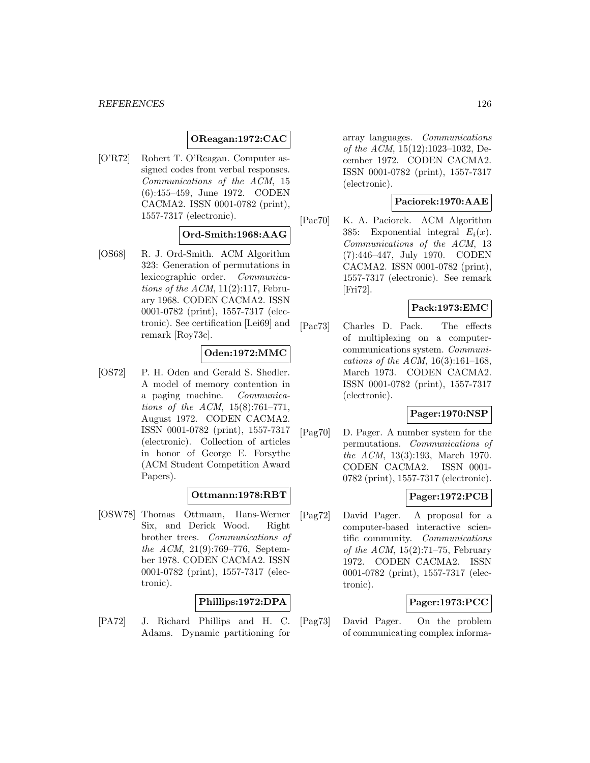**OReagan:1972:CAC**

[O'R72] Robert T. O'Reagan. Computer assigned codes from verbal responses. *Communications of the ACM*, 15 (6):455–459, June 1972. CODEN CACMA2. ISSN 0001-0782 (print), 1557-7317 (electronic).

**Ord-Smith:1968:AAG**

[OS68] R. J. Ord-Smith. ACM Algorithm 323: Generation of permutations in lexicographic order. *Communications of the ACM*, 11(2):117, February 1968. CODEN CACMA2. ISSN 0001-0782 (print), 1557-7317 (electronic). See certification [Lei69] and remark [Roy73c].

**Oden:1972:MMC**

[OS72] P. H. Oden and Gerald S. Shedler. A model of memory contention in a paging machine. *Communications of the ACM*, 15(8):761–771, August 1972. CODEN CACMA2. ISSN 0001-0782 (print), 1557-7317 (electronic). Collection of articles in honor of George E. Forsythe (ACM Student Competition Award Papers).

**Ottmann:1978:RBT**

[OSW78] Thomas Ottmann, Hans-Werner Six, and Derick Wood. Right brother trees. *Communications of the ACM*, 21(9):769–776, September 1978. CODEN CACMA2. ISSN 0001-0782 (print), 1557-7317 (electronic).

**Phillips:1972:DPA**

[PA72] J. Richard Phillips and H. C. Adams. Dynamic partitioning for array languages. *Communications of the ACM*, 15(12):1023–1032, December 1972. CODEN CACMA2. ISSN 0001-0782 (print), 1557-7317 (electronic).

**Paciorek:1970:AAE**

[Pac70] K. A. Paciorek. ACM Algorithm 385: Exponential integral $E_i(x)$. *Communications of the ACM*, 13 (7):446–447, July 1970. CODEN CACMA2. ISSN 0001-0782 (print), 1557-7317 (electronic). See remark [Fri72].

**Pack:1973:EMC**

[Pac73] Charles D. Pack. The effects of multiplexing on a computer-communications system. *Communications of the ACM*, 16(3):161–168, March 1973. CODEN CACMA2. ISSN 0001-0782 (print), 1557-7317 (electronic).

**Pager:1970:NSP**

[Pag70] D. Pager. A number system for the permutations. *Communications of the ACM*, 13(3):193, March 1970. CODEN CACMA2. ISSN 0001-0782 (print), 1557-7317 (electronic).

**Pager:1972:PCB**

[Pag72] David Pager. A proposal for a computer-based interactive scientific community. *Communications of the ACM*, 15(2):71–75, February 1972. CODEN CACMA2. ISSN 0001-0782 (print), 1557-7317 (electronic).

**Pager:1973:PCC**

[Pag73] David Pager. On the problem of communicating complex informa-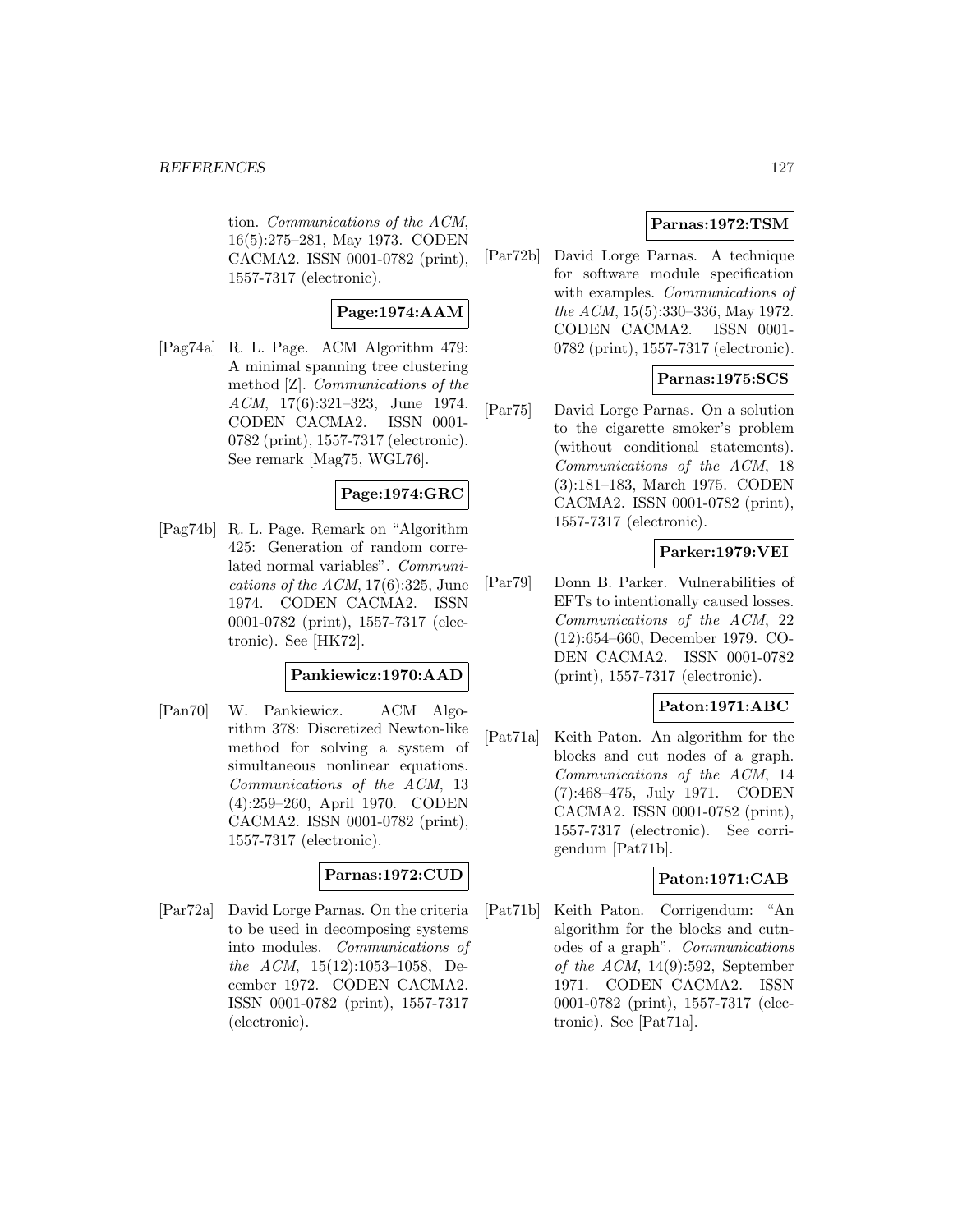tion. *Communications of the ACM*, 16(5):275–281, May 1973. CODEN CACMA2. ISSN 0001-0782 (print), 1557-7317 (electronic).

**Page:1974:AAM**

[Pag74a] R. L. Page. ACM Algorithm 479: A minimal spanning tree clustering method [Z]. *Communications of the ACM*, 17(6):321–323, June 1974. CODEN CACMA2. ISSN 0001-0782 (print), 1557-7317 (electronic). See remark [Mag75, WGL76].

**Page:1974:GRC**

[Pag74b] R. L. Page. Remark on "Algorithm 425: Generation of random correlated normal variables". *Communications of the ACM*, 17(6):325, June 1974. CODEN CACMA2. ISSN 0001-0782 (print), 1557-7317 (electronic). See [HK72].

**Pankiewicz:1970:AAD**

[Pan70] W. Pankiewicz. ACM Algorithm 378: Discretized Newton-like method for solving a system of simultaneous nonlinear equations. *Communications of the ACM*, 13 (4):259–260, April 1970. CODEN CACMA2. ISSN 0001-0782 (print), 1557-7317 (electronic).

**Parnas:1972:CUD**

[Par72a] David Lorge Parnas. On the criteria to be used in decomposing systems into modules. *Communications of the ACM*, 15(12):1053–1058, December 1972. CODEN CACMA2. ISSN 0001-0782 (print), 1557-7317 (electronic).

**Parnas:1972:TSM**

[Par72b] David Lorge Parnas. A technique for software module specification with examples. *Communications of the ACM*, 15(5):330–336, May 1972. CODEN CACMA2. ISSN 0001-0782 (print), 1557-7317 (electronic).

**Parnas:1975:SCS**

[Par75] David Lorge Parnas. On a solution to the cigarette smoker's problem (without conditional statements). *Communications of the ACM*, 18 (3):181–183, March 1975. CODEN CACMA2. ISSN 0001-0782 (print), 1557-7317 (electronic).

**Parker:1979:VEI**

[Par79] Donn B. Parker. Vulnerabilities of EFTs to intentionally caused losses. *Communications of the ACM*, 22 (12):654–660, December 1979. CODEN CACMA2. ISSN 0001-0782 (print), 1557-7317 (electronic).

**Paton:1971:ABC**

[Pat71a] Keith Paton. An algorithm for the blocks and cut nodes of a graph. *Communications of the ACM*, 14 (7):468–475, July 1971. CODEN CACMA2. ISSN 0001-0782 (print), 1557-7317 (electronic). See corrigendum [Pat71b].

**Paton:1971:CAB**

[Pat71b] Keith Paton. Corrigendum: "An algorithm for the blocks and cutnodes of a graph". *Communications of the ACM*, 14(9):592, September 1971. CODEN CACMA2. ISSN 0001-0782 (print), 1557-7317 (electronic). See [Pat71a].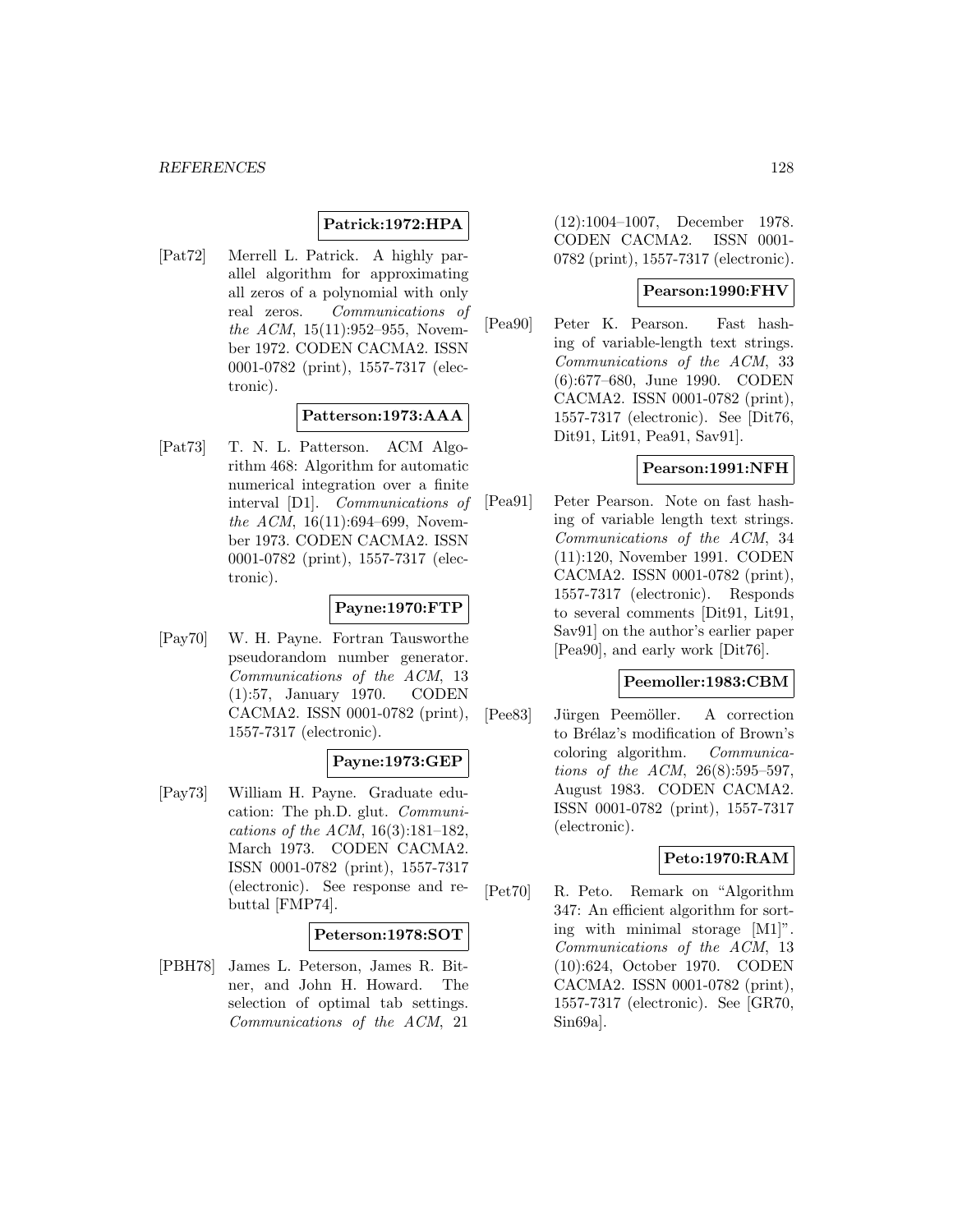**Patrick:1972:HPA**

[Pat72] Merrell L. Patrick. A highly parallel algorithm for approximating all zeros of a polynomial with only real zeros. *Communications of the ACM*, 15(11):952–955, November 1972. CODEN CACMA2. ISSN 0001-0782 (print), 1557-7317 (electronic).

**Patterson:1973:AAA**

[Pat73] T. N. L. Patterson. ACM Algorithm 468: Algorithm for automatic numerical integration over a finite interval [D1]. *Communications of the ACM*, 16(11):694–699, November 1973. CODEN CACMA2. ISSN 0001-0782 (print), 1557-7317 (electronic).

**Payne:1970:FTP**

[Pay70] W. H. Payne. Fortran Tausworthe pseudorandom number generator. *Communications of the ACM*, 13 (1):57, January 1970. CODEN CACMA2. ISSN 0001-0782 (print), 1557-7317 (electronic).

**Payne:1973:GEP**

[Pay73] William H. Payne. Graduate education: The ph.D. glut. *Communications of the ACM*, 16(3):181–182, March 1973. CODEN CACMA2. ISSN 0001-0782 (print), 1557-7317 (electronic). See response and rebuttal [FMP74].

**Peterson:1978:SOT**

[PBH78] James L. Peterson, James R. Bitner, and John H. Howard. The selection of optimal tab settings. *Communications of the ACM*, 21 (12):1004–1007, December 1978. CODEN CACMA2. ISSN 0001-0782 (print), 1557-7317 (electronic).

**Pearson:1990:FHV**

[Pea90] Peter K. Pearson. Fast hashing of variable-length text strings. *Communications of the ACM*, 33 (6):677–680, June 1990. CODEN CACMA2. ISSN 0001-0782 (print), 1557-7317 (electronic). See [Dit76, Dit91, Lit91, Pea91, Sav91].

**Pearson:1991:NFH**

[Pea91] Peter Pearson. Note on fast hashing of variable length text strings. *Communications of the ACM*, 34 (11):120, November 1991. CODEN CACMA2. ISSN 0001-0782 (print), 1557-7317 (electronic). Responds to several comments [Dit91, Lit91, Sav91] on the author's earlier paper [Pea90], and early work [Dit76].

**Peemoller:1983:CBM**

[Pee83] Jürgen Peemöller. A correction to Brélaz's modification of Brown's coloring algorithm. *Communications of the ACM*, 26(8):595–597, August 1983. CODEN CACMA2. ISSN 0001-0782 (print), 1557-7317 (electronic).

**Peto:1970:RAM**

[Pet70] R. Peto. Remark on "Algorithm 347: An efficient algorithm for sorting with minimal storage [M1]". *Communications of the ACM*, 13 (10):624, October 1970. CODEN CACMA2. ISSN 0001-0782 (print), 1557-7317 (electronic). See [GR70, Sin69a].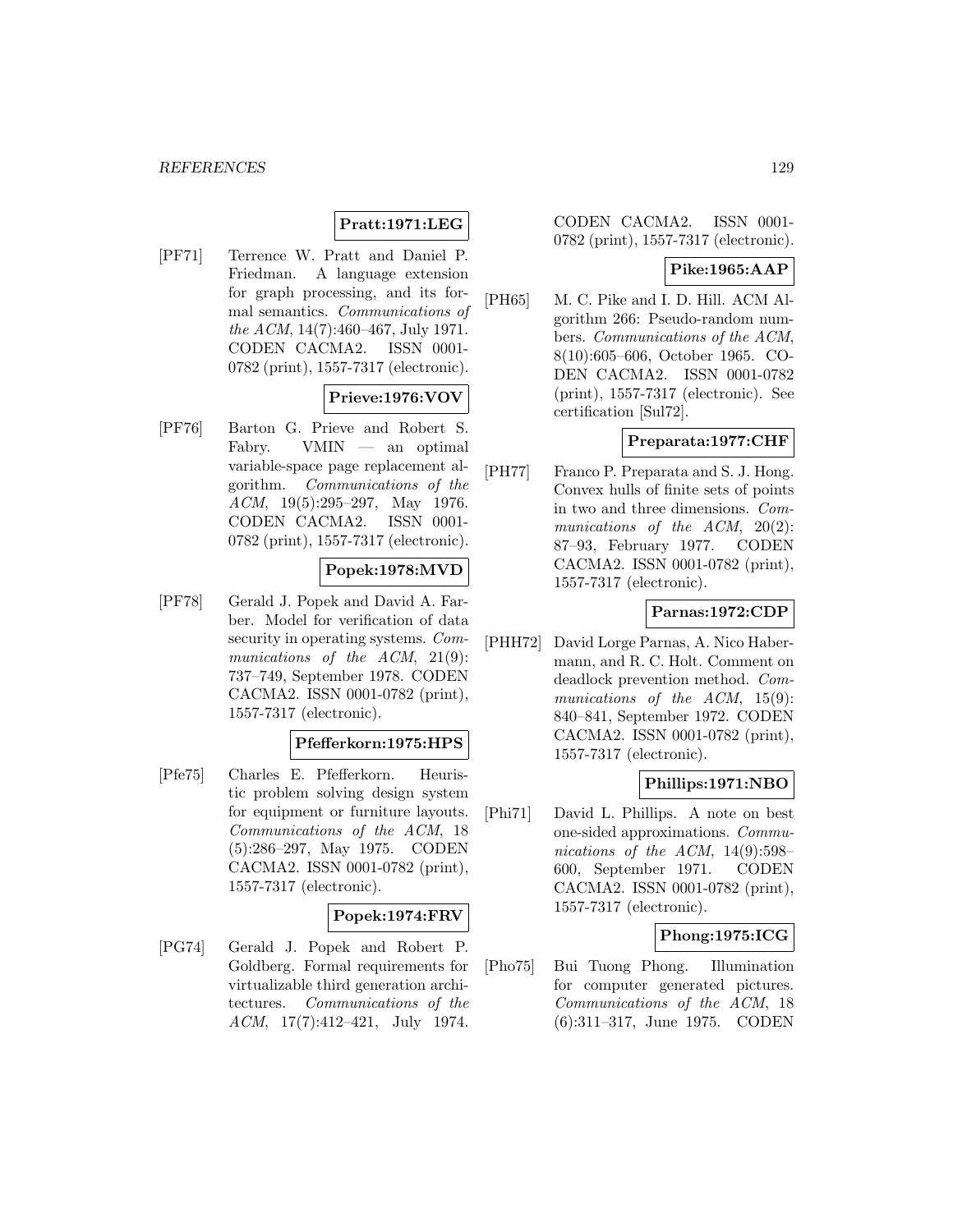**Pratt:1971:LEG**

[PF71] Terrence W. Pratt and Daniel P. Friedman. A language extension for graph processing, and its formal semantics. *Communications of the ACM*, 14(7):460–467, July 1971. CODEN CACMA2. ISSN 0001-0782 (print), 1557-7317 (electronic).

**Prieve:1976:VOV**

[PF76] Barton G. Prieve and Robert S. Fabry. VMIN — an optimal variable-space page replacement algorithm. *Communications of the ACM*, 19(5):295–297, May 1976. CODEN CACMA2. ISSN 0001-0782 (print), 1557-7317 (electronic).

**Popek:1978:MVD**

[PF78] Gerald J. Popek and David A. Farber. Model for verification of data security in operating systems. *Communications of the ACM*, 21(9): 737–749, September 1978. CODEN CACMA2. ISSN 0001-0782 (print), 1557-7317 (electronic).

**Pfefferkorn:1975:HPS**

[Pfe75] Charles E. Pfefferkorn. Heuristic problem solving design system for equipment or furniture layouts. *Communications of the ACM*, 18 (5):286–297, May 1975. CODEN CACMA2. ISSN 0001-0782 (print), 1557-7317 (electronic).

**Popek:1974:FRV**

[PG74] Gerald J. Popek and Robert P. Goldberg. Formal requirements for virtualizable third generation architectures. *Communications of the ACM*, 17(7):412–421, July 1974. CODEN CACMA2. ISSN 0001-0782 (print), 1557-7317 (electronic).

**Pike:1965:AAP**

[PH65] M. C. Pike and I. D. Hill. ACM Algorithm 266: Pseudo-random numbers. *Communications of the ACM*, 8(10):605–606, October 1965. CODEN CACMA2. ISSN 0001-0782 (print), 1557-7317 (electronic). See certification [Sul72].

**Preparata:1977:CHF**

[PH77] Franco P. Preparata and S. J. Hong. Convex hulls of finite sets of points in two and three dimensions. *Communications of the ACM*, 20(2): 87–93, February 1977. CODEN CACMA2. ISSN 0001-0782 (print), 1557-7317 (electronic).

**Parnas:1972:CDP**

[PHH72] David Lorge Parnas, A. Nico Habermann, and R. C. Holt. Comment on deadlock prevention method. *Communications of the ACM*, 15(9): 840–841, September 1972. CODEN CACMA2. ISSN 0001-0782 (print), 1557-7317 (electronic).

**Phillips:1971:NBO**

[Phi71] David L. Phillips. A note on best one-sided approximations. *Communications of the ACM*, 14(9):598–600, September 1971. CODEN CACMA2. ISSN 0001-0782 (print), 1557-7317 (electronic).

**Phong:1975:ICG**

[Pho75] Bui Tuong Phong. Illumination for computer generated pictures. *Communications of the ACM*, 18 (6):311–317, June 1975. CODEN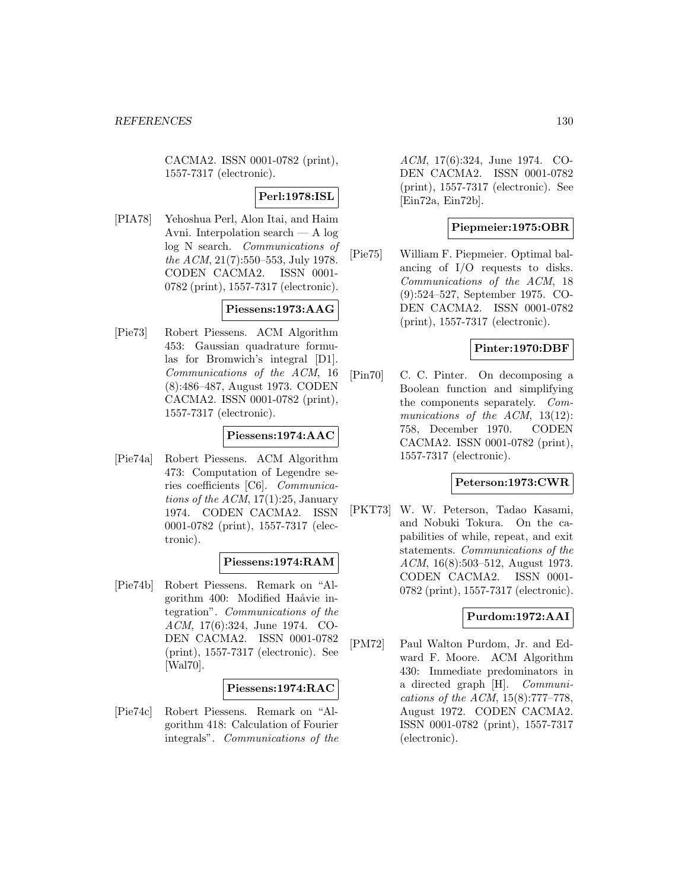CACMA2. ISSN 0001-0782 (print), 1557-7317 (electronic).

**Perl:1978:ISL**

[PIA78] Yehoshua Perl, Alon Itai, and Haim Avni. Interpolation search — A log log N search. *Communications of the ACM*, 21(7):550–553, July 1978. CODEN CACMA2. ISSN 0001-0782 (print), 1557-7317 (electronic).

**Piessens:1973:AAG**

[Pie73] Robert Piessens. ACM Algorithm 453: Gaussian quadrature formulas for Bromwich's integral [D1]. *Communications of the ACM*, 16 (8):486–487, August 1973. CODEN CACMA2. ISSN 0001-0782 (print), 1557-7317 (electronic).

**Piessens:1974:AAC**

[Pie74a] Robert Piessens. ACM Algorithm 473: Computation of Legendre series coefficients [C6]. *Communications of the ACM*, 17(1):25, January 1974. CODEN CACMA2. ISSN 0001-0782 (print), 1557-7317 (electronic).

**Piessens:1974:RAM**

[Pie74b] Robert Piessens. Remark on "Algorithm 400: Modified Haåvie integration". *Communications of the ACM*, 17(6):324, June 1974. CODEN CACMA2. ISSN 0001-0782 (print), 1557-7317 (electronic). See [Wal70].

**Piessens:1974:RAC**

[Pie74c] Robert Piessens. Remark on "Algorithm 418: Calculation of Fourier integrals". *Communications of the ACM*, 17(6):324, June 1974. CODEN CACMA2. ISSN 0001-0782 (print), 1557-7317 (electronic). See [Ein72a, Ein72b].

**Piepmeier:1975:OBR**

[Pie75] William F. Piepmeier. Optimal balancing of I/O requests to disks. *Communications of the ACM*, 18 (9):524–527, September 1975. CODEN CACMA2. ISSN 0001-0782 (print), 1557-7317 (electronic).

**Pinter:1970:DBF**

[Pin70] C. C. Pinter. On decomposing a Boolean function and simplifying the components separately. *Communications of the ACM*, 13(12): 758, December 1970. CODEN CACMA2. ISSN 0001-0782 (print), 1557-7317 (electronic).

**Peterson:1973:CWR**

[PKT73] W. W. Peterson, Tadao Kasami, and Nobuki Tokura. On the capabilities of while, repeat, and exit statements. *Communications of the ACM*, 16(8):503–512, August 1973. CODEN CACMA2. ISSN 0001-0782 (print), 1557-7317 (electronic).

**Purdom:1972:AAI**

[PM72] Paul Walton Purdom, Jr. and Edward F. Moore. ACM Algorithm 430: Immediate predominators in a directed graph [H]. *Communications of the ACM*, 15(8):777–778, August 1972. CODEN CACMA2. ISSN 0001-0782 (print), 1557-7317 (electronic).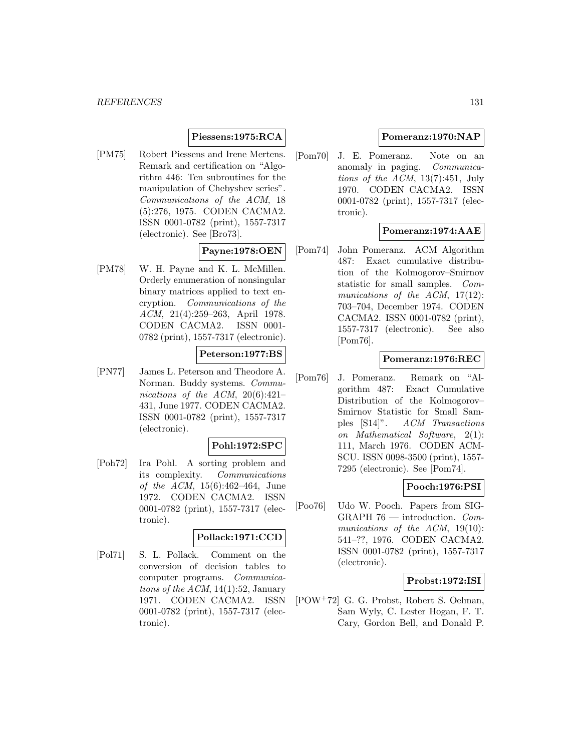**Piessens:1975:RCA**

[PM75] Robert Piessens and Irene Mertens. Remark and certification on "Algorithm 446: Ten subroutines for the manipulation of Chebyshev series". *Communications of the ACM*, 18 (5):276, 1975. CODEN CACMA2. ISSN 0001-0782 (print), 1557-7317 (electronic). See [Bro73].

**Payne:1978:OEN**

[PM78] W. H. Payne and K. L. McMillen. Orderly enumeration of nonsingular binary matrices applied to text encryption. *Communications of the ACM*, 21(4):259–263, April 1978. CODEN CACMA2. ISSN 0001-0782 (print), 1557-7317 (electronic).

**Peterson:1977:BS**

[PN77] James L. Peterson and Theodore A. Norman. Buddy systems. *Communications of the ACM*, 20(6):421–431, June 1977. CODEN CACMA2. ISSN 0001-0782 (print), 1557-7317 (electronic).

**Pohl:1972:SPC**

[Poh72] Ira Pohl. A sorting problem and its complexity. *Communications of the ACM*, 15(6):462–464, June 1972. CODEN CACMA2. ISSN 0001-0782 (print), 1557-7317 (electronic).

**Pollack:1971:CCD**

[Pol71] S. L. Pollack. Comment on the conversion of decision tables to computer programs. *Communications of the ACM*, 14(1):52, January 1971. CODEN CACMA2. ISSN 0001-0782 (print), 1557-7317 (electronic).

**Pomeranz:1970:NAP**

[Pom70] J. E. Pomeranz. Note on an anomaly in paging. *Communications of the ACM*, 13(7):451, July 1970. CODEN CACMA2. ISSN 0001-0782 (print), 1557-7317 (electronic).

**Pomeranz:1974:AAE**

[Pom74] John Pomeranz. ACM Algorithm 487: Exact cumulative distribution of the Kolmogorov–Smirnov statistic for small samples. *Communications of the ACM*, 17(12): 703–704, December 1974. CODEN CACMA2. ISSN 0001-0782 (print), 1557-7317 (electronic). See also [Pom76].

**Pomeranz:1976:REC**

[Pom76] J. Pomeranz. Remark on "Algorithm 487: Exact Cumulative Distribution of the Kolmogorov–Smirnov Statistic for Small Samples [S14]". *ACM Transactions on Mathematical Software*, 2(1): 111, March 1976. CODEN ACMSCU. ISSN 0098-3500 (print), 1557-7295 (electronic). See [Pom74].

**Pooch:1976:PSI**

[Poo76] Udo W. Pooch. Papers from SIGGRAPH 76 — introduction. *Communications of the ACM*, 19(10): 541–??, 1976. CODEN CACMA2. ISSN 0001-0782 (print), 1557-7317 (electronic).

**Probst:1972:ISI**

[POW+72] G. G. Probst, Robert S. Oelman, Sam Wyly, C. Lester Hogan, F. T. Cary, Gordon Bell, and Donald P.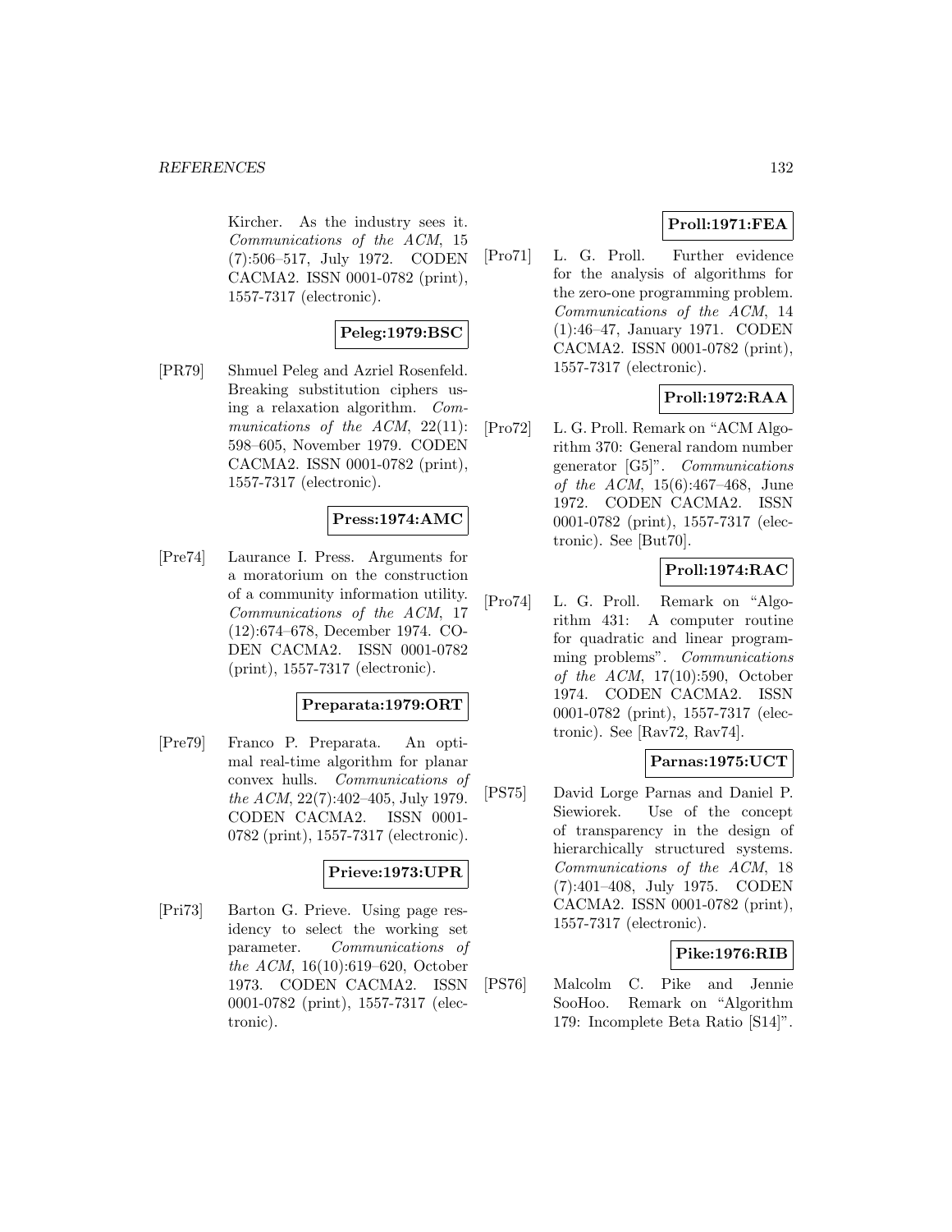Kircher. As the industry sees it. *Communications of the ACM*, 15 (7):506–517, July 1972. CODEN CACMA2. ISSN 0001-0782 (print), 1557-7317 (electronic).

**Peleg:1979:BSC**

[PR79] Shmuel Peleg and Azriel Rosenfeld. Breaking substitution ciphers using a relaxation algorithm. *Communications of the ACM*, 22(11): 598–605, November 1979. CODEN CACMA2. ISSN 0001-0782 (print), 1557-7317 (electronic).

**Press:1974:AMC**

[Pre74] Laurance I. Press. Arguments for a moratorium on the construction of a community information utility. *Communications of the ACM*, 17 (12):674–678, December 1974. CODEN CACMA2. ISSN 0001-0782 (print), 1557-7317 (electronic).

**Preparata:1979:ORT**

[Pre79] Franco P. Preparata. An optimal real-time algorithm for planar convex hulls. *Communications of the ACM*, 22(7):402–405, July 1979. CODEN CACMA2. ISSN 0001-0782 (print), 1557-7317 (electronic).

**Prieve:1973:UPR**

[Pri73] Barton G. Prieve. Using page residency to select the working set parameter. *Communications of the ACM*, 16(10):619–620, October 1973. CODEN CACMA2. ISSN 0001-0782 (print), 1557-7317 (electronic).

**Proll:1971:FEA**

[Pro71] L. G. Proll. Further evidence for the analysis of algorithms for the zero-one programming problem. *Communications of the ACM*, 14 (1):46–47, January 1971. CODEN CACMA2. ISSN 0001-0782 (print), 1557-7317 (electronic).

**Proll:1972:RAA**

[Pro72] L. G. Proll. Remark on "ACM Algorithm 370: General random number generator [G5]". *Communications of the ACM*, 15(6):467–468, June 1972. CODEN CACMA2. ISSN 0001-0782 (print), 1557-7317 (electronic). See [But70].

**Proll:1974:RAC**

[Pro74] L. G. Proll. Remark on "Algorithm 431: A computer routine for quadratic and linear programming problems". *Communications of the ACM*, 17(10):590, October 1974. CODEN CACMA2. ISSN 0001-0782 (print), 1557-7317 (electronic). See [Rav72, Rav74].

**Parnas:1975:UCT**

[PS75] David Lorge Parnas and Daniel P. Siewiorek. Use of the concept of transparency in the design of hierarchically structured systems. *Communications of the ACM*, 18 (7):401–408, July 1975. CODEN CACMA2. ISSN 0001-0782 (print), 1557-7317 (electronic).

**Pike:1976:RIB**

[PS76] Malcolm C. Pike and Jennie SooHoo. Remark on "Algorithm 179: Incomplete Beta Ratio [S14]".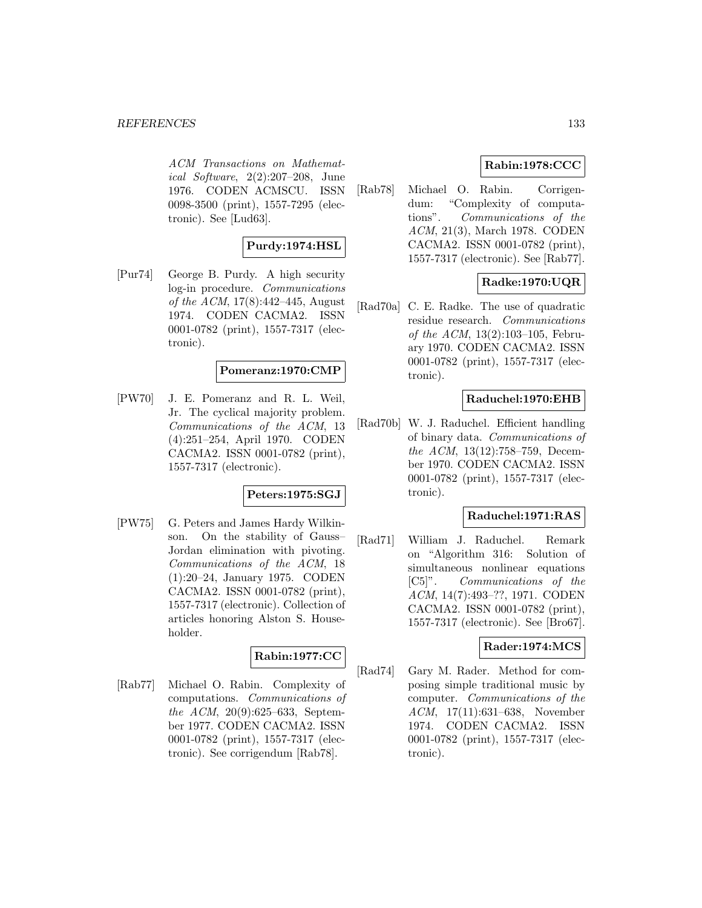*ACM Transactions on Mathematical Software*, 2(2):207–208, June 1976. CODEN ACMSCU. ISSN 0098-3500 (print), 1557-7295 (electronic). See [Lud63].

**Purdy:1974:HSL**

[Pur74] George B. Purdy. A high security log-in procedure. *Communications of the ACM*, 17(8):442–445, August 1974. CODEN CACMA2. ISSN 0001-0782 (print), 1557-7317 (electronic).

**Pomeranz:1970:CMP**

[PW70] J. E. Pomeranz and R. L. Weil, Jr. The cyclical majority problem. *Communications of the ACM*, 13 (4):251–254, April 1970. CODEN CACMA2. ISSN 0001-0782 (print), 1557-7317 (electronic).

**Peters:1975:SGJ**

[PW75] G. Peters and James Hardy Wilkinson. On the stability of Gauss–Jordan elimination with pivoting. *Communications of the ACM*, 18 (1):20–24, January 1975. CODEN CACMA2. ISSN 0001-0782 (print), 1557-7317 (electronic). Collection of articles honoring Alston S. Householder.

**Rabin:1977:CC**

[Rab77] Michael O. Rabin. Complexity of computations. *Communications of the ACM*, 20(9):625–633, September 1977. CODEN CACMA2. ISSN 0001-0782 (print), 1557-7317 (electronic). See corrigendum [Rab78].

**Rabin:1978:CCC**

[Rab78] Michael O. Rabin. Corrigendum: "Complexity of computations". *Communications of the ACM*, 21(3), March 1978. CODEN CACMA2. ISSN 0001-0782 (print), 1557-7317 (electronic). See [Rab77].

**Radke:1970:UQR**

[Rad70a] C. E. Radke. The use of quadratic residue research. *Communications of the ACM*, 13(2):103–105, February 1970. CODEN CACMA2. ISSN 0001-0782 (print), 1557-7317 (electronic).

**Raduchel:1970:EHB**

[Rad70b] W. J. Raduchel. Efficient handling of binary data. *Communications of the ACM*, 13(12):758–759, December 1970. CODEN CACMA2. ISSN 0001-0782 (print), 1557-7317 (electronic).

**Raduchel:1971:RAS**

[Rad71] William J. Raduchel. Remark on "Algorithm 316: Solution of simultaneous nonlinear equations [C5]". *Communications of the ACM*, 14(7):493–??, 1971. CODEN CACMA2. ISSN 0001-0782 (print), 1557-7317 (electronic). See [Bro67].

**Rader:1974:MCS**

[Rad74] Gary M. Rader. Method for composing simple traditional music by computer. *Communications of the ACM*, 17(11):631–638, November 1974. CODEN CACMA2. ISSN 0001-0782 (print), 1557-7317 (electronic).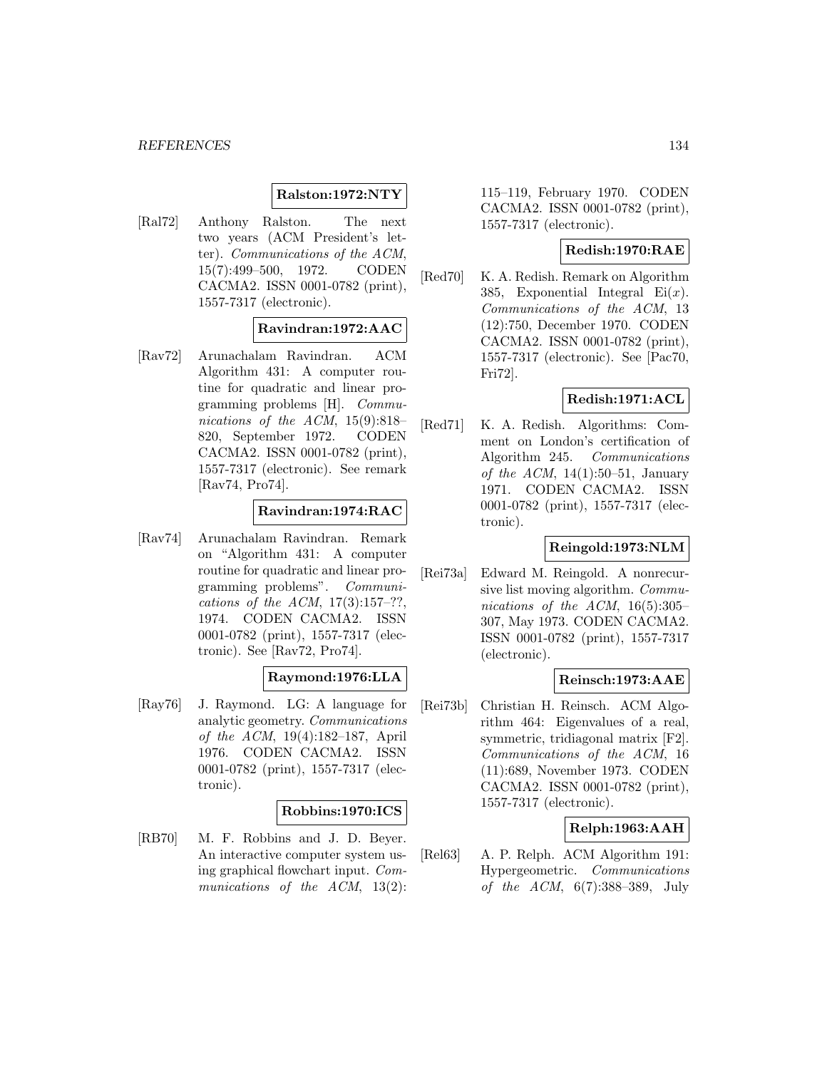**Ralston:1972:NTY**

[Ral72] Anthony Ralston. The next two years (ACM President's letter). *Communications of the ACM*, 15(7):499–500, 1972. CODEN CACMA2. ISSN 0001-0782 (print), 1557-7317 (electronic).

**Ravindran:1972:AAC**

[Rav72] Arunachalam Ravindran. ACM Algorithm 431: A computer routine for quadratic and linear programming problems [H]. *Communications of the ACM*, 15(9):818–820, September 1972. CODEN CACMA2. ISSN 0001-0782 (print), 1557-7317 (electronic). See remark [Rav74, Pro74].

**Ravindran:1974:RAC**

[Rav74] Arunachalam Ravindran. Remark on "Algorithm 431: A computer routine for quadratic and linear programming problems". *Communications of the ACM*, 17(3):157–??, 1974. CODEN CACMA2. ISSN 0001-0782 (print), 1557-7317 (electronic). See [Rav72, Pro74].

**Raymond:1976:LLA**

[Ray76] J. Raymond. LG: A language for analytic geometry. *Communications of the ACM*, 19(4):182–187, April 1976. CODEN CACMA2. ISSN 0001-0782 (print), 1557-7317 (electronic).

**Robbins:1970:ICS**

[RB70] M. F. Robbins and J. D. Beyer. An interactive computer system using graphical flowchart input. *Communications of the ACM*, 13(2): 115–119, February 1970. CODEN CACMA2. ISSN 0001-0782 (print), 1557-7317 (electronic).

**Redish:1970:RAE**

[Red70] K. A. Redish. Remark on Algorithm 385, Exponential Integral $\mathrm{Ei}(x)$. *Communications of the ACM*, 13 (12):750, December 1970. CODEN CACMA2. ISSN 0001-0782 (print), 1557-7317 (electronic). See [Pac70, Fri72].

**Redish:1971:ACL**

[Red71] K. A. Redish. Algorithms: Comment on London's certification of Algorithm 245. *Communications of the ACM*, 14(1):50–51, January 1971. CODEN CACMA2. ISSN 0001-0782 (print), 1557-7317 (electronic).

**Reingold:1973:NLM**

[Rei73a] Edward M. Reingold. A nonrecursive list moving algorithm. *Communications of the ACM*, 16(5):305–307, May 1973. CODEN CACMA2. ISSN 0001-0782 (print), 1557-7317 (electronic).

**Reinsch:1973:AAE**

[Rei73b] Christian H. Reinsch. ACM Algorithm 464: Eigenvalues of a real, symmetric, tridiagonal matrix [F2]. *Communications of the ACM*, 16 (11):689, November 1973. CODEN CACMA2. ISSN 0001-0782 (print), 1557-7317 (electronic).

**Relph:1963:AAH**

[Rel63] A. P. Relph. ACM Algorithm 191: Hypergeometric. *Communications of the ACM*, 6(7):388–389, July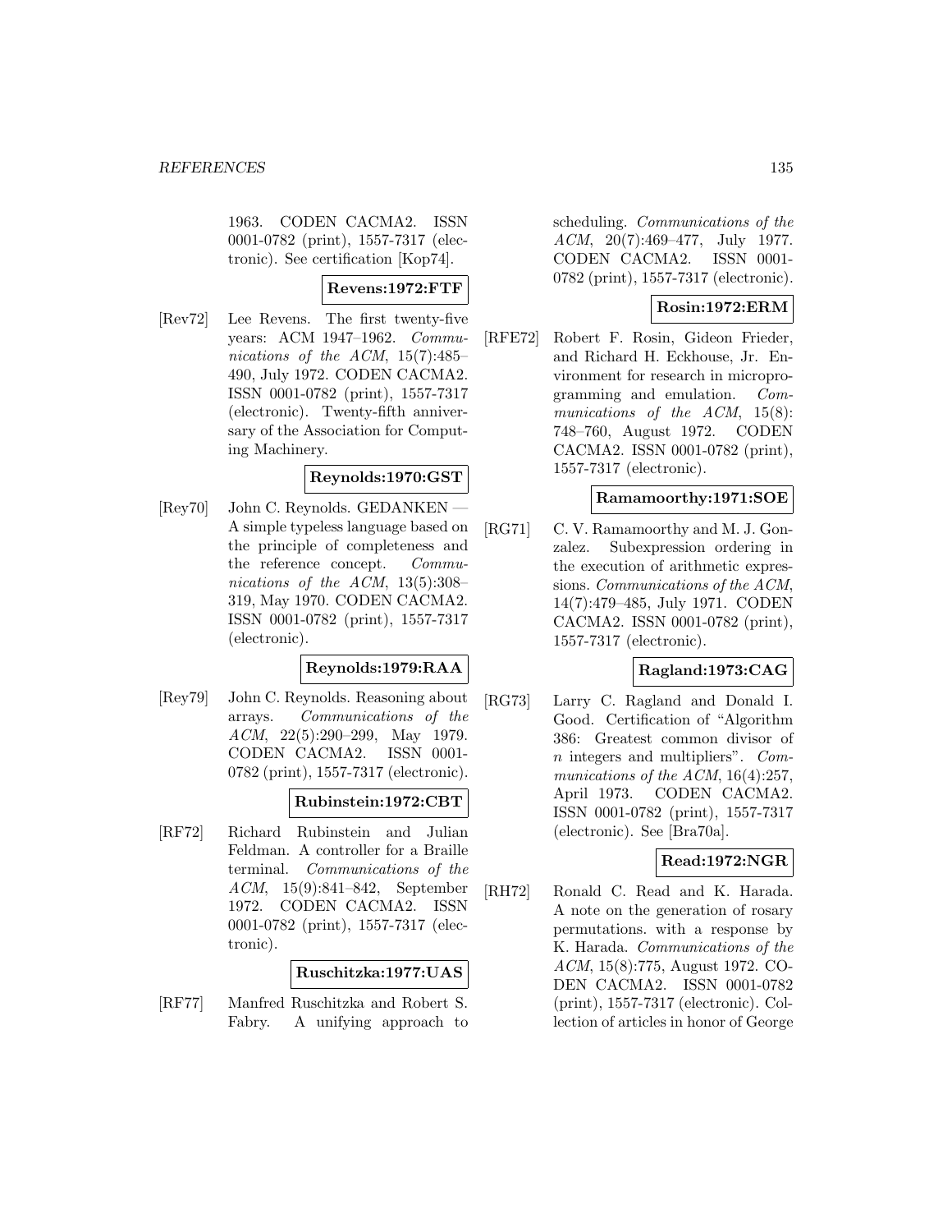1963. CODEN CACMA2. ISSN 0001-0782 (print), 1557-7317 (electronic). See certification [Kop74].

**Revens:1972:FTF**

[Rev72] Lee Revens. The first twenty-five years: ACM 1947–1962. *Communications of the ACM*, 15(7):485–490, July 1972. CODEN CACMA2. ISSN 0001-0782 (print), 1557-7317 (electronic). Twenty-fifth anniversary of the Association for Computing Machinery.

**Reynolds:1970:GST**

[Rey70] John C. Reynolds. GEDANKEN — A simple typeless language based on the principle of completeness and the reference concept. *Communications of the ACM*, 13(5):308–319, May 1970. CODEN CACMA2. ISSN 0001-0782 (print), 1557-7317 (electronic).

**Reynolds:1979:RAA**

[Rey79] John C. Reynolds. Reasoning about arrays. *Communications of the ACM*, 22(5):290–299, May 1979. CODEN CACMA2. ISSN 0001-0782 (print), 1557-7317 (electronic).

**Rubinstein:1972:CBT**

[RF72] Richard Rubinstein and Julian Feldman. A controller for a Braille terminal. *Communications of the ACM*, 15(9):841–842, September 1972. CODEN CACMA2. ISSN 0001-0782 (print), 1557-7317 (electronic).

**Ruschitzka:1977:UAS**

[RF77] Manfred Ruschitzka and Robert S. Fabry. A unifying approach to scheduling. *Communications of the ACM*, 20(7):469–477, July 1977. CODEN CACMA2. ISSN 0001-0782 (print), 1557-7317 (electronic).

**Rosin:1972:ERM**

[RFE72] Robert F. Rosin, Gideon Frieder, and Richard H. Eckhouse, Jr. Environment for research in microprogramming and emulation. *Communications of the ACM*, 15(8): 748–760, August 1972. CODEN CACMA2. ISSN 0001-0782 (print), 1557-7317 (electronic).

**Ramamoorthy:1971:SOE**

[RG71] C. V. Ramamoorthy and M. J. Gonzalez. Subexpression ordering in the execution of arithmetic expressions. *Communications of the ACM*, 14(7):479–485, July 1971. CODEN CACMA2. ISSN 0001-0782 (print), 1557-7317 (electronic).

**Ragland:1973:CAG**

[RG73] Larry C. Ragland and Donald I. Good. Certification of "Algorithm 386: Greatest common divisor of $n$ integers and multipliers". *Communications of the ACM*, 16(4):257, April 1973. CODEN CACMA2. ISSN 0001-0782 (print), 1557-7317 (electronic). See [Bra70a].

**Read:1972:NGR**

[RH72] Ronald C. Read and K. Harada. A note on the generation of rosary permutations. with a response by K. Harada. *Communications of the ACM*, 15(8):775, August 1972. CODEN CACMA2. ISSN 0001-0782 (print), 1557-7317 (electronic). Collection of articles in honor of George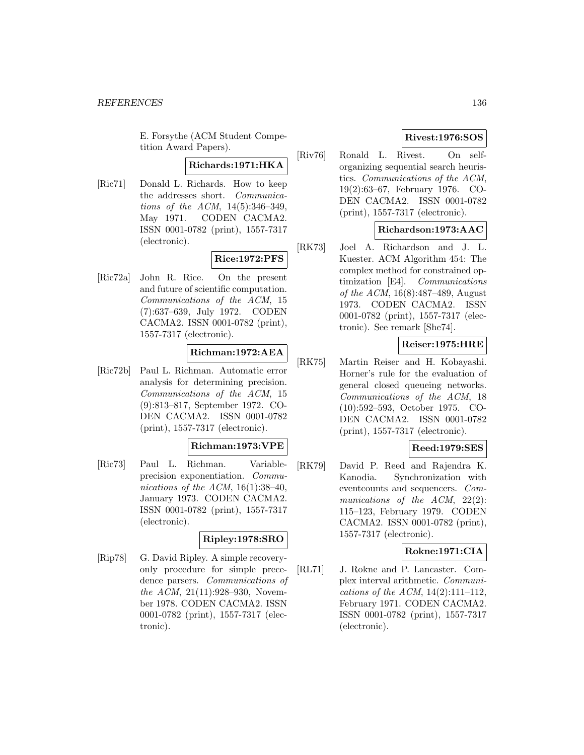E. Forsythe (ACM Student Competition Award Papers).

**Richards:1971:HKA**

[Ric71] Donald L. Richards. How to keep the addresses short. *Communications of the ACM*, 14(5):346–349, May 1971. CODEN CACMA2. ISSN 0001-0782 (print), 1557-7317 (electronic).

**Rice:1972:PFS**

[Ric72a] John R. Rice. On the present and future of scientific computation. *Communications of the ACM*, 15 (7):637–639, July 1972. CODEN CACMA2. ISSN 0001-0782 (print), 1557-7317 (electronic).

**Richman:1972:AEA**

[Ric72b] Paul L. Richman. Automatic error analysis for determining precision. *Communications of the ACM*, 15 (9):813–817, September 1972. CODEN CACMA2. ISSN 0001-0782 (print), 1557-7317 (electronic).

**Richman:1973:VPE**

[Ric73] Paul L. Richman. Variable-precision exponentiation. *Communications of the ACM*, 16(1):38–40, January 1973. CODEN CACMA2. ISSN 0001-0782 (print), 1557-7317 (electronic).

**Ripley:1978:SRO**

[Rip78] G. David Ripley. A simple recovery-only procedure for simple precedence parsers. *Communications of the ACM*, 21(11):928–930, November 1978. CODEN CACMA2. ISSN 0001-0782 (print), 1557-7317 (electronic).

**Rivest:1976:SOS**

[Riv76] Ronald L. Rivest. On self-organizing sequential search heuristics. *Communications of the ACM*, 19(2):63–67, February 1976. CODEN CACMA2. ISSN 0001-0782 (print), 1557-7317 (electronic).

**Richardson:1973:AAC**

[RK73] Joel A. Richardson and J. L. Kuester. ACM Algorithm 454: The complex method for constrained optimization [E4]. *Communications of the ACM*, 16(8):487–489, August 1973. CODEN CACMA2. ISSN 0001-0782 (print), 1557-7317 (electronic). See remark [She74].

**Reiser:1975:HRE**

[RK75] Martin Reiser and H. Kobayashi. Horner's rule for the evaluation of general closed queueing networks. *Communications of the ACM*, 18 (10):592–593, October 1975. CODEN CACMA2. ISSN 0001-0782 (print), 1557-7317 (electronic).

**Reed:1979:SES**

[RK79] David P. Reed and Rajendra K. Kanodia. Synchronization with eventcounts and sequencers. *Communications of the ACM*, 22(2): 115–123, February 1979. CODEN CACMA2. ISSN 0001-0782 (print), 1557-7317 (electronic).

**Rokne:1971:CIA**

[RL71] J. Rokne and P. Lancaster. Complex interval arithmetic. *Communications of the ACM*, 14(2):111–112, February 1971. CODEN CACMA2. ISSN 0001-0782 (print), 1557-7317 (electronic).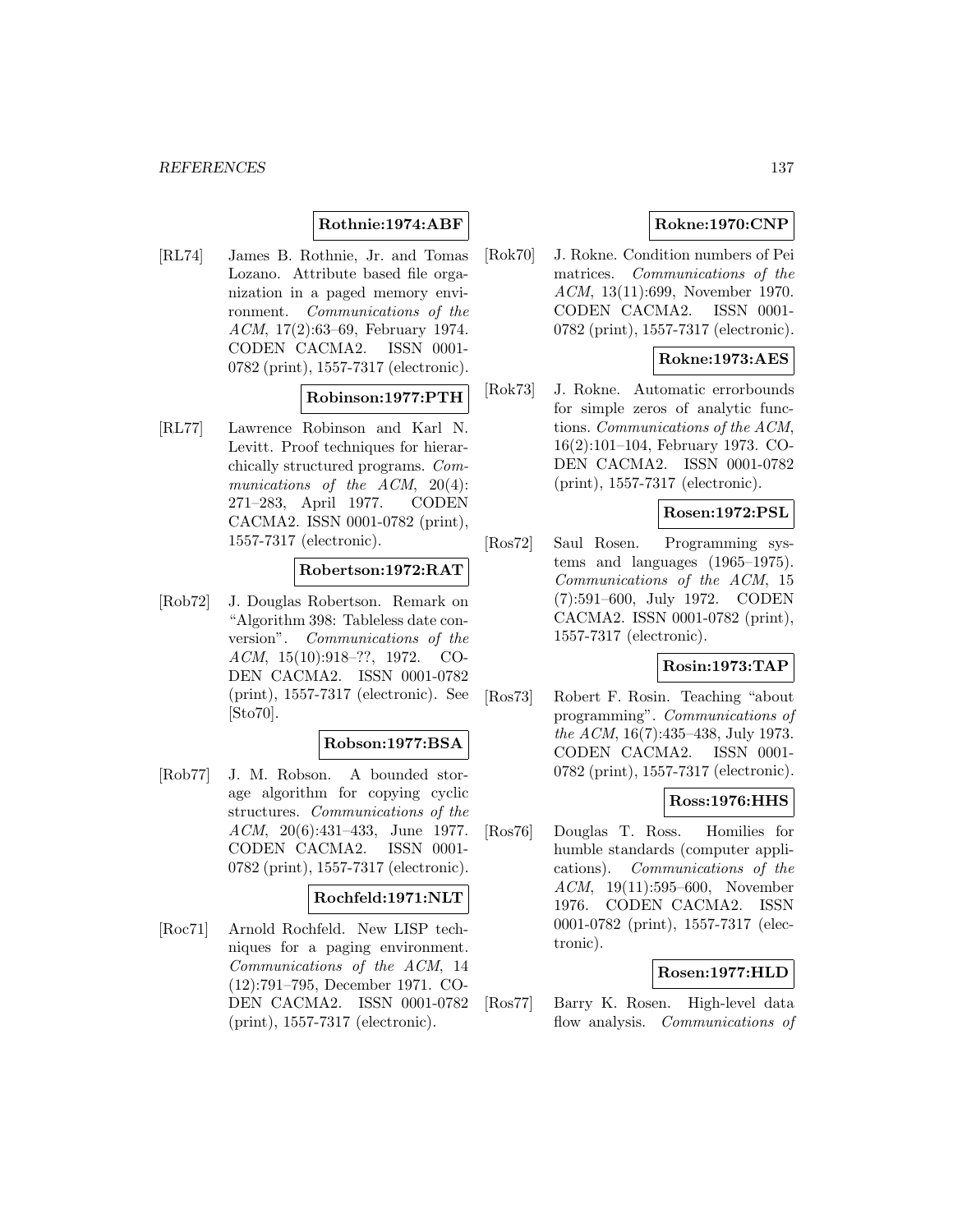**Rothnie:1974:ABF**

[RL74] James B. Rothnie, Jr. and Tomas Lozano. Attribute based file organization in a paged memory environment. *Communications of the ACM*, 17(2):63–69, February 1974. CODEN CACMA2. ISSN 0001-0782 (print), 1557-7317 (electronic).

**Robinson:1977:PTH**

[RL77] Lawrence Robinson and Karl N. Levitt. Proof techniques for hierarchically structured programs. *Communications of the ACM*, 20(4): 271–283, April 1977. CODEN CACMA2. ISSN 0001-0782 (print), 1557-7317 (electronic).

**Robertson:1972:RAT**

[Rob72] J. Douglas Robertson. Remark on "Algorithm 398: Tableless date conversion". *Communications of the ACM*, 15(10):918–??, 1972. CODEN CACMA2. ISSN 0001-0782 (print), 1557-7317 (electronic). See [Sto70].

**Robson:1977:BSA**

[Rob77] J. M. Robson. A bounded storage algorithm for copying cyclic structures. *Communications of the ACM*, 20(6):431–433, June 1977. CODEN CACMA2. ISSN 0001-0782 (print), 1557-7317 (electronic).

**Rochfeld:1971:NLT**

[Roc71] Arnold Rochfeld. New LISP techniques for a paging environment. *Communications of the ACM*, 14 (12):791–795, December 1971. CODEN CACMA2. ISSN 0001-0782 (print), 1557-7317 (electronic).

**Rokne:1970:CNP**

[Rok70] J. Rokne. Condition numbers of Pei matrices. *Communications of the ACM*, 13(11):699, November 1970. CODEN CACMA2. ISSN 0001-0782 (print), 1557-7317 (electronic).

**Rokne:1973:AES**

[Rok73] J. Rokne. Automatic errorbounds for simple zeros of analytic functions. *Communications of the ACM*, 16(2):101–104, February 1973. CODEN CACMA2. ISSN 0001-0782 (print), 1557-7317 (electronic).

**Rosen:1972:PSL**

[Ros72] Saul Rosen. Programming systems and languages (1965–1975). *Communications of the ACM*, 15 (7):591–600, July 1972. CODEN CACMA2. ISSN 0001-0782 (print), 1557-7317 (electronic).

**Rosin:1973:TAP**

[Ros73] Robert F. Rosin. Teaching "about programming". *Communications of the ACM*, 16(7):435–438, July 1973. CODEN CACMA2. ISSN 0001-0782 (print), 1557-7317 (electronic).

**Ross:1976:HHS**

[Ros76] Douglas T. Ross. Homilies for humble standards (computer applications). *Communications of the ACM*, 19(11):595–600, November 1976. CODEN CACMA2. ISSN 0001-0782 (print), 1557-7317 (electronic).

**Rosen:1977:HLD**

[Ros77] Barry K. Rosen. High-level data flow analysis. *Communications of*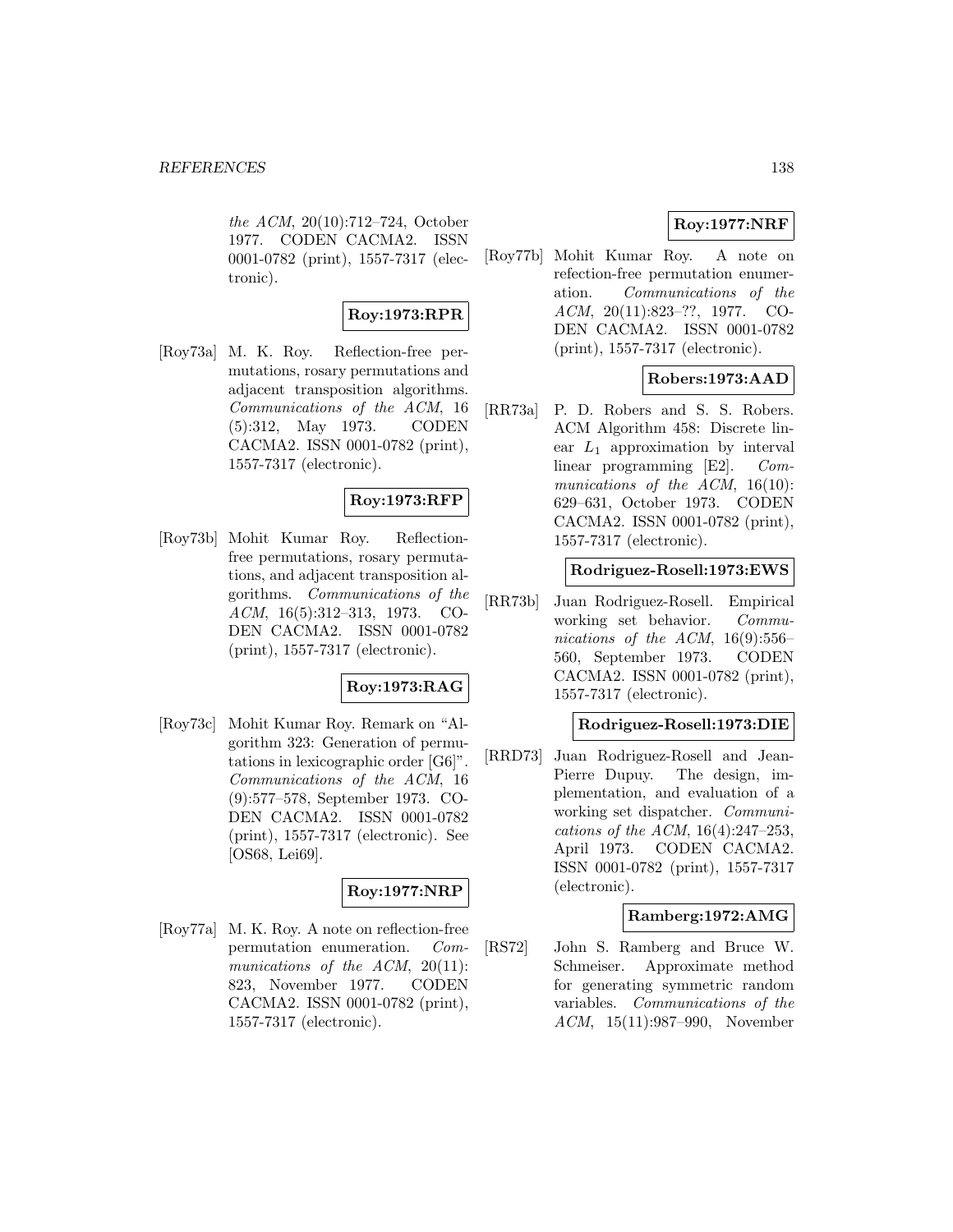*the ACM*, 20(10):712–724, October 1977. CODEN CACMA2. ISSN 0001-0782 (print), 1557-7317 (electronic).

**Roy:1973:RPR**

[Roy73a] M. K. Roy. Reflection-free permutations, rosary permutations and adjacent transposition algorithms. *Communications of the ACM*, 16 (5):312, May 1973. CODEN CACMA2. ISSN 0001-0782 (print), 1557-7317 (electronic).

**Roy:1973:RFP**

[Roy73b] Mohit Kumar Roy. Reflection-free permutations, rosary permutations, and adjacent transposition algorithms. *Communications of the ACM*, 16(5):312–313, 1973. CODEN CACMA2. ISSN 0001-0782 (print), 1557-7317 (electronic).

**Roy:1973:RAG**

[Roy73c] Mohit Kumar Roy. Remark on "Algorithm 323: Generation of permutations in lexicographic order [G6]". *Communications of the ACM*, 16 (9):577–578, September 1973. CODEN CACMA2. ISSN 0001-0782 (print), 1557-7317 (electronic). See [OS68, Lei69].

**Roy:1977:NRP**

[Roy77a] M. K. Roy. A note on reflection-free permutation enumeration. *Communications of the ACM*, 20(11): 823, November 1977. CODEN CACMA2. ISSN 0001-0782 (print), 1557-7317 (electronic).

**Roy:1977:NRF**

[Roy77b] Mohit Kumar Roy. A note on refection-free permutation enumeration. *Communications of the ACM*, 20(11):823–??, 1977. CODEN CACMA2. ISSN 0001-0782 (print), 1557-7317 (electronic).

**Robers:1973:AAD**

[RR73a] P. D. Robers and S. S. Robers. ACM Algorithm 458: Discrete linear $L_1$ approximation by interval linear programming [E2]. *Communications of the ACM*, 16(10): 629–631, October 1973. CODEN CACMA2. ISSN 0001-0782 (print), 1557-7317 (electronic).

**Rodriguez-Rosell:1973:EWS**

[RR73b] Juan Rodriguez-Rosell. Empirical working set behavior. *Communications of the ACM*, 16(9):556–560, September 1973. CODEN CACMA2. ISSN 0001-0782 (print), 1557-7317 (electronic).

**Rodriguez-Rosell:1973:DIE**

[RRD73] Juan Rodriguez-Rosell and Jean-Pierre Dupuy. The design, implementation, and evaluation of a working set dispatcher. *Communications of the ACM*, 16(4):247–253, April 1973. CODEN CACMA2. ISSN 0001-0782 (print), 1557-7317 (electronic).

**Ramberg:1972:AMG**

[RS72] John S. Ramberg and Bruce W. Schmeiser. Approximate method for generating symmetric random variables. *Communications of the ACM*, 15(11):987–990, November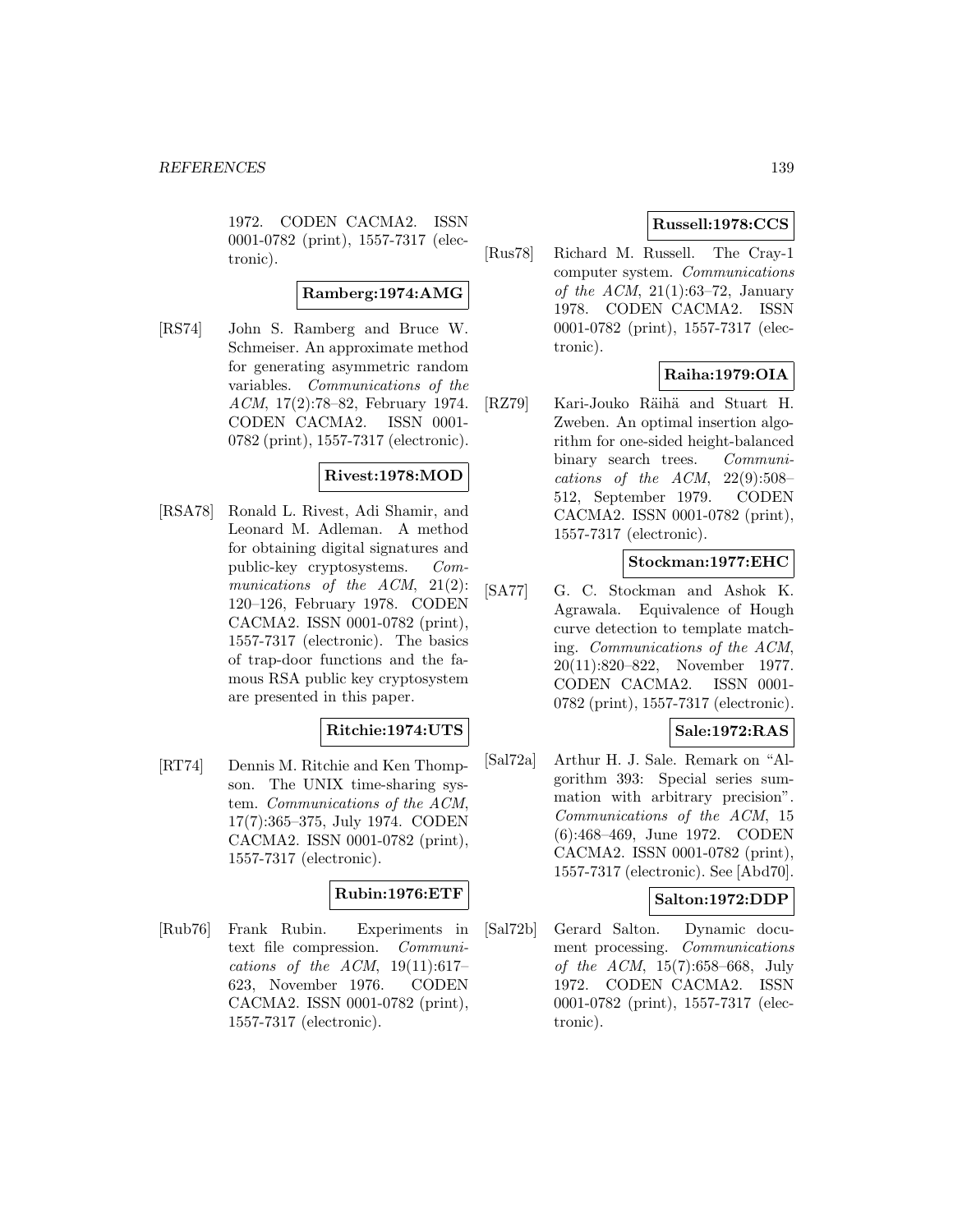1972. CODEN CACMA2. ISSN 0001-0782 (print), 1557-7317 (electronic).

**Ramberg:1974:AMG**

[RS74] John S. Ramberg and Bruce W. Schmeiser. An approximate method for generating asymmetric random variables. *Communications of the ACM*, 17(2):78–82, February 1974. CODEN CACMA2. ISSN 0001-0782 (print), 1557-7317 (electronic).

**Rivest:1978:MOD**

[RSA78] Ronald L. Rivest, Adi Shamir, and Leonard M. Adleman. A method for obtaining digital signatures and public-key cryptosystems. *Communications of the ACM*, 21(2): 120–126, February 1978. CODEN CACMA2. ISSN 0001-0782 (print), 1557-7317 (electronic). The basics of trap-door functions and the famous RSA public key cryptosystem are presented in this paper.

**Ritchie:1974:UTS**

[RT74] Dennis M. Ritchie and Ken Thompson. The UNIX time-sharing system. *Communications of the ACM*, 17(7):365–375, July 1974. CODEN CACMA2. ISSN 0001-0782 (print), 1557-7317 (electronic).

**Rubin:1976:ETF**

[Rub76] Frank Rubin. Experiments in text file compression. *Communications of the ACM*, 19(11):617–623, November 1976. CODEN CACMA2. ISSN 0001-0782 (print), 1557-7317 (electronic).

**Russell:1978:CCS**

[Rus78] Richard M. Russell. The Cray-1 computer system. *Communications of the ACM*, 21(1):63–72, January 1978. CODEN CACMA2. ISSN 0001-0782 (print), 1557-7317 (electronic).

**Raiha:1979:OIA**

[RZ79] Kari-Jouko Räihä and Stuart H. Zweben. An optimal insertion algorithm for one-sided height-balanced binary search trees. *Communications of the ACM*, 22(9):508–512, September 1979. CODEN CACMA2. ISSN 0001-0782 (print), 1557-7317 (electronic).

**Stockman:1977:EHC**

[SA77] G. C. Stockman and Ashok K. Agrawala. Equivalence of Hough curve detection to template matching. *Communications of the ACM*, 20(11):820–822, November 1977. CODEN CACMA2. ISSN 0001-0782 (print), 1557-7317 (electronic).

**Sale:1972:RAS**

[Sal72a] Arthur H. J. Sale. Remark on "Algorithm 393: Special series summation with arbitrary precision". *Communications of the ACM*, 15 (6):468–469, June 1972. CODEN CACMA2. ISSN 0001-0782 (print), 1557-7317 (electronic). See [Abd70].

**Salton:1972:DDP**

[Sal72b] Gerard Salton. Dynamic document processing. *Communications of the ACM*, 15(7):658–668, July 1972. CODEN CACMA2. ISSN 0001-0782 (print), 1557-7317 (electronic).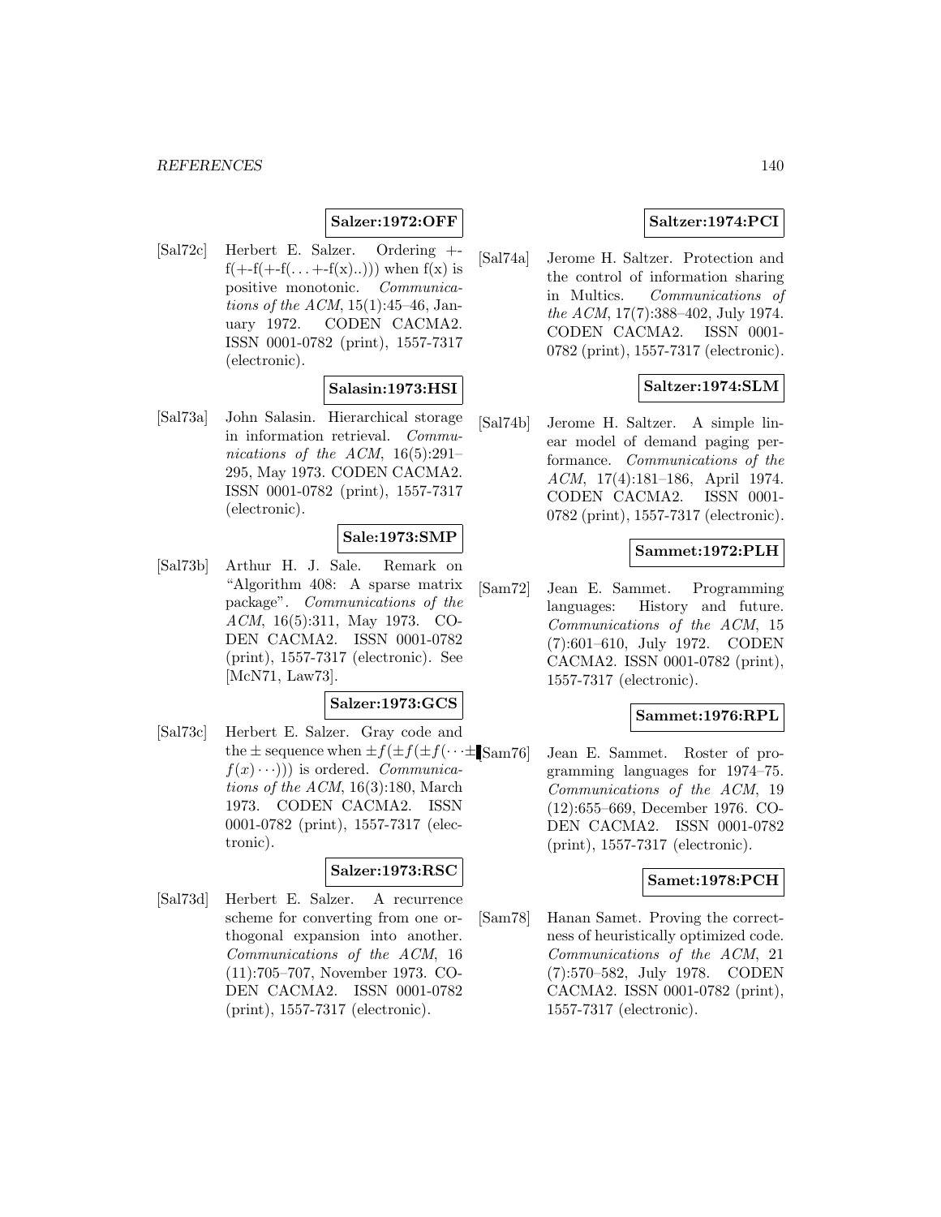**Salzer:1972:OFF**

[Sal72c] Herbert E. Salzer. Ordering +-f(+-f(+-f(. . . +-f(x)..))) when f(x) is positive monotonic. *Communications of the ACM*, 15(1):45–46, January 1972. CODEN CACMA2. ISSN 0001-0782 (print), 1557-7317 (electronic).

**Salasin:1973:HSI**

[Sal73a] John Salasin. Hierarchical storage in information retrieval. *Communications of the ACM*, 16(5):291–295, May 1973. CODEN CACMA2. ISSN 0001-0782 (print), 1557-7317 (electronic).

**Sale:1973:SMP**

[Sal73b] Arthur H. J. Sale. Remark on "Algorithm 408: A sparse matrix package". *Communications of the ACM*, 16(5):311, May 1973. CODEN CACMA2. ISSN 0001-0782 (print), 1557-7317 (electronic). See [McN71, Law73].

**Salzer:1973:GCS**

[Sal73c] Herbert E. Salzer. Gray code and the $\pm$ sequence when $\pm f(\pm f(\pm f(\cdots \pm f(x) \cdots)))$ is ordered. *Communications of the ACM*, 16(3):180, March 1973. CODEN CACMA2. ISSN 0001-0782 (print), 1557-7317 (electronic).

**Salzer:1973:RSC**

[Sal73d] Herbert E. Salzer. A recurrence scheme for converting from one orthogonal expansion into another. *Communications of the ACM*, 16 (11):705–707, November 1973. CODEN CACMA2. ISSN 0001-0782 (print), 1557-7317 (electronic).

**Saltzer:1974:PCI**

[Sal74a] Jerome H. Saltzer. Protection and the control of information sharing in Multics. *Communications of the ACM*, 17(7):388–402, July 1974. CODEN CACMA2. ISSN 0001-0782 (print), 1557-7317 (electronic).

**Saltzer:1974:SLM**

[Sal74b] Jerome H. Saltzer. A simple linear model of demand paging performance. *Communications of the ACM*, 17(4):181–186, April 1974. CODEN CACMA2. ISSN 0001-0782 (print), 1557-7317 (electronic).

**Sammet:1972:PLH**

[Sam72] Jean E. Sammet. Programming languages: History and future. *Communications of the ACM*, 15 (7):601–610, July 1972. CODEN CACMA2. ISSN 0001-0782 (print), 1557-7317 (electronic).

**Sammet:1976:RPL**

[Sam76] Jean E. Sammet. Roster of programming languages for 1974–75. *Communications of the ACM*, 19 (12):655–669, December 1976. CODEN CACMA2. ISSN 0001-0782 (print), 1557-7317 (electronic).

**Samet:1978:PCH**

[Sam78] Hanan Samet. Proving the correctness of heuristically optimized code. *Communications of the ACM*, 21 (7):570–582, July 1978. CODEN CACMA2. ISSN 0001-0782 (print), 1557-7317 (electronic).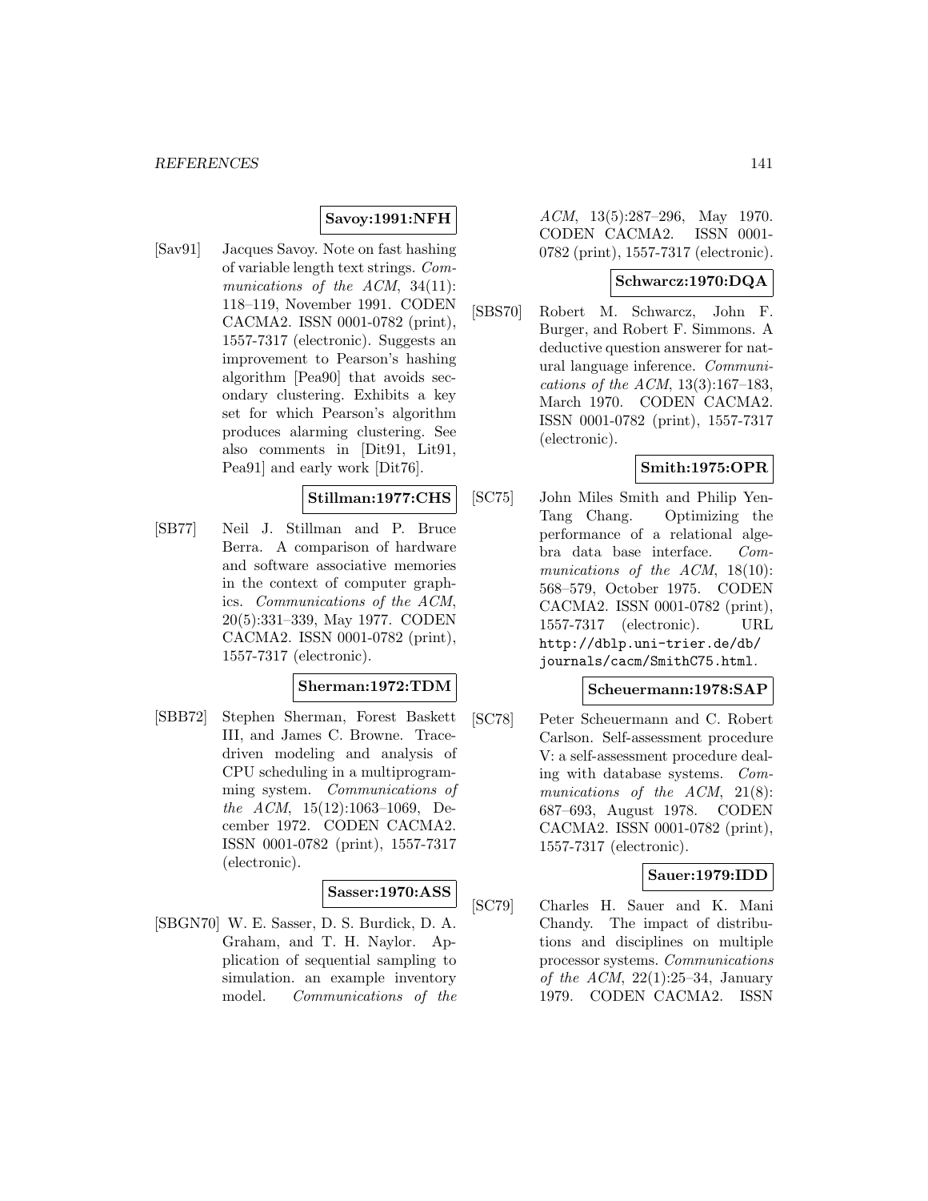**Savoy:1991:NFH**

[Sav91] Jacques Savoy. Note on fast hashing of variable length text strings. *Communications of the ACM*, 34(11): 118–119, November 1991. CODEN CACMA2. ISSN 0001-0782 (print), 1557-7317 (electronic). Suggests an improvement to Pearson's hashing algorithm [Pea90] that avoids secondary clustering. Exhibits a key set for which Pearson's algorithm produces alarming clustering. See also comments in [Dit91, Lit91, Pea91] and early work [Dit76].

**Stillman:1977:CHS**

[SB77] Neil J. Stillman and P. Bruce Berra. A comparison of hardware and software associative memories in the context of computer graphics. *Communications of the ACM*, 20(5):331–339, May 1977. CODEN CACMA2. ISSN 0001-0782 (print), 1557-7317 (electronic).

**Sherman:1972:TDM**

[SBB72] Stephen Sherman, Forest Baskett III, and James C. Browne. Trace-driven modeling and analysis of CPU scheduling in a multiprogramming system. *Communications of the ACM*, 15(12):1063–1069, December 1972. CODEN CACMA2. ISSN 0001-0782 (print), 1557-7317 (electronic).

**Sasser:1970:ASS**

[SBGN70] W. E. Sasser, D. S. Burdick, D. A. Graham, and T. H. Naylor. Application of sequential sampling to simulation. an example inventory model. *Communications of the ACM*, 13(5):287–296, May 1970. CODEN CACMA2. ISSN 0001-0782 (print), 1557-7317 (electronic).

**Schwarcz:1970:DQA**

[SBS70] Robert M. Schwarcz, John F. Burger, and Robert F. Simmons. A deductive question answerer for natural language inference. *Communications of the ACM*, 13(3):167–183, March 1970. CODEN CACMA2. ISSN 0001-0782 (print), 1557-7317 (electronic).

**Smith:1975:OPR**

[SC75] John Miles Smith and Philip Yen-Tang Chang. Optimizing the performance of a relational algebra data base interface. *Communications of the ACM*, 18(10): 568–579, October 1975. CODEN CACMA2. ISSN 0001-0782 (print), 1557-7317 (electronic). URL http://dblp.uni-trier.de/db/journals/cacm/SmithC75.html.

**Scheuermann:1978:SAP**

[SC78] Peter Scheuermann and C. Robert Carlson. Self-assessment procedure V: a self-assessment procedure dealing with database systems. *Communications of the ACM*, 21(8): 687–693, August 1978. CODEN CACMA2. ISSN 0001-0782 (print), 1557-7317 (electronic).

**Sauer:1979:IDD**

[SC79] Charles H. Sauer and K. Mani Chandy. The impact of distributions and disciplines on multiple processor systems. *Communications of the ACM*, 22(1):25–34, January 1979. CODEN CACMA2. ISSN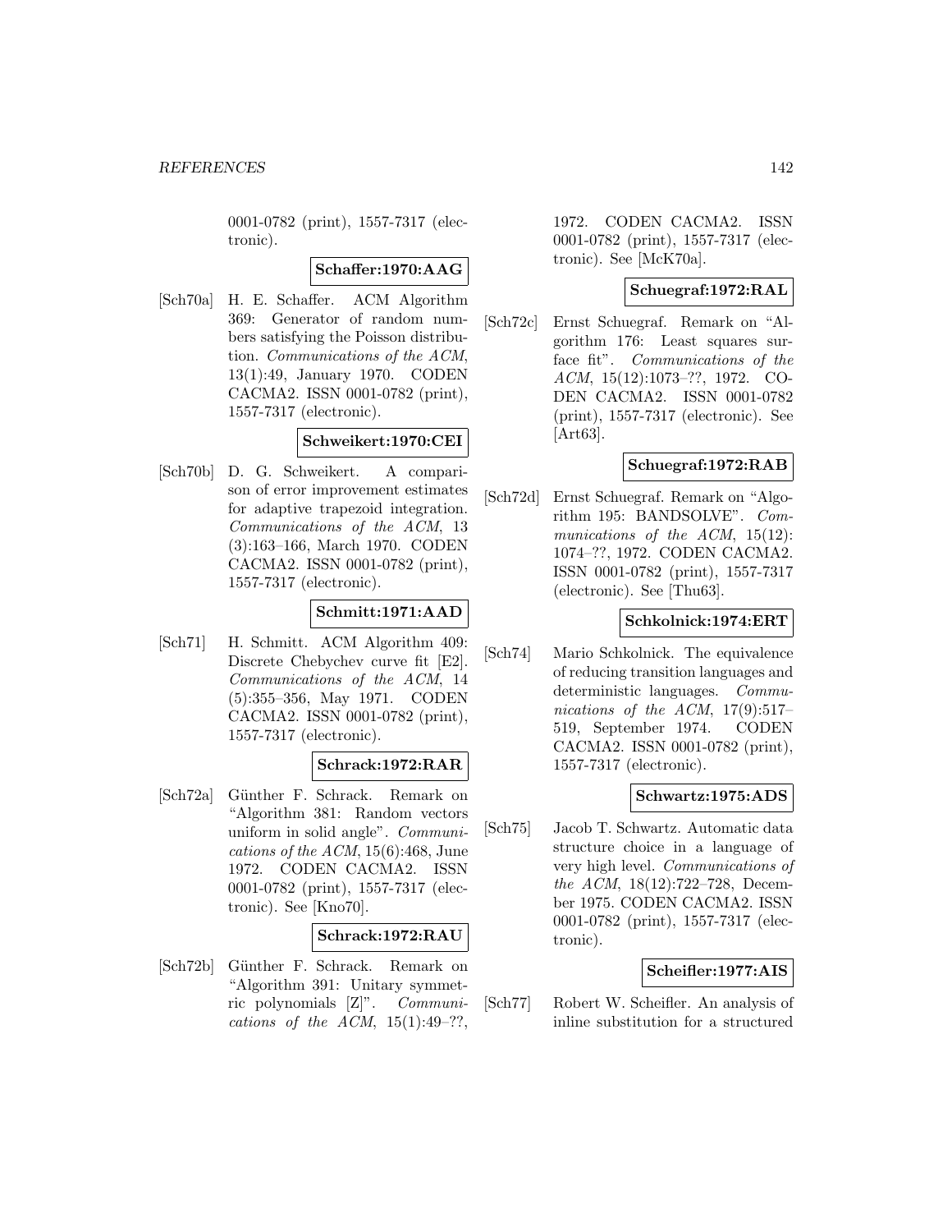0001-0782 (print), 1557-7317 (electronic).

**Schaffer:1970:AAG**

[Sch70a] H. E. Schaffer. ACM Algorithm 369: Generator of random numbers satisfying the Poisson distribution. *Communications of the ACM*, 13(1):49, January 1970. CODEN CACMA2. ISSN 0001-0782 (print), 1557-7317 (electronic).

**Schweikert:1970:CEI**

[Sch70b] D. G. Schweikert. A comparison of error improvement estimates for adaptive trapezoid integration. *Communications of the ACM*, 13 (3):163–166, March 1970. CODEN CACMA2. ISSN 0001-0782 (print), 1557-7317 (electronic).

**Schmitt:1971:AAD**

[Sch71] H. Schmitt. ACM Algorithm 409: Discrete Chebychev curve fit [E2]. *Communications of the ACM*, 14 (5):355–356, May 1971. CODEN CACMA2. ISSN 0001-0782 (print), 1557-7317 (electronic).

**Schrack:1972:RAR**

[Sch72a] Günther F. Schrack. Remark on "Algorithm 381: Random vectors uniform in solid angle". *Communications of the ACM*, 15(6):468, June 1972. CODEN CACMA2. ISSN 0001-0782 (print), 1557-7317 (electronic). See [Kno70].

**Schrack:1972:RAU**

[Sch72b] Günther F. Schrack. Remark on "Algorithm 391: Unitary symmetric polynomials [Z]". *Communications of the ACM*, 15(1):49–??, 1972. CODEN CACMA2. ISSN 0001-0782 (print), 1557-7317 (electronic). See [McK70a].

**Schuegraf:1972:RAL**

[Sch72c] Ernst Schuegraf. Remark on "Algorithm 176: Least squares surface fit". *Communications of the ACM*, 15(12):1073–??, 1972. CODEN CACMA2. ISSN 0001-0782 (print), 1557-7317 (electronic). See [Art63].

**Schuegraf:1972:RAB**

[Sch72d] Ernst Schuegraf. Remark on "Algorithm 195: BANDSOLVE". *Communications of the ACM*, 15(12): 1074–??, 1972. CODEN CACMA2. ISSN 0001-0782 (print), 1557-7317 (electronic). See [Thu63].

**Schkolnick:1974:ERT**

[Sch74] Mario Schkolnick. The equivalence of reducing transition languages and deterministic languages. *Communications of the ACM*, 17(9):517–519, September 1974. CODEN CACMA2. ISSN 0001-0782 (print), 1557-7317 (electronic).

**Schwartz:1975:ADS**

[Sch75] Jacob T. Schwartz. Automatic data structure choice in a language of very high level. *Communications of the ACM*, 18(12):722–728, December 1975. CODEN CACMA2. ISSN 0001-0782 (print), 1557-7317 (electronic).

**Scheifler:1977:AIS**

[Sch77] Robert W. Scheifler. An analysis of inline substitution for a structured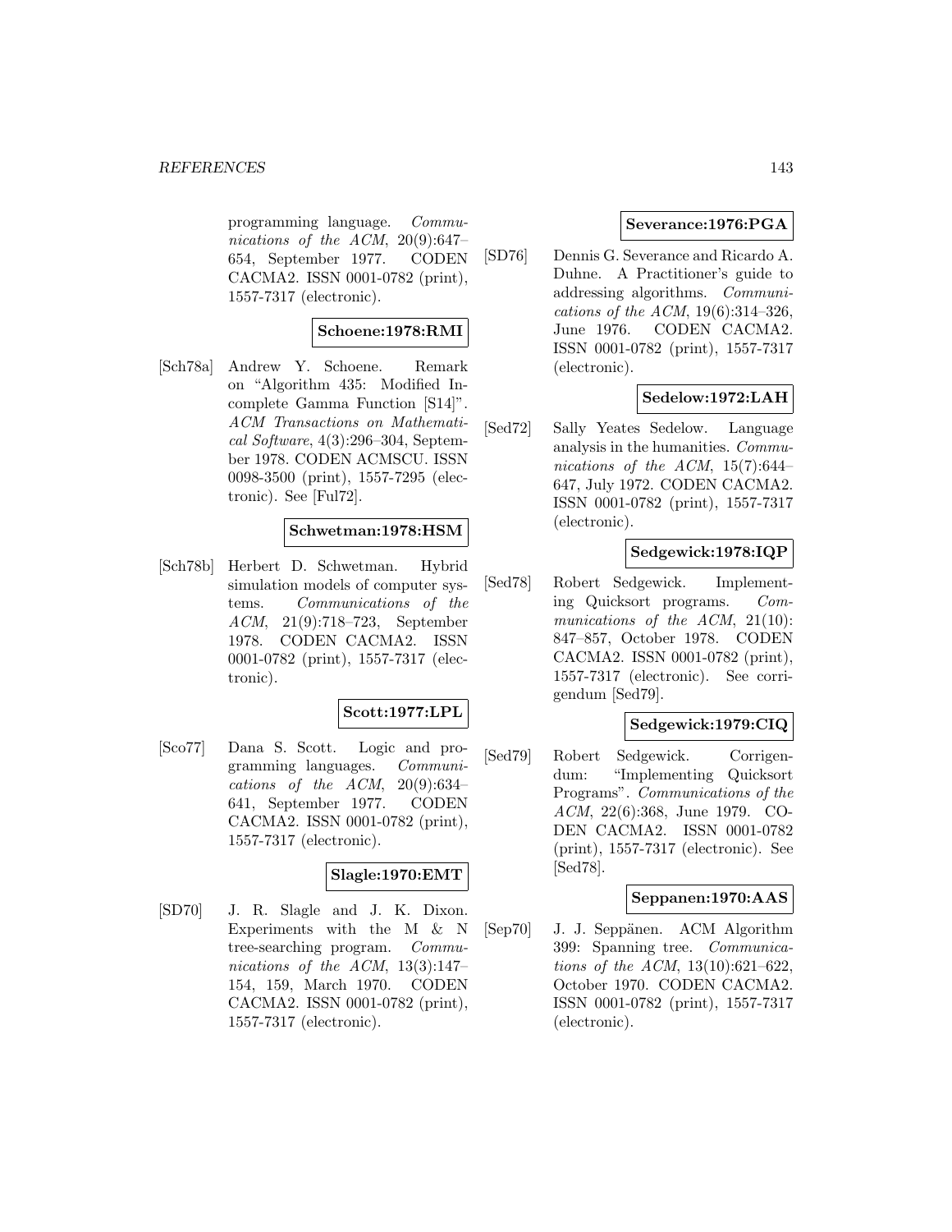programming language. *Communications of the ACM*, 20(9):647–654, September 1977. CODEN CACMA2. ISSN 0001-0782 (print), 1557-7317 (electronic).

**Schoene:1978:RMI**

[Sch78a] Andrew Y. Schoene. Remark on "Algorithm 435: Modified Incomplete Gamma Function [S14]". *ACM Transactions on Mathematical Software*, 4(3):296–304, September 1978. CODEN ACMSCU. ISSN 0098-3500 (print), 1557-7295 (electronic). See [Ful72].

**Schwetman:1978:HSM**

[Sch78b] Herbert D. Schwetman. Hybrid simulation models of computer systems. *Communications of the ACM*, 21(9):718–723, September 1978. CODEN CACMA2. ISSN 0001-0782 (print), 1557-7317 (electronic).

**Scott:1977:LPL**

[Sco77] Dana S. Scott. Logic and programming languages. *Communications of the ACM*, 20(9):634–641, September 1977. CODEN CACMA2. ISSN 0001-0782 (print), 1557-7317 (electronic).

**Slagle:1970:EMT**

[SD70] J. R. Slagle and J. K. Dixon. Experiments with the M & N tree-searching program. *Communications of the ACM*, 13(3):147–154, 159, March 1970. CODEN CACMA2. ISSN 0001-0782 (print), 1557-7317 (electronic).

**Severance:1976:PGA**

[SD76] Dennis G. Severance and Ricardo A. Duhne. A Practitioner's guide to addressing algorithms. *Communications of the ACM*, 19(6):314–326, June 1976. CODEN CACMA2. ISSN 0001-0782 (print), 1557-7317 (electronic).

**Sedelow:1972:LAH**

[Sed72] Sally Yeates Sedelow. Language analysis in the humanities. *Communications of the ACM*, 15(7):644–647, July 1972. CODEN CACMA2. ISSN 0001-0782 (print), 1557-7317 (electronic).

**Sedgewick:1978:IQP**

[Sed78] Robert Sedgewick. Implementing Quicksort programs. *Communications of the ACM*, 21(10): 847–857, October 1978. CODEN CACMA2. ISSN 0001-0782 (print), 1557-7317 (electronic). See corrigendum [Sed79].

**Sedgewick:1979:CIQ**

[Sed79] Robert Sedgewick. Corrigendum: "Implementing Quicksort Programs". *Communications of the ACM*, 22(6):368, June 1979. CODEN CACMA2. ISSN 0001-0782 (print), 1557-7317 (electronic). See [Sed78].

**Seppanen:1970:AAS**

[Sep70] J. J. Seppänen. ACM Algorithm 399: Spanning tree. *Communications of the ACM*, 13(10):621–622, October 1970. CODEN CACMA2. ISSN 0001-0782 (print), 1557-7317 (electronic).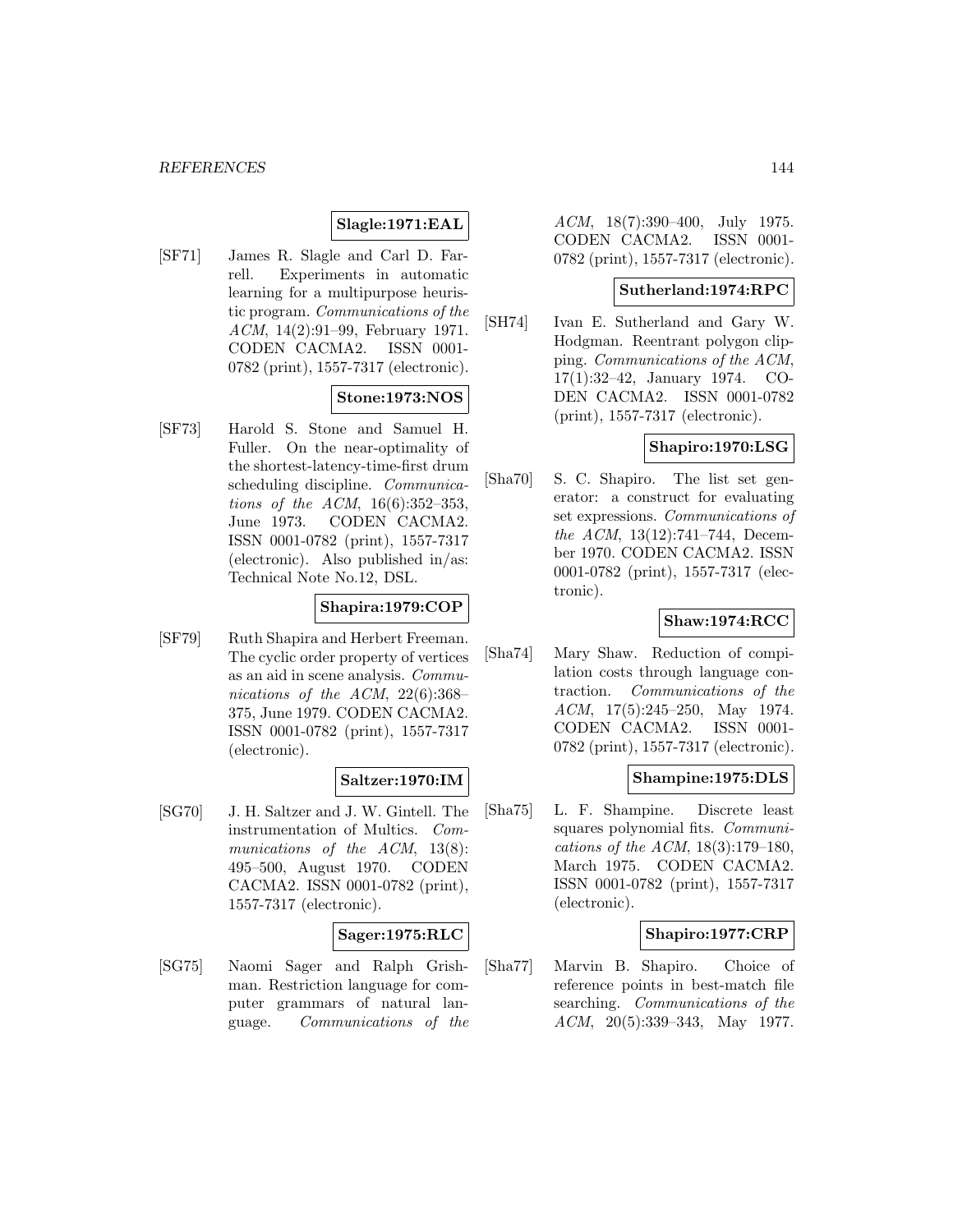**Slagle:1971:EAL**

[SF71] James R. Slagle and Carl D. Farrell. Experiments in automatic learning for a multipurpose heuristic program. *Communications of the ACM*, 14(2):91–99, February 1971. CODEN CACMA2. ISSN 0001-0782 (print), 1557-7317 (electronic).

**Stone:1973:NOS**

[SF73] Harold S. Stone and Samuel H. Fuller. On the near-optimality of the shortest-latency-time-first drum scheduling discipline. *Communications of the ACM*, 16(6):352–353, June 1973. CODEN CACMA2. ISSN 0001-0782 (print), 1557-7317 (electronic). Also published in/as: Technical Note No.12, DSL.

**Shapira:1979:COP**

[SF79] Ruth Shapira and Herbert Freeman. The cyclic order property of vertices as an aid in scene analysis. *Communications of the ACM*, 22(6):368–375, June 1979. CODEN CACMA2. ISSN 0001-0782 (print), 1557-7317 (electronic).

**Saltzer:1970:IM**

[SG70] J. H. Saltzer and J. W. Gintell. The instrumentation of Multics. *Communications of the ACM*, 13(8):495–500, August 1970. CODEN CACMA2. ISSN 0001-0782 (print), 1557-7317 (electronic).

**Sager:1975:RLC**

[SG75] Naomi Sager and Ralph Grishman. Restriction language for computer grammars of natural language. *Communications of the ACM*, 18(7):390–400, July 1975. CODEN CACMA2. ISSN 0001-0782 (print), 1557-7317 (electronic).

**Sutherland:1974:RPC**

[SH74] Ivan E. Sutherland and Gary W. Hodgman. Reentrant polygon clipping. *Communications of the ACM*, 17(1):32–42, January 1974. CODEN CACMA2. ISSN 0001-0782 (print), 1557-7317 (electronic).

**Shapiro:1970:LSG**

[Sha70] S. C. Shapiro. The list set generator: a construct for evaluating set expressions. *Communications of the ACM*, 13(12):741–744, December 1970. CODEN CACMA2. ISSN 0001-0782 (print), 1557-7317 (electronic).

**Shaw:1974:RCC**

[Sha74] Mary Shaw. Reduction of compilation costs through language contraction. *Communications of the ACM*, 17(5):245–250, May 1974. CODEN CACMA2. ISSN 0001-0782 (print), 1557-7317 (electronic).

**Shampine:1975:DLS**

[Sha75] L. F. Shampine. Discrete least squares polynomial fits. *Communications of the ACM*, 18(3):179–180, March 1975. CODEN CACMA2. ISSN 0001-0782 (print), 1557-7317 (electronic).

**Shapiro:1977:CRP**

[Sha77] Marvin B. Shapiro. Choice of reference points in best-match file searching. *Communications of the ACM*, 20(5):339–343, May 1977.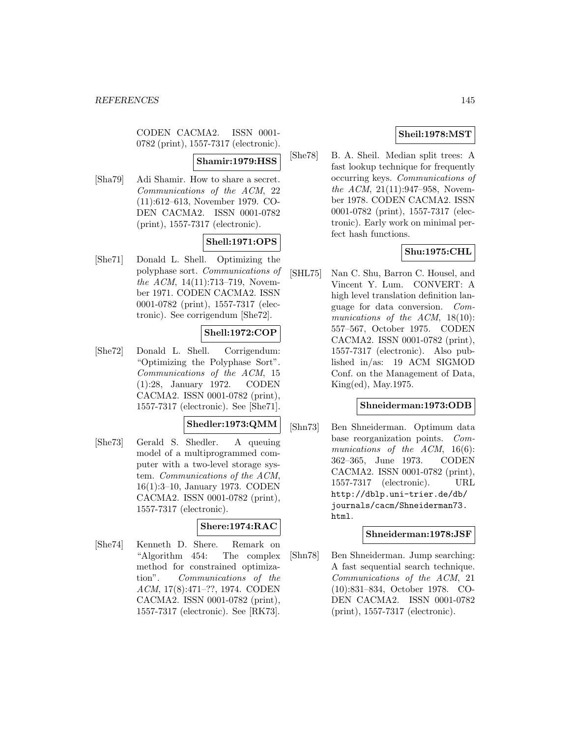CODEN CACMA2. ISSN 0001-0782 (print), 1557-7317 (electronic).

**Shamir:1979:HSS**

[Sha79] Adi Shamir. How to share a secret. *Communications of the ACM*, 22 (11):612–613, November 1979. CODEN CACMA2. ISSN 0001-0782 (print), 1557-7317 (electronic).

**Shell:1971:OPS**

[She71] Donald L. Shell. Optimizing the polyphase sort. *Communications of the ACM*, 14(11):713–719, November 1971. CODEN CACMA2. ISSN 0001-0782 (print), 1557-7317 (electronic). See corrigendum [She72].

**Shell:1972:COP**

[She72] Donald L. Shell. Corrigendum: "Optimizing the Polyphase Sort". *Communications of the ACM*, 15 (1):28, January 1972. CODEN CACMA2. ISSN 0001-0782 (print), 1557-7317 (electronic). See [She71].

**Shedler:1973:QMM**

[She73] Gerald S. Shedler. A queuing model of a multiprogrammed computer with a two-level storage system. *Communications of the ACM*, 16(1):3–10, January 1973. CODEN CACMA2. ISSN 0001-0782 (print), 1557-7317 (electronic).

**Shere:1974:RAC**

[She74] Kenneth D. Shere. Remark on "Algorithm 454: The complex method for constrained optimization". *Communications of the ACM*, 17(8):471–??, 1974. CODEN CACMA2. ISSN 0001-0782 (print), 1557-7317 (electronic). See [RK73].

**Sheil:1978:MST**

[She78] B. A. Sheil. Median split trees: A fast lookup technique for frequently occurring keys. *Communications of the ACM*, 21(11):947–958, November 1978. CODEN CACMA2. ISSN 0001-0782 (print), 1557-7317 (electronic). Early work on minimal perfect hash functions.

**Shu:1975:CHL**

[SHL75] Nan C. Shu, Barron C. Housel, and Vincent Y. Lum. CONVERT: A high level translation definition language for data conversion. *Communications of the ACM*, 18(10): 557–567, October 1975. CODEN CACMA2. ISSN 0001-0782 (print), 1557-7317 (electronic). Also published in/as: 19 ACM SIGMOD Conf. on the Management of Data, King(ed), May.1975.

**Shneiderman:1973:ODB**

[Shn73] Ben Shneiderman. Optimum data base reorganization points. *Communications of the ACM*, 16(6): 362–365, June 1973. CODEN CACMA2. ISSN 0001-0782 (print), 1557-7317 (electronic). URL http://dblp.uni-trier.de/db/journals/cacm/Shneiderman73.html.

**Shneiderman:1978:JSF**

[Shn78] Ben Shneiderman. Jump searching: A fast sequential search technique. *Communications of the ACM*, 21 (10):831–834, October 1978. CODEN CACMA2. ISSN 0001-0782 (print), 1557-7317 (electronic).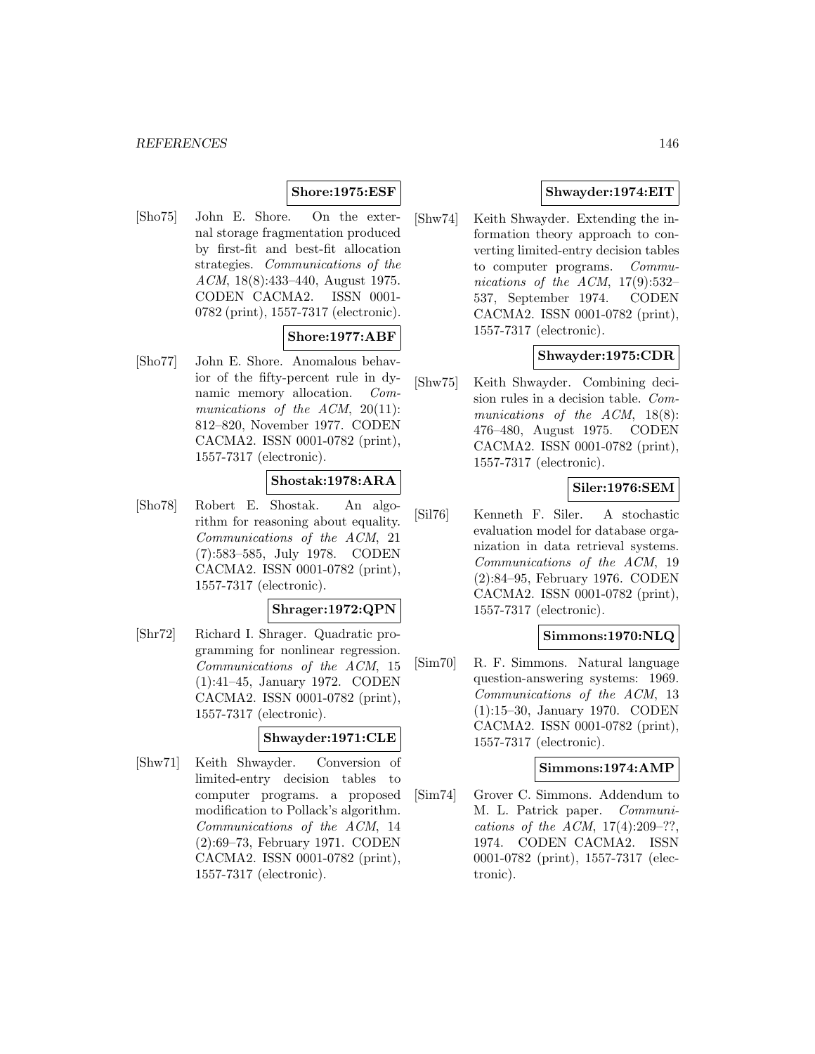**Shore:1975:ESF**

[Sho75] John E. Shore. On the external storage fragmentation produced by first-fit and best-fit allocation strategies. *Communications of the ACM*, 18(8):433–440, August 1975. CODEN CACMA2. ISSN 0001-0782 (print), 1557-7317 (electronic).

**Shore:1977:ABF**

[Sho77] John E. Shore. Anomalous behavior of the fifty-percent rule in dynamic memory allocation. *Communications of the ACM*, 20(11): 812–820, November 1977. CODEN CACMA2. ISSN 0001-0782 (print), 1557-7317 (electronic).

**Shostak:1978:ARA**

[Sho78] Robert E. Shostak. An algorithm for reasoning about equality. *Communications of the ACM*, 21 (7):583–585, July 1978. CODEN CACMA2. ISSN 0001-0782 (print), 1557-7317 (electronic).

**Shrager:1972:QPN**

[Shr72] Richard I. Shrager. Quadratic programming for nonlinear regression. *Communications of the ACM*, 15 (1):41–45, January 1972. CODEN CACMA2. ISSN 0001-0782 (print), 1557-7317 (electronic).

**Shwayder:1971:CLE**

[Shw71] Keith Shwayder. Conversion of limited-entry decision tables to computer programs. a proposed modification to Pollack's algorithm. *Communications of the ACM*, 14 (2):69–73, February 1971. CODEN CACMA2. ISSN 0001-0782 (print), 1557-7317 (electronic).

**Shwayder:1974:EIT**

[Shw74] Keith Shwayder. Extending the information theory approach to converting limited-entry decision tables to computer programs. *Communications of the ACM*, 17(9):532–537, September 1974. CODEN CACMA2. ISSN 0001-0782 (print), 1557-7317 (electronic).

**Shwayder:1975:CDR**

[Shw75] Keith Shwayder. Combining decision rules in a decision table. *Communications of the ACM*, 18(8): 476–480, August 1975. CODEN CACMA2. ISSN 0001-0782 (print), 1557-7317 (electronic).

**Siler:1976:SEM**

[Sil76] Kenneth F. Siler. A stochastic evaluation model for database organization in data retrieval systems. *Communications of the ACM*, 19 (2):84–95, February 1976. CODEN CACMA2. ISSN 0001-0782 (print), 1557-7317 (electronic).

**Simmons:1970:NLQ**

[Sim70] R. F. Simmons. Natural language question-answering systems: 1969. *Communications of the ACM*, 13 (1):15–30, January 1970. CODEN CACMA2. ISSN 0001-0782 (print), 1557-7317 (electronic).

**Simmons:1974:AMP**

[Sim74] Grover C. Simmons. Addendum to M. L. Patrick paper. *Communications of the ACM*, 17(4):209–??, 1974. CODEN CACMA2. ISSN 0001-0782 (print), 1557-7317 (electronic).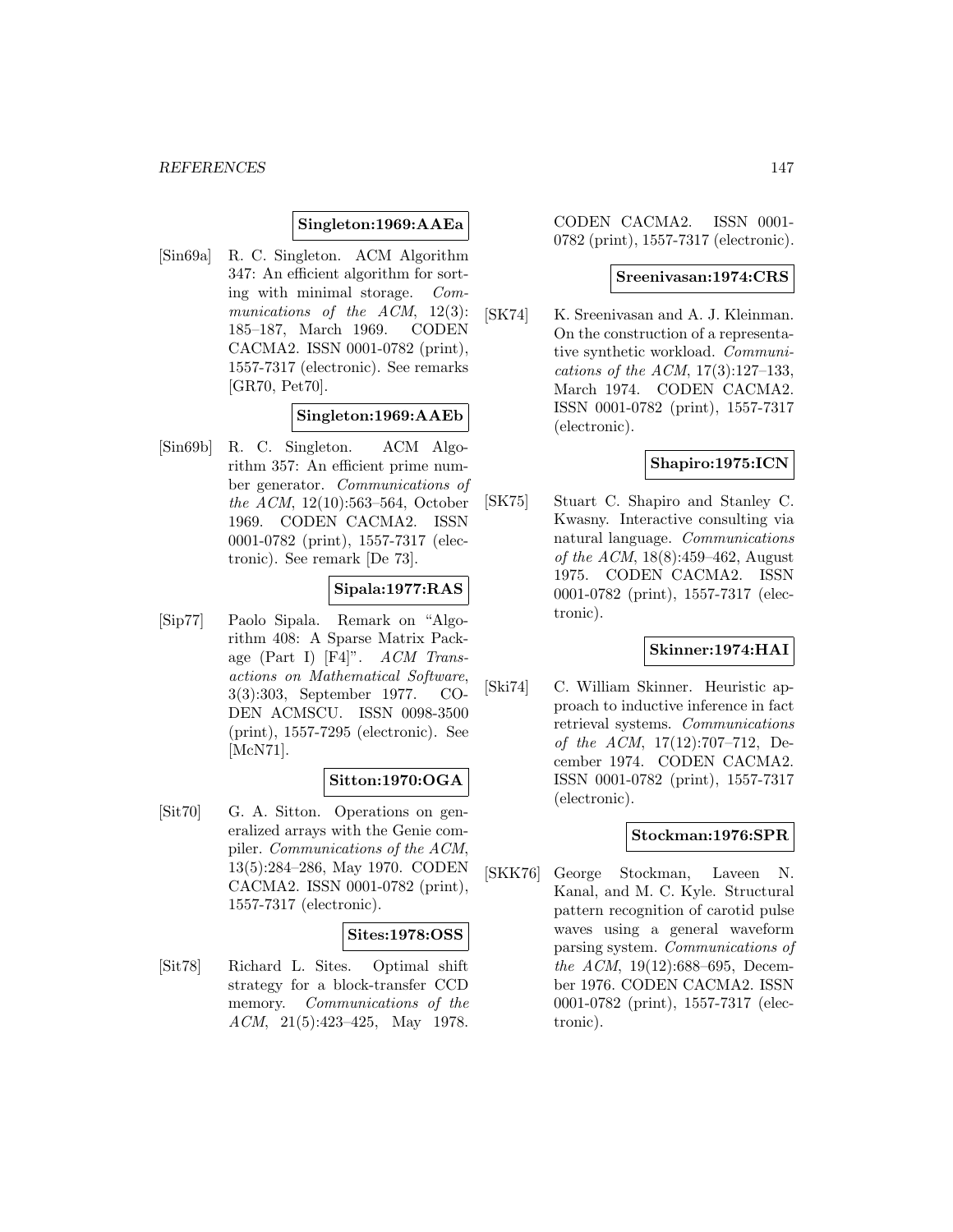**Singleton:1969:AAEa**

[Sin69a] R. C. Singleton. ACM Algorithm 347: An efficient algorithm for sorting with minimal storage. *Communications of the ACM*, 12(3): 185–187, March 1969. CODEN CACMA2. ISSN 0001-0782 (print), 1557-7317 (electronic). See remarks [GR70, Pet70].

**Singleton:1969:AAEb**

[Sin69b] R. C. Singleton. ACM Algorithm 357: An efficient prime number generator. *Communications of the ACM*, 12(10):563–564, October 1969. CODEN CACMA2. ISSN 0001-0782 (print), 1557-7317 (electronic). See remark [De 73].

**Sipala:1977:RAS**

[Sip77] Paolo Sipala. Remark on "Algorithm 408: A Sparse Matrix Package (Part I) [F4]". *ACM Transactions on Mathematical Software*, 3(3):303, September 1977. CODEN ACMSCU. ISSN 0098-3500 (print), 1557-7295 (electronic). See [McN71].

**Sitton:1970:OGA**

[Sit70] G. A. Sitton. Operations on generalized arrays with the Genie compiler. *Communications of the ACM*, 13(5):284–286, May 1970. CODEN CACMA2. ISSN 0001-0782 (print), 1557-7317 (electronic).

**Sites:1978:OSS**

[Sit78] Richard L. Sites. Optimal shift strategy for a block-transfer CCD memory. *Communications of the ACM*, 21(5):423–425, May 1978. CODEN CACMA2. ISSN 0001-0782 (print), 1557-7317 (electronic).

**Sreenivasan:1974:CRS**

[SK74] K. Sreenivasan and A. J. Kleinman. On the construction of a representative synthetic workload. *Communications of the ACM*, 17(3):127–133, March 1974. CODEN CACMA2. ISSN 0001-0782 (print), 1557-7317 (electronic).

**Shapiro:1975:ICN**

[SK75] Stuart C. Shapiro and Stanley C. Kwasny. Interactive consulting via natural language. *Communications of the ACM*, 18(8):459–462, August 1975. CODEN CACMA2. ISSN 0001-0782 (print), 1557-7317 (electronic).

**Skinner:1974:HAI**

[Ski74] C. William Skinner. Heuristic approach to inductive inference in fact retrieval systems. *Communications of the ACM*, 17(12):707–712, December 1974. CODEN CACMA2. ISSN 0001-0782 (print), 1557-7317 (electronic).

**Stockman:1976:SPR**

[SKK76] George Stockman, Laveen N. Kanal, and M. C. Kyle. Structural pattern recognition of carotid pulse waves using a general waveform parsing system. *Communications of the ACM*, 19(12):688–695, December 1976. CODEN CACMA2. ISSN 0001-0782 (print), 1557-7317 (electronic).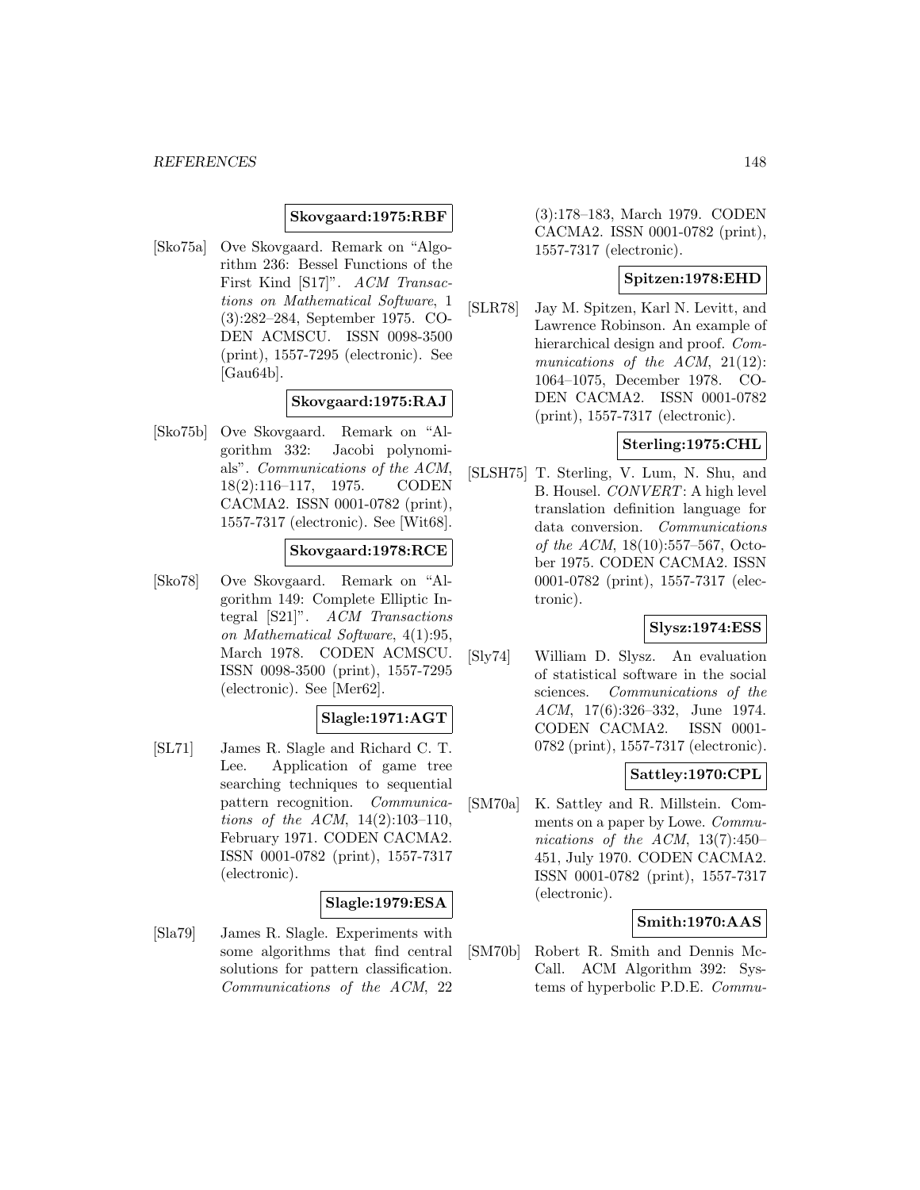**Skovgaard:1975:RBF**

[Sko75a] Ove Skovgaard. Remark on "Algorithm 236: Bessel Functions of the First Kind [S17]". *ACM Transactions on Mathematical Software*, 1 (3):282–284, September 1975. CODEN ACMSCU. ISSN 0098-3500 (print), 1557-7295 (electronic). See [Gau64b].

**Skovgaard:1975:RAJ**

[Sko75b] Ove Skovgaard. Remark on "Algorithm 332: Jacobi polynomials". *Communications of the ACM*, 18(2):116–117, 1975. CODEN CACMA2. ISSN 0001-0782 (print), 1557-7317 (electronic). See [Wit68].

**Skovgaard:1978:RCE**

[Sko78] Ove Skovgaard. Remark on "Algorithm 149: Complete Elliptic Integral [S21]". *ACM Transactions on Mathematical Software*, 4(1):95, March 1978. CODEN ACMSCU. ISSN 0098-3500 (print), 1557-7295 (electronic). See [Mer62].

**Slagle:1971:AGT**

[SL71] James R. Slagle and Richard C. T. Lee. Application of game tree searching techniques to sequential pattern recognition. *Communications of the ACM*, 14(2):103–110, February 1971. CODEN CACMA2. ISSN 0001-0782 (print), 1557-7317 (electronic).

**Slagle:1979:ESA**

[Sla79] James R. Slagle. Experiments with some algorithms that find central solutions for pattern classification. *Communications of the ACM*, 22 (3):178–183, March 1979. CODEN CACMA2. ISSN 0001-0782 (print), 1557-7317 (electronic).

**Spitzen:1978:EHD**

[SLR78] Jay M. Spitzen, Karl N. Levitt, and Lawrence Robinson. An example of hierarchical design and proof. *Communications of the ACM*, 21(12): 1064–1075, December 1978. CODEN CACMA2. ISSN 0001-0782 (print), 1557-7317 (electronic).

**Sterling:1975:CHL**

[SLSH75] T. Sterling, V. Lum, N. Shu, and B. Housel. *CONVERT*: A high level translation definition language for data conversion. *Communications of the ACM*, 18(10):557–567, October 1975. CODEN CACMA2. ISSN 0001-0782 (print), 1557-7317 (electronic).

**Slysz:1974:ESS**

[Sly74] William D. Slysz. An evaluation of statistical software in the social sciences. *Communications of the ACM*, 17(6):326–332, June 1974. CODEN CACMA2. ISSN 0001-0782 (print), 1557-7317 (electronic).

**Sattley:1970:CPL**

[SM70a] K. Sattley and R. Millstein. Comments on a paper by Lowe. *Communications of the ACM*, 13(7):450–451, July 1970. CODEN CACMA2. ISSN 0001-0782 (print), 1557-7317 (electronic).

**Smith:1970:AAS**

[SM70b] Robert R. Smith and Dennis McCall. ACM Algorithm 392: Systems of hyperbolic P.D.E. *Commu-*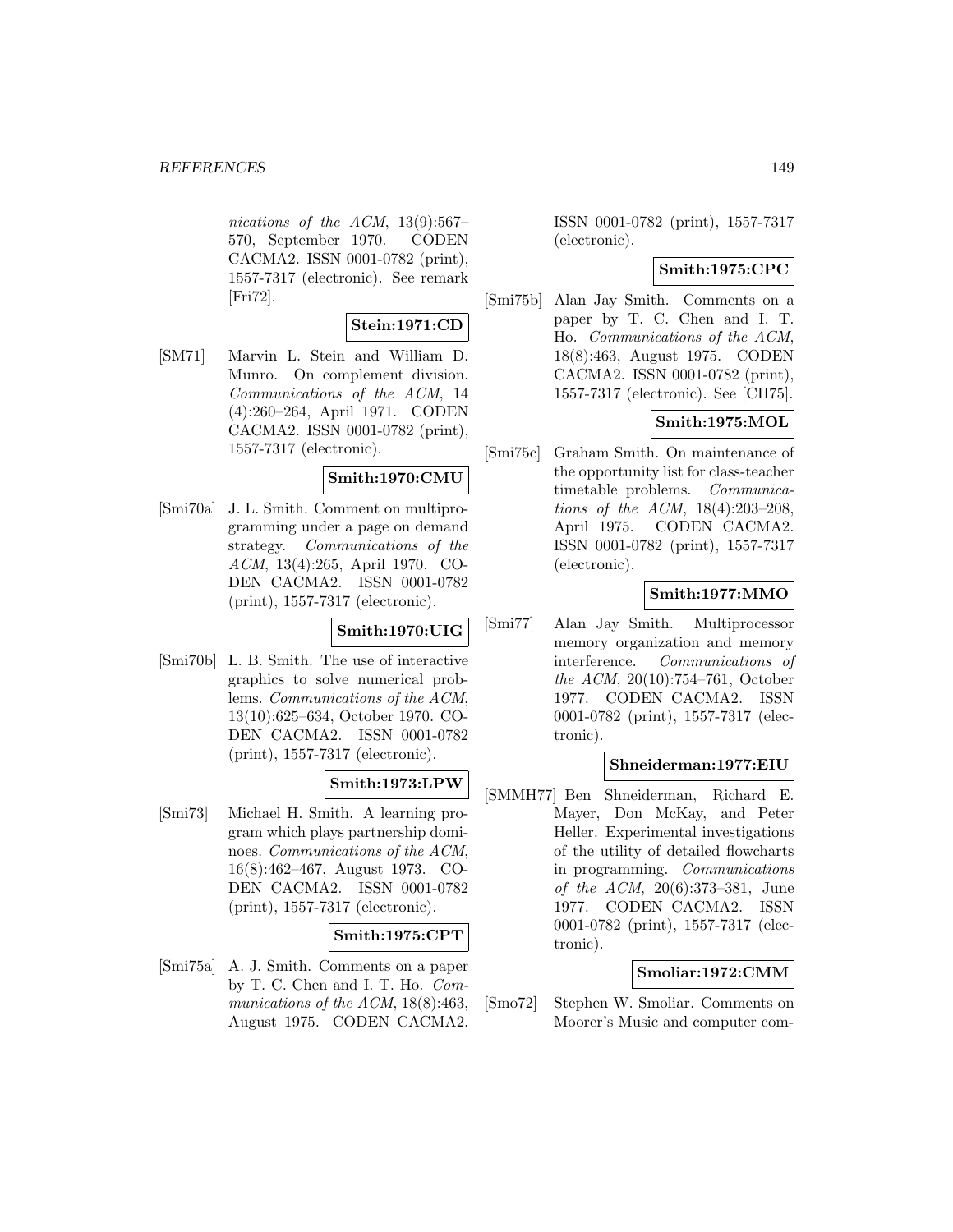*nications of the ACM*, 13(9):567–570, September 1970. CODEN CACMA2. ISSN 0001-0782 (print), 1557-7317 (electronic). See remark [Fri72].

**Stein:1971:CD**

[SM71] Marvin L. Stein and William D. Munro. On complement division. *Communications of the ACM*, 14 (4):260–264, April 1971. CODEN CACMA2. ISSN 0001-0782 (print), 1557-7317 (electronic).

**Smith:1970:CMU**

[Smi70a] J. L. Smith. Comment on multiprogramming under a page on demand strategy. *Communications of the ACM*, 13(4):265, April 1970. CODEN CACMA2. ISSN 0001-0782 (print), 1557-7317 (electronic).

**Smith:1970:UIG**

[Smi70b] L. B. Smith. The use of interactive graphics to solve numerical problems. *Communications of the ACM*, 13(10):625–634, October 1970. CODEN CACMA2. ISSN 0001-0782 (print), 1557-7317 (electronic).

**Smith:1973:LPW**

[Smi73] Michael H. Smith. A learning program which plays partnership dominoes. *Communications of the ACM*, 16(8):462–467, August 1973. CODEN CACMA2. ISSN 0001-0782 (print), 1557-7317 (electronic).

**Smith:1975:CPT**

[Smi75a] A. J. Smith. Comments on a paper by T. C. Chen and I. T. Ho. *Communications of the ACM*, 18(8):463, August 1975. CODEN CACMA2. ISSN 0001-0782 (print), 1557-7317 (electronic).

**Smith:1975:CPC**

[Smi75b] Alan Jay Smith. Comments on a paper by T. C. Chen and I. T. Ho. *Communications of the ACM*, 18(8):463, August 1975. CODEN CACMA2. ISSN 0001-0782 (print), 1557-7317 (electronic). See [CH75].

**Smith:1975:MOL**

[Smi75c] Graham Smith. On maintenance of the opportunity list for class-teacher timetable problems. *Communications of the ACM*, 18(4):203–208, April 1975. CODEN CACMA2. ISSN 0001-0782 (print), 1557-7317 (electronic).

**Smith:1977:MMO**

[Smi77] Alan Jay Smith. Multiprocessor memory organization and memory interference. *Communications of the ACM*, 20(10):754–761, October 1977. CODEN CACMA2. ISSN 0001-0782 (print), 1557-7317 (electronic).

**Shneiderman:1977:EIU**

[SMMH77] Ben Shneiderman, Richard E. Mayer, Don McKay, and Peter Heller. Experimental investigations of the utility of detailed flowcharts in programming. *Communications of the ACM*, 20(6):373–381, June 1977. CODEN CACMA2. ISSN 0001-0782 (print), 1557-7317 (electronic).

**Smoliar:1972:CMM**

[Smo72] Stephen W. Smoliar. Comments on Moorer's Music and computer com-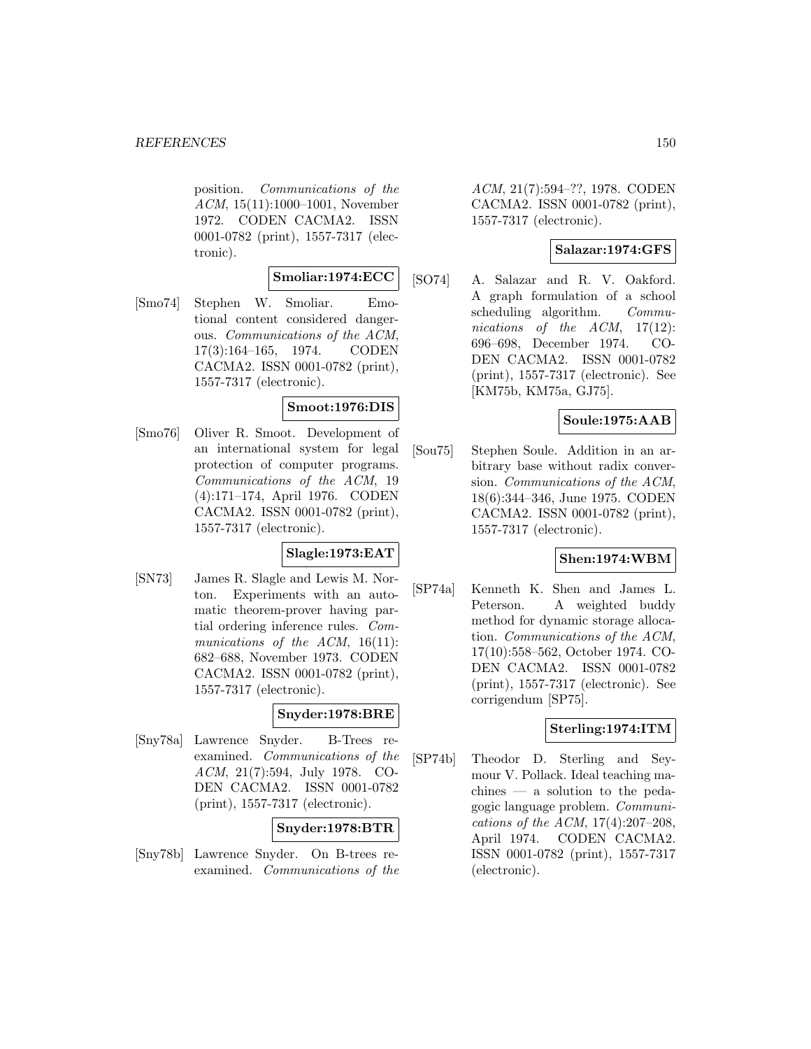position. *Communications of the ACM*, 15(11):1000–1001, November 1972. CODEN CACMA2. ISSN 0001-0782 (print), 1557-7317 (electronic).

**Smoliar:1974:ECC**

[Smo74] Stephen W. Smoliar. Emotional content considered dangerous. *Communications of the ACM*, 17(3):164–165, 1974. CODEN CACMA2. ISSN 0001-0782 (print), 1557-7317 (electronic).

**Smoot:1976:DIS**

[Smo76] Oliver R. Smoot. Development of an international system for legal protection of computer programs. *Communications of the ACM*, 19 (4):171–174, April 1976. CODEN CACMA2. ISSN 0001-0782 (print), 1557-7317 (electronic).

**Slagle:1973:EAT**

[SN73] James R. Slagle and Lewis M. Norton. Experiments with an automatic theorem-prover having partial ordering inference rules. *Communications of the ACM*, 16(11): 682–688, November 1973. CODEN CACMA2. ISSN 0001-0782 (print), 1557-7317 (electronic).

**Snyder:1978:BRE**

[Sny78a] Lawrence Snyder. B-Trees reexamined. *Communications of the ACM*, 21(7):594, July 1978. CODEN CACMA2. ISSN 0001-0782 (print), 1557-7317 (electronic).

**Snyder:1978:BTR**

[Sny78b] Lawrence Snyder. On B-trees reexamined. *Communications of the ACM*, 21(7):594–??, 1978. CODEN CACMA2. ISSN 0001-0782 (print), 1557-7317 (electronic).

**Salazar:1974:GFS**

[SO74] A. Salazar and R. V. Oakford. A graph formulation of a school scheduling algorithm. *Communications of the ACM*, 17(12): 696–698, December 1974. CODEN CACMA2. ISSN 0001-0782 (print), 1557-7317 (electronic). See [KM75b, KM75a, GJ75].

**Soule:1975:AAB**

[Sou75] Stephen Soule. Addition in an arbitrary base without radix conversion. *Communications of the ACM*, 18(6):344–346, June 1975. CODEN CACMA2. ISSN 0001-0782 (print), 1557-7317 (electronic).

**Shen:1974:WBM**

[SP74a] Kenneth K. Shen and James L. Peterson. A weighted buddy method for dynamic storage allocation. *Communications of the ACM*, 17(10):558–562, October 1974. CODEN CACMA2. ISSN 0001-0782 (print), 1557-7317 (electronic). See corrigendum [SP75].

**Sterling:1974:ITM**

[SP74b] Theodor D. Sterling and Seymour V. Pollack. Ideal teaching machines — a solution to the pedagogic language problem. *Communications of the ACM*, 17(4):207–208, April 1974. CODEN CACMA2. ISSN 0001-0782 (print), 1557-7317 (electronic).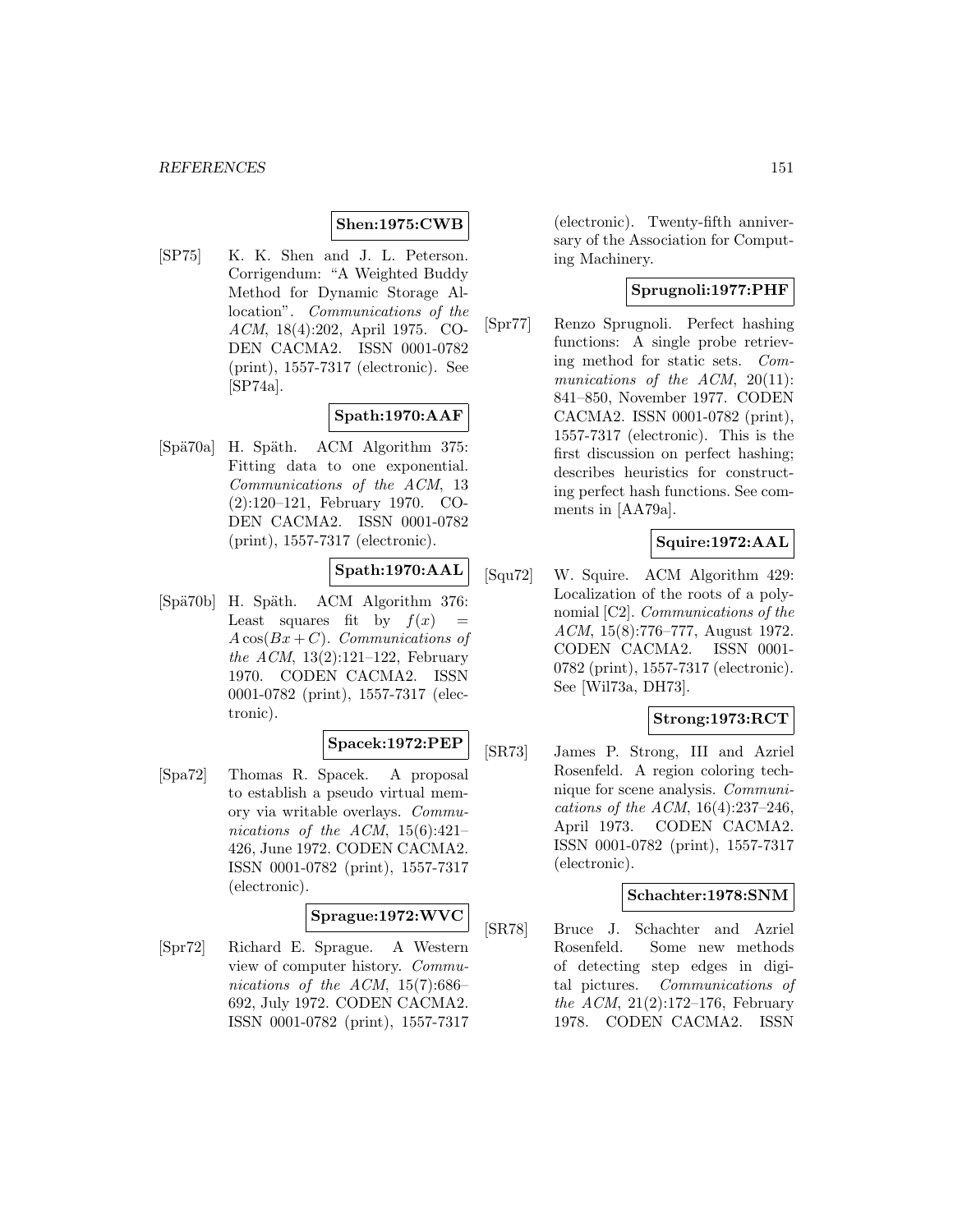**Shen:1975:CWB**

[SP75] K. K. Shen and J. L. Peterson. Corrigendum: "A Weighted Buddy Method for Dynamic Storage Allocation". *Communications of the ACM*, 18(4):202, April 1975. CODEN CACMA2. ISSN 0001-0782 (print), 1557-7317 (electronic). See [SP74a].

**Spath:1970:AAF**

[Spä70a] H. Späth. ACM Algorithm 375: Fitting data to one exponential. *Communications of the ACM*, 13 (2):120–121, February 1970. CODEN CACMA2. ISSN 0001-0782 (print), 1557-7317 (electronic).

**Spath:1970:AAL**

[Spä70b] H. Späth. ACM Algorithm 376: Least squares fit by $f(x) = A\cos(Bx + C)$. *Communications of the ACM*, 13(2):121–122, February 1970. CODEN CACMA2. ISSN 0001-0782 (print), 1557-7317 (electronic).

**Spacek:1972:PEP**

[Spa72] Thomas R. Spacek. A proposal to establish a pseudo virtual memory via writable overlays. *Communications of the ACM*, 15(6):421–426, June 1972. CODEN CACMA2. ISSN 0001-0782 (print), 1557-7317 (electronic).

**Sprague:1972:WVC**

[Spr72] Richard E. Sprague. A Western view of computer history. *Communications of the ACM*, 15(7):686–692, July 1972. CODEN CACMA2. ISSN 0001-0782 (print), 1557-7317 (electronic). Twenty-fifth anniversary of the Association for Computing Machinery.

**Sprugnoli:1977:PHF**

[Spr77] Renzo Sprugnoli. Perfect hashing functions: A single probe retrieving method for static sets. *Communications of the ACM*, 20(11): 841–850, November 1977. CODEN CACMA2. ISSN 0001-0782 (print), 1557-7317 (electronic). This is the first discussion on perfect hashing; describes heuristics for constructing perfect hash functions. See comments in [AA79a].

**Squire:1972:AAL**

[Squ72] W. Squire. ACM Algorithm 429: Localization of the roots of a polynomial [C2]. *Communications of the ACM*, 15(8):776–777, August 1972. CODEN CACMA2. ISSN 0001-0782 (print), 1557-7317 (electronic). See [Wil73a, DH73].

**Strong:1973:RCT**

[SR73] James P. Strong, III and Azriel Rosenfeld. A region coloring technique for scene analysis. *Communications of the ACM*, 16(4):237–246, April 1973. CODEN CACMA2. ISSN 0001-0782 (print), 1557-7317 (electronic).

**Schachter:1978:SNM**

[SR78] Bruce J. Schachter and Azriel Rosenfeld. Some new methods of detecting step edges in digital pictures. *Communications of the ACM*, 21(2):172–176, February 1978. CODEN CACMA2. ISSN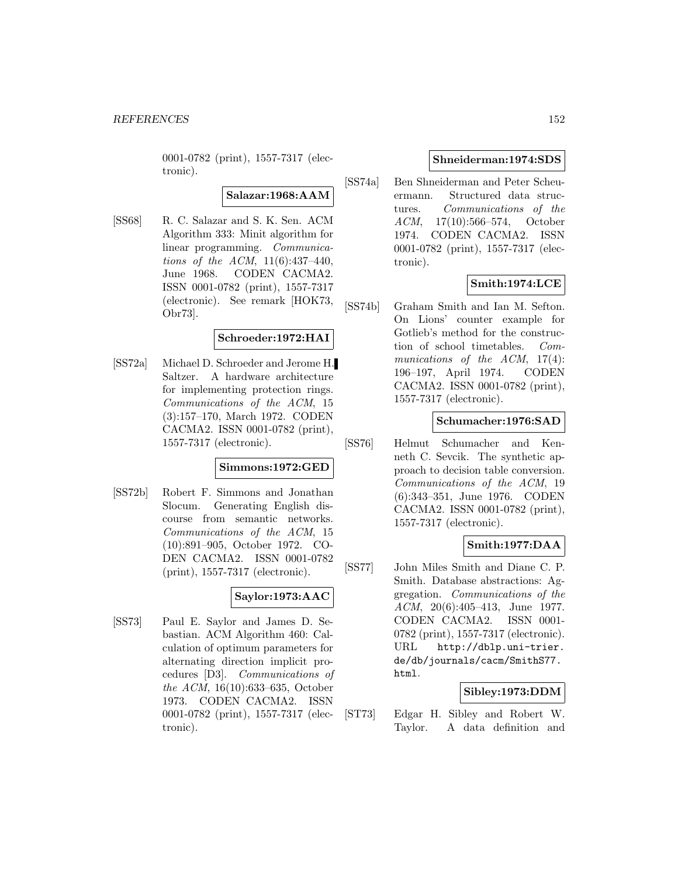0001-0782 (print), 1557-7317 (electronic).

**Salazar:1968:AAM**

[SS68] R. C. Salazar and S. K. Sen. ACM Algorithm 333: Minit algorithm for linear programming. *Communications of the ACM*, 11(6):437–440, June 1968. CODEN CACMA2. ISSN 0001-0782 (print), 1557-7317 (electronic). See remark [HOK73, Obr73].

**Schroeder:1972:HAI**

[SS72a] Michael D. Schroeder and Jerome H. Saltzer. A hardware architecture for implementing protection rings. *Communications of the ACM*, 15 (3):157–170, March 1972. CODEN CACMA2. ISSN 0001-0782 (print), 1557-7317 (electronic).

**Simmons:1972:GED**

[SS72b] Robert F. Simmons and Jonathan Slocum. Generating English discourse from semantic networks. *Communications of the ACM*, 15 (10):891–905, October 1972. CODEN CACMA2. ISSN 0001-0782 (print), 1557-7317 (electronic).

**Saylor:1973:AAC**

[SS73] Paul E. Saylor and James D. Sebastian. ACM Algorithm 460: Calculation of optimum parameters for alternating direction implicit procedures [D3]. *Communications of the ACM*, 16(10):633–635, October 1973. CODEN CACMA2. ISSN 0001-0782 (print), 1557-7317 (electronic).

**Shneiderman:1974:SDS**

[SS74a] Ben Shneiderman and Peter Scheuermann. Structured data structures. *Communications of the ACM*, 17(10):566–574, October 1974. CODEN CACMA2. ISSN 0001-0782 (print), 1557-7317 (electronic).

**Smith:1974:LCE**

[SS74b] Graham Smith and Ian M. Sefton. On Lions' counter example for Gotlieb's method for the construction of school timetables. *Communications of the ACM*, 17(4): 196–197, April 1974. CODEN CACMA2. ISSN 0001-0782 (print), 1557-7317 (electronic).

**Schumacher:1976:SAD**

[SS76] Helmut Schumacher and Kenneth C. Sevcik. The synthetic approach to decision table conversion. *Communications of the ACM*, 19 (6):343–351, June 1976. CODEN CACMA2. ISSN 0001-0782 (print), 1557-7317 (electronic).

**Smith:1977:DAA**

[SS77] John Miles Smith and Diane C. P. Smith. Database abstractions: Aggregation. *Communications of the ACM*, 20(6):405–413, June 1977. CODEN CACMA2. ISSN 0001-0782 (print), 1557-7317 (electronic). URL http://dblp.uni-trier.de/db/journals/cacm/SmithS77.html.

**Sibley:1973:DDM**

[ST73] Edgar H. Sibley and Robert W. Taylor. A data definition and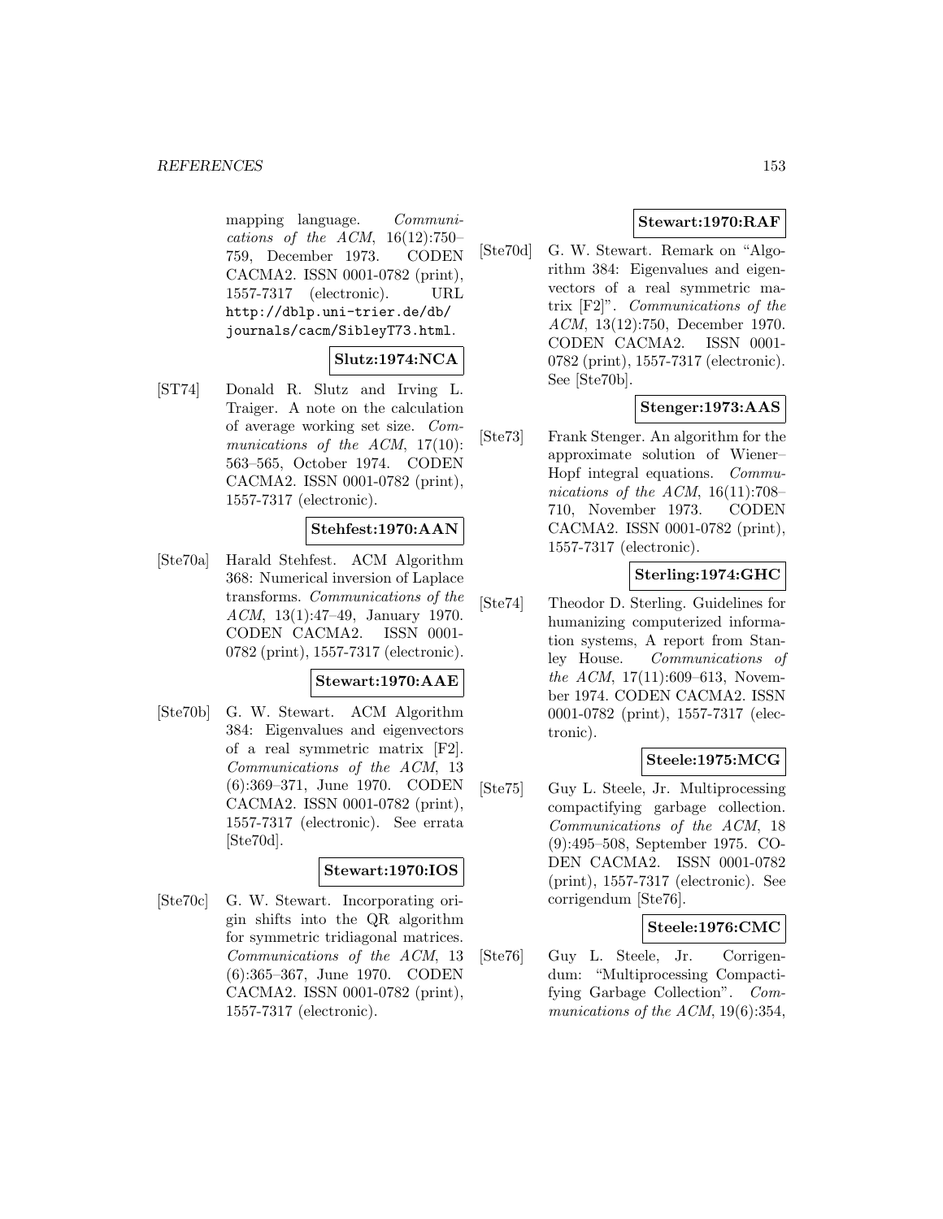mapping language. *Communications of the ACM*, 16(12):750–759, December 1973. CODEN CACMA2. ISSN 0001-0782 (print), 1557-7317 (electronic). URL http://dblp.uni-trier.de/db/journals/cacm/SibleyT73.html.

**Slutz:1974:NCA**

[ST74] Donald R. Slutz and Irving L. Traiger. A note on the calculation of average working set size. *Communications of the ACM*, 17(10): 563–565, October 1974. CODEN CACMA2. ISSN 0001-0782 (print), 1557-7317 (electronic).

**Stehfest:1970:AAN**

[Ste70a] Harald Stehfest. ACM Algorithm 368: Numerical inversion of Laplace transforms. *Communications of the ACM*, 13(1):47–49, January 1970. CODEN CACMA2. ISSN 0001-0782 (print), 1557-7317 (electronic).

**Stewart:1970:AAE**

[Ste70b] G. W. Stewart. ACM Algorithm 384: Eigenvalues and eigenvectors of a real symmetric matrix [F2]. *Communications of the ACM*, 13 (6):369–371, June 1970. CODEN CACMA2. ISSN 0001-0782 (print), 1557-7317 (electronic). See errata [Ste70d].

**Stewart:1970:IOS**

[Ste70c] G. W. Stewart. Incorporating origin shifts into the QR algorithm for symmetric tridiagonal matrices. *Communications of the ACM*, 13 (6):365–367, June 1970. CODEN CACMA2. ISSN 0001-0782 (print), 1557-7317 (electronic).

**Stewart:1970:RAF**

[Ste70d] G. W. Stewart. Remark on "Algorithm 384: Eigenvalues and eigenvectors of a real symmetric matrix [F2]". *Communications of the ACM*, 13(12):750, December 1970. CODEN CACMA2. ISSN 0001-0782 (print), 1557-7317 (electronic). See [Ste70b].

**Stenger:1973:AAS**

[Ste73] Frank Stenger. An algorithm for the approximate solution of Wiener–Hopf integral equations. *Communications of the ACM*, 16(11):708–710, November 1973. CODEN CACMA2. ISSN 0001-0782 (print), 1557-7317 (electronic).

**Sterling:1974:GHC**

[Ste74] Theodor D. Sterling. Guidelines for humanizing computerized information systems, A report from Stanley House. *Communications of the ACM*, 17(11):609–613, November 1974. CODEN CACMA2. ISSN 0001-0782 (print), 1557-7317 (electronic).

**Steele:1975:MCG**

[Ste75] Guy L. Steele, Jr. Multiprocessing compactifying garbage collection. *Communications of the ACM*, 18 (9):495–508, September 1975. CODEN CACMA2. ISSN 0001-0782 (print), 1557-7317 (electronic). See corrigendum [Ste76].

**Steele:1976:CMC**

[Ste76] Guy L. Steele, Jr. Corrigendum: "Multiprocessing Compactifying Garbage Collection". *Communications of the ACM*, 19(6):354,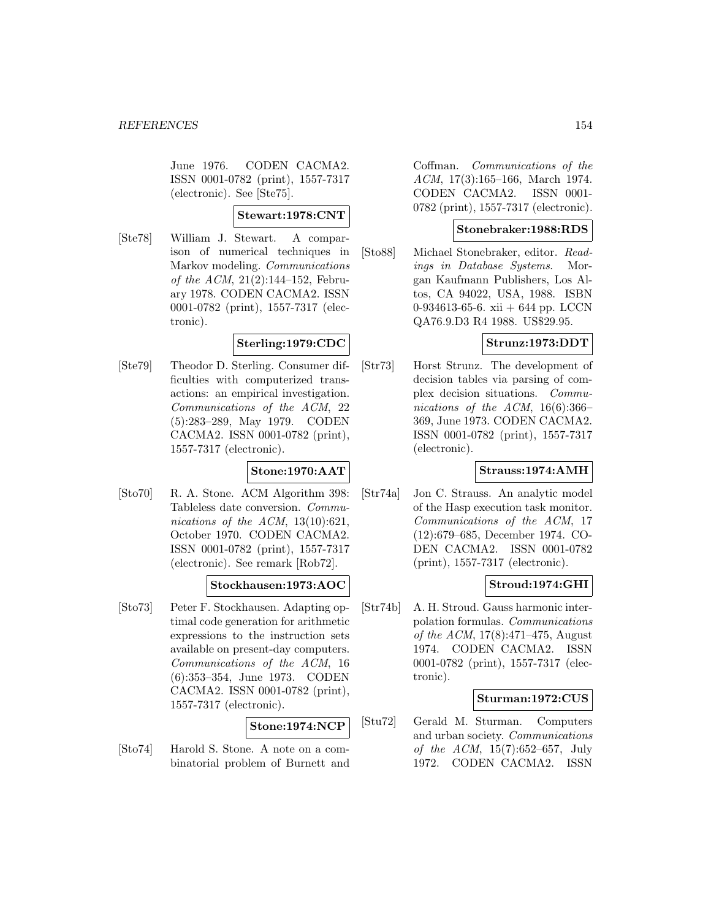June 1976. CODEN CACMA2. ISSN 0001-0782 (print), 1557-7317 (electronic). See [Ste75].

**Stewart:1978:CNT**

[Ste78] William J. Stewart. A comparison of numerical techniques in Markov modeling. *Communications of the ACM*, 21(2):144–152, February 1978. CODEN CACMA2. ISSN 0001-0782 (print), 1557-7317 (electronic).

**Sterling:1979:CDC**

[Ste79] Theodor D. Sterling. Consumer difficulties with computerized transactions: an empirical investigation. *Communications of the ACM*, 22 (5):283–289, May 1979. CODEN CACMA2. ISSN 0001-0782 (print), 1557-7317 (electronic).

**Stone:1970:AAT**

[Sto70] R. A. Stone. ACM Algorithm 398: Tableless date conversion. *Communications of the ACM*, 13(10):621, October 1970. CODEN CACMA2. ISSN 0001-0782 (print), 1557-7317 (electronic). See remark [Rob72].

**Stockhausen:1973:AOC**

[Sto73] Peter F. Stockhausen. Adapting optimal code generation for arithmetic expressions to the instruction sets available on present-day computers. *Communications of the ACM*, 16 (6):353–354, June 1973. CODEN CACMA2. ISSN 0001-0782 (print), 1557-7317 (electronic).

**Stone:1974:NCP**

[Sto74] Harold S. Stone. A note on a combinatorial problem of Burnett and Coffman. *Communications of the ACM*, 17(3):165–166, March 1974. CODEN CACMA2. ISSN 0001-0782 (print), 1557-7317 (electronic).

**Stonebraker:1988:RDS**

[Sto88] Michael Stonebraker, editor. *Readings in Database Systems*. Morgan Kaufmann Publishers, Los Altos, CA 94022, USA, 1988. ISBN 0-934613-65-6. xii + 644 pp. LCCN QA76.9.D3 R4 1988. US$29.95.

**Strunz:1973:DDT**

[Str73] Horst Strunz. The development of decision tables via parsing of complex decision situations. *Communications of the ACM*, 16(6):366–369, June 1973. CODEN CACMA2. ISSN 0001-0782 (print), 1557-7317 (electronic).

**Strauss:1974:AMH**

[Str74a] Jon C. Strauss. An analytic model of the Hasp execution task monitor. *Communications of the ACM*, 17 (12):679–685, December 1974. CODEN CACMA2. ISSN 0001-0782 (print), 1557-7317 (electronic).

**Stroud:1974:GHI**

[Str74b] A. H. Stroud. Gauss harmonic interpolation formulas. *Communications of the ACM*, 17(8):471–475, August 1974. CODEN CACMA2. ISSN 0001-0782 (print), 1557-7317 (electronic).

**Sturman:1972:CUS**

[Stu72] Gerald M. Sturman. Computers and urban society. *Communications of the ACM*, 15(7):652–657, July 1972. CODEN CACMA2. ISSN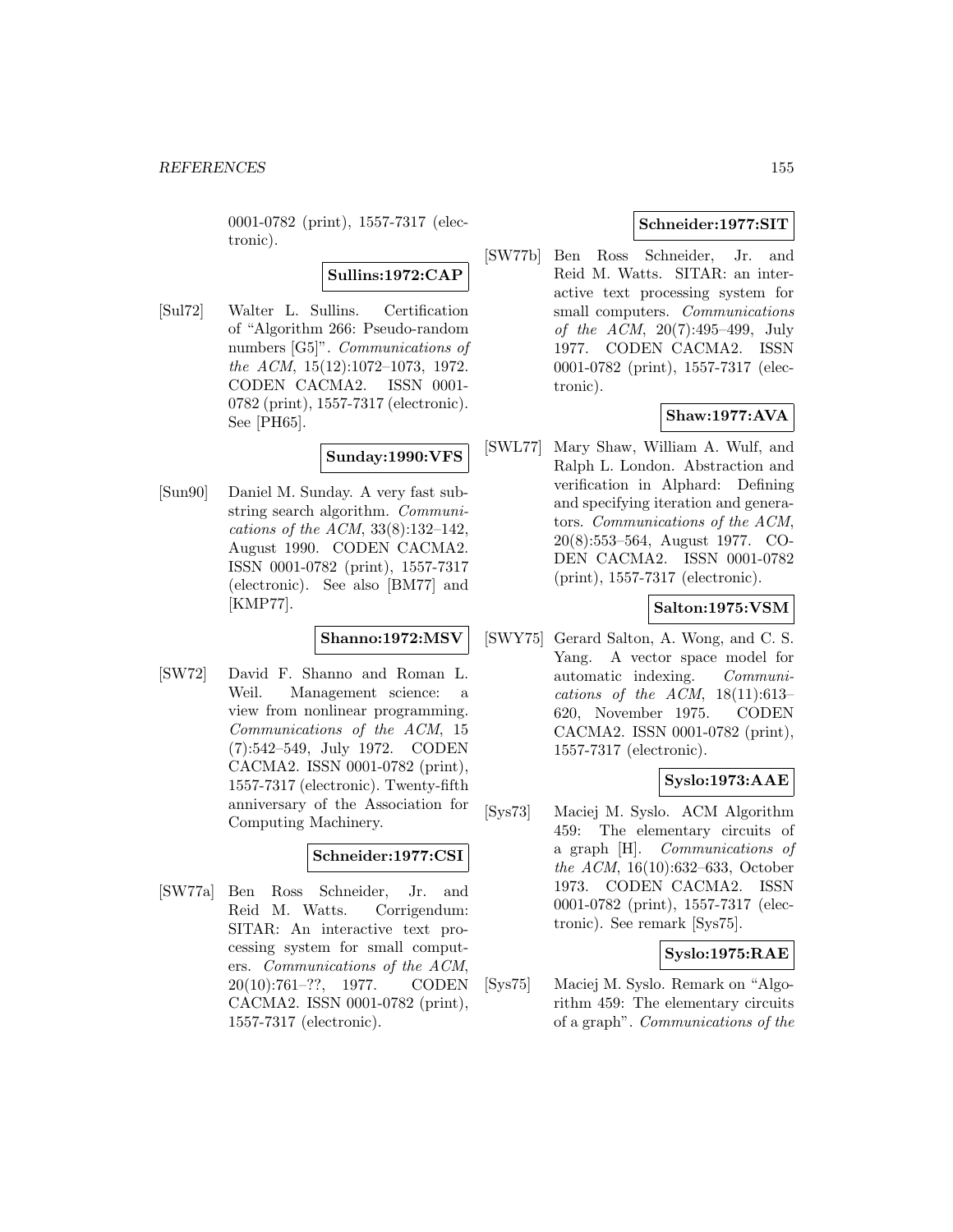0001-0782 (print), 1557-7317 (electronic).

**Sullins:1972:CAP**

[Sul72] Walter L. Sullins. Certification of "Algorithm 266: Pseudo-random numbers [G5]". *Communications of the ACM*, 15(12):1072–1073, 1972. CODEN CACMA2. ISSN 0001-0782 (print), 1557-7317 (electronic). See [PH65].

**Sunday:1990:VFS**

[Sun90] Daniel M. Sunday. A very fast substring search algorithm. *Communications of the ACM*, 33(8):132–142, August 1990. CODEN CACMA2. ISSN 0001-0782 (print), 1557-7317 (electronic). See also [BM77] and [KMP77].

**Shanno:1972:MSV**

[SW72] David F. Shanno and Roman L. Weil. Management science: a view from nonlinear programming. *Communications of the ACM*, 15 (7):542–549, July 1972. CODEN CACMA2. ISSN 0001-0782 (print), 1557-7317 (electronic). Twenty-fifth anniversary of the Association for Computing Machinery.

**Schneider:1977:CSI**

[SW77a] Ben Ross Schneider, Jr. and Reid M. Watts. Corrigendum: SITAR: An interactive text processing system for small computers. *Communications of the ACM*, 20(10):761–??, 1977. CODEN CACMA2. ISSN 0001-0782 (print), 1557-7317 (electronic).

**Schneider:1977:SIT**

[SW77b] Ben Ross Schneider, Jr. and Reid M. Watts. SITAR: an interactive text processing system for small computers. *Communications of the ACM*, 20(7):495–499, July 1977. CODEN CACMA2. ISSN 0001-0782 (print), 1557-7317 (electronic).

**Shaw:1977:AVA**

[SWL77] Mary Shaw, William A. Wulf, and Ralph L. London. Abstraction and verification in Alphard: Defining and specifying iteration and generators. *Communications of the ACM*, 20(8):553–564, August 1977. CODEN CACMA2. ISSN 0001-0782 (print), 1557-7317 (electronic).

**Salton:1975:VSM**

[SWY75] Gerard Salton, A. Wong, and C. S. Yang. A vector space model for automatic indexing. *Communications of the ACM*, 18(11):613–620, November 1975. CODEN CACMA2. ISSN 0001-0782 (print), 1557-7317 (electronic).

**Syslo:1973:AAE**

[Sys73] Maciej M. Syslo. ACM Algorithm 459: The elementary circuits of a graph [H]. *Communications of the ACM*, 16(10):632–633, October 1973. CODEN CACMA2. ISSN 0001-0782 (print), 1557-7317 (electronic). See remark [Sys75].

**Syslo:1975:RAE**

[Sys75] Maciej M. Syslo. Remark on "Algorithm 459: The elementary circuits of a graph". *Communications of the*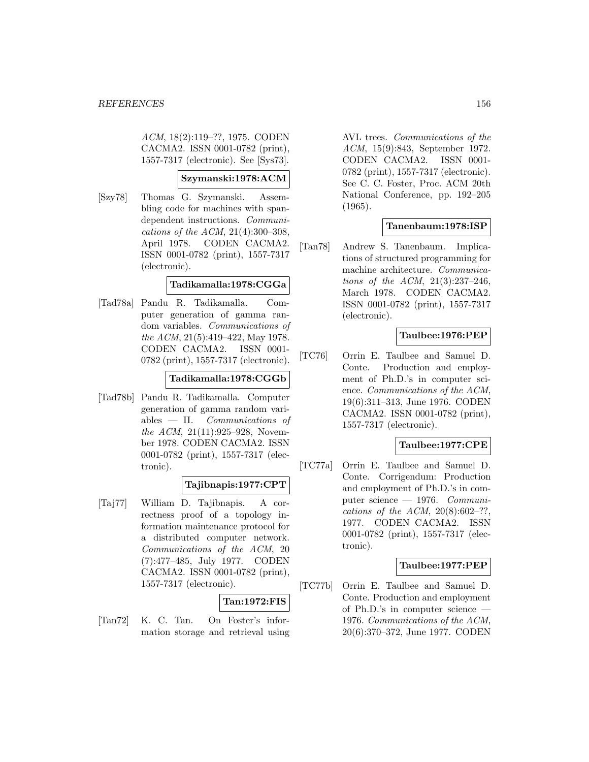*ACM*, 18(2):119–??, 1975. CODEN CACMA2. ISSN 0001-0782 (print), 1557-7317 (electronic). See [Sys73].

**Szymanski:1978:ACM**

[Szy78] Thomas G. Szymanski. Assembling code for machines with span-dependent instructions. *Communications of the ACM*, 21(4):300–308, April 1978. CODEN CACMA2. ISSN 0001-0782 (print), 1557-7317 (electronic).

**Tadikamalla:1978:CGGa**

[Tad78a] Pandu R. Tadikamalla. Computer generation of gamma random variables. *Communications of the ACM*, 21(5):419–422, May 1978. CODEN CACMA2. ISSN 0001-0782 (print), 1557-7317 (electronic).

**Tadikamalla:1978:CGGb**

[Tad78b] Pandu R. Tadikamalla. Computer generation of gamma random variables — II. *Communications of the ACM*, 21(11):925–928, November 1978. CODEN CACMA2. ISSN 0001-0782 (print), 1557-7317 (electronic).

**Tajibnapis:1977:CPT**

[Taj77] William D. Tajibnapis. A correctness proof of a topology information maintenance protocol for a distributed computer network. *Communications of the ACM*, 20 (7):477–485, July 1977. CODEN CACMA2. ISSN 0001-0782 (print), 1557-7317 (electronic).

**Tan:1972:FIS**

[Tan72] K. C. Tan. On Foster's information storage and retrieval using AVL trees. *Communications of the ACM*, 15(9):843, September 1972. CODEN CACMA2. ISSN 0001-0782 (print), 1557-7317 (electronic). See C. C. Foster, Proc. ACM 20th National Conference, pp. 192–205 (1965).

**Tanenbaum:1978:ISP**

[Tan78] Andrew S. Tanenbaum. Implications of structured programming for machine architecture. *Communications of the ACM*, 21(3):237–246, March 1978. CODEN CACMA2. ISSN 0001-0782 (print), 1557-7317 (electronic).

**Taulbee:1976:PEP**

[TC76] Orrin E. Taulbee and Samuel D. Conte. Production and employment of Ph.D.'s in computer science. *Communications of the ACM*, 19(6):311–313, June 1976. CODEN CACMA2. ISSN 0001-0782 (print), 1557-7317 (electronic).

**Taulbee:1977:CPE**

[TC77a] Orrin E. Taulbee and Samuel D. Conte. Corrigendum: Production and employment of Ph.D.'s in computer science — 1976. *Communications of the ACM*, 20(8):602–??, 1977. CODEN CACMA2. ISSN 0001-0782 (print), 1557-7317 (electronic).

**Taulbee:1977:PEP**

[TC77b] Orrin E. Taulbee and Samuel D. Conte. Production and employment of Ph.D.'s in computer science — 1976. *Communications of the ACM*, 20(6):370–372, June 1977. CODEN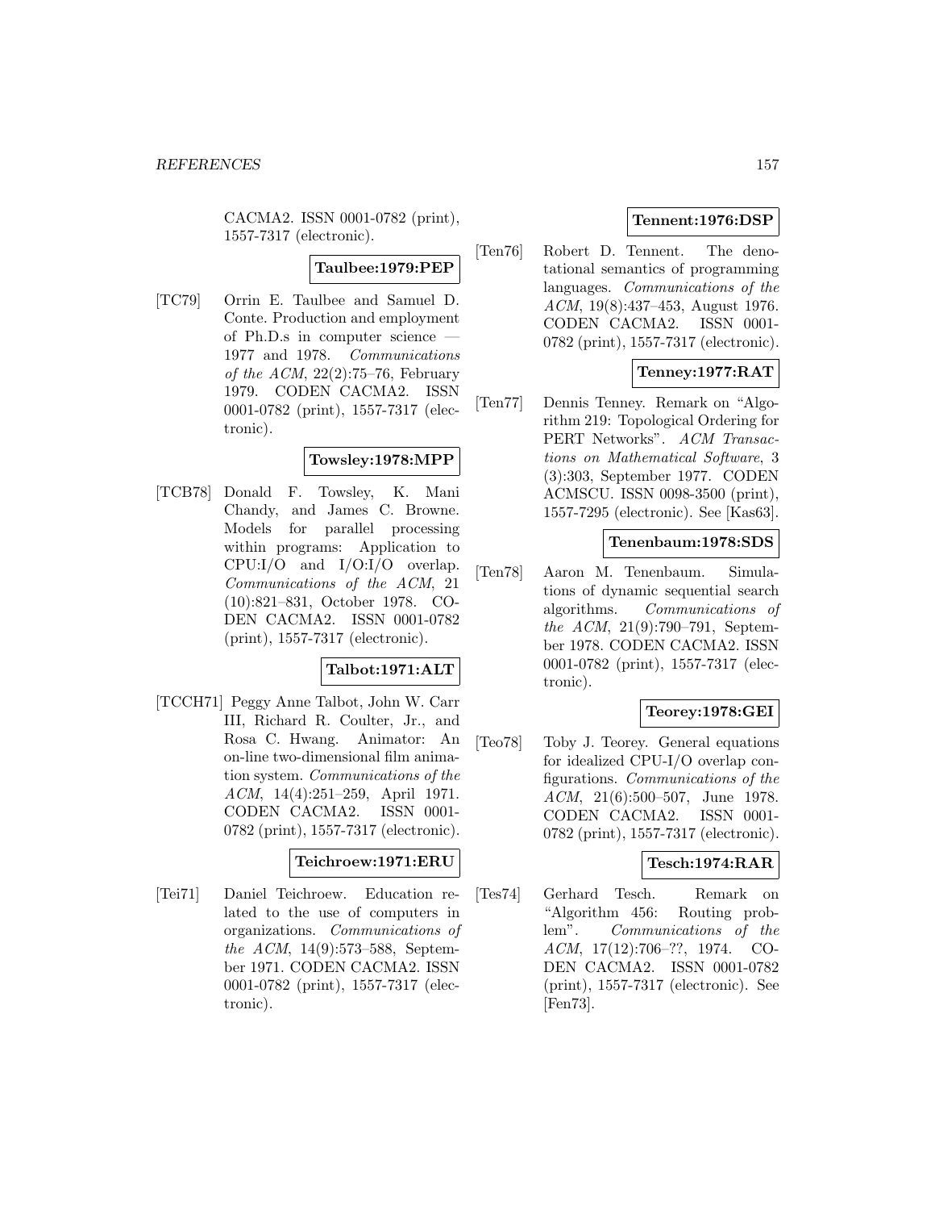CACMA2. ISSN 0001-0782 (print), 1557-7317 (electronic).

**Taulbee:1979:PEP**

[TC79] Orrin E. Taulbee and Samuel D. Conte. Production and employment of Ph.D.s in computer science — 1977 and 1978. *Communications of the ACM*, 22(2):75–76, February 1979. CODEN CACMA2. ISSN 0001-0782 (print), 1557-7317 (electronic).

**Towsley:1978:MPP**

[TCB78] Donald F. Towsley, K. Mani Chandy, and James C. Browne. Models for parallel processing within programs: Application to CPU:I/O and I/O:I/O overlap. *Communications of the ACM*, 21 (10):821–831, October 1978. CODEN CACMA2. ISSN 0001-0782 (print), 1557-7317 (electronic).

**Talbot:1971:ALT**

[TCCH71] Peggy Anne Talbot, John W. Carr III, Richard R. Coulter, Jr., and Rosa C. Hwang. Animator: An on-line two-dimensional film animation system. *Communications of the ACM*, 14(4):251–259, April 1971. CODEN CACMA2. ISSN 0001-0782 (print), 1557-7317 (electronic).

**Teichroew:1971:ERU**

[Tei71] Daniel Teichroew. Education related to the use of computers in organizations. *Communications of the ACM*, 14(9):573–588, September 1971. CODEN CACMA2. ISSN 0001-0782 (print), 1557-7317 (electronic).

**Tennent:1976:DSP**

[Ten76] Robert D. Tennent. The denotational semantics of programming languages. *Communications of the ACM*, 19(8):437–453, August 1976. CODEN CACMA2. ISSN 0001-0782 (print), 1557-7317 (electronic).

**Tenney:1977:RAT**

[Ten77] Dennis Tenney. Remark on "Algorithm 219: Topological Ordering for PERT Networks". *ACM Transactions on Mathematical Software*, 3 (3):303, September 1977. CODEN ACMSCU. ISSN 0098-3500 (print), 1557-7295 (electronic). See [Kas63].

**Tenenbaum:1978:SDS**

[Ten78] Aaron M. Tenenbaum. Simulations of dynamic sequential search algorithms. *Communications of the ACM*, 21(9):790–791, September 1978. CODEN CACMA2. ISSN 0001-0782 (print), 1557-7317 (electronic).

**Teorey:1978:GEI**

[Teo78] Toby J. Teorey. General equations for idealized CPU-I/O overlap configurations. *Communications of the ACM*, 21(6):500–507, June 1978. CODEN CACMA2. ISSN 0001-0782 (print), 1557-7317 (electronic).

**Tesch:1974:RAR**

[Tes74] Gerhard Tesch. Remark on "Algorithm 456: Routing problem". *Communications of the ACM*, 17(12):706–??, 1974. CODEN CACMA2. ISSN 0001-0782 (print), 1557-7317 (electronic). See [Fen73].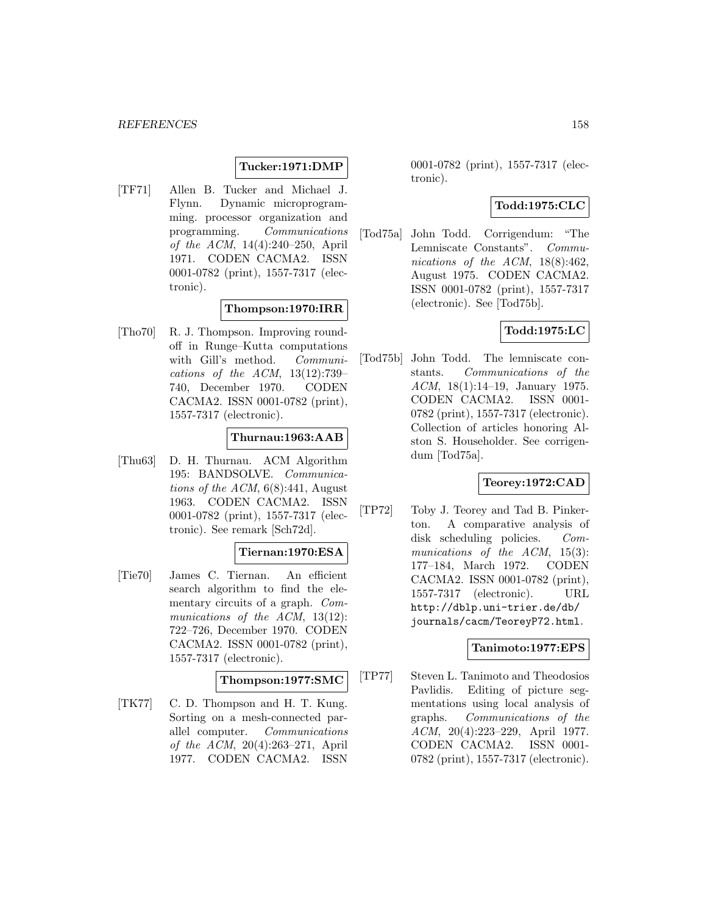**Tucker:1971:DMP**

[TF71] Allen B. Tucker and Michael J. Flynn. Dynamic microprogramming. processor organization and programming. *Communications of the ACM*, 14(4):240–250, April 1971. CODEN CACMA2. ISSN 0001-0782 (print), 1557-7317 (electronic).

**Thompson:1970:IRR**

[Tho70] R. J. Thompson. Improving round-off in Runge–Kutta computations with Gill's method. *Communications of the ACM*, 13(12):739–740, December 1970. CODEN CACMA2. ISSN 0001-0782 (print), 1557-7317 (electronic).

**Thurnau:1963:AAB**

[Thu63] D. H. Thurnau. ACM Algorithm 195: BANDSOLVE. *Communications of the ACM*, 6(8):441, August 1963. CODEN CACMA2. ISSN 0001-0782 (print), 1557-7317 (electronic). See remark [Sch72d].

**Tiernan:1970:ESA**

[Tie70] James C. Tiernan. An efficient search algorithm to find the elementary circuits of a graph. *Communications of the ACM*, 13(12): 722–726, December 1970. CODEN CACMA2. ISSN 0001-0782 (print), 1557-7317 (electronic).

**Thompson:1977:SMC**

[TK77] C. D. Thompson and H. T. Kung. Sorting on a mesh-connected parallel computer. *Communications of the ACM*, 20(4):263–271, April 1977. CODEN CACMA2. ISSN 0001-0782 (print), 1557-7317 (electronic).

**Todd:1975:CLC**

[Tod75a] John Todd. Corrigendum: "The Lemniscate Constants". *Communications of the ACM*, 18(8):462, August 1975. CODEN CACMA2. ISSN 0001-0782 (print), 1557-7317 (electronic). See [Tod75b].

**Todd:1975:LC**

[Tod75b] John Todd. The lemniscate constants. *Communications of the ACM*, 18(1):14–19, January 1975. CODEN CACMA2. ISSN 0001-0782 (print), 1557-7317 (electronic). Collection of articles honoring Alston S. Householder. See corrigendum [Tod75a].

**Teorey:1972:CAD**

[TP72] Toby J. Teorey and Tad B. Pinkerton. A comparative analysis of disk scheduling policies. *Communications of the ACM*, 15(3): 177–184, March 1972. CODEN CACMA2. ISSN 0001-0782 (print), 1557-7317 (electronic). URL http://dblp.uni-trier.de/db/journals/cacm/TeoreyP72.html.

**Tanimoto:1977:EPS**

[TP77] Steven L. Tanimoto and Theodosios Pavlidis. Editing of picture segmentations using local analysis of graphs. *Communications of the ACM*, 20(4):223–229, April 1977. CODEN CACMA2. ISSN 0001-0782 (print), 1557-7317 (electronic).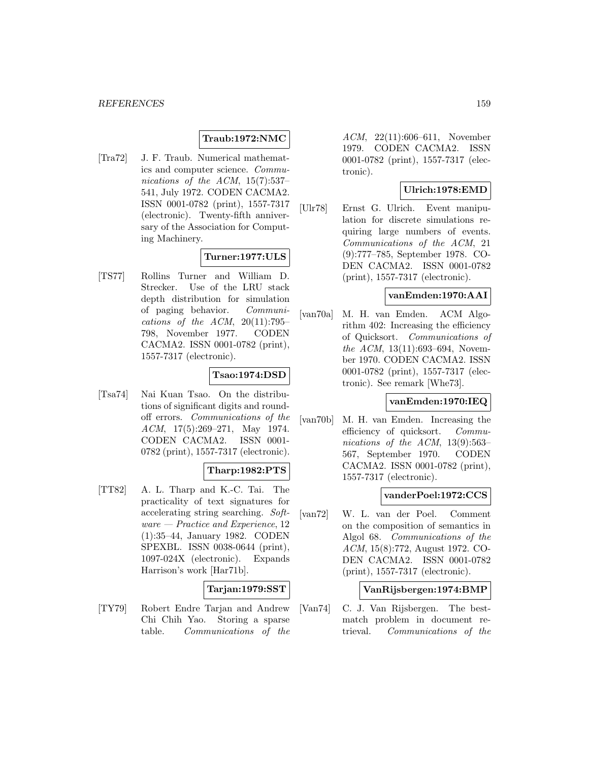**Traub:1972:NMC**

[Tra72] J. F. Traub. Numerical mathematics and computer science. *Communications of the ACM*, 15(7):537–541, July 1972. CODEN CACMA2. ISSN 0001-0782 (print), 1557-7317 (electronic). Twenty-fifth anniversary of the Association for Computing Machinery.

**Turner:1977:ULS**

[TS77] Rollins Turner and William D. Strecker. Use of the LRU stack depth distribution for simulation of paging behavior. *Communications of the ACM*, 20(11):795–798, November 1977. CODEN CACMA2. ISSN 0001-0782 (print), 1557-7317 (electronic).

**Tsao:1974:DSD**

[Tsa74] Nai Kuan Tsao. On the distributions of significant digits and roundoff errors. *Communications of the ACM*, 17(5):269–271, May 1974. CODEN CACMA2. ISSN 0001-0782 (print), 1557-7317 (electronic).

**Tharp:1982:PTS**

[TT82] A. L. Tharp and K.-C. Tai. The practicality of text signatures for accelerating string searching. *Software — Practice and Experience*, 12 (1):35–44, January 1982. CODEN SPEXBL. ISSN 0038-0644 (print), 1097-024X (electronic). Expands Harrison's work [Har71b].

**Tarjan:1979:SST**

[TY79] Robert Endre Tarjan and Andrew Chi Chih Yao. Storing a sparse table. *Communications of the ACM*, 22(11):606–611, November 1979. CODEN CACMA2. ISSN 0001-0782 (print), 1557-7317 (electronic).

**Ulrich:1978:EMD**

[Ulr78] Ernst G. Ulrich. Event manipulation for discrete simulations requiring large numbers of events. *Communications of the ACM*, 21 (9):777–785, September 1978. CODEN CACMA2. ISSN 0001-0782 (print), 1557-7317 (electronic).

**vanEmden:1970:AAI**

[van70a] M. H. van Emden. ACM Algorithm 402: Increasing the efficiency of Quicksort. *Communications of the ACM*, 13(11):693–694, November 1970. CODEN CACMA2. ISSN 0001-0782 (print), 1557-7317 (electronic). See remark [Whe73].

**vanEmden:1970:IEQ**

[van70b] M. H. van Emden. Increasing the efficiency of quicksort. *Communications of the ACM*, 13(9):563–567, September 1970. CODEN CACMA2. ISSN 0001-0782 (print), 1557-7317 (electronic).

**vanderPoel:1972:CCS**

[van72] W. L. van der Poel. Comment on the composition of semantics in Algol 68. *Communications of the ACM*, 15(8):772, August 1972. CODEN CACMA2. ISSN 0001-0782 (print), 1557-7317 (electronic).

**VanRijsbergen:1974:BMP**

[Van74] C. J. Van Rijsbergen. The best-match problem in document retrieval. *Communications of the*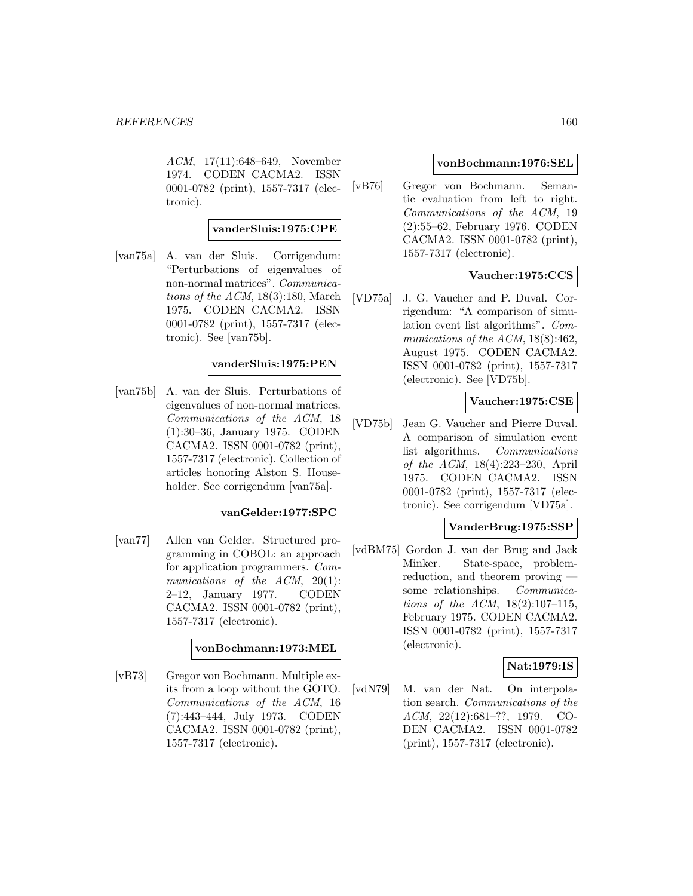*ACM*, 17(11):648–649, November 1974. CODEN CACMA2. ISSN 0001-0782 (print), 1557-7317 (electronic).

**vanderSluis:1975:CPE**

[van75a] A. van der Sluis. Corrigendum: "Perturbations of eigenvalues of non-normal matrices". *Communications of the ACM*, 18(3):180, March 1975. CODEN CACMA2. ISSN 0001-0782 (print), 1557-7317 (electronic). See [van75b].

**vanderSluis:1975:PEN**

[van75b] A. van der Sluis. Perturbations of eigenvalues of non-normal matrices. *Communications of the ACM*, 18 (1):30–36, January 1975. CODEN CACMA2. ISSN 0001-0782 (print), 1557-7317 (electronic). Collection of articles honoring Alston S. Householder. See corrigendum [van75a].

**vanGelder:1977:SPC**

[van77] Allen van Gelder. Structured programming in COBOL: an approach for application programmers. *Communications of the ACM*, 20(1): 2–12, January 1977. CODEN CACMA2. ISSN 0001-0782 (print), 1557-7317 (electronic).

**vonBochmann:1973:MEL**

[vB73] Gregor von Bochmann. Multiple exits from a loop without the GOTO. *Communications of the ACM*, 16 (7):443–444, July 1973. CODEN CACMA2. ISSN 0001-0782 (print), 1557-7317 (electronic).

**vonBochmann:1976:SEL**

[vB76] Gregor von Bochmann. Semantic evaluation from left to right. *Communications of the ACM*, 19 (2):55–62, February 1976. CODEN CACMA2. ISSN 0001-0782 (print), 1557-7317 (electronic).

**Vaucher:1975:CCS**

[VD75a] J. G. Vaucher and P. Duval. Corrigendum: "A comparison of simulation event list algorithms". *Communications of the ACM*, 18(8):462, August 1975. CODEN CACMA2. ISSN 0001-0782 (print), 1557-7317 (electronic). See [VD75b].

**Vaucher:1975:CSE**

[VD75b] Jean G. Vaucher and Pierre Duval. A comparison of simulation event list algorithms. *Communications of the ACM*, 18(4):223–230, April 1975. CODEN CACMA2. ISSN 0001-0782 (print), 1557-7317 (electronic). See corrigendum [VD75a].

**VanderBrug:1975:SSP**

[vdBM75] Gordon J. van der Brug and Jack Minker. State-space, problem-reduction, and theorem proving — some relationships. *Communications of the ACM*, 18(2):107–115, February 1975. CODEN CACMA2. ISSN 0001-0782 (print), 1557-7317 (electronic).

**Nat:1979:IS**

[vdN79] M. van der Nat. On interpolation search. *Communications of the ACM*, 22(12):681–??, 1979. CODEN CACMA2. ISSN 0001-0782 (print), 1557-7317 (electronic).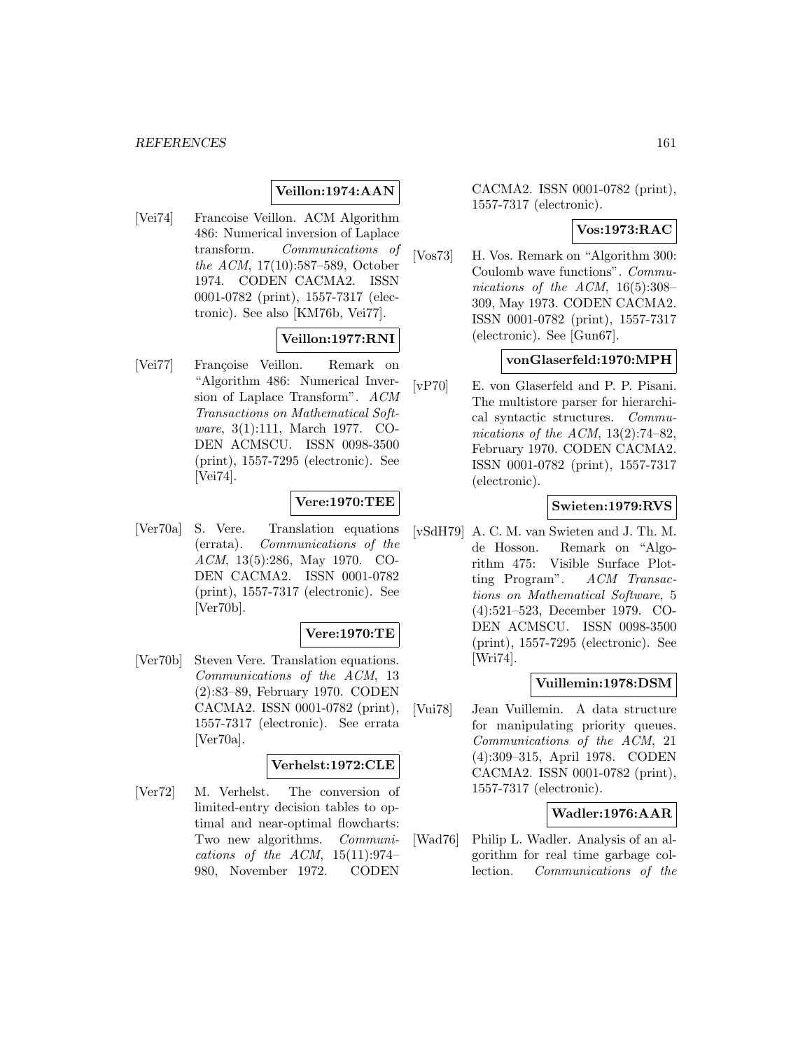**Veillon:1974:AAN**

[Vei74] Francoise Veillon. ACM Algorithm 486: Numerical inversion of Laplace transform. *Communications of the ACM*, 17(10):587–589, October 1974. CODEN CACMA2. ISSN 0001-0782 (print), 1557-7317 (electronic). See also [KM76b, Vei77].

**Veillon:1977:RNI**

[Vei77] Françoise Veillon. Remark on "Algorithm 486: Numerical Inversion of Laplace Transform". *ACM Transactions on Mathematical Software*, 3(1):111, March 1977. CODEN ACMSCU. ISSN 0098-3500 (print), 1557-7295 (electronic). See [Vei74].

**Vere:1970:TEE**

[Ver70a] S. Vere. Translation equations (errata). *Communications of the ACM*, 13(5):286, May 1970. CODEN CACMA2. ISSN 0001-0782 (print), 1557-7317 (electronic). See [Ver70b].

**Vere:1970:TE**

[Ver70b] Steven Vere. Translation equations. *Communications of the ACM*, 13 (2):83–89, February 1970. CODEN CACMA2. ISSN 0001-0782 (print), 1557-7317 (electronic). See errata [Ver70a].

**Verhelst:1972:CLE**

[Ver72] M. Verhelst. The conversion of limited-entry decision tables to optimal and near-optimal flowcharts: Two new algorithms. *Communications of the ACM*, 15(11):974–980, November 1972. CODEN CACMA2. ISSN 0001-0782 (print), 1557-7317 (electronic).

**Vos:1973:RAC**

[Vos73] H. Vos. Remark on "Algorithm 300: Coulomb wave functions". *Communications of the ACM*, 16(5):308–309, May 1973. CODEN CACMA2. ISSN 0001-0782 (print), 1557-7317 (electronic). See [Gun67].

**vonGlaserfeld:1970:MPH**

[vP70] E. von Glaserfeld and P. P. Pisani. The multistore parser for hierarchical syntactic structures. *Communications of the ACM*, 13(2):74–82, February 1970. CODEN CACMA2. ISSN 0001-0782 (print), 1557-7317 (electronic).

**Swieten:1979:RVS**

[vSdH79] A. C. M. van Swieten and J. Th. M. de Hosson. Remark on "Algorithm 475: Visible Surface Plotting Program". *ACM Transactions on Mathematical Software*, 5 (4):521–523, December 1979. CODEN ACMSCU. ISSN 0098-3500 (print), 1557-7295 (electronic). See [Wri74].

**Vuillemin:1978:DSM**

[Vui78] Jean Vuillemin. A data structure for manipulating priority queues. *Communications of the ACM*, 21 (4):309–315, April 1978. CODEN CACMA2. ISSN 0001-0782 (print), 1557-7317 (electronic).

**Wadler:1976:AAR**

[Wad76] Philip L. Wadler. Analysis of an algorithm for real time garbage collection. *Communications of the*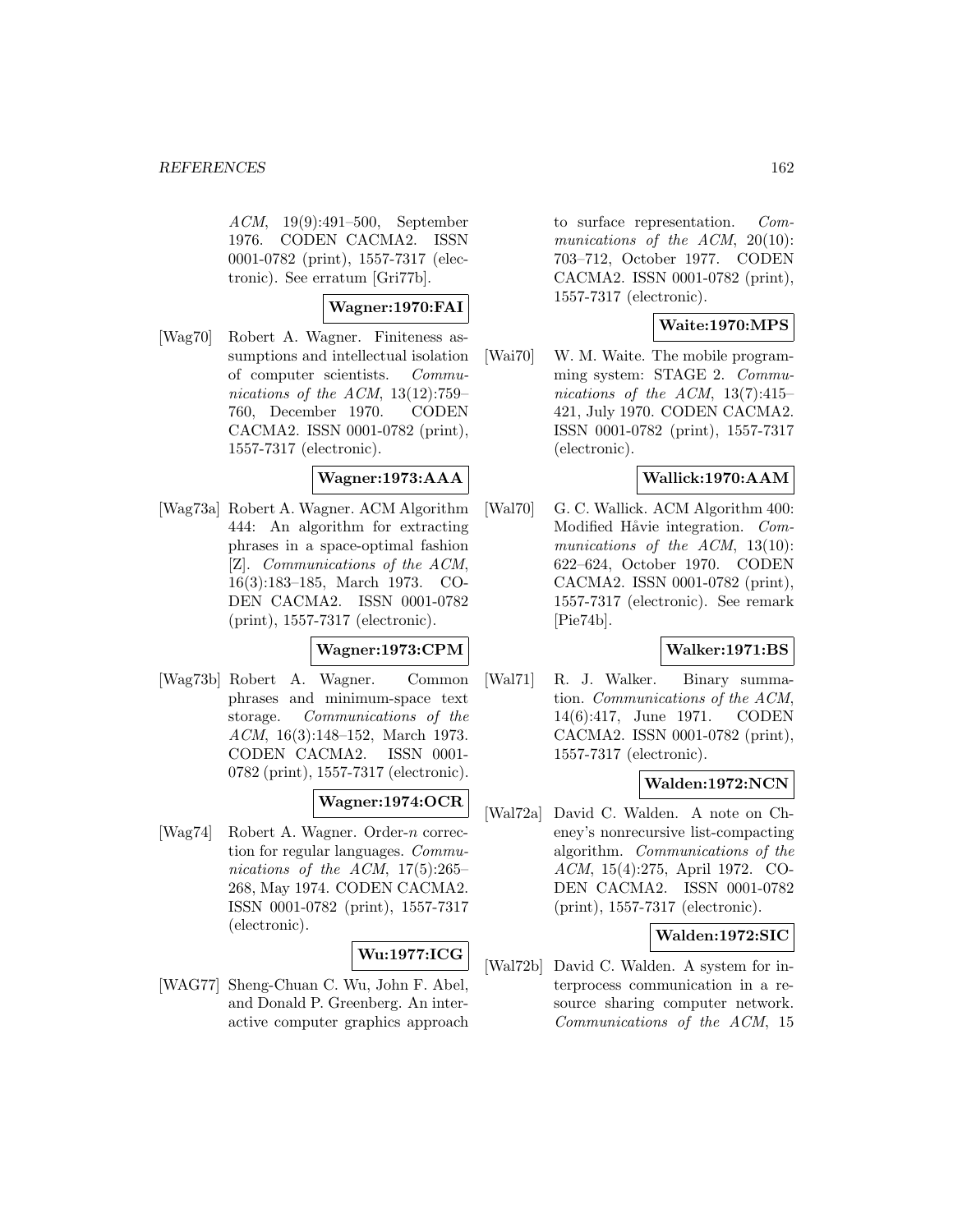*ACM*, 19(9):491–500, September 1976. CODEN CACMA2. ISSN 0001-0782 (print), 1557-7317 (electronic). See erratum [Gri77b].

**Wagner:1970:FAI**

[Wag70] Robert A. Wagner. Finiteness assumptions and intellectual isolation of computer scientists. *Communications of the ACM*, 13(12):759–760, December 1970. CODEN CACMA2. ISSN 0001-0782 (print), 1557-7317 (electronic).

**Wagner:1973:AAA**

[Wag73a] Robert A. Wagner. ACM Algorithm 444: An algorithm for extracting phrases in a space-optimal fashion [Z]. *Communications of the ACM*, 16(3):183–185, March 1973. CODEN CACMA2. ISSN 0001-0782 (print), 1557-7317 (electronic).

**Wagner:1973:CPM**

[Wag73b] Robert A. Wagner. Common phrases and minimum-space text storage. *Communications of the ACM*, 16(3):148–152, March 1973. CODEN CACMA2. ISSN 0001-0782 (print), 1557-7317 (electronic).

**Wagner:1974:OCR**

[Wag74] Robert A. Wagner. Order-$n$ correction for regular languages. *Communications of the ACM*, 17(5):265–268, May 1974. CODEN CACMA2. ISSN 0001-0782 (print), 1557-7317 (electronic).

**Wu:1977:ICG**

[WAG77] Sheng-Chuan C. Wu, John F. Abel, and Donald P. Greenberg. An interactive computer graphics approach to surface representation. *Communications of the ACM*, 20(10): 703–712, October 1977. CODEN CACMA2. ISSN 0001-0782 (print), 1557-7317 (electronic).

**Waite:1970:MPS**

[Wai70] W. M. Waite. The mobile programming system: STAGE 2. *Communications of the ACM*, 13(7):415–421, July 1970. CODEN CACMA2. ISSN 0001-0782 (print), 1557-7317 (electronic).

**Wallick:1970:AAM**

[Wal70] G. C. Wallick. ACM Algorithm 400: Modified Håvie integration. *Communications of the ACM*, 13(10): 622–624, October 1970. CODEN CACMA2. ISSN 0001-0782 (print), 1557-7317 (electronic). See remark [Pie74b].

**Walker:1971:BS**

[Wal71] R. J. Walker. Binary summation. *Communications of the ACM*, 14(6):417, June 1971. CODEN CACMA2. ISSN 0001-0782 (print), 1557-7317 (electronic).

**Walden:1972:NCN**

[Wal72a] David C. Walden. A note on Cheney's nonrecursive list-compacting algorithm. *Communications of the ACM*, 15(4):275, April 1972. CODEN CACMA2. ISSN 0001-0782 (print), 1557-7317 (electronic).

**Walden:1972:SIC**

[Wal72b] David C. Walden. A system for interprocess communication in a resource sharing computer network. *Communications of the ACM*, 15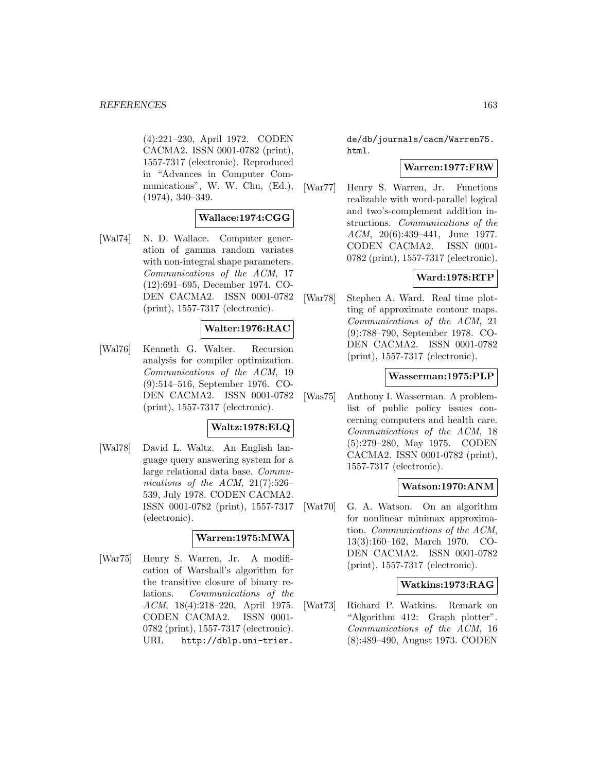(4):221–230, April 1972. CODEN CACMA2. ISSN 0001-0782 (print), 1557-7317 (electronic). Reproduced in "Advances in Computer Communications", W. W. Chu, (Ed.), (1974), 340–349.

**Wallace:1974:CGG**

[Wal74] N. D. Wallace. Computer generation of gamma random variates with non-integral shape parameters. *Communications of the ACM*, 17 (12):691–695, December 1974. CODEN CACMA2. ISSN 0001-0782 (print), 1557-7317 (electronic).

**Walter:1976:RAC**

[Wal76] Kenneth G. Walter. Recursion analysis for compiler optimization. *Communications of the ACM*, 19 (9):514–516, September 1976. CODEN CACMA2. ISSN 0001-0782 (print), 1557-7317 (electronic).

**Waltz:1978:ELQ**

[Wal78] David L. Waltz. An English language query answering system for a large relational data base. *Communications of the ACM*, 21(7):526–539, July 1978. CODEN CACMA2. ISSN 0001-0782 (print), 1557-7317 (electronic).

**Warren:1975:MWA**

[War75] Henry S. Warren, Jr. A modification of Warshall's algorithm for the transitive closure of binary relations. *Communications of the ACM*, 18(4):218–220, April 1975. CODEN CACMA2. ISSN 0001-0782 (print), 1557-7317 (electronic). URL http://dblp.uni-trier.de/db/journals/cacm/Warren75.html.

**Warren:1977:FRW**

[War77] Henry S. Warren, Jr. Functions realizable with word-parallel logical and two's-complement addition instructions. *Communications of the ACM*, 20(6):439–441, June 1977. CODEN CACMA2. ISSN 0001-0782 (print), 1557-7317 (electronic).

**Ward:1978:RTP**

[War78] Stephen A. Ward. Real time plotting of approximate contour maps. *Communications of the ACM*, 21 (9):788–790, September 1978. CODEN CACMA2. ISSN 0001-0782 (print), 1557-7317 (electronic).

**Wasserman:1975:PLP**

[Was75] Anthony I. Wasserman. A problem-list of public policy issues concerning computers and health care. *Communications of the ACM*, 18 (5):279–280, May 1975. CODEN CACMA2. ISSN 0001-0782 (print), 1557-7317 (electronic).

**Watson:1970:ANM**

[Wat70] G. A. Watson. On an algorithm for nonlinear minimax approximation. *Communications of the ACM*, 13(3):160–162, March 1970. CODEN CACMA2. ISSN 0001-0782 (print), 1557-7317 (electronic).

**Watkins:1973:RAG**

[Wat73] Richard P. Watkins. Remark on "Algorithm 412: Graph plotter". *Communications of the ACM*, 16 (8):489–490, August 1973. CODEN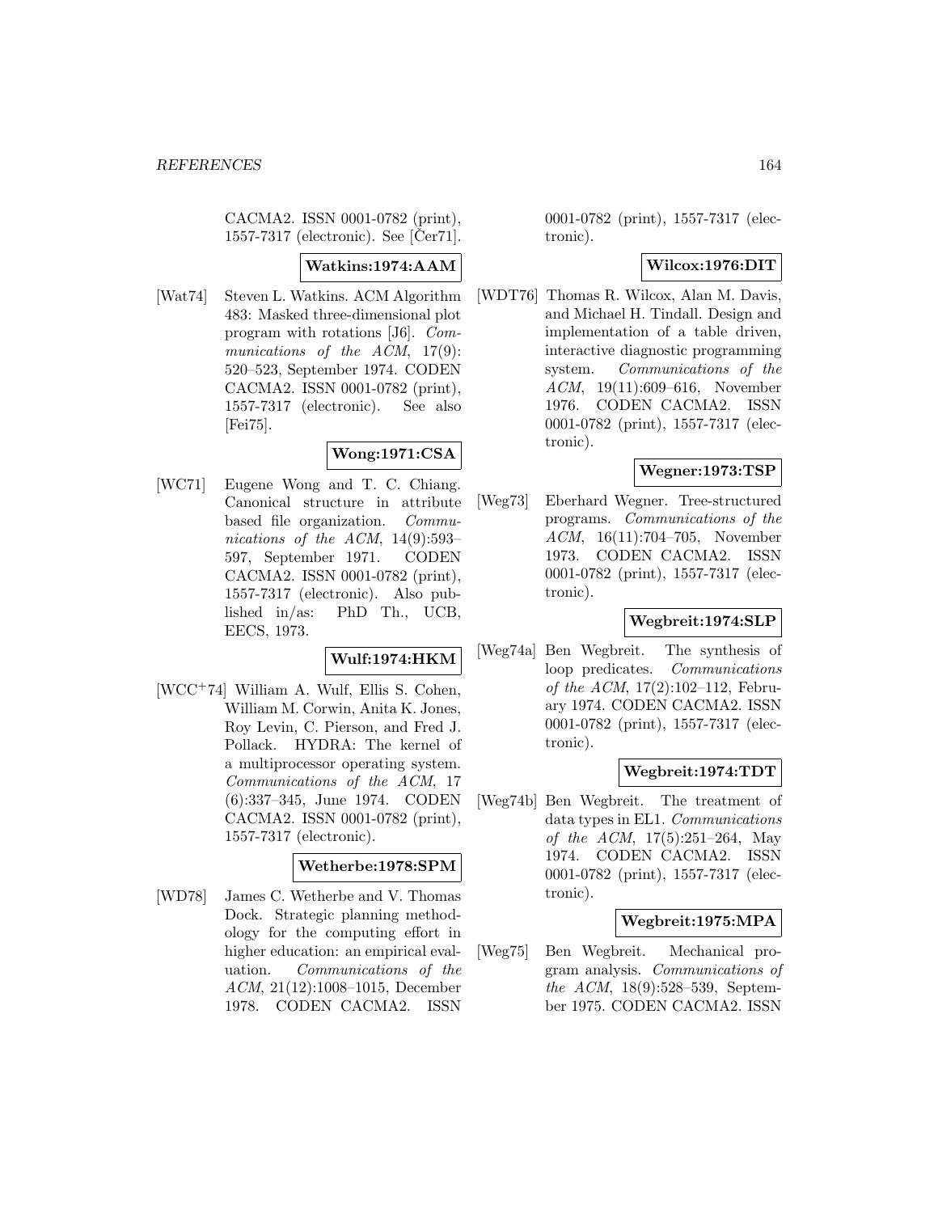CACMA2. ISSN 0001-0782 (print), 1557-7317 (electronic). See [Čer71].

**Watkins:1974:AAM**

[Wat74] Steven L. Watkins. ACM Algorithm 483: Masked three-dimensional plot program with rotations [J6]. *Communications of the ACM*, 17(9): 520–523, September 1974. CODEN CACMA2. ISSN 0001-0782 (print), 1557-7317 (electronic). See also [Fei75].

**Wong:1971:CSA**

[WC71] Eugene Wong and T. C. Chiang. Canonical structure in attribute based file organization. *Communications of the ACM*, 14(9):593–597, September 1971. CODEN CACMA2. ISSN 0001-0782 (print), 1557-7317 (electronic). Also published in/as: PhD Th., UCB, EECS, 1973.

**Wulf:1974:HKM**

[WCC+74] William A. Wulf, Ellis S. Cohen, William M. Corwin, Anita K. Jones, Roy Levin, C. Pierson, and Fred J. Pollack. HYDRA: The kernel of a multiprocessor operating system. *Communications of the ACM*, 17 (6):337–345, June 1974. CODEN CACMA2. ISSN 0001-0782 (print), 1557-7317 (electronic).

**Wetherbe:1978:SPM**

[WD78] James C. Wetherbe and V. Thomas Dock. Strategic planning methodology for the computing effort in higher education: an empirical evaluation. *Communications of the ACM*, 21(12):1008–1015, December 1978. CODEN CACMA2. ISSN 0001-0782 (print), 1557-7317 (electronic).

**Wilcox:1976:DIT**

[WDT76] Thomas R. Wilcox, Alan M. Davis, and Michael H. Tindall. Design and implementation of a table driven, interactive diagnostic programming system. *Communications of the ACM*, 19(11):609–616, November 1976. CODEN CACMA2. ISSN 0001-0782 (print), 1557-7317 (electronic).

**Wegner:1973:TSP**

[Weg73] Eberhard Wegner. Tree-structured programs. *Communications of the ACM*, 16(11):704–705, November 1973. CODEN CACMA2. ISSN 0001-0782 (print), 1557-7317 (electronic).

**Wegbreit:1974:SLP**

[Weg74a] Ben Wegbreit. The synthesis of loop predicates. *Communications of the ACM*, 17(2):102–112, February 1974. CODEN CACMA2. ISSN 0001-0782 (print), 1557-7317 (electronic).

**Wegbreit:1974:TDT**

[Weg74b] Ben Wegbreit. The treatment of data types in EL1. *Communications of the ACM*, 17(5):251–264, May 1974. CODEN CACMA2. ISSN 0001-0782 (print), 1557-7317 (electronic).

**Wegbreit:1975:MPA**

[Weg75] Ben Wegbreit. Mechanical program analysis. *Communications of the ACM*, 18(9):528–539, September 1975. CODEN CACMA2. ISSN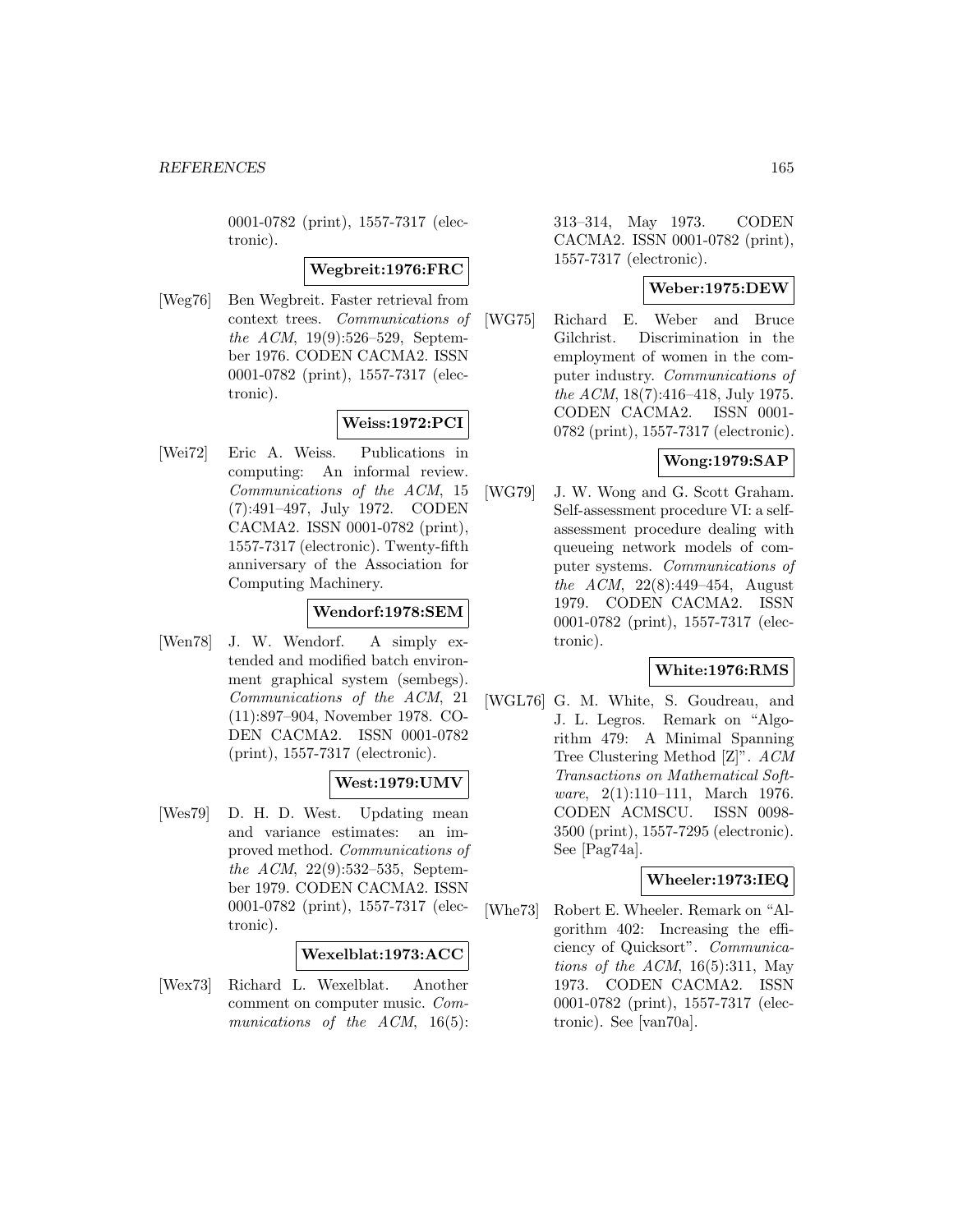0001-0782 (print), 1557-7317 (electronic).

**Wegbreit:1976:FRC**

[Weg76] Ben Wegbreit. Faster retrieval from context trees. *Communications of the ACM*, 19(9):526–529, September 1976. CODEN CACMA2. ISSN 0001-0782 (print), 1557-7317 (electronic).

**Weiss:1972:PCI**

[Wei72] Eric A. Weiss. Publications in computing: An informal review. *Communications of the ACM*, 15 (7):491–497, July 1972. CODEN CACMA2. ISSN 0001-0782 (print), 1557-7317 (electronic). Twenty-fifth anniversary of the Association for Computing Machinery.

**Wendorf:1978:SEM**

[Wen78] J. W. Wendorf. A simply extended and modified batch environment graphical system (sembegs). *Communications of the ACM*, 21 (11):897–904, November 1978. CODEN CACMA2. ISSN 0001-0782 (print), 1557-7317 (electronic).

**West:1979:UMV**

[Wes79] D. H. D. West. Updating mean and variance estimates: an improved method. *Communications of the ACM*, 22(9):532–535, September 1979. CODEN CACMA2. ISSN 0001-0782 (print), 1557-7317 (electronic).

**Wexelblat:1973:ACC**

[Wex73] Richard L. Wexelblat. Another comment on computer music. *Communications of the ACM*, 16(5): 313–314, May 1973. CODEN CACMA2. ISSN 0001-0782 (print), 1557-7317 (electronic).

**Weber:1975:DEW**

[WG75] Richard E. Weber and Bruce Gilchrist. Discrimination in the employment of women in the computer industry. *Communications of the ACM*, 18(7):416–418, July 1975. CODEN CACMA2. ISSN 0001-0782 (print), 1557-7317 (electronic).

**Wong:1979:SAP**

[WG79] J. W. Wong and G. Scott Graham. Self-assessment procedure VI: a self-assessment procedure dealing with queueing network models of computer systems. *Communications of the ACM*, 22(8):449–454, August 1979. CODEN CACMA2. ISSN 0001-0782 (print), 1557-7317 (electronic).

**White:1976:RMS**

[WGL76] G. M. White, S. Goudreau, and J. L. Legros. Remark on "Algorithm 479: A Minimal Spanning Tree Clustering Method [Z]". *ACM Transactions on Mathematical Software*, 2(1):110–111, March 1976. CODEN ACMSCU. ISSN 0098-3500 (print), 1557-7295 (electronic). See [Pag74a].

**Wheeler:1973:IEQ**

[Whe73] Robert E. Wheeler. Remark on "Algorithm 402: Increasing the efficiency of Quicksort". *Communications of the ACM*, 16(5):311, May 1973. CODEN CACMA2. ISSN 0001-0782 (print), 1557-7317 (electronic). See [van70a].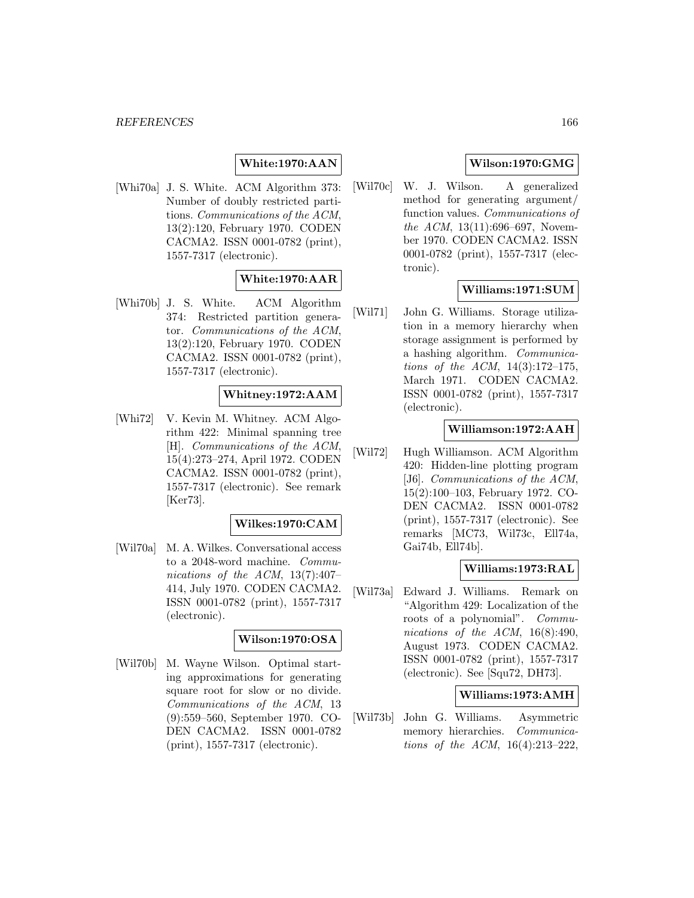**White:1970:AAN**

[Whi70a] J. S. White. ACM Algorithm 373: Number of doubly restricted partitions. *Communications of the ACM*, 13(2):120, February 1970. CODEN CACMA2. ISSN 0001-0782 (print), 1557-7317 (electronic).

**White:1970:AAR**

[Whi70b] J. S. White. ACM Algorithm 374: Restricted partition generator. *Communications of the ACM*, 13(2):120, February 1970. CODEN CACMA2. ISSN 0001-0782 (print), 1557-7317 (electronic).

**Whitney:1972:AAM**

[Whi72] V. Kevin M. Whitney. ACM Algorithm 422: Minimal spanning tree [H]. *Communications of the ACM*, 15(4):273–274, April 1972. CODEN CACMA2. ISSN 0001-0782 (print), 1557-7317 (electronic). See remark [Ker73].

**Wilkes:1970:CAM**

[Wil70a] M. A. Wilkes. Conversational access to a 2048-word machine. *Communications of the ACM*, 13(7):407–414, July 1970. CODEN CACMA2. ISSN 0001-0782 (print), 1557-7317 (electronic).

**Wilson:1970:OSA**

[Wil70b] M. Wayne Wilson. Optimal starting approximations for generating square root for slow or no divide. *Communications of the ACM*, 13 (9):559–560, September 1970. CODEN CACMA2. ISSN 0001-0782 (print), 1557-7317 (electronic).

**Wilson:1970:GMG**

[Wil70c] W. J. Wilson. A generalized method for generating argument/ function values. *Communications of the ACM*, 13(11):696–697, November 1970. CODEN CACMA2. ISSN 0001-0782 (print), 1557-7317 (electronic).

**Williams:1971:SUM**

[Wil71] John G. Williams. Storage utilization in a memory hierarchy when storage assignment is performed by a hashing algorithm. *Communications of the ACM*, 14(3):172–175, March 1971. CODEN CACMA2. ISSN 0001-0782 (print), 1557-7317 (electronic).

**Williamson:1972:AAH**

[Wil72] Hugh Williamson. ACM Algorithm 420: Hidden-line plotting program [J6]. *Communications of the ACM*, 15(2):100–103, February 1972. CODEN CACMA2. ISSN 0001-0782 (print), 1557-7317 (electronic). See remarks [MC73, Wil73c, Ell74a, Gai74b, Ell74b].

**Williams:1973:RAL**

[Wil73a] Edward J. Williams. Remark on "Algorithm 429: Localization of the roots of a polynomial". *Communications of the ACM*, 16(8):490, August 1973. CODEN CACMA2. ISSN 0001-0782 (print), 1557-7317 (electronic). See [Squ72, DH73].

**Williams:1973:AMH**

[Wil73b] John G. Williams. Asymmetric memory hierarchies. *Communications of the ACM*, 16(4):213–222,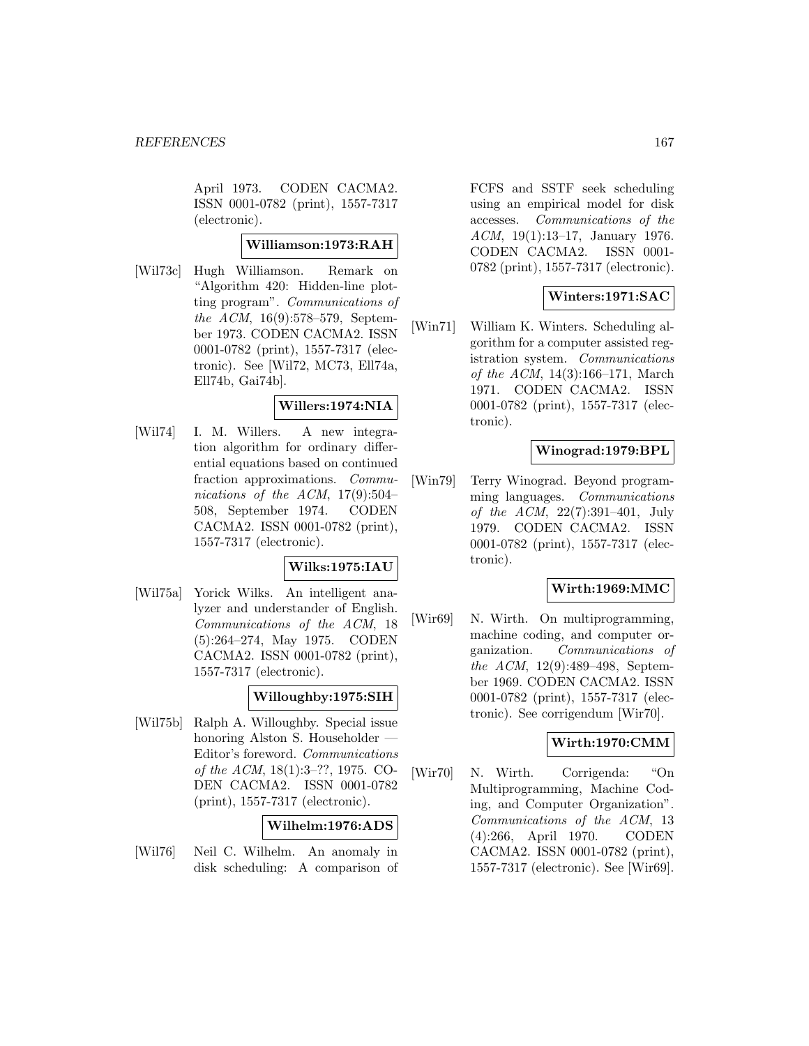April 1973. CODEN CACMA2. ISSN 0001-0782 (print), 1557-7317 (electronic).

**Williamson:1973:RAH**

[Wil73c] Hugh Williamson. Remark on "Algorithm 420: Hidden-line plotting program". *Communications of the ACM*, 16(9):578–579, September 1973. CODEN CACMA2. ISSN 0001-0782 (print), 1557-7317 (electronic). See [Wil72, MC73, Ell74a, Ell74b, Gai74b].

**Willers:1974:NIA**

[Wil74] I. M. Willers. A new integration algorithm for ordinary differential equations based on continued fraction approximations. *Communications of the ACM*, 17(9):504–508, September 1974. CODEN CACMA2. ISSN 0001-0782 (print), 1557-7317 (electronic).

**Wilks:1975:IAU**

[Wil75a] Yorick Wilks. An intelligent analyzer and understander of English. *Communications of the ACM*, 18 (5):264–274, May 1975. CODEN CACMA2. ISSN 0001-0782 (print), 1557-7317 (electronic).

**Willoughby:1975:SIH**

[Wil75b] Ralph A. Willoughby. Special issue honoring Alston S. Householder — Editor's foreword. *Communications of the ACM*, 18(1):3–??, 1975. CODEN CACMA2. ISSN 0001-0782 (print), 1557-7317 (electronic).

**Wilhelm:1976:ADS**

[Wil76] Neil C. Wilhelm. An anomaly in disk scheduling: A comparison of FCFS and SSTF seek scheduling using an empirical model for disk accesses. *Communications of the ACM*, 19(1):13–17, January 1976. CODEN CACMA2. ISSN 0001-0782 (print), 1557-7317 (electronic).

**Winters:1971:SAC**

[Win71] William K. Winters. Scheduling algorithm for a computer assisted registration system. *Communications of the ACM*, 14(3):166–171, March 1971. CODEN CACMA2. ISSN 0001-0782 (print), 1557-7317 (electronic).

**Winograd:1979:BPL**

[Win79] Terry Winograd. Beyond programming languages. *Communications of the ACM*, 22(7):391–401, July 1979. CODEN CACMA2. ISSN 0001-0782 (print), 1557-7317 (electronic).

**Wirth:1969:MMC**

[Wir69] N. Wirth. On multiprogramming, machine coding, and computer organization. *Communications of the ACM*, 12(9):489–498, September 1969. CODEN CACMA2. ISSN 0001-0782 (print), 1557-7317 (electronic). See corrigendum [Wir70].

**Wirth:1970:CMM**

[Wir70] N. Wirth. Corrigenda: "On Multiprogramming, Machine Coding, and Computer Organization". *Communications of the ACM*, 13 (4):266, April 1970. CODEN CACMA2. ISSN 0001-0782 (print), 1557-7317 (electronic). See [Wir69].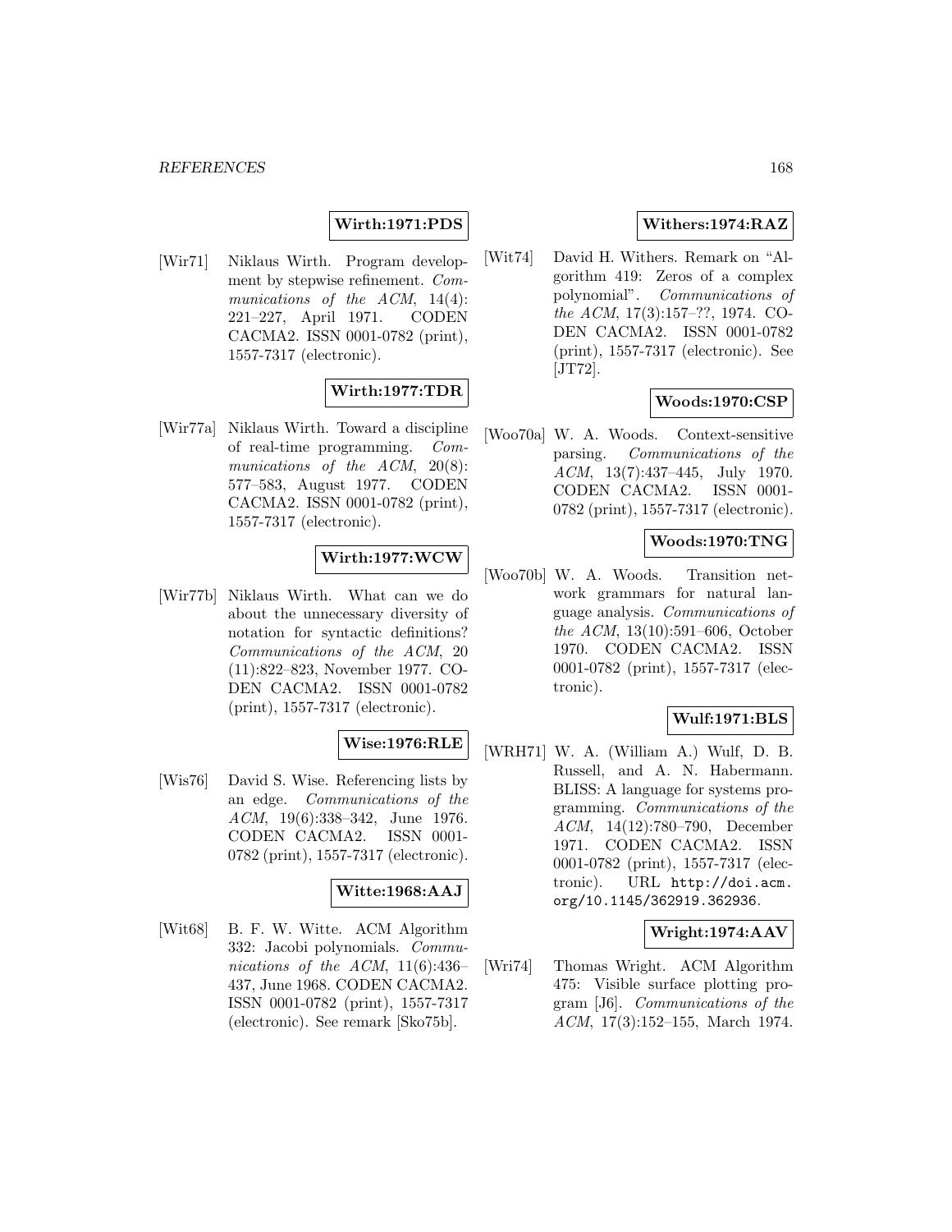**Wirth:1971:PDS**

[Wir71] Niklaus Wirth. Program development by stepwise refinement. *Communications of the ACM*, 14(4): 221–227, April 1971. CODEN CACMA2. ISSN 0001-0782 (print), 1557-7317 (electronic).

**Wirth:1977:TDR**

[Wir77a] Niklaus Wirth. Toward a discipline of real-time programming. *Communications of the ACM*, 20(8): 577–583, August 1977. CODEN CACMA2. ISSN 0001-0782 (print), 1557-7317 (electronic).

**Wirth:1977:WCW**

[Wir77b] Niklaus Wirth. What can we do about the unnecessary diversity of notation for syntactic definitions? *Communications of the ACM*, 20 (11):822–823, November 1977. CODEN CACMA2. ISSN 0001-0782 (print), 1557-7317 (electronic).

**Wise:1976:RLE**

[Wis76] David S. Wise. Referencing lists by an edge. *Communications of the ACM*, 19(6):338–342, June 1976. CODEN CACMA2. ISSN 0001-0782 (print), 1557-7317 (electronic).

**Witte:1968:AAJ**

[Wit68] B. F. W. Witte. ACM Algorithm 332: Jacobi polynomials. *Communications of the ACM*, 11(6):436–437, June 1968. CODEN CACMA2. ISSN 0001-0782 (print), 1557-7317 (electronic). See remark [Sko75b].

**Withers:1974:RAZ**

[Wit74] David H. Withers. Remark on "Algorithm 419: Zeros of a complex polynomial". *Communications of the ACM*, 17(3):157–??, 1974. CODEN CACMA2. ISSN 0001-0782 (print), 1557-7317 (electronic). See [JT72].

**Woods:1970:CSP**

[Woo70a] W. A. Woods. Context-sensitive parsing. *Communications of the ACM*, 13(7):437–445, July 1970. CODEN CACMA2. ISSN 0001-0782 (print), 1557-7317 (electronic).

**Woods:1970:TNG**

[Woo70b] W. A. Woods. Transition network grammars for natural language analysis. *Communications of the ACM*, 13(10):591–606, October 1970. CODEN CACMA2. ISSN 0001-0782 (print), 1557-7317 (electronic).

**Wulf:1971:BLS**

[WRH71] W. A. (William A.) Wulf, D. B. Russell, and A. N. Habermann. BLISS: A language for systems programming. *Communications of the ACM*, 14(12):780–790, December 1971. CODEN CACMA2. ISSN 0001-0782 (print), 1557-7317 (electronic). URL http://doi.acm.org/10.1145/362919.362936.

**Wright:1974:AAV**

[Wri74] Thomas Wright. ACM Algorithm 475: Visible surface plotting program [J6]. *Communications of the ACM*, 17(3):152–155, March 1974.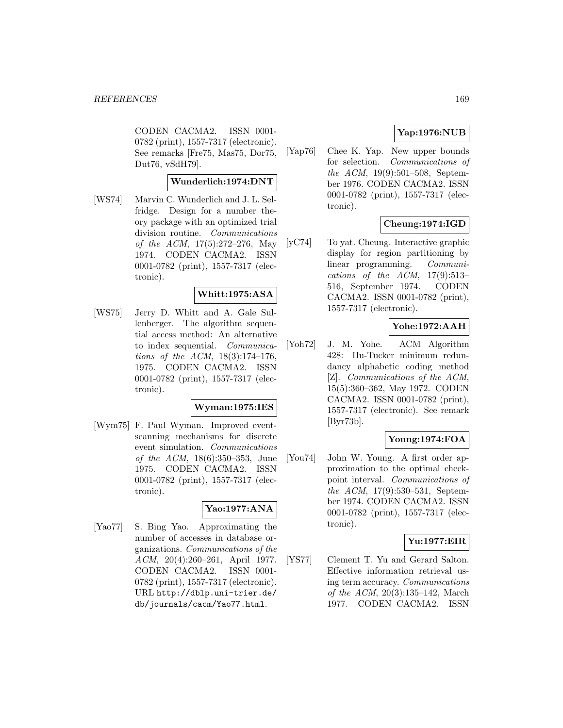CODEN CACMA2. ISSN 0001-0782 (print), 1557-7317 (electronic). See remarks [Fre75, Mas75, Dor75, Dut76, vSdH79].

**Wunderlich:1974:DNT**

[WS74] Marvin C. Wunderlich and J. L. Selfridge. Design for a number theory package with an optimized trial division routine. *Communications of the ACM*, 17(5):272–276, May 1974. CODEN CACMA2. ISSN 0001-0782 (print), 1557-7317 (electronic).

**Whitt:1975:ASA**

[WS75] Jerry D. Whitt and A. Gale Sullenberger. The algorithm sequential access method: An alternative to index sequential. *Communications of the ACM*, 18(3):174–176, 1975. CODEN CACMA2. ISSN 0001-0782 (print), 1557-7317 (electronic).

**Wyman:1975:IES**

[Wym75] F. Paul Wyman. Improved event-scanning mechanisms for discrete event simulation. *Communications of the ACM*, 18(6):350–353, June 1975. CODEN CACMA2. ISSN 0001-0782 (print), 1557-7317 (electronic).

**Yao:1977:ANA**

[Yao77] S. Bing Yao. Approximating the number of accesses in database organizations. *Communications of the ACM*, 20(4):260–261, April 1977. CODEN CACMA2. ISSN 0001-0782 (print), 1557-7317 (electronic). URL `http://dblp.uni-trier.de/db/journals/cacm/Yao77.html`.

**Yap:1976:NUB**

[Yap76] Chee K. Yap. New upper bounds for selection. *Communications of the ACM*, 19(9):501–508, September 1976. CODEN CACMA2. ISSN 0001-0782 (print), 1557-7317 (electronic).

**Cheung:1974:IGD**

[yC74] To yat. Cheung. Interactive graphic display for region partitioning by linear programming. *Communications of the ACM*, 17(9):513–516, September 1974. CODEN CACMA2. ISSN 0001-0782 (print), 1557-7317 (electronic).

**Yohe:1972:AAH**

[Yoh72] J. M. Yohe. ACM Algorithm 428: Hu-Tucker minimum redundancy alphabetic coding method [Z]. *Communications of the ACM*, 15(5):360–362, May 1972. CODEN CACMA2. ISSN 0001-0782 (print), 1557-7317 (electronic). See remark [Byr73b].

**Young:1974:FOA**

[You74] John W. Young. A first order approximation to the optimal checkpoint interval. *Communications of the ACM*, 17(9):530–531, September 1974. CODEN CACMA2. ISSN 0001-0782 (print), 1557-7317 (electronic).

**Yu:1977:EIR**

[YS77] Clement T. Yu and Gerard Salton. Effective information retrieval using term accuracy. *Communications of the ACM*, 20(3):135–142, March 1977. CODEN CACMA2. ISSN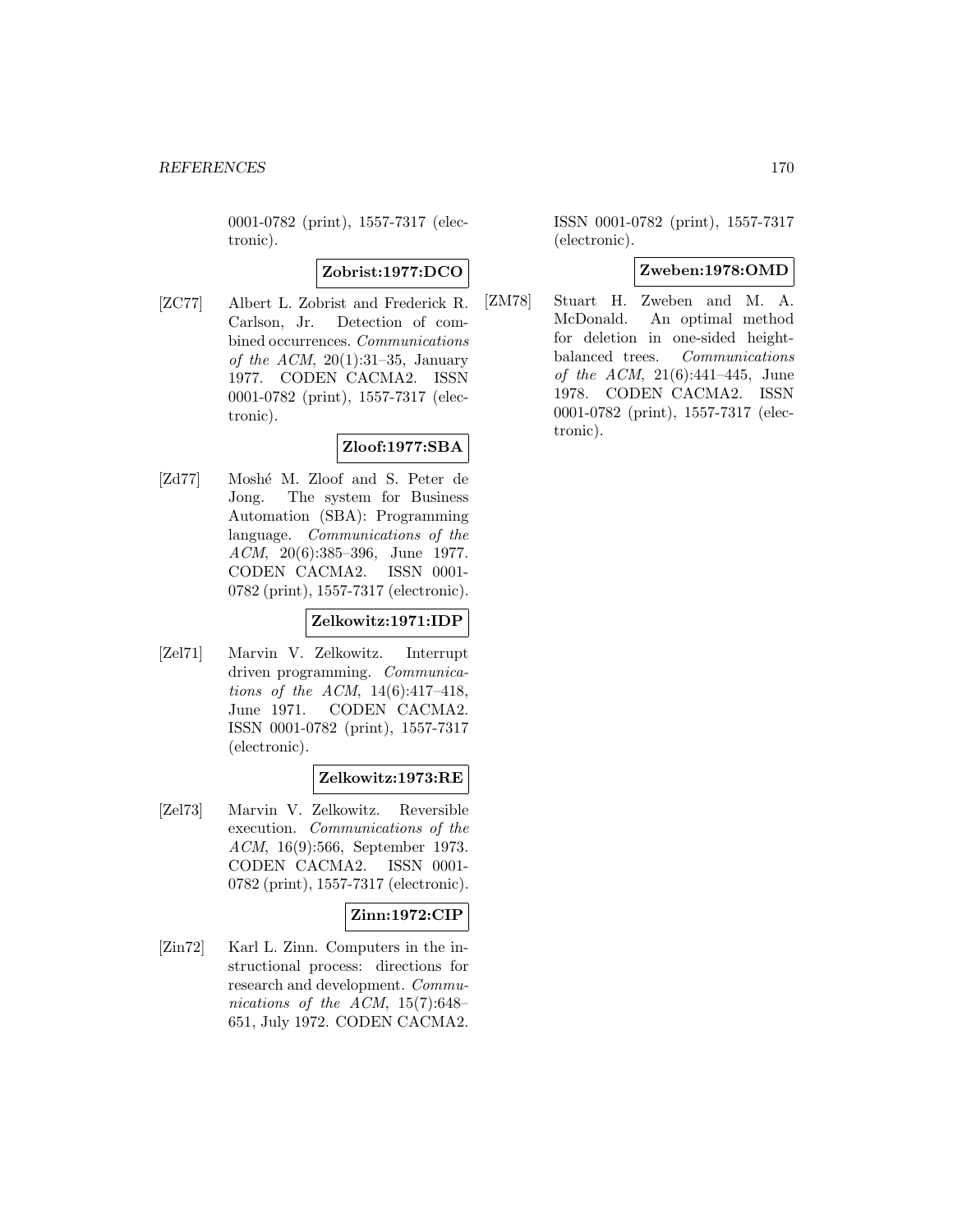0001-0782 (print), 1557-7317 (electronic).

**Zobrist:1977:DCO**

[ZC77] Albert L. Zobrist and Frederick R. Carlson, Jr. Detection of combined occurrences. *Communications of the ACM*, 20(1):31–35, January 1977. CODEN CACMA2. ISSN 0001-0782 (print), 1557-7317 (electronic).

**Zloof:1977:SBA**

[Zd77] Moshé M. Zloof and S. Peter de Jong. The system for Business Automation (SBA): Programming language. *Communications of the ACM*, 20(6):385–396, June 1977. CODEN CACMA2. ISSN 0001-0782 (print), 1557-7317 (electronic).

**Zelkowitz:1971:IDP**

[Zel71] Marvin V. Zelkowitz. Interrupt driven programming. *Communications of the ACM*, 14(6):417–418, June 1971. CODEN CACMA2. ISSN 0001-0782 (print), 1557-7317 (electronic).

**Zelkowitz:1973:RE**

[Zel73] Marvin V. Zelkowitz. Reversible execution. *Communications of the ACM*, 16(9):566, September 1973. CODEN CACMA2. ISSN 0001-0782 (print), 1557-7317 (electronic).

**Zinn:1972:CIP**

[Zin72] Karl L. Zinn. Computers in the instructional process: directions for research and development. *Communications of the ACM*, 15(7):648–651, July 1972. CODEN CACMA2. ISSN 0001-0782 (print), 1557-7317 (electronic).

**Zweben:1978:OMD**

[ZM78] Stuart H. Zweben and M. A. McDonald. An optimal method for deletion in one-sided height-balanced trees. *Communications of the ACM*, 21(6):441–445, June 1978. CODEN CACMA2. ISSN 0001-0782 (print), 1557-7317 (electronic).